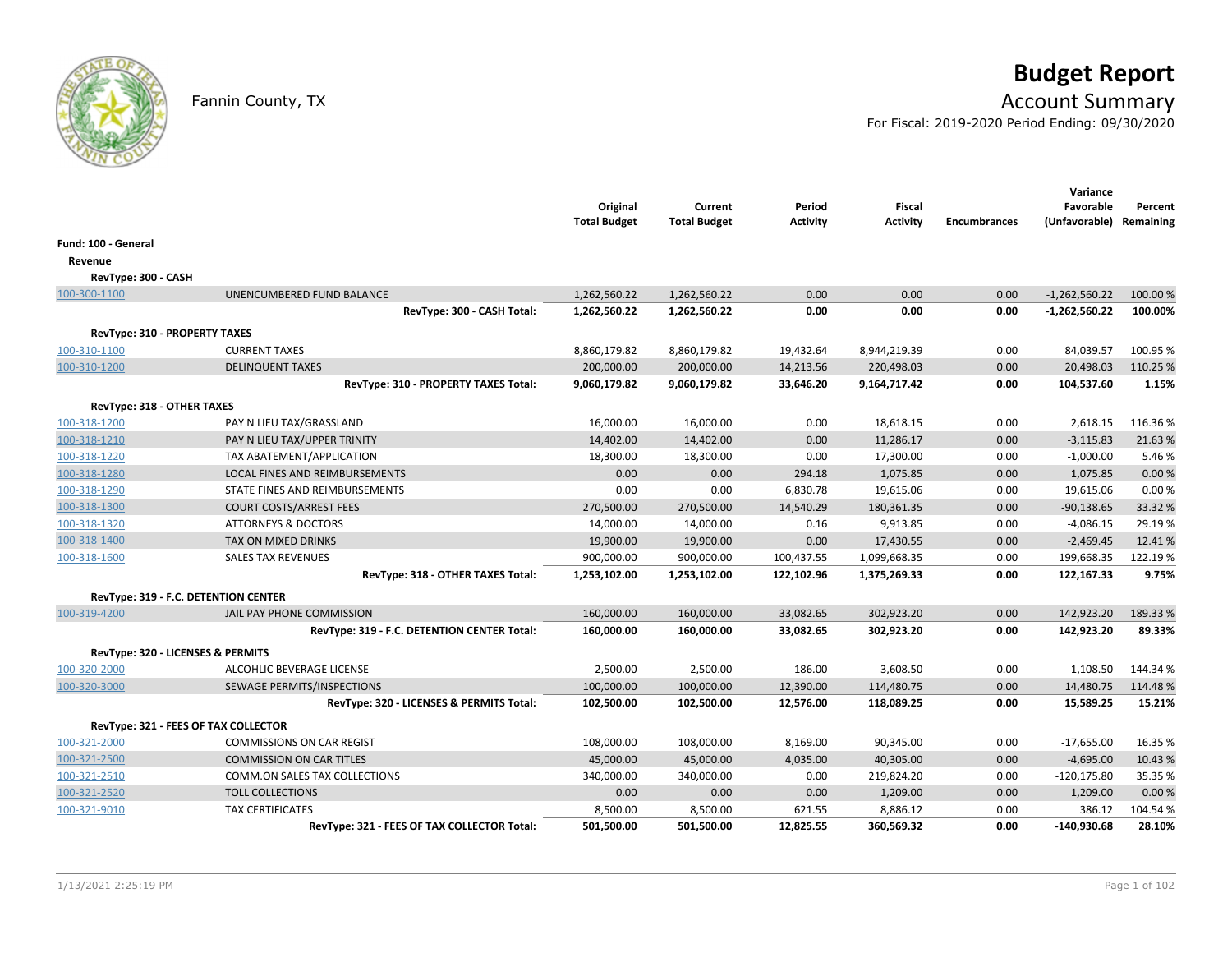# Budget Report

Fannin County, TX

## Account Summary

For Fiscal: 2019-2020 Period Ending: 09/30/2020

| | | Original Total Budget | Current Total Budget | Period Activity | Fiscal Activity | Encumbrances | Variance Favorable (Unfavorable) | Percent Remaining |
|---|---|---|---|---|---|---|---|---|
| **Fund: 100 - General** | | | | | | | | |
| **Revenue** | | | | | | | | |
| **RevType: 300 - CASH** | | | | | | | | |
| 100-300-1100 | UNENCUMBERED FUND BALANCE | 1,262,560.22 | 1,262,560.22 | 0.00 | 0.00 | 0.00 | -1,262,560.22 | 100.00 % |
| | **RevType: 300 - CASH Total:** | **1,262,560.22** | **1,262,560.22** | **0.00** | **0.00** | **0.00** | **-1,262,560.22** | **100.00%** |
| **RevType: 310 - PROPERTY TAXES** | | | | | | | | |
| 100-310-1100 | CURRENT TAXES | 8,860,179.82 | 8,860,179.82 | 19,432.64 | 8,944,219.39 | 0.00 | 84,039.57 | 100.95 % |
| 100-310-1200 | DELINQUENT TAXES | 200,000.00 | 200,000.00 | 14,213.56 | 220,498.03 | 0.00 | 20,498.03 | 110.25 % |
| | **RevType: 310 - PROPERTY TAXES Total:** | **9,060,179.82** | **9,060,179.82** | **33,646.20** | **9,164,717.42** | **0.00** | **104,537.60** | **1.15%** |
| **RevType: 318 - OTHER TAXES** | | | | | | | | |
| 100-318-1200 | PAY N LIEU TAX/GRASSLAND | 16,000.00 | 16,000.00 | 0.00 | 18,618.15 | 0.00 | 2,618.15 | 116.36 % |
| 100-318-1210 | PAY N LIEU TAX/UPPER TRINITY | 14,402.00 | 14,402.00 | 0.00 | 11,286.17 | 0.00 | -3,115.83 | 21.63 % |
| 100-318-1220 | TAX ABATEMENT/APPLICATION | 18,300.00 | 18,300.00 | 0.00 | 17,300.00 | 0.00 | -1,000.00 | 5.46 % |
| 100-318-1280 | LOCAL FINES AND REIMBURSEMENTS | 0.00 | 0.00 | 294.18 | 1,075.85 | 0.00 | 1,075.85 | 0.00 % |
| 100-318-1290 | STATE FINES AND REIMBURSEMENTS | 0.00 | 0.00 | 6,830.78 | 19,615.06 | 0.00 | 19,615.06 | 0.00 % |
| 100-318-1300 | COURT COSTS/ARREST FEES | 270,500.00 | 270,500.00 | 14,540.29 | 180,361.35 | 0.00 | -90,138.65 | 33.32 % |
| 100-318-1320 | ATTORNEYS & DOCTORS | 14,000.00 | 14,000.00 | 0.16 | 9,913.85 | 0.00 | -4,086.15 | 29.19 % |
| 100-318-1400 | TAX ON MIXED DRINKS | 19,900.00 | 19,900.00 | 0.00 | 17,430.55 | 0.00 | -2,469.45 | 12.41 % |
| 100-318-1600 | SALES TAX REVENUES | 900,000.00 | 900,000.00 | 100,437.55 | 1,099,668.35 | 0.00 | 199,668.35 | 122.19 % |
| | **RevType: 318 - OTHER TAXES Total:** | **1,253,102.00** | **1,253,102.00** | **122,102.96** | **1,375,269.33** | **0.00** | **122,167.33** | **9.75%** |
| **RevType: 319 - F.C. DETENTION CENTER** | | | | | | | | |
| 100-319-4200 | JAIL PAY PHONE COMMISSION | 160,000.00 | 160,000.00 | 33,082.65 | 302,923.20 | 0.00 | 142,923.20 | 189.33 % |
| | **RevType: 319 - F.C. DETENTION CENTER Total:** | **160,000.00** | **160,000.00** | **33,082.65** | **302,923.20** | **0.00** | **142,923.20** | **89.33%** |
| **RevType: 320 - LICENSES & PERMITS** | | | | | | | | |
| 100-320-2000 | ALCOHLIC BEVERAGE LICENSE | 2,500.00 | 2,500.00 | 186.00 | 3,608.50 | 0.00 | 1,108.50 | 144.34 % |
| 100-320-3000 | SEWAGE PERMITS/INSPECTIONS | 100,000.00 | 100,000.00 | 12,390.00 | 114,480.75 | 0.00 | 14,480.75 | 114.48 % |
| | **RevType: 320 - LICENSES & PERMITS Total:** | **102,500.00** | **102,500.00** | **12,576.00** | **118,089.25** | **0.00** | **15,589.25** | **15.21%** |
| **RevType: 321 - FEES OF TAX COLLECTOR** | | | | | | | | |
| 100-321-2000 | COMMISSIONS ON CAR REGIST | 108,000.00 | 108,000.00 | 8,169.00 | 90,345.00 | 0.00 | -17,655.00 | 16.35 % |
| 100-321-2500 | COMMISSION ON CAR TITLES | 45,000.00 | 45,000.00 | 4,035.00 | 40,305.00 | 0.00 | -4,695.00 | 10.43 % |
| 100-321-2510 | COMM.ON SALES TAX COLLECTIONS | 340,000.00 | 340,000.00 | 0.00 | 219,824.20 | 0.00 | -120,175.80 | 35.35 % |
| 100-321-2520 | TOLL COLLECTIONS | 0.00 | 0.00 | 0.00 | 1,209.00 | 0.00 | 1,209.00 | 0.00 % |
| 100-321-9010 | TAX CERTIFICATES | 8,500.00 | 8,500.00 | 621.55 | 8,886.12 | 0.00 | 386.12 | 104.54 % |
| | **RevType: 321 - FEES OF TAX COLLECTOR Total:** | **501,500.00** | **501,500.00** | **12,825.55** | **360,569.32** | **0.00** | **-140,930.68** | **28.10%** |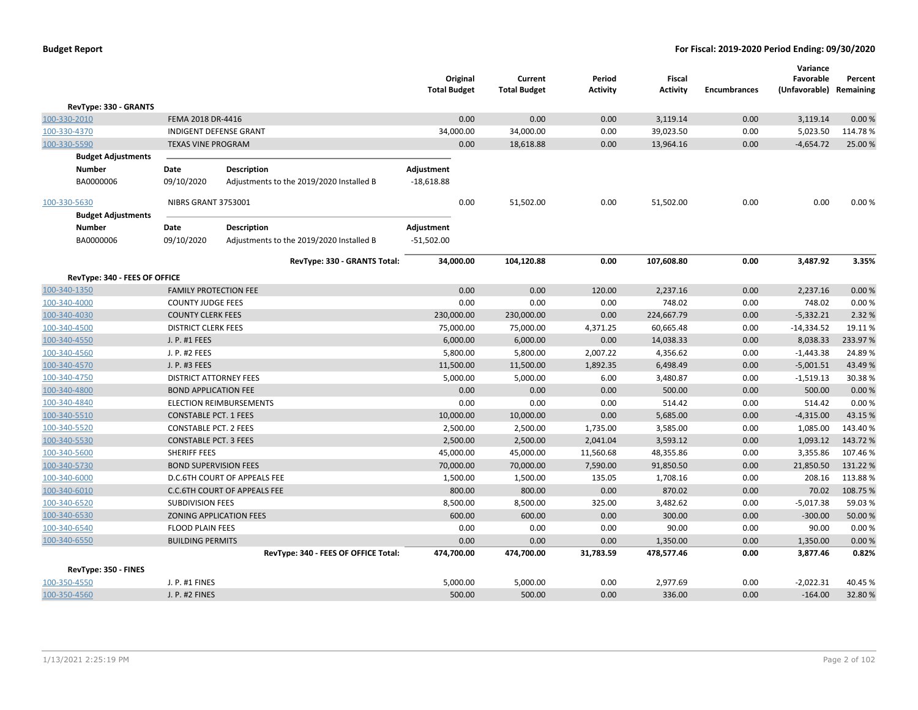**Budget Report**

**For Fiscal: 2019-2020 Period Ending: 09/30/2020**

| | | Original Total Budget | Current Total Budget | Period Activity | Fiscal Activity | Encumbrances | Variance Favorable (Unfavorable) | Percent Remaining |
|---|---|---|---|---|---|---|---|---|
| **RevType: 330 - GRANTS** | | | | | | | | |
| 100-330-2010 | FEMA 2018 DR-4416 | 0.00 | 0.00 | 0.00 | 3,119.14 | 0.00 | 3,119.14 | 0.00 % |
| 100-330-4370 | INDIGENT DEFENSE GRANT | 34,000.00 | 34,000.00 | 0.00 | 39,023.50 | 0.00 | 5,023.50 | 114.78 % |
| 100-330-5590 | TEXAS VINE PROGRAM | 0.00 | 18,618.88 | 0.00 | 13,964.16 | 0.00 | -4,654.72 | 25.00 % |

**Budget Adjustments**

| Number | Date | Description | Adjustment |
|---|---|---|---|
| BA0000006 | 09/10/2020 | Adjustments to the 2019/2020 Installed B | -18,618.88 |

| | | Original Total Budget | Current Total Budget | Period Activity | Fiscal Activity | Encumbrances | Variance Favorable (Unfavorable) | Percent Remaining |
|---|---|---|---|---|---|---|---|---|
| 100-330-5630 | NIBRS GRANT 3753001 | 0.00 | 51,502.00 | 0.00 | 51,502.00 | 0.00 | 0.00 | 0.00 % |

**Budget Adjustments**

| Number | Date | Description | Adjustment |
|---|---|---|---|
| BA0000006 | 09/10/2020 | Adjustments to the 2019/2020 Installed B | -51,502.00 |

| | | Original Total Budget | Current Total Budget | Period Activity | Fiscal Activity | Encumbrances | Variance Favorable (Unfavorable) | Percent Remaining |
|---|---|---|---|---|---|---|---|---|
| | **RevType: 330 - GRANTS Total:** | **34,000.00** | **104,120.88** | **0.00** | **107,608.80** | **0.00** | **3,487.92** | **3.35%** |
| **RevType: 340 - FEES OF OFFICE** | | | | | | | | |
| 100-340-1350 | FAMILY PROTECTION FEE | 0.00 | 0.00 | 120.00 | 2,237.16 | 0.00 | 2,237.16 | 0.00 % |
| 100-340-4000 | COUNTY JUDGE FEES | 0.00 | 0.00 | 0.00 | 748.02 | 0.00 | 748.02 | 0.00 % |
| 100-340-4030 | COUNTY CLERK FEES | 230,000.00 | 230,000.00 | 0.00 | 224,667.79 | 0.00 | -5,332.21 | 2.32 % |
| 100-340-4500 | DISTRICT CLERK FEES | 75,000.00 | 75,000.00 | 4,371.25 | 60,665.48 | 0.00 | -14,334.52 | 19.11 % |
| 100-340-4550 | J. P. #1 FEES | 6,000.00 | 6,000.00 | 0.00 | 14,038.33 | 0.00 | 8,038.33 | 233.97 % |
| 100-340-4560 | J. P. #2 FEES | 5,800.00 | 5,800.00 | 2,007.22 | 4,356.62 | 0.00 | -1,443.38 | 24.89 % |
| 100-340-4570 | J. P. #3 FEES | 11,500.00 | 11,500.00 | 1,892.35 | 6,498.49 | 0.00 | -5,001.51 | 43.49 % |
| 100-340-4750 | DISTRICT ATTORNEY FEES | 5,000.00 | 5,000.00 | 6.00 | 3,480.87 | 0.00 | -1,519.13 | 30.38 % |
| 100-340-4800 | BOND APPLICATION FEE | 0.00 | 0.00 | 0.00 | 500.00 | 0.00 | 500.00 | 0.00 % |
| 100-340-4840 | ELECTION REIMBURSEMENTS | 0.00 | 0.00 | 0.00 | 514.42 | 0.00 | 514.42 | 0.00 % |
| 100-340-5510 | CONSTABLE PCT. 1 FEES | 10,000.00 | 10,000.00 | 0.00 | 5,685.00 | 0.00 | -4,315.00 | 43.15 % |
| 100-340-5520 | CONSTABLE PCT. 2 FEES | 2,500.00 | 2,500.00 | 1,735.00 | 3,585.00 | 0.00 | 1,085.00 | 143.40 % |
| 100-340-5530 | CONSTABLE PCT. 3 FEES | 2,500.00 | 2,500.00 | 2,041.04 | 3,593.12 | 0.00 | 1,093.12 | 143.72 % |
| 100-340-5600 | SHERIFF FEES | 45,000.00 | 45,000.00 | 11,560.68 | 48,355.86 | 0.00 | 3,355.86 | 107.46 % |
| 100-340-5730 | BOND SUPERVISION FEES | 70,000.00 | 70,000.00 | 7,590.00 | 91,850.50 | 0.00 | 21,850.50 | 131.22 % |
| 100-340-6000 | D.C.6TH COURT OF APPEALS FEE | 1,500.00 | 1,500.00 | 135.05 | 1,708.16 | 0.00 | 208.16 | 113.88 % |
| 100-340-6010 | C.C.6TH COURT OF APPEALS FEE | 800.00 | 800.00 | 0.00 | 870.02 | 0.00 | 70.02 | 108.75 % |
| 100-340-6520 | SUBDIVISION FEES | 8,500.00 | 8,500.00 | 325.00 | 3,482.62 | 0.00 | -5,017.38 | 59.03 % |
| 100-340-6530 | ZONING APPLICATION FEES | 600.00 | 600.00 | 0.00 | 300.00 | 0.00 | -300.00 | 50.00 % |
| 100-340-6540 | FLOOD PLAIN FEES | 0.00 | 0.00 | 0.00 | 90.00 | 0.00 | 90.00 | 0.00 % |
| 100-340-6550 | BUILDING PERMITS | 0.00 | 0.00 | 0.00 | 1,350.00 | 0.00 | 1,350.00 | 0.00 % |
| | **RevType: 340 - FEES OF OFFICE Total:** | **474,700.00** | **474,700.00** | **31,783.59** | **478,577.46** | **0.00** | **3,877.46** | **0.82%** |
| **RevType: 350 - FINES** | | | | | | | | |
| 100-350-4550 | J. P. #1 FINES | 5,000.00 | 5,000.00 | 0.00 | 2,977.69 | 0.00 | -2,022.31 | 40.45 % |
| 100-350-4560 | J. P. #2 FINES | 500.00 | 500.00 | 0.00 | 336.00 | 0.00 | -164.00 | 32.80 % |

1/13/2021 2:25:19 PM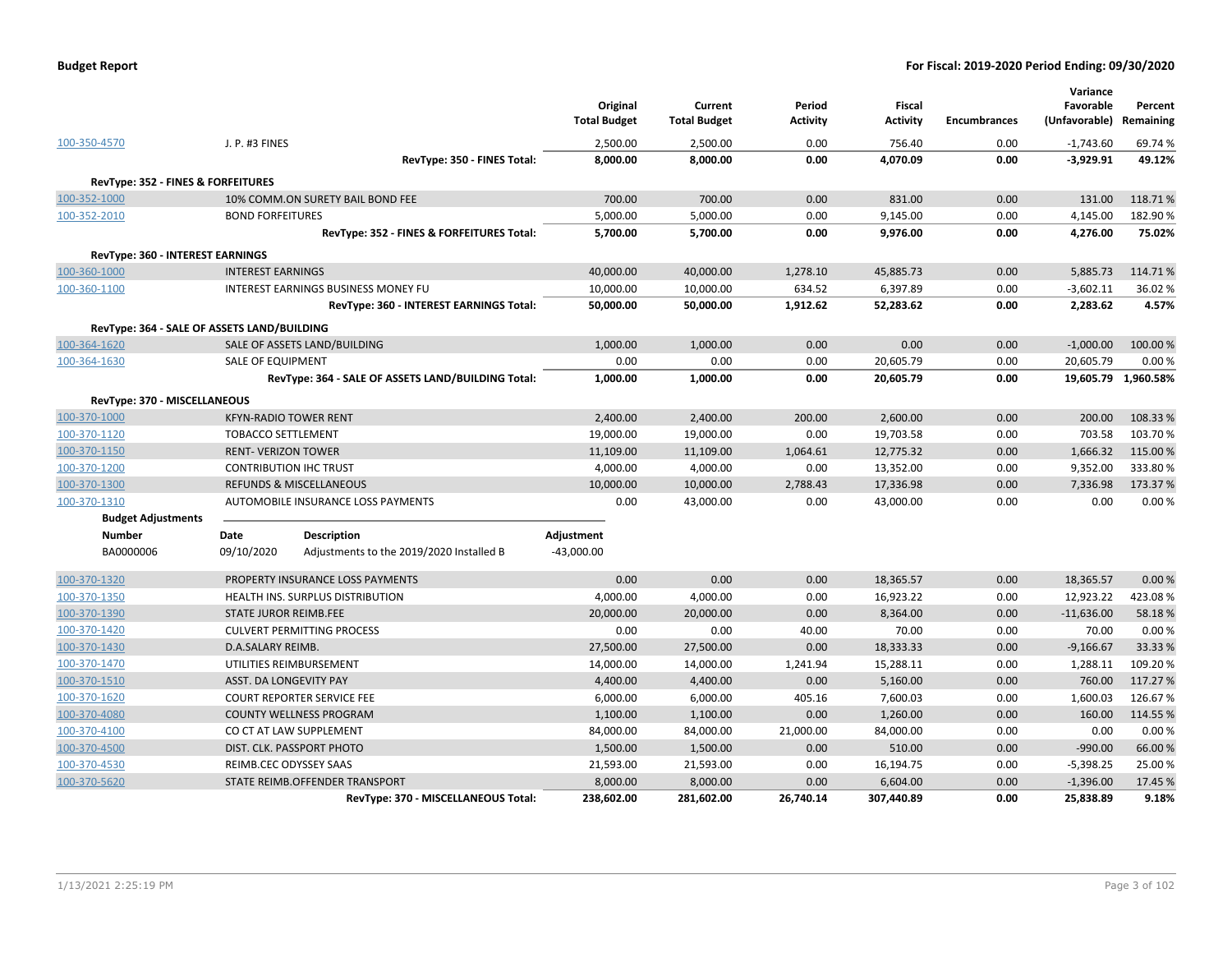**Budget Report** — For Fiscal: 2019-2020 Period Ending: 09/30/2020

| | | Original Total Budget | Current Total Budget | Period Activity | Fiscal Activity | Encumbrances | Variance Favorable (Unfavorable) | Percent Remaining |
|---|---|---|---|---|---|---|---|---|
| 100-350-4570 | J. P. #3 FINES | 2,500.00 | 2,500.00 | 0.00 | 756.40 | 0.00 | -1,743.60 | 69.74 % |
| | **RevType: 350 - FINES Total:** | **8,000.00** | **8,000.00** | **0.00** | **4,070.09** | **0.00** | **-3,929.91** | **49.12%** |
| **RevType: 352 - FINES & FORFEITURES** | | | | | | | | |
| 100-352-1000 | 10% COMM.ON SURETY BAIL BOND FEE | 700.00 | 700.00 | 0.00 | 831.00 | 0.00 | 131.00 | 118.71 % |
| 100-352-2010 | BOND FORFEITURES | 5,000.00 | 5,000.00 | 0.00 | 9,145.00 | 0.00 | 4,145.00 | 182.90 % |
| | **RevType: 352 - FINES & FORFEITURES Total:** | **5,700.00** | **5,700.00** | **0.00** | **9,976.00** | **0.00** | **4,276.00** | **75.02%** |
| **RevType: 360 - INTEREST EARNINGS** | | | | | | | | |
| 100-360-1000 | INTEREST EARNINGS | 40,000.00 | 40,000.00 | 1,278.10 | 45,885.73 | 0.00 | 5,885.73 | 114.71 % |
| 100-360-1100 | INTEREST EARNINGS BUSINESS MONEY FU | 10,000.00 | 10,000.00 | 634.52 | 6,397.89 | 0.00 | -3,602.11 | 36.02 % |
| | **RevType: 360 - INTEREST EARNINGS Total:** | **50,000.00** | **50,000.00** | **1,912.62** | **52,283.62** | **0.00** | **2,283.62** | **4.57%** |
| **RevType: 364 - SALE OF ASSETS LAND/BUILDING** | | | | | | | | |
| 100-364-1620 | SALE OF ASSETS LAND/BUILDING | 1,000.00 | 1,000.00 | 0.00 | 0.00 | 0.00 | -1,000.00 | 100.00 % |
| 100-364-1630 | SALE OF EQUIPMENT | 0.00 | 0.00 | 0.00 | 20,605.79 | 0.00 | 20,605.79 | 0.00 % |
| | **RevType: 364 - SALE OF ASSETS LAND/BUILDING Total:** | **1,000.00** | **1,000.00** | **0.00** | **20,605.79** | **0.00** | **19,605.79** | **1,960.58%** |
| **RevType: 370 - MISCELLANEOUS** | | | | | | | | |
| 100-370-1000 | KFYN-RADIO TOWER RENT | 2,400.00 | 2,400.00 | 200.00 | 2,600.00 | 0.00 | 200.00 | 108.33 % |
| 100-370-1120 | TOBACCO SETTLEMENT | 19,000.00 | 19,000.00 | 0.00 | 19,703.58 | 0.00 | 703.58 | 103.70 % |
| 100-370-1150 | RENT- VERIZON TOWER | 11,109.00 | 11,109.00 | 1,064.61 | 12,775.32 | 0.00 | 1,666.32 | 115.00 % |
| 100-370-1200 | CONTRIBUTION IHC TRUST | 4,000.00 | 4,000.00 | 0.00 | 13,352.00 | 0.00 | 9,352.00 | 333.80 % |
| 100-370-1300 | REFUNDS & MISCELLANEOUS | 10,000.00 | 10,000.00 | 2,788.43 | 17,336.98 | 0.00 | 7,336.98 | 173.37 % |
| 100-370-1310 | AUTOMOBILE INSURANCE LOSS PAYMENTS | 0.00 | 43,000.00 | 0.00 | 43,000.00 | 0.00 | 0.00 | 0.00 % |

**Budget Adjustments**

| Number | Date | Description | Adjustment |
|---|---|---|---|
| BA0000006 | 09/10/2020 | Adjustments to the 2019/2020 Installed B | -43,000.00 |

| | | Original Total Budget | Current Total Budget | Period Activity | Fiscal Activity | Encumbrances | Variance Favorable (Unfavorable) | Percent Remaining |
|---|---|---|---|---|---|---|---|---|
| 100-370-1320 | PROPERTY INSURANCE LOSS PAYMENTS | 0.00 | 0.00 | 0.00 | 18,365.57 | 0.00 | 18,365.57 | 0.00 % |
| 100-370-1350 | HEALTH INS. SURPLUS DISTRIBUTION | 4,000.00 | 4,000.00 | 0.00 | 16,923.22 | 0.00 | 12,923.22 | 423.08 % |
| 100-370-1390 | STATE JUROR REIMB.FEE | 20,000.00 | 20,000.00 | 0.00 | 8,364.00 | 0.00 | -11,636.00 | 58.18 % |
| 100-370-1420 | CULVERT PERMITTING PROCESS | 0.00 | 0.00 | 40.00 | 70.00 | 0.00 | 70.00 | 0.00 % |
| 100-370-1430 | D.A.SALARY REIMB. | 27,500.00 | 27,500.00 | 0.00 | 18,333.33 | 0.00 | -9,166.67 | 33.33 % |
| 100-370-1470 | UTILITIES REIMBURSEMENT | 14,000.00 | 14,000.00 | 1,241.94 | 15,288.11 | 0.00 | 1,288.11 | 109.20 % |
| 100-370-1510 | ASST. DA LONGEVITY PAY | 4,400.00 | 4,400.00 | 0.00 | 5,160.00 | 0.00 | 760.00 | 117.27 % |
| 100-370-1620 | COURT REPORTER SERVICE FEE | 6,000.00 | 6,000.00 | 405.16 | 7,600.03 | 0.00 | 1,600.03 | 126.67 % |
| 100-370-4080 | COUNTY WELLNESS PROGRAM | 1,100.00 | 1,100.00 | 0.00 | 1,260.00 | 0.00 | 160.00 | 114.55 % |
| 100-370-4100 | CO CT AT LAW SUPPLEMENT | 84,000.00 | 84,000.00 | 21,000.00 | 84,000.00 | 0.00 | 0.00 | 0.00 % |
| 100-370-4500 | DIST. CLK. PASSPORT PHOTO | 1,500.00 | 1,500.00 | 0.00 | 510.00 | 0.00 | -990.00 | 66.00 % |
| 100-370-4530 | REIMB.CEC ODYSSEY SAAS | 21,593.00 | 21,593.00 | 0.00 | 16,194.75 | 0.00 | -5,398.25 | 25.00 % |
| 100-370-5620 | STATE REIMB.OFFENDER TRANSPORT | 8,000.00 | 8,000.00 | 0.00 | 6,604.00 | 0.00 | -1,396.00 | 17.45 % |
| | **RevType: 370 - MISCELLANEOUS Total:** | **238,602.00** | **281,602.00** | **26,740.14** | **307,440.89** | **0.00** | **25,838.89** | **9.18%** |

1/13/2021 2:25:19 PM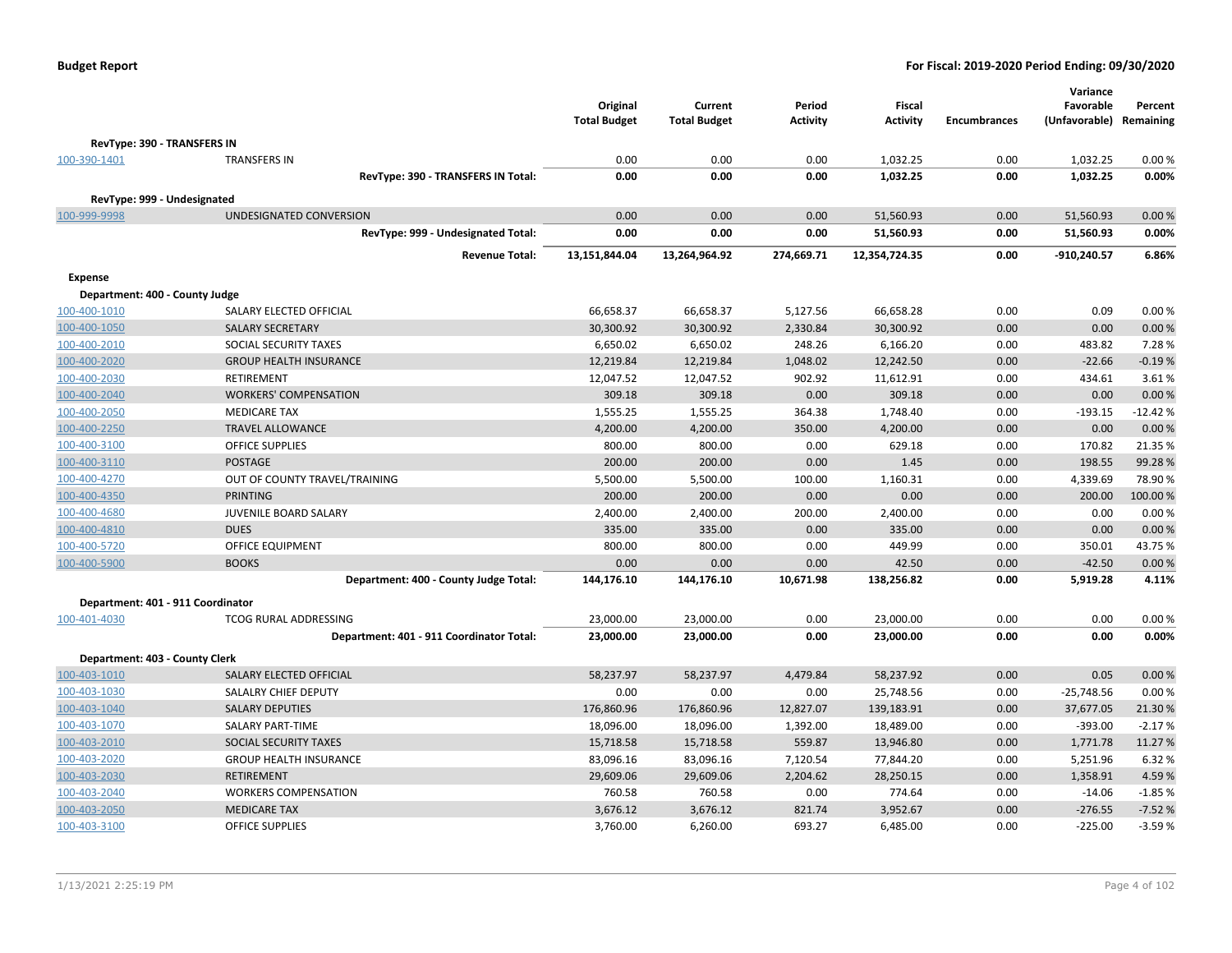**Budget Report** — **For Fiscal: 2019-2020 Period Ending: 09/30/2020**

| | | Original Total Budget | Current Total Budget | Period Activity | Fiscal Activity | Encumbrances | Variance Favorable (Unfavorable) | Percent Remaining |
|---|---|---|---|---|---|---|---|---|
| **RevType: 390 - TRANSFERS IN** | | | | | | | | |
| 100-390-1401 | TRANSFERS IN | 0.00 | 0.00 | 0.00 | 1,032.25 | 0.00 | 1,032.25 | 0.00 % |
| | **RevType: 390 - TRANSFERS IN Total:** | **0.00** | **0.00** | **0.00** | **1,032.25** | **0.00** | **1,032.25** | **0.00%** |
| **RevType: 999 - Undesignated** | | | | | | | | |
| 100-999-9998 | UNDESIGNATED CONVERSION | 0.00 | 0.00 | 0.00 | 51,560.93 | 0.00 | 51,560.93 | 0.00 % |
| | **RevType: 999 - Undesignated Total:** | **0.00** | **0.00** | **0.00** | **51,560.93** | **0.00** | **51,560.93** | **0.00%** |
| | **Revenue Total:** | **13,151,844.04** | **13,264,964.92** | **274,669.71** | **12,354,724.35** | **0.00** | **-910,240.57** | **6.86%** |
| **Expense** | | | | | | | | |
| **Department: 400 - County Judge** | | | | | | | | |
| 100-400-1010 | SALARY ELECTED OFFICIAL | 66,658.37 | 66,658.37 | 5,127.56 | 66,658.28 | 0.00 | 0.09 | 0.00 % |
| 100-400-1050 | SALARY SECRETARY | 30,300.92 | 30,300.92 | 2,330.84 | 30,300.92 | 0.00 | 0.00 | 0.00 % |
| 100-400-2010 | SOCIAL SECURITY TAXES | 6,650.02 | 6,650.02 | 248.26 | 6,166.20 | 0.00 | 483.82 | 7.28 % |
| 100-400-2020 | GROUP HEALTH INSURANCE | 12,219.84 | 12,219.84 | 1,048.02 | 12,242.50 | 0.00 | -22.66 | -0.19 % |
| 100-400-2030 | RETIREMENT | 12,047.52 | 12,047.52 | 902.92 | 11,612.91 | 0.00 | 434.61 | 3.61 % |
| 100-400-2040 | WORKERS' COMPENSATION | 309.18 | 309.18 | 0.00 | 309.18 | 0.00 | 0.00 | 0.00 % |
| 100-400-2050 | MEDICARE TAX | 1,555.25 | 1,555.25 | 364.38 | 1,748.40 | 0.00 | -193.15 | -12.42 % |
| 100-400-2250 | TRAVEL ALLOWANCE | 4,200.00 | 4,200.00 | 350.00 | 4,200.00 | 0.00 | 0.00 | 0.00 % |
| 100-400-3100 | OFFICE SUPPLIES | 800.00 | 800.00 | 0.00 | 629.18 | 0.00 | 170.82 | 21.35 % |
| 100-400-3110 | POSTAGE | 200.00 | 200.00 | 0.00 | 1.45 | 0.00 | 198.55 | 99.28 % |
| 100-400-4270 | OUT OF COUNTY TRAVEL/TRAINING | 5,500.00 | 5,500.00 | 100.00 | 1,160.31 | 0.00 | 4,339.69 | 78.90 % |
| 100-400-4350 | PRINTING | 200.00 | 200.00 | 0.00 | 0.00 | 0.00 | 200.00 | 100.00 % |
| 100-400-4680 | JUVENILE BOARD SALARY | 2,400.00 | 2,400.00 | 200.00 | 2,400.00 | 0.00 | 0.00 | 0.00 % |
| 100-400-4810 | DUES | 335.00 | 335.00 | 0.00 | 335.00 | 0.00 | 0.00 | 0.00 % |
| 100-400-5720 | OFFICE EQUIPMENT | 800.00 | 800.00 | 0.00 | 449.99 | 0.00 | 350.01 | 43.75 % |
| 100-400-5900 | BOOKS | 0.00 | 0.00 | 0.00 | 42.50 | 0.00 | -42.50 | 0.00 % |
| | **Department: 400 - County Judge Total:** | **144,176.10** | **144,176.10** | **10,671.98** | **138,256.82** | **0.00** | **5,919.28** | **4.11%** |
| **Department: 401 - 911 Coordinator** | | | | | | | | |
| 100-401-4030 | TCOG RURAL ADDRESSING | 23,000.00 | 23,000.00 | 0.00 | 23,000.00 | 0.00 | 0.00 | 0.00 % |
| | **Department: 401 - 911 Coordinator Total:** | **23,000.00** | **23,000.00** | **0.00** | **23,000.00** | **0.00** | **0.00** | **0.00%** |
| **Department: 403 - County Clerk** | | | | | | | | |
| 100-403-1010 | SALARY ELECTED OFFICIAL | 58,237.97 | 58,237.97 | 4,479.84 | 58,237.92 | 0.00 | 0.05 | 0.00 % |
| 100-403-1030 | SALALRY CHIEF DEPUTY | 0.00 | 0.00 | 0.00 | 25,748.56 | 0.00 | -25,748.56 | 0.00 % |
| 100-403-1040 | SALARY DEPUTIES | 176,860.96 | 176,860.96 | 12,827.07 | 139,183.91 | 0.00 | 37,677.05 | 21.30 % |
| 100-403-1070 | SALARY PART-TIME | 18,096.00 | 18,096.00 | 1,392.00 | 18,489.00 | 0.00 | -393.00 | -2.17 % |
| 100-403-2010 | SOCIAL SECURITY TAXES | 15,718.58 | 15,718.58 | 559.87 | 13,946.80 | 0.00 | 1,771.78 | 11.27 % |
| 100-403-2020 | GROUP HEALTH INSURANCE | 83,096.16 | 83,096.16 | 7,120.54 | 77,844.20 | 0.00 | 5,251.96 | 6.32 % |
| 100-403-2030 | RETIREMENT | 29,609.06 | 29,609.06 | 2,204.62 | 28,250.15 | 0.00 | 1,358.91 | 4.59 % |
| 100-403-2040 | WORKERS COMPENSATION | 760.58 | 760.58 | 0.00 | 774.64 | 0.00 | -14.06 | -1.85 % |
| 100-403-2050 | MEDICARE TAX | 3,676.12 | 3,676.12 | 821.74 | 3,952.67 | 0.00 | -276.55 | -7.52 % |
| 100-403-3100 | OFFICE SUPPLIES | 3,760.00 | 6,260.00 | 693.27 | 6,485.00 | 0.00 | -225.00 | -3.59 % |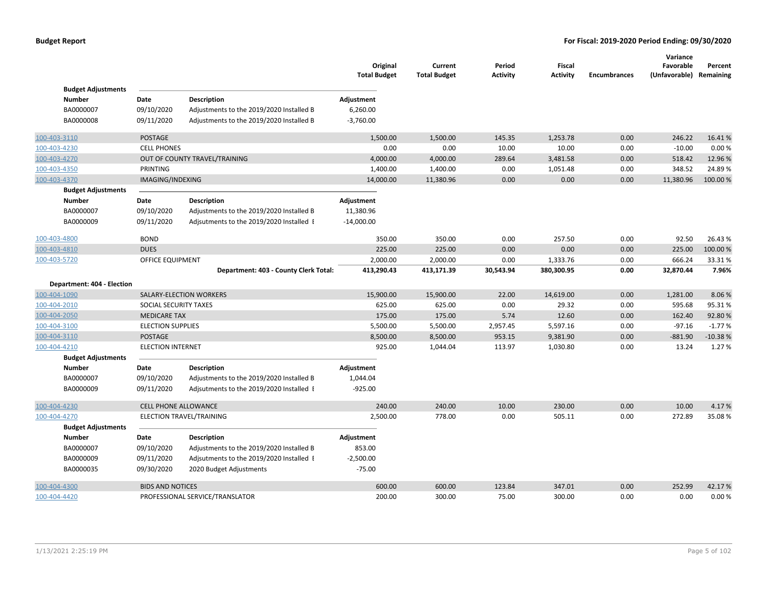**Budget Report** — For Fiscal: 2019-2020 Period Ending: 09/30/2020

| Account | Description | Original Total Budget | Current Total Budget | Period Activity | Fiscal Activity | Encumbrances | Variance Favorable (Unfavorable) | Percent Remaining |
|---|---|---|---|---|---|---|---|---|

**Budget Adjustments**

| Number | Date | Description | Adjustment |
|---|---|---|---|
| BA0000007 | 09/10/2020 | Adjustments to the 2019/2020 Installed B | 6,260.00 |
| BA0000008 | 09/11/2020 | Adjustments to the 2019/2020 Installed B | -3,760.00 |

| Account | Description | Original Total Budget | Current Total Budget | Period Activity | Fiscal Activity | Encumbrances | Variance Favorable (Unfavorable) | Percent Remaining |
|---|---|---|---|---|---|---|---|---|
| 100-403-3110 | POSTAGE | 1,500.00 | 1,500.00 | 145.35 | 1,253.78 | 0.00 | 246.22 | 16.41 % |
| 100-403-4230 | CELL PHONES | 0.00 | 0.00 | 10.00 | 10.00 | 0.00 | -10.00 | 0.00 % |
| 100-403-4270 | OUT OF COUNTY TRAVEL/TRAINING | 4,000.00 | 4,000.00 | 289.64 | 3,481.58 | 0.00 | 518.42 | 12.96 % |
| 100-403-4350 | PRINTING | 1,400.00 | 1,400.00 | 0.00 | 1,051.48 | 0.00 | 348.52 | 24.89 % |
| 100-403-4370 | IMAGING/INDEXING | 14,000.00 | 11,380.96 | 0.00 | 0.00 | 0.00 | 11,380.96 | 100.00 % |

**Budget Adjustments**

| Number | Date | Description | Adjustment |
|---|---|---|---|
| BA0000007 | 09/10/2020 | Adjustments to the 2019/2020 Installed B | 11,380.96 |
| BA0000009 | 09/11/2020 | Adjsutments to the 2019/2020 Installed E | -14,000.00 |

| Account | Description | Original Total Budget | Current Total Budget | Period Activity | Fiscal Activity | Encumbrances | Variance Favorable (Unfavorable) | Percent Remaining |
|---|---|---|---|---|---|---|---|---|
| 100-403-4800 | BOND | 350.00 | 350.00 | 0.00 | 257.50 | 0.00 | 92.50 | 26.43 % |
| 100-403-4810 | DUES | 225.00 | 225.00 | 0.00 | 0.00 | 0.00 | 225.00 | 100.00 % |
| 100-403-5720 | OFFICE EQUIPMENT | 2,000.00 | 2,000.00 | 0.00 | 1,333.76 | 0.00 | 666.24 | 33.31 % |
| | **Department: 403 - County Clerk Total:** | **413,290.43** | **413,171.39** | **30,543.94** | **380,300.95** | **0.00** | **32,870.44** | **7.96%** |

**Department: 404 - Election**

| Account | Description | Original Total Budget | Current Total Budget | Period Activity | Fiscal Activity | Encumbrances | Variance Favorable (Unfavorable) | Percent Remaining |
|---|---|---|---|---|---|---|---|---|
| 100-404-1090 | SALARY-ELECTION WORKERS | 15,900.00 | 15,900.00 | 22.00 | 14,619.00 | 0.00 | 1,281.00 | 8.06 % |
| 100-404-2010 | SOCIAL SECURITY TAXES | 625.00 | 625.00 | 0.00 | 29.32 | 0.00 | 595.68 | 95.31 % |
| 100-404-2050 | MEDICARE TAX | 175.00 | 175.00 | 5.74 | 12.60 | 0.00 | 162.40 | 92.80 % |
| 100-404-3100 | ELECTION SUPPLIES | 5,500.00 | 5,500.00 | 2,957.45 | 5,597.16 | 0.00 | -97.16 | -1.77 % |
| 100-404-3110 | POSTAGE | 8,500.00 | 8,500.00 | 953.15 | 9,381.90 | 0.00 | -881.90 | -10.38 % |
| 100-404-4210 | ELECTION INTERNET | 925.00 | 1,044.04 | 113.97 | 1,030.80 | 0.00 | 13.24 | 1.27 % |

**Budget Adjustments**

| Number | Date | Description | Adjustment |
|---|---|---|---|
| BA0000007 | 09/10/2020 | Adjustments to the 2019/2020 Installed B | 1,044.04 |
| BA0000009 | 09/11/2020 | Adjsutments to the 2019/2020 Installed E | -925.00 |

| Account | Description | Original Total Budget | Current Total Budget | Period Activity | Fiscal Activity | Encumbrances | Variance Favorable (Unfavorable) | Percent Remaining |
|---|---|---|---|---|---|---|---|---|
| 100-404-4230 | CELL PHONE ALLOWANCE | 240.00 | 240.00 | 10.00 | 230.00 | 0.00 | 10.00 | 4.17 % |
| 100-404-4270 | ELECTION TRAVEL/TRAINING | 2,500.00 | 778.00 | 0.00 | 505.11 | 0.00 | 272.89 | 35.08 % |

**Budget Adjustments**

| Number | Date | Description | Adjustment |
|---|---|---|---|
| BA0000007 | 09/10/2020 | Adjustments to the 2019/2020 Installed B | 853.00 |
| BA0000009 | 09/11/2020 | Adjsutments to the 2019/2020 Installed E | -2,500.00 |
| BA0000035 | 09/30/2020 | 2020 Budget Adjustments | -75.00 |

| Account | Description | Original Total Budget | Current Total Budget | Period Activity | Fiscal Activity | Encumbrances | Variance Favorable (Unfavorable) | Percent Remaining |
|---|---|---|---|---|---|---|---|---|
| 100-404-4300 | BIDS AND NOTICES | 600.00 | 600.00 | 123.84 | 347.01 | 0.00 | 252.99 | 42.17 % |
| 100-404-4420 | PROFESSIONAL SERVICE/TRANSLATOR | 200.00 | 300.00 | 75.00 | 300.00 | 0.00 | 0.00 | 0.00 % |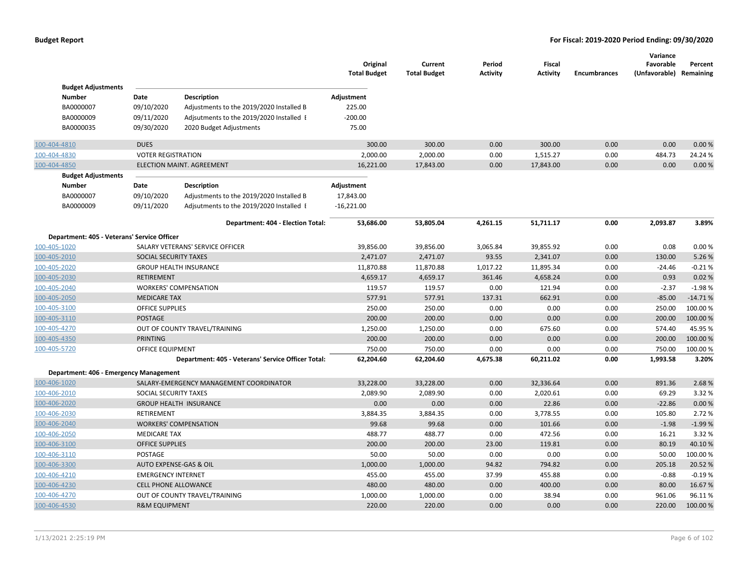## Budget Report

**For Fiscal: 2019-2020 Period Ending: 09/30/2020**

| | | Original Total Budget | Current Total Budget | Period Activity | Fiscal Activity | Encumbrances | Variance Favorable (Unfavorable) | Percent Remaining |
|---|---|---|---|---|---|---|---|---|

**Budget Adjustments**

| Number | Date | Description | Adjustment |
|---|---|---|---|
| BA0000007 | 09/10/2020 | Adjustments to the 2019/2020 Installed B | 225.00 |
| BA0000009 | 09/11/2020 | Adjsutments to the 2019/2020 Installed E | -200.00 |
| BA0000035 | 09/30/2020 | 2020 Budget Adjustments | 75.00 |

| Account | Description | Original Total Budget | Current Total Budget | Period Activity | Fiscal Activity | Encumbrances | Variance Favorable (Unfavorable) | Percent Remaining |
|---|---|---|---|---|---|---|---|---|
| 100-404-4810 | DUES | 300.00 | 300.00 | 0.00 | 300.00 | 0.00 | 0.00 | 0.00 % |
| 100-404-4830 | VOTER REGISTRATION | 2,000.00 | 2,000.00 | 0.00 | 1,515.27 | 0.00 | 484.73 | 24.24 % |
| 100-404-4850 | ELECTION MAINT. AGREEMENT | 16,221.00 | 17,843.00 | 0.00 | 17,843.00 | 0.00 | 0.00 | 0.00 % |

**Budget Adjustments**

| Number | Date | Description | Adjustment |
|---|---|---|---|
| BA0000007 | 09/10/2020 | Adjustments to the 2019/2020 Installed B | 17,843.00 |
| BA0000009 | 09/11/2020 | Adjsutments to the 2019/2020 Installed E | -16,221.00 |

| | Original Total Budget | Current Total Budget | Period Activity | Fiscal Activity | Encumbrances | Variance Favorable (Unfavorable) | Percent Remaining |
|---|---|---|---|---|---|---|---|
| **Department: 404 - Election Total:** | **53,686.00** | **53,805.04** | **4,261.15** | **51,711.17** | **0.00** | **2,093.87** | **3.89%** |

**Department: 405 - Veterans' Service Officer**

| Account | Description | Original Total Budget | Current Total Budget | Period Activity | Fiscal Activity | Encumbrances | Variance Favorable (Unfavorable) | Percent Remaining |
|---|---|---|---|---|---|---|---|---|
| 100-405-1020 | SALARY VETERANS' SERVICE OFFICER | 39,856.00 | 39,856.00 | 3,065.84 | 39,855.92 | 0.00 | 0.08 | 0.00 % |
| 100-405-2010 | SOCIAL SECURITY TAXES | 2,471.07 | 2,471.07 | 93.55 | 2,341.07 | 0.00 | 130.00 | 5.26 % |
| 100-405-2020 | GROUP HEALTH INSURANCE | 11,870.88 | 11,870.88 | 1,017.22 | 11,895.34 | 0.00 | -24.46 | -0.21 % |
| 100-405-2030 | RETIREMENT | 4,659.17 | 4,659.17 | 361.46 | 4,658.24 | 0.00 | 0.93 | 0.02 % |
| 100-405-2040 | WORKERS' COMPENSATION | 119.57 | 119.57 | 0.00 | 121.94 | 0.00 | -2.37 | -1.98 % |
| 100-405-2050 | MEDICARE TAX | 577.91 | 577.91 | 137.31 | 662.91 | 0.00 | -85.00 | -14.71 % |
| 100-405-3100 | OFFICE SUPPLIES | 250.00 | 250.00 | 0.00 | 0.00 | 0.00 | 250.00 | 100.00 % |
| 100-405-3110 | POSTAGE | 200.00 | 200.00 | 0.00 | 0.00 | 0.00 | 200.00 | 100.00 % |
| 100-405-4270 | OUT OF COUNTY TRAVEL/TRAINING | 1,250.00 | 1,250.00 | 0.00 | 675.60 | 0.00 | 574.40 | 45.95 % |
| 100-405-4350 | PRINTING | 200.00 | 200.00 | 0.00 | 0.00 | 0.00 | 200.00 | 100.00 % |
| 100-405-5720 | OFFICE EQUIPMENT | 750.00 | 750.00 | 0.00 | 0.00 | 0.00 | 750.00 | 100.00 % |
| | **Department: 405 - Veterans' Service Officer Total:** | **62,204.60** | **62,204.60** | **4,675.38** | **60,211.02** | **0.00** | **1,993.58** | **3.20%** |

**Department: 406 - Emergency Management**

| Account | Description | Original Total Budget | Current Total Budget | Period Activity | Fiscal Activity | Encumbrances | Variance Favorable (Unfavorable) | Percent Remaining |
|---|---|---|---|---|---|---|---|---|
| 100-406-1020 | SALARY-EMERGENCY MANAGEMENT COORDINATOR | 33,228.00 | 33,228.00 | 0.00 | 32,336.64 | 0.00 | 891.36 | 2.68 % |
| 100-406-2010 | SOCIAL SECURITY TAXES | 2,089.90 | 2,089.90 | 0.00 | 2,020.61 | 0.00 | 69.29 | 3.32 % |
| 100-406-2020 | GROUP HEALTH INSURANCE | 0.00 | 0.00 | 0.00 | 22.86 | 0.00 | -22.86 | 0.00 % |
| 100-406-2030 | RETIREMENT | 3,884.35 | 3,884.35 | 0.00 | 3,778.55 | 0.00 | 105.80 | 2.72 % |
| 100-406-2040 | WORKERS' COMPENSATION | 99.68 | 99.68 | 0.00 | 101.66 | 0.00 | -1.98 | -1.99 % |
| 100-406-2050 | MEDICARE TAX | 488.77 | 488.77 | 0.00 | 472.56 | 0.00 | 16.21 | 3.32 % |
| 100-406-3100 | OFFICE SUPPLIES | 200.00 | 200.00 | 23.00 | 119.81 | 0.00 | 80.19 | 40.10 % |
| 100-406-3110 | POSTAGE | 50.00 | 50.00 | 0.00 | 0.00 | 0.00 | 50.00 | 100.00 % |
| 100-406-3300 | AUTO EXPENSE-GAS & OIL | 1,000.00 | 1,000.00 | 94.82 | 794.82 | 0.00 | 205.18 | 20.52 % |
| 100-406-4210 | EMERGENCY INTERNET | 455.00 | 455.00 | 37.99 | 455.88 | 0.00 | -0.88 | -0.19 % |
| 100-406-4230 | CELL PHONE ALLOWANCE | 480.00 | 480.00 | 0.00 | 400.00 | 0.00 | 80.00 | 16.67 % |
| 100-406-4270 | OUT OF COUNTY TRAVEL/TRAINING | 1,000.00 | 1,000.00 | 0.00 | 38.94 | 0.00 | 961.06 | 96.11 % |
| 100-406-4530 | R&M EQUIPMENT | 220.00 | 220.00 | 0.00 | 0.00 | 0.00 | 220.00 | 100.00 % |

1/13/2021 2:25:19 PM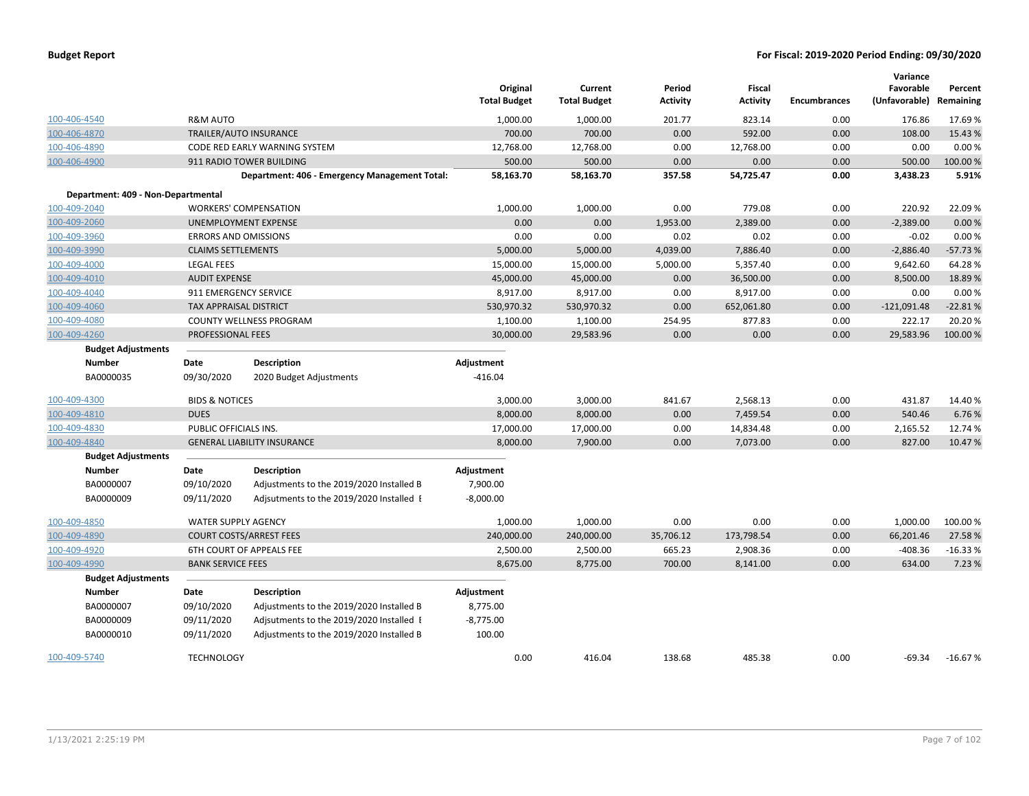**Budget Report** — **For Fiscal: 2019-2020 Period Ending: 09/30/2020**

| | | Original Total Budget | Current Total Budget | Period Activity | Fiscal Activity | Encumbrances | Variance Favorable (Unfavorable) | Percent Remaining |
|---|---|---|---|---|---|---|---|---|
| 100-406-4540 | R&M AUTO | 1,000.00 | 1,000.00 | 201.77 | 823.14 | 0.00 | 176.86 | 17.69 % |
| 100-406-4870 | TRAILER/AUTO INSURANCE | 700.00 | 700.00 | 0.00 | 592.00 | 0.00 | 108.00 | 15.43 % |
| 100-406-4890 | CODE RED EARLY WARNING SYSTEM | 12,768.00 | 12,768.00 | 0.00 | 12,768.00 | 0.00 | 0.00 | 0.00 % |
| 100-406-4900 | 911 RADIO TOWER BUILDING | 500.00 | 500.00 | 0.00 | 0.00 | 0.00 | 500.00 | 100.00 % |
| | **Department: 406 - Emergency Management Total:** | **58,163.70** | **58,163.70** | **357.58** | **54,725.47** | **0.00** | **3,438.23** | **5.91%** |

**Department: 409 - Non-Departmental**

| | | Original Total Budget | Current Total Budget | Period Activity | Fiscal Activity | Encumbrances | Variance Favorable (Unfavorable) | Percent Remaining |
|---|---|---|---|---|---|---|---|---|
| 100-409-2040 | WORKERS' COMPENSATION | 1,000.00 | 1,000.00 | 0.00 | 779.08 | 0.00 | 220.92 | 22.09 % |
| 100-409-2060 | UNEMPLOYMENT EXPENSE | 0.00 | 0.00 | 1,953.00 | 2,389.00 | 0.00 | -2,389.00 | 0.00 % |
| 100-409-3960 | ERRORS AND OMISSIONS | 0.00 | 0.00 | 0.02 | 0.02 | 0.00 | -0.02 | 0.00 % |
| 100-409-3990 | CLAIMS SETTLEMENTS | 5,000.00 | 5,000.00 | 4,039.00 | 7,886.40 | 0.00 | -2,886.40 | -57.73 % |
| 100-409-4000 | LEGAL FEES | 15,000.00 | 15,000.00 | 5,000.00 | 5,357.40 | 0.00 | 9,642.60 | 64.28 % |
| 100-409-4010 | AUDIT EXPENSE | 45,000.00 | 45,000.00 | 0.00 | 36,500.00 | 0.00 | 8,500.00 | 18.89 % |
| 100-409-4040 | 911 EMERGENCY SERVICE | 8,917.00 | 8,917.00 | 0.00 | 8,917.00 | 0.00 | 0.00 | 0.00 % |
| 100-409-4060 | TAX APPRAISAL DISTRICT | 530,970.32 | 530,970.32 | 0.00 | 652,061.80 | 0.00 | -121,091.48 | -22.81 % |
| 100-409-4080 | COUNTY WELLNESS PROGRAM | 1,100.00 | 1,100.00 | 254.95 | 877.83 | 0.00 | 222.17 | 20.20 % |
| 100-409-4260 | PROFESSIONAL FEES | 30,000.00 | 29,583.96 | 0.00 | 0.00 | 0.00 | 29,583.96 | 100.00 % |

**Budget Adjustments**

| Number | Date | Description | Adjustment |
|---|---|---|---|
| BA0000035 | 09/30/2020 | 2020 Budget Adjustments | -416.04 |

| | | Original Total Budget | Current Total Budget | Period Activity | Fiscal Activity | Encumbrances | Variance Favorable (Unfavorable) | Percent Remaining |
|---|---|---|---|---|---|---|---|---|
| 100-409-4300 | BIDS & NOTICES | 3,000.00 | 3,000.00 | 841.67 | 2,568.13 | 0.00 | 431.87 | 14.40 % |
| 100-409-4810 | DUES | 8,000.00 | 8,000.00 | 0.00 | 7,459.54 | 0.00 | 540.46 | 6.76 % |
| 100-409-4830 | PUBLIC OFFICIALS INS. | 17,000.00 | 17,000.00 | 0.00 | 14,834.48 | 0.00 | 2,165.52 | 12.74 % |
| 100-409-4840 | GENERAL LIABILITY INSURANCE | 8,000.00 | 7,900.00 | 0.00 | 7,073.00 | 0.00 | 827.00 | 10.47 % |

**Budget Adjustments**

| Number | Date | Description | Adjustment |
|---|---|---|---|
| BA0000007 | 09/10/2020 | Adjustments to the 2019/2020 Installed B | 7,900.00 |
| BA0000009 | 09/11/2020 | Adjsutments to the 2019/2020 Installed E | -8,000.00 |

| | | Original Total Budget | Current Total Budget | Period Activity | Fiscal Activity | Encumbrances | Variance Favorable (Unfavorable) | Percent Remaining |
|---|---|---|---|---|---|---|---|---|
| 100-409-4850 | WATER SUPPLY AGENCY | 1,000.00 | 1,000.00 | 0.00 | 0.00 | 0.00 | 1,000.00 | 100.00 % |
| 100-409-4890 | COURT COSTS/ARREST FEES | 240,000.00 | 240,000.00 | 35,706.12 | 173,798.54 | 0.00 | 66,201.46 | 27.58 % |
| 100-409-4920 | 6TH COURT OF APPEALS FEE | 2,500.00 | 2,500.00 | 665.23 | 2,908.36 | 0.00 | -408.36 | -16.33 % |
| 100-409-4990 | BANK SERVICE FEES | 8,675.00 | 8,775.00 | 700.00 | 8,141.00 | 0.00 | 634.00 | 7.23 % |

**Budget Adjustments**

| Number | Date | Description | Adjustment |
|---|---|---|---|
| BA0000007 | 09/10/2020 | Adjustments to the 2019/2020 Installed B | 8,775.00 |
| BA0000009 | 09/11/2020 | Adjsutments to the 2019/2020 Installed E | -8,775.00 |
| BA0000010 | 09/11/2020 | Adjustments to the 2019/2020 Installed B | 100.00 |

| | | Original Total Budget | Current Total Budget | Period Activity | Fiscal Activity | Encumbrances | Variance Favorable (Unfavorable) | Percent Remaining |
|---|---|---|---|---|---|---|---|---|
| 100-409-5740 | TECHNOLOGY | 0.00 | 416.04 | 138.68 | 485.38 | 0.00 | -69.34 | -16.67 % |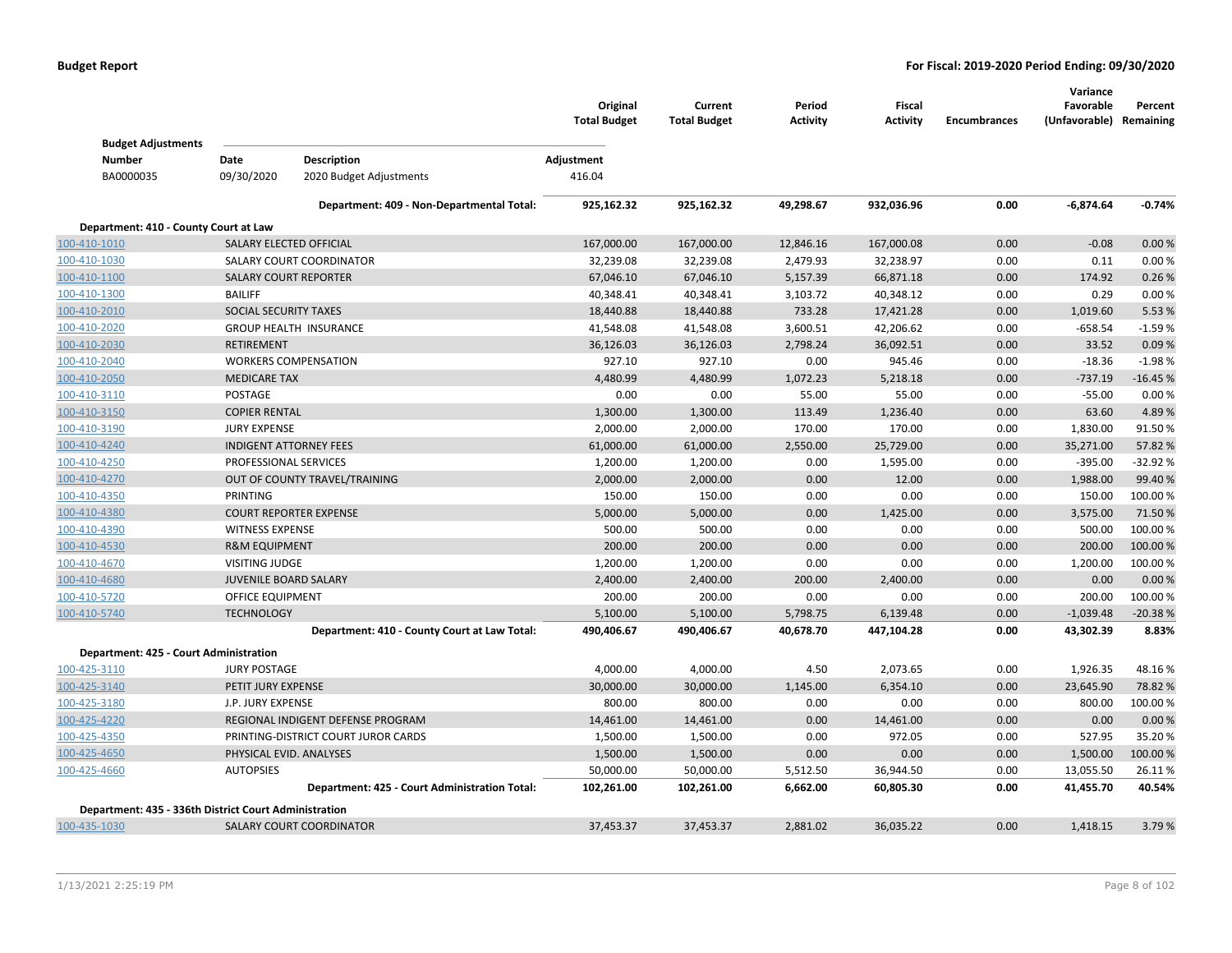| | | Original Total Budget | Current Total Budget | Period Activity | Fiscal Activity | Encumbrances | Variance Favorable (Unfavorable) | Percent Remaining |
|---|---|---|---|---|---|---|---|---|

**Budget Adjustments**

| Number | Date | Description | Adjustment |
|---|---|---|---|
| BA0000035 | 09/30/2020 | 2020 Budget Adjustments | 416.04 |

| | | Original Total Budget | Current Total Budget | Period Activity | Fiscal Activity | Encumbrances | Variance Favorable (Unfavorable) | Percent Remaining |
|---|---|---|---|---|---|---|---|---|
| | **Department: 409 - Non-Departmental Total:** | **925,162.32** | **925,162.32** | **49,298.67** | **932,036.96** | **0.00** | **-6,874.64** | **-0.74%** |
| **Department: 410 - County Court at Law** | | | | | | | | |
| 100-410-1010 | SALARY ELECTED OFFICIAL | 167,000.00 | 167,000.00 | 12,846.16 | 167,000.08 | 0.00 | -0.08 | 0.00 % |
| 100-410-1030 | SALARY COURT COORDINATOR | 32,239.08 | 32,239.08 | 2,479.93 | 32,238.97 | 0.00 | 0.11 | 0.00 % |
| 100-410-1100 | SALARY COURT REPORTER | 67,046.10 | 67,046.10 | 5,157.39 | 66,871.18 | 0.00 | 174.92 | 0.26 % |
| 100-410-1300 | BAILIFF | 40,348.41 | 40,348.41 | 3,103.72 | 40,348.12 | 0.00 | 0.29 | 0.00 % |
| 100-410-2010 | SOCIAL SECURITY TAXES | 18,440.88 | 18,440.88 | 733.28 | 17,421.28 | 0.00 | 1,019.60 | 5.53 % |
| 100-410-2020 | GROUP HEALTH INSURANCE | 41,548.08 | 41,548.08 | 3,600.51 | 42,206.62 | 0.00 | -658.54 | -1.59 % |
| 100-410-2030 | RETIREMENT | 36,126.03 | 36,126.03 | 2,798.24 | 36,092.51 | 0.00 | 33.52 | 0.09 % |
| 100-410-2040 | WORKERS COMPENSATION | 927.10 | 927.10 | 0.00 | 945.46 | 0.00 | -18.36 | -1.98 % |
| 100-410-2050 | MEDICARE TAX | 4,480.99 | 4,480.99 | 1,072.23 | 5,218.18 | 0.00 | -737.19 | -16.45 % |
| 100-410-3110 | POSTAGE | 0.00 | 0.00 | 55.00 | 55.00 | 0.00 | -55.00 | 0.00 % |
| 100-410-3150 | COPIER RENTAL | 1,300.00 | 1,300.00 | 113.49 | 1,236.40 | 0.00 | 63.60 | 4.89 % |
| 100-410-3190 | JURY EXPENSE | 2,000.00 | 2,000.00 | 170.00 | 170.00 | 0.00 | 1,830.00 | 91.50 % |
| 100-410-4240 | INDIGENT ATTORNEY FEES | 61,000.00 | 61,000.00 | 2,550.00 | 25,729.00 | 0.00 | 35,271.00 | 57.82 % |
| 100-410-4250 | PROFESSIONAL SERVICES | 1,200.00 | 1,200.00 | 0.00 | 1,595.00 | 0.00 | -395.00 | -32.92 % |
| 100-410-4270 | OUT OF COUNTY TRAVEL/TRAINING | 2,000.00 | 2,000.00 | 0.00 | 12.00 | 0.00 | 1,988.00 | 99.40 % |
| 100-410-4350 | PRINTING | 150.00 | 150.00 | 0.00 | 0.00 | 0.00 | 150.00 | 100.00 % |
| 100-410-4380 | COURT REPORTER EXPENSE | 5,000.00 | 5,000.00 | 0.00 | 1,425.00 | 0.00 | 3,575.00 | 71.50 % |
| 100-410-4390 | WITNESS EXPENSE | 500.00 | 500.00 | 0.00 | 0.00 | 0.00 | 500.00 | 100.00 % |
| 100-410-4530 | R&M EQUIPMENT | 200.00 | 200.00 | 0.00 | 0.00 | 0.00 | 200.00 | 100.00 % |
| 100-410-4670 | VISITING JUDGE | 1,200.00 | 1,200.00 | 0.00 | 0.00 | 0.00 | 1,200.00 | 100.00 % |
| 100-410-4680 | JUVENILE BOARD SALARY | 2,400.00 | 2,400.00 | 200.00 | 2,400.00 | 0.00 | 0.00 | 0.00 % |
| 100-410-5720 | OFFICE EQUIPMENT | 200.00 | 200.00 | 0.00 | 0.00 | 0.00 | 200.00 | 100.00 % |
| 100-410-5740 | TECHNOLOGY | 5,100.00 | 5,100.00 | 5,798.75 | 6,139.48 | 0.00 | -1,039.48 | -20.38 % |
| | **Department: 410 - County Court at Law Total:** | **490,406.67** | **490,406.67** | **40,678.70** | **447,104.28** | **0.00** | **43,302.39** | **8.83%** |
| **Department: 425 - Court Administration** | | | | | | | | |
| 100-425-3110 | JURY POSTAGE | 4,000.00 | 4,000.00 | 4.50 | 2,073.65 | 0.00 | 1,926.35 | 48.16 % |
| 100-425-3140 | PETIT JURY EXPENSE | 30,000.00 | 30,000.00 | 1,145.00 | 6,354.10 | 0.00 | 23,645.90 | 78.82 % |
| 100-425-3180 | J.P. JURY EXPENSE | 800.00 | 800.00 | 0.00 | 0.00 | 0.00 | 800.00 | 100.00 % |
| 100-425-4220 | REGIONAL INDIGENT DEFENSE PROGRAM | 14,461.00 | 14,461.00 | 0.00 | 14,461.00 | 0.00 | 0.00 | 0.00 % |
| 100-425-4350 | PRINTING-DISTRICT COURT JUROR CARDS | 1,500.00 | 1,500.00 | 0.00 | 972.05 | 0.00 | 527.95 | 35.20 % |
| 100-425-4650 | PHYSICAL EVID. ANALYSES | 1,500.00 | 1,500.00 | 0.00 | 0.00 | 0.00 | 1,500.00 | 100.00 % |
| 100-425-4660 | AUTOPSIES | 50,000.00 | 50,000.00 | 5,512.50 | 36,944.50 | 0.00 | 13,055.50 | 26.11 % |
| | **Department: 425 - Court Administration Total:** | **102,261.00** | **102,261.00** | **6,662.00** | **60,805.30** | **0.00** | **41,455.70** | **40.54%** |
| **Department: 435 - 336th District Court Administration** | | | | | | | | |
| 100-435-1030 | SALARY COURT COORDINATOR | 37,453.37 | 37,453.37 | 2,881.02 | 36,035.22 | 0.00 | 1,418.15 | 3.79 % |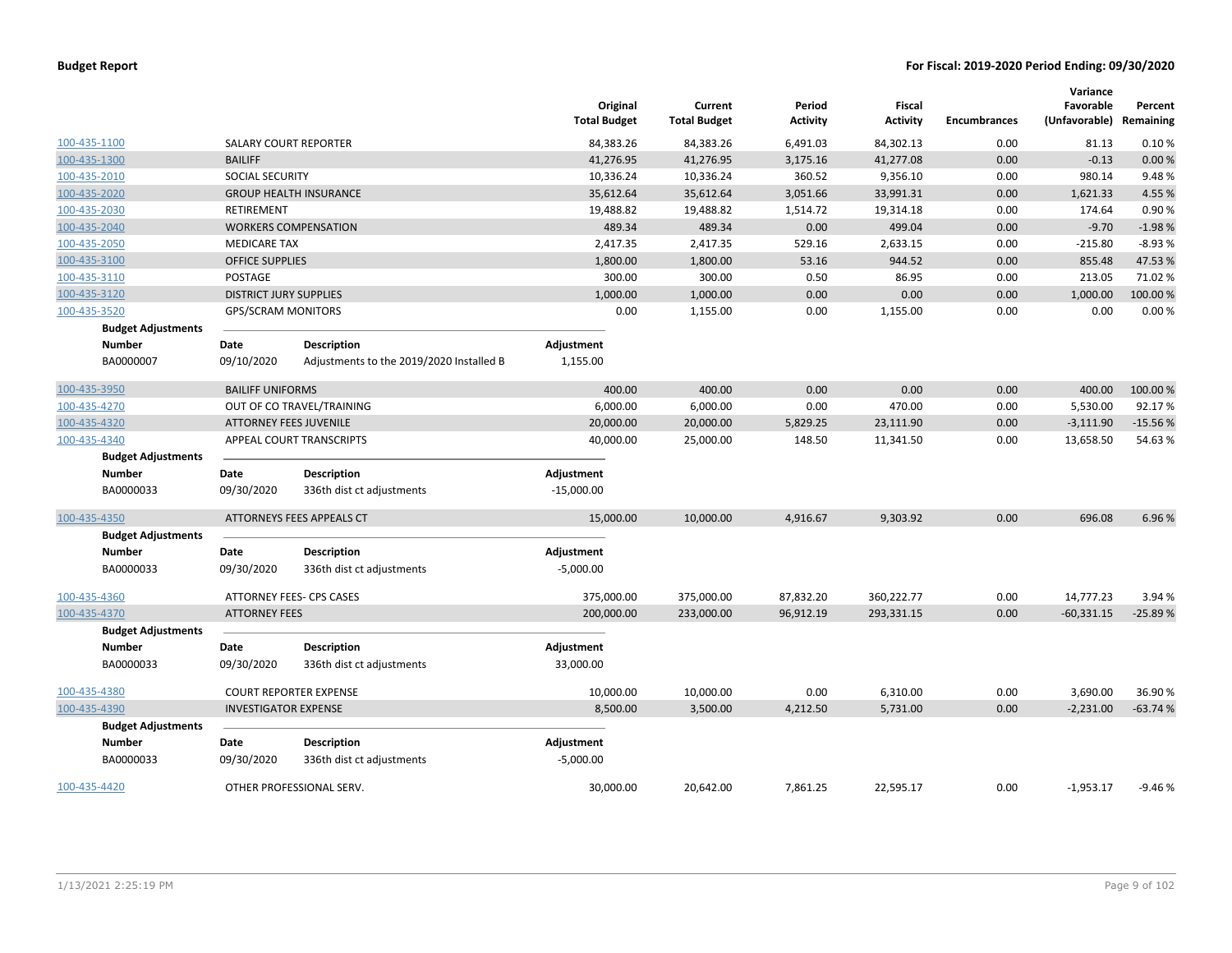**Budget Report** — For Fiscal: 2019-2020 Period Ending: 09/30/2020

| | | Original Total Budget | Current Total Budget | Period Activity | Fiscal Activity | Encumbrances | Variance Favorable (Unfavorable) | Percent Remaining |
|---|---|---|---|---|---|---|---|---|
| 100-435-1100 | SALARY COURT REPORTER | 84,383.26 | 84,383.26 | 6,491.03 | 84,302.13 | 0.00 | 81.13 | 0.10 % |
| 100-435-1300 | BAILIFF | 41,276.95 | 41,276.95 | 3,175.16 | 41,277.08 | 0.00 | -0.13 | 0.00 % |
| 100-435-2010 | SOCIAL SECURITY | 10,336.24 | 10,336.24 | 360.52 | 9,356.10 | 0.00 | 980.14 | 9.48 % |
| 100-435-2020 | GROUP HEALTH INSURANCE | 35,612.64 | 35,612.64 | 3,051.66 | 33,991.31 | 0.00 | 1,621.33 | 4.55 % |
| 100-435-2030 | RETIREMENT | 19,488.82 | 19,488.82 | 1,514.72 | 19,314.18 | 0.00 | 174.64 | 0.90 % |
| 100-435-2040 | WORKERS COMPENSATION | 489.34 | 489.34 | 0.00 | 499.04 | 0.00 | -9.70 | -1.98 % |
| 100-435-2050 | MEDICARE TAX | 2,417.35 | 2,417.35 | 529.16 | 2,633.15 | 0.00 | -215.80 | -8.93 % |
| 100-435-3100 | OFFICE SUPPLIES | 1,800.00 | 1,800.00 | 53.16 | 944.52 | 0.00 | 855.48 | 47.53 % |
| 100-435-3110 | POSTAGE | 300.00 | 300.00 | 0.50 | 86.95 | 0.00 | 213.05 | 71.02 % |
| 100-435-3120 | DISTRICT JURY SUPPLIES | 1,000.00 | 1,000.00 | 0.00 | 0.00 | 0.00 | 1,000.00 | 100.00 % |
| 100-435-3520 | GPS/SCRAM MONITORS | 0.00 | 1,155.00 | 0.00 | 1,155.00 | 0.00 | 0.00 | 0.00 % |

**Budget Adjustments**

| Number | Date | Description | Adjustment |
|---|---|---|---|
| BA0000007 | 09/10/2020 | Adjustments to the 2019/2020 Installed B | 1,155.00 |

| | | Original Total Budget | Current Total Budget | Period Activity | Fiscal Activity | Encumbrances | Variance Favorable (Unfavorable) | Percent Remaining |
|---|---|---|---|---|---|---|---|---|
| 100-435-3950 | BAILIFF UNIFORMS | 400.00 | 400.00 | 0.00 | 0.00 | 0.00 | 400.00 | 100.00 % |
| 100-435-4270 | OUT OF CO TRAVEL/TRAINING | 6,000.00 | 6,000.00 | 0.00 | 470.00 | 0.00 | 5,530.00 | 92.17 % |
| 100-435-4320 | ATTORNEY FEES JUVENILE | 20,000.00 | 20,000.00 | 5,829.25 | 23,111.90 | 0.00 | -3,111.90 | -15.56 % |
| 100-435-4340 | APPEAL COURT TRANSCRIPTS | 40,000.00 | 25,000.00 | 148.50 | 11,341.50 | 0.00 | 13,658.50 | 54.63 % |

**Budget Adjustments**

| Number | Date | Description | Adjustment |
|---|---|---|---|
| BA0000033 | 09/30/2020 | 336th dist ct adjustments | -15,000.00 |

| | | Original Total Budget | Current Total Budget | Period Activity | Fiscal Activity | Encumbrances | Variance Favorable (Unfavorable) | Percent Remaining |
|---|---|---|---|---|---|---|---|---|
| 100-435-4350 | ATTORNEYS FEES APPEALS CT | 15,000.00 | 10,000.00 | 4,916.67 | 9,303.92 | 0.00 | 696.08 | 6.96 % |

**Budget Adjustments**

| Number | Date | Description | Adjustment |
|---|---|---|---|
| BA0000033 | 09/30/2020 | 336th dist ct adjustments | -5,000.00 |

| | | Original Total Budget | Current Total Budget | Period Activity | Fiscal Activity | Encumbrances | Variance Favorable (Unfavorable) | Percent Remaining |
|---|---|---|---|---|---|---|---|---|
| 100-435-4360 | ATTORNEY FEES- CPS CASES | 375,000.00 | 375,000.00 | 87,832.20 | 360,222.77 | 0.00 | 14,777.23 | 3.94 % |
| 100-435-4370 | ATTORNEY FEES | 200,000.00 | 233,000.00 | 96,912.19 | 293,331.15 | 0.00 | -60,331.15 | -25.89 % |

**Budget Adjustments**

| Number | Date | Description | Adjustment |
|---|---|---|---|
| BA0000033 | 09/30/2020 | 336th dist ct adjustments | 33,000.00 |

| | | Original Total Budget | Current Total Budget | Period Activity | Fiscal Activity | Encumbrances | Variance Favorable (Unfavorable) | Percent Remaining |
|---|---|---|---|---|---|---|---|---|
| 100-435-4380 | COURT REPORTER EXPENSE | 10,000.00 | 10,000.00 | 0.00 | 6,310.00 | 0.00 | 3,690.00 | 36.90 % |
| 100-435-4390 | INVESTIGATOR EXPENSE | 8,500.00 | 3,500.00 | 4,212.50 | 5,731.00 | 0.00 | -2,231.00 | -63.74 % |

**Budget Adjustments**

| Number | Date | Description | Adjustment |
|---|---|---|---|
| BA0000033 | 09/30/2020 | 336th dist ct adjustments | -5,000.00 |

| | | Original Total Budget | Current Total Budget | Period Activity | Fiscal Activity | Encumbrances | Variance Favorable (Unfavorable) | Percent Remaining |
|---|---|---|---|---|---|---|---|---|
| 100-435-4420 | OTHER PROFESSIONAL SERV. | 30,000.00 | 20,642.00 | 7,861.25 | 22,595.17 | 0.00 | -1,953.17 | -9.46 % |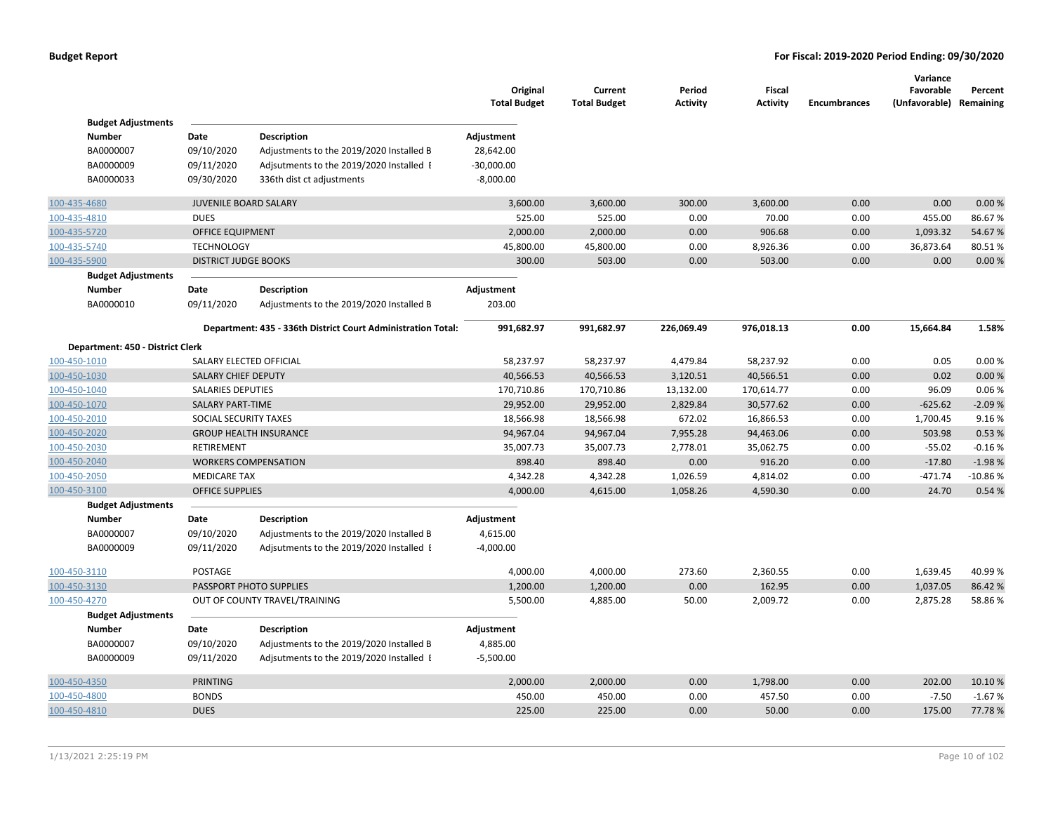| | | Original Total Budget | Current Total Budget | Period Activity | Fiscal Activity | Encumbrances | Variance Favorable (Unfavorable) | Percent Remaining |
|---|---|---|---|---|---|---|---|---|

**Budget Adjustments**

| Number | Date | Description | Adjustment |
|---|---|---|---|
| BA0000007 | 09/10/2020 | Adjustments to the 2019/2020 Installed B | 28,642.00 |
| BA0000009 | 09/11/2020 | Adjsutments to the 2019/2020 Installed E | -30,000.00 |
| BA0000033 | 09/30/2020 | 336th dist ct adjustments | -8,000.00 |

| Account | Description | Original Total Budget | Current Total Budget | Period Activity | Fiscal Activity | Encumbrances | Variance Favorable (Unfavorable) | Percent Remaining |
|---|---|---|---|---|---|---|---|---|
| 100-435-4680 | JUVENILE BOARD SALARY | 3,600.00 | 3,600.00 | 300.00 | 3,600.00 | 0.00 | 0.00 | 0.00 % |
| 100-435-4810 | DUES | 525.00 | 525.00 | 0.00 | 70.00 | 0.00 | 455.00 | 86.67 % |
| 100-435-5720 | OFFICE EQUIPMENT | 2,000.00 | 2,000.00 | 0.00 | 906.68 | 0.00 | 1,093.32 | 54.67 % |
| 100-435-5740 | TECHNOLOGY | 45,800.00 | 45,800.00 | 0.00 | 8,926.36 | 0.00 | 36,873.64 | 80.51 % |
| 100-435-5900 | DISTRICT JUDGE BOOKS | 300.00 | 503.00 | 0.00 | 503.00 | 0.00 | 0.00 | 0.00 % |

**Budget Adjustments**

| Number | Date | Description | Adjustment |
|---|---|---|---|
| BA0000010 | 09/11/2020 | Adjustments to the 2019/2020 Installed B | 203.00 |

| | Original Total Budget | Current Total Budget | Period Activity | Fiscal Activity | Encumbrances | Variance Favorable (Unfavorable) | Percent Remaining |
|---|---|---|---|---|---|---|---|
| **Department: 435 - 336th District Court Administration Total:** | **991,682.97** | **991,682.97** | **226,069.49** | **976,018.13** | **0.00** | **15,664.84** | **1.58%** |

**Department: 450 - District Clerk**

| Account | Description | Original Total Budget | Current Total Budget | Period Activity | Fiscal Activity | Encumbrances | Variance Favorable (Unfavorable) | Percent Remaining |
|---|---|---|---|---|---|---|---|---|
| 100-450-1010 | SALARY ELECTED OFFICIAL | 58,237.97 | 58,237.97 | 4,479.84 | 58,237.92 | 0.00 | 0.05 | 0.00 % |
| 100-450-1030 | SALARY CHIEF DEPUTY | 40,566.53 | 40,566.53 | 3,120.51 | 40,566.51 | 0.00 | 0.02 | 0.00 % |
| 100-450-1040 | SALARIES DEPUTIES | 170,710.86 | 170,710.86 | 13,132.00 | 170,614.77 | 0.00 | 96.09 | 0.06 % |
| 100-450-1070 | SALARY PART-TIME | 29,952.00 | 29,952.00 | 2,829.84 | 30,577.62 | 0.00 | -625.62 | -2.09 % |
| 100-450-2010 | SOCIAL SECURITY TAXES | 18,566.98 | 18,566.98 | 672.02 | 16,866.53 | 0.00 | 1,700.45 | 9.16 % |
| 100-450-2020 | GROUP HEALTH INSURANCE | 94,967.04 | 94,967.04 | 7,955.28 | 94,463.06 | 0.00 | 503.98 | 0.53 % |
| 100-450-2030 | RETIREMENT | 35,007.73 | 35,007.73 | 2,778.01 | 35,062.75 | 0.00 | -55.02 | -0.16 % |
| 100-450-2040 | WORKERS COMPENSATION | 898.40 | 898.40 | 0.00 | 916.20 | 0.00 | -17.80 | -1.98 % |
| 100-450-2050 | MEDICARE TAX | 4,342.28 | 4,342.28 | 1,026.59 | 4,814.02 | 0.00 | -471.74 | -10.86 % |
| 100-450-3100 | OFFICE SUPPLIES | 4,000.00 | 4,615.00 | 1,058.26 | 4,590.30 | 0.00 | 24.70 | 0.54 % |

**Budget Adjustments**

| Number | Date | Description | Adjustment |
|---|---|---|---|
| BA0000007 | 09/10/2020 | Adjustments to the 2019/2020 Installed B | 4,615.00 |
| BA0000009 | 09/11/2020 | Adjsutments to the 2019/2020 Installed E | -4,000.00 |

| Account | Description | Original Total Budget | Current Total Budget | Period Activity | Fiscal Activity | Encumbrances | Variance Favorable (Unfavorable) | Percent Remaining |
|---|---|---|---|---|---|---|---|---|
| 100-450-3110 | POSTAGE | 4,000.00 | 4,000.00 | 273.60 | 2,360.55 | 0.00 | 1,639.45 | 40.99 % |
| 100-450-3130 | PASSPORT PHOTO SUPPLIES | 1,200.00 | 1,200.00 | 0.00 | 162.95 | 0.00 | 1,037.05 | 86.42 % |
| 100-450-4270 | OUT OF COUNTY TRAVEL/TRAINING | 5,500.00 | 4,885.00 | 50.00 | 2,009.72 | 0.00 | 2,875.28 | 58.86 % |

**Budget Adjustments**

| Number | Date | Description | Adjustment |
|---|---|---|---|
| BA0000007 | 09/10/2020 | Adjustments to the 2019/2020 Installed B | 4,885.00 |
| BA0000009 | 09/11/2020 | Adjsutments to the 2019/2020 Installed E | -5,500.00 |

| Account | Description | Original Total Budget | Current Total Budget | Period Activity | Fiscal Activity | Encumbrances | Variance Favorable (Unfavorable) | Percent Remaining |
|---|---|---|---|---|---|---|---|---|
| 100-450-4350 | PRINTING | 2,000.00 | 2,000.00 | 0.00 | 1,798.00 | 0.00 | 202.00 | 10.10 % |
| 100-450-4800 | BONDS | 450.00 | 450.00 | 0.00 | 457.50 | 0.00 | -7.50 | -1.67 % |
| 100-450-4810 | DUES | 225.00 | 225.00 | 0.00 | 50.00 | 0.00 | 175.00 | 77.78 % |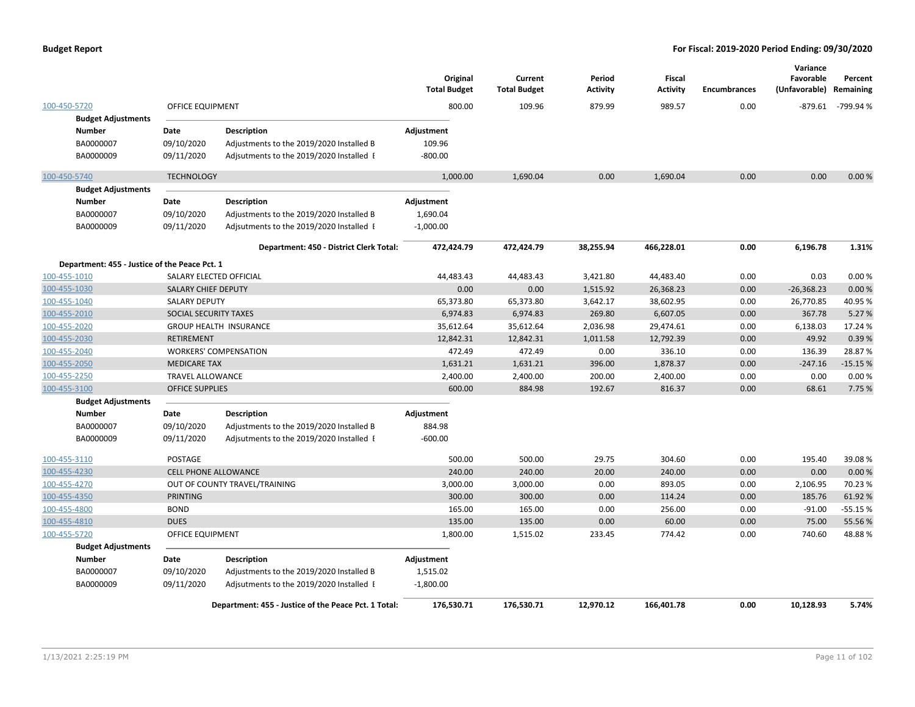# Budget Report

**For Fiscal: 2019-2020 Period Ending: 09/30/2020**

| | | Original Total Budget | Current Total Budget | Period Activity | Fiscal Activity | Encumbrances | Variance Favorable (Unfavorable) | Percent Remaining |
|---|---|---|---|---|---|---|---|---|
| 100-450-5720 | OFFICE EQUIPMENT | 800.00 | 109.96 | 879.99 | 989.57 | 0.00 | -879.61 | -799.94 % |

**Budget Adjustments**

| Number | Date | Description | Adjustment |
|---|---|---|---|
| BA0000007 | 09/10/2020 | Adjustments to the 2019/2020 Installed B | 109.96 |
| BA0000009 | 09/11/2020 | Adjsutments to the 2019/2020 Installed E | -800.00 |

| | | Original Total Budget | Current Total Budget | Period Activity | Fiscal Activity | Encumbrances | Variance Favorable (Unfavorable) | Percent Remaining |
|---|---|---|---|---|---|---|---|---|
| 100-450-5740 | TECHNOLOGY | 1,000.00 | 1,690.04 | 0.00 | 1,690.04 | 0.00 | 0.00 | 0.00 % |

**Budget Adjustments**

| Number | Date | Description | Adjustment |
|---|---|---|---|
| BA0000007 | 09/10/2020 | Adjustments to the 2019/2020 Installed B | 1,690.04 |
| BA0000009 | 09/11/2020 | Adjsutments to the 2019/2020 Installed E | -1,000.00 |

| | Original Total Budget | Current Total Budget | Period Activity | Fiscal Activity | Encumbrances | Variance Favorable (Unfavorable) | Percent Remaining |
|---|---|---|---|---|---|---|---|
| **Department: 450 - District Clerk Total:** | **472,424.79** | **472,424.79** | **38,255.94** | **466,228.01** | **0.00** | **6,196.78** | **1.31%** |

**Department: 455 - Justice of the Peace Pct. 1**

| | | Original Total Budget | Current Total Budget | Period Activity | Fiscal Activity | Encumbrances | Variance Favorable (Unfavorable) | Percent Remaining |
|---|---|---|---|---|---|---|---|---|
| 100-455-1010 | SALARY ELECTED OFFICIAL | 44,483.43 | 44,483.43 | 3,421.80 | 44,483.40 | 0.00 | 0.03 | 0.00 % |
| 100-455-1030 | SALARY CHIEF DEPUTY | 0.00 | 0.00 | 1,515.92 | 26,368.23 | 0.00 | -26,368.23 | 0.00 % |
| 100-455-1040 | SALARY DEPUTY | 65,373.80 | 65,373.80 | 3,642.17 | 38,602.95 | 0.00 | 26,770.85 | 40.95 % |
| 100-455-2010 | SOCIAL SECURITY TAXES | 6,974.83 | 6,974.83 | 269.80 | 6,607.05 | 0.00 | 367.78 | 5.27 % |
| 100-455-2020 | GROUP HEALTH INSURANCE | 35,612.64 | 35,612.64 | 2,036.98 | 29,474.61 | 0.00 | 6,138.03 | 17.24 % |
| 100-455-2030 | RETIREMENT | 12,842.31 | 12,842.31 | 1,011.58 | 12,792.39 | 0.00 | 49.92 | 0.39 % |
| 100-455-2040 | WORKERS' COMPENSATION | 472.49 | 472.49 | 0.00 | 336.10 | 0.00 | 136.39 | 28.87 % |
| 100-455-2050 | MEDICARE TAX | 1,631.21 | 1,631.21 | 396.00 | 1,878.37 | 0.00 | -247.16 | -15.15 % |
| 100-455-2250 | TRAVEL ALLOWANCE | 2,400.00 | 2,400.00 | 200.00 | 2,400.00 | 0.00 | 0.00 | 0.00 % |
| 100-455-3100 | OFFICE SUPPLIES | 600.00 | 884.98 | 192.67 | 816.37 | 0.00 | 68.61 | 7.75 % |

**Budget Adjustments**

| Number | Date | Description | Adjustment |
|---|---|---|---|
| BA0000007 | 09/10/2020 | Adjustments to the 2019/2020 Installed B | 884.98 |
| BA0000009 | 09/11/2020 | Adjsutments to the 2019/2020 Installed E | -600.00 |

| | | Original Total Budget | Current Total Budget | Period Activity | Fiscal Activity | Encumbrances | Variance Favorable (Unfavorable) | Percent Remaining |
|---|---|---|---|---|---|---|---|---|
| 100-455-3110 | POSTAGE | 500.00 | 500.00 | 29.75 | 304.60 | 0.00 | 195.40 | 39.08 % |
| 100-455-4230 | CELL PHONE ALLOWANCE | 240.00 | 240.00 | 20.00 | 240.00 | 0.00 | 0.00 | 0.00 % |
| 100-455-4270 | OUT OF COUNTY TRAVEL/TRAINING | 3,000.00 | 3,000.00 | 0.00 | 893.05 | 0.00 | 2,106.95 | 70.23 % |
| 100-455-4350 | PRINTING | 300.00 | 300.00 | 0.00 | 114.24 | 0.00 | 185.76 | 61.92 % |
| 100-455-4800 | BOND | 165.00 | 165.00 | 0.00 | 256.00 | 0.00 | -91.00 | -55.15 % |
| 100-455-4810 | DUES | 135.00 | 135.00 | 0.00 | 60.00 | 0.00 | 75.00 | 55.56 % |
| 100-455-5720 | OFFICE EQUIPMENT | 1,800.00 | 1,515.02 | 233.45 | 774.42 | 0.00 | 740.60 | 48.88 % |

**Budget Adjustments**

| Number | Date | Description | Adjustment |
|---|---|---|---|
| BA0000007 | 09/10/2020 | Adjustments to the 2019/2020 Installed B | 1,515.02 |
| BA0000009 | 09/11/2020 | Adjsutments to the 2019/2020 Installed E | -1,800.00 |

| | Original Total Budget | Current Total Budget | Period Activity | Fiscal Activity | Encumbrances | Variance Favorable (Unfavorable) | Percent Remaining |
|---|---|---|---|---|---|---|---|
| **Department: 455 - Justice of the Peace Pct. 1 Total:** | **176,530.71** | **176,530.71** | **12,970.12** | **166,401.78** | **0.00** | **10,128.93** | **5.74%** |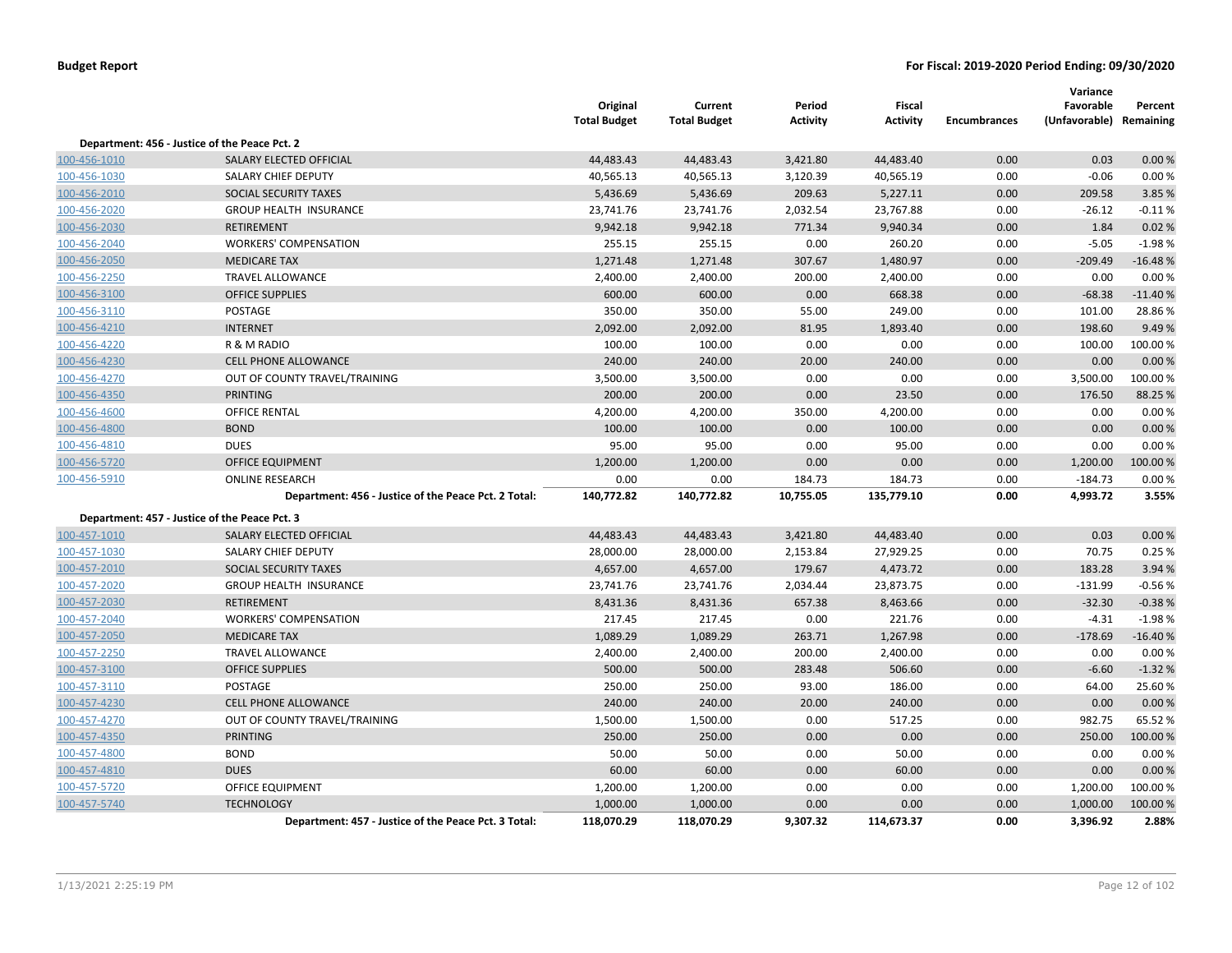**Budget Report** — For Fiscal: 2019-2020 Period Ending: 09/30/2020

| | | Original Total Budget | Current Total Budget | Period Activity | Fiscal Activity | Encumbrances | Variance Favorable (Unfavorable) | Percent Remaining |
|---|---|---|---|---|---|---|---|---|
| **Department: 456 - Justice of the Peace Pct. 2** | | | | | | | | |
| 100-456-1010 | SALARY ELECTED OFFICIAL | 44,483.43 | 44,483.43 | 3,421.80 | 44,483.40 | 0.00 | 0.03 | 0.00 % |
| 100-456-1030 | SALARY CHIEF DEPUTY | 40,565.13 | 40,565.13 | 3,120.39 | 40,565.19 | 0.00 | -0.06 | 0.00 % |
| 100-456-2010 | SOCIAL SECURITY TAXES | 5,436.69 | 5,436.69 | 209.63 | 5,227.11 | 0.00 | 209.58 | 3.85 % |
| 100-456-2020 | GROUP HEALTH INSURANCE | 23,741.76 | 23,741.76 | 2,032.54 | 23,767.88 | 0.00 | -26.12 | -0.11 % |
| 100-456-2030 | RETIREMENT | 9,942.18 | 9,942.18 | 771.34 | 9,940.34 | 0.00 | 1.84 | 0.02 % |
| 100-456-2040 | WORKERS' COMPENSATION | 255.15 | 255.15 | 0.00 | 260.20 | 0.00 | -5.05 | -1.98 % |
| 100-456-2050 | MEDICARE TAX | 1,271.48 | 1,271.48 | 307.67 | 1,480.97 | 0.00 | -209.49 | -16.48 % |
| 100-456-2250 | TRAVEL ALLOWANCE | 2,400.00 | 2,400.00 | 200.00 | 2,400.00 | 0.00 | 0.00 | 0.00 % |
| 100-456-3100 | OFFICE SUPPLIES | 600.00 | 600.00 | 0.00 | 668.38 | 0.00 | -68.38 | -11.40 % |
| 100-456-3110 | POSTAGE | 350.00 | 350.00 | 55.00 | 249.00 | 0.00 | 101.00 | 28.86 % |
| 100-456-4210 | INTERNET | 2,092.00 | 2,092.00 | 81.95 | 1,893.40 | 0.00 | 198.60 | 9.49 % |
| 100-456-4220 | R & M RADIO | 100.00 | 100.00 | 0.00 | 0.00 | 0.00 | 100.00 | 100.00 % |
| 100-456-4230 | CELL PHONE ALLOWANCE | 240.00 | 240.00 | 20.00 | 240.00 | 0.00 | 0.00 | 0.00 % |
| 100-456-4270 | OUT OF COUNTY TRAVEL/TRAINING | 3,500.00 | 3,500.00 | 0.00 | 0.00 | 0.00 | 3,500.00 | 100.00 % |
| 100-456-4350 | PRINTING | 200.00 | 200.00 | 0.00 | 23.50 | 0.00 | 176.50 | 88.25 % |
| 100-456-4600 | OFFICE RENTAL | 4,200.00 | 4,200.00 | 350.00 | 4,200.00 | 0.00 | 0.00 | 0.00 % |
| 100-456-4800 | BOND | 100.00 | 100.00 | 0.00 | 100.00 | 0.00 | 0.00 | 0.00 % |
| 100-456-4810 | DUES | 95.00 | 95.00 | 0.00 | 95.00 | 0.00 | 0.00 | 0.00 % |
| 100-456-5720 | OFFICE EQUIPMENT | 1,200.00 | 1,200.00 | 0.00 | 0.00 | 0.00 | 1,200.00 | 100.00 % |
| 100-456-5910 | ONLINE RESEARCH | 0.00 | 0.00 | 184.73 | 184.73 | 0.00 | -184.73 | 0.00 % |
| | **Department: 456 - Justice of the Peace Pct. 2 Total:** | **140,772.82** | **140,772.82** | **10,755.05** | **135,779.10** | **0.00** | **4,993.72** | **3.55%** |
| **Department: 457 - Justice of the Peace Pct. 3** | | | | | | | | |
| 100-457-1010 | SALARY ELECTED OFFICIAL | 44,483.43 | 44,483.43 | 3,421.80 | 44,483.40 | 0.00 | 0.03 | 0.00 % |
| 100-457-1030 | SALARY CHIEF DEPUTY | 28,000.00 | 28,000.00 | 2,153.84 | 27,929.25 | 0.00 | 70.75 | 0.25 % |
| 100-457-2010 | SOCIAL SECURITY TAXES | 4,657.00 | 4,657.00 | 179.67 | 4,473.72 | 0.00 | 183.28 | 3.94 % |
| 100-457-2020 | GROUP HEALTH INSURANCE | 23,741.76 | 23,741.76 | 2,034.44 | 23,873.75 | 0.00 | -131.99 | -0.56 % |
| 100-457-2030 | RETIREMENT | 8,431.36 | 8,431.36 | 657.38 | 8,463.66 | 0.00 | -32.30 | -0.38 % |
| 100-457-2040 | WORKERS' COMPENSATION | 217.45 | 217.45 | 0.00 | 221.76 | 0.00 | -4.31 | -1.98 % |
| 100-457-2050 | MEDICARE TAX | 1,089.29 | 1,089.29 | 263.71 | 1,267.98 | 0.00 | -178.69 | -16.40 % |
| 100-457-2250 | TRAVEL ALLOWANCE | 2,400.00 | 2,400.00 | 200.00 | 2,400.00 | 0.00 | 0.00 | 0.00 % |
| 100-457-3100 | OFFICE SUPPLIES | 500.00 | 500.00 | 283.48 | 506.60 | 0.00 | -6.60 | -1.32 % |
| 100-457-3110 | POSTAGE | 250.00 | 250.00 | 93.00 | 186.00 | 0.00 | 64.00 | 25.60 % |
| 100-457-4230 | CELL PHONE ALLOWANCE | 240.00 | 240.00 | 20.00 | 240.00 | 0.00 | 0.00 | 0.00 % |
| 100-457-4270 | OUT OF COUNTY TRAVEL/TRAINING | 1,500.00 | 1,500.00 | 0.00 | 517.25 | 0.00 | 982.75 | 65.52 % |
| 100-457-4350 | PRINTING | 250.00 | 250.00 | 0.00 | 0.00 | 0.00 | 250.00 | 100.00 % |
| 100-457-4800 | BOND | 50.00 | 50.00 | 0.00 | 50.00 | 0.00 | 0.00 | 0.00 % |
| 100-457-4810 | DUES | 60.00 | 60.00 | 0.00 | 60.00 | 0.00 | 0.00 | 0.00 % |
| 100-457-5720 | OFFICE EQUIPMENT | 1,200.00 | 1,200.00 | 0.00 | 0.00 | 0.00 | 1,200.00 | 100.00 % |
| 100-457-5740 | TECHNOLOGY | 1,000.00 | 1,000.00 | 0.00 | 0.00 | 0.00 | 1,000.00 | 100.00 % |
| | **Department: 457 - Justice of the Peace Pct. 3 Total:** | **118,070.29** | **118,070.29** | **9,307.32** | **114,673.37** | **0.00** | **3,396.92** | **2.88%** |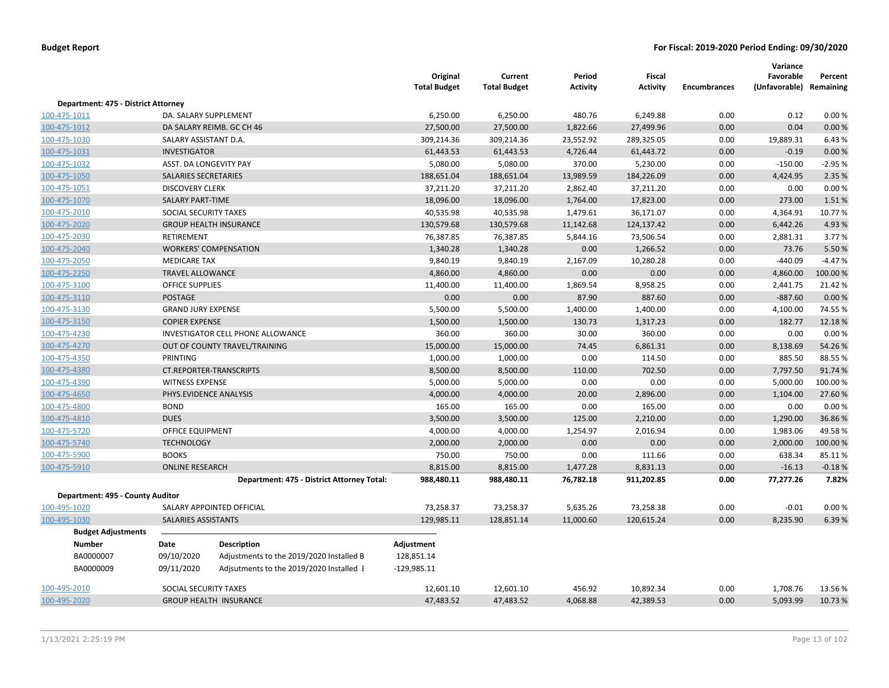**Budget Report** **For Fiscal: 2019-2020 Period Ending: 09/30/2020**

| | | Original Total Budget | Current Total Budget | Period Activity | Fiscal Activity | Encumbrances | Variance Favorable (Unfavorable) | Percent Remaining |
|---|---|---|---|---|---|---|---|---|
| **Department: 475 - District Attorney** | | | | | | | | |
| 100-475-1011 | DA. SALARY SUPPLEMENT | 6,250.00 | 6,250.00 | 480.76 | 6,249.88 | 0.00 | 0.12 | 0.00 % |
| 100-475-1012 | DA SALARY REIMB. GC CH 46 | 27,500.00 | 27,500.00 | 1,822.66 | 27,499.96 | 0.00 | 0.04 | 0.00 % |
| 100-475-1030 | SALARY ASSISTANT D.A. | 309,214.36 | 309,214.36 | 23,552.92 | 289,325.05 | 0.00 | 19,889.31 | 6.43 % |
| 100-475-1031 | INVESTIGATOR | 61,443.53 | 61,443.53 | 4,726.44 | 61,443.72 | 0.00 | -0.19 | 0.00 % |
| 100-475-1032 | ASST. DA LONGEVITY PAY | 5,080.00 | 5,080.00 | 370.00 | 5,230.00 | 0.00 | -150.00 | -2.95 % |
| 100-475-1050 | SALARIES SECRETARIES | 188,651.04 | 188,651.04 | 13,989.59 | 184,226.09 | 0.00 | 4,424.95 | 2.35 % |
| 100-475-1051 | DISCOVERY CLERK | 37,211.20 | 37,211.20 | 2,862.40 | 37,211.20 | 0.00 | 0.00 | 0.00 % |
| 100-475-1070 | SALARY PART-TIME | 18,096.00 | 18,096.00 | 1,764.00 | 17,823.00 | 0.00 | 273.00 | 1.51 % |
| 100-475-2010 | SOCIAL SECURITY TAXES | 40,535.98 | 40,535.98 | 1,479.61 | 36,171.07 | 0.00 | 4,364.91 | 10.77 % |
| 100-475-2020 | GROUP HEALTH INSURANCE | 130,579.68 | 130,579.68 | 11,142.68 | 124,137.42 | 0.00 | 6,442.26 | 4.93 % |
| 100-475-2030 | RETIREMENT | 76,387.85 | 76,387.85 | 5,844.16 | 73,506.54 | 0.00 | 2,881.31 | 3.77 % |
| 100-475-2040 | WORKERS' COMPENSATION | 1,340.28 | 1,340.28 | 0.00 | 1,266.52 | 0.00 | 73.76 | 5.50 % |
| 100-475-2050 | MEDICARE TAX | 9,840.19 | 9,840.19 | 2,167.09 | 10,280.28 | 0.00 | -440.09 | -4.47 % |
| 100-475-2250 | TRAVEL ALLOWANCE | 4,860.00 | 4,860.00 | 0.00 | 0.00 | 0.00 | 4,860.00 | 100.00 % |
| 100-475-3100 | OFFICE SUPPLIES | 11,400.00 | 11,400.00 | 1,869.54 | 8,958.25 | 0.00 | 2,441.75 | 21.42 % |
| 100-475-3110 | POSTAGE | 0.00 | 0.00 | 87.90 | 887.60 | 0.00 | -887.60 | 0.00 % |
| 100-475-3130 | GRAND JURY EXPENSE | 5,500.00 | 5,500.00 | 1,400.00 | 1,400.00 | 0.00 | 4,100.00 | 74.55 % |
| 100-475-3150 | COPIER EXPENSE | 1,500.00 | 1,500.00 | 130.73 | 1,317.23 | 0.00 | 182.77 | 12.18 % |
| 100-475-4230 | INVESTIGATOR CELL PHONE ALLOWANCE | 360.00 | 360.00 | 30.00 | 360.00 | 0.00 | 0.00 | 0.00 % |
| 100-475-4270 | OUT OF COUNTY TRAVEL/TRAINING | 15,000.00 | 15,000.00 | 74.45 | 6,861.31 | 0.00 | 8,138.69 | 54.26 % |
| 100-475-4350 | PRINTING | 1,000.00 | 1,000.00 | 0.00 | 114.50 | 0.00 | 885.50 | 88.55 % |
| 100-475-4380 | CT.REPORTER-TRANSCRIPTS | 8,500.00 | 8,500.00 | 110.00 | 702.50 | 0.00 | 7,797.50 | 91.74 % |
| 100-475-4390 | WITNESS EXPENSE | 5,000.00 | 5,000.00 | 0.00 | 0.00 | 0.00 | 5,000.00 | 100.00 % |
| 100-475-4650 | PHYS.EVIDENCE ANALYSIS | 4,000.00 | 4,000.00 | 20.00 | 2,896.00 | 0.00 | 1,104.00 | 27.60 % |
| 100-475-4800 | BOND | 165.00 | 165.00 | 0.00 | 165.00 | 0.00 | 0.00 | 0.00 % |
| 100-475-4810 | DUES | 3,500.00 | 3,500.00 | 125.00 | 2,210.00 | 0.00 | 1,290.00 | 36.86 % |
| 100-475-5720 | OFFICE EQUIPMENT | 4,000.00 | 4,000.00 | 1,254.97 | 2,016.94 | 0.00 | 1,983.06 | 49.58 % |
| 100-475-5740 | TECHNOLOGY | 2,000.00 | 2,000.00 | 0.00 | 0.00 | 0.00 | 2,000.00 | 100.00 % |
| 100-475-5900 | BOOKS | 750.00 | 750.00 | 0.00 | 111.66 | 0.00 | 638.34 | 85.11 % |
| 100-475-5910 | ONLINE RESEARCH | 8,815.00 | 8,815.00 | 1,477.28 | 8,831.13 | 0.00 | -16.13 | -0.18 % |
| | **Department: 475 - District Attorney Total:** | **988,480.11** | **988,480.11** | **76,782.18** | **911,202.85** | **0.00** | **77,277.26** | **7.82%** |
| **Department: 495 - County Auditor** | | | | | | | | |
| 100-495-1020 | SALARY APPOINTED OFFICIAL | 73,258.37 | 73,258.37 | 5,635.26 | 73,258.38 | 0.00 | -0.01 | 0.00 % |
| 100-495-1030 | SALARIES ASSISTANTS | 129,985.11 | 128,851.14 | 11,000.60 | 120,615.24 | 0.00 | 8,235.90 | 6.39 % |

**Budget Adjustments**

| Number | Date | Description | Adjustment |
|---|---|---|---|
| BA0000007 | 09/10/2020 | Adjustments to the 2019/2020 Installed B | 128,851.14 |
| BA0000009 | 09/11/2020 | Adjsutments to the 2019/2020 Installed E | -129,985.11 |

| | | Original Total Budget | Current Total Budget | Period Activity | Fiscal Activity | Encumbrances | Variance Favorable (Unfavorable) | Percent Remaining |
|---|---|---|---|---|---|---|---|---|
| 100-495-2010 | SOCIAL SECURITY TAXES | 12,601.10 | 12,601.10 | 456.92 | 10,892.34 | 0.00 | 1,708.76 | 13.56 % |
| 100-495-2020 | GROUP HEALTH INSURANCE | 47,483.52 | 47,483.52 | 4,068.88 | 42,389.53 | 0.00 | 5,093.99 | 10.73 % |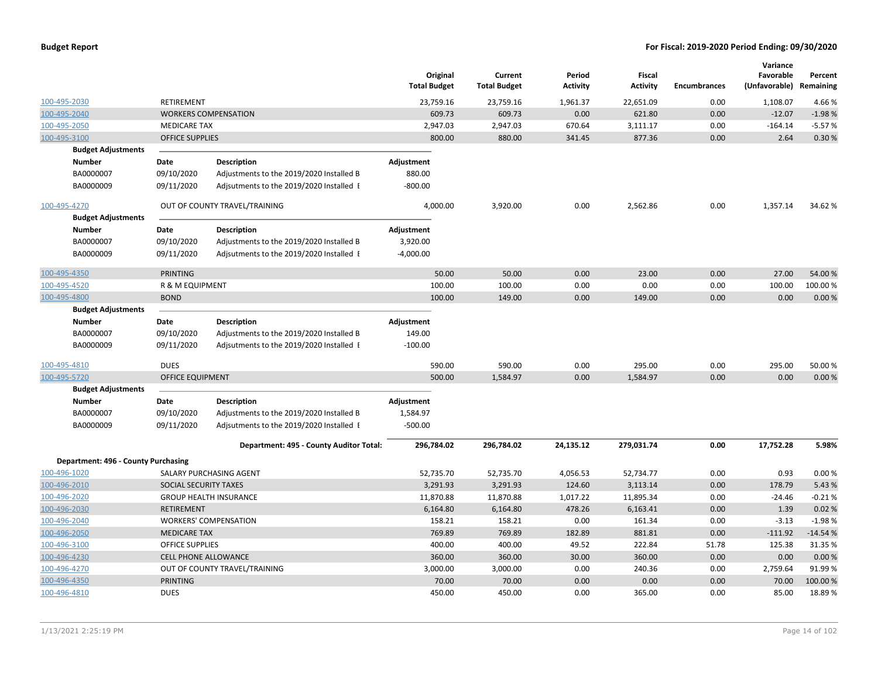**Budget Report** — For Fiscal: 2019-2020 Period Ending: 09/30/2020

| | | Original Total Budget | Current Total Budget | Period Activity | Fiscal Activity | Encumbrances | Variance Favorable (Unfavorable) | Percent Remaining |
|---|---|---|---|---|---|---|---|---|
| 100-495-2030 | RETIREMENT | 23,759.16 | 23,759.16 | 1,961.37 | 22,651.09 | 0.00 | 1,108.07 | 4.66 % |
| 100-495-2040 | WORKERS COMPENSATION | 609.73 | 609.73 | 0.00 | 621.80 | 0.00 | -12.07 | -1.98 % |
| 100-495-2050 | MEDICARE TAX | 2,947.03 | 2,947.03 | 670.64 | 3,111.17 | 0.00 | -164.14 | -5.57 % |
| 100-495-3100 | OFFICE SUPPLIES | 800.00 | 880.00 | 341.45 | 877.36 | 0.00 | 2.64 | 0.30 % |

**Budget Adjustments**

| Number | Date | Description | Adjustment |
|---|---|---|---|
| BA0000007 | 09/10/2020 | Adjustments to the 2019/2020 Installed B | 880.00 |
| BA0000009 | 09/11/2020 | Adjsutments to the 2019/2020 Installed I | -800.00 |

| | | Original Total Budget | Current Total Budget | Period Activity | Fiscal Activity | Encumbrances | Variance Favorable (Unfavorable) | Percent Remaining |
|---|---|---|---|---|---|---|---|---|
| 100-495-4270 | OUT OF COUNTY TRAVEL/TRAINING | 4,000.00 | 3,920.00 | 0.00 | 2,562.86 | 0.00 | 1,357.14 | 34.62 % |

**Budget Adjustments**

| Number | Date | Description | Adjustment |
|---|---|---|---|
| BA0000007 | 09/10/2020 | Adjustments to the 2019/2020 Installed B | 3,920.00 |
| BA0000009 | 09/11/2020 | Adjsutments to the 2019/2020 Installed I | -4,000.00 |

| | | Original Total Budget | Current Total Budget | Period Activity | Fiscal Activity | Encumbrances | Variance Favorable (Unfavorable) | Percent Remaining |
|---|---|---|---|---|---|---|---|---|
| 100-495-4350 | PRINTING | 50.00 | 50.00 | 0.00 | 23.00 | 0.00 | 27.00 | 54.00 % |
| 100-495-4520 | R & M EQUIPMENT | 100.00 | 100.00 | 0.00 | 0.00 | 0.00 | 100.00 | 100.00 % |
| 100-495-4800 | BOND | 100.00 | 149.00 | 0.00 | 149.00 | 0.00 | 0.00 | 0.00 % |

**Budget Adjustments**

| Number | Date | Description | Adjustment |
|---|---|---|---|
| BA0000007 | 09/10/2020 | Adjustments to the 2019/2020 Installed B | 149.00 |
| BA0000009 | 09/11/2020 | Adjsutments to the 2019/2020 Installed I | -100.00 |

| | | Original Total Budget | Current Total Budget | Period Activity | Fiscal Activity | Encumbrances | Variance Favorable (Unfavorable) | Percent Remaining |
|---|---|---|---|---|---|---|---|---|
| 100-495-4810 | DUES | 590.00 | 590.00 | 0.00 | 295.00 | 0.00 | 295.00 | 50.00 % |
| 100-495-5720 | OFFICE EQUIPMENT | 500.00 | 1,584.97 | 0.00 | 1,584.97 | 0.00 | 0.00 | 0.00 % |

**Budget Adjustments**

| Number | Date | Description | Adjustment |
|---|---|---|---|
| BA0000007 | 09/10/2020 | Adjustments to the 2019/2020 Installed B | 1,584.97 |
| BA0000009 | 09/11/2020 | Adjsutments to the 2019/2020 Installed I | -500.00 |

| | Original Total Budget | Current Total Budget | Period Activity | Fiscal Activity | Encumbrances | Variance Favorable (Unfavorable) | Percent Remaining |
|---|---|---|---|---|---|---|---|
| **Department: 495 - County Auditor Total:** | **296,784.02** | **296,784.02** | **24,135.12** | **279,031.74** | **0.00** | **17,752.28** | **5.98%** |

**Department: 496 - County Purchasing**

| | | Original Total Budget | Current Total Budget | Period Activity | Fiscal Activity | Encumbrances | Variance Favorable (Unfavorable) | Percent Remaining |
|---|---|---|---|---|---|---|---|---|
| 100-496-1020 | SALARY PURCHASING AGENT | 52,735.70 | 52,735.70 | 4,056.53 | 52,734.77 | 0.00 | 0.93 | 0.00 % |
| 100-496-2010 | SOCIAL SECURITY TAXES | 3,291.93 | 3,291.93 | 124.60 | 3,113.14 | 0.00 | 178.79 | 5.43 % |
| 100-496-2020 | GROUP HEALTH INSURANCE | 11,870.88 | 11,870.88 | 1,017.22 | 11,895.34 | 0.00 | -24.46 | -0.21 % |
| 100-496-2030 | RETIREMENT | 6,164.80 | 6,164.80 | 478.26 | 6,163.41 | 0.00 | 1.39 | 0.02 % |
| 100-496-2040 | WORKERS' COMPENSATION | 158.21 | 158.21 | 0.00 | 161.34 | 0.00 | -3.13 | -1.98 % |
| 100-496-2050 | MEDICARE TAX | 769.89 | 769.89 | 182.89 | 881.81 | 0.00 | -111.92 | -14.54 % |
| 100-496-3100 | OFFICE SUPPLIES | 400.00 | 400.00 | 49.52 | 222.84 | 51.78 | 125.38 | 31.35 % |
| 100-496-4230 | CELL PHONE ALLOWANCE | 360.00 | 360.00 | 30.00 | 360.00 | 0.00 | 0.00 | 0.00 % |
| 100-496-4270 | OUT OF COUNTY TRAVEL/TRAINING | 3,000.00 | 3,000.00 | 0.00 | 240.36 | 0.00 | 2,759.64 | 91.99 % |
| 100-496-4350 | PRINTING | 70.00 | 70.00 | 0.00 | 0.00 | 0.00 | 70.00 | 100.00 % |
| 100-496-4810 | DUES | 450.00 | 450.00 | 0.00 | 365.00 | 0.00 | 85.00 | 18.89 % |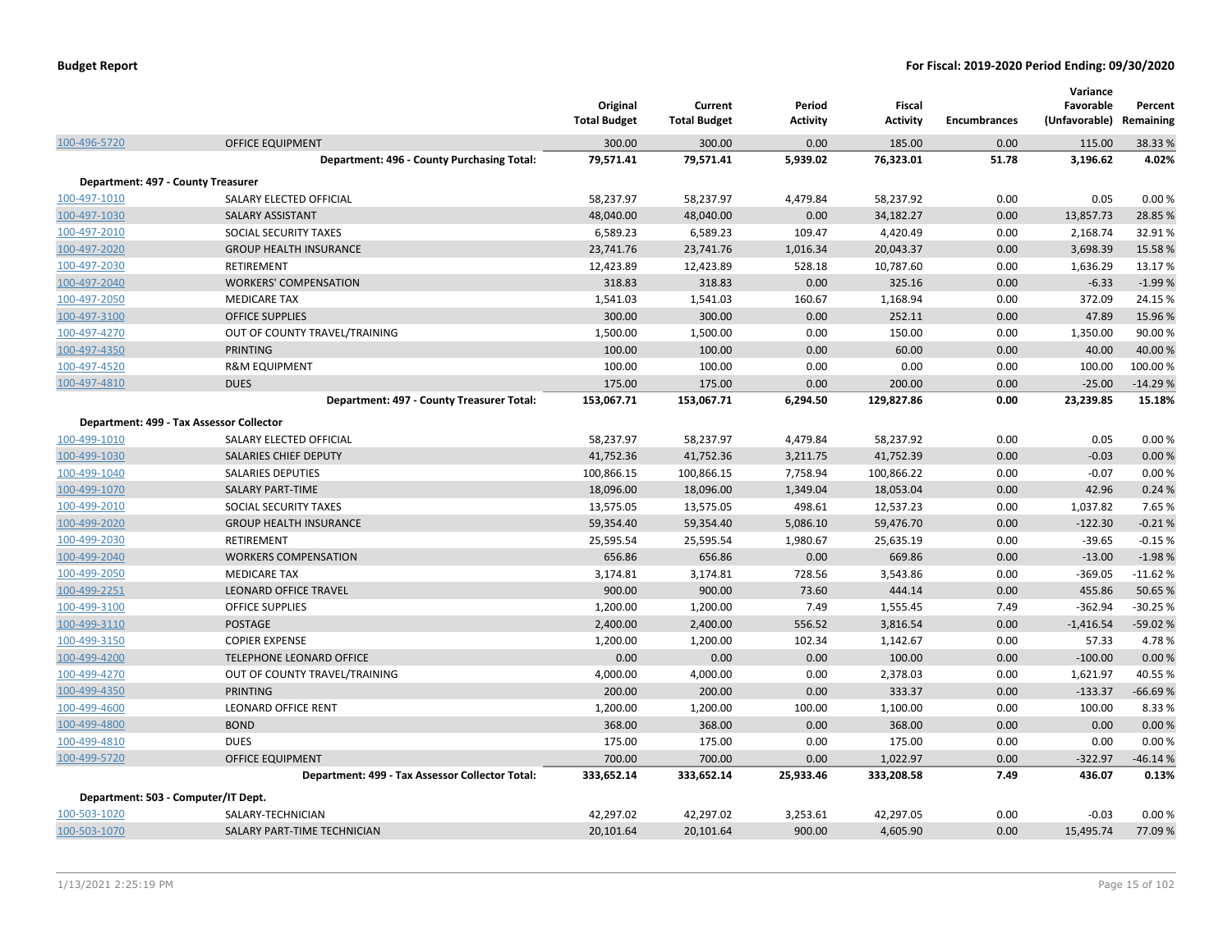**Budget Report** — For Fiscal: 2019-2020 Period Ending: 09/30/2020

| | | Original Total Budget | Current Total Budget | Period Activity | Fiscal Activity | Encumbrances | Variance Favorable (Unfavorable) | Percent Remaining |
|---|---|---|---|---|---|---|---|---|
| 100-496-5720 | OFFICE EQUIPMENT | 300.00 | 300.00 | 0.00 | 185.00 | 0.00 | 115.00 | 38.33 % |
| | **Department: 496 - County Purchasing Total:** | **79,571.41** | **79,571.41** | **5,939.02** | **76,323.01** | **51.78** | **3,196.62** | **4.02%** |
| **Department: 497 - County Treasurer** | | | | | | | | |
| 100-497-1010 | SALARY ELECTED OFFICIAL | 58,237.97 | 58,237.97 | 4,479.84 | 58,237.92 | 0.00 | 0.05 | 0.00 % |
| 100-497-1030 | SALARY ASSISTANT | 48,040.00 | 48,040.00 | 0.00 | 34,182.27 | 0.00 | 13,857.73 | 28.85 % |
| 100-497-2010 | SOCIAL SECURITY TAXES | 6,589.23 | 6,589.23 | 109.47 | 4,420.49 | 0.00 | 2,168.74 | 32.91 % |
| 100-497-2020 | GROUP HEALTH INSURANCE | 23,741.76 | 23,741.76 | 1,016.34 | 20,043.37 | 0.00 | 3,698.39 | 15.58 % |
| 100-497-2030 | RETIREMENT | 12,423.89 | 12,423.89 | 528.18 | 10,787.60 | 0.00 | 1,636.29 | 13.17 % |
| 100-497-2040 | WORKERS' COMPENSATION | 318.83 | 318.83 | 0.00 | 325.16 | 0.00 | -6.33 | -1.99 % |
| 100-497-2050 | MEDICARE TAX | 1,541.03 | 1,541.03 | 160.67 | 1,168.94 | 0.00 | 372.09 | 24.15 % |
| 100-497-3100 | OFFICE SUPPLIES | 300.00 | 300.00 | 0.00 | 252.11 | 0.00 | 47.89 | 15.96 % |
| 100-497-4270 | OUT OF COUNTY TRAVEL/TRAINING | 1,500.00 | 1,500.00 | 0.00 | 150.00 | 0.00 | 1,350.00 | 90.00 % |
| 100-497-4350 | PRINTING | 100.00 | 100.00 | 0.00 | 60.00 | 0.00 | 40.00 | 40.00 % |
| 100-497-4520 | R&M EQUIPMENT | 100.00 | 100.00 | 0.00 | 0.00 | 0.00 | 100.00 | 100.00 % |
| 100-497-4810 | DUES | 175.00 | 175.00 | 0.00 | 200.00 | 0.00 | -25.00 | -14.29 % |
| | **Department: 497 - County Treasurer Total:** | **153,067.71** | **153,067.71** | **6,294.50** | **129,827.86** | **0.00** | **23,239.85** | **15.18%** |
| **Department: 499 - Tax Assessor Collector** | | | | | | | | |
| 100-499-1010 | SALARY ELECTED OFFICIAL | 58,237.97 | 58,237.97 | 4,479.84 | 58,237.92 | 0.00 | 0.05 | 0.00 % |
| 100-499-1030 | SALARIES CHIEF DEPUTY | 41,752.36 | 41,752.36 | 3,211.75 | 41,752.39 | 0.00 | -0.03 | 0.00 % |
| 100-499-1040 | SALARIES DEPUTIES | 100,866.15 | 100,866.15 | 7,758.94 | 100,866.22 | 0.00 | -0.07 | 0.00 % |
| 100-499-1070 | SALARY PART-TIME | 18,096.00 | 18,096.00 | 1,349.04 | 18,053.04 | 0.00 | 42.96 | 0.24 % |
| 100-499-2010 | SOCIAL SECURITY TAXES | 13,575.05 | 13,575.05 | 498.61 | 12,537.23 | 0.00 | 1,037.82 | 7.65 % |
| 100-499-2020 | GROUP HEALTH INSURANCE | 59,354.40 | 59,354.40 | 5,086.10 | 59,476.70 | 0.00 | -122.30 | -0.21 % |
| 100-499-2030 | RETIREMENT | 25,595.54 | 25,595.54 | 1,980.67 | 25,635.19 | 0.00 | -39.65 | -0.15 % |
| 100-499-2040 | WORKERS COMPENSATION | 656.86 | 656.86 | 0.00 | 669.86 | 0.00 | -13.00 | -1.98 % |
| 100-499-2050 | MEDICARE TAX | 3,174.81 | 3,174.81 | 728.56 | 3,543.86 | 0.00 | -369.05 | -11.62 % |
| 100-499-2251 | LEONARD OFFICE TRAVEL | 900.00 | 900.00 | 73.60 | 444.14 | 0.00 | 455.86 | 50.65 % |
| 100-499-3100 | OFFICE SUPPLIES | 1,200.00 | 1,200.00 | 7.49 | 1,555.45 | 7.49 | -362.94 | -30.25 % |
| 100-499-3110 | POSTAGE | 2,400.00 | 2,400.00 | 556.52 | 3,816.54 | 0.00 | -1,416.54 | -59.02 % |
| 100-499-3150 | COPIER EXPENSE | 1,200.00 | 1,200.00 | 102.34 | 1,142.67 | 0.00 | 57.33 | 4.78 % |
| 100-499-4200 | TELEPHONE LEONARD OFFICE | 0.00 | 0.00 | 0.00 | 100.00 | 0.00 | -100.00 | 0.00 % |
| 100-499-4270 | OUT OF COUNTY TRAVEL/TRAINING | 4,000.00 | 4,000.00 | 0.00 | 2,378.03 | 0.00 | 1,621.97 | 40.55 % |
| 100-499-4350 | PRINTING | 200.00 | 200.00 | 0.00 | 333.37 | 0.00 | -133.37 | -66.69 % |
| 100-499-4600 | LEONARD OFFICE RENT | 1,200.00 | 1,200.00 | 100.00 | 1,100.00 | 0.00 | 100.00 | 8.33 % |
| 100-499-4800 | BOND | 368.00 | 368.00 | 0.00 | 368.00 | 0.00 | 0.00 | 0.00 % |
| 100-499-4810 | DUES | 175.00 | 175.00 | 0.00 | 175.00 | 0.00 | 0.00 | 0.00 % |
| 100-499-5720 | OFFICE EQUIPMENT | 700.00 | 700.00 | 0.00 | 1,022.97 | 0.00 | -322.97 | -46.14 % |
| | **Department: 499 - Tax Assessor Collector Total:** | **333,652.14** | **333,652.14** | **25,933.46** | **333,208.58** | **7.49** | **436.07** | **0.13%** |
| **Department: 503 - Computer/IT Dept.** | | | | | | | | |
| 100-503-1020 | SALARY-TECHNICIAN | 42,297.02 | 42,297.02 | 3,253.61 | 42,297.05 | 0.00 | -0.03 | 0.00 % |
| 100-503-1070 | SALARY PART-TIME TECHNICIAN | 20,101.64 | 20,101.64 | 900.00 | 4,605.90 | 0.00 | 15,495.74 | 77.09 % |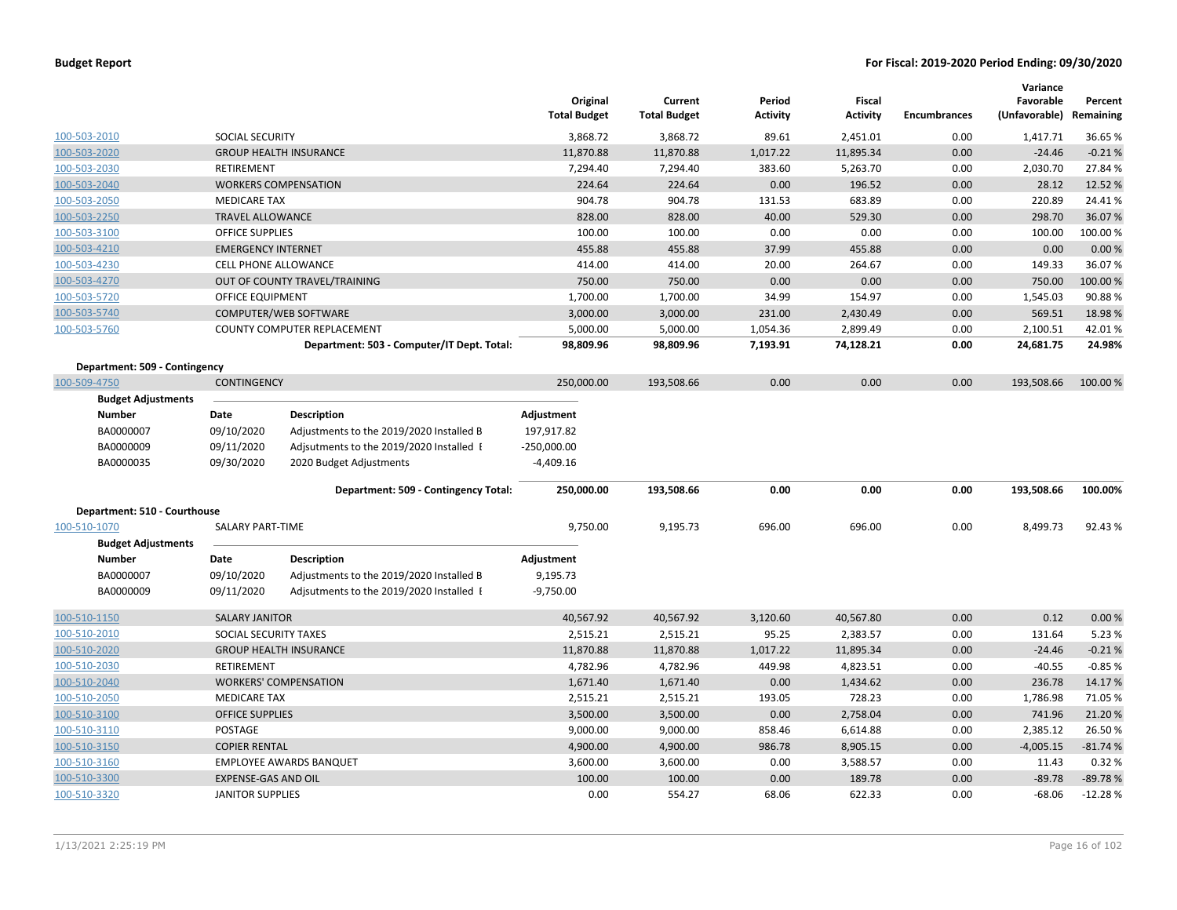## Budget Report

**For Fiscal: 2019-2020 Period Ending: 09/30/2020**

| | | Original Total Budget | Current Total Budget | Period Activity | Fiscal Activity | Encumbrances | Variance Favorable (Unfavorable) | Percent Remaining |
|---|---|---|---|---|---|---|---|---|
| 100-503-2010 | SOCIAL SECURITY | 3,868.72 | 3,868.72 | 89.61 | 2,451.01 | 0.00 | 1,417.71 | 36.65 % |
| 100-503-2020 | GROUP HEALTH INSURANCE | 11,870.88 | 11,870.88 | 1,017.22 | 11,895.34 | 0.00 | -24.46 | -0.21 % |
| 100-503-2030 | RETIREMENT | 7,294.40 | 7,294.40 | 383.60 | 5,263.70 | 0.00 | 2,030.70 | 27.84 % |
| 100-503-2040 | WORKERS COMPENSATION | 224.64 | 224.64 | 0.00 | 196.52 | 0.00 | 28.12 | 12.52 % |
| 100-503-2050 | MEDICARE TAX | 904.78 | 904.78 | 131.53 | 683.89 | 0.00 | 220.89 | 24.41 % |
| 100-503-2250 | TRAVEL ALLOWANCE | 828.00 | 828.00 | 40.00 | 529.30 | 0.00 | 298.70 | 36.07 % |
| 100-503-3100 | OFFICE SUPPLIES | 100.00 | 100.00 | 0.00 | 0.00 | 0.00 | 100.00 | 100.00 % |
| 100-503-4210 | EMERGENCY INTERNET | 455.88 | 455.88 | 37.99 | 455.88 | 0.00 | 0.00 | 0.00 % |
| 100-503-4230 | CELL PHONE ALLOWANCE | 414.00 | 414.00 | 20.00 | 264.67 | 0.00 | 149.33 | 36.07 % |
| 100-503-4270 | OUT OF COUNTY TRAVEL/TRAINING | 750.00 | 750.00 | 0.00 | 0.00 | 0.00 | 750.00 | 100.00 % |
| 100-503-5720 | OFFICE EQUIPMENT | 1,700.00 | 1,700.00 | 34.99 | 154.97 | 0.00 | 1,545.03 | 90.88 % |
| 100-503-5740 | COMPUTER/WEB SOFTWARE | 3,000.00 | 3,000.00 | 231.00 | 2,430.49 | 0.00 | 569.51 | 18.98 % |
| 100-503-5760 | COUNTY COMPUTER REPLACEMENT | 5,000.00 | 5,000.00 | 1,054.36 | 2,899.49 | 0.00 | 2,100.51 | 42.01 % |
| | **Department: 503 - Computer/IT Dept. Total:** | **98,809.96** | **98,809.96** | **7,193.91** | **74,128.21** | **0.00** | **24,681.75** | **24.98%** |

**Department: 509 - Contingency**

| | | Original Total Budget | Current Total Budget | Period Activity | Fiscal Activity | Encumbrances | Variance Favorable (Unfavorable) | Percent Remaining |
|---|---|---|---|---|---|---|---|---|
| 100-509-4750 | CONTINGENCY | 250,000.00 | 193,508.66 | 0.00 | 0.00 | 0.00 | 193,508.66 | 100.00 % |

**Budget Adjustments**

| Number | Date | Description | Adjustment |
|---|---|---|---|
| BA0000007 | 09/10/2020 | Adjustments to the 2019/2020 Installed B | 197,917.82 |
| BA0000009 | 09/11/2020 | Adjsutments to the 2019/2020 Installed E | -250,000.00 |
| BA0000035 | 09/30/2020 | 2020 Budget Adjustments | -4,409.16 |

| | Original Total Budget | Current Total Budget | Period Activity | Fiscal Activity | Encumbrances | Variance Favorable (Unfavorable) | Percent Remaining |
|---|---|---|---|---|---|---|---|
| **Department: 509 - Contingency Total:** | **250,000.00** | **193,508.66** | **0.00** | **0.00** | **0.00** | **193,508.66** | **100.00%** |

**Department: 510 - Courthouse**

| | | Original Total Budget | Current Total Budget | Period Activity | Fiscal Activity | Encumbrances | Variance Favorable (Unfavorable) | Percent Remaining |
|---|---|---|---|---|---|---|---|---|
| 100-510-1070 | SALARY PART-TIME | 9,750.00 | 9,195.73 | 696.00 | 696.00 | 0.00 | 8,499.73 | 92.43 % |

**Budget Adjustments**

| Number | Date | Description | Adjustment |
|---|---|---|---|
| BA0000007 | 09/10/2020 | Adjustments to the 2019/2020 Installed B | 9,195.73 |
| BA0000009 | 09/11/2020 | Adjsutments to the 2019/2020 Installed E | -9,750.00 |

| | | Original Total Budget | Current Total Budget | Period Activity | Fiscal Activity | Encumbrances | Variance Favorable (Unfavorable) | Percent Remaining |
|---|---|---|---|---|---|---|---|---|
| 100-510-1150 | SALARY JANITOR | 40,567.92 | 40,567.92 | 3,120.60 | 40,567.80 | 0.00 | 0.12 | 0.00 % |
| 100-510-2010 | SOCIAL SECURITY TAXES | 2,515.21 | 2,515.21 | 95.25 | 2,383.57 | 0.00 | 131.64 | 5.23 % |
| 100-510-2020 | GROUP HEALTH INSURANCE | 11,870.88 | 11,870.88 | 1,017.22 | 11,895.34 | 0.00 | -24.46 | -0.21 % |
| 100-510-2030 | RETIREMENT | 4,782.96 | 4,782.96 | 449.98 | 4,823.51 | 0.00 | -40.55 | -0.85 % |
| 100-510-2040 | WORKERS' COMPENSATION | 1,671.40 | 1,671.40 | 0.00 | 1,434.62 | 0.00 | 236.78 | 14.17 % |
| 100-510-2050 | MEDICARE TAX | 2,515.21 | 2,515.21 | 193.05 | 728.23 | 0.00 | 1,786.98 | 71.05 % |
| 100-510-3100 | OFFICE SUPPLIES | 3,500.00 | 3,500.00 | 0.00 | 2,758.04 | 0.00 | 741.96 | 21.20 % |
| 100-510-3110 | POSTAGE | 9,000.00 | 9,000.00 | 858.46 | 6,614.88 | 0.00 | 2,385.12 | 26.50 % |
| 100-510-3150 | COPIER RENTAL | 4,900.00 | 4,900.00 | 986.78 | 8,905.15 | 0.00 | -4,005.15 | -81.74 % |
| 100-510-3160 | EMPLOYEE AWARDS BANQUET | 3,600.00 | 3,600.00 | 0.00 | 3,588.57 | 0.00 | 11.43 | 0.32 % |
| 100-510-3300 | EXPENSE-GAS AND OIL | 100.00 | 100.00 | 0.00 | 189.78 | 0.00 | -89.78 | -89.78 % |
| 100-510-3320 | JANITOR SUPPLIES | 0.00 | 554.27 | 68.06 | 622.33 | 0.00 | -68.06 | -12.28 % |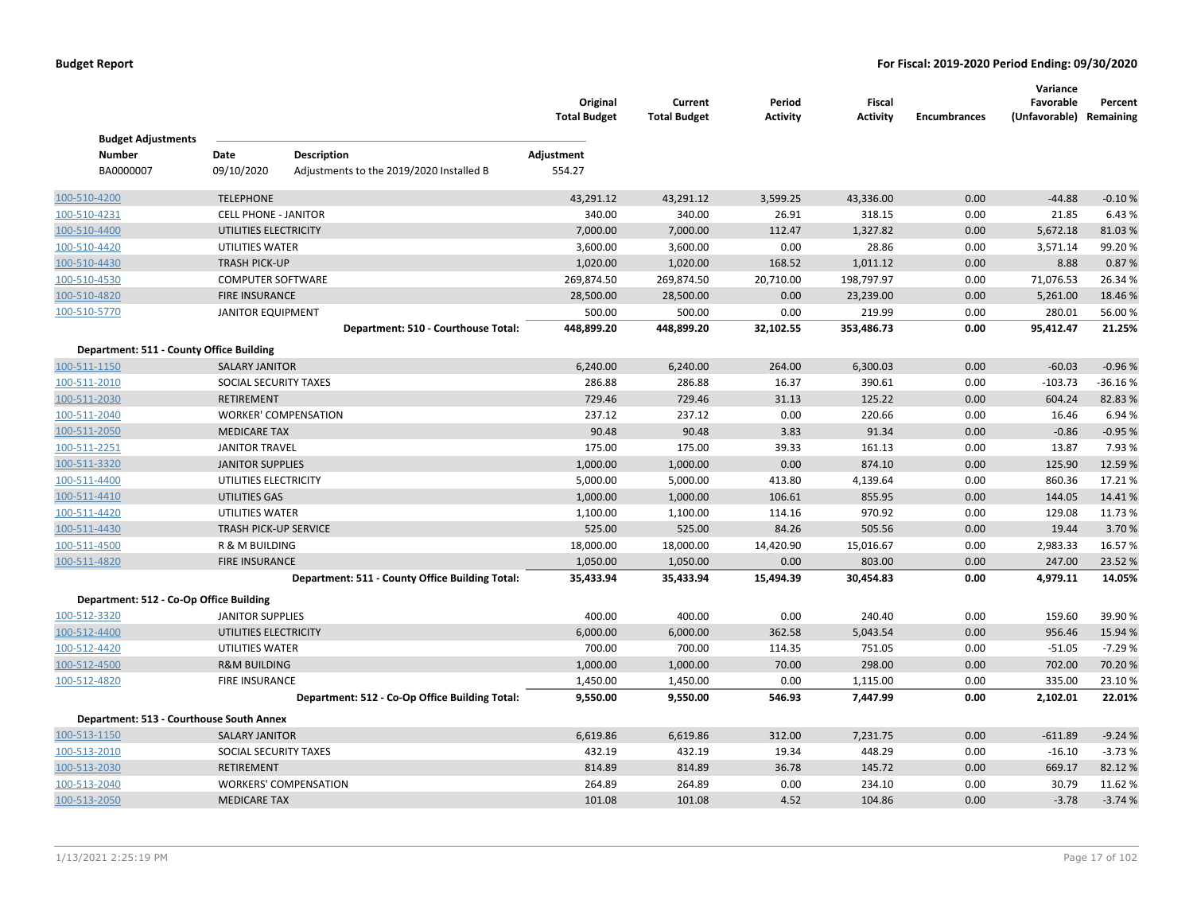**Budget Report** | **For Fiscal: 2019-2020 Period Ending: 09/30/2020**

**Budget Adjustments**

| Number | Date | Description | Adjustment |
|---|---|---|---|
| BA0000007 | 09/10/2020 | Adjustments to the 2019/2020 Installed B | 554.27 |

| Account | Description | Original Total Budget | Current Total Budget | Period Activity | Fiscal Activity | Encumbrances | Variance Favorable (Unfavorable) | Percent Remaining |
|---|---|---|---|---|---|---|---|---|
| 100-510-4200 | TELEPHONE | 43,291.12 | 43,291.12 | 3,599.25 | 43,336.00 | 0.00 | -44.88 | -0.10 % |
| 100-510-4231 | CELL PHONE - JANITOR | 340.00 | 340.00 | 26.91 | 318.15 | 0.00 | 21.85 | 6.43 % |
| 100-510-4400 | UTILITIES ELECTRICITY | 7,000.00 | 7,000.00 | 112.47 | 1,327.82 | 0.00 | 5,672.18 | 81.03 % |
| 100-510-4420 | UTILITIES WATER | 3,600.00 | 3,600.00 | 0.00 | 28.86 | 0.00 | 3,571.14 | 99.20 % |
| 100-510-4430 | TRASH PICK-UP | 1,020.00 | 1,020.00 | 168.52 | 1,011.12 | 0.00 | 8.88 | 0.87 % |
| 100-510-4530 | COMPUTER SOFTWARE | 269,874.50 | 269,874.50 | 20,710.00 | 198,797.97 | 0.00 | 71,076.53 | 26.34 % |
| 100-510-4820 | FIRE INSURANCE | 28,500.00 | 28,500.00 | 0.00 | 23,239.00 | 0.00 | 5,261.00 | 18.46 % |
| 100-510-5770 | JANITOR EQUIPMENT | 500.00 | 500.00 | 0.00 | 219.99 | 0.00 | 280.01 | 56.00 % |
| | **Department: 510 - Courthouse Total:** | **448,899.20** | **448,899.20** | **32,102.55** | **353,486.73** | **0.00** | **95,412.47** | **21.25%** |
| **Department: 511 - County Office Building** | | | | | | | | |
| 100-511-1150 | SALARY JANITOR | 6,240.00 | 6,240.00 | 264.00 | 6,300.03 | 0.00 | -60.03 | -0.96 % |
| 100-511-2010 | SOCIAL SECURITY TAXES | 286.88 | 286.88 | 16.37 | 390.61 | 0.00 | -103.73 | -36.16 % |
| 100-511-2030 | RETIREMENT | 729.46 | 729.46 | 31.13 | 125.22 | 0.00 | 604.24 | 82.83 % |
| 100-511-2040 | WORKER' COMPENSATION | 237.12 | 237.12 | 0.00 | 220.66 | 0.00 | 16.46 | 6.94 % |
| 100-511-2050 | MEDICARE TAX | 90.48 | 90.48 | 3.83 | 91.34 | 0.00 | -0.86 | -0.95 % |
| 100-511-2251 | JANITOR TRAVEL | 175.00 | 175.00 | 39.33 | 161.13 | 0.00 | 13.87 | 7.93 % |
| 100-511-3320 | JANITOR SUPPLIES | 1,000.00 | 1,000.00 | 0.00 | 874.10 | 0.00 | 125.90 | 12.59 % |
| 100-511-4400 | UTILITIES ELECTRICITY | 5,000.00 | 5,000.00 | 413.80 | 4,139.64 | 0.00 | 860.36 | 17.21 % |
| 100-511-4410 | UTILITIES GAS | 1,000.00 | 1,000.00 | 106.61 | 855.95 | 0.00 | 144.05 | 14.41 % |
| 100-511-4420 | UTILITIES WATER | 1,100.00 | 1,100.00 | 114.16 | 970.92 | 0.00 | 129.08 | 11.73 % |
| 100-511-4430 | TRASH PICK-UP SERVICE | 525.00 | 525.00 | 84.26 | 505.56 | 0.00 | 19.44 | 3.70 % |
| 100-511-4500 | R & M BUILDING | 18,000.00 | 18,000.00 | 14,420.90 | 15,016.67 | 0.00 | 2,983.33 | 16.57 % |
| 100-511-4820 | FIRE INSURANCE | 1,050.00 | 1,050.00 | 0.00 | 803.00 | 0.00 | 247.00 | 23.52 % |
| | **Department: 511 - County Office Building Total:** | **35,433.94** | **35,433.94** | **15,494.39** | **30,454.83** | **0.00** | **4,979.11** | **14.05%** |
| **Department: 512 - Co-Op Office Building** | | | | | | | | |
| 100-512-3320 | JANITOR SUPPLIES | 400.00 | 400.00 | 0.00 | 240.40 | 0.00 | 159.60 | 39.90 % |
| 100-512-4400 | UTILITIES ELECTRICITY | 6,000.00 | 6,000.00 | 362.58 | 5,043.54 | 0.00 | 956.46 | 15.94 % |
| 100-512-4420 | UTILITIES WATER | 700.00 | 700.00 | 114.35 | 751.05 | 0.00 | -51.05 | -7.29 % |
| 100-512-4500 | R&M BUILDING | 1,000.00 | 1,000.00 | 70.00 | 298.00 | 0.00 | 702.00 | 70.20 % |
| 100-512-4820 | FIRE INSURANCE | 1,450.00 | 1,450.00 | 0.00 | 1,115.00 | 0.00 | 335.00 | 23.10 % |
| | **Department: 512 - Co-Op Office Building Total:** | **9,550.00** | **9,550.00** | **546.93** | **7,447.99** | **0.00** | **2,102.01** | **22.01%** |
| **Department: 513 - Courthouse South Annex** | | | | | | | | |
| 100-513-1150 | SALARY JANITOR | 6,619.86 | 6,619.86 | 312.00 | 7,231.75 | 0.00 | -611.89 | -9.24 % |
| 100-513-2010 | SOCIAL SECURITY TAXES | 432.19 | 432.19 | 19.34 | 448.29 | 0.00 | -16.10 | -3.73 % |
| 100-513-2030 | RETIREMENT | 814.89 | 814.89 | 36.78 | 145.72 | 0.00 | 669.17 | 82.12 % |
| 100-513-2040 | WORKERS' COMPENSATION | 264.89 | 264.89 | 0.00 | 234.10 | 0.00 | 30.79 | 11.62 % |
| 100-513-2050 | MEDICARE TAX | 101.08 | 101.08 | 4.52 | 104.86 | 0.00 | -3.78 | -3.74 % |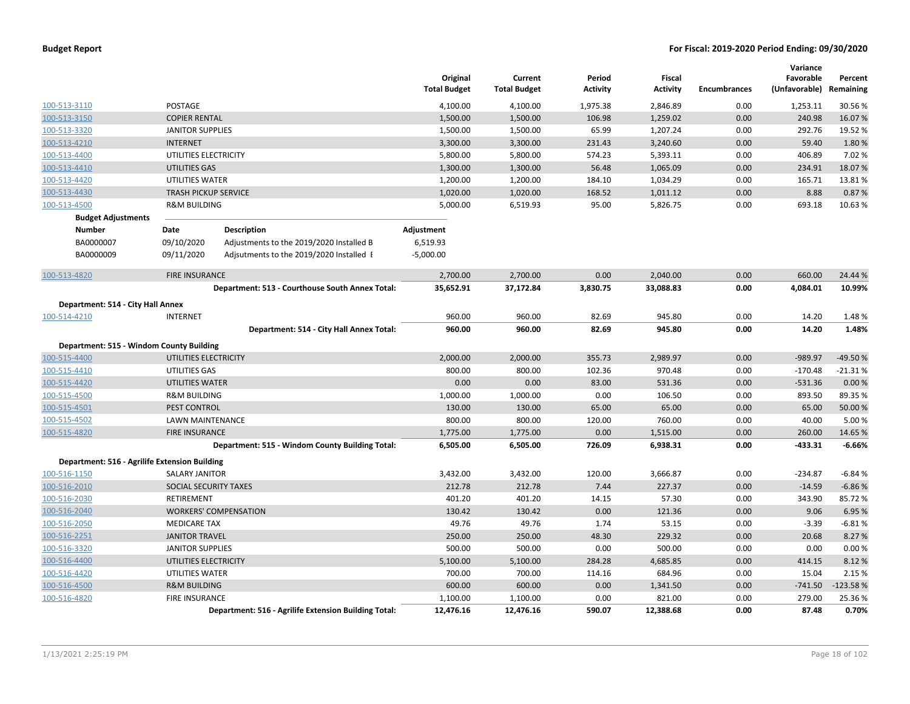**Budget Report** | **For Fiscal: 2019-2020 Period Ending: 09/30/2020**

| Account | Description | Original Total Budget | Current Total Budget | Period Activity | Fiscal Activity | Encumbrances | Variance Favorable (Unfavorable) | Percent Remaining |
|---|---|---|---|---|---|---|---|---|
| 100-513-3110 | POSTAGE | 4,100.00 | 4,100.00 | 1,975.38 | 2,846.89 | 0.00 | 1,253.11 | 30.56 % |
| 100-513-3150 | COPIER RENTAL | 1,500.00 | 1,500.00 | 106.98 | 1,259.02 | 0.00 | 240.98 | 16.07 % |
| 100-513-3320 | JANITOR SUPPLIES | 1,500.00 | 1,500.00 | 65.99 | 1,207.24 | 0.00 | 292.76 | 19.52 % |
| 100-513-4210 | INTERNET | 3,300.00 | 3,300.00 | 231.43 | 3,240.60 | 0.00 | 59.40 | 1.80 % |
| 100-513-4400 | UTILITIES ELECTRICITY | 5,800.00 | 5,800.00 | 574.23 | 5,393.11 | 0.00 | 406.89 | 7.02 % |
| 100-513-4410 | UTILITIES GAS | 1,300.00 | 1,300.00 | 56.48 | 1,065.09 | 0.00 | 234.91 | 18.07 % |
| 100-513-4420 | UTILITIES WATER | 1,200.00 | 1,200.00 | 184.10 | 1,034.29 | 0.00 | 165.71 | 13.81 % |
| 100-513-4430 | TRASH PICKUP SERVICE | 1,020.00 | 1,020.00 | 168.52 | 1,011.12 | 0.00 | 8.88 | 0.87 % |
| 100-513-4500 | R&M BUILDING | 5,000.00 | 6,519.93 | 95.00 | 5,826.75 | 0.00 | 693.18 | 10.63 % |

**Budget Adjustments**

| Number | Date | Description | Adjustment |
|---|---|---|---|
| BA0000007 | 09/10/2020 | Adjustments to the 2019/2020 Installed B | 6,519.93 |
| BA0000009 | 09/11/2020 | Adjsutments to the 2019/2020 Installed E | -5,000.00 |

| Account | Description | Original Total Budget | Current Total Budget | Period Activity | Fiscal Activity | Encumbrances | Variance Favorable (Unfavorable) | Percent Remaining |
|---|---|---|---|---|---|---|---|---|
| 100-513-4820 | FIRE INSURANCE | 2,700.00 | 2,700.00 | 0.00 | 2,040.00 | 0.00 | 660.00 | 24.44 % |
| | **Department: 513 - Courthouse South Annex Total:** | **35,652.91** | **37,172.84** | **3,830.75** | **33,088.83** | **0.00** | **4,084.01** | **10.99%** |
| **Department: 514 - City Hall Annex** | | | | | | | | |
| 100-514-4210 | INTERNET | 960.00 | 960.00 | 82.69 | 945.80 | 0.00 | 14.20 | 1.48 % |
| | **Department: 514 - City Hall Annex Total:** | **960.00** | **960.00** | **82.69** | **945.80** | **0.00** | **14.20** | **1.48%** |
| **Department: 515 - Windom County Building** | | | | | | | | |
| 100-515-4400 | UTILITIES ELECTRICITY | 2,000.00 | 2,000.00 | 355.73 | 2,989.97 | 0.00 | -989.97 | -49.50 % |
| 100-515-4410 | UTILITIES GAS | 800.00 | 800.00 | 102.36 | 970.48 | 0.00 | -170.48 | -21.31 % |
| 100-515-4420 | UTILITIES WATER | 0.00 | 0.00 | 83.00 | 531.36 | 0.00 | -531.36 | 0.00 % |
| 100-515-4500 | R&M BUILDING | 1,000.00 | 1,000.00 | 0.00 | 106.50 | 0.00 | 893.50 | 89.35 % |
| 100-515-4501 | PEST CONTROL | 130.00 | 130.00 | 65.00 | 65.00 | 0.00 | 65.00 | 50.00 % |
| 100-515-4502 | LAWN MAINTENANCE | 800.00 | 800.00 | 120.00 | 760.00 | 0.00 | 40.00 | 5.00 % |
| 100-515-4820 | FIRE INSURANCE | 1,775.00 | 1,775.00 | 0.00 | 1,515.00 | 0.00 | 260.00 | 14.65 % |
| | **Department: 515 - Windom County Building Total:** | **6,505.00** | **6,505.00** | **726.09** | **6,938.31** | **0.00** | **-433.31** | **-6.66%** |
| **Department: 516 - Agrilife Extension Building** | | | | | | | | |
| 100-516-1150 | SALARY JANITOR | 3,432.00 | 3,432.00 | 120.00 | 3,666.87 | 0.00 | -234.87 | -6.84 % |
| 100-516-2010 | SOCIAL SECURITY TAXES | 212.78 | 212.78 | 7.44 | 227.37 | 0.00 | -14.59 | -6.86 % |
| 100-516-2030 | RETIREMENT | 401.20 | 401.20 | 14.15 | 57.30 | 0.00 | 343.90 | 85.72 % |
| 100-516-2040 | WORKERS' COMPENSATION | 130.42 | 130.42 | 0.00 | 121.36 | 0.00 | 9.06 | 6.95 % |
| 100-516-2050 | MEDICARE TAX | 49.76 | 49.76 | 1.74 | 53.15 | 0.00 | -3.39 | -6.81 % |
| 100-516-2251 | JANITOR TRAVEL | 250.00 | 250.00 | 48.30 | 229.32 | 0.00 | 20.68 | 8.27 % |
| 100-516-3320 | JANITOR SUPPLIES | 500.00 | 500.00 | 0.00 | 500.00 | 0.00 | 0.00 | 0.00 % |
| 100-516-4400 | UTILITIES ELECTRICITY | 5,100.00 | 5,100.00 | 284.28 | 4,685.85 | 0.00 | 414.15 | 8.12 % |
| 100-516-4420 | UTILITIES WATER | 700.00 | 700.00 | 114.16 | 684.96 | 0.00 | 15.04 | 2.15 % |
| 100-516-4500 | R&M BUILDING | 600.00 | 600.00 | 0.00 | 1,341.50 | 0.00 | -741.50 | -123.58 % |
| 100-516-4820 | FIRE INSURANCE | 1,100.00 | 1,100.00 | 0.00 | 821.00 | 0.00 | 279.00 | 25.36 % |
| | **Department: 516 - Agrilife Extension Building Total:** | **12,476.16** | **12,476.16** | **590.07** | **12,388.68** | **0.00** | **87.48** | **0.70%** |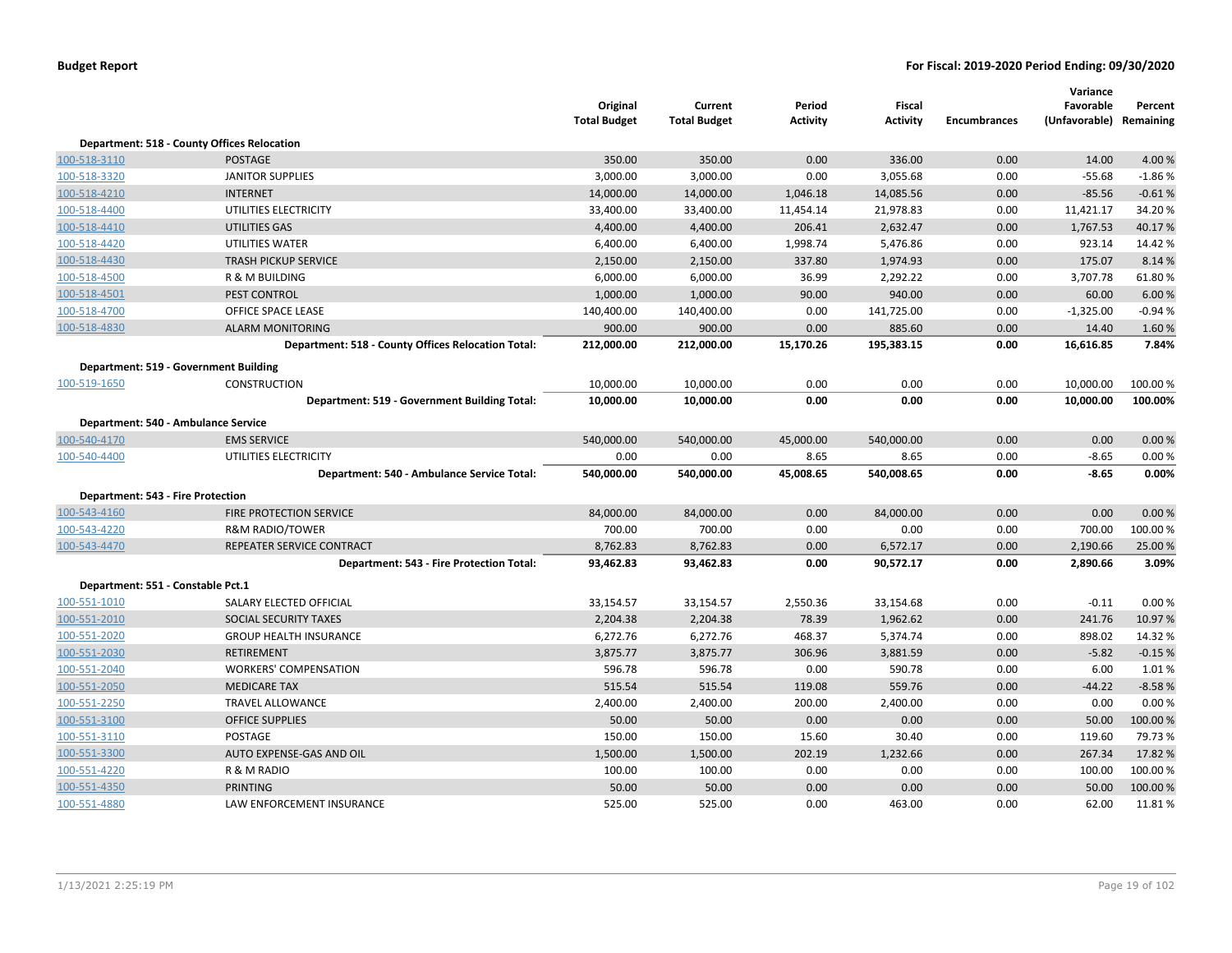**Budget Report** **For Fiscal: 2019-2020 Period Ending: 09/30/2020**

| | | Original Total Budget | Current Total Budget | Period Activity | Fiscal Activity | Encumbrances | Variance Favorable (Unfavorable) | Percent Remaining |
|---|---|---|---|---|---|---|---|---|
| **Department: 518 - County Offices Relocation** | | | | | | | | |
| 100-518-3110 | POSTAGE | 350.00 | 350.00 | 0.00 | 336.00 | 0.00 | 14.00 | 4.00 % |
| 100-518-3320 | JANITOR SUPPLIES | 3,000.00 | 3,000.00 | 0.00 | 3,055.68 | 0.00 | -55.68 | -1.86 % |
| 100-518-4210 | INTERNET | 14,000.00 | 14,000.00 | 1,046.18 | 14,085.56 | 0.00 | -85.56 | -0.61 % |
| 100-518-4400 | UTILITIES ELECTRICITY | 33,400.00 | 33,400.00 | 11,454.14 | 21,978.83 | 0.00 | 11,421.17 | 34.20 % |
| 100-518-4410 | UTILITIES GAS | 4,400.00 | 4,400.00 | 206.41 | 2,632.47 | 0.00 | 1,767.53 | 40.17 % |
| 100-518-4420 | UTILITIES WATER | 6,400.00 | 6,400.00 | 1,998.74 | 5,476.86 | 0.00 | 923.14 | 14.42 % |
| 100-518-4430 | TRASH PICKUP SERVICE | 2,150.00 | 2,150.00 | 337.80 | 1,974.93 | 0.00 | 175.07 | 8.14 % |
| 100-518-4500 | R & M BUILDING | 6,000.00 | 6,000.00 | 36.99 | 2,292.22 | 0.00 | 3,707.78 | 61.80 % |
| 100-518-4501 | PEST CONTROL | 1,000.00 | 1,000.00 | 90.00 | 940.00 | 0.00 | 60.00 | 6.00 % |
| 100-518-4700 | OFFICE SPACE LEASE | 140,400.00 | 140,400.00 | 0.00 | 141,725.00 | 0.00 | -1,325.00 | -0.94 % |
| 100-518-4830 | ALARM MONITORING | 900.00 | 900.00 | 0.00 | 885.60 | 0.00 | 14.40 | 1.60 % |
| | **Department: 518 - County Offices Relocation Total:** | **212,000.00** | **212,000.00** | **15,170.26** | **195,383.15** | **0.00** | **16,616.85** | **7.84%** |
| **Department: 519 - Government Building** | | | | | | | | |
| 100-519-1650 | CONSTRUCTION | 10,000.00 | 10,000.00 | 0.00 | 0.00 | 0.00 | 10,000.00 | 100.00 % |
| | **Department: 519 - Government Building Total:** | **10,000.00** | **10,000.00** | **0.00** | **0.00** | **0.00** | **10,000.00** | **100.00%** |
| **Department: 540 - Ambulance Service** | | | | | | | | |
| 100-540-4170 | EMS SERVICE | 540,000.00 | 540,000.00 | 45,000.00 | 540,000.00 | 0.00 | 0.00 | 0.00 % |
| 100-540-4400 | UTILITIES ELECTRICITY | 0.00 | 0.00 | 8.65 | 8.65 | 0.00 | -8.65 | 0.00 % |
| | **Department: 540 - Ambulance Service Total:** | **540,000.00** | **540,000.00** | **45,008.65** | **540,008.65** | **0.00** | **-8.65** | **0.00%** |
| **Department: 543 - Fire Protection** | | | | | | | | |
| 100-543-4160 | FIRE PROTECTION SERVICE | 84,000.00 | 84,000.00 | 0.00 | 84,000.00 | 0.00 | 0.00 | 0.00 % |
| 100-543-4220 | R&M RADIO/TOWER | 700.00 | 700.00 | 0.00 | 0.00 | 0.00 | 700.00 | 100.00 % |
| 100-543-4470 | REPEATER SERVICE CONTRACT | 8,762.83 | 8,762.83 | 0.00 | 6,572.17 | 0.00 | 2,190.66 | 25.00 % |
| | **Department: 543 - Fire Protection Total:** | **93,462.83** | **93,462.83** | **0.00** | **90,572.17** | **0.00** | **2,890.66** | **3.09%** |
| **Department: 551 - Constable Pct.1** | | | | | | | | |
| 100-551-1010 | SALARY ELECTED OFFICIAL | 33,154.57 | 33,154.57 | 2,550.36 | 33,154.68 | 0.00 | -0.11 | 0.00 % |
| 100-551-2010 | SOCIAL SECURITY TAXES | 2,204.38 | 2,204.38 | 78.39 | 1,962.62 | 0.00 | 241.76 | 10.97 % |
| 100-551-2020 | GROUP HEALTH INSURANCE | 6,272.76 | 6,272.76 | 468.37 | 5,374.74 | 0.00 | 898.02 | 14.32 % |
| 100-551-2030 | RETIREMENT | 3,875.77 | 3,875.77 | 306.96 | 3,881.59 | 0.00 | -5.82 | -0.15 % |
| 100-551-2040 | WORKERS' COMPENSATION | 596.78 | 596.78 | 0.00 | 590.78 | 0.00 | 6.00 | 1.01 % |
| 100-551-2050 | MEDICARE TAX | 515.54 | 515.54 | 119.08 | 559.76 | 0.00 | -44.22 | -8.58 % |
| 100-551-2250 | TRAVEL ALLOWANCE | 2,400.00 | 2,400.00 | 200.00 | 2,400.00 | 0.00 | 0.00 | 0.00 % |
| 100-551-3100 | OFFICE SUPPLIES | 50.00 | 50.00 | 0.00 | 0.00 | 0.00 | 50.00 | 100.00 % |
| 100-551-3110 | POSTAGE | 150.00 | 150.00 | 15.60 | 30.40 | 0.00 | 119.60 | 79.73 % |
| 100-551-3300 | AUTO EXPENSE-GAS AND OIL | 1,500.00 | 1,500.00 | 202.19 | 1,232.66 | 0.00 | 267.34 | 17.82 % |
| 100-551-4220 | R & M RADIO | 100.00 | 100.00 | 0.00 | 0.00 | 0.00 | 100.00 | 100.00 % |
| 100-551-4350 | PRINTING | 50.00 | 50.00 | 0.00 | 0.00 | 0.00 | 50.00 | 100.00 % |
| 100-551-4880 | LAW ENFORCEMENT INSURANCE | 525.00 | 525.00 | 0.00 | 463.00 | 0.00 | 62.00 | 11.81 % |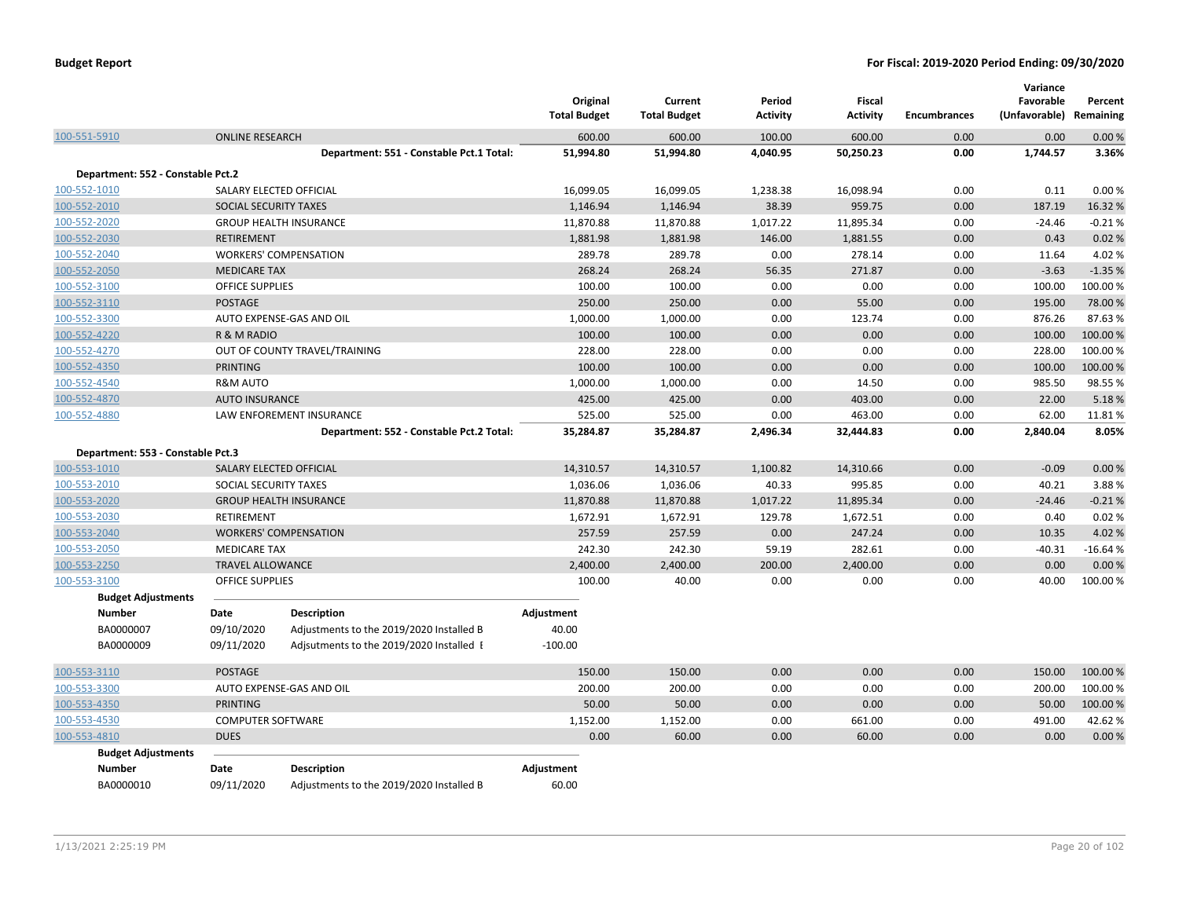| | | Original Total Budget | Current Total Budget | Period Activity | Fiscal Activity | Encumbrances | Variance Favorable (Unfavorable) | Percent Remaining |
|---|---|---|---|---|---|---|---|---|
| 100-551-5910 | ONLINE RESEARCH | 600.00 | 600.00 | 100.00 | 600.00 | 0.00 | 0.00 | 0.00 % |
| | **Department: 551 - Constable Pct.1 Total:** | **51,994.80** | **51,994.80** | **4,040.95** | **50,250.23** | **0.00** | **1,744.57** | **3.36%** |
| **Department: 552 - Constable Pct.2** | | | | | | | | |
| 100-552-1010 | SALARY ELECTED OFFICIAL | 16,099.05 | 16,099.05 | 1,238.38 | 16,098.94 | 0.00 | 0.11 | 0.00 % |
| 100-552-2010 | SOCIAL SECURITY TAXES | 1,146.94 | 1,146.94 | 38.39 | 959.75 | 0.00 | 187.19 | 16.32 % |
| 100-552-2020 | GROUP HEALTH INSURANCE | 11,870.88 | 11,870.88 | 1,017.22 | 11,895.34 | 0.00 | -24.46 | -0.21 % |
| 100-552-2030 | RETIREMENT | 1,881.98 | 1,881.98 | 146.00 | 1,881.55 | 0.00 | 0.43 | 0.02 % |
| 100-552-2040 | WORKERS' COMPENSATION | 289.78 | 289.78 | 0.00 | 278.14 | 0.00 | 11.64 | 4.02 % |
| 100-552-2050 | MEDICARE TAX | 268.24 | 268.24 | 56.35 | 271.87 | 0.00 | -3.63 | -1.35 % |
| 100-552-3100 | OFFICE SUPPLIES | 100.00 | 100.00 | 0.00 | 0.00 | 0.00 | 100.00 | 100.00 % |
| 100-552-3110 | POSTAGE | 250.00 | 250.00 | 0.00 | 55.00 | 0.00 | 195.00 | 78.00 % |
| 100-552-3300 | AUTO EXPENSE-GAS AND OIL | 1,000.00 | 1,000.00 | 0.00 | 123.74 | 0.00 | 876.26 | 87.63 % |
| 100-552-4220 | R & M RADIO | 100.00 | 100.00 | 0.00 | 0.00 | 0.00 | 100.00 | 100.00 % |
| 100-552-4270 | OUT OF COUNTY TRAVEL/TRAINING | 228.00 | 228.00 | 0.00 | 0.00 | 0.00 | 228.00 | 100.00 % |
| 100-552-4350 | PRINTING | 100.00 | 100.00 | 0.00 | 0.00 | 0.00 | 100.00 | 100.00 % |
| 100-552-4540 | R&M AUTO | 1,000.00 | 1,000.00 | 0.00 | 14.50 | 0.00 | 985.50 | 98.55 % |
| 100-552-4870 | AUTO INSURANCE | 425.00 | 425.00 | 0.00 | 403.00 | 0.00 | 22.00 | 5.18 % |
| 100-552-4880 | LAW ENFOREMENT INSURANCE | 525.00 | 525.00 | 0.00 | 463.00 | 0.00 | 62.00 | 11.81 % |
| | **Department: 552 - Constable Pct.2 Total:** | **35,284.87** | **35,284.87** | **2,496.34** | **32,444.83** | **0.00** | **2,840.04** | **8.05%** |
| **Department: 553 - Constable Pct.3** | | | | | | | | |
| 100-553-1010 | SALARY ELECTED OFFICIAL | 14,310.57 | 14,310.57 | 1,100.82 | 14,310.66 | 0.00 | -0.09 | 0.00 % |
| 100-553-2010 | SOCIAL SECURITY TAXES | 1,036.06 | 1,036.06 | 40.33 | 995.85 | 0.00 | 40.21 | 3.88 % |
| 100-553-2020 | GROUP HEALTH INSURANCE | 11,870.88 | 11,870.88 | 1,017.22 | 11,895.34 | 0.00 | -24.46 | -0.21 % |
| 100-553-2030 | RETIREMENT | 1,672.91 | 1,672.91 | 129.78 | 1,672.51 | 0.00 | 0.40 | 0.02 % |
| 100-553-2040 | WORKERS' COMPENSATION | 257.59 | 257.59 | 0.00 | 247.24 | 0.00 | 10.35 | 4.02 % |
| 100-553-2050 | MEDICARE TAX | 242.30 | 242.30 | 59.19 | 282.61 | 0.00 | -40.31 | -16.64 % |
| 100-553-2250 | TRAVEL ALLOWANCE | 2,400.00 | 2,400.00 | 200.00 | 2,400.00 | 0.00 | 0.00 | 0.00 % |
| 100-553-3100 | OFFICE SUPPLIES | 100.00 | 40.00 | 0.00 | 0.00 | 0.00 | 40.00 | 100.00 % |

**Budget Adjustments**

| Number | Date | Description | Adjustment |
|---|---|---|---|
| BA0000007 | 09/10/2020 | Adjustments to the 2019/2020 Installed B | 40.00 |
| BA0000009 | 09/11/2020 | Adjsutments to the 2019/2020 Installed E | -100.00 |

| | | Original Total Budget | Current Total Budget | Period Activity | Fiscal Activity | Encumbrances | Variance Favorable (Unfavorable) | Percent Remaining |
|---|---|---|---|---|---|---|---|---|
| 100-553-3110 | POSTAGE | 150.00 | 150.00 | 0.00 | 0.00 | 0.00 | 150.00 | 100.00 % |
| 100-553-3300 | AUTO EXPENSE-GAS AND OIL | 200.00 | 200.00 | 0.00 | 0.00 | 0.00 | 200.00 | 100.00 % |
| 100-553-4350 | PRINTING | 50.00 | 50.00 | 0.00 | 0.00 | 0.00 | 50.00 | 100.00 % |
| 100-553-4530 | COMPUTER SOFTWARE | 1,152.00 | 1,152.00 | 0.00 | 661.00 | 0.00 | 491.00 | 42.62 % |
| 100-553-4810 | DUES | 0.00 | 60.00 | 0.00 | 60.00 | 0.00 | 0.00 | 0.00 % |

**Budget Adjustments**

| Number | Date | Description | Adjustment |
|---|---|---|---|
| BA0000010 | 09/11/2020 | Adjustments to the 2019/2020 Installed B | 60.00 |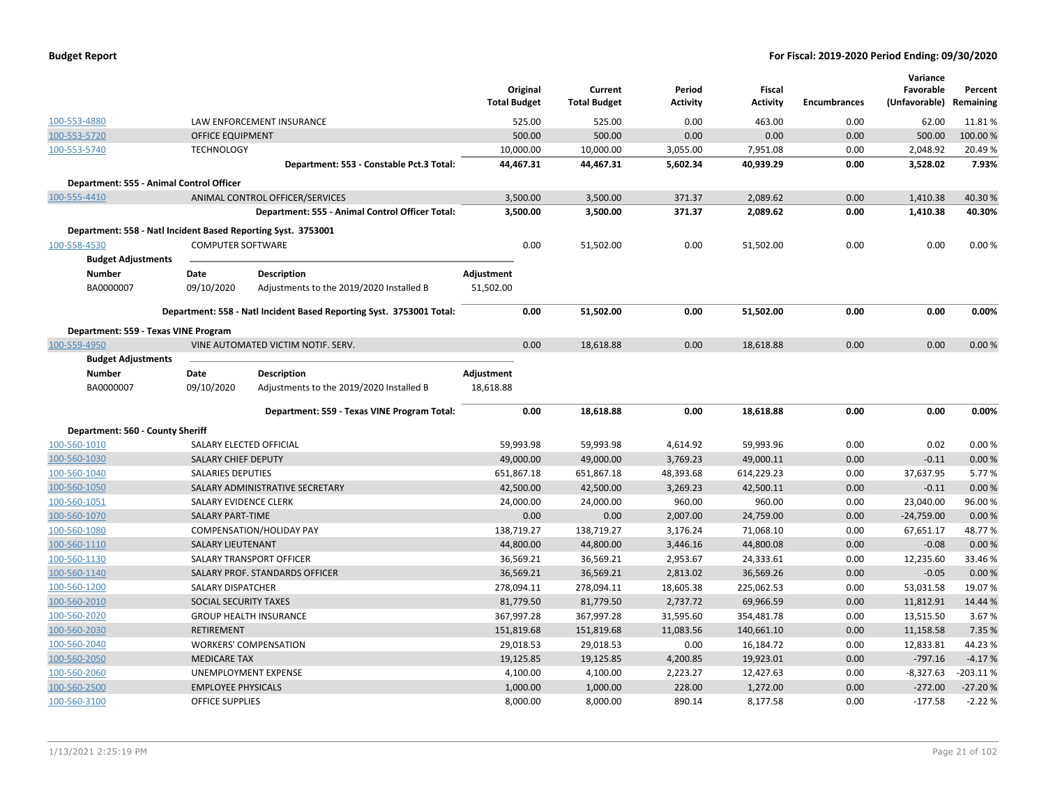| | | Original Total Budget | Current Total Budget | Period Activity | Fiscal Activity | Encumbrances | Variance Favorable (Unfavorable) | Percent Remaining |
|---|---|---|---|---|---|---|---|---|
| 100-553-4880 | LAW ENFORCEMENT INSURANCE | 525.00 | 525.00 | 0.00 | 463.00 | 0.00 | 62.00 | 11.81 % |
| 100-553-5720 | OFFICE EQUIPMENT | 500.00 | 500.00 | 0.00 | 0.00 | 0.00 | 500.00 | 100.00 % |
| 100-553-5740 | TECHNOLOGY | 10,000.00 | 10,000.00 | 3,055.00 | 7,951.08 | 0.00 | 2,048.92 | 20.49 % |
| | **Department: 553 - Constable Pct.3 Total:** | **44,467.31** | **44,467.31** | **5,602.34** | **40,939.29** | **0.00** | **3,528.02** | **7.93%** |

**Department: 555 - Animal Control Officer**

| | | Original Total Budget | Current Total Budget | Period Activity | Fiscal Activity | Encumbrances | Variance Favorable (Unfavorable) | Percent Remaining |
|---|---|---|---|---|---|---|---|---|
| 100-555-4410 | ANIMAL CONTROL OFFICER/SERVICES | 3,500.00 | 3,500.00 | 371.37 | 2,089.62 | 0.00 | 1,410.38 | 40.30 % |
| | **Department: 555 - Animal Control Officer Total:** | **3,500.00** | **3,500.00** | **371.37** | **2,089.62** | **0.00** | **1,410.38** | **40.30%** |

**Department: 558 - Natl Incident Based Reporting Syst. 3753001**

| | | Original Total Budget | Current Total Budget | Period Activity | Fiscal Activity | Encumbrances | Variance Favorable (Unfavorable) | Percent Remaining |
|---|---|---|---|---|---|---|---|---|
| 100-558-4530 | COMPUTER SOFTWARE | 0.00 | 51,502.00 | 0.00 | 51,502.00 | 0.00 | 0.00 | 0.00 % |

**Budget Adjustments**

| Number | Date | Description | Adjustment |
|---|---|---|---|
| BA0000007 | 09/10/2020 | Adjustments to the 2019/2020 Installed B | 51,502.00 |

| | Original Total Budget | Current Total Budget | Period Activity | Fiscal Activity | Encumbrances | Variance Favorable (Unfavorable) | Percent Remaining |
|---|---|---|---|---|---|---|---|
| **Department: 558 - Natl Incident Based Reporting Syst. 3753001 Total:** | **0.00** | **51,502.00** | **0.00** | **51,502.00** | **0.00** | **0.00** | **0.00%** |

**Department: 559 - Texas VINE Program**

| | | Original Total Budget | Current Total Budget | Period Activity | Fiscal Activity | Encumbrances | Variance Favorable (Unfavorable) | Percent Remaining |
|---|---|---|---|---|---|---|---|---|
| 100-559-4950 | VINE AUTOMATED VICTIM NOTIF. SERV. | 0.00 | 18,618.88 | 0.00 | 18,618.88 | 0.00 | 0.00 | 0.00 % |

**Budget Adjustments**

| Number | Date | Description | Adjustment |
|---|---|---|---|
| BA0000007 | 09/10/2020 | Adjustments to the 2019/2020 Installed B | 18,618.88 |

| | Original Total Budget | Current Total Budget | Period Activity | Fiscal Activity | Encumbrances | Variance Favorable (Unfavorable) | Percent Remaining |
|---|---|---|---|---|---|---|---|
| **Department: 559 - Texas VINE Program Total:** | **0.00** | **18,618.88** | **0.00** | **18,618.88** | **0.00** | **0.00** | **0.00%** |

**Department: 560 - County Sheriff**

| | | Original Total Budget | Current Total Budget | Period Activity | Fiscal Activity | Encumbrances | Variance Favorable (Unfavorable) | Percent Remaining |
|---|---|---|---|---|---|---|---|---|
| 100-560-1010 | SALARY ELECTED OFFICIAL | 59,993.98 | 59,993.98 | 4,614.92 | 59,993.96 | 0.00 | 0.02 | 0.00 % |
| 100-560-1030 | SALARY CHIEF DEPUTY | 49,000.00 | 49,000.00 | 3,769.23 | 49,000.11 | 0.00 | -0.11 | 0.00 % |
| 100-560-1040 | SALARIES DEPUTIES | 651,867.18 | 651,867.18 | 48,393.68 | 614,229.23 | 0.00 | 37,637.95 | 5.77 % |
| 100-560-1050 | SALARY ADMINISTRATIVE SECRETARY | 42,500.00 | 42,500.00 | 3,269.23 | 42,500.11 | 0.00 | -0.11 | 0.00 % |
| 100-560-1051 | SALARY EVIDENCE CLERK | 24,000.00 | 24,000.00 | 960.00 | 960.00 | 0.00 | 23,040.00 | 96.00 % |
| 100-560-1070 | SALARY PART-TIME | 0.00 | 0.00 | 2,007.00 | 24,759.00 | 0.00 | -24,759.00 | 0.00 % |
| 100-560-1080 | COMPENSATION/HOLIDAY PAY | 138,719.27 | 138,719.27 | 3,176.24 | 71,068.10 | 0.00 | 67,651.17 | 48.77 % |
| 100-560-1110 | SALARY LIEUTENANT | 44,800.00 | 44,800.00 | 3,446.16 | 44,800.08 | 0.00 | -0.08 | 0.00 % |
| 100-560-1130 | SALARY TRANSPORT OFFICER | 36,569.21 | 36,569.21 | 2,953.67 | 24,333.61 | 0.00 | 12,235.60 | 33.46 % |
| 100-560-1140 | SALARY PROF. STANDARDS OFFICER | 36,569.21 | 36,569.21 | 2,813.02 | 36,569.26 | 0.00 | -0.05 | 0.00 % |
| 100-560-1200 | SALARY DISPATCHER | 278,094.11 | 278,094.11 | 18,605.38 | 225,062.53 | 0.00 | 53,031.58 | 19.07 % |
| 100-560-2010 | SOCIAL SECURITY TAXES | 81,779.50 | 81,779.50 | 2,737.72 | 69,966.59 | 0.00 | 11,812.91 | 14.44 % |
| 100-560-2020 | GROUP HEALTH INSURANCE | 367,997.28 | 367,997.28 | 31,595.60 | 354,481.78 | 0.00 | 13,515.50 | 3.67 % |
| 100-560-2030 | RETIREMENT | 151,819.68 | 151,819.68 | 11,083.56 | 140,661.10 | 0.00 | 11,158.58 | 7.35 % |
| 100-560-2040 | WORKERS' COMPENSATION | 29,018.53 | 29,018.53 | 0.00 | 16,184.72 | 0.00 | 12,833.81 | 44.23 % |
| 100-560-2050 | MEDICARE TAX | 19,125.85 | 19,125.85 | 4,200.85 | 19,923.01 | 0.00 | -797.16 | -4.17 % |
| 100-560-2060 | UNEMPLOYMENT EXPENSE | 4,100.00 | 4,100.00 | 2,223.27 | 12,427.63 | 0.00 | -8,327.63 | -203.11 % |
| 100-560-2500 | EMPLOYEE PHYSICALS | 1,000.00 | 1,000.00 | 228.00 | 1,272.00 | 0.00 | -272.00 | -27.20 % |
| 100-560-3100 | OFFICE SUPPLIES | 8,000.00 | 8,000.00 | 890.14 | 8,177.58 | 0.00 | -177.58 | -2.22 % |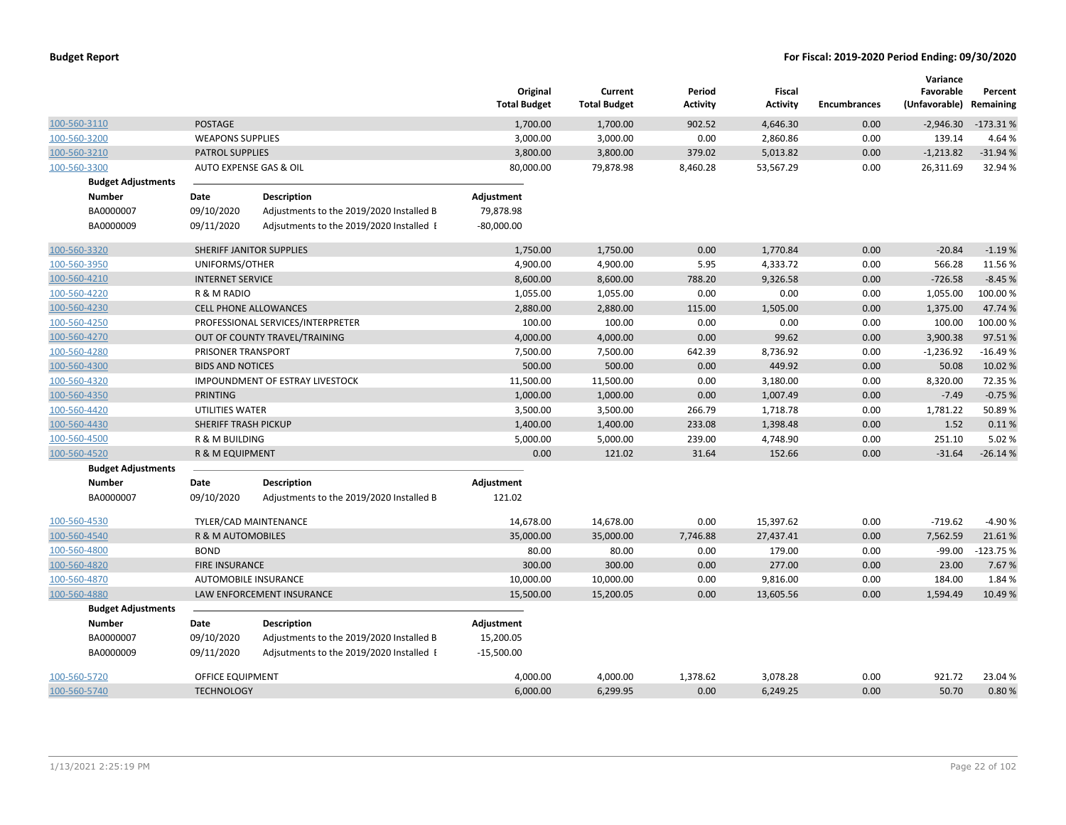**Budget Report** **For Fiscal: 2019-2020 Period Ending: 09/30/2020**

| Account | Description | Original Total Budget | Current Total Budget | Period Activity | Fiscal Activity | Encumbrances | Variance Favorable (Unfavorable) | Percent Remaining |
|---|---|---|---|---|---|---|---|---|
| 100-560-3110 | POSTAGE | 1,700.00 | 1,700.00 | 902.52 | 4,646.30 | 0.00 | -2,946.30 | -173.31 % |
| 100-560-3200 | WEAPONS SUPPLIES | 3,000.00 | 3,000.00 | 0.00 | 2,860.86 | 0.00 | 139.14 | 4.64 % |
| 100-560-3210 | PATROL SUPPLIES | 3,800.00 | 3,800.00 | 379.02 | 5,013.82 | 0.00 | -1,213.82 | -31.94 % |
| 100-560-3300 | AUTO EXPENSE GAS & OIL | 80,000.00 | 79,878.98 | 8,460.28 | 53,567.29 | 0.00 | 26,311.69 | 32.94 % |

**Budget Adjustments**

| Number | Date | Description | Adjustment |
|---|---|---|---|
| BA0000007 | 09/10/2020 | Adjustments to the 2019/2020 Installed B | 79,878.98 |
| BA0000009 | 09/11/2020 | Adjsutments to the 2019/2020 Installed E | -80,000.00 |

| Account | Description | Original Total Budget | Current Total Budget | Period Activity | Fiscal Activity | Encumbrances | Variance Favorable (Unfavorable) | Percent Remaining |
|---|---|---|---|---|---|---|---|---|
| 100-560-3320 | SHERIFF JANITOR SUPPLIES | 1,750.00 | 1,750.00 | 0.00 | 1,770.84 | 0.00 | -20.84 | -1.19 % |
| 100-560-3950 | UNIFORMS/OTHER | 4,900.00 | 4,900.00 | 5.95 | 4,333.72 | 0.00 | 566.28 | 11.56 % |
| 100-560-4210 | INTERNET SERVICE | 8,600.00 | 8,600.00 | 788.20 | 9,326.58 | 0.00 | -726.58 | -8.45 % |
| 100-560-4220 | R & M RADIO | 1,055.00 | 1,055.00 | 0.00 | 0.00 | 0.00 | 1,055.00 | 100.00 % |
| 100-560-4230 | CELL PHONE ALLOWANCES | 2,880.00 | 2,880.00 | 115.00 | 1,505.00 | 0.00 | 1,375.00 | 47.74 % |
| 100-560-4250 | PROFESSIONAL SERVICES/INTERPRETER | 100.00 | 100.00 | 0.00 | 0.00 | 0.00 | 100.00 | 100.00 % |
| 100-560-4270 | OUT OF COUNTY TRAVEL/TRAINING | 4,000.00 | 4,000.00 | 0.00 | 99.62 | 0.00 | 3,900.38 | 97.51 % |
| 100-560-4280 | PRISONER TRANSPORT | 7,500.00 | 7,500.00 | 642.39 | 8,736.92 | 0.00 | -1,236.92 | -16.49 % |
| 100-560-4300 | BIDS AND NOTICES | 500.00 | 500.00 | 0.00 | 449.92 | 0.00 | 50.08 | 10.02 % |
| 100-560-4320 | IMPOUNDMENT OF ESTRAY LIVESTOCK | 11,500.00 | 11,500.00 | 0.00 | 3,180.00 | 0.00 | 8,320.00 | 72.35 % |
| 100-560-4350 | PRINTING | 1,000.00 | 1,000.00 | 0.00 | 1,007.49 | 0.00 | -7.49 | -0.75 % |
| 100-560-4420 | UTILITIES WATER | 3,500.00 | 3,500.00 | 266.79 | 1,718.78 | 0.00 | 1,781.22 | 50.89 % |
| 100-560-4430 | SHERIFF TRASH PICKUP | 1,400.00 | 1,400.00 | 233.08 | 1,398.48 | 0.00 | 1.52 | 0.11 % |
| 100-560-4500 | R & M BUILDING | 5,000.00 | 5,000.00 | 239.00 | 4,748.90 | 0.00 | 251.10 | 5.02 % |
| 100-560-4520 | R & M EQUIPMENT | 0.00 | 121.02 | 31.64 | 152.66 | 0.00 | -31.64 | -26.14 % |

**Budget Adjustments**

| Number | Date | Description | Adjustment |
|---|---|---|---|
| BA0000007 | 09/10/2020 | Adjustments to the 2019/2020 Installed B | 121.02 |

| Account | Description | Original Total Budget | Current Total Budget | Period Activity | Fiscal Activity | Encumbrances | Variance Favorable (Unfavorable) | Percent Remaining |
|---|---|---|---|---|---|---|---|---|
| 100-560-4530 | TYLER/CAD MAINTENANCE | 14,678.00 | 14,678.00 | 0.00 | 15,397.62 | 0.00 | -719.62 | -4.90 % |
| 100-560-4540 | R & M AUTOMOBILES | 35,000.00 | 35,000.00 | 7,746.88 | 27,437.41 | 0.00 | 7,562.59 | 21.61 % |
| 100-560-4800 | BOND | 80.00 | 80.00 | 0.00 | 179.00 | 0.00 | -99.00 | -123.75 % |
| 100-560-4820 | FIRE INSURANCE | 300.00 | 300.00 | 0.00 | 277.00 | 0.00 | 23.00 | 7.67 % |
| 100-560-4870 | AUTOMOBILE INSURANCE | 10,000.00 | 10,000.00 | 0.00 | 9,816.00 | 0.00 | 184.00 | 1.84 % |
| 100-560-4880 | LAW ENFORCEMENT INSURANCE | 15,500.00 | 15,200.05 | 0.00 | 13,605.56 | 0.00 | 1,594.49 | 10.49 % |

**Budget Adjustments**

| Number | Date | Description | Adjustment |
|---|---|---|---|
| BA0000007 | 09/10/2020 | Adjustments to the 2019/2020 Installed B | 15,200.05 |
| BA0000009 | 09/11/2020 | Adjsutments to the 2019/2020 Installed E | -15,500.00 |

| Account | Description | Original Total Budget | Current Total Budget | Period Activity | Fiscal Activity | Encumbrances | Variance Favorable (Unfavorable) | Percent Remaining |
|---|---|---|---|---|---|---|---|---|
| 100-560-5720 | OFFICE EQUIPMENT | 4,000.00 | 4,000.00 | 1,378.62 | 3,078.28 | 0.00 | 921.72 | 23.04 % |
| 100-560-5740 | TECHNOLOGY | 6,000.00 | 6,299.95 | 0.00 | 6,249.25 | 0.00 | 50.70 | 0.80 % |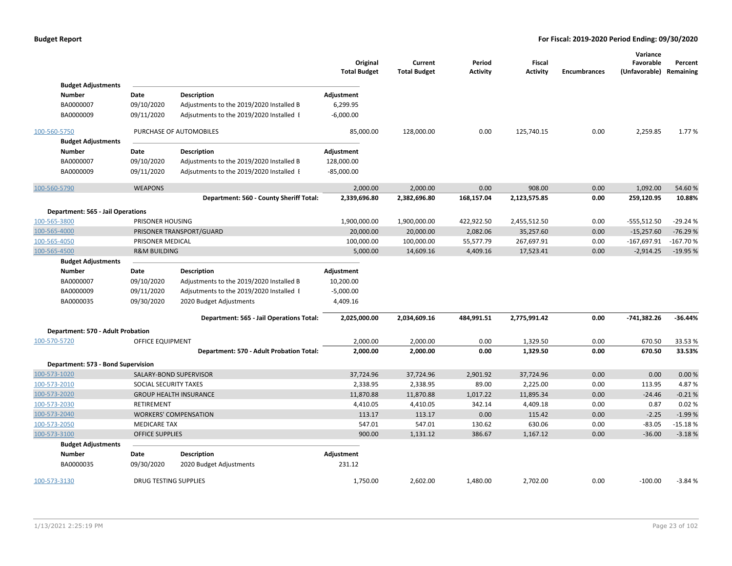| | | Original Total Budget | Current Total Budget | Period Activity | Fiscal Activity | Encumbrances | Variance Favorable (Unfavorable) | Percent Remaining |
|---|---|---|---|---|---|---|---|---|

**Budget Adjustments**

| Number | Date | Description | Adjustment |
|---|---|---|---|
| BA0000007 | 09/10/2020 | Adjustments to the 2019/2020 Installed B | 6,299.95 |
| BA0000009 | 09/11/2020 | Adjsutments to the 2019/2020 Installed E | -6,000.00 |

| Account | Description | Original Total Budget | Current Total Budget | Period Activity | Fiscal Activity | Encumbrances | Variance Favorable (Unfavorable) | Percent Remaining |
|---|---|---|---|---|---|---|---|---|
| 100-560-5750 | PURCHASE OF AUTOMOBILES | 85,000.00 | 128,000.00 | 0.00 | 125,740.15 | 0.00 | 2,259.85 | 1.77 % |

**Budget Adjustments**

| Number | Date | Description | Adjustment |
|---|---|---|---|
| BA0000007 | 09/10/2020 | Adjustments to the 2019/2020 Installed B | 128,000.00 |
| BA0000009 | 09/11/2020 | Adjsutments to the 2019/2020 Installed E | -85,000.00 |

| Account | Description | Original Total Budget | Current Total Budget | Period Activity | Fiscal Activity | Encumbrances | Variance Favorable (Unfavorable) | Percent Remaining |
|---|---|---|---|---|---|---|---|---|
| 100-560-5790 | WEAPONS | 2,000.00 | 2,000.00 | 0.00 | 908.00 | 0.00 | 1,092.00 | 54.60 % |
| | **Department: 560 - County Sheriff Total:** | **2,339,696.80** | **2,382,696.80** | **168,157.04** | **2,123,575.85** | **0.00** | **259,120.95** | **10.88%** |

**Department: 565 - Jail Operations**

| Account | Description | Original Total Budget | Current Total Budget | Period Activity | Fiscal Activity | Encumbrances | Variance Favorable (Unfavorable) | Percent Remaining |
|---|---|---|---|---|---|---|---|---|
| 100-565-3800 | PRISONER HOUSING | 1,900,000.00 | 1,900,000.00 | 422,922.50 | 2,455,512.50 | 0.00 | -555,512.50 | -29.24 % |
| 100-565-4000 | PRISONER TRANSPORT/GUARD | 20,000.00 | 20,000.00 | 2,082.06 | 35,257.60 | 0.00 | -15,257.60 | -76.29 % |
| 100-565-4050 | PRISONER MEDICAL | 100,000.00 | 100,000.00 | 55,577.79 | 267,697.91 | 0.00 | -167,697.91 | -167.70 % |
| 100-565-4500 | R&M BUILDING | 5,000.00 | 14,609.16 | 4,409.16 | 17,523.41 | 0.00 | -2,914.25 | -19.95 % |

**Budget Adjustments**

| Number | Date | Description | Adjustment |
|---|---|---|---|
| BA0000007 | 09/10/2020 | Adjustments to the 2019/2020 Installed B | 10,200.00 |
| BA0000009 | 09/11/2020 | Adjsutments to the 2019/2020 Installed E | -5,000.00 |
| BA0000035 | 09/30/2020 | 2020 Budget Adjustments | 4,409.16 |

| | | Original Total Budget | Current Total Budget | Period Activity | Fiscal Activity | Encumbrances | Variance Favorable (Unfavorable) | Percent Remaining |
|---|---|---|---|---|---|---|---|---|
| | **Department: 565 - Jail Operations Total:** | **2,025,000.00** | **2,034,609.16** | **484,991.51** | **2,775,991.42** | **0.00** | **-741,382.26** | **-36.44%** |

**Department: 570 - Adult Probation**

| Account | Description | Original Total Budget | Current Total Budget | Period Activity | Fiscal Activity | Encumbrances | Variance Favorable (Unfavorable) | Percent Remaining |
|---|---|---|---|---|---|---|---|---|
| 100-570-5720 | OFFICE EQUIPMENT | 2,000.00 | 2,000.00 | 0.00 | 1,329.50 | 0.00 | 670.50 | 33.53 % |
| | **Department: 570 - Adult Probation Total:** | **2,000.00** | **2,000.00** | **0.00** | **1,329.50** | **0.00** | **670.50** | **33.53%** |

**Department: 573 - Bond Supervision**

| Account | Description | Original Total Budget | Current Total Budget | Period Activity | Fiscal Activity | Encumbrances | Variance Favorable (Unfavorable) | Percent Remaining |
|---|---|---|---|---|---|---|---|---|
| 100-573-1020 | SALARY-BOND SUPERVISOR | 37,724.96 | 37,724.96 | 2,901.92 | 37,724.96 | 0.00 | 0.00 | 0.00 % |
| 100-573-2010 | SOCIAL SECURITY TAXES | 2,338.95 | 2,338.95 | 89.00 | 2,225.00 | 0.00 | 113.95 | 4.87 % |
| 100-573-2020 | GROUP HEALTH INSURANCE | 11,870.88 | 11,870.88 | 1,017.22 | 11,895.34 | 0.00 | -24.46 | -0.21 % |
| 100-573-2030 | RETIREMENT | 4,410.05 | 4,410.05 | 342.14 | 4,409.18 | 0.00 | 0.87 | 0.02 % |
| 100-573-2040 | WORKERS' COMPENSATION | 113.17 | 113.17 | 0.00 | 115.42 | 0.00 | -2.25 | -1.99 % |
| 100-573-2050 | MEDICARE TAX | 547.01 | 547.01 | 130.62 | 630.06 | 0.00 | -83.05 | -15.18 % |
| 100-573-3100 | OFFICE SUPPLIES | 900.00 | 1,131.12 | 386.67 | 1,167.12 | 0.00 | -36.00 | -3.18 % |

**Budget Adjustments**

| Number | Date | Description | Adjustment |
|---|---|---|---|
| BA0000035 | 09/30/2020 | 2020 Budget Adjustments | 231.12 |

| Account | Description | Original Total Budget | Current Total Budget | Period Activity | Fiscal Activity | Encumbrances | Variance Favorable (Unfavorable) | Percent Remaining |
|---|---|---|---|---|---|---|---|---|
| 100-573-3130 | DRUG TESTING SUPPLIES | 1,750.00 | 2,602.00 | 1,480.00 | 2,702.00 | 0.00 | -100.00 | -3.84 % |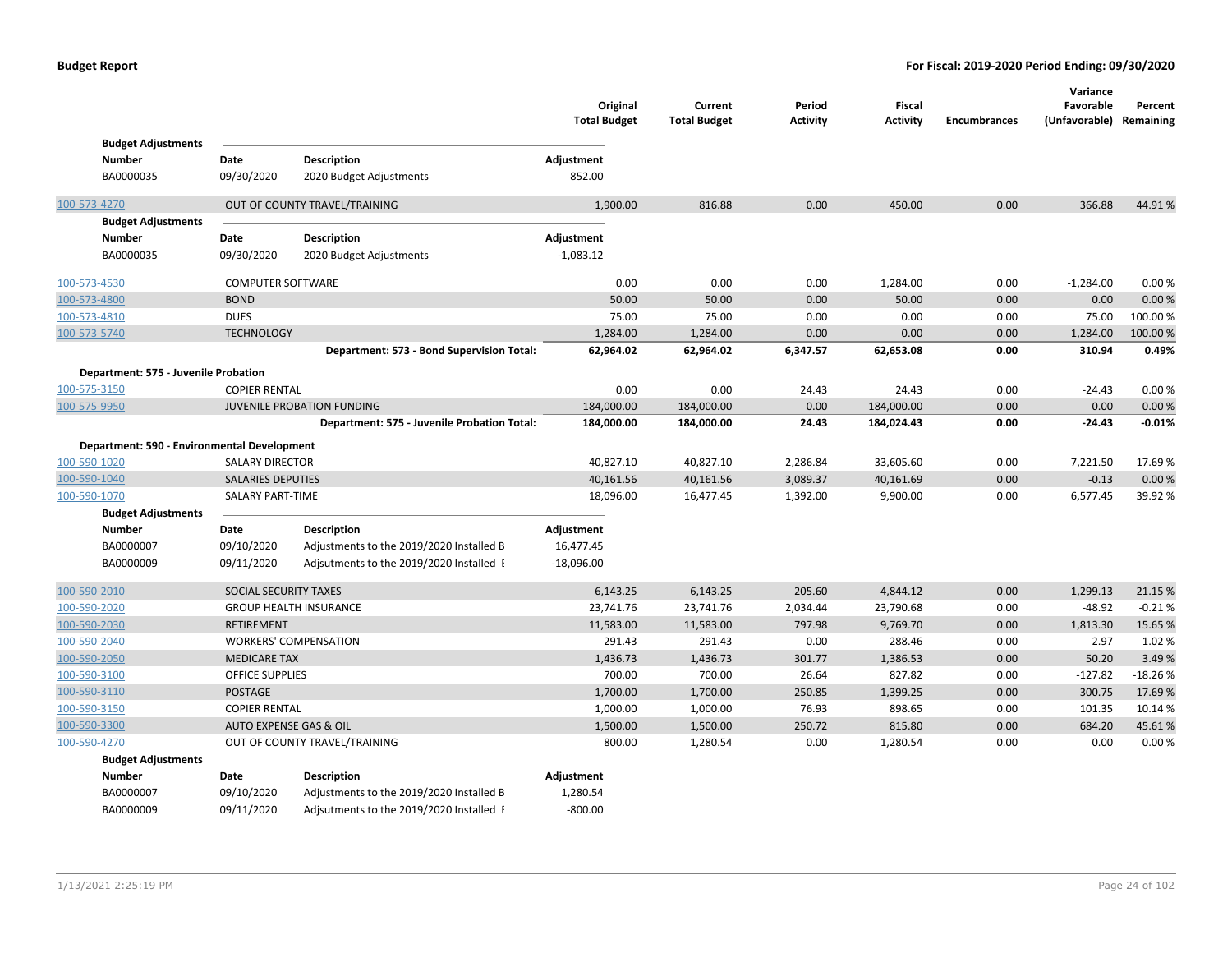**Budget Report** — For Fiscal: 2019-2020 Period Ending: 09/30/2020

| | | Original Total Budget | Current Total Budget | Period Activity | Fiscal Activity | Encumbrances | Variance Favorable (Unfavorable) | Percent Remaining |
|---|---|---|---|---|---|---|---|---|

**Budget Adjustments**

| Number | Date | Description | Adjustment |
|---|---|---|---|
| BA0000035 | 09/30/2020 | 2020 Budget Adjustments | 852.00 |

| Account | Description | Original Total Budget | Current Total Budget | Period Activity | Fiscal Activity | Encumbrances | Variance Favorable (Unfavorable) | Percent Remaining |
|---|---|---|---|---|---|---|---|---|
| 100-573-4270 | OUT OF COUNTY TRAVEL/TRAINING | 1,900.00 | 816.88 | 0.00 | 450.00 | 0.00 | 366.88 | 44.91 % |

**Budget Adjustments**

| Number | Date | Description | Adjustment |
|---|---|---|---|
| BA0000035 | 09/30/2020 | 2020 Budget Adjustments | -1,083.12 |

| Account | Description | Original Total Budget | Current Total Budget | Period Activity | Fiscal Activity | Encumbrances | Variance Favorable (Unfavorable) | Percent Remaining |
|---|---|---|---|---|---|---|---|---|
| 100-573-4530 | COMPUTER SOFTWARE | 0.00 | 0.00 | 0.00 | 1,284.00 | 0.00 | -1,284.00 | 0.00 % |
| 100-573-4800 | BOND | 50.00 | 50.00 | 0.00 | 50.00 | 0.00 | 0.00 | 0.00 % |
| 100-573-4810 | DUES | 75.00 | 75.00 | 0.00 | 0.00 | 0.00 | 75.00 | 100.00 % |
| 100-573-5740 | TECHNOLOGY | 1,284.00 | 1,284.00 | 0.00 | 0.00 | 0.00 | 1,284.00 | 100.00 % |
| | **Department: 573 - Bond Supervision Total:** | **62,964.02** | **62,964.02** | **6,347.57** | **62,653.08** | **0.00** | **310.94** | **0.49%** |

**Department: 575 - Juvenile Probation**

| Account | Description | Original Total Budget | Current Total Budget | Period Activity | Fiscal Activity | Encumbrances | Variance Favorable (Unfavorable) | Percent Remaining |
|---|---|---|---|---|---|---|---|---|
| 100-575-3150 | COPIER RENTAL | 0.00 | 0.00 | 24.43 | 24.43 | 0.00 | -24.43 | 0.00 % |
| 100-575-9950 | JUVENILE PROBATION FUNDING | 184,000.00 | 184,000.00 | 0.00 | 184,000.00 | 0.00 | 0.00 | 0.00 % |
| | **Department: 575 - Juvenile Probation Total:** | **184,000.00** | **184,000.00** | **24.43** | **184,024.43** | **0.00** | **-24.43** | **-0.01%** |

**Department: 590 - Environmental Development**

| Account | Description | Original Total Budget | Current Total Budget | Period Activity | Fiscal Activity | Encumbrances | Variance Favorable (Unfavorable) | Percent Remaining |
|---|---|---|---|---|---|---|---|---|
| 100-590-1020 | SALARY DIRECTOR | 40,827.10 | 40,827.10 | 2,286.84 | 33,605.60 | 0.00 | 7,221.50 | 17.69 % |
| 100-590-1040 | SALARIES DEPUTIES | 40,161.56 | 40,161.56 | 3,089.37 | 40,161.69 | 0.00 | -0.13 | 0.00 % |
| 100-590-1070 | SALARY PART-TIME | 18,096.00 | 16,477.45 | 1,392.00 | 9,900.00 | 0.00 | 6,577.45 | 39.92 % |

**Budget Adjustments**

| Number | Date | Description | Adjustment |
|---|---|---|---|
| BA0000007 | 09/10/2020 | Adjustments to the 2019/2020 Installed B | 16,477.45 |
| BA0000009 | 09/11/2020 | Adjsutments to the 2019/2020 Installed E | -18,096.00 |

| Account | Description | Original Total Budget | Current Total Budget | Period Activity | Fiscal Activity | Encumbrances | Variance Favorable (Unfavorable) | Percent Remaining |
|---|---|---|---|---|---|---|---|---|
| 100-590-2010 | SOCIAL SECURITY TAXES | 6,143.25 | 6,143.25 | 205.60 | 4,844.12 | 0.00 | 1,299.13 | 21.15 % |
| 100-590-2020 | GROUP HEALTH INSURANCE | 23,741.76 | 23,741.76 | 2,034.44 | 23,790.68 | 0.00 | -48.92 | -0.21 % |
| 100-590-2030 | RETIREMENT | 11,583.00 | 11,583.00 | 797.98 | 9,769.70 | 0.00 | 1,813.30 | 15.65 % |
| 100-590-2040 | WORKERS' COMPENSATION | 291.43 | 291.43 | 0.00 | 288.46 | 0.00 | 2.97 | 1.02 % |
| 100-590-2050 | MEDICARE TAX | 1,436.73 | 1,436.73 | 301.77 | 1,386.53 | 0.00 | 50.20 | 3.49 % |
| 100-590-3100 | OFFICE SUPPLIES | 700.00 | 700.00 | 26.64 | 827.82 | 0.00 | -127.82 | -18.26 % |
| 100-590-3110 | POSTAGE | 1,700.00 | 1,700.00 | 250.85 | 1,399.25 | 0.00 | 300.75 | 17.69 % |
| 100-590-3150 | COPIER RENTAL | 1,000.00 | 1,000.00 | 76.93 | 898.65 | 0.00 | 101.35 | 10.14 % |
| 100-590-3300 | AUTO EXPENSE GAS & OIL | 1,500.00 | 1,500.00 | 250.72 | 815.80 | 0.00 | 684.20 | 45.61 % |
| 100-590-4270 | OUT OF COUNTY TRAVEL/TRAINING | 800.00 | 1,280.54 | 0.00 | 1,280.54 | 0.00 | 0.00 | 0.00 % |

**Budget Adjustments**

| Number | Date | Description | Adjustment |
|---|---|---|---|
| BA0000007 | 09/10/2020 | Adjustments to the 2019/2020 Installed B | 1,280.54 |
| BA0000009 | 09/11/2020 | Adjsutments to the 2019/2020 Installed E | -800.00 |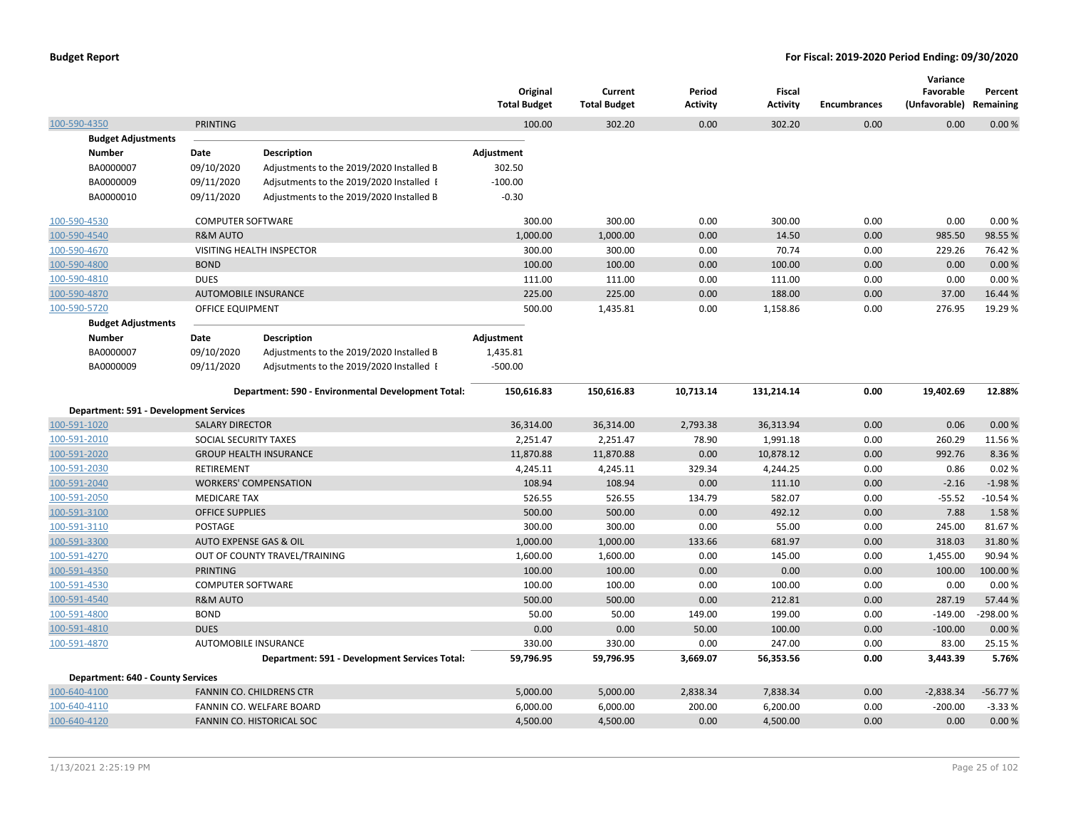**Budget Report** — For Fiscal: 2019-2020 Period Ending: 09/30/2020

| | | Original Total Budget | Current Total Budget | Period Activity | Fiscal Activity | Encumbrances | Variance Favorable (Unfavorable) | Percent Remaining |
|---|---|---|---|---|---|---|---|---|
| 100-590-4350 | PRINTING | 100.00 | 302.20 | 0.00 | 302.20 | 0.00 | 0.00 | 0.00 % |

**Budget Adjustments**

| Number | Date | Description | Adjustment |
|---|---|---|---|
| BA0000007 | 09/10/2020 | Adjustments to the 2019/2020 Installed B | 302.50 |
| BA0000009 | 09/11/2020 | Adjsutments to the 2019/2020 Installed E | -100.00 |
| BA0000010 | 09/11/2020 | Adjustments to the 2019/2020 Installed B | -0.30 |

| | | Original Total Budget | Current Total Budget | Period Activity | Fiscal Activity | Encumbrances | Variance Favorable (Unfavorable) | Percent Remaining |
|---|---|---|---|---|---|---|---|---|
| 100-590-4530 | COMPUTER SOFTWARE | 300.00 | 300.00 | 0.00 | 300.00 | 0.00 | 0.00 | 0.00 % |
| 100-590-4540 | R&M AUTO | 1,000.00 | 1,000.00 | 0.00 | 14.50 | 0.00 | 985.50 | 98.55 % |
| 100-590-4670 | VISITING HEALTH INSPECTOR | 300.00 | 300.00 | 0.00 | 70.74 | 0.00 | 229.26 | 76.42 % |
| 100-590-4800 | BOND | 100.00 | 100.00 | 0.00 | 100.00 | 0.00 | 0.00 | 0.00 % |
| 100-590-4810 | DUES | 111.00 | 111.00 | 0.00 | 111.00 | 0.00 | 0.00 | 0.00 % |
| 100-590-4870 | AUTOMOBILE INSURANCE | 225.00 | 225.00 | 0.00 | 188.00 | 0.00 | 37.00 | 16.44 % |
| 100-590-5720 | OFFICE EQUIPMENT | 500.00 | 1,435.81 | 0.00 | 1,158.86 | 0.00 | 276.95 | 19.29 % |

**Budget Adjustments**

| Number | Date | Description | Adjustment |
|---|---|---|---|
| BA0000007 | 09/10/2020 | Adjustments to the 2019/2020 Installed B | 1,435.81 |
| BA0000009 | 09/11/2020 | Adjsutments to the 2019/2020 Installed E | -500.00 |

| | | Original Total Budget | Current Total Budget | Period Activity | Fiscal Activity | Encumbrances | Variance Favorable (Unfavorable) | Percent Remaining |
|---|---|---|---|---|---|---|---|---|
| | **Department: 590 - Environmental Development Total:** | **150,616.83** | **150,616.83** | **10,713.14** | **131,214.14** | **0.00** | **19,402.69** | **12.88%** |
| **Department: 591 - Development Services** | | | | | | | | |
| 100-591-1020 | SALARY DIRECTOR | 36,314.00 | 36,314.00 | 2,793.38 | 36,313.94 | 0.00 | 0.06 | 0.00 % |
| 100-591-2010 | SOCIAL SECURITY TAXES | 2,251.47 | 2,251.47 | 78.90 | 1,991.18 | 0.00 | 260.29 | 11.56 % |
| 100-591-2020 | GROUP HEALTH INSURANCE | 11,870.88 | 11,870.88 | 0.00 | 10,878.12 | 0.00 | 992.76 | 8.36 % |
| 100-591-2030 | RETIREMENT | 4,245.11 | 4,245.11 | 329.34 | 4,244.25 | 0.00 | 0.86 | 0.02 % |
| 100-591-2040 | WORKERS' COMPENSATION | 108.94 | 108.94 | 0.00 | 111.10 | 0.00 | -2.16 | -1.98 % |
| 100-591-2050 | MEDICARE TAX | 526.55 | 526.55 | 134.79 | 582.07 | 0.00 | -55.52 | -10.54 % |
| 100-591-3100 | OFFICE SUPPLIES | 500.00 | 500.00 | 0.00 | 492.12 | 0.00 | 7.88 | 1.58 % |
| 100-591-3110 | POSTAGE | 300.00 | 300.00 | 0.00 | 55.00 | 0.00 | 245.00 | 81.67 % |
| 100-591-3300 | AUTO EXPENSE GAS & OIL | 1,000.00 | 1,000.00 | 133.66 | 681.97 | 0.00 | 318.03 | 31.80 % |
| 100-591-4270 | OUT OF COUNTY TRAVEL/TRAINING | 1,600.00 | 1,600.00 | 0.00 | 145.00 | 0.00 | 1,455.00 | 90.94 % |
| 100-591-4350 | PRINTING | 100.00 | 100.00 | 0.00 | 0.00 | 0.00 | 100.00 | 100.00 % |
| 100-591-4530 | COMPUTER SOFTWARE | 100.00 | 100.00 | 0.00 | 100.00 | 0.00 | 0.00 | 0.00 % |
| 100-591-4540 | R&M AUTO | 500.00 | 500.00 | 0.00 | 212.81 | 0.00 | 287.19 | 57.44 % |
| 100-591-4800 | BOND | 50.00 | 50.00 | 149.00 | 199.00 | 0.00 | -149.00 | -298.00 % |
| 100-591-4810 | DUES | 0.00 | 0.00 | 50.00 | 100.00 | 0.00 | -100.00 | 0.00 % |
| 100-591-4870 | AUTOMOBILE INSURANCE | 330.00 | 330.00 | 0.00 | 247.00 | 0.00 | 83.00 | 25.15 % |
| | **Department: 591 - Development Services Total:** | **59,796.95** | **59,796.95** | **3,669.07** | **56,353.56** | **0.00** | **3,443.39** | **5.76%** |
| **Department: 640 - County Services** | | | | | | | | |
| 100-640-4100 | FANNIN CO. CHILDRENS CTR | 5,000.00 | 5,000.00 | 2,838.34 | 7,838.34 | 0.00 | -2,838.34 | -56.77 % |
| 100-640-4110 | FANNIN CO. WELFARE BOARD | 6,000.00 | 6,000.00 | 200.00 | 6,200.00 | 0.00 | -200.00 | -3.33 % |
| 100-640-4120 | FANNIN CO. HISTORICAL SOC | 4,500.00 | 4,500.00 | 0.00 | 4,500.00 | 0.00 | 0.00 | 0.00 % |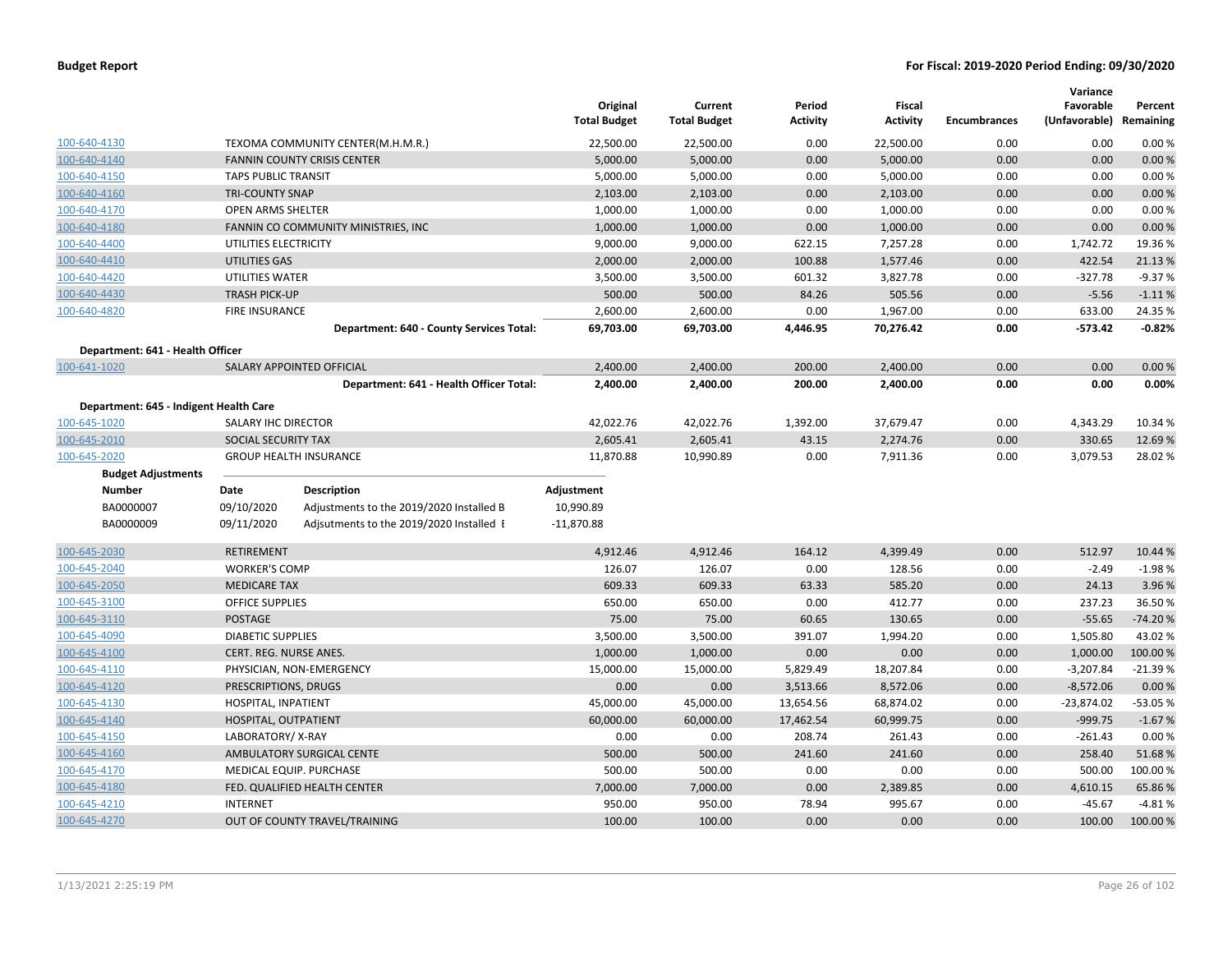**Budget Report** | **For Fiscal: 2019-2020 Period Ending: 09/30/2020**

| | | Original Total Budget | Current Total Budget | Period Activity | Fiscal Activity | Encumbrances | Variance Favorable (Unfavorable) | Percent Remaining |
|---|---|---|---|---|---|---|---|---|
| 100-640-4130 | TEXOMA COMMUNITY CENTER(M.H.M.R.) | 22,500.00 | 22,500.00 | 0.00 | 22,500.00 | 0.00 | 0.00 | 0.00 % |
| 100-640-4140 | FANNIN COUNTY CRISIS CENTER | 5,000.00 | 5,000.00 | 0.00 | 5,000.00 | 0.00 | 0.00 | 0.00 % |
| 100-640-4150 | TAPS PUBLIC TRANSIT | 5,000.00 | 5,000.00 | 0.00 | 5,000.00 | 0.00 | 0.00 | 0.00 % |
| 100-640-4160 | TRI-COUNTY SNAP | 2,103.00 | 2,103.00 | 0.00 | 2,103.00 | 0.00 | 0.00 | 0.00 % |
| 100-640-4170 | OPEN ARMS SHELTER | 1,000.00 | 1,000.00 | 0.00 | 1,000.00 | 0.00 | 0.00 | 0.00 % |
| 100-640-4180 | FANNIN CO COMMUNITY MINISTRIES, INC | 1,000.00 | 1,000.00 | 0.00 | 1,000.00 | 0.00 | 0.00 | 0.00 % |
| 100-640-4400 | UTILITIES ELECTRICITY | 9,000.00 | 9,000.00 | 622.15 | 7,257.28 | 0.00 | 1,742.72 | 19.36 % |
| 100-640-4410 | UTILITIES GAS | 2,000.00 | 2,000.00 | 100.88 | 1,577.46 | 0.00 | 422.54 | 21.13 % |
| 100-640-4420 | UTILITIES WATER | 3,500.00 | 3,500.00 | 601.32 | 3,827.78 | 0.00 | -327.78 | -9.37 % |
| 100-640-4430 | TRASH PICK-UP | 500.00 | 500.00 | 84.26 | 505.56 | 0.00 | -5.56 | -1.11 % |
| 100-640-4820 | FIRE INSURANCE | 2,600.00 | 2,600.00 | 0.00 | 1,967.00 | 0.00 | 633.00 | 24.35 % |
| | **Department: 640 - County Services Total:** | **69,703.00** | **69,703.00** | **4,446.95** | **70,276.42** | **0.00** | **-573.42** | **-0.82%** |
| **Department: 641 - Health Officer** | | | | | | | | |
| 100-641-1020 | SALARY APPOINTED OFFICIAL | 2,400.00 | 2,400.00 | 200.00 | 2,400.00 | 0.00 | 0.00 | 0.00 % |
| | **Department: 641 - Health Officer Total:** | **2,400.00** | **2,400.00** | **200.00** | **2,400.00** | **0.00** | **0.00** | **0.00%** |
| **Department: 645 - Indigent Health Care** | | | | | | | | |
| 100-645-1020 | SALARY IHC DIRECTOR | 42,022.76 | 42,022.76 | 1,392.00 | 37,679.47 | 0.00 | 4,343.29 | 10.34 % |
| 100-645-2010 | SOCIAL SECURITY TAX | 2,605.41 | 2,605.41 | 43.15 | 2,274.76 | 0.00 | 330.65 | 12.69 % |
| 100-645-2020 | GROUP HEALTH INSURANCE | 11,870.88 | 10,990.89 | 0.00 | 7,911.36 | 0.00 | 3,079.53 | 28.02 % |

**Budget Adjustments**

| Number | Date | Description | Adjustment |
|---|---|---|---|
| BA0000007 | 09/10/2020 | Adjustments to the 2019/2020 Installed B | 10,990.89 |
| BA0000009 | 09/11/2020 | Adjsutments to the 2019/2020 Installed E | -11,870.88 |

| | | Original Total Budget | Current Total Budget | Period Activity | Fiscal Activity | Encumbrances | Variance Favorable (Unfavorable) | Percent Remaining |
|---|---|---|---|---|---|---|---|---|
| 100-645-2030 | RETIREMENT | 4,912.46 | 4,912.46 | 164.12 | 4,399.49 | 0.00 | 512.97 | 10.44 % |
| 100-645-2040 | WORKER'S COMP | 126.07 | 126.07 | 0.00 | 128.56 | 0.00 | -2.49 | -1.98 % |
| 100-645-2050 | MEDICARE TAX | 609.33 | 609.33 | 63.33 | 585.20 | 0.00 | 24.13 | 3.96 % |
| 100-645-3100 | OFFICE SUPPLIES | 650.00 | 650.00 | 0.00 | 412.77 | 0.00 | 237.23 | 36.50 % |
| 100-645-3110 | POSTAGE | 75.00 | 75.00 | 60.65 | 130.65 | 0.00 | -55.65 | -74.20 % |
| 100-645-4090 | DIABETIC SUPPLIES | 3,500.00 | 3,500.00 | 391.07 | 1,994.20 | 0.00 | 1,505.80 | 43.02 % |
| 100-645-4100 | CERT. REG. NURSE ANES. | 1,000.00 | 1,000.00 | 0.00 | 0.00 | 0.00 | 1,000.00 | 100.00 % |
| 100-645-4110 | PHYSICIAN, NON-EMERGENCY | 15,000.00 | 15,000.00 | 5,829.49 | 18,207.84 | 0.00 | -3,207.84 | -21.39 % |
| 100-645-4120 | PRESCRIPTIONS, DRUGS | 0.00 | 0.00 | 3,513.66 | 8,572.06 | 0.00 | -8,572.06 | 0.00 % |
| 100-645-4130 | HOSPITAL, INPATIENT | 45,000.00 | 45,000.00 | 13,654.56 | 68,874.02 | 0.00 | -23,874.02 | -53.05 % |
| 100-645-4140 | HOSPITAL, OUTPATIENT | 60,000.00 | 60,000.00 | 17,462.54 | 60,999.75 | 0.00 | -999.75 | -1.67 % |
| 100-645-4150 | LABORATORY/ X-RAY | 0.00 | 0.00 | 208.74 | 261.43 | 0.00 | -261.43 | 0.00 % |
| 100-645-4160 | AMBULATORY SURGICAL CENTE | 500.00 | 500.00 | 241.60 | 241.60 | 0.00 | 258.40 | 51.68 % |
| 100-645-4170 | MEDICAL EQUIP. PURCHASE | 500.00 | 500.00 | 0.00 | 0.00 | 0.00 | 500.00 | 100.00 % |
| 100-645-4180 | FED. QUALIFIED HEALTH CENTER | 7,000.00 | 7,000.00 | 0.00 | 2,389.85 | 0.00 | 4,610.15 | 65.86 % |
| 100-645-4210 | INTERNET | 950.00 | 950.00 | 78.94 | 995.67 | 0.00 | -45.67 | -4.81 % |
| 100-645-4270 | OUT OF COUNTY TRAVEL/TRAINING | 100.00 | 100.00 | 0.00 | 0.00 | 0.00 | 100.00 | 100.00 % |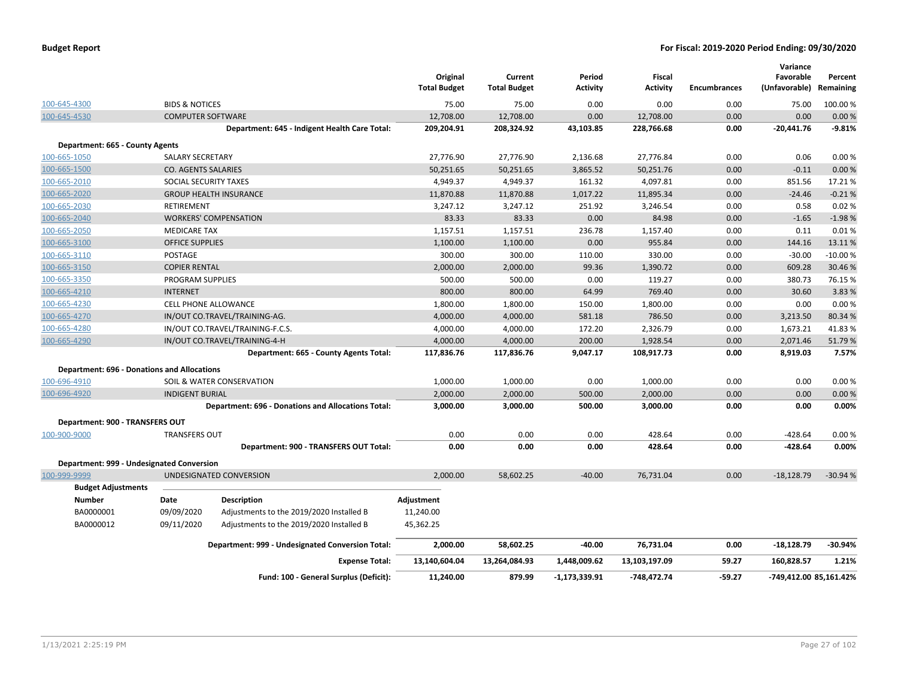**Budget Report** | **For Fiscal: 2019-2020 Period Ending: 09/30/2020**

| | | Original Total Budget | Current Total Budget | Period Activity | Fiscal Activity | Encumbrances | Variance Favorable (Unfavorable) | Percent Remaining |
|---|---|---|---|---|---|---|---|---|
| 100-645-4300 | BIDS & NOTICES | 75.00 | 75.00 | 0.00 | 0.00 | 0.00 | 75.00 | 100.00 % |
| 100-645-4530 | COMPUTER SOFTWARE | 12,708.00 | 12,708.00 | 0.00 | 12,708.00 | 0.00 | 0.00 | 0.00 % |
| | **Department: 645 - Indigent Health Care Total:** | **209,204.91** | **208,324.92** | **43,103.85** | **228,766.68** | **0.00** | **-20,441.76** | **-9.81%** |
| **Department: 665 - County Agents** | | | | | | | | |
| 100-665-1050 | SALARY SECRETARY | 27,776.90 | 27,776.90 | 2,136.68 | 27,776.84 | 0.00 | 0.06 | 0.00 % |
| 100-665-1500 | CO. AGENTS SALARIES | 50,251.65 | 50,251.65 | 3,865.52 | 50,251.76 | 0.00 | -0.11 | 0.00 % |
| 100-665-2010 | SOCIAL SECURITY TAXES | 4,949.37 | 4,949.37 | 161.32 | 4,097.81 | 0.00 | 851.56 | 17.21 % |
| 100-665-2020 | GROUP HEALTH INSURANCE | 11,870.88 | 11,870.88 | 1,017.22 | 11,895.34 | 0.00 | -24.46 | -0.21 % |
| 100-665-2030 | RETIREMENT | 3,247.12 | 3,247.12 | 251.92 | 3,246.54 | 0.00 | 0.58 | 0.02 % |
| 100-665-2040 | WORKERS' COMPENSATION | 83.33 | 83.33 | 0.00 | 84.98 | 0.00 | -1.65 | -1.98 % |
| 100-665-2050 | MEDICARE TAX | 1,157.51 | 1,157.51 | 236.78 | 1,157.40 | 0.00 | 0.11 | 0.01 % |
| 100-665-3100 | OFFICE SUPPLIES | 1,100.00 | 1,100.00 | 0.00 | 955.84 | 0.00 | 144.16 | 13.11 % |
| 100-665-3110 | POSTAGE | 300.00 | 300.00 | 110.00 | 330.00 | 0.00 | -30.00 | -10.00 % |
| 100-665-3150 | COPIER RENTAL | 2,000.00 | 2,000.00 | 99.36 | 1,390.72 | 0.00 | 609.28 | 30.46 % |
| 100-665-3350 | PROGRAM SUPPLIES | 500.00 | 500.00 | 0.00 | 119.27 | 0.00 | 380.73 | 76.15 % |
| 100-665-4210 | INTERNET | 800.00 | 800.00 | 64.99 | 769.40 | 0.00 | 30.60 | 3.83 % |
| 100-665-4230 | CELL PHONE ALLOWANCE | 1,800.00 | 1,800.00 | 150.00 | 1,800.00 | 0.00 | 0.00 | 0.00 % |
| 100-665-4270 | IN/OUT CO.TRAVEL/TRAINING-AG. | 4,000.00 | 4,000.00 | 581.18 | 786.50 | 0.00 | 3,213.50 | 80.34 % |
| 100-665-4280 | IN/OUT CO.TRAVEL/TRAINING-F.C.S. | 4,000.00 | 4,000.00 | 172.20 | 2,326.79 | 0.00 | 1,673.21 | 41.83 % |
| 100-665-4290 | IN/OUT CO.TRAVEL/TRAINING-4-H | 4,000.00 | 4,000.00 | 200.00 | 1,928.54 | 0.00 | 2,071.46 | 51.79 % |
| | **Department: 665 - County Agents Total:** | **117,836.76** | **117,836.76** | **9,047.17** | **108,917.73** | **0.00** | **8,919.03** | **7.57%** |
| **Department: 696 - Donations and Allocations** | | | | | | | | |
| 100-696-4910 | SOIL & WATER CONSERVATION | 1,000.00 | 1,000.00 | 0.00 | 1,000.00 | 0.00 | 0.00 | 0.00 % |
| 100-696-4920 | INDIGENT BURIAL | 2,000.00 | 2,000.00 | 500.00 | 2,000.00 | 0.00 | 0.00 | 0.00 % |
| | **Department: 696 - Donations and Allocations Total:** | **3,000.00** | **3,000.00** | **500.00** | **3,000.00** | **0.00** | **0.00** | **0.00%** |
| **Department: 900 - TRANSFERS OUT** | | | | | | | | |
| 100-900-9000 | TRANSFERS OUT | 0.00 | 0.00 | 0.00 | 428.64 | 0.00 | -428.64 | 0.00 % |
| | **Department: 900 - TRANSFERS OUT Total:** | **0.00** | **0.00** | **0.00** | **428.64** | **0.00** | **-428.64** | **0.00%** |
| **Department: 999 - Undesignated Conversion** | | | | | | | | |
| 100-999-9999 | UNDESIGNATED CONVERSION | 2,000.00 | 58,602.25 | -40.00 | 76,731.04 | 0.00 | -18,128.79 | -30.94 % |

**Budget Adjustments**

| Number | Date | Description | Adjustment |
|---|---|---|---|
| BA0000001 | 09/09/2020 | Adjustments to the 2019/2020 Installed B | 11,240.00 |
| BA0000012 | 09/11/2020 | Adjustments to the 2019/2020 Installed B | 45,362.25 |

| | Original Total Budget | Current Total Budget | Period Activity | Fiscal Activity | Encumbrances | Variance Favorable (Unfavorable) | Percent Remaining |
|---|---|---|---|---|---|---|---|
| **Department: 999 - Undesignated Conversion Total:** | **2,000.00** | **58,602.25** | **-40.00** | **76,731.04** | **0.00** | **-18,128.79** | **-30.94%** |
| **Expense Total:** | **13,140,604.04** | **13,264,084.93** | **1,448,009.62** | **13,103,197.09** | **59.27** | **160,828.57** | **1.21%** |
| **Fund: 100 - General Surplus (Deficit):** | **11,240.00** | **879.99** | **-1,173,339.91** | **-748,472.74** | **-59.27** | **-749,412.00** | **85,161.42%** |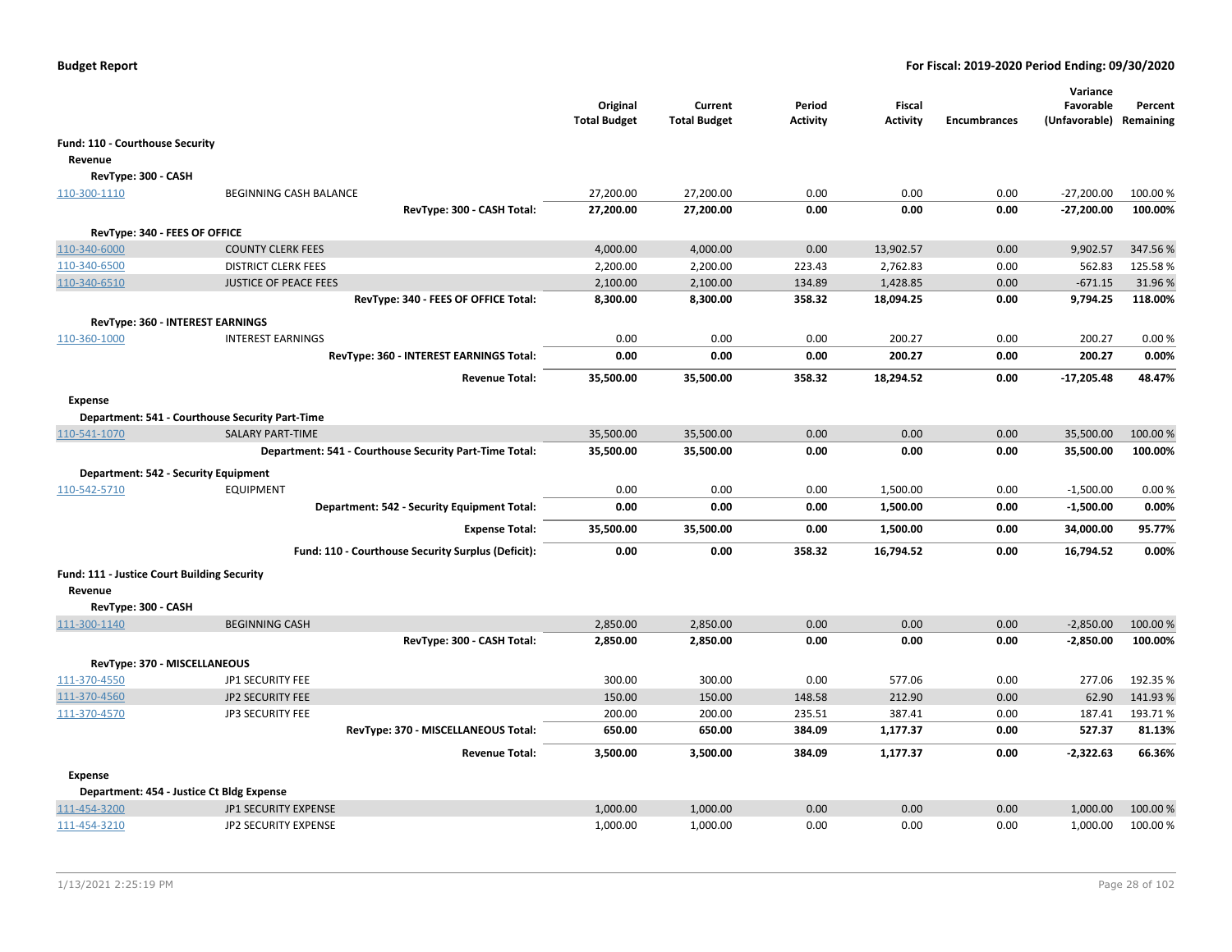**Budget Report** — **For Fiscal: 2019-2020 Period Ending: 09/30/2020**

| | | Original Total Budget | Current Total Budget | Period Activity | Fiscal Activity | Encumbrances | Variance Favorable (Unfavorable) | Percent Remaining |
|---|---|---|---|---|---|---|---|---|
| **Fund: 110 - Courthouse Security** | | | | | | | | |
| **Revenue** | | | | | | | | |
| **RevType: 300 - CASH** | | | | | | | | |
| 110-300-1110 | BEGINNING CASH BALANCE | 27,200.00 | 27,200.00 | 0.00 | 0.00 | 0.00 | -27,200.00 | 100.00 % |
| | **RevType: 300 - CASH Total:** | **27,200.00** | **27,200.00** | **0.00** | **0.00** | **0.00** | **-27,200.00** | **100.00%** |
| **RevType: 340 - FEES OF OFFICE** | | | | | | | | |
| 110-340-6000 | COUNTY CLERK FEES | 4,000.00 | 4,000.00 | 0.00 | 13,902.57 | 0.00 | 9,902.57 | 347.56 % |
| 110-340-6500 | DISTRICT CLERK FEES | 2,200.00 | 2,200.00 | 223.43 | 2,762.83 | 0.00 | 562.83 | 125.58 % |
| 110-340-6510 | JUSTICE OF PEACE FEES | 2,100.00 | 2,100.00 | 134.89 | 1,428.85 | 0.00 | -671.15 | 31.96 % |
| | **RevType: 340 - FEES OF OFFICE Total:** | **8,300.00** | **8,300.00** | **358.32** | **18,094.25** | **0.00** | **9,794.25** | **118.00%** |
| **RevType: 360 - INTEREST EARNINGS** | | | | | | | | |
| 110-360-1000 | INTEREST EARNINGS | 0.00 | 0.00 | 0.00 | 200.27 | 0.00 | 200.27 | 0.00 % |
| | **RevType: 360 - INTEREST EARNINGS Total:** | **0.00** | **0.00** | **0.00** | **200.27** | **0.00** | **200.27** | **0.00%** |
| | **Revenue Total:** | **35,500.00** | **35,500.00** | **358.32** | **18,294.52** | **0.00** | **-17,205.48** | **48.47%** |
| **Expense** | | | | | | | | |
| **Department: 541 - Courthouse Security Part-Time** | | | | | | | | |
| 110-541-1070 | SALARY PART-TIME | 35,500.00 | 35,500.00 | 0.00 | 0.00 | 0.00 | 35,500.00 | 100.00 % |
| | **Department: 541 - Courthouse Security Part-Time Total:** | **35,500.00** | **35,500.00** | **0.00** | **0.00** | **0.00** | **35,500.00** | **100.00%** |
| **Department: 542 - Security Equipment** | | | | | | | | |
| 110-542-5710 | EQUIPMENT | 0.00 | 0.00 | 0.00 | 1,500.00 | 0.00 | -1,500.00 | 0.00 % |
| | **Department: 542 - Security Equipment Total:** | **0.00** | **0.00** | **0.00** | **1,500.00** | **0.00** | **-1,500.00** | **0.00%** |
| | **Expense Total:** | **35,500.00** | **35,500.00** | **0.00** | **1,500.00** | **0.00** | **34,000.00** | **95.77%** |
| | **Fund: 110 - Courthouse Security Surplus (Deficit):** | **0.00** | **0.00** | **358.32** | **16,794.52** | **0.00** | **16,794.52** | **0.00%** |
| **Fund: 111 - Justice Court Building Security** | | | | | | | | |
| **Revenue** | | | | | | | | |
| **RevType: 300 - CASH** | | | | | | | | |
| 111-300-1140 | BEGINNING CASH | 2,850.00 | 2,850.00 | 0.00 | 0.00 | 0.00 | -2,850.00 | 100.00 % |
| | **RevType: 300 - CASH Total:** | **2,850.00** | **2,850.00** | **0.00** | **0.00** | **0.00** | **-2,850.00** | **100.00%** |
| **RevType: 370 - MISCELLANEOUS** | | | | | | | | |
| 111-370-4550 | JP1 SECURITY FEE | 300.00 | 300.00 | 0.00 | 577.06 | 0.00 | 277.06 | 192.35 % |
| 111-370-4560 | JP2 SECURITY FEE | 150.00 | 150.00 | 148.58 | 212.90 | 0.00 | 62.90 | 141.93 % |
| 111-370-4570 | JP3 SECURITY FEE | 200.00 | 200.00 | 235.51 | 387.41 | 0.00 | 187.41 | 193.71 % |
| | **RevType: 370 - MISCELLANEOUS Total:** | **650.00** | **650.00** | **384.09** | **1,177.37** | **0.00** | **527.37** | **81.13%** |
| | **Revenue Total:** | **3,500.00** | **3,500.00** | **384.09** | **1,177.37** | **0.00** | **-2,322.63** | **66.36%** |
| **Expense** | | | | | | | | |
| **Department: 454 - Justice Ct Bldg Expense** | | | | | | | | |
| 111-454-3200 | JP1 SECURITY EXPENSE | 1,000.00 | 1,000.00 | 0.00 | 0.00 | 0.00 | 1,000.00 | 100.00 % |
| 111-454-3210 | JP2 SECURITY EXPENSE | 1,000.00 | 1,000.00 | 0.00 | 0.00 | 0.00 | 1,000.00 | 100.00 % |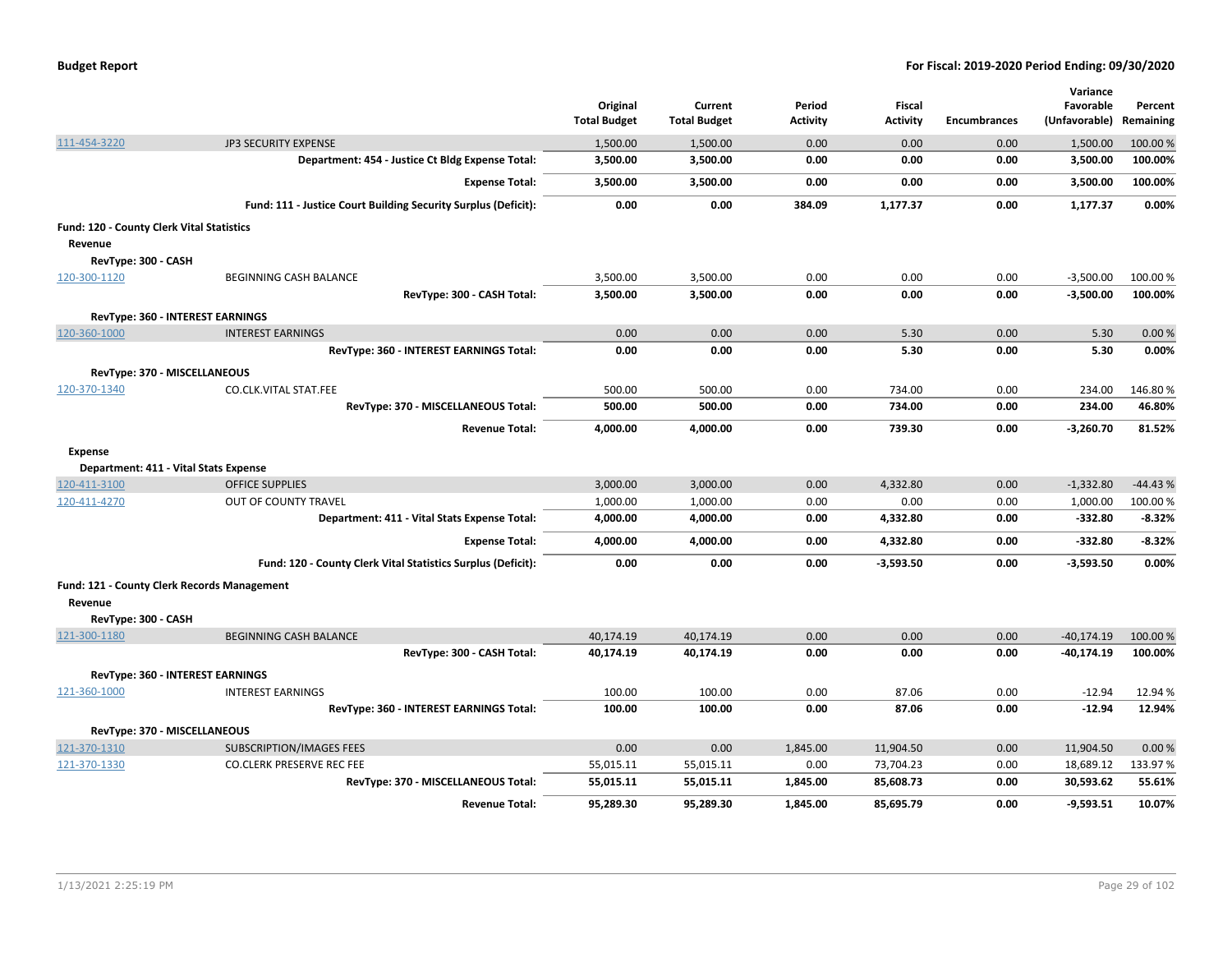| | | Original Total Budget | Current Total Budget | Period Activity | Fiscal Activity | Encumbrances | Variance Favorable (Unfavorable) | Percent Remaining |
|---|---|---|---|---|---|---|---|---|
| 111-454-3220 | JP3 SECURITY EXPENSE | 1,500.00 | 1,500.00 | 0.00 | 0.00 | 0.00 | 1,500.00 | 100.00 % |
| | **Department: 454 - Justice Ct Bldg Expense Total:** | **3,500.00** | **3,500.00** | **0.00** | **0.00** | **0.00** | **3,500.00** | **100.00%** |
| | **Expense Total:** | **3,500.00** | **3,500.00** | **0.00** | **0.00** | **0.00** | **3,500.00** | **100.00%** |
| | **Fund: 111 - Justice Court Building Security Surplus (Deficit):** | **0.00** | **0.00** | **384.09** | **1,177.37** | **0.00** | **1,177.37** | **0.00%** |
| **Fund: 120 - County Clerk Vital Statistics** | | | | | | | | |
| **Revenue** | | | | | | | | |
| **RevType: 300 - CASH** | | | | | | | | |
| 120-300-1120 | BEGINNING CASH BALANCE | 3,500.00 | 3,500.00 | 0.00 | 0.00 | 0.00 | -3,500.00 | 100.00 % |
| | **RevType: 300 - CASH Total:** | **3,500.00** | **3,500.00** | **0.00** | **0.00** | **0.00** | **-3,500.00** | **100.00%** |
| **RevType: 360 - INTEREST EARNINGS** | | | | | | | | |
| 120-360-1000 | INTEREST EARNINGS | 0.00 | 0.00 | 0.00 | 5.30 | 0.00 | 5.30 | 0.00 % |
| | **RevType: 360 - INTEREST EARNINGS Total:** | **0.00** | **0.00** | **0.00** | **5.30** | **0.00** | **5.30** | **0.00%** |
| **RevType: 370 - MISCELLANEOUS** | | | | | | | | |
| 120-370-1340 | CO.CLK.VITAL STAT.FEE | 500.00 | 500.00 | 0.00 | 734.00 | 0.00 | 234.00 | 146.80 % |
| | **RevType: 370 - MISCELLANEOUS Total:** | **500.00** | **500.00** | **0.00** | **734.00** | **0.00** | **234.00** | **46.80%** |
| | **Revenue Total:** | **4,000.00** | **4,000.00** | **0.00** | **739.30** | **0.00** | **-3,260.70** | **81.52%** |
| **Expense** | | | | | | | | |
| **Department: 411 - Vital Stats Expense** | | | | | | | | |
| 120-411-3100 | OFFICE SUPPLIES | 3,000.00 | 3,000.00 | 0.00 | 4,332.80 | 0.00 | -1,332.80 | -44.43 % |
| 120-411-4270 | OUT OF COUNTY TRAVEL | 1,000.00 | 1,000.00 | 0.00 | 0.00 | 0.00 | 1,000.00 | 100.00 % |
| | **Department: 411 - Vital Stats Expense Total:** | **4,000.00** | **4,000.00** | **0.00** | **4,332.80** | **0.00** | **-332.80** | **-8.32%** |
| | **Expense Total:** | **4,000.00** | **4,000.00** | **0.00** | **4,332.80** | **0.00** | **-332.80** | **-8.32%** |
| | **Fund: 120 - County Clerk Vital Statistics Surplus (Deficit):** | **0.00** | **0.00** | **0.00** | **-3,593.50** | **0.00** | **-3,593.50** | **0.00%** |
| **Fund: 121 - County Clerk Records Management** | | | | | | | | |
| **Revenue** | | | | | | | | |
| **RevType: 300 - CASH** | | | | | | | | |
| 121-300-1180 | BEGINNING CASH BALANCE | 40,174.19 | 40,174.19 | 0.00 | 0.00 | 0.00 | -40,174.19 | 100.00 % |
| | **RevType: 300 - CASH Total:** | **40,174.19** | **40,174.19** | **0.00** | **0.00** | **0.00** | **-40,174.19** | **100.00%** |
| **RevType: 360 - INTEREST EARNINGS** | | | | | | | | |
| 121-360-1000 | INTEREST EARNINGS | 100.00 | 100.00 | 0.00 | 87.06 | 0.00 | -12.94 | 12.94 % |
| | **RevType: 360 - INTEREST EARNINGS Total:** | **100.00** | **100.00** | **0.00** | **87.06** | **0.00** | **-12.94** | **12.94%** |
| **RevType: 370 - MISCELLANEOUS** | | | | | | | | |
| 121-370-1310 | SUBSCRIPTION/IMAGES FEES | 0.00 | 0.00 | 1,845.00 | 11,904.50 | 0.00 | 11,904.50 | 0.00 % |
| 121-370-1330 | CO.CLERK PRESERVE REC FEE | 55,015.11 | 55,015.11 | 0.00 | 73,704.23 | 0.00 | 18,689.12 | 133.97 % |
| | **RevType: 370 - MISCELLANEOUS Total:** | **55,015.11** | **55,015.11** | **1,845.00** | **85,608.73** | **0.00** | **30,593.62** | **55.61%** |
| | **Revenue Total:** | **95,289.30** | **95,289.30** | **1,845.00** | **85,695.79** | **0.00** | **-9,593.51** | **10.07%** |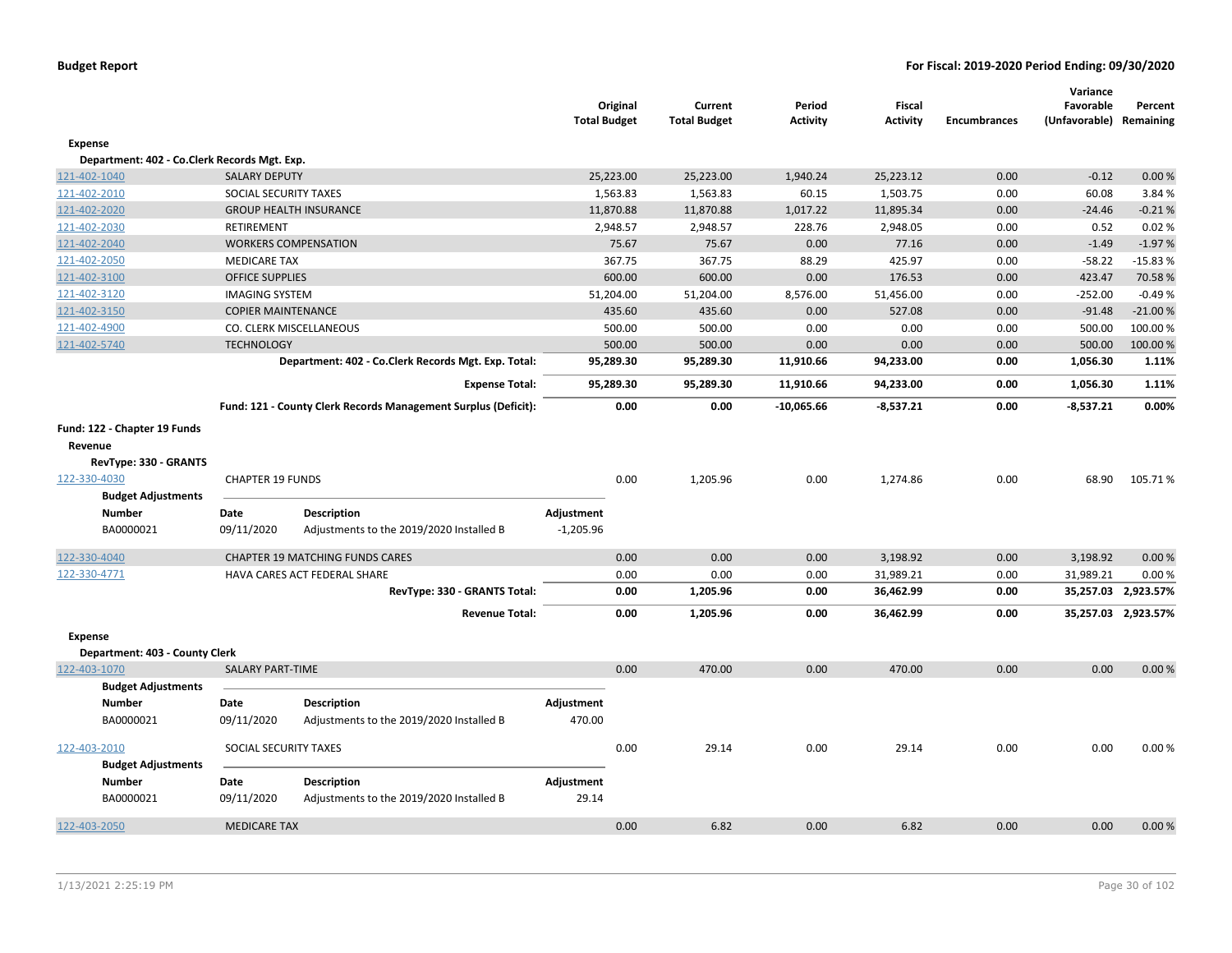**Budget Report** — For Fiscal: 2019-2020 Period Ending: 09/30/2020

| | | Original Total Budget | Current Total Budget | Period Activity | Fiscal Activity | Encumbrances | Variance Favorable (Unfavorable) | Percent Remaining |
|---|---|---|---|---|---|---|---|---|
| **Expense** | | | | | | | | |
| **Department: 402 - Co.Clerk Records Mgt. Exp.** | | | | | | | | |
| 121-402-1040 | SALARY DEPUTY | 25,223.00 | 25,223.00 | 1,940.24 | 25,223.12 | 0.00 | -0.12 | 0.00 % |
| 121-402-2010 | SOCIAL SECURITY TAXES | 1,563.83 | 1,563.83 | 60.15 | 1,503.75 | 0.00 | 60.08 | 3.84 % |
| 121-402-2020 | GROUP HEALTH INSURANCE | 11,870.88 | 11,870.88 | 1,017.22 | 11,895.34 | 0.00 | -24.46 | -0.21 % |
| 121-402-2030 | RETIREMENT | 2,948.57 | 2,948.57 | 228.76 | 2,948.05 | 0.00 | 0.52 | 0.02 % |
| 121-402-2040 | WORKERS COMPENSATION | 75.67 | 75.67 | 0.00 | 77.16 | 0.00 | -1.49 | -1.97 % |
| 121-402-2050 | MEDICARE TAX | 367.75 | 367.75 | 88.29 | 425.97 | 0.00 | -58.22 | -15.83 % |
| 121-402-3100 | OFFICE SUPPLIES | 600.00 | 600.00 | 0.00 | 176.53 | 0.00 | 423.47 | 70.58 % |
| 121-402-3120 | IMAGING SYSTEM | 51,204.00 | 51,204.00 | 8,576.00 | 51,456.00 | 0.00 | -252.00 | -0.49 % |
| 121-402-3150 | COPIER MAINTENANCE | 435.60 | 435.60 | 0.00 | 527.08 | 0.00 | -91.48 | -21.00 % |
| 121-402-4900 | CO. CLERK MISCELLANEOUS | 500.00 | 500.00 | 0.00 | 0.00 | 0.00 | 500.00 | 100.00 % |
| 121-402-5740 | TECHNOLOGY | 500.00 | 500.00 | 0.00 | 0.00 | 0.00 | 500.00 | 100.00 % |
| | **Department: 402 - Co.Clerk Records Mgt. Exp. Total:** | **95,289.30** | **95,289.30** | **11,910.66** | **94,233.00** | **0.00** | **1,056.30** | **1.11%** |
| | **Expense Total:** | **95,289.30** | **95,289.30** | **11,910.66** | **94,233.00** | **0.00** | **1,056.30** | **1.11%** |
| | **Fund: 121 - County Clerk Records Management Surplus (Deficit):** | **0.00** | **0.00** | **-10,065.66** | **-8,537.21** | **0.00** | **-8,537.21** | **0.00%** |

**Fund: 122 - Chapter 19 Funds**

**Revenue**

**RevType: 330 - GRANTS**

| | | Original Total Budget | Current Total Budget | Period Activity | Fiscal Activity | Encumbrances | Variance Favorable (Unfavorable) | Percent Remaining |
|---|---|---|---|---|---|---|---|---|
| 122-330-4030 | CHAPTER 19 FUNDS | 0.00 | 1,205.96 | 0.00 | 1,274.86 | 0.00 | 68.90 | 105.71 % |

Budget Adjustments

| Number | Date | Description | Adjustment |
|---|---|---|---|
| BA0000021 | 09/11/2020 | Adjustments to the 2019/2020 Installed B | -1,205.96 |

| | | Original Total Budget | Current Total Budget | Period Activity | Fiscal Activity | Encumbrances | Variance Favorable (Unfavorable) | Percent Remaining |
|---|---|---|---|---|---|---|---|---|
| 122-330-4040 | CHAPTER 19 MATCHING FUNDS CARES | 0.00 | 0.00 | 0.00 | 3,198.92 | 0.00 | 3,198.92 | 0.00 % |
| 122-330-4771 | HAVA CARES ACT FEDERAL SHARE | 0.00 | 0.00 | 0.00 | 31,989.21 | 0.00 | 31,989.21 | 0.00 % |
| | **RevType: 330 - GRANTS Total:** | **0.00** | **1,205.96** | **0.00** | **36,462.99** | **0.00** | **35,257.03** | **2,923.57%** |
| | **Revenue Total:** | **0.00** | **1,205.96** | **0.00** | **36,462.99** | **0.00** | **35,257.03** | **2,923.57%** |

**Expense**

**Department: 403 - County Clerk**

| | | Original Total Budget | Current Total Budget | Period Activity | Fiscal Activity | Encumbrances | Variance Favorable (Unfavorable) | Percent Remaining |
|---|---|---|---|---|---|---|---|---|
| 122-403-1070 | SALARY PART-TIME | 0.00 | 470.00 | 0.00 | 470.00 | 0.00 | 0.00 | 0.00 % |

Budget Adjustments

| Number | Date | Description | Adjustment |
|---|---|---|---|
| BA0000021 | 09/11/2020 | Adjustments to the 2019/2020 Installed B | 470.00 |

| | | Original Total Budget | Current Total Budget | Period Activity | Fiscal Activity | Encumbrances | Variance Favorable (Unfavorable) | Percent Remaining |
|---|---|---|---|---|---|---|---|---|
| 122-403-2010 | SOCIAL SECURITY TAXES | 0.00 | 29.14 | 0.00 | 29.14 | 0.00 | 0.00 | 0.00 % |

Budget Adjustments

| Number | Date | Description | Adjustment |
|---|---|---|---|
| BA0000021 | 09/11/2020 | Adjustments to the 2019/2020 Installed B | 29.14 |

| | | Original Total Budget | Current Total Budget | Period Activity | Fiscal Activity | Encumbrances | Variance Favorable (Unfavorable) | Percent Remaining |
|---|---|---|---|---|---|---|---|---|
| 122-403-2050 | MEDICARE TAX | 0.00 | 6.82 | 0.00 | 6.82 | 0.00 | 0.00 | 0.00 % |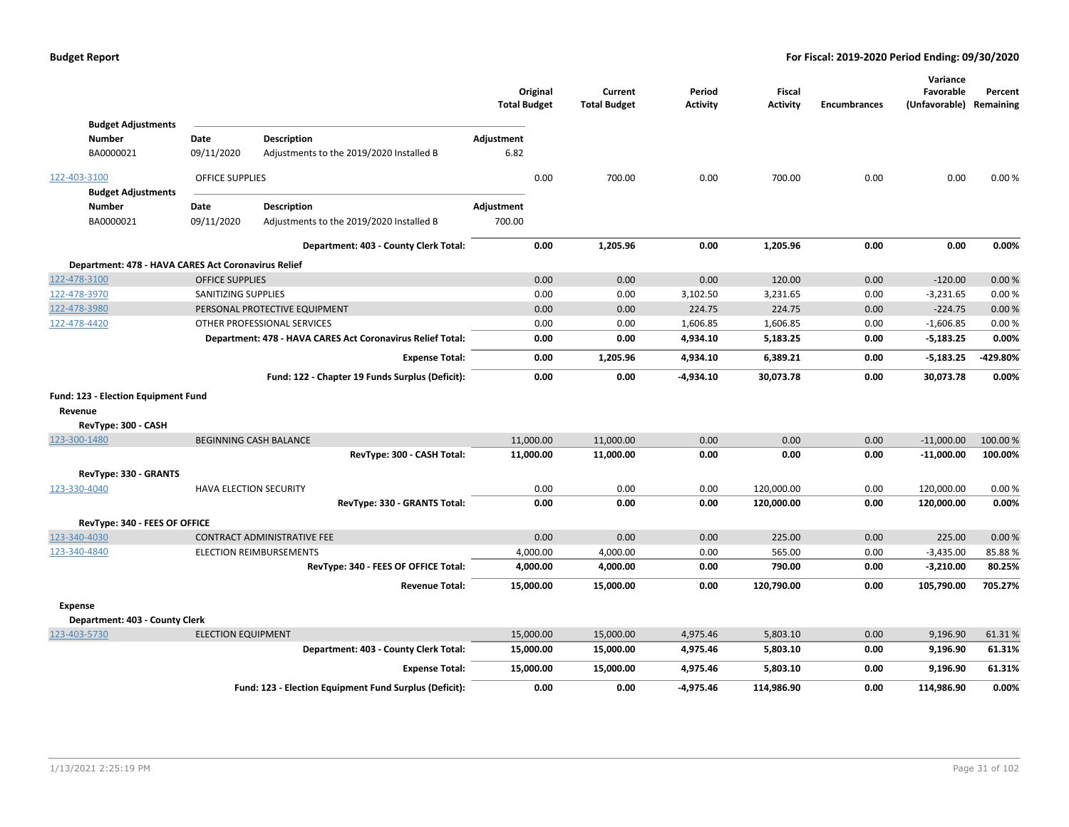**Budget Report**

**For Fiscal: 2019-2020 Period Ending: 09/30/2020**

| | | Original Total Budget | Current Total Budget | Period Activity | Fiscal Activity | Encumbrances | Variance Favorable (Unfavorable) | Percent Remaining |
|---|---|---|---|---|---|---|---|---|

**Budget Adjustments**

| Number | Date | Description | Adjustment |
|---|---|---|---|
| BA0000021 | 09/11/2020 | Adjustments to the 2019/2020 Installed B | 6.82 |

| Account | Description | Original Total Budget | Current Total Budget | Period Activity | Fiscal Activity | Encumbrances | Variance Favorable (Unfavorable) | Percent Remaining |
|---|---|---|---|---|---|---|---|---|
| 122-403-3100 | OFFICE SUPPLIES | 0.00 | 700.00 | 0.00 | 700.00 | 0.00 | 0.00 | 0.00 % |

**Budget Adjustments**

| Number | Date | Description | Adjustment |
|---|---|---|---|
| BA0000021 | 09/11/2020 | Adjustments to the 2019/2020 Installed B | 700.00 |

| Account | Description | Original Total Budget | Current Total Budget | Period Activity | Fiscal Activity | Encumbrances | Variance Favorable (Unfavorable) | Percent Remaining |
|---|---|---|---|---|---|---|---|---|
| | **Department: 403 - County Clerk Total:** | **0.00** | **1,205.96** | **0.00** | **1,205.96** | **0.00** | **0.00** | **0.00%** |
| **Department: 478 - HAVA CARES Act Coronavirus Relief** | | | | | | | | |
| 122-478-3100 | OFFICE SUPPLIES | 0.00 | 0.00 | 0.00 | 120.00 | 0.00 | -120.00 | 0.00 % |
| 122-478-3970 | SANITIZING SUPPLIES | 0.00 | 0.00 | 3,102.50 | 3,231.65 | 0.00 | -3,231.65 | 0.00 % |
| 122-478-3980 | PERSONAL PROTECTIVE EQUIPMENT | 0.00 | 0.00 | 224.75 | 224.75 | 0.00 | -224.75 | 0.00 % |
| 122-478-4420 | OTHER PROFESSIONAL SERVICES | 0.00 | 0.00 | 1,606.85 | 1,606.85 | 0.00 | -1,606.85 | 0.00 % |
| | **Department: 478 - HAVA CARES Act Coronavirus Relief Total:** | **0.00** | **0.00** | **4,934.10** | **5,183.25** | **0.00** | **-5,183.25** | **0.00%** |
| | **Expense Total:** | **0.00** | **1,205.96** | **4,934.10** | **6,389.21** | **0.00** | **-5,183.25** | **-429.80%** |
| | **Fund: 122 - Chapter 19 Funds Surplus (Deficit):** | **0.00** | **0.00** | **-4,934.10** | **30,073.78** | **0.00** | **30,073.78** | **0.00%** |

**Fund: 123 - Election Equipment Fund**

**Revenue**

| Account | Description | Original Total Budget | Current Total Budget | Period Activity | Fiscal Activity | Encumbrances | Variance Favorable (Unfavorable) | Percent Remaining |
|---|---|---|---|---|---|---|---|---|
| **RevType: 300 - CASH** | | | | | | | | |
| 123-300-1480 | BEGINNING CASH BALANCE | 11,000.00 | 11,000.00 | 0.00 | 0.00 | 0.00 | -11,000.00 | 100.00 % |
| | **RevType: 300 - CASH Total:** | **11,000.00** | **11,000.00** | **0.00** | **0.00** | **0.00** | **-11,000.00** | **100.00%** |
| **RevType: 330 - GRANTS** | | | | | | | | |
| 123-330-4040 | HAVA ELECTION SECURITY | 0.00 | 0.00 | 0.00 | 120,000.00 | 0.00 | 120,000.00 | 0.00 % |
| | **RevType: 330 - GRANTS Total:** | **0.00** | **0.00** | **0.00** | **120,000.00** | **0.00** | **120,000.00** | **0.00%** |
| **RevType: 340 - FEES OF OFFICE** | | | | | | | | |
| 123-340-4030 | CONTRACT ADMINISTRATIVE FEE | 0.00 | 0.00 | 0.00 | 225.00 | 0.00 | 225.00 | 0.00 % |
| 123-340-4840 | ELECTION REIMBURSEMENTS | 4,000.00 | 4,000.00 | 0.00 | 565.00 | 0.00 | -3,435.00 | 85.88 % |
| | **RevType: 340 - FEES OF OFFICE Total:** | **4,000.00** | **4,000.00** | **0.00** | **790.00** | **0.00** | **-3,210.00** | **80.25%** |
| | **Revenue Total:** | **15,000.00** | **15,000.00** | **0.00** | **120,790.00** | **0.00** | **105,790.00** | **705.27%** |

**Expense**

| Account | Description | Original Total Budget | Current Total Budget | Period Activity | Fiscal Activity | Encumbrances | Variance Favorable (Unfavorable) | Percent Remaining |
|---|---|---|---|---|---|---|---|---|
| **Department: 403 - County Clerk** | | | | | | | | |
| 123-403-5730 | ELECTION EQUIPMENT | 15,000.00 | 15,000.00 | 4,975.46 | 5,803.10 | 0.00 | 9,196.90 | 61.31 % |
| | **Department: 403 - County Clerk Total:** | **15,000.00** | **15,000.00** | **4,975.46** | **5,803.10** | **0.00** | **9,196.90** | **61.31%** |
| | **Expense Total:** | **15,000.00** | **15,000.00** | **4,975.46** | **5,803.10** | **0.00** | **9,196.90** | **61.31%** |
| | **Fund: 123 - Election Equipment Fund Surplus (Deficit):** | **0.00** | **0.00** | **-4,975.46** | **114,986.90** | **0.00** | **114,986.90** | **0.00%** |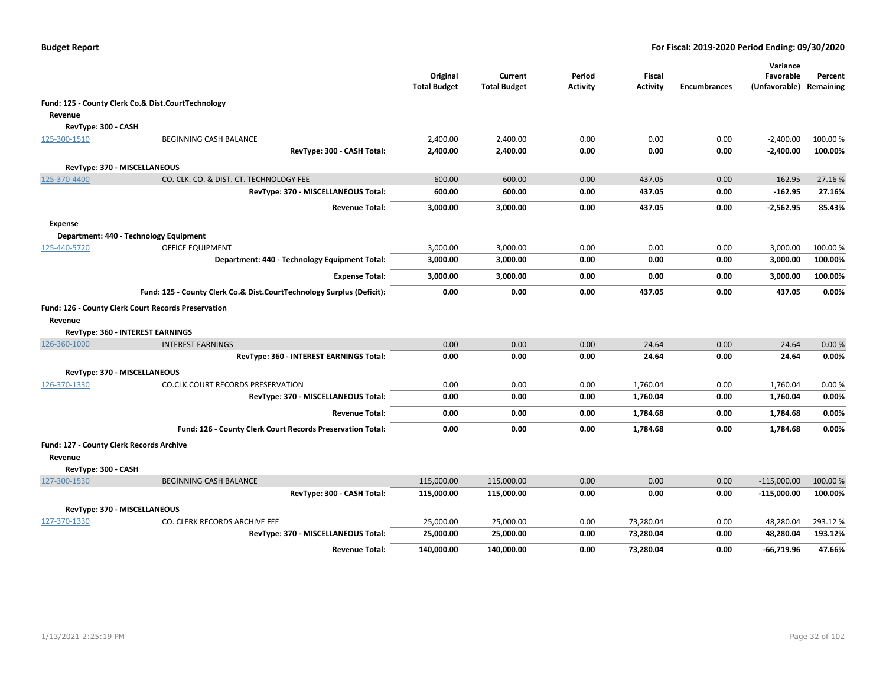**Budget Report** — **For Fiscal: 2019-2020 Period Ending: 09/30/2020**

| | | Original Total Budget | Current Total Budget | Period Activity | Fiscal Activity | Encumbrances | Variance Favorable (Unfavorable) | Percent Remaining |
|---|---|---|---|---|---|---|---|---|
| **Fund: 125 - County Clerk Co.& Dist.CourtTechnology** | | | | | | | | |
| **Revenue** | | | | | | | | |
| **RevType: 300 - CASH** | | | | | | | | |
| 125-300-1510 | BEGINNING CASH BALANCE | 2,400.00 | 2,400.00 | 0.00 | 0.00 | 0.00 | -2,400.00 | 100.00 % |
| | **RevType: 300 - CASH Total:** | **2,400.00** | **2,400.00** | **0.00** | **0.00** | **0.00** | **-2,400.00** | **100.00%** |
| **RevType: 370 - MISCELLANEOUS** | | | | | | | | |
| 125-370-4400 | CO. CLK. CO. & DIST. CT. TECHNOLOGY FEE | 600.00 | 600.00 | 0.00 | 437.05 | 0.00 | -162.95 | 27.16 % |
| | **RevType: 370 - MISCELLANEOUS Total:** | **600.00** | **600.00** | **0.00** | **437.05** | **0.00** | **-162.95** | **27.16%** |
| | **Revenue Total:** | **3,000.00** | **3,000.00** | **0.00** | **437.05** | **0.00** | **-2,562.95** | **85.43%** |
| **Expense** | | | | | | | | |
| **Department: 440 - Technology Equipment** | | | | | | | | |
| 125-440-5720 | OFFICE EQUIPMENT | 3,000.00 | 3,000.00 | 0.00 | 0.00 | 0.00 | 3,000.00 | 100.00 % |
| | **Department: 440 - Technology Equipment Total:** | **3,000.00** | **3,000.00** | **0.00** | **0.00** | **0.00** | **3,000.00** | **100.00%** |
| | **Expense Total:** | **3,000.00** | **3,000.00** | **0.00** | **0.00** | **0.00** | **3,000.00** | **100.00%** |
| | **Fund: 125 - County Clerk Co.& Dist.CourtTechnology Surplus (Deficit):** | **0.00** | **0.00** | **0.00** | **437.05** | **0.00** | **437.05** | **0.00%** |
| **Fund: 126 - County Clerk Court Records Preservation** | | | | | | | | |
| **Revenue** | | | | | | | | |
| **RevType: 360 - INTEREST EARNINGS** | | | | | | | | |
| 126-360-1000 | INTEREST EARNINGS | 0.00 | 0.00 | 0.00 | 24.64 | 0.00 | 24.64 | 0.00 % |
| | **RevType: 360 - INTEREST EARNINGS Total:** | **0.00** | **0.00** | **0.00** | **24.64** | **0.00** | **24.64** | **0.00%** |
| **RevType: 370 - MISCELLANEOUS** | | | | | | | | |
| 126-370-1330 | CO.CLK.COURT RECORDS PRESERVATION | 0.00 | 0.00 | 0.00 | 1,760.04 | 0.00 | 1,760.04 | 0.00 % |
| | **RevType: 370 - MISCELLANEOUS Total:** | **0.00** | **0.00** | **0.00** | **1,760.04** | **0.00** | **1,760.04** | **0.00%** |
| | **Revenue Total:** | **0.00** | **0.00** | **0.00** | **1,784.68** | **0.00** | **1,784.68** | **0.00%** |
| | **Fund: 126 - County Clerk Court Records Preservation Total:** | **0.00** | **0.00** | **0.00** | **1,784.68** | **0.00** | **1,784.68** | **0.00%** |
| **Fund: 127 - County Clerk Records Archive** | | | | | | | | |
| **Revenue** | | | | | | | | |
| **RevType: 300 - CASH** | | | | | | | | |
| 127-300-1530 | BEGINNING CASH BALANCE | 115,000.00 | 115,000.00 | 0.00 | 0.00 | 0.00 | -115,000.00 | 100.00 % |
| | **RevType: 300 - CASH Total:** | **115,000.00** | **115,000.00** | **0.00** | **0.00** | **0.00** | **-115,000.00** | **100.00%** |
| **RevType: 370 - MISCELLANEOUS** | | | | | | | | |
| 127-370-1330 | CO. CLERK RECORDS ARCHIVE FEE | 25,000.00 | 25,000.00 | 0.00 | 73,280.04 | 0.00 | 48,280.04 | 293.12 % |
| | **RevType: 370 - MISCELLANEOUS Total:** | **25,000.00** | **25,000.00** | **0.00** | **73,280.04** | **0.00** | **48,280.04** | **193.12%** |
| | **Revenue Total:** | **140,000.00** | **140,000.00** | **0.00** | **73,280.04** | **0.00** | **-66,719.96** | **47.66%** |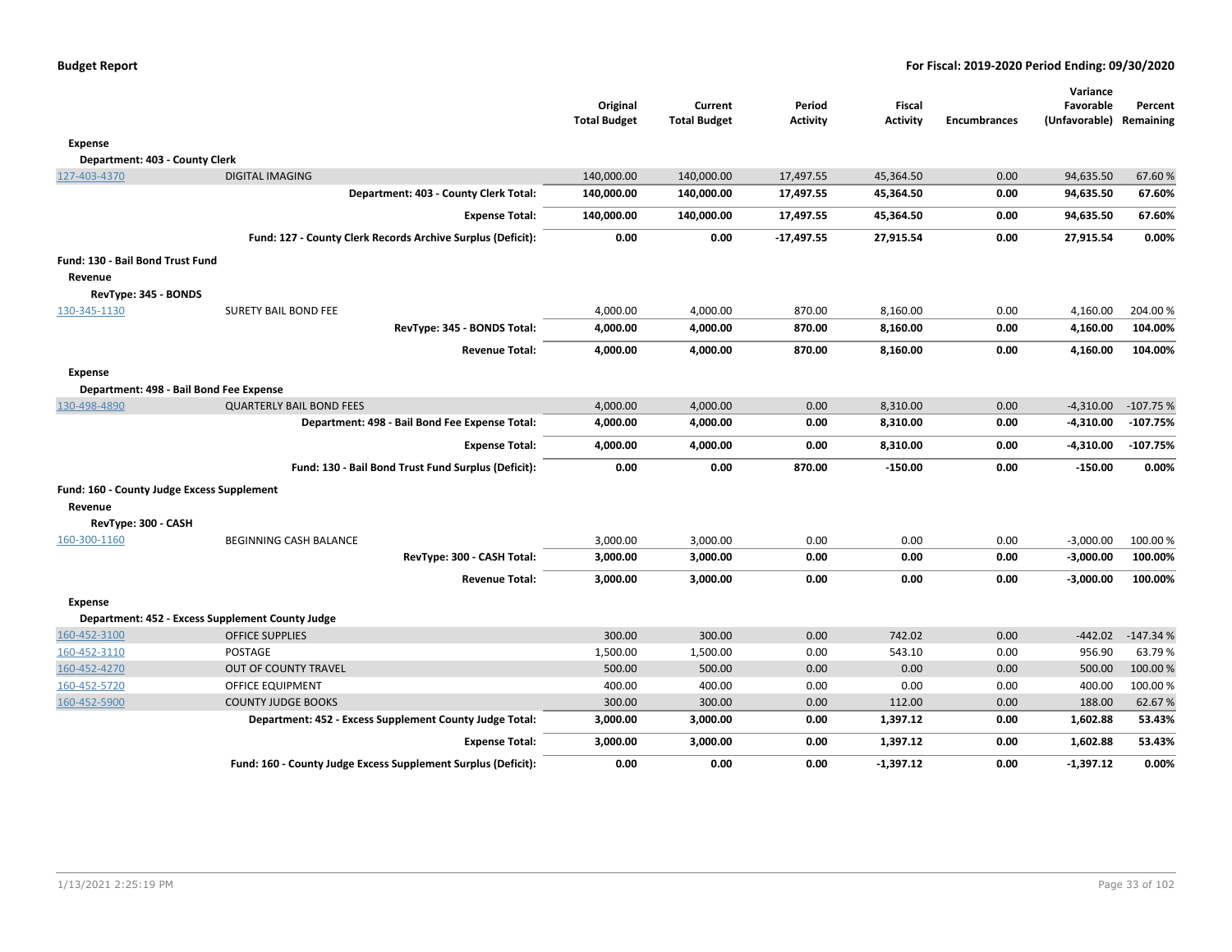**Budget Report**

**For Fiscal: 2019-2020 Period Ending: 09/30/2020**

| | | Original Total Budget | Current Total Budget | Period Activity | Fiscal Activity | Encumbrances | Variance Favorable (Unfavorable) | Percent Remaining |
|---|---|---|---|---|---|---|---|---|
| **Expense** | | | | | | | | |
| **Department: 403 - County Clerk** | | | | | | | | |
| 127-403-4370 | DIGITAL IMAGING | 140,000.00 | 140,000.00 | 17,497.55 | 45,364.50 | 0.00 | 94,635.50 | 67.60 % |
| | **Department: 403 - County Clerk Total:** | **140,000.00** | **140,000.00** | **17,497.55** | **45,364.50** | **0.00** | **94,635.50** | **67.60%** |
| | **Expense Total:** | **140,000.00** | **140,000.00** | **17,497.55** | **45,364.50** | **0.00** | **94,635.50** | **67.60%** |
| | **Fund: 127 - County Clerk Records Archive Surplus (Deficit):** | **0.00** | **0.00** | **-17,497.55** | **27,915.54** | **0.00** | **27,915.54** | **0.00%** |
| **Fund: 130 - Bail Bond Trust Fund** | | | | | | | | |
| **Revenue** | | | | | | | | |
| **RevType: 345 - BONDS** | | | | | | | | |
| 130-345-1130 | SURETY BAIL BOND FEE | 4,000.00 | 4,000.00 | 870.00 | 8,160.00 | 0.00 | 4,160.00 | 204.00 % |
| | **RevType: 345 - BONDS Total:** | **4,000.00** | **4,000.00** | **870.00** | **8,160.00** | **0.00** | **4,160.00** | **104.00%** |
| | **Revenue Total:** | **4,000.00** | **4,000.00** | **870.00** | **8,160.00** | **0.00** | **4,160.00** | **104.00%** |
| **Expense** | | | | | | | | |
| **Department: 498 - Bail Bond Fee Expense** | | | | | | | | |
| 130-498-4890 | QUARTERLY BAIL BOND FEES | 4,000.00 | 4,000.00 | 0.00 | 8,310.00 | 0.00 | -4,310.00 | -107.75 % |
| | **Department: 498 - Bail Bond Fee Expense Total:** | **4,000.00** | **4,000.00** | **0.00** | **8,310.00** | **0.00** | **-4,310.00** | **-107.75%** |
| | **Expense Total:** | **4,000.00** | **4,000.00** | **0.00** | **8,310.00** | **0.00** | **-4,310.00** | **-107.75%** |
| | **Fund: 130 - Bail Bond Trust Fund Surplus (Deficit):** | **0.00** | **0.00** | **870.00** | **-150.00** | **0.00** | **-150.00** | **0.00%** |
| **Fund: 160 - County Judge Excess Supplement** | | | | | | | | |
| **Revenue** | | | | | | | | |
| **RevType: 300 - CASH** | | | | | | | | |
| 160-300-1160 | BEGINNING CASH BALANCE | 3,000.00 | 3,000.00 | 0.00 | 0.00 | 0.00 | -3,000.00 | 100.00 % |
| | **RevType: 300 - CASH Total:** | **3,000.00** | **3,000.00** | **0.00** | **0.00** | **0.00** | **-3,000.00** | **100.00%** |
| | **Revenue Total:** | **3,000.00** | **3,000.00** | **0.00** | **0.00** | **0.00** | **-3,000.00** | **100.00%** |
| **Expense** | | | | | | | | |
| **Department: 452 - Excess Supplement County Judge** | | | | | | | | |
| 160-452-3100 | OFFICE SUPPLIES | 300.00 | 300.00 | 0.00 | 742.02 | 0.00 | -442.02 | -147.34 % |
| 160-452-3110 | POSTAGE | 1,500.00 | 1,500.00 | 0.00 | 543.10 | 0.00 | 956.90 | 63.79 % |
| 160-452-4270 | OUT OF COUNTY TRAVEL | 500.00 | 500.00 | 0.00 | 0.00 | 0.00 | 500.00 | 100.00 % |
| 160-452-5720 | OFFICE EQUIPMENT | 400.00 | 400.00 | 0.00 | 0.00 | 0.00 | 400.00 | 100.00 % |
| 160-452-5900 | COUNTY JUDGE BOOKS | 300.00 | 300.00 | 0.00 | 112.00 | 0.00 | 188.00 | 62.67 % |
| | **Department: 452 - Excess Supplement County Judge Total:** | **3,000.00** | **3,000.00** | **0.00** | **1,397.12** | **0.00** | **1,602.88** | **53.43%** |
| | **Expense Total:** | **3,000.00** | **3,000.00** | **0.00** | **1,397.12** | **0.00** | **1,602.88** | **53.43%** |
| | **Fund: 160 - County Judge Excess Supplement Surplus (Deficit):** | **0.00** | **0.00** | **0.00** | **-1,397.12** | **0.00** | **-1,397.12** | **0.00%** |

1/13/2021 2:25:19 PM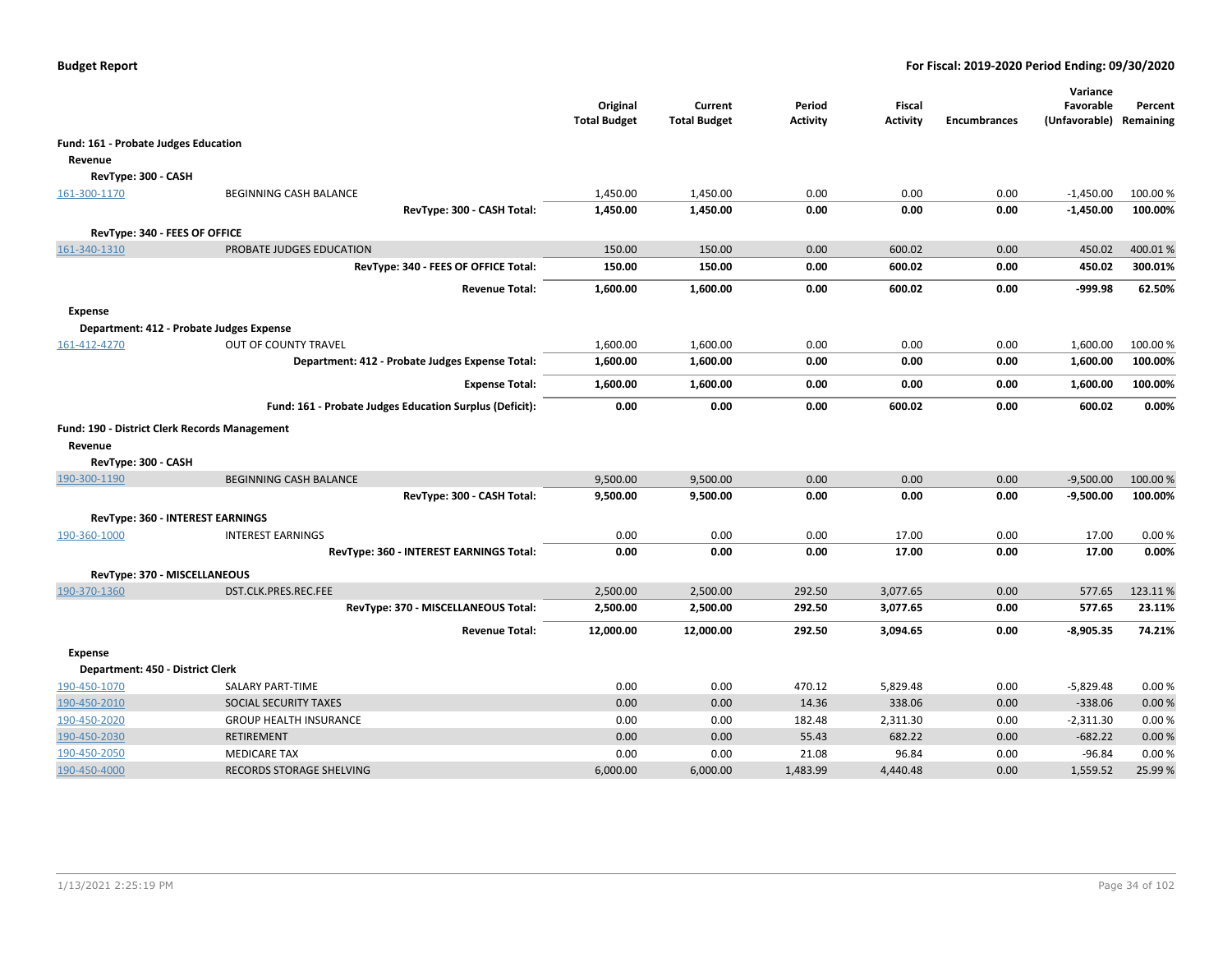**Budget Report** — **For Fiscal: 2019-2020 Period Ending: 09/30/2020**

| | | Original Total Budget | Current Total Budget | Period Activity | Fiscal Activity | Encumbrances | Variance Favorable (Unfavorable) | Percent Remaining |
|---|---|---|---|---|---|---|---|---|
| **Fund: 161 - Probate Judges Education** | | | | | | | | |
| **Revenue** | | | | | | | | |
| **RevType: 300 - CASH** | | | | | | | | |
| 161-300-1170 | BEGINNING CASH BALANCE | 1,450.00 | 1,450.00 | 0.00 | 0.00 | 0.00 | -1,450.00 | 100.00 % |
| | **RevType: 300 - CASH Total:** | **1,450.00** | **1,450.00** | **0.00** | **0.00** | **0.00** | **-1,450.00** | **100.00%** |
| **RevType: 340 - FEES OF OFFICE** | | | | | | | | |
| 161-340-1310 | PROBATE JUDGES EDUCATION | 150.00 | 150.00 | 0.00 | 600.02 | 0.00 | 450.02 | 400.01 % |
| | **RevType: 340 - FEES OF OFFICE Total:** | **150.00** | **150.00** | **0.00** | **600.02** | **0.00** | **450.02** | **300.01%** |
| | **Revenue Total:** | **1,600.00** | **1,600.00** | **0.00** | **600.02** | **0.00** | **-999.98** | **62.50%** |
| **Expense** | | | | | | | | |
| **Department: 412 - Probate Judges Expense** | | | | | | | | |
| 161-412-4270 | OUT OF COUNTY TRAVEL | 1,600.00 | 1,600.00 | 0.00 | 0.00 | 0.00 | 1,600.00 | 100.00 % |
| | **Department: 412 - Probate Judges Expense Total:** | **1,600.00** | **1,600.00** | **0.00** | **0.00** | **0.00** | **1,600.00** | **100.00%** |
| | **Expense Total:** | **1,600.00** | **1,600.00** | **0.00** | **0.00** | **0.00** | **1,600.00** | **100.00%** |
| | **Fund: 161 - Probate Judges Education Surplus (Deficit):** | **0.00** | **0.00** | **0.00** | **600.02** | **0.00** | **600.02** | **0.00%** |
| **Fund: 190 - District Clerk Records Management** | | | | | | | | |
| **Revenue** | | | | | | | | |
| **RevType: 300 - CASH** | | | | | | | | |
| 190-300-1190 | BEGINNING CASH BALANCE | 9,500.00 | 9,500.00 | 0.00 | 0.00 | 0.00 | -9,500.00 | 100.00 % |
| | **RevType: 300 - CASH Total:** | **9,500.00** | **9,500.00** | **0.00** | **0.00** | **0.00** | **-9,500.00** | **100.00%** |
| **RevType: 360 - INTEREST EARNINGS** | | | | | | | | |
| 190-360-1000 | INTEREST EARNINGS | 0.00 | 0.00 | 0.00 | 17.00 | 0.00 | 17.00 | 0.00 % |
| | **RevType: 360 - INTEREST EARNINGS Total:** | **0.00** | **0.00** | **0.00** | **17.00** | **0.00** | **17.00** | **0.00%** |
| **RevType: 370 - MISCELLANEOUS** | | | | | | | | |
| 190-370-1360 | DST.CLK.PRES.REC.FEE | 2,500.00 | 2,500.00 | 292.50 | 3,077.65 | 0.00 | 577.65 | 123.11 % |
| | **RevType: 370 - MISCELLANEOUS Total:** | **2,500.00** | **2,500.00** | **292.50** | **3,077.65** | **0.00** | **577.65** | **23.11%** |
| | **Revenue Total:** | **12,000.00** | **12,000.00** | **292.50** | **3,094.65** | **0.00** | **-8,905.35** | **74.21%** |
| **Expense** | | | | | | | | |
| **Department: 450 - District Clerk** | | | | | | | | |
| 190-450-1070 | SALARY PART-TIME | 0.00 | 0.00 | 470.12 | 5,829.48 | 0.00 | -5,829.48 | 0.00 % |
| 190-450-2010 | SOCIAL SECURITY TAXES | 0.00 | 0.00 | 14.36 | 338.06 | 0.00 | -338.06 | 0.00 % |
| 190-450-2020 | GROUP HEALTH INSURANCE | 0.00 | 0.00 | 182.48 | 2,311.30 | 0.00 | -2,311.30 | 0.00 % |
| 190-450-2030 | RETIREMENT | 0.00 | 0.00 | 55.43 | 682.22 | 0.00 | -682.22 | 0.00 % |
| 190-450-2050 | MEDICARE TAX | 0.00 | 0.00 | 21.08 | 96.84 | 0.00 | -96.84 | 0.00 % |
| 190-450-4000 | RECORDS STORAGE SHELVING | 6,000.00 | 6,000.00 | 1,483.99 | 4,440.48 | 0.00 | 1,559.52 | 25.99 % |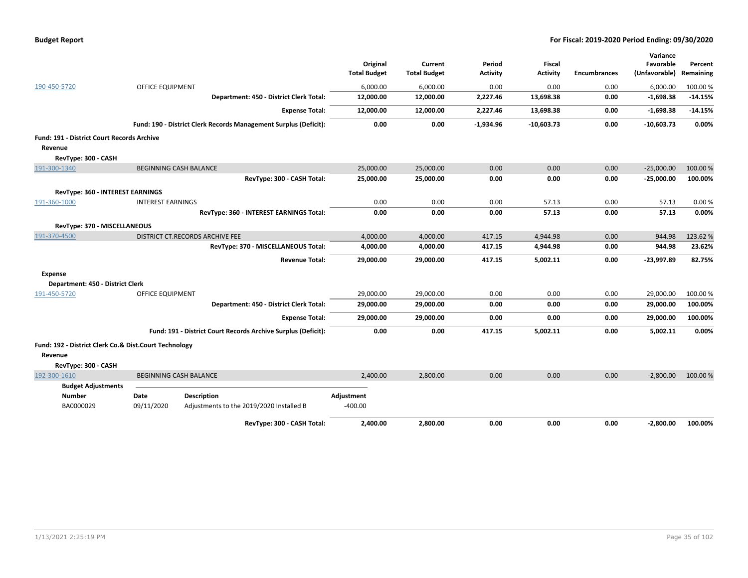**Budget Report** — For Fiscal: 2019-2020 Period Ending: 09/30/2020

| | | Original Total Budget | Current Total Budget | Period Activity | Fiscal Activity | Encumbrances | Variance Favorable (Unfavorable) | Percent Remaining |
|---|---|---|---|---|---|---|---|---|
| 190-450-5720 | OFFICE EQUIPMENT | 6,000.00 | 6,000.00 | 0.00 | 0.00 | 0.00 | 6,000.00 | 100.00 % |
| | **Department: 450 - District Clerk Total:** | **12,000.00** | **12,000.00** | **2,227.46** | **13,698.38** | **0.00** | **-1,698.38** | **-14.15%** |
| | **Expense Total:** | **12,000.00** | **12,000.00** | **2,227.46** | **13,698.38** | **0.00** | **-1,698.38** | **-14.15%** |
| | **Fund: 190 - District Clerk Records Management Surplus (Deficit):** | **0.00** | **0.00** | **-1,934.96** | **-10,603.73** | **0.00** | **-10,603.73** | **0.00%** |
| **Fund: 191 - District Court Records Archive** | | | | | | | | |
| **Revenue** | | | | | | | | |
| **RevType: 300 - CASH** | | | | | | | | |
| 191-300-1340 | BEGINNING CASH BALANCE | 25,000.00 | 25,000.00 | 0.00 | 0.00 | 0.00 | -25,000.00 | 100.00 % |
| | **RevType: 300 - CASH Total:** | **25,000.00** | **25,000.00** | **0.00** | **0.00** | **0.00** | **-25,000.00** | **100.00%** |
| **RevType: 360 - INTEREST EARNINGS** | | | | | | | | |
| 191-360-1000 | INTEREST EARNINGS | 0.00 | 0.00 | 0.00 | 57.13 | 0.00 | 57.13 | 0.00 % |
| | **RevType: 360 - INTEREST EARNINGS Total:** | **0.00** | **0.00** | **0.00** | **57.13** | **0.00** | **57.13** | **0.00%** |
| **RevType: 370 - MISCELLANEOUS** | | | | | | | | |
| 191-370-4500 | DISTRICT CT.RECORDS ARCHIVE FEE | 4,000.00 | 4,000.00 | 417.15 | 4,944.98 | 0.00 | 944.98 | 123.62 % |
| | **RevType: 370 - MISCELLANEOUS Total:** | **4,000.00** | **4,000.00** | **417.15** | **4,944.98** | **0.00** | **944.98** | **23.62%** |
| | **Revenue Total:** | **29,000.00** | **29,000.00** | **417.15** | **5,002.11** | **0.00** | **-23,997.89** | **82.75%** |
| **Expense** | | | | | | | | |
| **Department: 450 - District Clerk** | | | | | | | | |
| 191-450-5720 | OFFICE EQUIPMENT | 29,000.00 | 29,000.00 | 0.00 | 0.00 | 0.00 | 29,000.00 | 100.00 % |
| | **Department: 450 - District Clerk Total:** | **29,000.00** | **29,000.00** | **0.00** | **0.00** | **0.00** | **29,000.00** | **100.00%** |
| | **Expense Total:** | **29,000.00** | **29,000.00** | **0.00** | **0.00** | **0.00** | **29,000.00** | **100.00%** |
| | **Fund: 191 - District Court Records Archive Surplus (Deficit):** | **0.00** | **0.00** | **417.15** | **5,002.11** | **0.00** | **5,002.11** | **0.00%** |
| **Fund: 192 - District Clerk Co.& Dist.Court Technology** | | | | | | | | |
| **Revenue** | | | | | | | | |
| **RevType: 300 - CASH** | | | | | | | | |
| 192-300-1610 | BEGINNING CASH BALANCE | 2,400.00 | 2,800.00 | 0.00 | 0.00 | 0.00 | -2,800.00 | 100.00 % |

**Budget Adjustments**

| Number | Date | Description | Adjustment |
|---|---|---|---|
| BA0000029 | 09/11/2020 | Adjustments to the 2019/2020 Installed B | -400.00 |

| | | Original Total Budget | Current Total Budget | Period Activity | Fiscal Activity | Encumbrances | Variance Favorable (Unfavorable) | Percent Remaining |
|---|---|---|---|---|---|---|---|---|
| | **RevType: 300 - CASH Total:** | **2,400.00** | **2,800.00** | **0.00** | **0.00** | **0.00** | **-2,800.00** | **100.00%** |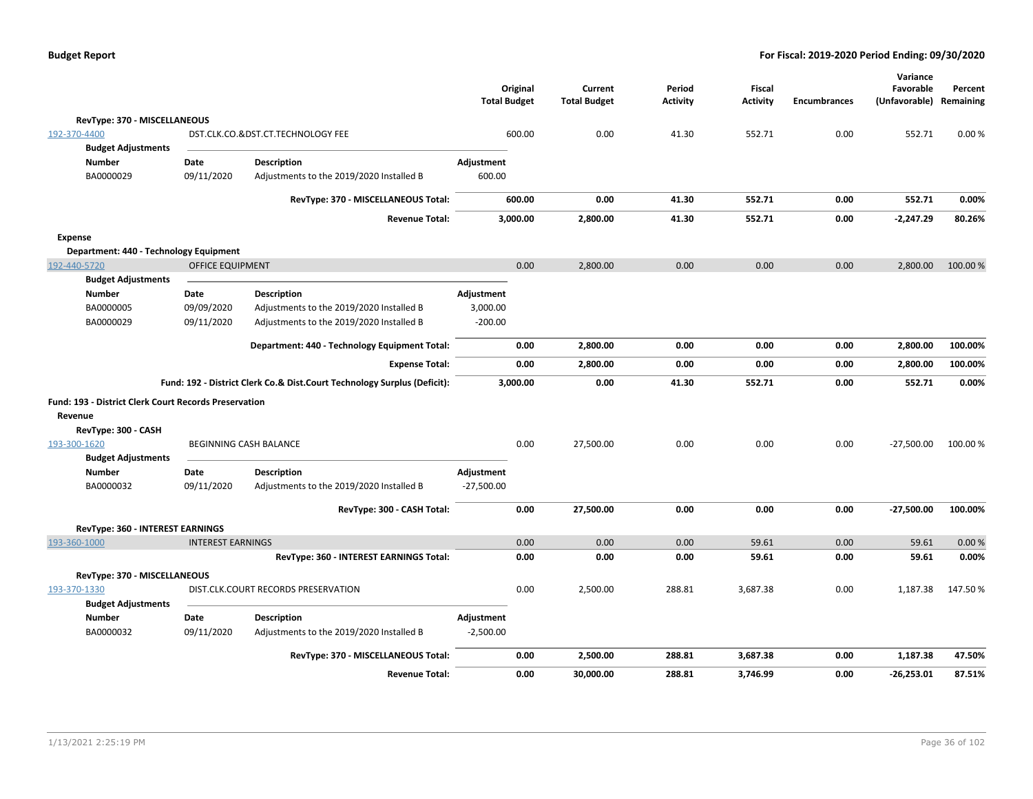**Budget Report** — For Fiscal: 2019-2020 Period Ending: 09/30/2020

| | | | Original Total Budget | Current Total Budget | Period Activity | Fiscal Activity | Encumbrances | Variance Favorable (Unfavorable) | Percent Remaining |
|---|---|---|---|---|---|---|---|---|---|
| **RevType: 370 - MISCELLANEOUS** | | | | | | | | | |
| 192-370-4400 | DST.CLK.CO.&DST.CT.TECHNOLOGY FEE | | 600.00 | 0.00 | 41.30 | 552.71 | 0.00 | 552.71 | 0.00 % |
| **Budget Adjustments** | | | | | | | | | |
| **Number** | **Date** | **Description** | **Adjustment** | | | | | | |
| BA0000029 | 09/11/2020 | Adjustments to the 2019/2020 Installed B | 600.00 | | | | | | |
| | | **RevType: 370 - MISCELLANEOUS Total:** | **600.00** | **0.00** | **41.30** | **552.71** | **0.00** | **552.71** | **0.00%** |
| | | **Revenue Total:** | **3,000.00** | **2,800.00** | **41.30** | **552.71** | **0.00** | **-2,247.29** | **80.26%** |
| **Expense** | | | | | | | | | |
| **Department: 440 - Technology Equipment** | | | | | | | | | |
| 192-440-5720 | OFFICE EQUIPMENT | | 0.00 | 2,800.00 | 0.00 | 0.00 | 0.00 | 2,800.00 | 100.00 % |
| **Budget Adjustments** | | | | | | | | | |
| **Number** | **Date** | **Description** | **Adjustment** | | | | | | |
| BA0000005 | 09/09/2020 | Adjustments to the 2019/2020 Installed B | 3,000.00 | | | | | | |
| BA0000029 | 09/11/2020 | Adjustments to the 2019/2020 Installed B | -200.00 | | | | | | |
| | | **Department: 440 - Technology Equipment Total:** | **0.00** | **2,800.00** | **0.00** | **0.00** | **0.00** | **2,800.00** | **100.00%** |
| | | **Expense Total:** | **0.00** | **2,800.00** | **0.00** | **0.00** | **0.00** | **2,800.00** | **100.00%** |
| | | **Fund: 192 - District Clerk Co.& Dist.Court Technology Surplus (Deficit):** | **3,000.00** | **0.00** | **41.30** | **552.71** | **0.00** | **552.71** | **0.00%** |
| **Fund: 193 - District Clerk Court Records Preservation** | | | | | | | | | |
| **Revenue** | | | | | | | | | |
| **RevType: 300 - CASH** | | | | | | | | | |
| 193-300-1620 | BEGINNING CASH BALANCE | | 0.00 | 27,500.00 | 0.00 | 0.00 | 0.00 | -27,500.00 | 100.00 % |
| **Budget Adjustments** | | | | | | | | | |
| **Number** | **Date** | **Description** | **Adjustment** | | | | | | |
| BA0000032 | 09/11/2020 | Adjustments to the 2019/2020 Installed B | -27,500.00 | | | | | | |
| | | **RevType: 300 - CASH Total:** | **0.00** | **27,500.00** | **0.00** | **0.00** | **0.00** | **-27,500.00** | **100.00%** |
| **RevType: 360 - INTEREST EARNINGS** | | | | | | | | | |
| 193-360-1000 | INTEREST EARNINGS | | 0.00 | 0.00 | 0.00 | 59.61 | 0.00 | 59.61 | 0.00 % |
| | | **RevType: 360 - INTEREST EARNINGS Total:** | **0.00** | **0.00** | **0.00** | **59.61** | **0.00** | **59.61** | **0.00%** |
| **RevType: 370 - MISCELLANEOUS** | | | | | | | | | |
| 193-370-1330 | DIST.CLK.COURT RECORDS PRESERVATION | | 0.00 | 2,500.00 | 288.81 | 3,687.38 | 0.00 | 1,187.38 | 147.50 % |
| **Budget Adjustments** | | | | | | | | | |
| **Number** | **Date** | **Description** | **Adjustment** | | | | | | |
| BA0000032 | 09/11/2020 | Adjustments to the 2019/2020 Installed B | -2,500.00 | | | | | | |
| | | **RevType: 370 - MISCELLANEOUS Total:** | **0.00** | **2,500.00** | **288.81** | **3,687.38** | **0.00** | **1,187.38** | **47.50%** |
| | | **Revenue Total:** | **0.00** | **30,000.00** | **288.81** | **3,746.99** | **0.00** | **-26,253.01** | **87.51%** |

1/13/2021 2:25:19 PM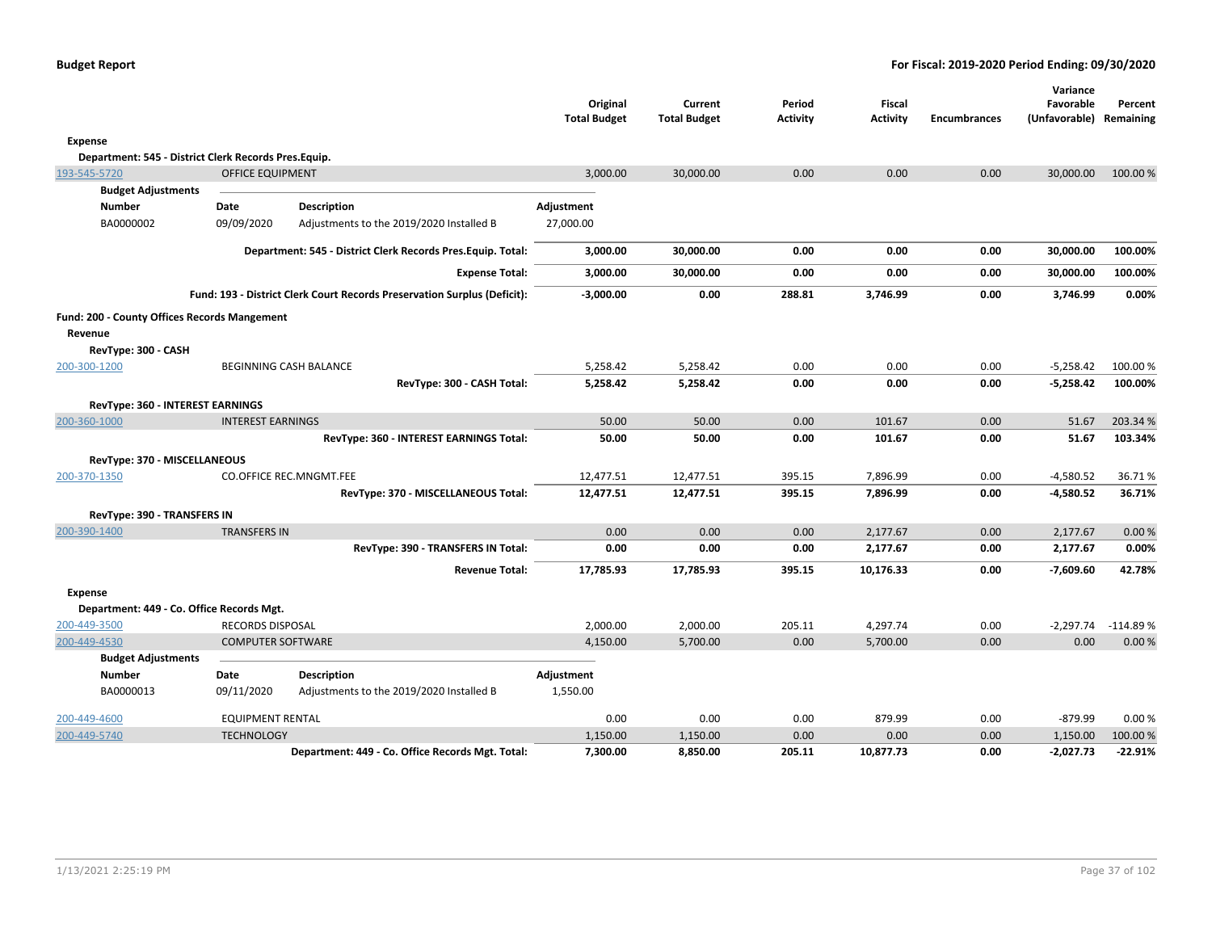| | | Original Total Budget | Current Total Budget | Period Activity | Fiscal Activity | Encumbrances | Variance Favorable (Unfavorable) | Percent Remaining |
|---|---|---|---|---|---|---|---|---|
| **Expense** | | | | | | | | |
| **Department: 545 - District Clerk Records Pres.Equip.** | | | | | | | | |
| 193-545-5720 | OFFICE EQUIPMENT | 3,000.00 | 30,000.00 | 0.00 | 0.00 | 0.00 | 30,000.00 | 100.00 % |
| **Budget Adjustments** | | | | | | | | |
| **Number** | **Date** / **Description** | **Adjustment** | | | | | | |
| BA0000002 | 09/09/2020 Adjustments to the 2019/2020 Installed B | 27,000.00 | | | | | | |
| | **Department: 545 - District Clerk Records Pres.Equip. Total:** | **3,000.00** | **30,000.00** | **0.00** | **0.00** | **0.00** | **30,000.00** | **100.00%** |
| | **Expense Total:** | **3,000.00** | **30,000.00** | **0.00** | **0.00** | **0.00** | **30,000.00** | **100.00%** |
| | **Fund: 193 - District Clerk Court Records Preservation Surplus (Deficit):** | **-3,000.00** | **0.00** | **288.81** | **3,746.99** | **0.00** | **3,746.99** | **0.00%** |
| **Fund: 200 - County Offices Records Mangement** | | | | | | | | |
| **Revenue** | | | | | | | | |
| **RevType: 300 - CASH** | | | | | | | | |
| 200-300-1200 | BEGINNING CASH BALANCE | 5,258.42 | 5,258.42 | 0.00 | 0.00 | 0.00 | -5,258.42 | 100.00 % |
| | **RevType: 300 - CASH Total:** | **5,258.42** | **5,258.42** | **0.00** | **0.00** | **0.00** | **-5,258.42** | **100.00%** |
| **RevType: 360 - INTEREST EARNINGS** | | | | | | | | |
| 200-360-1000 | INTEREST EARNINGS | 50.00 | 50.00 | 0.00 | 101.67 | 0.00 | 51.67 | 203.34 % |
| | **RevType: 360 - INTEREST EARNINGS Total:** | **50.00** | **50.00** | **0.00** | **101.67** | **0.00** | **51.67** | **103.34%** |
| **RevType: 370 - MISCELLANEOUS** | | | | | | | | |
| 200-370-1350 | CO.OFFICE REC.MNGMT.FEE | 12,477.51 | 12,477.51 | 395.15 | 7,896.99 | 0.00 | -4,580.52 | 36.71 % |
| | **RevType: 370 - MISCELLANEOUS Total:** | **12,477.51** | **12,477.51** | **395.15** | **7,896.99** | **0.00** | **-4,580.52** | **36.71%** |
| **RevType: 390 - TRANSFERS IN** | | | | | | | | |
| 200-390-1400 | TRANSFERS IN | 0.00 | 0.00 | 0.00 | 2,177.67 | 0.00 | 2,177.67 | 0.00 % |
| | **RevType: 390 - TRANSFERS IN Total:** | **0.00** | **0.00** | **0.00** | **2,177.67** | **0.00** | **2,177.67** | **0.00%** |
| | **Revenue Total:** | **17,785.93** | **17,785.93** | **395.15** | **10,176.33** | **0.00** | **-7,609.60** | **42.78%** |
| **Expense** | | | | | | | | |
| **Department: 449 - Co. Office Records Mgt.** | | | | | | | | |
| 200-449-3500 | RECORDS DISPOSAL | 2,000.00 | 2,000.00 | 205.11 | 4,297.74 | 0.00 | -2,297.74 | -114.89 % |
| 200-449-4530 | COMPUTER SOFTWARE | 4,150.00 | 5,700.00 | 0.00 | 5,700.00 | 0.00 | 0.00 | 0.00 % |
| **Budget Adjustments** | | | | | | | | |
| **Number** | **Date** / **Description** | **Adjustment** | | | | | | |
| BA0000013 | 09/11/2020 Adjustments to the 2019/2020 Installed B | 1,550.00 | | | | | | |
| 200-449-4600 | EQUIPMENT RENTAL | 0.00 | 0.00 | 0.00 | 879.99 | 0.00 | -879.99 | 0.00 % |
| 200-449-5740 | TECHNOLOGY | 1,150.00 | 1,150.00 | 0.00 | 0.00 | 0.00 | 1,150.00 | 100.00 % |
| | **Department: 449 - Co. Office Records Mgt. Total:** | **7,300.00** | **8,850.00** | **205.11** | **10,877.73** | **0.00** | **-2,027.73** | **-22.91%** |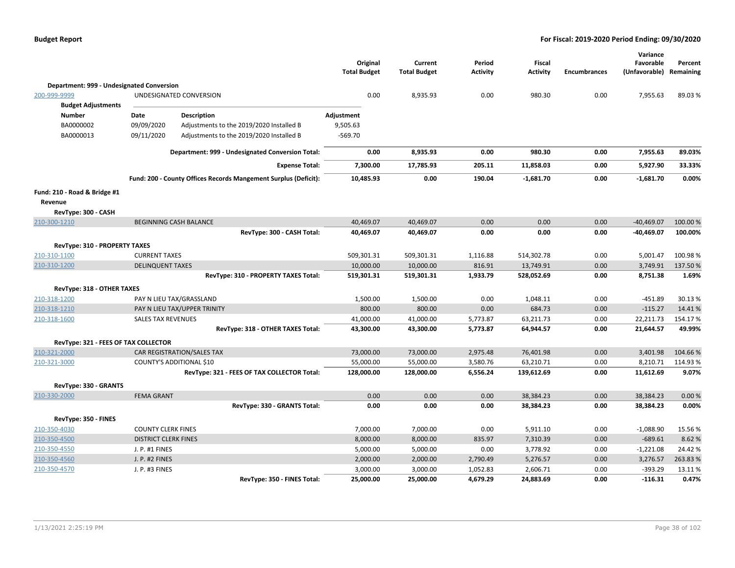| | | Original Total Budget | Current Total Budget | Period Activity | Fiscal Activity | Encumbrances | Variance Favorable (Unfavorable) | Percent Remaining |
|---|---|---|---|---|---|---|---|---|
| **Department: 999 - Undesignated Conversion** | | | | | | | | |
| 200-999-9999 | UNDESIGNATED CONVERSION | 0.00 | 8,935.93 | 0.00 | 980.30 | 0.00 | 7,955.63 | 89.03 % |

**Budget Adjustments**

| Number | Date | Description | Adjustment |
|---|---|---|---|
| BA0000002 | 09/09/2020 | Adjustments to the 2019/2020 Installed B | 9,505.63 |
| BA0000013 | 09/11/2020 | Adjustments to the 2019/2020 Installed B | -569.70 |

| | | Original Total Budget | Current Total Budget | Period Activity | Fiscal Activity | Encumbrances | Variance Favorable (Unfavorable) | Percent Remaining |
|---|---|---|---|---|---|---|---|---|
| | **Department: 999 - Undesignated Conversion Total:** | **0.00** | **8,935.93** | **0.00** | **980.30** | **0.00** | **7,955.63** | **89.03%** |
| | **Expense Total:** | **7,300.00** | **17,785.93** | **205.11** | **11,858.03** | **0.00** | **5,927.90** | **33.33%** |
| | **Fund: 200 - County Offices Records Mangement Surplus (Deficit):** | **10,485.93** | **0.00** | **190.04** | **-1,681.70** | **0.00** | **-1,681.70** | **0.00%** |
| **Fund: 210 - Road & Bridge #1** | | | | | | | | |
| **Revenue** | | | | | | | | |
| **RevType: 300 - CASH** | | | | | | | | |
| 210-300-1210 | BEGINNING CASH BALANCE | 40,469.07 | 40,469.07 | 0.00 | 0.00 | 0.00 | -40,469.07 | 100.00 % |
| | **RevType: 300 - CASH Total:** | **40,469.07** | **40,469.07** | **0.00** | **0.00** | **0.00** | **-40,469.07** | **100.00%** |
| **RevType: 310 - PROPERTY TAXES** | | | | | | | | |
| 210-310-1100 | CURRENT TAXES | 509,301.31 | 509,301.31 | 1,116.88 | 514,302.78 | 0.00 | 5,001.47 | 100.98 % |
| 210-310-1200 | DELINQUENT TAXES | 10,000.00 | 10,000.00 | 816.91 | 13,749.91 | 0.00 | 3,749.91 | 137.50 % |
| | **RevType: 310 - PROPERTY TAXES Total:** | **519,301.31** | **519,301.31** | **1,933.79** | **528,052.69** | **0.00** | **8,751.38** | **1.69%** |
| **RevType: 318 - OTHER TAXES** | | | | | | | | |
| 210-318-1200 | PAY N LIEU TAX/GRASSLAND | 1,500.00 | 1,500.00 | 0.00 | 1,048.11 | 0.00 | -451.89 | 30.13 % |
| 210-318-1210 | PAY N LIEU TAX/UPPER TRINITY | 800.00 | 800.00 | 0.00 | 684.73 | 0.00 | -115.27 | 14.41 % |
| 210-318-1600 | SALES TAX REVENUES | 41,000.00 | 41,000.00 | 5,773.87 | 63,211.73 | 0.00 | 22,211.73 | 154.17 % |
| | **RevType: 318 - OTHER TAXES Total:** | **43,300.00** | **43,300.00** | **5,773.87** | **64,944.57** | **0.00** | **21,644.57** | **49.99%** |
| **RevType: 321 - FEES OF TAX COLLECTOR** | | | | | | | | |
| 210-321-2000 | CAR REGISTRATION/SALES TAX | 73,000.00 | 73,000.00 | 2,975.48 | 76,401.98 | 0.00 | 3,401.98 | 104.66 % |
| 210-321-3000 | COUNTY'S ADDITIONAL $10 | 55,000.00 | 55,000.00 | 3,580.76 | 63,210.71 | 0.00 | 8,210.71 | 114.93 % |
| | **RevType: 321 - FEES OF TAX COLLECTOR Total:** | **128,000.00** | **128,000.00** | **6,556.24** | **139,612.69** | **0.00** | **11,612.69** | **9.07%** |
| **RevType: 330 - GRANTS** | | | | | | | | |
| 210-330-2000 | FEMA GRANT | 0.00 | 0.00 | 0.00 | 38,384.23 | 0.00 | 38,384.23 | 0.00 % |
| | **RevType: 330 - GRANTS Total:** | **0.00** | **0.00** | **0.00** | **38,384.23** | **0.00** | **38,384.23** | **0.00%** |
| **RevType: 350 - FINES** | | | | | | | | |
| 210-350-4030 | COUNTY CLERK FINES | 7,000.00 | 7,000.00 | 0.00 | 5,911.10 | 0.00 | -1,088.90 | 15.56 % |
| 210-350-4500 | DISTRICT CLERK FINES | 8,000.00 | 8,000.00 | 835.97 | 7,310.39 | 0.00 | -689.61 | 8.62 % |
| 210-350-4550 | J. P. #1 FINES | 5,000.00 | 5,000.00 | 0.00 | 3,778.92 | 0.00 | -1,221.08 | 24.42 % |
| 210-350-4560 | J. P. #2 FINES | 2,000.00 | 2,000.00 | 2,790.49 | 5,276.57 | 0.00 | 3,276.57 | 263.83 % |
| 210-350-4570 | J. P. #3 FINES | 3,000.00 | 3,000.00 | 1,052.83 | 2,606.71 | 0.00 | -393.29 | 13.11 % |
| | **RevType: 350 - FINES Total:** | **25,000.00** | **25,000.00** | **4,679.29** | **24,883.69** | **0.00** | **-116.31** | **0.47%** |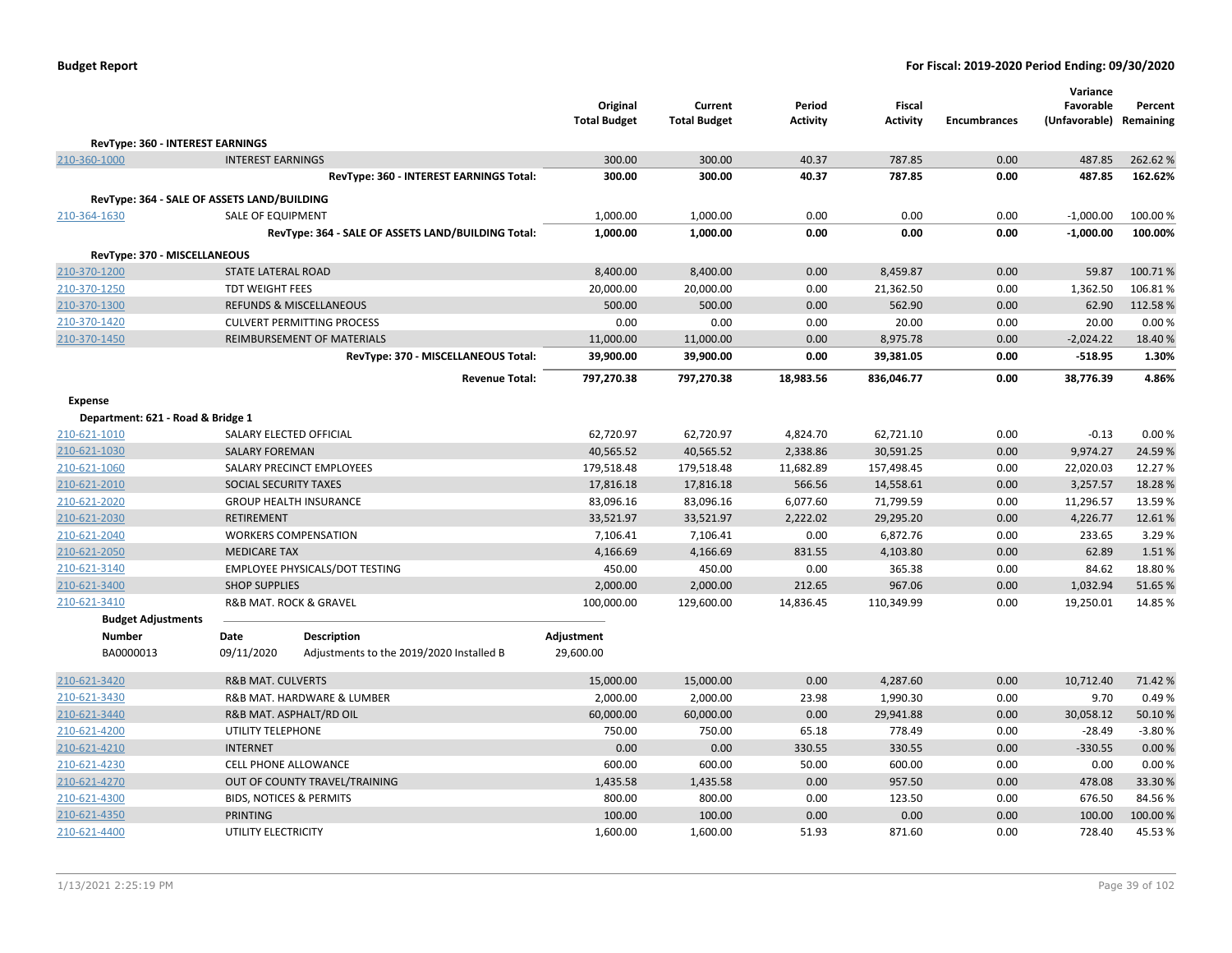**Budget Report** **For Fiscal: 2019-2020 Period Ending: 09/30/2020**

| | | Original Total Budget | Current Total Budget | Period Activity | Fiscal Activity | Encumbrances | Variance Favorable (Unfavorable) | Percent Remaining |
|---|---|---|---|---|---|---|---|---|
| **RevType: 360 - INTEREST EARNINGS** | | | | | | | | |
| 210-360-1000 | INTEREST EARNINGS | 300.00 | 300.00 | 40.37 | 787.85 | 0.00 | 487.85 | 262.62 % |
| | **RevType: 360 - INTEREST EARNINGS Total:** | **300.00** | **300.00** | **40.37** | **787.85** | **0.00** | **487.85** | **162.62%** |
| **RevType: 364 - SALE OF ASSETS LAND/BUILDING** | | | | | | | | |
| 210-364-1630 | SALE OF EQUIPMENT | 1,000.00 | 1,000.00 | 0.00 | 0.00 | 0.00 | -1,000.00 | 100.00 % |
| | **RevType: 364 - SALE OF ASSETS LAND/BUILDING Total:** | **1,000.00** | **1,000.00** | **0.00** | **0.00** | **0.00** | **-1,000.00** | **100.00%** |
| **RevType: 370 - MISCELLANEOUS** | | | | | | | | |
| 210-370-1200 | STATE LATERAL ROAD | 8,400.00 | 8,400.00 | 0.00 | 8,459.87 | 0.00 | 59.87 | 100.71 % |
| 210-370-1250 | TDT WEIGHT FEES | 20,000.00 | 20,000.00 | 0.00 | 21,362.50 | 0.00 | 1,362.50 | 106.81 % |
| 210-370-1300 | REFUNDS & MISCELLANEOUS | 500.00 | 500.00 | 0.00 | 562.90 | 0.00 | 62.90 | 112.58 % |
| 210-370-1420 | CULVERT PERMITTING PROCESS | 0.00 | 0.00 | 0.00 | 20.00 | 0.00 | 20.00 | 0.00 % |
| 210-370-1450 | REIMBURSEMENT OF MATERIALS | 11,000.00 | 11,000.00 | 0.00 | 8,975.78 | 0.00 | -2,024.22 | 18.40 % |
| | **RevType: 370 - MISCELLANEOUS Total:** | **39,900.00** | **39,900.00** | **0.00** | **39,381.05** | **0.00** | **-518.95** | **1.30%** |
| | **Revenue Total:** | **797,270.38** | **797,270.38** | **18,983.56** | **836,046.77** | **0.00** | **38,776.39** | **4.86%** |
| **Expense** | | | | | | | | |
| **Department: 621 - Road & Bridge 1** | | | | | | | | |
| 210-621-1010 | SALARY ELECTED OFFICIAL | 62,720.97 | 62,720.97 | 4,824.70 | 62,721.10 | 0.00 | -0.13 | 0.00 % |
| 210-621-1030 | SALARY FOREMAN | 40,565.52 | 40,565.52 | 2,338.86 | 30,591.25 | 0.00 | 9,974.27 | 24.59 % |
| 210-621-1060 | SALARY PRECINCT EMPLOYEES | 179,518.48 | 179,518.48 | 11,682.89 | 157,498.45 | 0.00 | 22,020.03 | 12.27 % |
| 210-621-2010 | SOCIAL SECURITY TAXES | 17,816.18 | 17,816.18 | 566.56 | 14,558.61 | 0.00 | 3,257.57 | 18.28 % |
| 210-621-2020 | GROUP HEALTH INSURANCE | 83,096.16 | 83,096.16 | 6,077.60 | 71,799.59 | 0.00 | 11,296.57 | 13.59 % |
| 210-621-2030 | RETIREMENT | 33,521.97 | 33,521.97 | 2,222.02 | 29,295.20 | 0.00 | 4,226.77 | 12.61 % |
| 210-621-2040 | WORKERS COMPENSATION | 7,106.41 | 7,106.41 | 0.00 | 6,872.76 | 0.00 | 233.65 | 3.29 % |
| 210-621-2050 | MEDICARE TAX | 4,166.69 | 4,166.69 | 831.55 | 4,103.80 | 0.00 | 62.89 | 1.51 % |
| 210-621-3140 | EMPLOYEE PHYSICALS/DOT TESTING | 450.00 | 450.00 | 0.00 | 365.38 | 0.00 | 84.62 | 18.80 % |
| 210-621-3400 | SHOP SUPPLIES | 2,000.00 | 2,000.00 | 212.65 | 967.06 | 0.00 | 1,032.94 | 51.65 % |
| 210-621-3410 | R&B MAT. ROCK & GRAVEL | 100,000.00 | 129,600.00 | 14,836.45 | 110,349.99 | 0.00 | 19,250.01 | 14.85 % |

**Budget Adjustments**

| Number | Date | Description | Adjustment |
|---|---|---|---|
| BA0000013 | 09/11/2020 | Adjustments to the 2019/2020 Installed B | 29,600.00 |

| | | Original Total Budget | Current Total Budget | Period Activity | Fiscal Activity | Encumbrances | Variance Favorable (Unfavorable) | Percent Remaining |
|---|---|---|---|---|---|---|---|---|
| 210-621-3420 | R&B MAT. CULVERTS | 15,000.00 | 15,000.00 | 0.00 | 4,287.60 | 0.00 | 10,712.40 | 71.42 % |
| 210-621-3430 | R&B MAT. HARDWARE & LUMBER | 2,000.00 | 2,000.00 | 23.98 | 1,990.30 | 0.00 | 9.70 | 0.49 % |
| 210-621-3440 | R&B MAT. ASPHALT/RD OIL | 60,000.00 | 60,000.00 | 0.00 | 29,941.88 | 0.00 | 30,058.12 | 50.10 % |
| 210-621-4200 | UTILITY TELEPHONE | 750.00 | 750.00 | 65.18 | 778.49 | 0.00 | -28.49 | -3.80 % |
| 210-621-4210 | INTERNET | 0.00 | 0.00 | 330.55 | 330.55 | 0.00 | -330.55 | 0.00 % |
| 210-621-4230 | CELL PHONE ALLOWANCE | 600.00 | 600.00 | 50.00 | 600.00 | 0.00 | 0.00 | 0.00 % |
| 210-621-4270 | OUT OF COUNTY TRAVEL/TRAINING | 1,435.58 | 1,435.58 | 0.00 | 957.50 | 0.00 | 478.08 | 33.30 % |
| 210-621-4300 | BIDS, NOTICES & PERMITS | 800.00 | 800.00 | 0.00 | 123.50 | 0.00 | 676.50 | 84.56 % |
| 210-621-4350 | PRINTING | 100.00 | 100.00 | 0.00 | 0.00 | 0.00 | 100.00 | 100.00 % |
| 210-621-4400 | UTILITY ELECTRICITY | 1,600.00 | 1,600.00 | 51.93 | 871.60 | 0.00 | 728.40 | 45.53 % |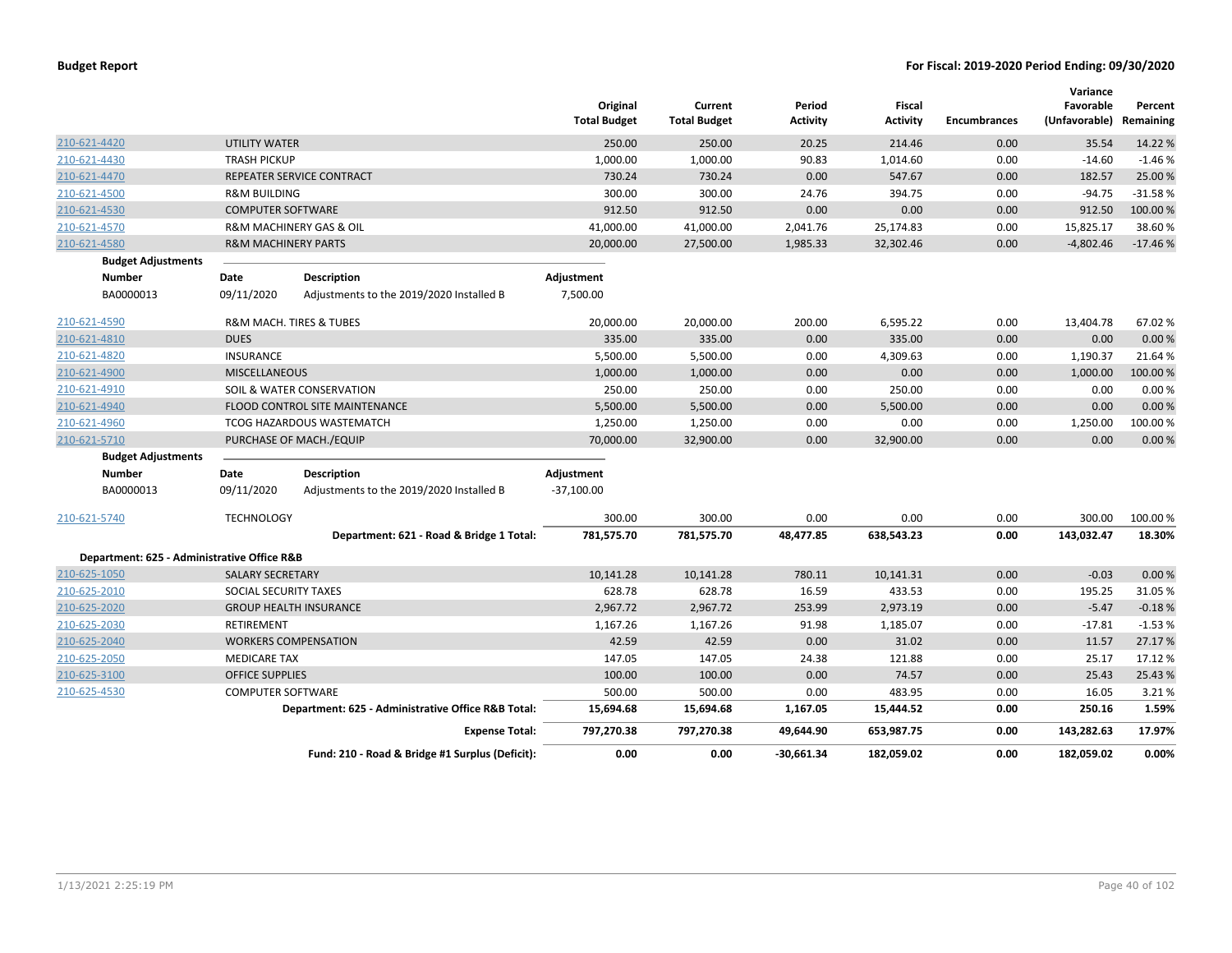| | | Original Total Budget | Current Total Budget | Period Activity | Fiscal Activity | Encumbrances | Variance Favorable (Unfavorable) | Percent Remaining |
|---|---|---|---|---|---|---|---|---|
| 210-621-4420 | UTILITY WATER | 250.00 | 250.00 | 20.25 | 214.46 | 0.00 | 35.54 | 14.22 % |
| 210-621-4430 | TRASH PICKUP | 1,000.00 | 1,000.00 | 90.83 | 1,014.60 | 0.00 | -14.60 | -1.46 % |
| 210-621-4470 | REPEATER SERVICE CONTRACT | 730.24 | 730.24 | 0.00 | 547.67 | 0.00 | 182.57 | 25.00 % |
| 210-621-4500 | R&M BUILDING | 300.00 | 300.00 | 24.76 | 394.75 | 0.00 | -94.75 | -31.58 % |
| 210-621-4530 | COMPUTER SOFTWARE | 912.50 | 912.50 | 0.00 | 0.00 | 0.00 | 912.50 | 100.00 % |
| 210-621-4570 | R&M MACHINERY GAS & OIL | 41,000.00 | 41,000.00 | 2,041.76 | 25,174.83 | 0.00 | 15,825.17 | 38.60 % |
| 210-621-4580 | R&M MACHINERY PARTS | 20,000.00 | 27,500.00 | 1,985.33 | 32,302.46 | 0.00 | -4,802.46 | -17.46 % |

**Budget Adjustments**

| Number | Date | Description | Adjustment |
|---|---|---|---|
| BA0000013 | 09/11/2020 | Adjustments to the 2019/2020 Installed B | 7,500.00 |

| | | Original Total Budget | Current Total Budget | Period Activity | Fiscal Activity | Encumbrances | Variance Favorable (Unfavorable) | Percent Remaining |
|---|---|---|---|---|---|---|---|---|
| 210-621-4590 | R&M MACH. TIRES & TUBES | 20,000.00 | 20,000.00 | 200.00 | 6,595.22 | 0.00 | 13,404.78 | 67.02 % |
| 210-621-4810 | DUES | 335.00 | 335.00 | 0.00 | 335.00 | 0.00 | 0.00 | 0.00 % |
| 210-621-4820 | INSURANCE | 5,500.00 | 5,500.00 | 0.00 | 4,309.63 | 0.00 | 1,190.37 | 21.64 % |
| 210-621-4900 | MISCELLANEOUS | 1,000.00 | 1,000.00 | 0.00 | 0.00 | 0.00 | 1,000.00 | 100.00 % |
| 210-621-4910 | SOIL & WATER CONSERVATION | 250.00 | 250.00 | 0.00 | 250.00 | 0.00 | 0.00 | 0.00 % |
| 210-621-4940 | FLOOD CONTROL SITE MAINTENANCE | 5,500.00 | 5,500.00 | 0.00 | 5,500.00 | 0.00 | 0.00 | 0.00 % |
| 210-621-4960 | TCOG HAZARDOUS WASTEMATCH | 1,250.00 | 1,250.00 | 0.00 | 0.00 | 0.00 | 1,250.00 | 100.00 % |
| 210-621-5710 | PURCHASE OF MACH./EQUIP | 70,000.00 | 32,900.00 | 0.00 | 32,900.00 | 0.00 | 0.00 | 0.00 % |

**Budget Adjustments**

| Number | Date | Description | Adjustment |
|---|---|---|---|
| BA0000013 | 09/11/2020 | Adjustments to the 2019/2020 Installed B | -37,100.00 |

| | | Original Total Budget | Current Total Budget | Period Activity | Fiscal Activity | Encumbrances | Variance Favorable (Unfavorable) | Percent Remaining |
|---|---|---|---|---|---|---|---|---|
| 210-621-5740 | TECHNOLOGY | 300.00 | 300.00 | 0.00 | 0.00 | 0.00 | 300.00 | 100.00 % |
| | **Department: 621 - Road & Bridge 1 Total:** | **781,575.70** | **781,575.70** | **48,477.85** | **638,543.23** | **0.00** | **143,032.47** | **18.30%** |

**Department: 625 - Administrative Office R&B**

| | | Original Total Budget | Current Total Budget | Period Activity | Fiscal Activity | Encumbrances | Variance Favorable (Unfavorable) | Percent Remaining |
|---|---|---|---|---|---|---|---|---|
| 210-625-1050 | SALARY SECRETARY | 10,141.28 | 10,141.28 | 780.11 | 10,141.31 | 0.00 | -0.03 | 0.00 % |
| 210-625-2010 | SOCIAL SECURITY TAXES | 628.78 | 628.78 | 16.59 | 433.53 | 0.00 | 195.25 | 31.05 % |
| 210-625-2020 | GROUP HEALTH INSURANCE | 2,967.72 | 2,967.72 | 253.99 | 2,973.19 | 0.00 | -5.47 | -0.18 % |
| 210-625-2030 | RETIREMENT | 1,167.26 | 1,167.26 | 91.98 | 1,185.07 | 0.00 | -17.81 | -1.53 % |
| 210-625-2040 | WORKERS COMPENSATION | 42.59 | 42.59 | 0.00 | 31.02 | 0.00 | 11.57 | 27.17 % |
| 210-625-2050 | MEDICARE TAX | 147.05 | 147.05 | 24.38 | 121.88 | 0.00 | 25.17 | 17.12 % |
| 210-625-3100 | OFFICE SUPPLIES | 100.00 | 100.00 | 0.00 | 74.57 | 0.00 | 25.43 | 25.43 % |
| 210-625-4530 | COMPUTER SOFTWARE | 500.00 | 500.00 | 0.00 | 483.95 | 0.00 | 16.05 | 3.21 % |
| | **Department: 625 - Administrative Office R&B Total:** | **15,694.68** | **15,694.68** | **1,167.05** | **15,444.52** | **0.00** | **250.16** | **1.59%** |
| | **Expense Total:** | **797,270.38** | **797,270.38** | **49,644.90** | **653,987.75** | **0.00** | **143,282.63** | **17.97%** |
| | **Fund: 210 - Road & Bridge #1 Surplus (Deficit):** | **0.00** | **0.00** | **-30,661.34** | **182,059.02** | **0.00** | **182,059.02** | **0.00%** |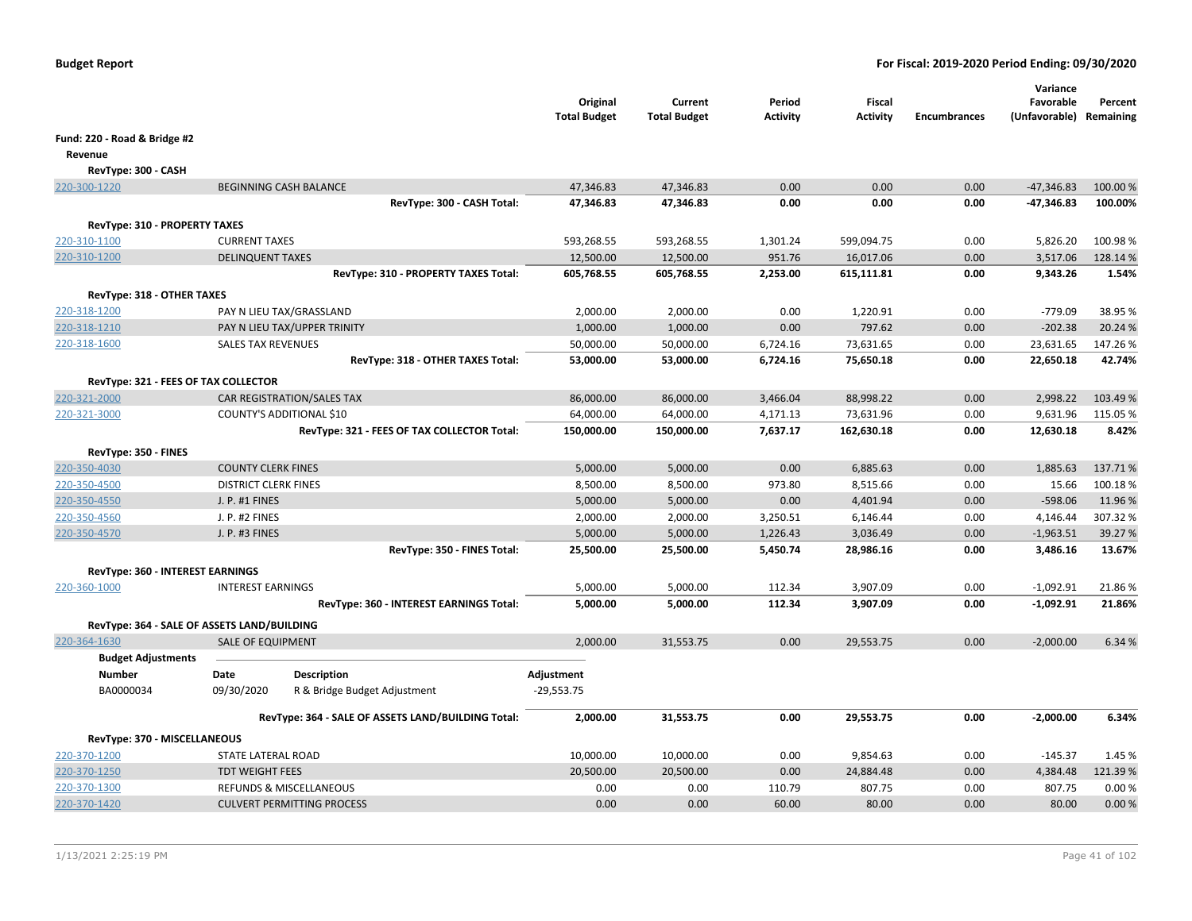**Budget Report**

**For Fiscal: 2019-2020 Period Ending: 09/30/2020**

| | | Original Total Budget | Current Total Budget | Period Activity | Fiscal Activity | Encumbrances | Variance Favorable (Unfavorable) | Percent Remaining |
|---|---|---|---|---|---|---|---|---|
| **Fund: 220 - Road & Bridge #2** | | | | | | | | |
| **Revenue** | | | | | | | | |
| **RevType: 300 - CASH** | | | | | | | | |
| 220-300-1220 | BEGINNING CASH BALANCE | 47,346.83 | 47,346.83 | 0.00 | 0.00 | 0.00 | -47,346.83 | 100.00 % |
| | **RevType: 300 - CASH Total:** | **47,346.83** | **47,346.83** | **0.00** | **0.00** | **0.00** | **-47,346.83** | **100.00%** |
| **RevType: 310 - PROPERTY TAXES** | | | | | | | | |
| 220-310-1100 | CURRENT TAXES | 593,268.55 | 593,268.55 | 1,301.24 | 599,094.75 | 0.00 | 5,826.20 | 100.98 % |
| 220-310-1200 | DELINQUENT TAXES | 12,500.00 | 12,500.00 | 951.76 | 16,017.06 | 0.00 | 3,517.06 | 128.14 % |
| | **RevType: 310 - PROPERTY TAXES Total:** | **605,768.55** | **605,768.55** | **2,253.00** | **615,111.81** | **0.00** | **9,343.26** | **1.54%** |
| **RevType: 318 - OTHER TAXES** | | | | | | | | |
| 220-318-1200 | PAY N LIEU TAX/GRASSLAND | 2,000.00 | 2,000.00 | 0.00 | 1,220.91 | 0.00 | -779.09 | 38.95 % |
| 220-318-1210 | PAY N LIEU TAX/UPPER TRINITY | 1,000.00 | 1,000.00 | 0.00 | 797.62 | 0.00 | -202.38 | 20.24 % |
| 220-318-1600 | SALES TAX REVENUES | 50,000.00 | 50,000.00 | 6,724.16 | 73,631.65 | 0.00 | 23,631.65 | 147.26 % |
| | **RevType: 318 - OTHER TAXES Total:** | **53,000.00** | **53,000.00** | **6,724.16** | **75,650.18** | **0.00** | **22,650.18** | **42.74%** |
| **RevType: 321 - FEES OF TAX COLLECTOR** | | | | | | | | |
| 220-321-2000 | CAR REGISTRATION/SALES TAX | 86,000.00 | 86,000.00 | 3,466.04 | 88,998.22 | 0.00 | 2,998.22 | 103.49 % |
| 220-321-3000 | COUNTY'S ADDITIONAL $10 | 64,000.00 | 64,000.00 | 4,171.13 | 73,631.96 | 0.00 | 9,631.96 | 115.05 % |
| | **RevType: 321 - FEES OF TAX COLLECTOR Total:** | **150,000.00** | **150,000.00** | **7,637.17** | **162,630.18** | **0.00** | **12,630.18** | **8.42%** |
| **RevType: 350 - FINES** | | | | | | | | |
| 220-350-4030 | COUNTY CLERK FINES | 5,000.00 | 5,000.00 | 0.00 | 6,885.63 | 0.00 | 1,885.63 | 137.71 % |
| 220-350-4500 | DISTRICT CLERK FINES | 8,500.00 | 8,500.00 | 973.80 | 8,515.66 | 0.00 | 15.66 | 100.18 % |
| 220-350-4550 | J. P. #1 FINES | 5,000.00 | 5,000.00 | 0.00 | 4,401.94 | 0.00 | -598.06 | 11.96 % |
| 220-350-4560 | J. P. #2 FINES | 2,000.00 | 2,000.00 | 3,250.51 | 6,146.44 | 0.00 | 4,146.44 | 307.32 % |
| 220-350-4570 | J. P. #3 FINES | 5,000.00 | 5,000.00 | 1,226.43 | 3,036.49 | 0.00 | -1,963.51 | 39.27 % |
| | **RevType: 350 - FINES Total:** | **25,500.00** | **25,500.00** | **5,450.74** | **28,986.16** | **0.00** | **3,486.16** | **13.67%** |
| **RevType: 360 - INTEREST EARNINGS** | | | | | | | | |
| 220-360-1000 | INTEREST EARNINGS | 5,000.00 | 5,000.00 | 112.34 | 3,907.09 | 0.00 | -1,092.91 | 21.86 % |
| | **RevType: 360 - INTEREST EARNINGS Total:** | **5,000.00** | **5,000.00** | **112.34** | **3,907.09** | **0.00** | **-1,092.91** | **21.86%** |
| **RevType: 364 - SALE OF ASSETS LAND/BUILDING** | | | | | | | | |
| 220-364-1630 | SALE OF EQUIPMENT | 2,000.00 | 31,553.75 | 0.00 | 29,553.75 | 0.00 | -2,000.00 | 6.34 % |

**Budget Adjustments**

| Number | Date | Description | Adjustment |
|---|---|---|---|
| BA0000034 | 09/30/2020 | R & Bridge Budget Adjustment | -29,553.75 |

| | | Original Total Budget | Current Total Budget | Period Activity | Fiscal Activity | Encumbrances | Variance Favorable (Unfavorable) | Percent Remaining |
|---|---|---|---|---|---|---|---|---|
| | **RevType: 364 - SALE OF ASSETS LAND/BUILDING Total:** | **2,000.00** | **31,553.75** | **0.00** | **29,553.75** | **0.00** | **-2,000.00** | **6.34%** |
| **RevType: 370 - MISCELLANEOUS** | | | | | | | | |
| 220-370-1200 | STATE LATERAL ROAD | 10,000.00 | 10,000.00 | 0.00 | 9,854.63 | 0.00 | -145.37 | 1.45 % |
| 220-370-1250 | TDT WEIGHT FEES | 20,500.00 | 20,500.00 | 0.00 | 24,884.48 | 0.00 | 4,384.48 | 121.39 % |
| 220-370-1300 | REFUNDS & MISCELLANEOUS | 0.00 | 0.00 | 110.79 | 807.75 | 0.00 | 807.75 | 0.00 % |
| 220-370-1420 | CULVERT PERMITTING PROCESS | 0.00 | 0.00 | 60.00 | 80.00 | 0.00 | 80.00 | 0.00 % |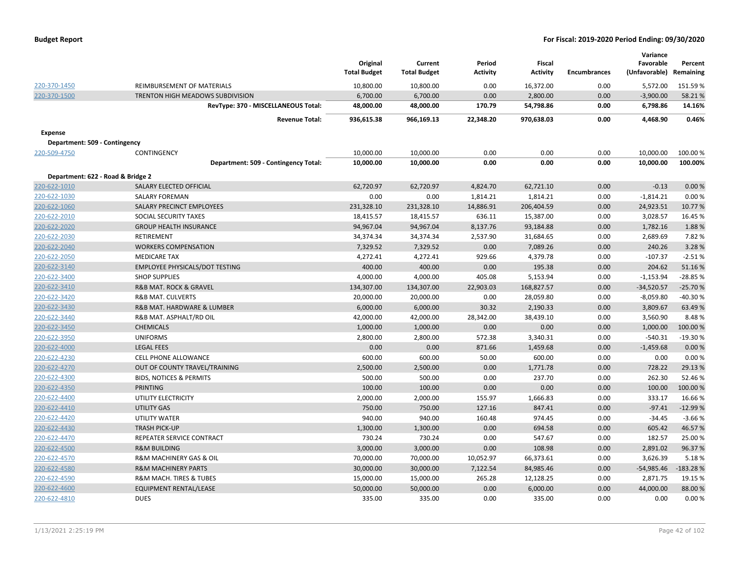| | | Original Total Budget | Current Total Budget | Period Activity | Fiscal Activity | Encumbrances | Variance Favorable (Unfavorable) | Percent Remaining |
|---|---|---|---|---|---|---|---|---|
| 220-370-1450 | REIMBURSEMENT OF MATERIALS | 10,800.00 | 10,800.00 | 0.00 | 16,372.00 | 0.00 | 5,572.00 | 151.59 % |
| 220-370-1500 | TRENTON HIGH MEADOWS SUBDIVISION | 6,700.00 | 6,700.00 | 0.00 | 2,800.00 | 0.00 | -3,900.00 | 58.21 % |
| | **RevType: 370 - MISCELLANEOUS Total:** | **48,000.00** | **48,000.00** | **170.79** | **54,798.86** | **0.00** | **6,798.86** | **14.16%** |
| | **Revenue Total:** | **936,615.38** | **966,169.13** | **22,348.20** | **970,638.03** | **0.00** | **4,468.90** | **0.46%** |
| **Expense** | | | | | | | | |
| **Department: 509 - Contingency** | | | | | | | | |
| 220-509-4750 | CONTINGENCY | 10,000.00 | 10,000.00 | 0.00 | 0.00 | 0.00 | 10,000.00 | 100.00 % |
| | **Department: 509 - Contingency Total:** | **10,000.00** | **10,000.00** | **0.00** | **0.00** | **0.00** | **10,000.00** | **100.00%** |
| **Department: 622 - Road & Bridge 2** | | | | | | | | |
| 220-622-1010 | SALARY ELECTED OFFICIAL | 62,720.97 | 62,720.97 | 4,824.70 | 62,721.10 | 0.00 | -0.13 | 0.00 % |
| 220-622-1030 | SALARY FOREMAN | 0.00 | 0.00 | 1,814.21 | 1,814.21 | 0.00 | -1,814.21 | 0.00 % |
| 220-622-1060 | SALARY PRECINCT EMPLOYEES | 231,328.10 | 231,328.10 | 14,886.91 | 206,404.59 | 0.00 | 24,923.51 | 10.77 % |
| 220-622-2010 | SOCIAL SECURITY TAXES | 18,415.57 | 18,415.57 | 636.11 | 15,387.00 | 0.00 | 3,028.57 | 16.45 % |
| 220-622-2020 | GROUP HEALTH INSURANCE | 94,967.04 | 94,967.04 | 8,137.76 | 93,184.88 | 0.00 | 1,782.16 | 1.88 % |
| 220-622-2030 | RETIREMENT | 34,374.34 | 34,374.34 | 2,537.90 | 31,684.65 | 0.00 | 2,689.69 | 7.82 % |
| 220-622-2040 | WORKERS COMPENSATION | 7,329.52 | 7,329.52 | 0.00 | 7,089.26 | 0.00 | 240.26 | 3.28 % |
| 220-622-2050 | MEDICARE TAX | 4,272.41 | 4,272.41 | 929.66 | 4,379.78 | 0.00 | -107.37 | -2.51 % |
| 220-622-3140 | EMPLOYEE PHYSICALS/DOT TESTING | 400.00 | 400.00 | 0.00 | 195.38 | 0.00 | 204.62 | 51.16 % |
| 220-622-3400 | SHOP SUPPLIES | 4,000.00 | 4,000.00 | 405.08 | 5,153.94 | 0.00 | -1,153.94 | -28.85 % |
| 220-622-3410 | R&B MAT. ROCK & GRAVEL | 134,307.00 | 134,307.00 | 22,903.03 | 168,827.57 | 0.00 | -34,520.57 | -25.70 % |
| 220-622-3420 | R&B MAT. CULVERTS | 20,000.00 | 20,000.00 | 0.00 | 28,059.80 | 0.00 | -8,059.80 | -40.30 % |
| 220-622-3430 | R&B MAT. HARDWARE & LUMBER | 6,000.00 | 6,000.00 | 30.32 | 2,190.33 | 0.00 | 3,809.67 | 63.49 % |
| 220-622-3440 | R&B MAT. ASPHALT/RD OIL | 42,000.00 | 42,000.00 | 28,342.00 | 38,439.10 | 0.00 | 3,560.90 | 8.48 % |
| 220-622-3450 | CHEMICALS | 1,000.00 | 1,000.00 | 0.00 | 0.00 | 0.00 | 1,000.00 | 100.00 % |
| 220-622-3950 | UNIFORMS | 2,800.00 | 2,800.00 | 572.38 | 3,340.31 | 0.00 | -540.31 | -19.30 % |
| 220-622-4000 | LEGAL FEES | 0.00 | 0.00 | 871.66 | 1,459.68 | 0.00 | -1,459.68 | 0.00 % |
| 220-622-4230 | CELL PHONE ALLOWANCE | 600.00 | 600.00 | 50.00 | 600.00 | 0.00 | 0.00 | 0.00 % |
| 220-622-4270 | OUT OF COUNTY TRAVEL/TRAINING | 2,500.00 | 2,500.00 | 0.00 | 1,771.78 | 0.00 | 728.22 | 29.13 % |
| 220-622-4300 | BIDS, NOTICES & PERMITS | 500.00 | 500.00 | 0.00 | 237.70 | 0.00 | 262.30 | 52.46 % |
| 220-622-4350 | PRINTING | 100.00 | 100.00 | 0.00 | 0.00 | 0.00 | 100.00 | 100.00 % |
| 220-622-4400 | UTILITY ELECTRICITY | 2,000.00 | 2,000.00 | 155.97 | 1,666.83 | 0.00 | 333.17 | 16.66 % |
| 220-622-4410 | UTILITY GAS | 750.00 | 750.00 | 127.16 | 847.41 | 0.00 | -97.41 | -12.99 % |
| 220-622-4420 | UTILITY WATER | 940.00 | 940.00 | 160.48 | 974.45 | 0.00 | -34.45 | -3.66 % |
| 220-622-4430 | TRASH PICK-UP | 1,300.00 | 1,300.00 | 0.00 | 694.58 | 0.00 | 605.42 | 46.57 % |
| 220-622-4470 | REPEATER SERVICE CONTRACT | 730.24 | 730.24 | 0.00 | 547.67 | 0.00 | 182.57 | 25.00 % |
| 220-622-4500 | R&M BUILDING | 3,000.00 | 3,000.00 | 0.00 | 108.98 | 0.00 | 2,891.02 | 96.37 % |
| 220-622-4570 | R&M MACHINERY GAS & OIL | 70,000.00 | 70,000.00 | 10,052.97 | 66,373.61 | 0.00 | 3,626.39 | 5.18 % |
| 220-622-4580 | R&M MACHINERY PARTS | 30,000.00 | 30,000.00 | 7,122.54 | 84,985.46 | 0.00 | -54,985.46 | -183.28 % |
| 220-622-4590 | R&M MACH. TIRES & TUBES | 15,000.00 | 15,000.00 | 265.28 | 12,128.25 | 0.00 | 2,871.75 | 19.15 % |
| 220-622-4600 | EQUIPMENT RENTAL/LEASE | 50,000.00 | 50,000.00 | 0.00 | 6,000.00 | 0.00 | 44,000.00 | 88.00 % |
| 220-622-4810 | DUES | 335.00 | 335.00 | 0.00 | 335.00 | 0.00 | 0.00 | 0.00 % |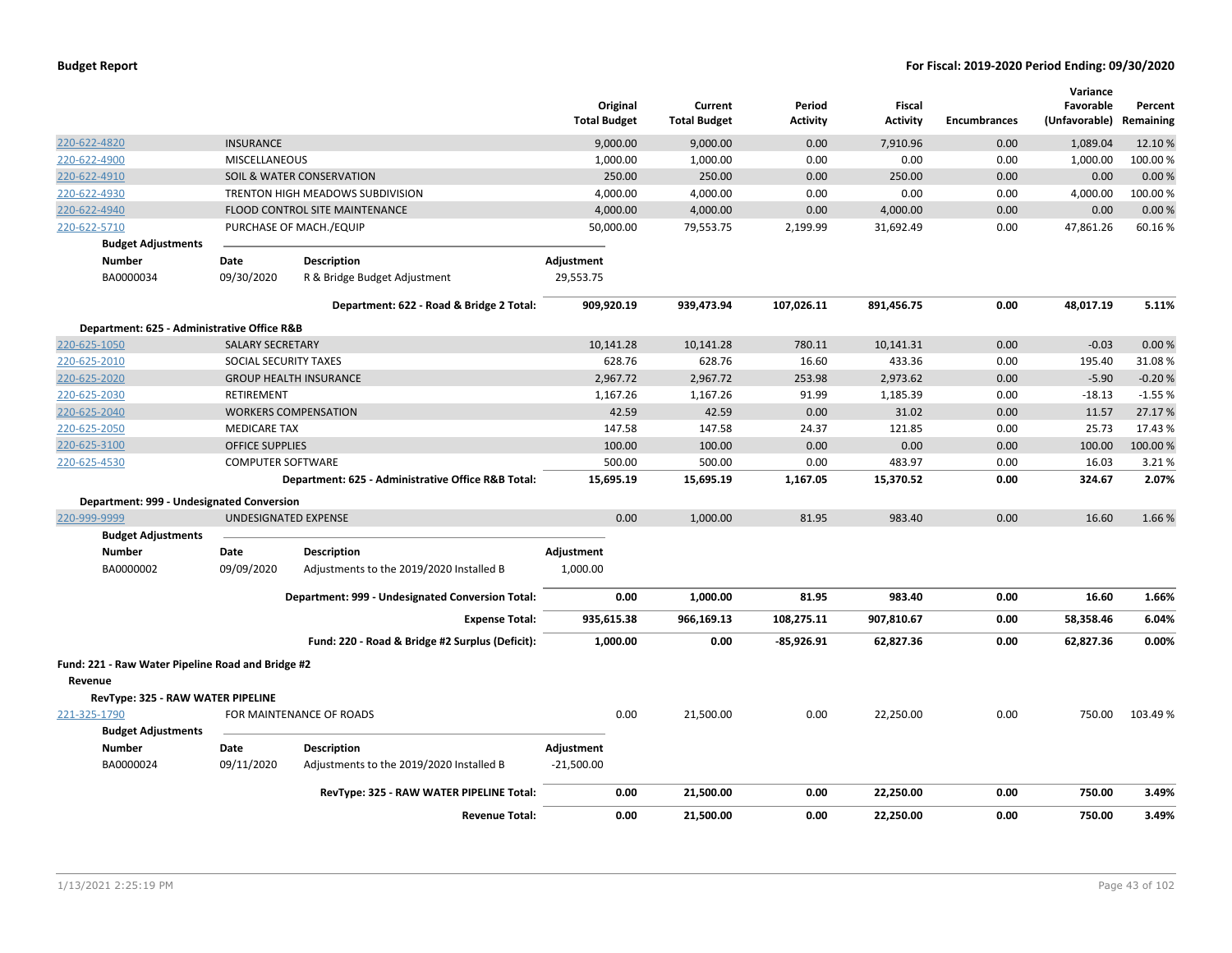| | | Original Total Budget | Current Total Budget | Period Activity | Fiscal Activity | Encumbrances | Variance Favorable (Unfavorable) | Percent Remaining |
|---|---|---|---|---|---|---|---|---|
| 220-622-4820 | INSURANCE | 9,000.00 | 9,000.00 | 0.00 | 7,910.96 | 0.00 | 1,089.04 | 12.10 % |
| 220-622-4900 | MISCELLANEOUS | 1,000.00 | 1,000.00 | 0.00 | 0.00 | 0.00 | 1,000.00 | 100.00 % |
| 220-622-4910 | SOIL & WATER CONSERVATION | 250.00 | 250.00 | 0.00 | 250.00 | 0.00 | 0.00 | 0.00 % |
| 220-622-4930 | TRENTON HIGH MEADOWS SUBDIVISION | 4,000.00 | 4,000.00 | 0.00 | 0.00 | 0.00 | 4,000.00 | 100.00 % |
| 220-622-4940 | FLOOD CONTROL SITE MAINTENANCE | 4,000.00 | 4,000.00 | 0.00 | 4,000.00 | 0.00 | 0.00 | 0.00 % |
| 220-622-5710 | PURCHASE OF MACH./EQUIP | 50,000.00 | 79,553.75 | 2,199.99 | 31,692.49 | 0.00 | 47,861.26 | 60.16 % |

**Budget Adjustments**

| Number | Date | Description | Adjustment |
|---|---|---|---|
| BA0000034 | 09/30/2020 | R & Bridge Budget Adjustment | 29,553.75 |

| | Original Total Budget | Current Total Budget | Period Activity | Fiscal Activity | Encumbrances | Variance Favorable (Unfavorable) | Percent Remaining |
|---|---|---|---|---|---|---|---|
| **Department: 622 - Road & Bridge 2 Total:** | **909,920.19** | **939,473.94** | **107,026.11** | **891,456.75** | **0.00** | **48,017.19** | **5.11%** |

**Department: 625 - Administrative Office R&B**

| | | Original Total Budget | Current Total Budget | Period Activity | Fiscal Activity | Encumbrances | Variance Favorable (Unfavorable) | Percent Remaining |
|---|---|---|---|---|---|---|---|---|
| 220-625-1050 | SALARY SECRETARY | 10,141.28 | 10,141.28 | 780.11 | 10,141.31 | 0.00 | -0.03 | 0.00 % |
| 220-625-2010 | SOCIAL SECURITY TAXES | 628.76 | 628.76 | 16.60 | 433.36 | 0.00 | 195.40 | 31.08 % |
| 220-625-2020 | GROUP HEALTH INSURANCE | 2,967.72 | 2,967.72 | 253.98 | 2,973.62 | 0.00 | -5.90 | -0.20 % |
| 220-625-2030 | RETIREMENT | 1,167.26 | 1,167.26 | 91.99 | 1,185.39 | 0.00 | -18.13 | -1.55 % |
| 220-625-2040 | WORKERS COMPENSATION | 42.59 | 42.59 | 0.00 | 31.02 | 0.00 | 11.57 | 27.17 % |
| 220-625-2050 | MEDICARE TAX | 147.58 | 147.58 | 24.37 | 121.85 | 0.00 | 25.73 | 17.43 % |
| 220-625-3100 | OFFICE SUPPLIES | 100.00 | 100.00 | 0.00 | 0.00 | 0.00 | 100.00 | 100.00 % |
| 220-625-4530 | COMPUTER SOFTWARE | 500.00 | 500.00 | 0.00 | 483.97 | 0.00 | 16.03 | 3.21 % |
| | **Department: 625 - Administrative Office R&B Total:** | **15,695.19** | **15,695.19** | **1,167.05** | **15,370.52** | **0.00** | **324.67** | **2.07%** |

**Department: 999 - Undesignated Conversion**

| | | Original Total Budget | Current Total Budget | Period Activity | Fiscal Activity | Encumbrances | Variance Favorable (Unfavorable) | Percent Remaining |
|---|---|---|---|---|---|---|---|---|
| 220-999-9999 | UNDESIGNATED EXPENSE | 0.00 | 1,000.00 | 81.95 | 983.40 | 0.00 | 16.60 | 1.66 % |

**Budget Adjustments**

| Number | Date | Description | Adjustment |
|---|---|---|---|
| BA0000002 | 09/09/2020 | Adjustments to the 2019/2020 Installed B | 1,000.00 |

| | Original Total Budget | Current Total Budget | Period Activity | Fiscal Activity | Encumbrances | Variance Favorable (Unfavorable) | Percent Remaining |
|---|---|---|---|---|---|---|---|
| **Department: 999 - Undesignated Conversion Total:** | **0.00** | **1,000.00** | **81.95** | **983.40** | **0.00** | **16.60** | **1.66%** |
| **Expense Total:** | **935,615.38** | **966,169.13** | **108,275.11** | **907,810.67** | **0.00** | **58,358.46** | **6.04%** |
| **Fund: 220 - Road & Bridge #2 Surplus (Deficit):** | **1,000.00** | **0.00** | **-85,926.91** | **62,827.36** | **0.00** | **62,827.36** | **0.00%** |

**Fund: 221 - Raw Water Pipeline Road and Bridge #2**

**Revenue**

**RevType: 325 - RAW WATER PIPELINE**

| | | Original Total Budget | Current Total Budget | Period Activity | Fiscal Activity | Encumbrances | Variance Favorable (Unfavorable) | Percent Remaining |
|---|---|---|---|---|---|---|---|---|
| 221-325-1790 | FOR MAINTENANCE OF ROADS | 0.00 | 21,500.00 | 0.00 | 22,250.00 | 0.00 | 750.00 | 103.49 % |

**Budget Adjustments**

| Number | Date | Description | Adjustment |
|---|---|---|---|
| BA0000024 | 09/11/2020 | Adjustments to the 2019/2020 Installed B | -21,500.00 |

| | Original Total Budget | Current Total Budget | Period Activity | Fiscal Activity | Encumbrances | Variance Favorable (Unfavorable) | Percent Remaining |
|---|---|---|---|---|---|---|---|
| **RevType: 325 - RAW WATER PIPELINE Total:** | **0.00** | **21,500.00** | **0.00** | **22,250.00** | **0.00** | **750.00** | **3.49%** |
| **Revenue Total:** | **0.00** | **21,500.00** | **0.00** | **22,250.00** | **0.00** | **750.00** | **3.49%** |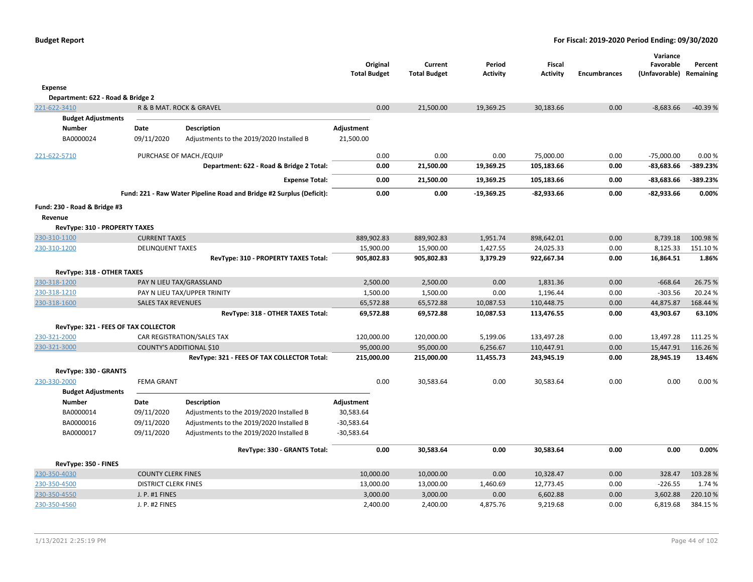**Budget Report** — For Fiscal: 2019-2020 Period Ending: 09/30/2020

| | | Original Total Budget | Current Total Budget | Period Activity | Fiscal Activity | Encumbrances | Variance Favorable (Unfavorable) | Percent Remaining |
|---|---|---|---|---|---|---|---|---|
| **Expense** | | | | | | | | |
| **Department: 622 - Road & Bridge 2** | | | | | | | | |
| 221-622-3410 | R & B MAT. ROCK & GRAVEL | 0.00 | 21,500.00 | 19,369.25 | 30,183.66 | 0.00 | -8,683.66 | -40.39 % |

**Budget Adjustments**

| Number | Date | Description | Adjustment |
|---|---|---|---|
| BA0000024 | 09/11/2020 | Adjustments to the 2019/2020 Installed B | 21,500.00 |

| | | Original Total Budget | Current Total Budget | Period Activity | Fiscal Activity | Encumbrances | Variance Favorable (Unfavorable) | Percent Remaining |
|---|---|---|---|---|---|---|---|---|
| 221-622-5710 | PURCHASE OF MACH./EQUIP | 0.00 | 0.00 | 0.00 | 75,000.00 | 0.00 | -75,000.00 | 0.00 % |
| | **Department: 622 - Road & Bridge 2 Total:** | **0.00** | **21,500.00** | **19,369.25** | **105,183.66** | **0.00** | **-83,683.66** | **-389.23%** |
| | **Expense Total:** | **0.00** | **21,500.00** | **19,369.25** | **105,183.66** | **0.00** | **-83,683.66** | **-389.23%** |
| | **Fund: 221 - Raw Water Pipeline Road and Bridge #2 Surplus (Deficit):** | **0.00** | **0.00** | **-19,369.25** | **-82,933.66** | **0.00** | **-82,933.66** | **0.00%** |
| **Fund: 230 - Road & Bridge #3** | | | | | | | | |
| **Revenue** | | | | | | | | |
| **RevType: 310 - PROPERTY TAXES** | | | | | | | | |
| 230-310-1100 | CURRENT TAXES | 889,902.83 | 889,902.83 | 1,951.74 | 898,642.01 | 0.00 | 8,739.18 | 100.98 % |
| 230-310-1200 | DELINQUENT TAXES | 15,900.00 | 15,900.00 | 1,427.55 | 24,025.33 | 0.00 | 8,125.33 | 151.10 % |
| | **RevType: 310 - PROPERTY TAXES Total:** | **905,802.83** | **905,802.83** | **3,379.29** | **922,667.34** | **0.00** | **16,864.51** | **1.86%** |
| **RevType: 318 - OTHER TAXES** | | | | | | | | |
| 230-318-1200 | PAY N LIEU TAX/GRASSLAND | 2,500.00 | 2,500.00 | 0.00 | 1,831.36 | 0.00 | -668.64 | 26.75 % |
| 230-318-1210 | PAY N LIEU TAX/UPPER TRINITY | 1,500.00 | 1,500.00 | 0.00 | 1,196.44 | 0.00 | -303.56 | 20.24 % |
| 230-318-1600 | SALES TAX REVENUES | 65,572.88 | 65,572.88 | 10,087.53 | 110,448.75 | 0.00 | 44,875.87 | 168.44 % |
| | **RevType: 318 - OTHER TAXES Total:** | **69,572.88** | **69,572.88** | **10,087.53** | **113,476.55** | **0.00** | **43,903.67** | **63.10%** |
| **RevType: 321 - FEES OF TAX COLLECTOR** | | | | | | | | |
| 230-321-2000 | CAR REGISTRATION/SALES TAX | 120,000.00 | 120,000.00 | 5,199.06 | 133,497.28 | 0.00 | 13,497.28 | 111.25 % |
| 230-321-3000 | COUNTY'S ADDITIONAL $10 | 95,000.00 | 95,000.00 | 6,256.67 | 110,447.91 | 0.00 | 15,447.91 | 116.26 % |
| | **RevType: 321 - FEES OF TAX COLLECTOR Total:** | **215,000.00** | **215,000.00** | **11,455.73** | **243,945.19** | **0.00** | **28,945.19** | **13.46%** |
| **RevType: 330 - GRANTS** | | | | | | | | |
| 230-330-2000 | FEMA GRANT | 0.00 | 30,583.64 | 0.00 | 30,583.64 | 0.00 | 0.00 | 0.00 % |

**Budget Adjustments**

| Number | Date | Description | Adjustment |
|---|---|---|---|
| BA0000014 | 09/11/2020 | Adjustments to the 2019/2020 Installed B | 30,583.64 |
| BA0000016 | 09/11/2020 | Adjustments to the 2019/2020 Installed B | -30,583.64 |
| BA0000017 | 09/11/2020 | Adjustments to the 2019/2020 Installed B | -30,583.64 |

| | | Original Total Budget | Current Total Budget | Period Activity | Fiscal Activity | Encumbrances | Variance Favorable (Unfavorable) | Percent Remaining |
|---|---|---|---|---|---|---|---|---|
| | **RevType: 330 - GRANTS Total:** | **0.00** | **30,583.64** | **0.00** | **30,583.64** | **0.00** | **0.00** | **0.00%** |
| **RevType: 350 - FINES** | | | | | | | | |
| 230-350-4030 | COUNTY CLERK FINES | 10,000.00 | 10,000.00 | 0.00 | 10,328.47 | 0.00 | 328.47 | 103.28 % |
| 230-350-4500 | DISTRICT CLERK FINES | 13,000.00 | 13,000.00 | 1,460.69 | 12,773.45 | 0.00 | -226.55 | 1.74 % |
| 230-350-4550 | J. P. #1 FINES | 3,000.00 | 3,000.00 | 0.00 | 6,602.88 | 0.00 | 3,602.88 | 220.10 % |
| 230-350-4560 | J. P. #2 FINES | 2,400.00 | 2,400.00 | 4,875.76 | 9,219.68 | 0.00 | 6,819.68 | 384.15 % |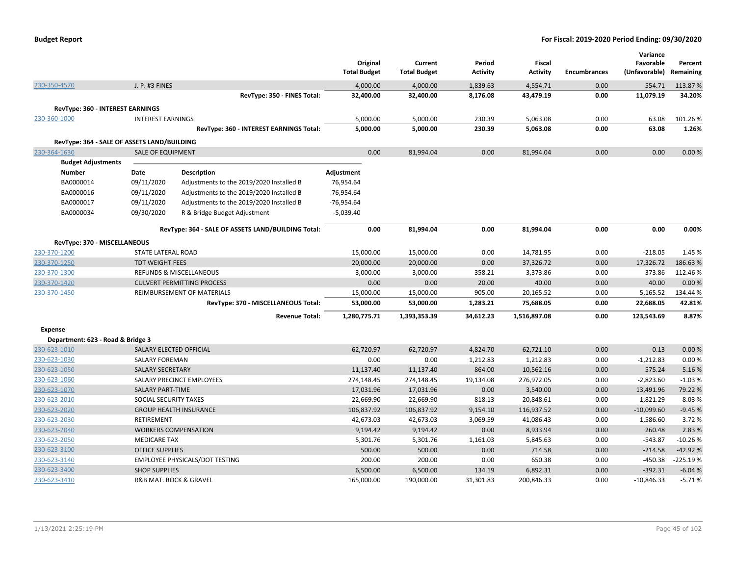**Budget Report**

**For Fiscal: 2019-2020 Period Ending: 09/30/2020**

| | | Original Total Budget | Current Total Budget | Period Activity | Fiscal Activity | Encumbrances | Variance Favorable (Unfavorable) | Percent Remaining |
|---|---|---|---|---|---|---|---|---|
| 230-350-4570 | J. P. #3 FINES | 4,000.00 | 4,000.00 | 1,839.63 | 4,554.71 | 0.00 | 554.71 | 113.87 % |
| | **RevType: 350 - FINES Total:** | **32,400.00** | **32,400.00** | **8,176.08** | **43,479.19** | **0.00** | **11,079.19** | **34.20%** |
| **RevType: 360 - INTEREST EARNINGS** | | | | | | | | |
| 230-360-1000 | INTEREST EARNINGS | 5,000.00 | 5,000.00 | 230.39 | 5,063.08 | 0.00 | 63.08 | 101.26 % |
| | **RevType: 360 - INTEREST EARNINGS Total:** | **5,000.00** | **5,000.00** | **230.39** | **5,063.08** | **0.00** | **63.08** | **1.26%** |
| **RevType: 364 - SALE OF ASSETS LAND/BUILDING** | | | | | | | | |
| 230-364-1630 | SALE OF EQUIPMENT | 0.00 | 81,994.04 | 0.00 | 81,994.04 | 0.00 | 0.00 | 0.00 % |

**Budget Adjustments**

| Number | Date | Description | Adjustment |
|---|---|---|---|
| BA0000014 | 09/11/2020 | Adjustments to the 2019/2020 Installed B | 76,954.64 |
| BA0000016 | 09/11/2020 | Adjustments to the 2019/2020 Installed B | -76,954.64 |
| BA0000017 | 09/11/2020 | Adjustments to the 2019/2020 Installed B | -76,954.64 |
| BA0000034 | 09/30/2020 | R & Bridge Budget Adjustment | -5,039.40 |

| | | Original Total Budget | Current Total Budget | Period Activity | Fiscal Activity | Encumbrances | Variance Favorable (Unfavorable) | Percent Remaining |
|---|---|---|---|---|---|---|---|---|
| | **RevType: 364 - SALE OF ASSETS LAND/BUILDING Total:** | **0.00** | **81,994.04** | **0.00** | **81,994.04** | **0.00** | **0.00** | **0.00%** |
| **RevType: 370 - MISCELLANEOUS** | | | | | | | | |
| 230-370-1200 | STATE LATERAL ROAD | 15,000.00 | 15,000.00 | 0.00 | 14,781.95 | 0.00 | -218.05 | 1.45 % |
| 230-370-1250 | TDT WEIGHT FEES | 20,000.00 | 20,000.00 | 0.00 | 37,326.72 | 0.00 | 17,326.72 | 186.63 % |
| 230-370-1300 | REFUNDS & MISCELLANEOUS | 3,000.00 | 3,000.00 | 358.21 | 3,373.86 | 0.00 | 373.86 | 112.46 % |
| 230-370-1420 | CULVERT PERMITTING PROCESS | 0.00 | 0.00 | 20.00 | 40.00 | 0.00 | 40.00 | 0.00 % |
| 230-370-1450 | REIMBURSEMENT OF MATERIALS | 15,000.00 | 15,000.00 | 905.00 | 20,165.52 | 0.00 | 5,165.52 | 134.44 % |
| | **RevType: 370 - MISCELLANEOUS Total:** | **53,000.00** | **53,000.00** | **1,283.21** | **75,688.05** | **0.00** | **22,688.05** | **42.81%** |
| | **Revenue Total:** | **1,280,775.71** | **1,393,353.39** | **34,612.23** | **1,516,897.08** | **0.00** | **123,543.69** | **8.87%** |
| **Expense** | | | | | | | | |
| **Department: 623 - Road & Bridge 3** | | | | | | | | |
| 230-623-1010 | SALARY ELECTED OFFICIAL | 62,720.97 | 62,720.97 | 4,824.70 | 62,721.10 | 0.00 | -0.13 | 0.00 % |
| 230-623-1030 | SALARY FOREMAN | 0.00 | 0.00 | 1,212.83 | 1,212.83 | 0.00 | -1,212.83 | 0.00 % |
| 230-623-1050 | SALARY SECRETARY | 11,137.40 | 11,137.40 | 864.00 | 10,562.16 | 0.00 | 575.24 | 5.16 % |
| 230-623-1060 | SALARY PRECINCT EMPLOYEES | 274,148.45 | 274,148.45 | 19,134.08 | 276,972.05 | 0.00 | -2,823.60 | -1.03 % |
| 230-623-1070 | SALARY PART-TIME | 17,031.96 | 17,031.96 | 0.00 | 3,540.00 | 0.00 | 13,491.96 | 79.22 % |
| 230-623-2010 | SOCIAL SECURITY TAXES | 22,669.90 | 22,669.90 | 818.13 | 20,848.61 | 0.00 | 1,821.29 | 8.03 % |
| 230-623-2020 | GROUP HEALTH INSURANCE | 106,837.92 | 106,837.92 | 9,154.10 | 116,937.52 | 0.00 | -10,099.60 | -9.45 % |
| 230-623-2030 | RETIREMENT | 42,673.03 | 42,673.03 | 3,069.59 | 41,086.43 | 0.00 | 1,586.60 | 3.72 % |
| 230-623-2040 | WORKERS COMPENSATION | 9,194.42 | 9,194.42 | 0.00 | 8,933.94 | 0.00 | 260.48 | 2.83 % |
| 230-623-2050 | MEDICARE TAX | 5,301.76 | 5,301.76 | 1,161.03 | 5,845.63 | 0.00 | -543.87 | -10.26 % |
| 230-623-3100 | OFFICE SUPPLIES | 500.00 | 500.00 | 0.00 | 714.58 | 0.00 | -214.58 | -42.92 % |
| 230-623-3140 | EMPLOYEE PHYSICALS/DOT TESTING | 200.00 | 200.00 | 0.00 | 650.38 | 0.00 | -450.38 | -225.19 % |
| 230-623-3400 | SHOP SUPPLIES | 6,500.00 | 6,500.00 | 134.19 | 6,892.31 | 0.00 | -392.31 | -6.04 % |
| 230-623-3410 | R&B MAT. ROCK & GRAVEL | 165,000.00 | 190,000.00 | 31,301.83 | 200,846.33 | 0.00 | -10,846.33 | -5.71 % |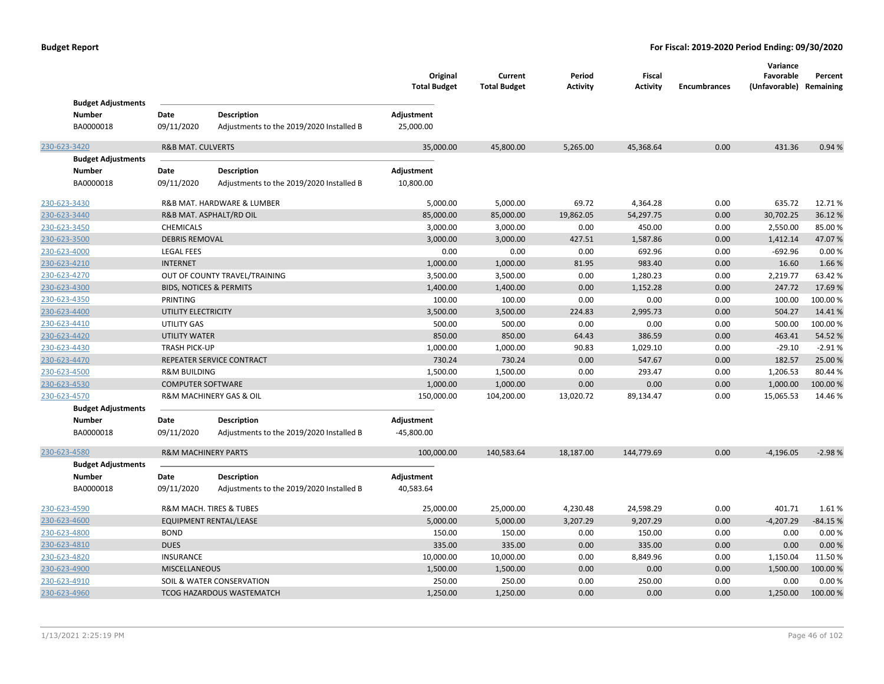**Budget Report** **For Fiscal: 2019-2020 Period Ending: 09/30/2020**

| | | Original Total Budget | Current Total Budget | Period Activity | Fiscal Activity | Encumbrances | Variance Favorable (Unfavorable) | Percent Remaining |
|---|---|---|---|---|---|---|---|---|

**Budget Adjustments**

| Number | Date | Description | Adjustment |
|---|---|---|---|
| BA0000018 | 09/11/2020 | Adjustments to the 2019/2020 Installed B | 25,000.00 |

| Account | Description | Original Total Budget | Current Total Budget | Period Activity | Fiscal Activity | Encumbrances | Variance Favorable (Unfavorable) | Percent Remaining |
|---|---|---|---|---|---|---|---|---|
| 230-623-3420 | R&B MAT. CULVERTS | 35,000.00 | 45,800.00 | 5,265.00 | 45,368.64 | 0.00 | 431.36 | 0.94 % |

**Budget Adjustments**

| Number | Date | Description | Adjustment |
|---|---|---|---|
| BA0000018 | 09/11/2020 | Adjustments to the 2019/2020 Installed B | 10,800.00 |

| Account | Description | Original Total Budget | Current Total Budget | Period Activity | Fiscal Activity | Encumbrances | Variance Favorable (Unfavorable) | Percent Remaining |
|---|---|---|---|---|---|---|---|---|
| 230-623-3430 | R&B MAT. HARDWARE & LUMBER | 5,000.00 | 5,000.00 | 69.72 | 4,364.28 | 0.00 | 635.72 | 12.71 % |
| 230-623-3440 | R&B MAT. ASPHALT/RD OIL | 85,000.00 | 85,000.00 | 19,862.05 | 54,297.75 | 0.00 | 30,702.25 | 36.12 % |
| 230-623-3450 | CHEMICALS | 3,000.00 | 3,000.00 | 0.00 | 450.00 | 0.00 | 2,550.00 | 85.00 % |
| 230-623-3500 | DEBRIS REMOVAL | 3,000.00 | 3,000.00 | 427.51 | 1,587.86 | 0.00 | 1,412.14 | 47.07 % |
| 230-623-4000 | LEGAL FEES | 0.00 | 0.00 | 0.00 | 692.96 | 0.00 | -692.96 | 0.00 % |
| 230-623-4210 | INTERNET | 1,000.00 | 1,000.00 | 81.95 | 983.40 | 0.00 | 16.60 | 1.66 % |
| 230-623-4270 | OUT OF COUNTY TRAVEL/TRAINING | 3,500.00 | 3,500.00 | 0.00 | 1,280.23 | 0.00 | 2,219.77 | 63.42 % |
| 230-623-4300 | BIDS, NOTICES & PERMITS | 1,400.00 | 1,400.00 | 0.00 | 1,152.28 | 0.00 | 247.72 | 17.69 % |
| 230-623-4350 | PRINTING | 100.00 | 100.00 | 0.00 | 0.00 | 0.00 | 100.00 | 100.00 % |
| 230-623-4400 | UTILITY ELECTRICITY | 3,500.00 | 3,500.00 | 224.83 | 2,995.73 | 0.00 | 504.27 | 14.41 % |
| 230-623-4410 | UTILITY GAS | 500.00 | 500.00 | 0.00 | 0.00 | 0.00 | 500.00 | 100.00 % |
| 230-623-4420 | UTILITY WATER | 850.00 | 850.00 | 64.43 | 386.59 | 0.00 | 463.41 | 54.52 % |
| 230-623-4430 | TRASH PICK-UP | 1,000.00 | 1,000.00 | 90.83 | 1,029.10 | 0.00 | -29.10 | -2.91 % |
| 230-623-4470 | REPEATER SERVICE CONTRACT | 730.24 | 730.24 | 0.00 | 547.67 | 0.00 | 182.57 | 25.00 % |
| 230-623-4500 | R&M BUILDING | 1,500.00 | 1,500.00 | 0.00 | 293.47 | 0.00 | 1,206.53 | 80.44 % |
| 230-623-4530 | COMPUTER SOFTWARE | 1,000.00 | 1,000.00 | 0.00 | 0.00 | 0.00 | 1,000.00 | 100.00 % |
| 230-623-4570 | R&M MACHINERY GAS & OIL | 150,000.00 | 104,200.00 | 13,020.72 | 89,134.47 | 0.00 | 15,065.53 | 14.46 % |

**Budget Adjustments**

| Number | Date | Description | Adjustment |
|---|---|---|---|
| BA0000018 | 09/11/2020 | Adjustments to the 2019/2020 Installed B | -45,800.00 |

| Account | Description | Original Total Budget | Current Total Budget | Period Activity | Fiscal Activity | Encumbrances | Variance Favorable (Unfavorable) | Percent Remaining |
|---|---|---|---|---|---|---|---|---|
| 230-623-4580 | R&M MACHINERY PARTS | 100,000.00 | 140,583.64 | 18,187.00 | 144,779.69 | 0.00 | -4,196.05 | -2.98 % |

**Budget Adjustments**

| Number | Date | Description | Adjustment |
|---|---|---|---|
| BA0000018 | 09/11/2020 | Adjustments to the 2019/2020 Installed B | 40,583.64 |

| Account | Description | Original Total Budget | Current Total Budget | Period Activity | Fiscal Activity | Encumbrances | Variance Favorable (Unfavorable) | Percent Remaining |
|---|---|---|---|---|---|---|---|---|
| 230-623-4590 | R&M MACH. TIRES & TUBES | 25,000.00 | 25,000.00 | 4,230.48 | 24,598.29 | 0.00 | 401.71 | 1.61 % |
| 230-623-4600 | EQUIPMENT RENTAL/LEASE | 5,000.00 | 5,000.00 | 3,207.29 | 9,207.29 | 0.00 | -4,207.29 | -84.15 % |
| 230-623-4800 | BOND | 150.00 | 150.00 | 0.00 | 150.00 | 0.00 | 0.00 | 0.00 % |
| 230-623-4810 | DUES | 335.00 | 335.00 | 0.00 | 335.00 | 0.00 | 0.00 | 0.00 % |
| 230-623-4820 | INSURANCE | 10,000.00 | 10,000.00 | 0.00 | 8,849.96 | 0.00 | 1,150.04 | 11.50 % |
| 230-623-4900 | MISCELLANEOUS | 1,500.00 | 1,500.00 | 0.00 | 0.00 | 0.00 | 1,500.00 | 100.00 % |
| 230-623-4910 | SOIL & WATER CONSERVATION | 250.00 | 250.00 | 0.00 | 250.00 | 0.00 | 0.00 | 0.00 % |
| 230-623-4960 | TCOG HAZARDOUS WASTEMATCH | 1,250.00 | 1,250.00 | 0.00 | 0.00 | 0.00 | 1,250.00 | 100.00 % |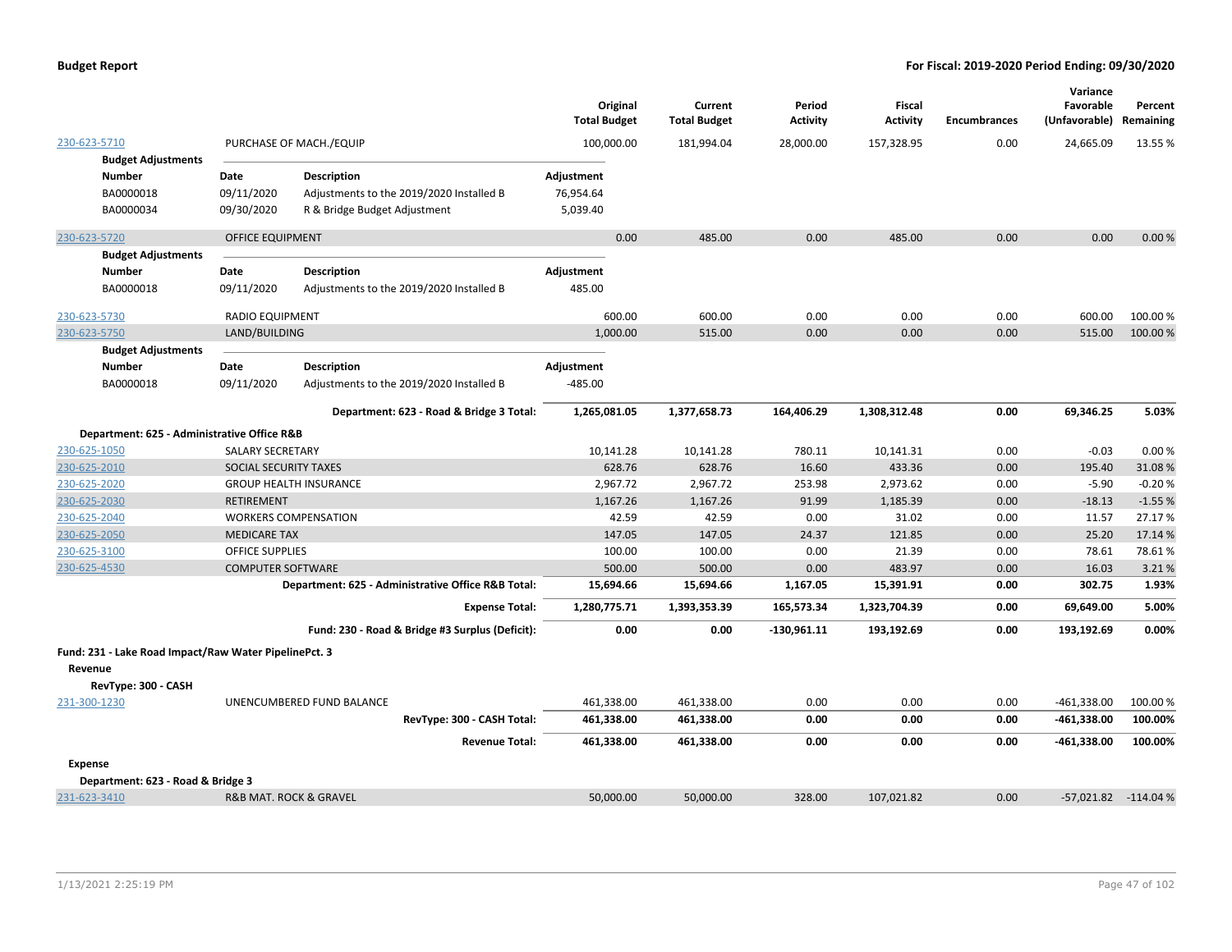**Budget Report** — For Fiscal: 2019-2020 Period Ending: 09/30/2020

| | | | Original Total Budget | Current Total Budget | Period Activity | Fiscal Activity | Encumbrances | Variance Favorable (Unfavorable) | Percent Remaining |
|---|---|---|---|---|---|---|---|---|---|
| 230-623-5710 | PURCHASE OF MACH./EQUIP | | 100,000.00 | 181,994.04 | 28,000.00 | 157,328.95 | 0.00 | 24,665.09 | 13.55 % |
| **Budget Adjustments** | | | | | | | | | |
| **Number** | **Date** | **Description** | **Adjustment** | | | | | | |
| BA0000018 | 09/11/2020 | Adjustments to the 2019/2020 Installed B | 76,954.64 | | | | | | |
| BA0000034 | 09/30/2020 | R & Bridge Budget Adjustment | 5,039.40 | | | | | | |
| 230-623-5720 | OFFICE EQUIPMENT | | 0.00 | 485.00 | 0.00 | 485.00 | 0.00 | 0.00 | 0.00 % |
| **Budget Adjustments** | | | | | | | | | |
| **Number** | **Date** | **Description** | **Adjustment** | | | | | | |
| BA0000018 | 09/11/2020 | Adjustments to the 2019/2020 Installed B | 485.00 | | | | | | |
| 230-623-5730 | RADIO EQUIPMENT | | 600.00 | 600.00 | 0.00 | 0.00 | 0.00 | 600.00 | 100.00 % |
| 230-623-5750 | LAND/BUILDING | | 1,000.00 | 515.00 | 0.00 | 0.00 | 0.00 | 515.00 | 100.00 % |
| **Budget Adjustments** | | | | | | | | | |
| **Number** | **Date** | **Description** | **Adjustment** | | | | | | |
| BA0000018 | 09/11/2020 | Adjustments to the 2019/2020 Installed B | -485.00 | | | | | | |
| | | **Department: 623 - Road & Bridge 3 Total:** | **1,265,081.05** | **1,377,658.73** | **164,406.29** | **1,308,312.48** | **0.00** | **69,346.25** | **5.03%** |
| **Department: 625 - Administrative Office R&B** | | | | | | | | | |
| 230-625-1050 | SALARY SECRETARY | | 10,141.28 | 10,141.28 | 780.11 | 10,141.31 | 0.00 | -0.03 | 0.00 % |
| 230-625-2010 | SOCIAL SECURITY TAXES | | 628.76 | 628.76 | 16.60 | 433.36 | 0.00 | 195.40 | 31.08 % |
| 230-625-2020 | GROUP HEALTH INSURANCE | | 2,967.72 | 2,967.72 | 253.98 | 2,973.62 | 0.00 | -5.90 | -0.20 % |
| 230-625-2030 | RETIREMENT | | 1,167.26 | 1,167.26 | 91.99 | 1,185.39 | 0.00 | -18.13 | -1.55 % |
| 230-625-2040 | WORKERS COMPENSATION | | 42.59 | 42.59 | 0.00 | 31.02 | 0.00 | 11.57 | 27.17 % |
| 230-625-2050 | MEDICARE TAX | | 147.05 | 147.05 | 24.37 | 121.85 | 0.00 | 25.20 | 17.14 % |
| 230-625-3100 | OFFICE SUPPLIES | | 100.00 | 100.00 | 0.00 | 21.39 | 0.00 | 78.61 | 78.61 % |
| 230-625-4530 | COMPUTER SOFTWARE | | 500.00 | 500.00 | 0.00 | 483.97 | 0.00 | 16.03 | 3.21 % |
| | | **Department: 625 - Administrative Office R&B Total:** | **15,694.66** | **15,694.66** | **1,167.05** | **15,391.91** | **0.00** | **302.75** | **1.93%** |
| | | **Expense Total:** | **1,280,775.71** | **1,393,353.39** | **165,573.34** | **1,323,704.39** | **0.00** | **69,649.00** | **5.00%** |
| | | **Fund: 230 - Road & Bridge #3 Surplus (Deficit):** | **0.00** | **0.00** | **-130,961.11** | **193,192.69** | **0.00** | **193,192.69** | **0.00%** |
| **Fund: 231 - Lake Road Impact/Raw Water PipelinePct. 3** | | | | | | | | | |
| **Revenue** | | | | | | | | | |
| **RevType: 300 - CASH** | | | | | | | | | |
| 231-300-1230 | UNENCUMBERED FUND BALANCE | | 461,338.00 | 461,338.00 | 0.00 | 0.00 | 0.00 | -461,338.00 | 100.00 % |
| | | **RevType: 300 - CASH Total:** | **461,338.00** | **461,338.00** | **0.00** | **0.00** | **0.00** | **-461,338.00** | **100.00%** |
| | | **Revenue Total:** | **461,338.00** | **461,338.00** | **0.00** | **0.00** | **0.00** | **-461,338.00** | **100.00%** |
| **Expense** | | | | | | | | | |
| **Department: 623 - Road & Bridge 3** | | | | | | | | | |
| 231-623-3410 | R&B MAT. ROCK & GRAVEL | | 50,000.00 | 50,000.00 | 328.00 | 107,021.82 | 0.00 | -57,021.82 | -114.04 % |

1/13/2021 2:25:19 PM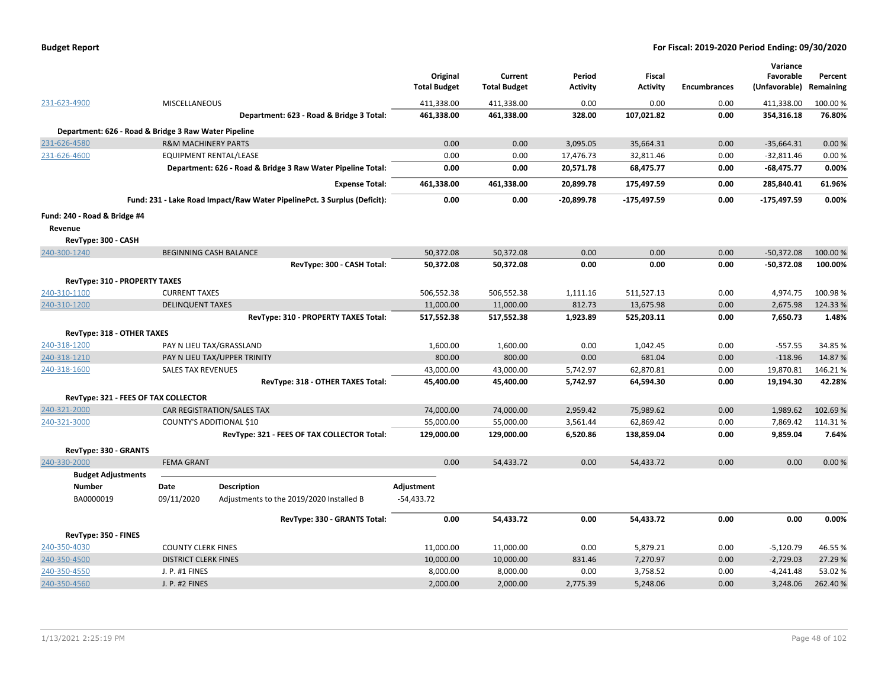**Budget Report** — **For Fiscal: 2019-2020 Period Ending: 09/30/2020**

| | | Original Total Budget | Current Total Budget | Period Activity | Fiscal Activity | Encumbrances | Variance Favorable (Unfavorable) | Percent Remaining |
|---|---|---|---|---|---|---|---|---|
| 231-623-4900 | MISCELLANEOUS | 411,338.00 | 411,338.00 | 0.00 | 0.00 | 0.00 | 411,338.00 | 100.00 % |
| | **Department: 623 - Road & Bridge 3 Total:** | **461,338.00** | **461,338.00** | **328.00** | **107,021.82** | **0.00** | **354,316.18** | **76.80%** |
| **Department: 626 - Road & Bridge 3 Raw Water Pipeline** | | | | | | | | |
| 231-626-4580 | R&M MACHINERY PARTS | 0.00 | 0.00 | 3,095.05 | 35,664.31 | 0.00 | -35,664.31 | 0.00 % |
| 231-626-4600 | EQUIPMENT RENTAL/LEASE | 0.00 | 0.00 | 17,476.73 | 32,811.46 | 0.00 | -32,811.46 | 0.00 % |
| | **Department: 626 - Road & Bridge 3 Raw Water Pipeline Total:** | **0.00** | **0.00** | **20,571.78** | **68,475.77** | **0.00** | **-68,475.77** | **0.00%** |
| | **Expense Total:** | **461,338.00** | **461,338.00** | **20,899.78** | **175,497.59** | **0.00** | **285,840.41** | **61.96%** |
| | **Fund: 231 - Lake Road Impact/Raw Water PipelinePct. 3 Surplus (Deficit):** | **0.00** | **0.00** | **-20,899.78** | **-175,497.59** | **0.00** | **-175,497.59** | **0.00%** |
| **Fund: 240 - Road & Bridge #4** | | | | | | | | |
| **Revenue** | | | | | | | | |
| **RevType: 300 - CASH** | | | | | | | | |
| 240-300-1240 | BEGINNING CASH BALANCE | 50,372.08 | 50,372.08 | 0.00 | 0.00 | 0.00 | -50,372.08 | 100.00 % |
| | **RevType: 300 - CASH Total:** | **50,372.08** | **50,372.08** | **0.00** | **0.00** | **0.00** | **-50,372.08** | **100.00%** |
| **RevType: 310 - PROPERTY TAXES** | | | | | | | | |
| 240-310-1100 | CURRENT TAXES | 506,552.38 | 506,552.38 | 1,111.16 | 511,527.13 | 0.00 | 4,974.75 | 100.98 % |
| 240-310-1200 | DELINQUENT TAXES | 11,000.00 | 11,000.00 | 812.73 | 13,675.98 | 0.00 | 2,675.98 | 124.33 % |
| | **RevType: 310 - PROPERTY TAXES Total:** | **517,552.38** | **517,552.38** | **1,923.89** | **525,203.11** | **0.00** | **7,650.73** | **1.48%** |
| **RevType: 318 - OTHER TAXES** | | | | | | | | |
| 240-318-1200 | PAY N LIEU TAX/GRASSLAND | 1,600.00 | 1,600.00 | 0.00 | 1,042.45 | 0.00 | -557.55 | 34.85 % |
| 240-318-1210 | PAY N LIEU TAX/UPPER TRINITY | 800.00 | 800.00 | 0.00 | 681.04 | 0.00 | -118.96 | 14.87 % |
| 240-318-1600 | SALES TAX REVENUES | 43,000.00 | 43,000.00 | 5,742.97 | 62,870.81 | 0.00 | 19,870.81 | 146.21 % |
| | **RevType: 318 - OTHER TAXES Total:** | **45,400.00** | **45,400.00** | **5,742.97** | **64,594.30** | **0.00** | **19,194.30** | **42.28%** |
| **RevType: 321 - FEES OF TAX COLLECTOR** | | | | | | | | |
| 240-321-2000 | CAR REGISTRATION/SALES TAX | 74,000.00 | 74,000.00 | 2,959.42 | 75,989.62 | 0.00 | 1,989.62 | 102.69 % |
| 240-321-3000 | COUNTY'S ADDITIONAL $10 | 55,000.00 | 55,000.00 | 3,561.44 | 62,869.42 | 0.00 | 7,869.42 | 114.31 % |
| | **RevType: 321 - FEES OF TAX COLLECTOR Total:** | **129,000.00** | **129,000.00** | **6,520.86** | **138,859.04** | **0.00** | **9,859.04** | **7.64%** |
| **RevType: 330 - GRANTS** | | | | | | | | |
| 240-330-2000 | FEMA GRANT | 0.00 | 54,433.72 | 0.00 | 54,433.72 | 0.00 | 0.00 | 0.00 % |

**Budget Adjustments**

| Number | Date | Description | Adjustment |
|---|---|---|---|
| BA0000019 | 09/11/2020 | Adjustments to the 2019/2020 Installed B | -54,433.72 |

| | | Original Total Budget | Current Total Budget | Period Activity | Fiscal Activity | Encumbrances | Variance Favorable (Unfavorable) | Percent Remaining |
|---|---|---|---|---|---|---|---|---|
| | **RevType: 330 - GRANTS Total:** | **0.00** | **54,433.72** | **0.00** | **54,433.72** | **0.00** | **0.00** | **0.00%** |
| **RevType: 350 - FINES** | | | | | | | | |
| 240-350-4030 | COUNTY CLERK FINES | 11,000.00 | 11,000.00 | 0.00 | 5,879.21 | 0.00 | -5,120.79 | 46.55 % |
| 240-350-4500 | DISTRICT CLERK FINES | 10,000.00 | 10,000.00 | 831.46 | 7,270.97 | 0.00 | -2,729.03 | 27.29 % |
| 240-350-4550 | J. P. #1 FINES | 8,000.00 | 8,000.00 | 0.00 | 3,758.52 | 0.00 | -4,241.48 | 53.02 % |
| 240-350-4560 | J. P. #2 FINES | 2,000.00 | 2,000.00 | 2,775.39 | 5,248.06 | 0.00 | 3,248.06 | 262.40 % |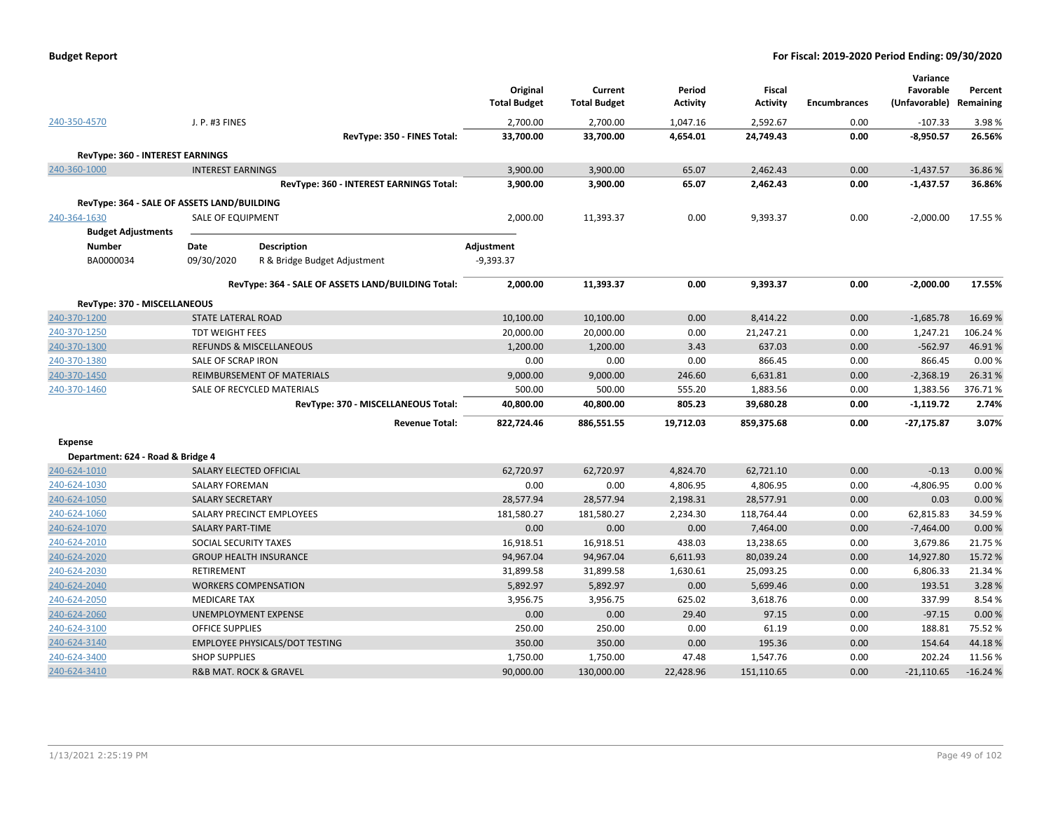**Budget Report** | **For Fiscal: 2019-2020 Period Ending: 09/30/2020**

| | | Original Total Budget | Current Total Budget | Period Activity | Fiscal Activity | Encumbrances | Variance Favorable (Unfavorable) | Percent Remaining |
|---|---|---|---|---|---|---|---|---|
| 240-350-4570 | J. P. #3 FINES | 2,700.00 | 2,700.00 | 1,047.16 | 2,592.67 | 0.00 | -107.33 | 3.98 % |
| | **RevType: 350 - FINES Total:** | **33,700.00** | **33,700.00** | **4,654.01** | **24,749.43** | **0.00** | **-8,950.57** | **26.56%** |
| **RevType: 360 - INTEREST EARNINGS** | | | | | | | | |
| 240-360-1000 | INTEREST EARNINGS | 3,900.00 | 3,900.00 | 65.07 | 2,462.43 | 0.00 | -1,437.57 | 36.86 % |
| | **RevType: 360 - INTEREST EARNINGS Total:** | **3,900.00** | **3,900.00** | **65.07** | **2,462.43** | **0.00** | **-1,437.57** | **36.86%** |
| **RevType: 364 - SALE OF ASSETS LAND/BUILDING** | | | | | | | | |
| 240-364-1630 | SALE OF EQUIPMENT | 2,000.00 | 11,393.37 | 0.00 | 9,393.37 | 0.00 | -2,000.00 | 17.55 % |

**Budget Adjustments**

| Number | Date | Description | Adjustment |
|---|---|---|---|
| BA0000034 | 09/30/2020 | R & Bridge Budget Adjustment | -9,393.37 |

| | | Original Total Budget | Current Total Budget | Period Activity | Fiscal Activity | Encumbrances | Variance Favorable (Unfavorable) | Percent Remaining |
|---|---|---|---|---|---|---|---|---|
| | **RevType: 364 - SALE OF ASSETS LAND/BUILDING Total:** | **2,000.00** | **11,393.37** | **0.00** | **9,393.37** | **0.00** | **-2,000.00** | **17.55%** |
| **RevType: 370 - MISCELLANEOUS** | | | | | | | | |
| 240-370-1200 | STATE LATERAL ROAD | 10,100.00 | 10,100.00 | 0.00 | 8,414.22 | 0.00 | -1,685.78 | 16.69 % |
| 240-370-1250 | TDT WEIGHT FEES | 20,000.00 | 20,000.00 | 0.00 | 21,247.21 | 0.00 | 1,247.21 | 106.24 % |
| 240-370-1300 | REFUNDS & MISCELLANEOUS | 1,200.00 | 1,200.00 | 3.43 | 637.03 | 0.00 | -562.97 | 46.91 % |
| 240-370-1380 | SALE OF SCRAP IRON | 0.00 | 0.00 | 0.00 | 866.45 | 0.00 | 866.45 | 0.00 % |
| 240-370-1450 | REIMBURSEMENT OF MATERIALS | 9,000.00 | 9,000.00 | 246.60 | 6,631.81 | 0.00 | -2,368.19 | 26.31 % |
| 240-370-1460 | SALE OF RECYCLED MATERIALS | 500.00 | 500.00 | 555.20 | 1,883.56 | 0.00 | 1,383.56 | 376.71 % |
| | **RevType: 370 - MISCELLANEOUS Total:** | **40,800.00** | **40,800.00** | **805.23** | **39,680.28** | **0.00** | **-1,119.72** | **2.74%** |
| | **Revenue Total:** | **822,724.46** | **886,551.55** | **19,712.03** | **859,375.68** | **0.00** | **-27,175.87** | **3.07%** |
| **Expense** | | | | | | | | |
| **Department: 624 - Road & Bridge 4** | | | | | | | | |
| 240-624-1010 | SALARY ELECTED OFFICIAL | 62,720.97 | 62,720.97 | 4,824.70 | 62,721.10 | 0.00 | -0.13 | 0.00 % |
| 240-624-1030 | SALARY FOREMAN | 0.00 | 0.00 | 4,806.95 | 4,806.95 | 0.00 | -4,806.95 | 0.00 % |
| 240-624-1050 | SALARY SECRETARY | 28,577.94 | 28,577.94 | 2,198.31 | 28,577.91 | 0.00 | 0.03 | 0.00 % |
| 240-624-1060 | SALARY PRECINCT EMPLOYEES | 181,580.27 | 181,580.27 | 2,234.30 | 118,764.44 | 0.00 | 62,815.83 | 34.59 % |
| 240-624-1070 | SALARY PART-TIME | 0.00 | 0.00 | 0.00 | 7,464.00 | 0.00 | -7,464.00 | 0.00 % |
| 240-624-2010 | SOCIAL SECURITY TAXES | 16,918.51 | 16,918.51 | 438.03 | 13,238.65 | 0.00 | 3,679.86 | 21.75 % |
| 240-624-2020 | GROUP HEALTH INSURANCE | 94,967.04 | 94,967.04 | 6,611.93 | 80,039.24 | 0.00 | 14,927.80 | 15.72 % |
| 240-624-2030 | RETIREMENT | 31,899.58 | 31,899.58 | 1,630.61 | 25,093.25 | 0.00 | 6,806.33 | 21.34 % |
| 240-624-2040 | WORKERS COMPENSATION | 5,892.97 | 5,892.97 | 0.00 | 5,699.46 | 0.00 | 193.51 | 3.28 % |
| 240-624-2050 | MEDICARE TAX | 3,956.75 | 3,956.75 | 625.02 | 3,618.76 | 0.00 | 337.99 | 8.54 % |
| 240-624-2060 | UNEMPLOYMENT EXPENSE | 0.00 | 0.00 | 29.40 | 97.15 | 0.00 | -97.15 | 0.00 % |
| 240-624-3100 | OFFICE SUPPLIES | 250.00 | 250.00 | 0.00 | 61.19 | 0.00 | 188.81 | 75.52 % |
| 240-624-3140 | EMPLOYEE PHYSICALS/DOT TESTING | 350.00 | 350.00 | 0.00 | 195.36 | 0.00 | 154.64 | 44.18 % |
| 240-624-3400 | SHOP SUPPLIES | 1,750.00 | 1,750.00 | 47.48 | 1,547.76 | 0.00 | 202.24 | 11.56 % |
| 240-624-3410 | R&B MAT. ROCK & GRAVEL | 90,000.00 | 130,000.00 | 22,428.96 | 151,110.65 | 0.00 | -21,110.65 | -16.24 % |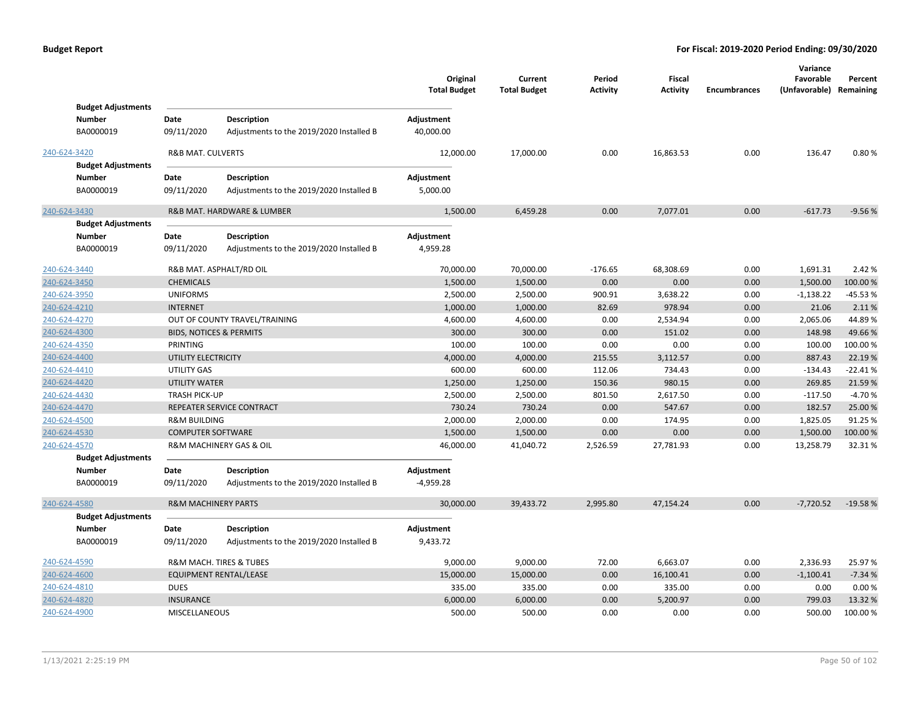| | | Original Total Budget | Current Total Budget | Period Activity | Fiscal Activity | Encumbrances | Variance Favorable (Unfavorable) | Percent Remaining |
|---|---|---|---|---|---|---|---|---|
| **Budget Adjustments** | | | | | | | | |
| **Number** | **Date** / **Description** | **Adjustment** | | | | | | |
| BA0000019 | 09/11/2020 Adjustments to the 2019/2020 Installed B | 40,000.00 | | | | | | |
| 240-624-3420 | R&B MAT. CULVERTS | 12,000.00 | 17,000.00 | 0.00 | 16,863.53 | 0.00 | 136.47 | 0.80 % |
| **Budget Adjustments** | | | | | | | | |
| **Number** | **Date** / **Description** | **Adjustment** | | | | | | |
| BA0000019 | 09/11/2020 Adjustments to the 2019/2020 Installed B | 5,000.00 | | | | | | |
| 240-624-3430 | R&B MAT. HARDWARE & LUMBER | 1,500.00 | 6,459.28 | 0.00 | 7,077.01 | 0.00 | -617.73 | -9.56 % |
| **Budget Adjustments** | | | | | | | | |
| **Number** | **Date** / **Description** | **Adjustment** | | | | | | |
| BA0000019 | 09/11/2020 Adjustments to the 2019/2020 Installed B | 4,959.28 | | | | | | |
| 240-624-3440 | R&B MAT. ASPHALT/RD OIL | 70,000.00 | 70,000.00 | -176.65 | 68,308.69 | 0.00 | 1,691.31 | 2.42 % |
| 240-624-3450 | CHEMICALS | 1,500.00 | 1,500.00 | 0.00 | 0.00 | 0.00 | 1,500.00 | 100.00 % |
| 240-624-3950 | UNIFORMS | 2,500.00 | 2,500.00 | 900.91 | 3,638.22 | 0.00 | -1,138.22 | -45.53 % |
| 240-624-4210 | INTERNET | 1,000.00 | 1,000.00 | 82.69 | 978.94 | 0.00 | 21.06 | 2.11 % |
| 240-624-4270 | OUT OF COUNTY TRAVEL/TRAINING | 4,600.00 | 4,600.00 | 0.00 | 2,534.94 | 0.00 | 2,065.06 | 44.89 % |
| 240-624-4300 | BIDS, NOTICES & PERMITS | 300.00 | 300.00 | 0.00 | 151.02 | 0.00 | 148.98 | 49.66 % |
| 240-624-4350 | PRINTING | 100.00 | 100.00 | 0.00 | 0.00 | 0.00 | 100.00 | 100.00 % |
| 240-624-4400 | UTILITY ELECTRICITY | 4,000.00 | 4,000.00 | 215.55 | 3,112.57 | 0.00 | 887.43 | 22.19 % |
| 240-624-4410 | UTILITY GAS | 600.00 | 600.00 | 112.06 | 734.43 | 0.00 | -134.43 | -22.41 % |
| 240-624-4420 | UTILITY WATER | 1,250.00 | 1,250.00 | 150.36 | 980.15 | 0.00 | 269.85 | 21.59 % |
| 240-624-4430 | TRASH PICK-UP | 2,500.00 | 2,500.00 | 801.50 | 2,617.50 | 0.00 | -117.50 | -4.70 % |
| 240-624-4470 | REPEATER SERVICE CONTRACT | 730.24 | 730.24 | 0.00 | 547.67 | 0.00 | 182.57 | 25.00 % |
| 240-624-4500 | R&M BUILDING | 2,000.00 | 2,000.00 | 0.00 | 174.95 | 0.00 | 1,825.05 | 91.25 % |
| 240-624-4530 | COMPUTER SOFTWARE | 1,500.00 | 1,500.00 | 0.00 | 0.00 | 0.00 | 1,500.00 | 100.00 % |
| 240-624-4570 | R&M MACHINERY GAS & OIL | 46,000.00 | 41,040.72 | 2,526.59 | 27,781.93 | 0.00 | 13,258.79 | 32.31 % |
| **Budget Adjustments** | | | | | | | | |
| **Number** | **Date** / **Description** | **Adjustment** | | | | | | |
| BA0000019 | 09/11/2020 Adjustments to the 2019/2020 Installed B | -4,959.28 | | | | | | |
| 240-624-4580 | R&M MACHINERY PARTS | 30,000.00 | 39,433.72 | 2,995.80 | 47,154.24 | 0.00 | -7,720.52 | -19.58 % |
| **Budget Adjustments** | | | | | | | | |
| **Number** | **Date** / **Description** | **Adjustment** | | | | | | |
| BA0000019 | 09/11/2020 Adjustments to the 2019/2020 Installed B | 9,433.72 | | | | | | |
| 240-624-4590 | R&M MACH. TIRES & TUBES | 9,000.00 | 9,000.00 | 72.00 | 6,663.07 | 0.00 | 2,336.93 | 25.97 % |
| 240-624-4600 | EQUIPMENT RENTAL/LEASE | 15,000.00 | 15,000.00 | 0.00 | 16,100.41 | 0.00 | -1,100.41 | -7.34 % |
| 240-624-4810 | DUES | 335.00 | 335.00 | 0.00 | 335.00 | 0.00 | 0.00 | 0.00 % |
| 240-624-4820 | INSURANCE | 6,000.00 | 6,000.00 | 0.00 | 5,200.97 | 0.00 | 799.03 | 13.32 % |
| 240-624-4900 | MISCELLANEOUS | 500.00 | 500.00 | 0.00 | 0.00 | 0.00 | 500.00 | 100.00 % |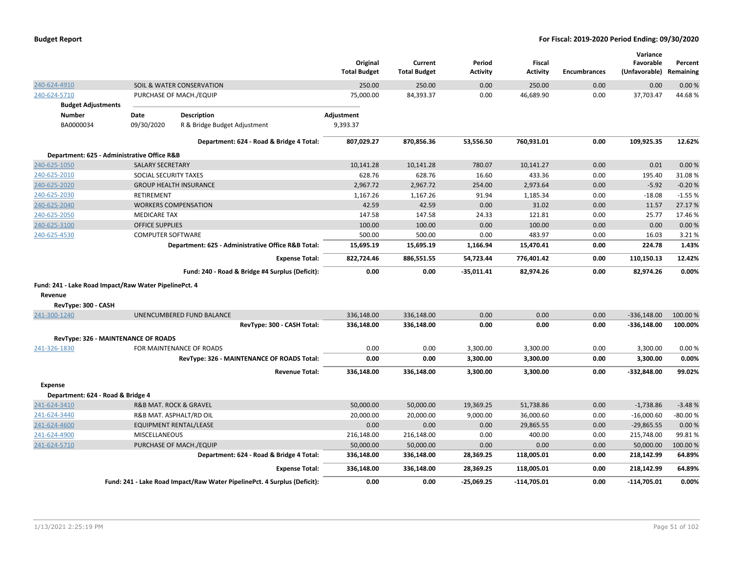| | | Original Total Budget | Current Total Budget | Period Activity | Fiscal Activity | Encumbrances | Variance Favorable (Unfavorable) | Percent Remaining |
|---|---|---|---|---|---|---|---|---|
| 240-624-4910 | SOIL & WATER CONSERVATION | 250.00 | 250.00 | 0.00 | 250.00 | 0.00 | 0.00 | 0.00 % |
| 240-624-5710 | PURCHASE OF MACH./EQUIP | 75,000.00 | 84,393.37 | 0.00 | 46,689.90 | 0.00 | 37,703.47 | 44.68 % |

**Budget Adjustments**

| Number | Date | Description | Adjustment |
|---|---|---|---|
| BA0000034 | 09/30/2020 | R & Bridge Budget Adjustment | 9,393.37 |

| | | Original Total Budget | Current Total Budget | Period Activity | Fiscal Activity | Encumbrances | Variance Favorable (Unfavorable) | Percent Remaining |
|---|---|---|---|---|---|---|---|---|
| | **Department: 624 - Road & Bridge 4 Total:** | **807,029.27** | **870,856.36** | **53,556.50** | **760,931.01** | **0.00** | **109,925.35** | **12.62%** |
| **Department: 625 - Administrative Office R&B** | | | | | | | | |
| 240-625-1050 | SALARY SECRETARY | 10,141.28 | 10,141.28 | 780.07 | 10,141.27 | 0.00 | 0.01 | 0.00 % |
| 240-625-2010 | SOCIAL SECURITY TAXES | 628.76 | 628.76 | 16.60 | 433.36 | 0.00 | 195.40 | 31.08 % |
| 240-625-2020 | GROUP HEALTH INSURANCE | 2,967.72 | 2,967.72 | 254.00 | 2,973.64 | 0.00 | -5.92 | -0.20 % |
| 240-625-2030 | RETIREMENT | 1,167.26 | 1,167.26 | 91.94 | 1,185.34 | 0.00 | -18.08 | -1.55 % |
| 240-625-2040 | WORKERS COMPENSATION | 42.59 | 42.59 | 0.00 | 31.02 | 0.00 | 11.57 | 27.17 % |
| 240-625-2050 | MEDICARE TAX | 147.58 | 147.58 | 24.33 | 121.81 | 0.00 | 25.77 | 17.46 % |
| 240-625-3100 | OFFICE SUPPLIES | 100.00 | 100.00 | 0.00 | 100.00 | 0.00 | 0.00 | 0.00 % |
| 240-625-4530 | COMPUTER SOFTWARE | 500.00 | 500.00 | 0.00 | 483.97 | 0.00 | 16.03 | 3.21 % |
| | **Department: 625 - Administrative Office R&B Total:** | **15,695.19** | **15,695.19** | **1,166.94** | **15,470.41** | **0.00** | **224.78** | **1.43%** |
| | **Expense Total:** | **822,724.46** | **886,551.55** | **54,723.44** | **776,401.42** | **0.00** | **110,150.13** | **12.42%** |
| | **Fund: 240 - Road & Bridge #4 Surplus (Deficit):** | **0.00** | **0.00** | **-35,011.41** | **82,974.26** | **0.00** | **82,974.26** | **0.00%** |

**Fund: 241 - Lake Road Impact/Raw Water PipelinePct. 4**

**Revenue**

| | | Original Total Budget | Current Total Budget | Period Activity | Fiscal Activity | Encumbrances | Variance Favorable (Unfavorable) | Percent Remaining |
|---|---|---|---|---|---|---|---|---|
| **RevType: 300 - CASH** | | | | | | | | |
| 241-300-1240 | UNENCUMBERED FUND BALANCE | 336,148.00 | 336,148.00 | 0.00 | 0.00 | 0.00 | -336,148.00 | 100.00 % |
| | **RevType: 300 - CASH Total:** | **336,148.00** | **336,148.00** | **0.00** | **0.00** | **0.00** | **-336,148.00** | **100.00%** |
| **RevType: 326 - MAINTENANCE OF ROADS** | | | | | | | | |
| 241-326-1830 | FOR MAINTENANCE OF ROADS | 0.00 | 0.00 | 3,300.00 | 3,300.00 | 0.00 | 3,300.00 | 0.00 % |
| | **RevType: 326 - MAINTENANCE OF ROADS Total:** | **0.00** | **0.00** | **3,300.00** | **3,300.00** | **0.00** | **3,300.00** | **0.00%** |
| | **Revenue Total:** | **336,148.00** | **336,148.00** | **3,300.00** | **3,300.00** | **0.00** | **-332,848.00** | **99.02%** |

**Expense**

| | | Original Total Budget | Current Total Budget | Period Activity | Fiscal Activity | Encumbrances | Variance Favorable (Unfavorable) | Percent Remaining |
|---|---|---|---|---|---|---|---|---|
| **Department: 624 - Road & Bridge 4** | | | | | | | | |
| 241-624-3410 | R&B MAT. ROCK & GRAVEL | 50,000.00 | 50,000.00 | 19,369.25 | 51,738.86 | 0.00 | -1,738.86 | -3.48 % |
| 241-624-3440 | R&B MAT. ASPHALT/RD OIL | 20,000.00 | 20,000.00 | 9,000.00 | 36,000.60 | 0.00 | -16,000.60 | -80.00 % |
| 241-624-4600 | EQUIPMENT RENTAL/LEASE | 0.00 | 0.00 | 0.00 | 29,865.55 | 0.00 | -29,865.55 | 0.00 % |
| 241-624-4900 | MISCELLANEOUS | 216,148.00 | 216,148.00 | 0.00 | 400.00 | 0.00 | 215,748.00 | 99.81 % |
| 241-624-5710 | PURCHASE OF MACH./EQUIP | 50,000.00 | 50,000.00 | 0.00 | 0.00 | 0.00 | 50,000.00 | 100.00 % |
| | **Department: 624 - Road & Bridge 4 Total:** | **336,148.00** | **336,148.00** | **28,369.25** | **118,005.01** | **0.00** | **218,142.99** | **64.89%** |
| | **Expense Total:** | **336,148.00** | **336,148.00** | **28,369.25** | **118,005.01** | **0.00** | **218,142.99** | **64.89%** |
| | **Fund: 241 - Lake Road Impact/Raw Water PipelinePct. 4 Surplus (Deficit):** | **0.00** | **0.00** | **-25,069.25** | **-114,705.01** | **0.00** | **-114,705.01** | **0.00%** |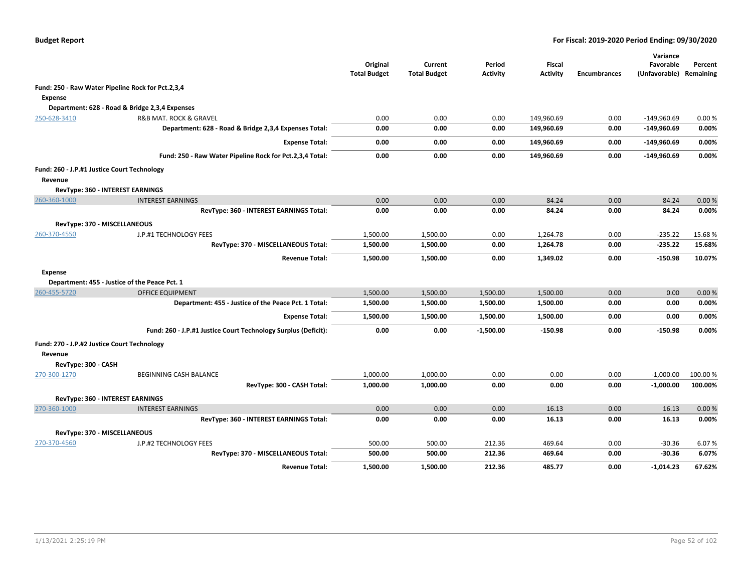| | | Original Total Budget | Current Total Budget | Period Activity | Fiscal Activity | Encumbrances | Variance Favorable (Unfavorable) | Percent Remaining |
|---|---|---|---|---|---|---|---|---|
| **Fund: 250 - Raw Water Pipeline Rock for Pct.2,3,4** | | | | | | | | |
| **Expense** | | | | | | | | |
| **Department: 628 - Road & Bridge 2,3,4 Expenses** | | | | | | | | |
| 250-628-3410 | R&B MAT. ROCK & GRAVEL | 0.00 | 0.00 | 0.00 | 149,960.69 | 0.00 | -149,960.69 | 0.00 % |
| | **Department: 628 - Road & Bridge 2,3,4 Expenses Total:** | **0.00** | **0.00** | **0.00** | **149,960.69** | **0.00** | **-149,960.69** | **0.00%** |
| | **Expense Total:** | **0.00** | **0.00** | **0.00** | **149,960.69** | **0.00** | **-149,960.69** | **0.00%** |
| | **Fund: 250 - Raw Water Pipeline Rock for Pct.2,3,4 Total:** | **0.00** | **0.00** | **0.00** | **149,960.69** | **0.00** | **-149,960.69** | **0.00%** |
| **Fund: 260 - J.P.#1 Justice Court Technology** | | | | | | | | |
| **Revenue** | | | | | | | | |
| **RevType: 360 - INTEREST EARNINGS** | | | | | | | | |
| 260-360-1000 | INTEREST EARNINGS | 0.00 | 0.00 | 0.00 | 84.24 | 0.00 | 84.24 | 0.00 % |
| | **RevType: 360 - INTEREST EARNINGS Total:** | **0.00** | **0.00** | **0.00** | **84.24** | **0.00** | **84.24** | **0.00%** |
| **RevType: 370 - MISCELLANEOUS** | | | | | | | | |
| 260-370-4550 | J.P.#1 TECHNOLOGY FEES | 1,500.00 | 1,500.00 | 0.00 | 1,264.78 | 0.00 | -235.22 | 15.68 % |
| | **RevType: 370 - MISCELLANEOUS Total:** | **1,500.00** | **1,500.00** | **0.00** | **1,264.78** | **0.00** | **-235.22** | **15.68%** |
| | **Revenue Total:** | **1,500.00** | **1,500.00** | **0.00** | **1,349.02** | **0.00** | **-150.98** | **10.07%** |
| **Expense** | | | | | | | | |
| **Department: 455 - Justice of the Peace Pct. 1** | | | | | | | | |
| 260-455-5720 | OFFICE EQUIPMENT | 1,500.00 | 1,500.00 | 1,500.00 | 1,500.00 | 0.00 | 0.00 | 0.00 % |
| | **Department: 455 - Justice of the Peace Pct. 1 Total:** | **1,500.00** | **1,500.00** | **1,500.00** | **1,500.00** | **0.00** | **0.00** | **0.00%** |
| | **Expense Total:** | **1,500.00** | **1,500.00** | **1,500.00** | **1,500.00** | **0.00** | **0.00** | **0.00%** |
| | **Fund: 260 - J.P.#1 Justice Court Technology Surplus (Deficit):** | **0.00** | **0.00** | **-1,500.00** | **-150.98** | **0.00** | **-150.98** | **0.00%** |
| **Fund: 270 - J.P.#2 Justice Court Technology** | | | | | | | | |
| **Revenue** | | | | | | | | |
| **RevType: 300 - CASH** | | | | | | | | |
| 270-300-1270 | BEGINNING CASH BALANCE | 1,000.00 | 1,000.00 | 0.00 | 0.00 | 0.00 | -1,000.00 | 100.00 % |
| | **RevType: 300 - CASH Total:** | **1,000.00** | **1,000.00** | **0.00** | **0.00** | **0.00** | **-1,000.00** | **100.00%** |
| **RevType: 360 - INTEREST EARNINGS** | | | | | | | | |
| 270-360-1000 | INTEREST EARNINGS | 0.00 | 0.00 | 0.00 | 16.13 | 0.00 | 16.13 | 0.00 % |
| | **RevType: 360 - INTEREST EARNINGS Total:** | **0.00** | **0.00** | **0.00** | **16.13** | **0.00** | **16.13** | **0.00%** |
| **RevType: 370 - MISCELLANEOUS** | | | | | | | | |
| 270-370-4560 | J.P.#2 TECHNOLOGY FEES | 500.00 | 500.00 | 212.36 | 469.64 | 0.00 | -30.36 | 6.07 % |
| | **RevType: 370 - MISCELLANEOUS Total:** | **500.00** | **500.00** | **212.36** | **469.64** | **0.00** | **-30.36** | **6.07%** |
| | **Revenue Total:** | **1,500.00** | **1,500.00** | **212.36** | **485.77** | **0.00** | **-1,014.23** | **67.62%** |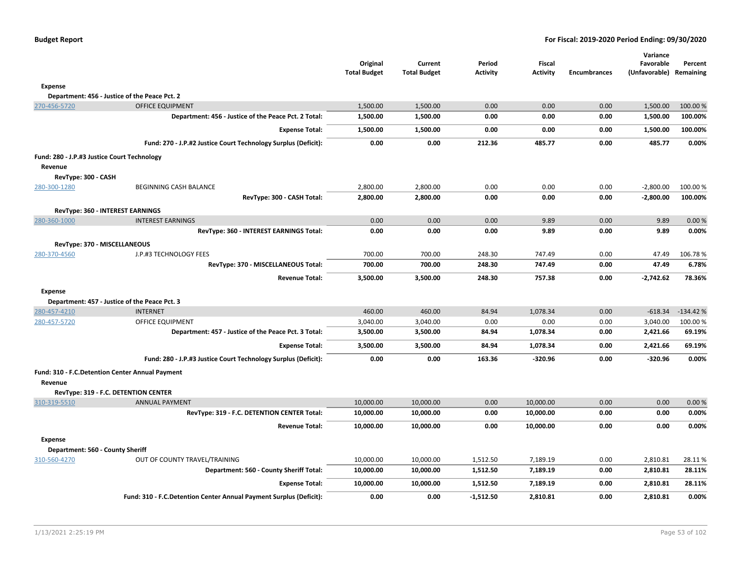**Budget Report** — **For Fiscal: 2019-2020 Period Ending: 09/30/2020**

| | | Original Total Budget | Current Total Budget | Period Activity | Fiscal Activity | Encumbrances | Variance Favorable (Unfavorable) | Percent Remaining |
|---|---|---|---|---|---|---|---|---|
| **Expense** | | | | | | | | |
| **Department: 456 - Justice of the Peace Pct. 2** | | | | | | | | |
| 270-456-5720 | OFFICE EQUIPMENT | 1,500.00 | 1,500.00 | 0.00 | 0.00 | 0.00 | 1,500.00 | 100.00 % |
| | **Department: 456 - Justice of the Peace Pct. 2 Total:** | **1,500.00** | **1,500.00** | **0.00** | **0.00** | **0.00** | **1,500.00** | **100.00%** |
| | **Expense Total:** | **1,500.00** | **1,500.00** | **0.00** | **0.00** | **0.00** | **1,500.00** | **100.00%** |
| | **Fund: 270 - J.P.#2 Justice Court Technology Surplus (Deficit):** | **0.00** | **0.00** | **212.36** | **485.77** | **0.00** | **485.77** | **0.00%** |
| **Fund: 280 - J.P.#3 Justice Court Technology** | | | | | | | | |
| **Revenue** | | | | | | | | |
| **RevType: 300 - CASH** | | | | | | | | |
| 280-300-1280 | BEGINNING CASH BALANCE | 2,800.00 | 2,800.00 | 0.00 | 0.00 | 0.00 | -2,800.00 | 100.00 % |
| | **RevType: 300 - CASH Total:** | **2,800.00** | **2,800.00** | **0.00** | **0.00** | **0.00** | **-2,800.00** | **100.00%** |
| **RevType: 360 - INTEREST EARNINGS** | | | | | | | | |
| 280-360-1000 | INTEREST EARNINGS | 0.00 | 0.00 | 0.00 | 9.89 | 0.00 | 9.89 | 0.00 % |
| | **RevType: 360 - INTEREST EARNINGS Total:** | **0.00** | **0.00** | **0.00** | **9.89** | **0.00** | **9.89** | **0.00%** |
| **RevType: 370 - MISCELLANEOUS** | | | | | | | | |
| 280-370-4560 | J.P.#3 TECHNOLOGY FEES | 700.00 | 700.00 | 248.30 | 747.49 | 0.00 | 47.49 | 106.78 % |
| | **RevType: 370 - MISCELLANEOUS Total:** | **700.00** | **700.00** | **248.30** | **747.49** | **0.00** | **47.49** | **6.78%** |
| | **Revenue Total:** | **3,500.00** | **3,500.00** | **248.30** | **757.38** | **0.00** | **-2,742.62** | **78.36%** |
| **Expense** | | | | | | | | |
| **Department: 457 - Justice of the Peace Pct. 3** | | | | | | | | |
| 280-457-4210 | INTERNET | 460.00 | 460.00 | 84.94 | 1,078.34 | 0.00 | -618.34 | -134.42 % |
| 280-457-5720 | OFFICE EQUIPMENT | 3,040.00 | 3,040.00 | 0.00 | 0.00 | 0.00 | 3,040.00 | 100.00 % |
| | **Department: 457 - Justice of the Peace Pct. 3 Total:** | **3,500.00** | **3,500.00** | **84.94** | **1,078.34** | **0.00** | **2,421.66** | **69.19%** |
| | **Expense Total:** | **3,500.00** | **3,500.00** | **84.94** | **1,078.34** | **0.00** | **2,421.66** | **69.19%** |
| | **Fund: 280 - J.P.#3 Justice Court Technology Surplus (Deficit):** | **0.00** | **0.00** | **163.36** | **-320.96** | **0.00** | **-320.96** | **0.00%** |
| **Fund: 310 - F.C.Detention Center Annual Payment** | | | | | | | | |
| **Revenue** | | | | | | | | |
| **RevType: 319 - F.C. DETENTION CENTER** | | | | | | | | |
| 310-319-5510 | ANNUAL PAYMENT | 10,000.00 | 10,000.00 | 0.00 | 10,000.00 | 0.00 | 0.00 | 0.00 % |
| | **RevType: 319 - F.C. DETENTION CENTER Total:** | **10,000.00** | **10,000.00** | **0.00** | **10,000.00** | **0.00** | **0.00** | **0.00%** |
| | **Revenue Total:** | **10,000.00** | **10,000.00** | **0.00** | **10,000.00** | **0.00** | **0.00** | **0.00%** |
| **Expense** | | | | | | | | |
| **Department: 560 - County Sheriff** | | | | | | | | |
| 310-560-4270 | OUT OF COUNTY TRAVEL/TRAINING | 10,000.00 | 10,000.00 | 1,512.50 | 7,189.19 | 0.00 | 2,810.81 | 28.11 % |
| | **Department: 560 - County Sheriff Total:** | **10,000.00** | **10,000.00** | **1,512.50** | **7,189.19** | **0.00** | **2,810.81** | **28.11%** |
| | **Expense Total:** | **10,000.00** | **10,000.00** | **1,512.50** | **7,189.19** | **0.00** | **2,810.81** | **28.11%** |
| | **Fund: 310 - F.C.Detention Center Annual Payment Surplus (Deficit):** | **0.00** | **0.00** | **-1,512.50** | **2,810.81** | **0.00** | **2,810.81** | **0.00%** |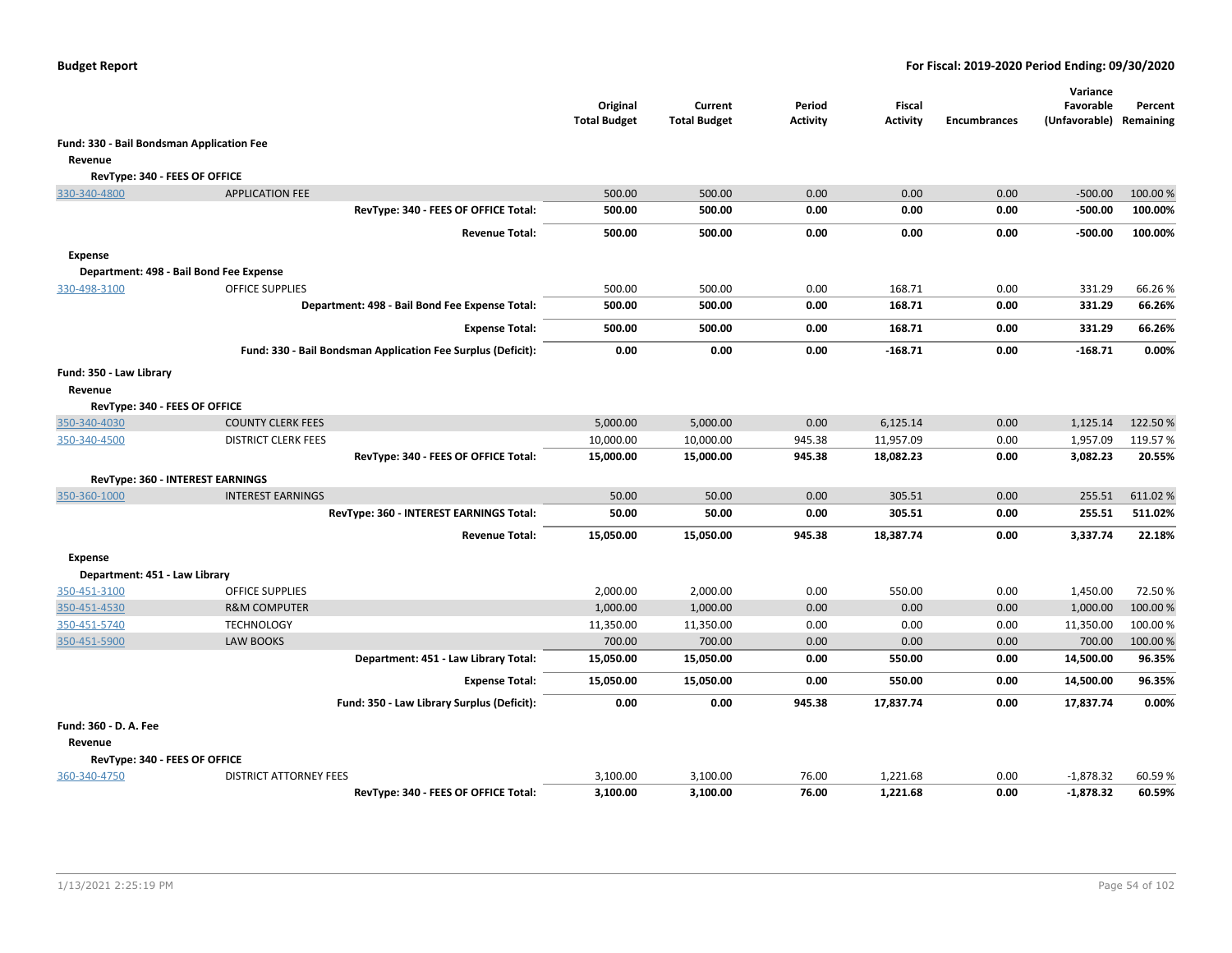**Budget Report** | **For Fiscal: 2019-2020 Period Ending: 09/30/2020**

| | | Original Total Budget | Current Total Budget | Period Activity | Fiscal Activity | Encumbrances | Variance Favorable (Unfavorable) | Percent Remaining |
|---|---|---|---|---|---|---|---|---|
| **Fund: 330 - Bail Bondsman Application Fee** | | | | | | | | |
| **Revenue** | | | | | | | | |
| **RevType: 340 - FEES OF OFFICE** | | | | | | | | |
| 330-340-4800 | APPLICATION FEE | 500.00 | 500.00 | 0.00 | 0.00 | 0.00 | -500.00 | 100.00 % |
| | **RevType: 340 - FEES OF OFFICE Total:** | **500.00** | **500.00** | **0.00** | **0.00** | **0.00** | **-500.00** | **100.00%** |
| | **Revenue Total:** | **500.00** | **500.00** | **0.00** | **0.00** | **0.00** | **-500.00** | **100.00%** |
| **Expense** | | | | | | | | |
| **Department: 498 - Bail Bond Fee Expense** | | | | | | | | |
| 330-498-3100 | OFFICE SUPPLIES | 500.00 | 500.00 | 0.00 | 168.71 | 0.00 | 331.29 | 66.26 % |
| | **Department: 498 - Bail Bond Fee Expense Total:** | **500.00** | **500.00** | **0.00** | **168.71** | **0.00** | **331.29** | **66.26%** |
| | **Expense Total:** | **500.00** | **500.00** | **0.00** | **168.71** | **0.00** | **331.29** | **66.26%** |
| | **Fund: 330 - Bail Bondsman Application Fee Surplus (Deficit):** | **0.00** | **0.00** | **0.00** | **-168.71** | **0.00** | **-168.71** | **0.00%** |
| **Fund: 350 - Law Library** | | | | | | | | |
| **Revenue** | | | | | | | | |
| **RevType: 340 - FEES OF OFFICE** | | | | | | | | |
| 350-340-4030 | COUNTY CLERK FEES | 5,000.00 | 5,000.00 | 0.00 | 6,125.14 | 0.00 | 1,125.14 | 122.50 % |
| 350-340-4500 | DISTRICT CLERK FEES | 10,000.00 | 10,000.00 | 945.38 | 11,957.09 | 0.00 | 1,957.09 | 119.57 % |
| | **RevType: 340 - FEES OF OFFICE Total:** | **15,000.00** | **15,000.00** | **945.38** | **18,082.23** | **0.00** | **3,082.23** | **20.55%** |
| **RevType: 360 - INTEREST EARNINGS** | | | | | | | | |
| 350-360-1000 | INTEREST EARNINGS | 50.00 | 50.00 | 0.00 | 305.51 | 0.00 | 255.51 | 611.02 % |
| | **RevType: 360 - INTEREST EARNINGS Total:** | **50.00** | **50.00** | **0.00** | **305.51** | **0.00** | **255.51** | **511.02%** |
| | **Revenue Total:** | **15,050.00** | **15,050.00** | **945.38** | **18,387.74** | **0.00** | **3,337.74** | **22.18%** |
| **Expense** | | | | | | | | |
| **Department: 451 - Law Library** | | | | | | | | |
| 350-451-3100 | OFFICE SUPPLIES | 2,000.00 | 2,000.00 | 0.00 | 550.00 | 0.00 | 1,450.00 | 72.50 % |
| 350-451-4530 | R&M COMPUTER | 1,000.00 | 1,000.00 | 0.00 | 0.00 | 0.00 | 1,000.00 | 100.00 % |
| 350-451-5740 | TECHNOLOGY | 11,350.00 | 11,350.00 | 0.00 | 0.00 | 0.00 | 11,350.00 | 100.00 % |
| 350-451-5900 | LAW BOOKS | 700.00 | 700.00 | 0.00 | 0.00 | 0.00 | 700.00 | 100.00 % |
| | **Department: 451 - Law Library Total:** | **15,050.00** | **15,050.00** | **0.00** | **550.00** | **0.00** | **14,500.00** | **96.35%** |
| | **Expense Total:** | **15,050.00** | **15,050.00** | **0.00** | **550.00** | **0.00** | **14,500.00** | **96.35%** |
| | **Fund: 350 - Law Library Surplus (Deficit):** | **0.00** | **0.00** | **945.38** | **17,837.74** | **0.00** | **17,837.74** | **0.00%** |
| **Fund: 360 - D. A. Fee** | | | | | | | | |
| **Revenue** | | | | | | | | |
| **RevType: 340 - FEES OF OFFICE** | | | | | | | | |
| 360-340-4750 | DISTRICT ATTORNEY FEES | 3,100.00 | 3,100.00 | 76.00 | 1,221.68 | 0.00 | -1,878.32 | 60.59 % |
| | **RevType: 340 - FEES OF OFFICE Total:** | **3,100.00** | **3,100.00** | **76.00** | **1,221.68** | **0.00** | **-1,878.32** | **60.59%** |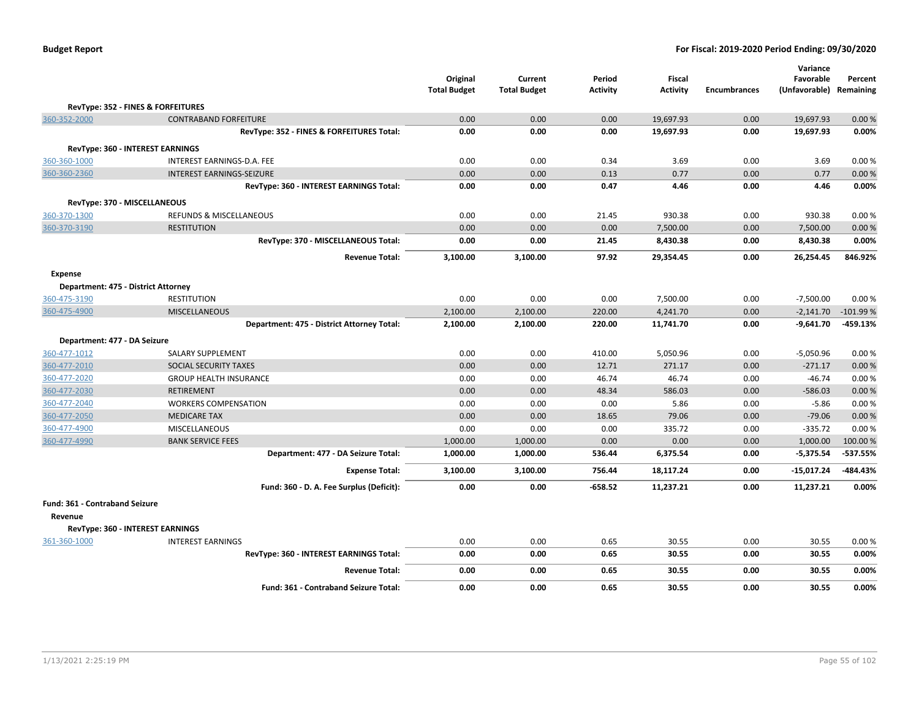**Budget Report** — For Fiscal: 2019-2020 Period Ending: 09/30/2020

| | | Original Total Budget | Current Total Budget | Period Activity | Fiscal Activity | Encumbrances | Variance Favorable (Unfavorable) | Percent Remaining |
|---|---|---|---|---|---|---|---|---|
| **RevType: 352 - FINES & FORFEITURES** | | | | | | | | |
| 360-352-2000 | CONTRABAND FORFEITURE | 0.00 | 0.00 | 0.00 | 19,697.93 | 0.00 | 19,697.93 | 0.00 % |
| | **RevType: 352 - FINES & FORFEITURES Total:** | **0.00** | **0.00** | **0.00** | **19,697.93** | **0.00** | **19,697.93** | **0.00%** |
| **RevType: 360 - INTEREST EARNINGS** | | | | | | | | |
| 360-360-1000 | INTEREST EARNINGS-D.A. FEE | 0.00 | 0.00 | 0.34 | 3.69 | 0.00 | 3.69 | 0.00 % |
| 360-360-2360 | INTEREST EARNINGS-SEIZURE | 0.00 | 0.00 | 0.13 | 0.77 | 0.00 | 0.77 | 0.00 % |
| | **RevType: 360 - INTEREST EARNINGS Total:** | **0.00** | **0.00** | **0.47** | **4.46** | **0.00** | **4.46** | **0.00%** |
| **RevType: 370 - MISCELLANEOUS** | | | | | | | | |
| 360-370-1300 | REFUNDS & MISCELLANEOUS | 0.00 | 0.00 | 21.45 | 930.38 | 0.00 | 930.38 | 0.00 % |
| 360-370-3190 | RESTITUTION | 0.00 | 0.00 | 0.00 | 7,500.00 | 0.00 | 7,500.00 | 0.00 % |
| | **RevType: 370 - MISCELLANEOUS Total:** | **0.00** | **0.00** | **21.45** | **8,430.38** | **0.00** | **8,430.38** | **0.00%** |
| | **Revenue Total:** | **3,100.00** | **3,100.00** | **97.92** | **29,354.45** | **0.00** | **26,254.45** | **846.92%** |
| **Expense** | | | | | | | | |
| **Department: 475 - District Attorney** | | | | | | | | |
| 360-475-3190 | RESTITUTION | 0.00 | 0.00 | 0.00 | 7,500.00 | 0.00 | -7,500.00 | 0.00 % |
| 360-475-4900 | MISCELLANEOUS | 2,100.00 | 2,100.00 | 220.00 | 4,241.70 | 0.00 | -2,141.70 | -101.99 % |
| | **Department: 475 - District Attorney Total:** | **2,100.00** | **2,100.00** | **220.00** | **11,741.70** | **0.00** | **-9,641.70** | **-459.13%** |
| **Department: 477 - DA Seizure** | | | | | | | | |
| 360-477-1012 | SALARY SUPPLEMENT | 0.00 | 0.00 | 410.00 | 5,050.96 | 0.00 | -5,050.96 | 0.00 % |
| 360-477-2010 | SOCIAL SECURITY TAXES | 0.00 | 0.00 | 12.71 | 271.17 | 0.00 | -271.17 | 0.00 % |
| 360-477-2020 | GROUP HEALTH INSURANCE | 0.00 | 0.00 | 46.74 | 46.74 | 0.00 | -46.74 | 0.00 % |
| 360-477-2030 | RETIREMENT | 0.00 | 0.00 | 48.34 | 586.03 | 0.00 | -586.03 | 0.00 % |
| 360-477-2040 | WORKERS COMPENSATION | 0.00 | 0.00 | 0.00 | 5.86 | 0.00 | -5.86 | 0.00 % |
| 360-477-2050 | MEDICARE TAX | 0.00 | 0.00 | 18.65 | 79.06 | 0.00 | -79.06 | 0.00 % |
| 360-477-4900 | MISCELLANEOUS | 0.00 | 0.00 | 0.00 | 335.72 | 0.00 | -335.72 | 0.00 % |
| 360-477-4990 | BANK SERVICE FEES | 1,000.00 | 1,000.00 | 0.00 | 0.00 | 0.00 | 1,000.00 | 100.00 % |
| | **Department: 477 - DA Seizure Total:** | **1,000.00** | **1,000.00** | **536.44** | **6,375.54** | **0.00** | **-5,375.54** | **-537.55%** |
| | **Expense Total:** | **3,100.00** | **3,100.00** | **756.44** | **18,117.24** | **0.00** | **-15,017.24** | **-484.43%** |
| | **Fund: 360 - D. A. Fee Surplus (Deficit):** | **0.00** | **0.00** | **-658.52** | **11,237.21** | **0.00** | **11,237.21** | **0.00%** |
| **Fund: 361 - Contraband Seizure** | | | | | | | | |
| **Revenue** | | | | | | | | |
| **RevType: 360 - INTEREST EARNINGS** | | | | | | | | |
| 361-360-1000 | INTEREST EARNINGS | 0.00 | 0.00 | 0.65 | 30.55 | 0.00 | 30.55 | 0.00 % |
| | **RevType: 360 - INTEREST EARNINGS Total:** | **0.00** | **0.00** | **0.65** | **30.55** | **0.00** | **30.55** | **0.00%** |
| | **Revenue Total:** | **0.00** | **0.00** | **0.65** | **30.55** | **0.00** | **30.55** | **0.00%** |
| | **Fund: 361 - Contraband Seizure Total:** | **0.00** | **0.00** | **0.65** | **30.55** | **0.00** | **30.55** | **0.00%** |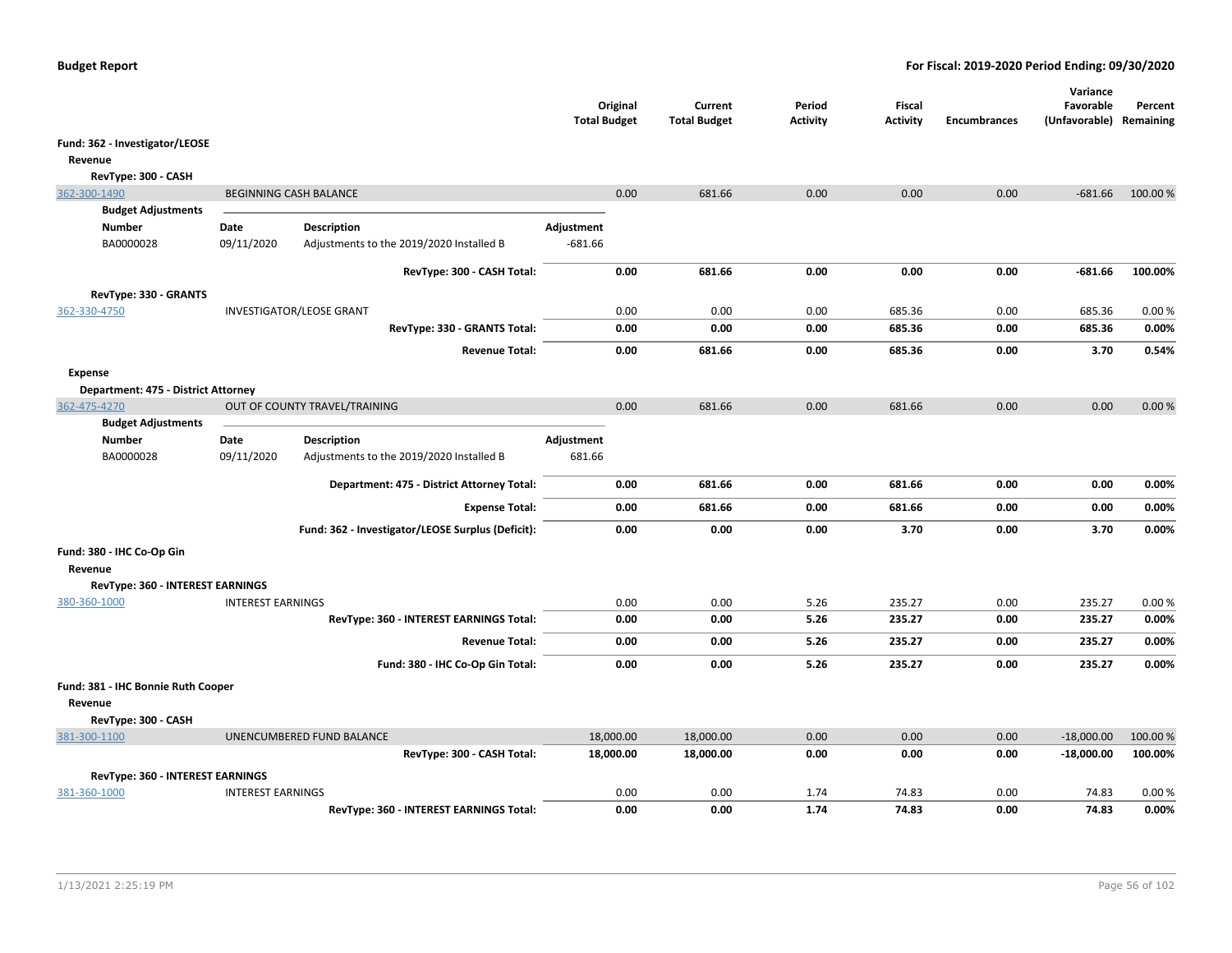**Budget Report** | **For Fiscal: 2019-2020 Period Ending: 09/30/2020**

| | | Original Total Budget | Current Total Budget | Period Activity | Fiscal Activity | Encumbrances | Variance Favorable (Unfavorable) | Percent Remaining |
|---|---|---|---|---|---|---|---|---|
| **Fund: 362 - Investigator/LEOSE** | | | | | | | | |
| **Revenue** | | | | | | | | |
| **RevType: 300 - CASH** | | | | | | | | |
| 362-300-1490 | BEGINNING CASH BALANCE | 0.00 | 681.66 | 0.00 | 0.00 | 0.00 | -681.66 | 100.00 % |
| | **RevType: 300 - CASH Total:** | **0.00** | **681.66** | **0.00** | **0.00** | **0.00** | **-681.66** | **100.00%** |
| **RevType: 330 - GRANTS** | | | | | | | | |
| 362-330-4750 | INVESTIGATOR/LEOSE GRANT | 0.00 | 0.00 | 0.00 | 685.36 | 0.00 | 685.36 | 0.00 % |
| | **RevType: 330 - GRANTS Total:** | **0.00** | **0.00** | **0.00** | **685.36** | **0.00** | **685.36** | **0.00%** |
| | **Revenue Total:** | **0.00** | **681.66** | **0.00** | **685.36** | **0.00** | **3.70** | **0.54%** |
| **Expense** | | | | | | | | |
| **Department: 475 - District Attorney** | | | | | | | | |
| 362-475-4270 | OUT OF COUNTY TRAVEL/TRAINING | 0.00 | 681.66 | 0.00 | 681.66 | 0.00 | 0.00 | 0.00 % |
| | **Department: 475 - District Attorney Total:** | **0.00** | **681.66** | **0.00** | **681.66** | **0.00** | **0.00** | **0.00%** |
| | **Expense Total:** | **0.00** | **681.66** | **0.00** | **681.66** | **0.00** | **0.00** | **0.00%** |
| | **Fund: 362 - Investigator/LEOSE Surplus (Deficit):** | **0.00** | **0.00** | **0.00** | **3.70** | **0.00** | **3.70** | **0.00%** |
| **Fund: 380 - IHC Co-Op Gin** | | | | | | | | |
| **Revenue** | | | | | | | | |
| **RevType: 360 - INTEREST EARNINGS** | | | | | | | | |
| 380-360-1000 | INTEREST EARNINGS | 0.00 | 0.00 | 5.26 | 235.27 | 0.00 | 235.27 | 0.00 % |
| | **RevType: 360 - INTEREST EARNINGS Total:** | **0.00** | **0.00** | **5.26** | **235.27** | **0.00** | **235.27** | **0.00%** |
| | **Revenue Total:** | **0.00** | **0.00** | **5.26** | **235.27** | **0.00** | **235.27** | **0.00%** |
| | **Fund: 380 - IHC Co-Op Gin Total:** | **0.00** | **0.00** | **5.26** | **235.27** | **0.00** | **235.27** | **0.00%** |
| **Fund: 381 - IHC Bonnie Ruth Cooper** | | | | | | | | |
| **Revenue** | | | | | | | | |
| **RevType: 300 - CASH** | | | | | | | | |
| 381-300-1100 | UNENCUMBERED FUND BALANCE | 18,000.00 | 18,000.00 | 0.00 | 0.00 | 0.00 | -18,000.00 | 100.00 % |
| | **RevType: 300 - CASH Total:** | **18,000.00** | **18,000.00** | **0.00** | **0.00** | **0.00** | **-18,000.00** | **100.00%** |
| **RevType: 360 - INTEREST EARNINGS** | | | | | | | | |
| 381-360-1000 | INTEREST EARNINGS | 0.00 | 0.00 | 1.74 | 74.83 | 0.00 | 74.83 | 0.00 % |
| | **RevType: 360 - INTEREST EARNINGS Total:** | **0.00** | **0.00** | **1.74** | **74.83** | **0.00** | **74.83** | **0.00%** |

Budget Adjustments for 362-300-1490:

| Number | Date | Description | Adjustment |
|---|---|---|---|
| BA0000028 | 09/11/2020 | Adjustments to the 2019/2020 Installed B | -681.66 |

Budget Adjustments for 362-475-4270:

| Number | Date | Description | Adjustment |
|---|---|---|---|
| BA0000028 | 09/11/2020 | Adjustments to the 2019/2020 Installed B | 681.66 |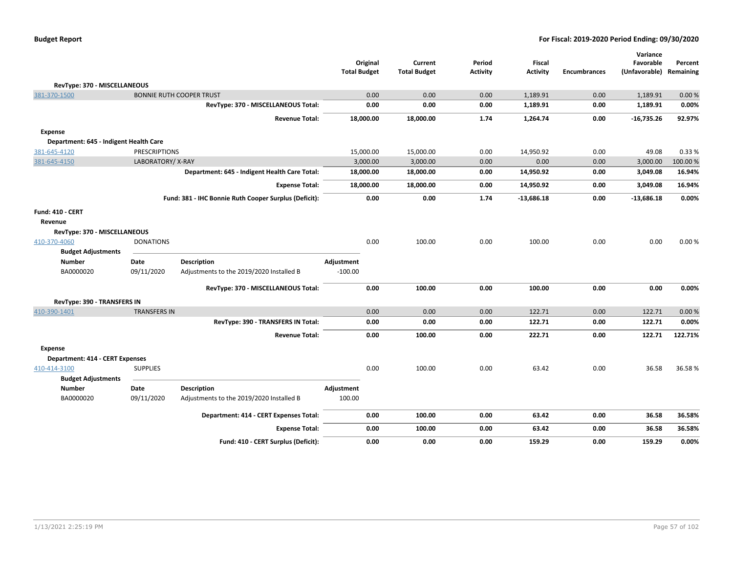**Budget Report** — **For Fiscal: 2019-2020 Period Ending: 09/30/2020**

| | | Original Total Budget | Current Total Budget | Period Activity | Fiscal Activity | Encumbrances | Variance Favorable (Unfavorable) | Percent Remaining |
|---|---|---|---|---|---|---|---|---|
| **RevType: 370 - MISCELLANEOUS** | | | | | | | | |
| 381-370-1500 | BONNIE RUTH COOPER TRUST | 0.00 | 0.00 | 0.00 | 1,189.91 | 0.00 | 1,189.91 | 0.00 % |
| | **RevType: 370 - MISCELLANEOUS Total:** | **0.00** | **0.00** | **0.00** | **1,189.91** | **0.00** | **1,189.91** | **0.00%** |
| | **Revenue Total:** | **18,000.00** | **18,000.00** | **1.74** | **1,264.74** | **0.00** | **-16,735.26** | **92.97%** |
| **Expense** | | | | | | | | |
| **Department: 645 - Indigent Health Care** | | | | | | | | |
| 381-645-4120 | PRESCRIPTIONS | 15,000.00 | 15,000.00 | 0.00 | 14,950.92 | 0.00 | 49.08 | 0.33 % |
| 381-645-4150 | LABORATORY/ X-RAY | 3,000.00 | 3,000.00 | 0.00 | 0.00 | 0.00 | 3,000.00 | 100.00 % |
| | **Department: 645 - Indigent Health Care Total:** | **18,000.00** | **18,000.00** | **0.00** | **14,950.92** | **0.00** | **3,049.08** | **16.94%** |
| | **Expense Total:** | **18,000.00** | **18,000.00** | **0.00** | **14,950.92** | **0.00** | **3,049.08** | **16.94%** |
| | **Fund: 381 - IHC Bonnie Ruth Cooper Surplus (Deficit):** | **0.00** | **0.00** | **1.74** | **-13,686.18** | **0.00** | **-13,686.18** | **0.00%** |

**Fund: 410 - CERT**

**Revenue**

| | | Original Total Budget | Current Total Budget | Period Activity | Fiscal Activity | Encumbrances | Variance Favorable (Unfavorable) | Percent Remaining |
|---|---|---|---|---|---|---|---|---|
| **RevType: 370 - MISCELLANEOUS** | | | | | | | | |
| 410-370-4060 | DONATIONS | 0.00 | 100.00 | 0.00 | 100.00 | 0.00 | 0.00 | 0.00 % |

**Budget Adjustments**

| Number | Date | Description | Adjustment |
|---|---|---|---|
| BA0000020 | 09/11/2020 | Adjustments to the 2019/2020 Installed B | -100.00 |

| | | Original Total Budget | Current Total Budget | Period Activity | Fiscal Activity | Encumbrances | Variance Favorable (Unfavorable) | Percent Remaining |
|---|---|---|---|---|---|---|---|---|
| | **RevType: 370 - MISCELLANEOUS Total:** | **0.00** | **100.00** | **0.00** | **100.00** | **0.00** | **0.00** | **0.00%** |
| **RevType: 390 - TRANSFERS IN** | | | | | | | | |
| 410-390-1401 | TRANSFERS IN | 0.00 | 0.00 | 0.00 | 122.71 | 0.00 | 122.71 | 0.00 % |
| | **RevType: 390 - TRANSFERS IN Total:** | **0.00** | **0.00** | **0.00** | **122.71** | **0.00** | **122.71** | **0.00%** |
| | **Revenue Total:** | **0.00** | **100.00** | **0.00** | **222.71** | **0.00** | **122.71** | **122.71%** |
| **Expense** | | | | | | | | |
| **Department: 414 - CERT Expenses** | | | | | | | | |
| 410-414-3100 | SUPPLIES | 0.00 | 100.00 | 0.00 | 63.42 | 0.00 | 36.58 | 36.58 % |

**Budget Adjustments**

| Number | Date | Description | Adjustment |
|---|---|---|---|
| BA0000020 | 09/11/2020 | Adjustments to the 2019/2020 Installed B | 100.00 |

| | | Original Total Budget | Current Total Budget | Period Activity | Fiscal Activity | Encumbrances | Variance Favorable (Unfavorable) | Percent Remaining |
|---|---|---|---|---|---|---|---|---|
| | **Department: 414 - CERT Expenses Total:** | **0.00** | **100.00** | **0.00** | **63.42** | **0.00** | **36.58** | **36.58%** |
| | **Expense Total:** | **0.00** | **100.00** | **0.00** | **63.42** | **0.00** | **36.58** | **36.58%** |
| | **Fund: 410 - CERT Surplus (Deficit):** | **0.00** | **0.00** | **0.00** | **159.29** | **0.00** | **159.29** | **0.00%** |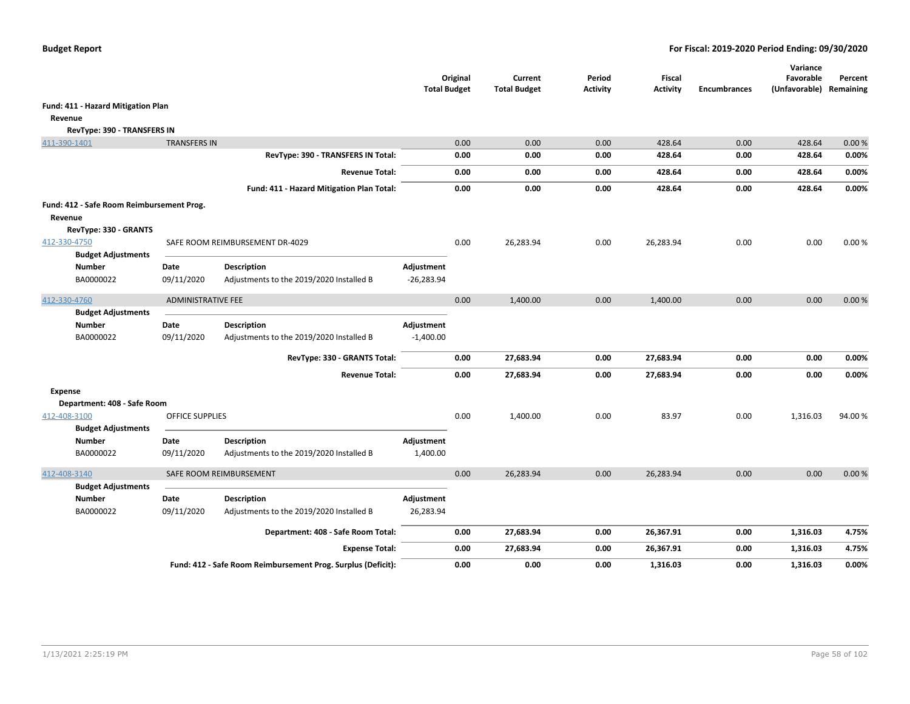**Budget Report** — **For Fiscal: 2019-2020 Period Ending: 09/30/2020**

| | | | | Original Total Budget | Current Total Budget | Period Activity | Fiscal Activity | Encumbrances | Variance Favorable (Unfavorable) | Percent Remaining |
|---|---|---|---|---|---|---|---|---|---|---|
| **Fund: 411 - Hazard Mitigation Plan** | | | | | | | | | | |
| **Revenue** | | | | | | | | | | |
| **RevType: 390 - TRANSFERS IN** | | | | | | | | | | |
| 411-390-1401 | TRANSFERS IN | | | 0.00 | 0.00 | 0.00 | 428.64 | 0.00 | 428.64 | 0.00 % |
| | | **RevType: 390 - TRANSFERS IN Total:** | | **0.00** | **0.00** | **0.00** | **428.64** | **0.00** | **428.64** | **0.00%** |
| | | **Revenue Total:** | | **0.00** | **0.00** | **0.00** | **428.64** | **0.00** | **428.64** | **0.00%** |
| | | **Fund: 411 - Hazard Mitigation Plan Total:** | | **0.00** | **0.00** | **0.00** | **428.64** | **0.00** | **428.64** | **0.00%** |
| **Fund: 412 - Safe Room Reimbursement Prog.** | | | | | | | | | | |
| **Revenue** | | | | | | | | | | |
| **RevType: 330 - GRANTS** | | | | | | | | | | |
| 412-330-4750 | SAFE ROOM REIMBURSEMENT DR-4029 | | | 0.00 | 26,283.94 | 0.00 | 26,283.94 | 0.00 | 0.00 | 0.00 % |
| **Budget Adjustments** | | | | | | | | | | |
| **Number** | **Date** | **Description** | **Adjustment** | | | | | | | |
| BA0000022 | 09/11/2020 | Adjustments to the 2019/2020 Installed B | -26,283.94 | | | | | | | |
| 412-330-4760 | ADMINISTRATIVE FEE | | | 0.00 | 1,400.00 | 0.00 | 1,400.00 | 0.00 | 0.00 | 0.00 % |
| **Budget Adjustments** | | | | | | | | | | |
| **Number** | **Date** | **Description** | **Adjustment** | | | | | | | |
| BA0000022 | 09/11/2020 | Adjustments to the 2019/2020 Installed B | -1,400.00 | | | | | | | |
| | | **RevType: 330 - GRANTS Total:** | | **0.00** | **27,683.94** | **0.00** | **27,683.94** | **0.00** | **0.00** | **0.00%** |
| | | **Revenue Total:** | | **0.00** | **27,683.94** | **0.00** | **27,683.94** | **0.00** | **0.00** | **0.00%** |
| **Expense** | | | | | | | | | | |
| **Department: 408 - Safe Room** | | | | | | | | | | |
| 412-408-3100 | OFFICE SUPPLIES | | | 0.00 | 1,400.00 | 0.00 | 83.97 | 0.00 | 1,316.03 | 94.00 % |
| **Budget Adjustments** | | | | | | | | | | |
| **Number** | **Date** | **Description** | **Adjustment** | | | | | | | |
| BA0000022 | 09/11/2020 | Adjustments to the 2019/2020 Installed B | 1,400.00 | | | | | | | |
| 412-408-3140 | SAFE ROOM REIMBURSEMENT | | | 0.00 | 26,283.94 | 0.00 | 26,283.94 | 0.00 | 0.00 | 0.00 % |
| **Budget Adjustments** | | | | | | | | | | |
| **Number** | **Date** | **Description** | **Adjustment** | | | | | | | |
| BA0000022 | 09/11/2020 | Adjustments to the 2019/2020 Installed B | 26,283.94 | | | | | | | |
| | | **Department: 408 - Safe Room Total:** | | **0.00** | **27,683.94** | **0.00** | **26,367.91** | **0.00** | **1,316.03** | **4.75%** |
| | | **Expense Total:** | | **0.00** | **27,683.94** | **0.00** | **26,367.91** | **0.00** | **1,316.03** | **4.75%** |
| | | **Fund: 412 - Safe Room Reimbursement Prog. Surplus (Deficit):** | | **0.00** | **0.00** | **0.00** | **1,316.03** | **0.00** | **1,316.03** | **0.00%** |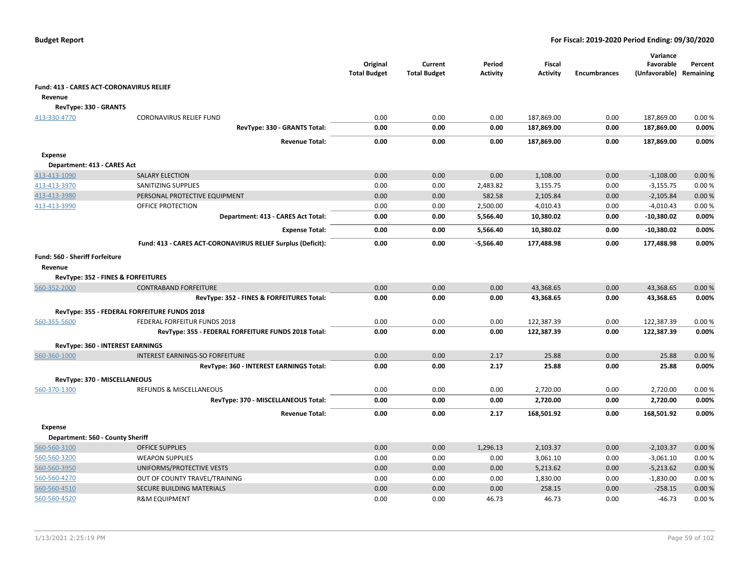**Budget Report** | **For Fiscal: 2019-2020 Period Ending: 09/30/2020**

| | | Original Total Budget | Current Total Budget | Period Activity | Fiscal Activity | Encumbrances | Variance Favorable (Unfavorable) | Percent Remaining |
|---|---|---|---|---|---|---|---|---|
| **Fund: 413 - CARES ACT-CORONAVIRUS RELIEF** | | | | | | | | |
| **Revenue** | | | | | | | | |
| **RevType: 330 - GRANTS** | | | | | | | | |
| 413-330-4770 | CORONAVIRUS RELIEF FUND | 0.00 | 0.00 | 0.00 | 187,869.00 | 0.00 | 187,869.00 | 0.00 % |
| | **RevType: 330 - GRANTS Total:** | **0.00** | **0.00** | **0.00** | **187,869.00** | **0.00** | **187,869.00** | **0.00%** |
| | **Revenue Total:** | **0.00** | **0.00** | **0.00** | **187,869.00** | **0.00** | **187,869.00** | **0.00%** |
| **Expense** | | | | | | | | |
| **Department: 413 - CARES Act** | | | | | | | | |
| 413-413-1090 | SALARY ELECTION | 0.00 | 0.00 | 0.00 | 1,108.00 | 0.00 | -1,108.00 | 0.00 % |
| 413-413-3970 | SANITIZING SUPPLIES | 0.00 | 0.00 | 2,483.82 | 3,155.75 | 0.00 | -3,155.75 | 0.00 % |
| 413-413-3980 | PERSONAL PROTECTIVE EQUIPMENT | 0.00 | 0.00 | 582.58 | 2,105.84 | 0.00 | -2,105.84 | 0.00 % |
| 413-413-3990 | OFFICE PROTECTION | 0.00 | 0.00 | 2,500.00 | 4,010.43 | 0.00 | -4,010.43 | 0.00 % |
| | **Department: 413 - CARES Act Total:** | **0.00** | **0.00** | **5,566.40** | **10,380.02** | **0.00** | **-10,380.02** | **0.00%** |
| | **Expense Total:** | **0.00** | **0.00** | **5,566.40** | **10,380.02** | **0.00** | **-10,380.02** | **0.00%** |
| | **Fund: 413 - CARES ACT-CORONAVIRUS RELIEF Surplus (Deficit):** | **0.00** | **0.00** | **-5,566.40** | **177,488.98** | **0.00** | **177,488.98** | **0.00%** |
| **Fund: 560 - Sheriff Forfeiture** | | | | | | | | |
| **Revenue** | | | | | | | | |
| **RevType: 352 - FINES & FORFEITURES** | | | | | | | | |
| 560-352-2000 | CONTRABAND FORFEITURE | 0.00 | 0.00 | 0.00 | 43,368.65 | 0.00 | 43,368.65 | 0.00 % |
| | **RevType: 352 - FINES & FORFEITURES Total:** | **0.00** | **0.00** | **0.00** | **43,368.65** | **0.00** | **43,368.65** | **0.00%** |
| **RevType: 355 - FEDERAL FORFEITURE FUNDS 2018** | | | | | | | | |
| 560-355-5600 | FEDERAL FORFEITUR FUNDS 2018 | 0.00 | 0.00 | 0.00 | 122,387.39 | 0.00 | 122,387.39 | 0.00 % |
| | **RevType: 355 - FEDERAL FORFEITURE FUNDS 2018 Total:** | **0.00** | **0.00** | **0.00** | **122,387.39** | **0.00** | **122,387.39** | **0.00%** |
| **RevType: 360 - INTEREST EARNINGS** | | | | | | | | |
| 560-360-1000 | INTEREST EARNINGS-SO FORFEITURE | 0.00 | 0.00 | 2.17 | 25.88 | 0.00 | 25.88 | 0.00 % |
| | **RevType: 360 - INTEREST EARNINGS Total:** | **0.00** | **0.00** | **2.17** | **25.88** | **0.00** | **25.88** | **0.00%** |
| **RevType: 370 - MISCELLANEOUS** | | | | | | | | |
| 560-370-1300 | REFUNDS & MISCELLANEOUS | 0.00 | 0.00 | 0.00 | 2,720.00 | 0.00 | 2,720.00 | 0.00 % |
| | **RevType: 370 - MISCELLANEOUS Total:** | **0.00** | **0.00** | **0.00** | **2,720.00** | **0.00** | **2,720.00** | **0.00%** |
| | **Revenue Total:** | **0.00** | **0.00** | **2.17** | **168,501.92** | **0.00** | **168,501.92** | **0.00%** |
| **Expense** | | | | | | | | |
| **Department: 560 - County Sheriff** | | | | | | | | |
| 560-560-3100 | OFFICE SUPPLIES | 0.00 | 0.00 | 1,296.13 | 2,103.37 | 0.00 | -2,103.37 | 0.00 % |
| 560-560-3200 | WEAPON SUPPLIES | 0.00 | 0.00 | 0.00 | 3,061.10 | 0.00 | -3,061.10 | 0.00 % |
| 560-560-3950 | UNIFORMS/PROTECTIVE VESTS | 0.00 | 0.00 | 0.00 | 5,213.62 | 0.00 | -5,213.62 | 0.00 % |
| 560-560-4270 | OUT OF COUNTY TRAVEL/TRAINING | 0.00 | 0.00 | 0.00 | 1,830.00 | 0.00 | -1,830.00 | 0.00 % |
| 560-560-4510 | SECURE BUILDING MATERIALS | 0.00 | 0.00 | 0.00 | 258.15 | 0.00 | -258.15 | 0.00 % |
| 560-560-4520 | R&M EQUIPMENT | 0.00 | 0.00 | 46.73 | 46.73 | 0.00 | -46.73 | 0.00 % |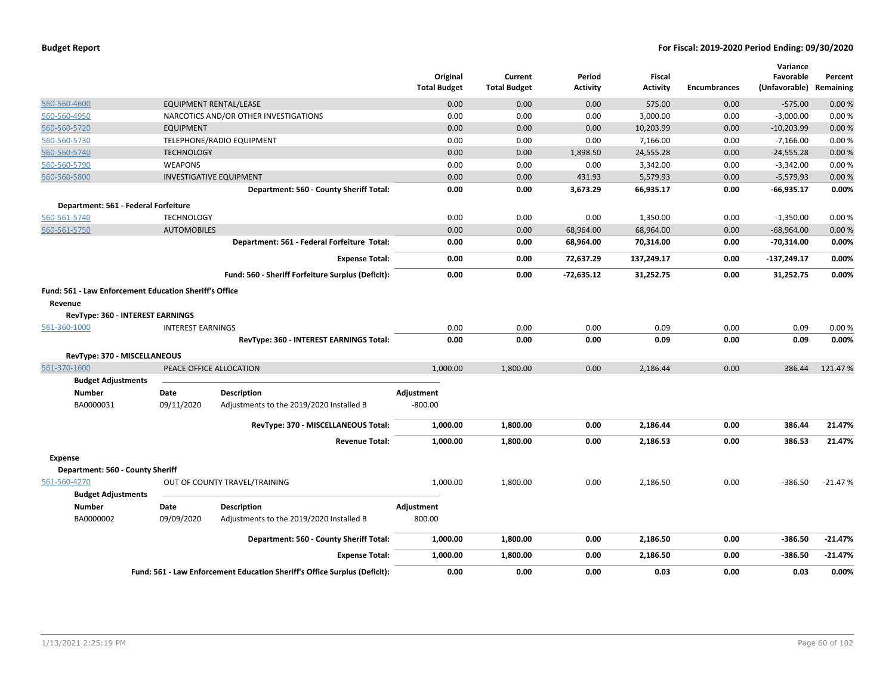| | | Original Total Budget | Current Total Budget | Period Activity | Fiscal Activity | Encumbrances | Variance Favorable (Unfavorable) | Percent Remaining |
|---|---|---|---|---|---|---|---|---|
| 560-560-4600 | EQUIPMENT RENTAL/LEASE | 0.00 | 0.00 | 0.00 | 575.00 | 0.00 | -575.00 | 0.00 % |
| 560-560-4950 | NARCOTICS AND/OR OTHER INVESTIGATIONS | 0.00 | 0.00 | 0.00 | 3,000.00 | 0.00 | -3,000.00 | 0.00 % |
| 560-560-5720 | EQUIPMENT | 0.00 | 0.00 | 0.00 | 10,203.99 | 0.00 | -10,203.99 | 0.00 % |
| 560-560-5730 | TELEPHONE/RADIO EQUIPMENT | 0.00 | 0.00 | 0.00 | 7,166.00 | 0.00 | -7,166.00 | 0.00 % |
| 560-560-5740 | TECHNOLOGY | 0.00 | 0.00 | 1,898.50 | 24,555.28 | 0.00 | -24,555.28 | 0.00 % |
| 560-560-5790 | WEAPONS | 0.00 | 0.00 | 0.00 | 3,342.00 | 0.00 | -3,342.00 | 0.00 % |
| 560-560-5800 | INVESTIGATIVE EQUIPMENT | 0.00 | 0.00 | 431.93 | 5,579.93 | 0.00 | -5,579.93 | 0.00 % |
| | **Department: 560 - County Sheriff Total:** | **0.00** | **0.00** | **3,673.29** | **66,935.17** | **0.00** | **-66,935.17** | **0.00%** |
| **Department: 561 - Federal Forfeiture** | | | | | | | | |
| 560-561-5740 | TECHNOLOGY | 0.00 | 0.00 | 0.00 | 1,350.00 | 0.00 | -1,350.00 | 0.00 % |
| 560-561-5750 | AUTOMOBILES | 0.00 | 0.00 | 68,964.00 | 68,964.00 | 0.00 | -68,964.00 | 0.00 % |
| | **Department: 561 - Federal Forfeiture Total:** | **0.00** | **0.00** | **68,964.00** | **70,314.00** | **0.00** | **-70,314.00** | **0.00%** |
| | **Expense Total:** | **0.00** | **0.00** | **72,637.29** | **137,249.17** | **0.00** | **-137,249.17** | **0.00%** |
| | **Fund: 560 - Sheriff Forfeiture Surplus (Deficit):** | **0.00** | **0.00** | **-72,635.12** | **31,252.75** | **0.00** | **31,252.75** | **0.00%** |

**Fund: 561 - Law Enforcement Education Sheriff's Office**

**Revenue**

**RevType: 360 - INTEREST EARNINGS**

| | | Original Total Budget | Current Total Budget | Period Activity | Fiscal Activity | Encumbrances | Variance Favorable (Unfavorable) | Percent Remaining |
|---|---|---|---|---|---|---|---|---|
| 561-360-1000 | INTEREST EARNINGS | 0.00 | 0.00 | 0.00 | 0.09 | 0.00 | 0.09 | 0.00 % |
| | **RevType: 360 - INTEREST EARNINGS Total:** | **0.00** | **0.00** | **0.00** | **0.09** | **0.00** | **0.09** | **0.00%** |
| **RevType: 370 - MISCELLANEOUS** | | | | | | | | |
| 561-370-1600 | PEACE OFFICE ALLOCATION | 1,000.00 | 1,800.00 | 0.00 | 2,186.44 | 0.00 | 386.44 | 121.47 % |

**Budget Adjustments**

| Number | Date | Description | Adjustment |
|---|---|---|---|
| BA0000031 | 09/11/2020 | Adjustments to the 2019/2020 Installed B | -800.00 |

| | | Original Total Budget | Current Total Budget | Period Activity | Fiscal Activity | Encumbrances | Variance Favorable (Unfavorable) | Percent Remaining |
|---|---|---|---|---|---|---|---|---|
| | **RevType: 370 - MISCELLANEOUS Total:** | **1,000.00** | **1,800.00** | **0.00** | **2,186.44** | **0.00** | **386.44** | **21.47%** |
| | **Revenue Total:** | **1,000.00** | **1,800.00** | **0.00** | **2,186.53** | **0.00** | **386.53** | **21.47%** |

**Expense**

**Department: 560 - County Sheriff**

| | | Original Total Budget | Current Total Budget | Period Activity | Fiscal Activity | Encumbrances | Variance Favorable (Unfavorable) | Percent Remaining |
|---|---|---|---|---|---|---|---|---|
| 561-560-4270 | OUT OF COUNTY TRAVEL/TRAINING | 1,000.00 | 1,800.00 | 0.00 | 2,186.50 | 0.00 | -386.50 | -21.47 % |

**Budget Adjustments**

| Number | Date | Description | Adjustment |
|---|---|---|---|
| BA0000002 | 09/09/2020 | Adjustments to the 2019/2020 Installed B | 800.00 |

| | | Original Total Budget | Current Total Budget | Period Activity | Fiscal Activity | Encumbrances | Variance Favorable (Unfavorable) | Percent Remaining |
|---|---|---|---|---|---|---|---|---|
| | **Department: 560 - County Sheriff Total:** | **1,000.00** | **1,800.00** | **0.00** | **2,186.50** | **0.00** | **-386.50** | **-21.47%** |
| | **Expense Total:** | **1,000.00** | **1,800.00** | **0.00** | **2,186.50** | **0.00** | **-386.50** | **-21.47%** |
| | **Fund: 561 - Law Enforcement Education Sheriff's Office Surplus (Deficit):** | **0.00** | **0.00** | **0.00** | **0.03** | **0.00** | **0.03** | **0.00%** |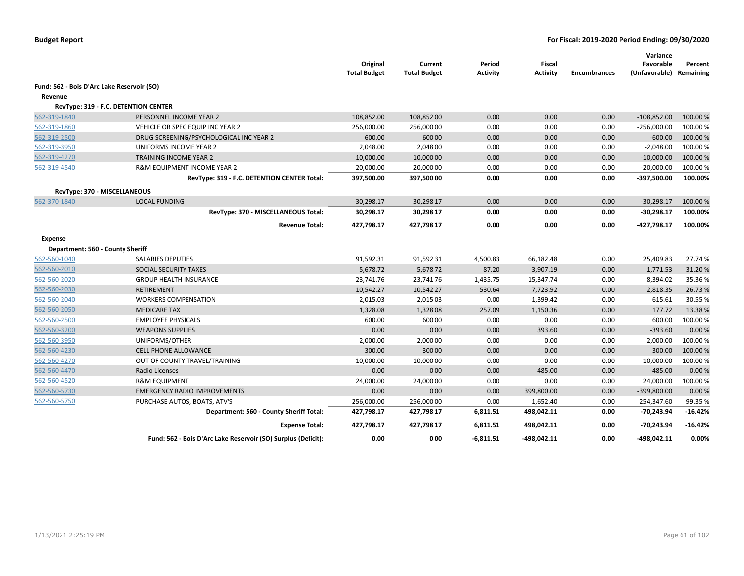**Budget Report** **For Fiscal: 2019-2020 Period Ending: 09/30/2020**

| | | Original Total Budget | Current Total Budget | Period Activity | Fiscal Activity | Encumbrances | Variance Favorable (Unfavorable) | Percent Remaining |
|---|---|---|---|---|---|---|---|---|
| **Fund: 562 - Bois D'Arc Lake Reservoir (SO)** | | | | | | | | |
| **Revenue** | | | | | | | | |
| **RevType: 319 - F.C. DETENTION CENTER** | | | | | | | | |
| 562-319-1840 | PERSONNEL INCOME YEAR 2 | 108,852.00 | 108,852.00 | 0.00 | 0.00 | 0.00 | -108,852.00 | 100.00 % |
| 562-319-1860 | VEHICLE OR SPEC EQUIP INC YEAR 2 | 256,000.00 | 256,000.00 | 0.00 | 0.00 | 0.00 | -256,000.00 | 100.00 % |
| 562-319-2500 | DRUG SCREENING/PSYCHOLOGICAL INC YEAR 2 | 600.00 | 600.00 | 0.00 | 0.00 | 0.00 | -600.00 | 100.00 % |
| 562-319-3950 | UNIFORMS INCOME YEAR 2 | 2,048.00 | 2,048.00 | 0.00 | 0.00 | 0.00 | -2,048.00 | 100.00 % |
| 562-319-4270 | TRAINING INCOME YEAR 2 | 10,000.00 | 10,000.00 | 0.00 | 0.00 | 0.00 | -10,000.00 | 100.00 % |
| 562-319-4540 | R&M EQUIPMENT INCOME YEAR 2 | 20,000.00 | 20,000.00 | 0.00 | 0.00 | 0.00 | -20,000.00 | 100.00 % |
| | **RevType: 319 - F.C. DETENTION CENTER Total:** | **397,500.00** | **397,500.00** | **0.00** | **0.00** | **0.00** | **-397,500.00** | **100.00%** |
| **RevType: 370 - MISCELLANEOUS** | | | | | | | | |
| 562-370-1840 | LOCAL FUNDING | 30,298.17 | 30,298.17 | 0.00 | 0.00 | 0.00 | -30,298.17 | 100.00 % |
| | **RevType: 370 - MISCELLANEOUS Total:** | **30,298.17** | **30,298.17** | **0.00** | **0.00** | **0.00** | **-30,298.17** | **100.00%** |
| | **Revenue Total:** | **427,798.17** | **427,798.17** | **0.00** | **0.00** | **0.00** | **-427,798.17** | **100.00%** |
| **Expense** | | | | | | | | |
| **Department: 560 - County Sheriff** | | | | | | | | |
| 562-560-1040 | SALARIES DEPUTIES | 91,592.31 | 91,592.31 | 4,500.83 | 66,182.48 | 0.00 | 25,409.83 | 27.74 % |
| 562-560-2010 | SOCIAL SECURITY TAXES | 5,678.72 | 5,678.72 | 87.20 | 3,907.19 | 0.00 | 1,771.53 | 31.20 % |
| 562-560-2020 | GROUP HEALTH INSURANCE | 23,741.76 | 23,741.76 | 1,435.75 | 15,347.74 | 0.00 | 8,394.02 | 35.36 % |
| 562-560-2030 | RETIREMENT | 10,542.27 | 10,542.27 | 530.64 | 7,723.92 | 0.00 | 2,818.35 | 26.73 % |
| 562-560-2040 | WORKERS COMPENSATION | 2,015.03 | 2,015.03 | 0.00 | 1,399.42 | 0.00 | 615.61 | 30.55 % |
| 562-560-2050 | MEDICARE TAX | 1,328.08 | 1,328.08 | 257.09 | 1,150.36 | 0.00 | 177.72 | 13.38 % |
| 562-560-2500 | EMPLOYEE PHYSICALS | 600.00 | 600.00 | 0.00 | 0.00 | 0.00 | 600.00 | 100.00 % |
| 562-560-3200 | WEAPONS SUPPLIES | 0.00 | 0.00 | 0.00 | 393.60 | 0.00 | -393.60 | 0.00 % |
| 562-560-3950 | UNIFORMS/OTHER | 2,000.00 | 2,000.00 | 0.00 | 0.00 | 0.00 | 2,000.00 | 100.00 % |
| 562-560-4230 | CELL PHONE ALLOWANCE | 300.00 | 300.00 | 0.00 | 0.00 | 0.00 | 300.00 | 100.00 % |
| 562-560-4270 | OUT OF COUNTY TRAVEL/TRAINING | 10,000.00 | 10,000.00 | 0.00 | 0.00 | 0.00 | 10,000.00 | 100.00 % |
| 562-560-4470 | Radio Licenses | 0.00 | 0.00 | 0.00 | 485.00 | 0.00 | -485.00 | 0.00 % |
| 562-560-4520 | R&M EQUIPMENT | 24,000.00 | 24,000.00 | 0.00 | 0.00 | 0.00 | 24,000.00 | 100.00 % |
| 562-560-5730 | EMERGENCY RADIO IMPROVEMENTS | 0.00 | 0.00 | 0.00 | 399,800.00 | 0.00 | -399,800.00 | 0.00 % |
| 562-560-5750 | PURCHASE AUTOS, BOATS, ATV'S | 256,000.00 | 256,000.00 | 0.00 | 1,652.40 | 0.00 | 254,347.60 | 99.35 % |
| | **Department: 560 - County Sheriff Total:** | **427,798.17** | **427,798.17** | **6,811.51** | **498,042.11** | **0.00** | **-70,243.94** | **-16.42%** |
| | **Expense Total:** | **427,798.17** | **427,798.17** | **6,811.51** | **498,042.11** | **0.00** | **-70,243.94** | **-16.42%** |
| | **Fund: 562 - Bois D'Arc Lake Reservoir (SO) Surplus (Deficit):** | **0.00** | **0.00** | **-6,811.51** | **-498,042.11** | **0.00** | **-498,042.11** | **0.00%** |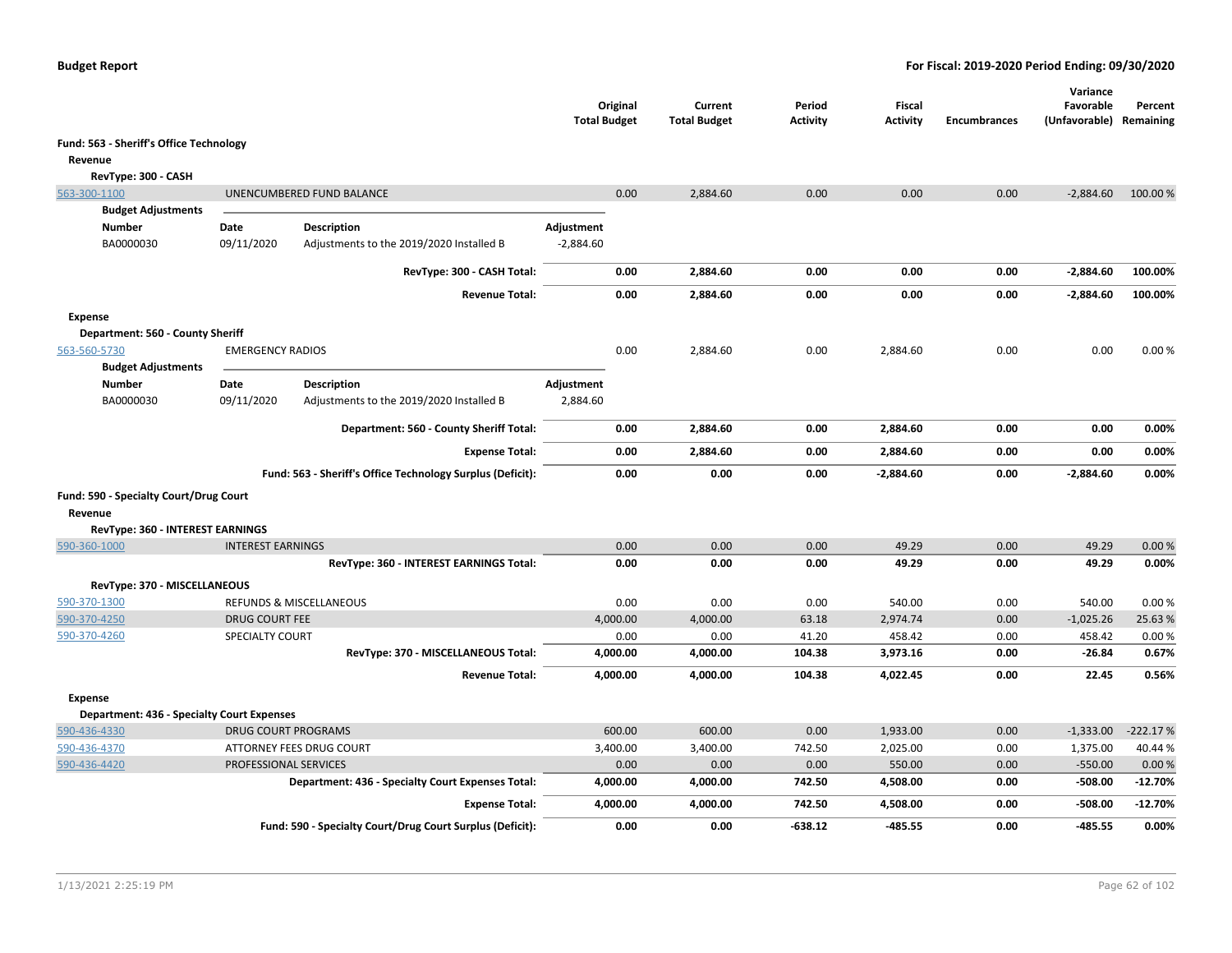**Budget Report** — For Fiscal: 2019-2020 Period Ending: 09/30/2020

| | | Original Total Budget | Current Total Budget | Period Activity | Fiscal Activity | Encumbrances | Variance Favorable (Unfavorable) | Percent Remaining |
|---|---|---|---|---|---|---|---|---|
| **Fund: 563 - Sheriff's Office Technology** | | | | | | | | |
| **Revenue** | | | | | | | | |
| **RevType: 300 - CASH** | | | | | | | | |
| 563-300-1100 | UNENCUMBERED FUND BALANCE | 0.00 | 2,884.60 | 0.00 | 0.00 | 0.00 | -2,884.60 | 100.00 % |

**Budget Adjustments**

| Number | Date | Description | Adjustment |
|---|---|---|---|
| BA0000030 | 09/11/2020 | Adjustments to the 2019/2020 Installed B | -2,884.60 |

| | Original Total Budget | Current Total Budget | Period Activity | Fiscal Activity | Encumbrances | Variance Favorable (Unfavorable) | Percent Remaining |
|---|---|---|---|---|---|---|---|
| **RevType: 300 - CASH Total:** | **0.00** | **2,884.60** | **0.00** | **0.00** | **0.00** | **-2,884.60** | **100.00%** |
| **Revenue Total:** | **0.00** | **2,884.60** | **0.00** | **0.00** | **0.00** | **-2,884.60** | **100.00%** |

| | | Original Total Budget | Current Total Budget | Period Activity | Fiscal Activity | Encumbrances | Variance Favorable (Unfavorable) | Percent Remaining |
|---|---|---|---|---|---|---|---|---|
| **Expense** | | | | | | | | |
| **Department: 560 - County Sheriff** | | | | | | | | |
| 563-560-5730 | EMERGENCY RADIOS | 0.00 | 2,884.60 | 0.00 | 2,884.60 | 0.00 | 0.00 | 0.00 % |

**Budget Adjustments**

| Number | Date | Description | Adjustment |
|---|---|---|---|
| BA0000030 | 09/11/2020 | Adjustments to the 2019/2020 Installed B | 2,884.60 |

| | Original Total Budget | Current Total Budget | Period Activity | Fiscal Activity | Encumbrances | Variance Favorable (Unfavorable) | Percent Remaining |
|---|---|---|---|---|---|---|---|
| **Department: 560 - County Sheriff Total:** | **0.00** | **2,884.60** | **0.00** | **2,884.60** | **0.00** | **0.00** | **0.00%** |
| **Expense Total:** | **0.00** | **2,884.60** | **0.00** | **2,884.60** | **0.00** | **0.00** | **0.00%** |
| **Fund: 563 - Sheriff's Office Technology Surplus (Deficit):** | **0.00** | **0.00** | **0.00** | **-2,884.60** | **0.00** | **-2,884.60** | **0.00%** |

| | | Original Total Budget | Current Total Budget | Period Activity | Fiscal Activity | Encumbrances | Variance Favorable (Unfavorable) | Percent Remaining |
|---|---|---|---|---|---|---|---|---|
| **Fund: 590 - Specialty Court/Drug Court** | | | | | | | | |
| **Revenue** | | | | | | | | |
| **RevType: 360 - INTEREST EARNINGS** | | | | | | | | |
| 590-360-1000 | INTEREST EARNINGS | 0.00 | 0.00 | 0.00 | 49.29 | 0.00 | 49.29 | 0.00 % |
| | **RevType: 360 - INTEREST EARNINGS Total:** | **0.00** | **0.00** | **0.00** | **49.29** | **0.00** | **49.29** | **0.00%** |
| **RevType: 370 - MISCELLANEOUS** | | | | | | | | |
| 590-370-1300 | REFUNDS & MISCELLANEOUS | 0.00 | 0.00 | 0.00 | 540.00 | 0.00 | 540.00 | 0.00 % |
| 590-370-4250 | DRUG COURT FEE | 4,000.00 | 4,000.00 | 63.18 | 2,974.74 | 0.00 | -1,025.26 | 25.63 % |
| 590-370-4260 | SPECIALTY COURT | 0.00 | 0.00 | 41.20 | 458.42 | 0.00 | 458.42 | 0.00 % |
| | **RevType: 370 - MISCELLANEOUS Total:** | **4,000.00** | **4,000.00** | **104.38** | **3,973.16** | **0.00** | **-26.84** | **0.67%** |
| | **Revenue Total:** | **4,000.00** | **4,000.00** | **104.38** | **4,022.45** | **0.00** | **22.45** | **0.56%** |
| **Expense** | | | | | | | | |
| **Department: 436 - Specialty Court Expenses** | | | | | | | | |
| 590-436-4330 | DRUG COURT PROGRAMS | 600.00 | 600.00 | 0.00 | 1,933.00 | 0.00 | -1,333.00 | -222.17 % |
| 590-436-4370 | ATTORNEY FEES DRUG COURT | 3,400.00 | 3,400.00 | 742.50 | 2,025.00 | 0.00 | 1,375.00 | 40.44 % |
| 590-436-4420 | PROFESSIONAL SERVICES | 0.00 | 0.00 | 0.00 | 550.00 | 0.00 | -550.00 | 0.00 % |
| | **Department: 436 - Specialty Court Expenses Total:** | **4,000.00** | **4,000.00** | **742.50** | **4,508.00** | **0.00** | **-508.00** | **-12.70%** |
| | **Expense Total:** | **4,000.00** | **4,000.00** | **742.50** | **4,508.00** | **0.00** | **-508.00** | **-12.70%** |
| | **Fund: 590 - Specialty Court/Drug Court Surplus (Deficit):** | **0.00** | **0.00** | **-638.12** | **-485.55** | **0.00** | **-485.55** | **0.00%** |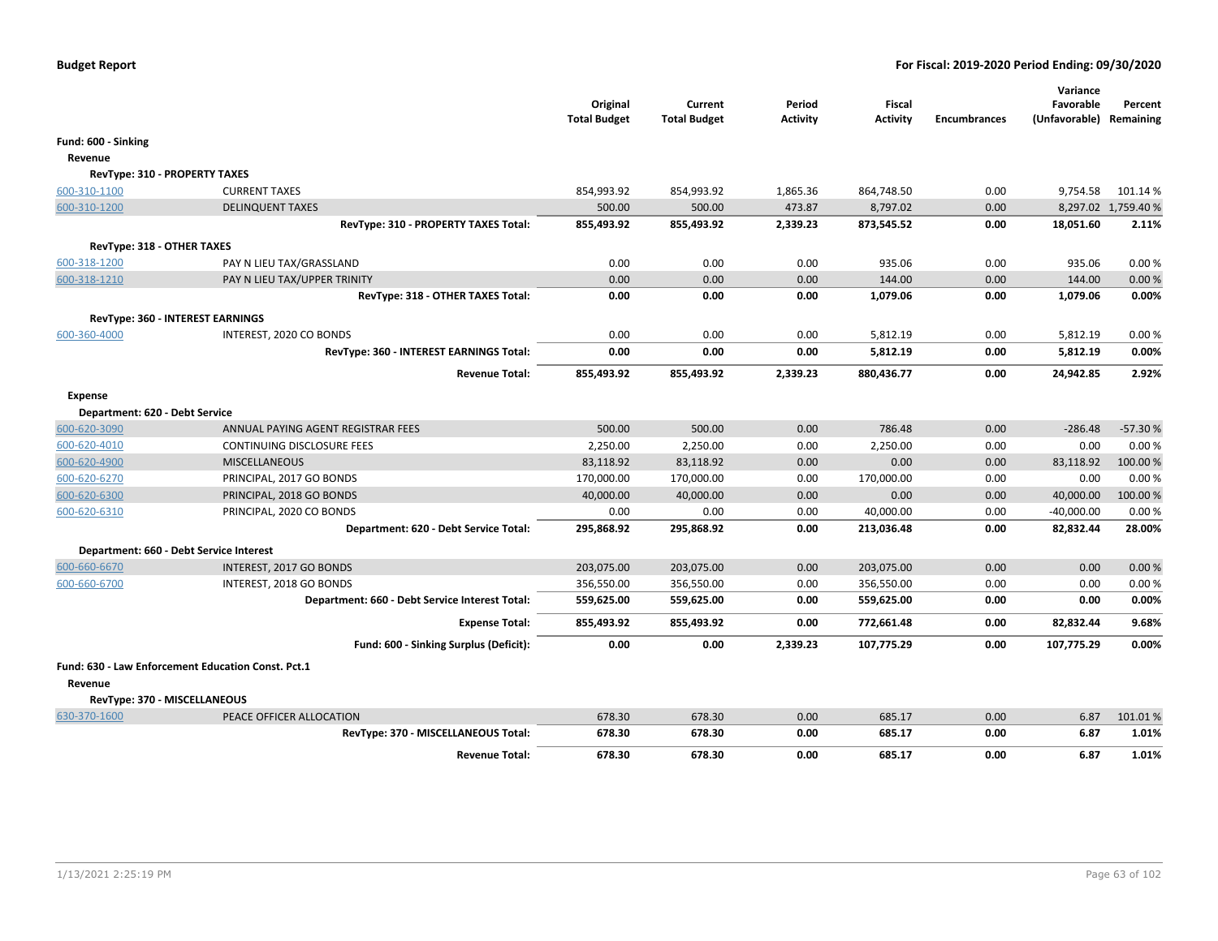## Budget Report

**For Fiscal: 2019-2020 Period Ending: 09/30/2020**

| | | Original Total Budget | Current Total Budget | Period Activity | Fiscal Activity | Encumbrances | Variance Favorable (Unfavorable) | Percent Remaining |
|---|---|---|---|---|---|---|---|---|
| **Fund: 600 - Sinking** | | | | | | | | |
| **Revenue** | | | | | | | | |
| **RevType: 310 - PROPERTY TAXES** | | | | | | | | |
| 600-310-1100 | CURRENT TAXES | 854,993.92 | 854,993.92 | 1,865.36 | 864,748.50 | 0.00 | 9,754.58 | 101.14 % |
| 600-310-1200 | DELINQUENT TAXES | 500.00 | 500.00 | 473.87 | 8,797.02 | 0.00 | 8,297.02 | 1,759.40 % |
| | **RevType: 310 - PROPERTY TAXES Total:** | **855,493.92** | **855,493.92** | **2,339.23** | **873,545.52** | **0.00** | **18,051.60** | **2.11%** |
| **RevType: 318 - OTHER TAXES** | | | | | | | | |
| 600-318-1200 | PAY N LIEU TAX/GRASSLAND | 0.00 | 0.00 | 0.00 | 935.06 | 0.00 | 935.06 | 0.00 % |
| 600-318-1210 | PAY N LIEU TAX/UPPER TRINITY | 0.00 | 0.00 | 0.00 | 144.00 | 0.00 | 144.00 | 0.00 % |
| | **RevType: 318 - OTHER TAXES Total:** | **0.00** | **0.00** | **0.00** | **1,079.06** | **0.00** | **1,079.06** | **0.00%** |
| **RevType: 360 - INTEREST EARNINGS** | | | | | | | | |
| 600-360-4000 | INTEREST, 2020 CO BONDS | 0.00 | 0.00 | 0.00 | 5,812.19 | 0.00 | 5,812.19 | 0.00 % |
| | **RevType: 360 - INTEREST EARNINGS Total:** | **0.00** | **0.00** | **0.00** | **5,812.19** | **0.00** | **5,812.19** | **0.00%** |
| | **Revenue Total:** | **855,493.92** | **855,493.92** | **2,339.23** | **880,436.77** | **0.00** | **24,942.85** | **2.92%** |
| **Expense** | | | | | | | | |
| **Department: 620 - Debt Service** | | | | | | | | |
| 600-620-3090 | ANNUAL PAYING AGENT REGISTRAR FEES | 500.00 | 500.00 | 0.00 | 786.48 | 0.00 | -286.48 | -57.30 % |
| 600-620-4010 | CONTINUING DISCLOSURE FEES | 2,250.00 | 2,250.00 | 0.00 | 2,250.00 | 0.00 | 0.00 | 0.00 % |
| 600-620-4900 | MISCELLANEOUS | 83,118.92 | 83,118.92 | 0.00 | 0.00 | 0.00 | 83,118.92 | 100.00 % |
| 600-620-6270 | PRINCIPAL, 2017 GO BONDS | 170,000.00 | 170,000.00 | 0.00 | 170,000.00 | 0.00 | 0.00 | 0.00 % |
| 600-620-6300 | PRINCIPAL, 2018 GO BONDS | 40,000.00 | 40,000.00 | 0.00 | 0.00 | 0.00 | 40,000.00 | 100.00 % |
| 600-620-6310 | PRINCIPAL, 2020 CO BONDS | 0.00 | 0.00 | 0.00 | 40,000.00 | 0.00 | -40,000.00 | 0.00 % |
| | **Department: 620 - Debt Service Total:** | **295,868.92** | **295,868.92** | **0.00** | **213,036.48** | **0.00** | **82,832.44** | **28.00%** |
| **Department: 660 - Debt Service Interest** | | | | | | | | |
| 600-660-6670 | INTEREST, 2017 GO BONDS | 203,075.00 | 203,075.00 | 0.00 | 203,075.00 | 0.00 | 0.00 | 0.00 % |
| 600-660-6700 | INTEREST, 2018 GO BONDS | 356,550.00 | 356,550.00 | 0.00 | 356,550.00 | 0.00 | 0.00 | 0.00 % |
| | **Department: 660 - Debt Service Interest Total:** | **559,625.00** | **559,625.00** | **0.00** | **559,625.00** | **0.00** | **0.00** | **0.00%** |
| | **Expense Total:** | **855,493.92** | **855,493.92** | **0.00** | **772,661.48** | **0.00** | **82,832.44** | **9.68%** |
| | **Fund: 600 - Sinking Surplus (Deficit):** | **0.00** | **0.00** | **2,339.23** | **107,775.29** | **0.00** | **107,775.29** | **0.00%** |
| **Fund: 630 - Law Enforcement Education Const. Pct.1** | | | | | | | | |
| **Revenue** | | | | | | | | |
| **RevType: 370 - MISCELLANEOUS** | | | | | | | | |
| 630-370-1600 | PEACE OFFICER ALLOCATION | 678.30 | 678.30 | 0.00 | 685.17 | 0.00 | 6.87 | 101.01 % |
| | **RevType: 370 - MISCELLANEOUS Total:** | **678.30** | **678.30** | **0.00** | **685.17** | **0.00** | **6.87** | **1.01%** |
| | **Revenue Total:** | **678.30** | **678.30** | **0.00** | **685.17** | **0.00** | **6.87** | **1.01%** |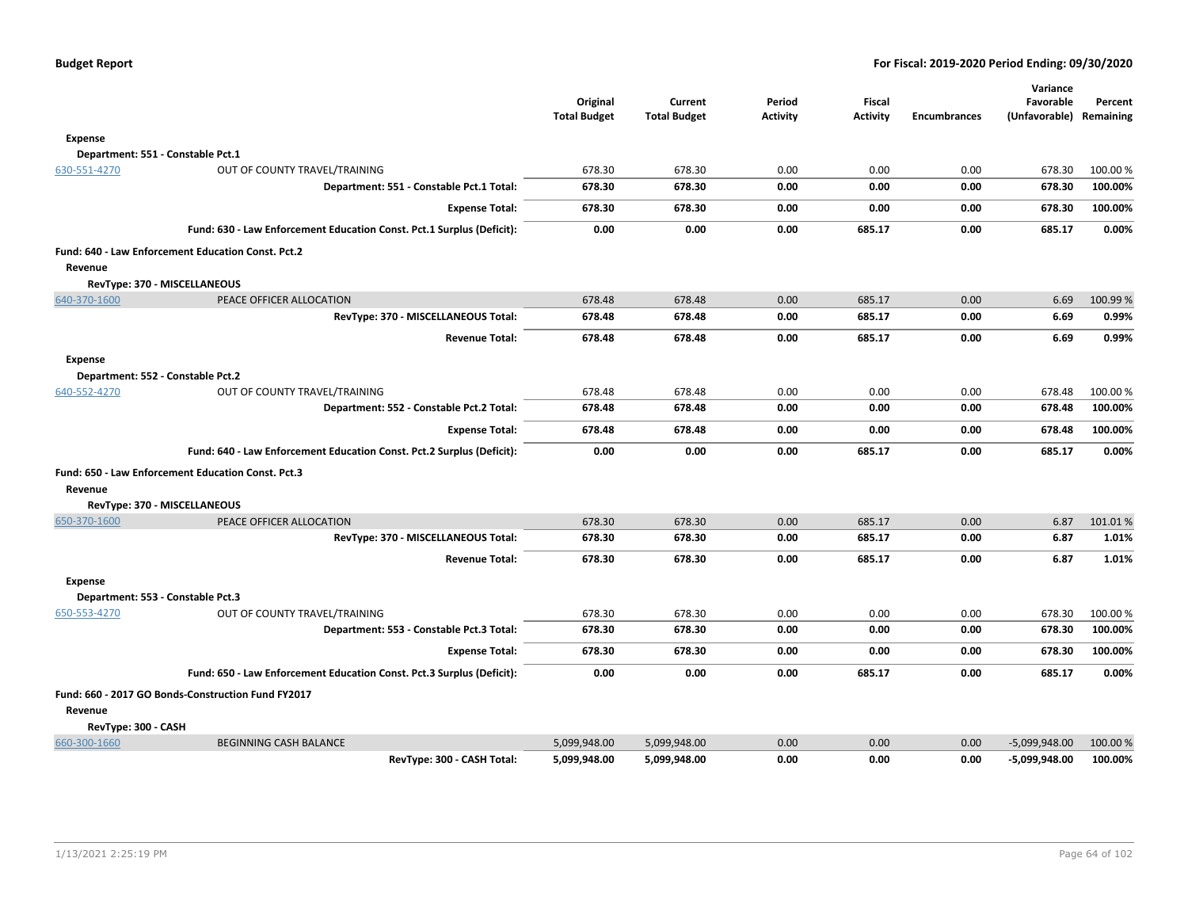| | | Original Total Budget | Current Total Budget | Period Activity | Fiscal Activity | Encumbrances | Variance Favorable (Unfavorable) | Percent Remaining |
|---|---|---|---|---|---|---|---|---|
| **Expense** | | | | | | | | |
| **Department: 551 - Constable Pct.1** | | | | | | | | |
| 630-551-4270 | OUT OF COUNTY TRAVEL/TRAINING | 678.30 | 678.30 | 0.00 | 0.00 | 0.00 | 678.30 | 100.00 % |
| | **Department: 551 - Constable Pct.1 Total:** | **678.30** | **678.30** | **0.00** | **0.00** | **0.00** | **678.30** | **100.00%** |
| | **Expense Total:** | **678.30** | **678.30** | **0.00** | **0.00** | **0.00** | **678.30** | **100.00%** |
| | **Fund: 630 - Law Enforcement Education Const. Pct.1 Surplus (Deficit):** | **0.00** | **0.00** | **0.00** | **685.17** | **0.00** | **685.17** | **0.00%** |
| **Fund: 640 - Law Enforcement Education Const. Pct.2** | | | | | | | | |
| **Revenue** | | | | | | | | |
| **RevType: 370 - MISCELLANEOUS** | | | | | | | | |
| 640-370-1600 | PEACE OFFICER ALLOCATION | 678.48 | 678.48 | 0.00 | 685.17 | 0.00 | 6.69 | 100.99 % |
| | **RevType: 370 - MISCELLANEOUS Total:** | **678.48** | **678.48** | **0.00** | **685.17** | **0.00** | **6.69** | **0.99%** |
| | **Revenue Total:** | **678.48** | **678.48** | **0.00** | **685.17** | **0.00** | **6.69** | **0.99%** |
| **Expense** | | | | | | | | |
| **Department: 552 - Constable Pct.2** | | | | | | | | |
| 640-552-4270 | OUT OF COUNTY TRAVEL/TRAINING | 678.48 | 678.48 | 0.00 | 0.00 | 0.00 | 678.48 | 100.00 % |
| | **Department: 552 - Constable Pct.2 Total:** | **678.48** | **678.48** | **0.00** | **0.00** | **0.00** | **678.48** | **100.00%** |
| | **Expense Total:** | **678.48** | **678.48** | **0.00** | **0.00** | **0.00** | **678.48** | **100.00%** |
| | **Fund: 640 - Law Enforcement Education Const. Pct.2 Surplus (Deficit):** | **0.00** | **0.00** | **0.00** | **685.17** | **0.00** | **685.17** | **0.00%** |
| **Fund: 650 - Law Enforcement Education Const. Pct.3** | | | | | | | | |
| **Revenue** | | | | | | | | |
| **RevType: 370 - MISCELLANEOUS** | | | | | | | | |
| 650-370-1600 | PEACE OFFICER ALLOCATION | 678.30 | 678.30 | 0.00 | 685.17 | 0.00 | 6.87 | 101.01 % |
| | **RevType: 370 - MISCELLANEOUS Total:** | **678.30** | **678.30** | **0.00** | **685.17** | **0.00** | **6.87** | **1.01%** |
| | **Revenue Total:** | **678.30** | **678.30** | **0.00** | **685.17** | **0.00** | **6.87** | **1.01%** |
| **Expense** | | | | | | | | |
| **Department: 553 - Constable Pct.3** | | | | | | | | |
| 650-553-4270 | OUT OF COUNTY TRAVEL/TRAINING | 678.30 | 678.30 | 0.00 | 0.00 | 0.00 | 678.30 | 100.00 % |
| | **Department: 553 - Constable Pct.3 Total:** | **678.30** | **678.30** | **0.00** | **0.00** | **0.00** | **678.30** | **100.00%** |
| | **Expense Total:** | **678.30** | **678.30** | **0.00** | **0.00** | **0.00** | **678.30** | **100.00%** |
| | **Fund: 650 - Law Enforcement Education Const. Pct.3 Surplus (Deficit):** | **0.00** | **0.00** | **0.00** | **685.17** | **0.00** | **685.17** | **0.00%** |
| **Fund: 660 - 2017 GO Bonds-Construction Fund FY2017** | | | | | | | | |
| **Revenue** | | | | | | | | |
| **RevType: 300 - CASH** | | | | | | | | |
| 660-300-1660 | BEGINNING CASH BALANCE | 5,099,948.00 | 5,099,948.00 | 0.00 | 0.00 | 0.00 | -5,099,948.00 | 100.00 % |
| | **RevType: 300 - CASH Total:** | **5,099,948.00** | **5,099,948.00** | **0.00** | **0.00** | **0.00** | **-5,099,948.00** | **100.00%** |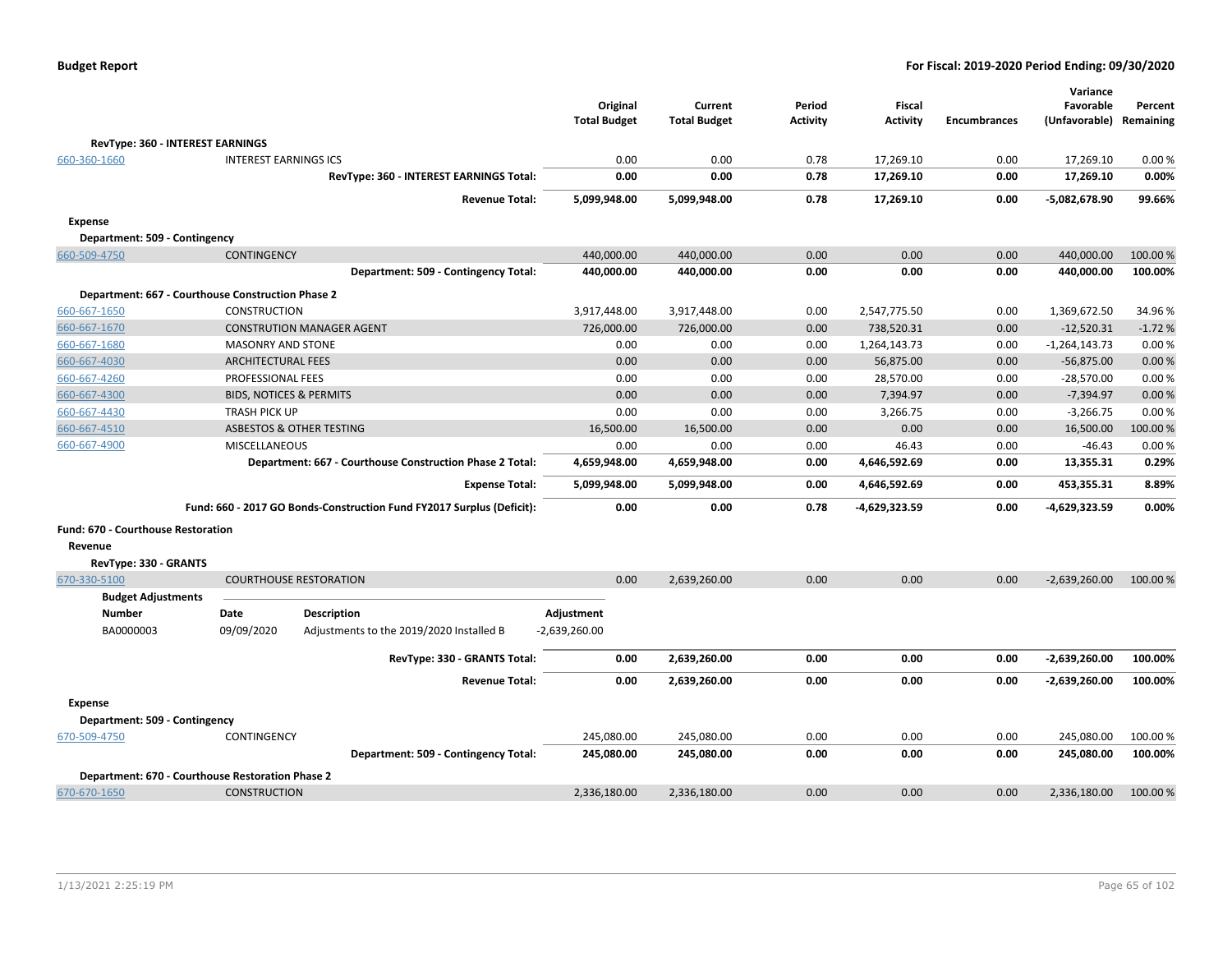**Budget Report** — For Fiscal: 2019-2020 Period Ending: 09/30/2020

| | | Original Total Budget | Current Total Budget | Period Activity | Fiscal Activity | Encumbrances | Variance Favorable (Unfavorable) | Percent Remaining |
|---|---|---|---|---|---|---|---|---|
| **RevType: 360 - INTEREST EARNINGS** | | | | | | | | |
| 660-360-1660 | INTEREST EARNINGS ICS | 0.00 | 0.00 | 0.78 | 17,269.10 | 0.00 | 17,269.10 | 0.00 % |
| | **RevType: 360 - INTEREST EARNINGS Total:** | **0.00** | **0.00** | **0.78** | **17,269.10** | **0.00** | **17,269.10** | **0.00%** |
| | **Revenue Total:** | **5,099,948.00** | **5,099,948.00** | **0.78** | **17,269.10** | **0.00** | **-5,082,678.90** | **99.66%** |
| **Expense** | | | | | | | | |
| **Department: 509 - Contingency** | | | | | | | | |
| 660-509-4750 | CONTINGENCY | 440,000.00 | 440,000.00 | 0.00 | 0.00 | 0.00 | 440,000.00 | 100.00 % |
| | **Department: 509 - Contingency Total:** | **440,000.00** | **440,000.00** | **0.00** | **0.00** | **0.00** | **440,000.00** | **100.00%** |
| **Department: 667 - Courthouse Construction Phase 2** | | | | | | | | |
| 660-667-1650 | CONSTRUCTION | 3,917,448.00 | 3,917,448.00 | 0.00 | 2,547,775.50 | 0.00 | 1,369,672.50 | 34.96 % |
| 660-667-1670 | CONSTRUTION MANAGER AGENT | 726,000.00 | 726,000.00 | 0.00 | 738,520.31 | 0.00 | -12,520.31 | -1.72 % |
| 660-667-1680 | MASONRY AND STONE | 0.00 | 0.00 | 0.00 | 1,264,143.73 | 0.00 | -1,264,143.73 | 0.00 % |
| 660-667-4030 | ARCHITECTURAL FEES | 0.00 | 0.00 | 0.00 | 56,875.00 | 0.00 | -56,875.00 | 0.00 % |
| 660-667-4260 | PROFESSIONAL FEES | 0.00 | 0.00 | 0.00 | 28,570.00 | 0.00 | -28,570.00 | 0.00 % |
| 660-667-4300 | BIDS, NOTICES & PERMITS | 0.00 | 0.00 | 0.00 | 7,394.97 | 0.00 | -7,394.97 | 0.00 % |
| 660-667-4430 | TRASH PICK UP | 0.00 | 0.00 | 0.00 | 3,266.75 | 0.00 | -3,266.75 | 0.00 % |
| 660-667-4510 | ASBESTOS & OTHER TESTING | 16,500.00 | 16,500.00 | 0.00 | 0.00 | 0.00 | 16,500.00 | 100.00 % |
| 660-667-4900 | MISCELLANEOUS | 0.00 | 0.00 | 0.00 | 46.43 | 0.00 | -46.43 | 0.00 % |
| | **Department: 667 - Courthouse Construction Phase 2 Total:** | **4,659,948.00** | **4,659,948.00** | **0.00** | **4,646,592.69** | **0.00** | **13,355.31** | **0.29%** |
| | **Expense Total:** | **5,099,948.00** | **5,099,948.00** | **0.00** | **4,646,592.69** | **0.00** | **453,355.31** | **8.89%** |
| | **Fund: 660 - 2017 GO Bonds-Construction Fund FY2017 Surplus (Deficit):** | **0.00** | **0.00** | **0.78** | **-4,629,323.59** | **0.00** | **-4,629,323.59** | **0.00%** |
| **Fund: 670 - Courthouse Restoration** | | | | | | | | |
| **Revenue** | | | | | | | | |
| **RevType: 330 - GRANTS** | | | | | | | | |
| 670-330-5100 | COURTHOUSE RESTORATION | 0.00 | 2,639,260.00 | 0.00 | 0.00 | 0.00 | -2,639,260.00 | 100.00 % |

**Budget Adjustments**

| Number | Date | Description | Adjustment |
|---|---|---|---|
| BA0000003 | 09/09/2020 | Adjustments to the 2019/2020 Installed B | -2,639,260.00 |

| | | Original Total Budget | Current Total Budget | Period Activity | Fiscal Activity | Encumbrances | Variance Favorable (Unfavorable) | Percent Remaining |
|---|---|---|---|---|---|---|---|---|
| | **RevType: 330 - GRANTS Total:** | **0.00** | **2,639,260.00** | **0.00** | **0.00** | **0.00** | **-2,639,260.00** | **100.00%** |
| | **Revenue Total:** | **0.00** | **2,639,260.00** | **0.00** | **0.00** | **0.00** | **-2,639,260.00** | **100.00%** |
| **Expense** | | | | | | | | |
| **Department: 509 - Contingency** | | | | | | | | |
| 670-509-4750 | CONTINGENCY | 245,080.00 | 245,080.00 | 0.00 | 0.00 | 0.00 | 245,080.00 | 100.00 % |
| | **Department: 509 - Contingency Total:** | **245,080.00** | **245,080.00** | **0.00** | **0.00** | **0.00** | **245,080.00** | **100.00%** |
| **Department: 670 - Courthouse Restoration Phase 2** | | | | | | | | |
| 670-670-1650 | CONSTRUCTION | 2,336,180.00 | 2,336,180.00 | 0.00 | 0.00 | 0.00 | 2,336,180.00 | 100.00 % |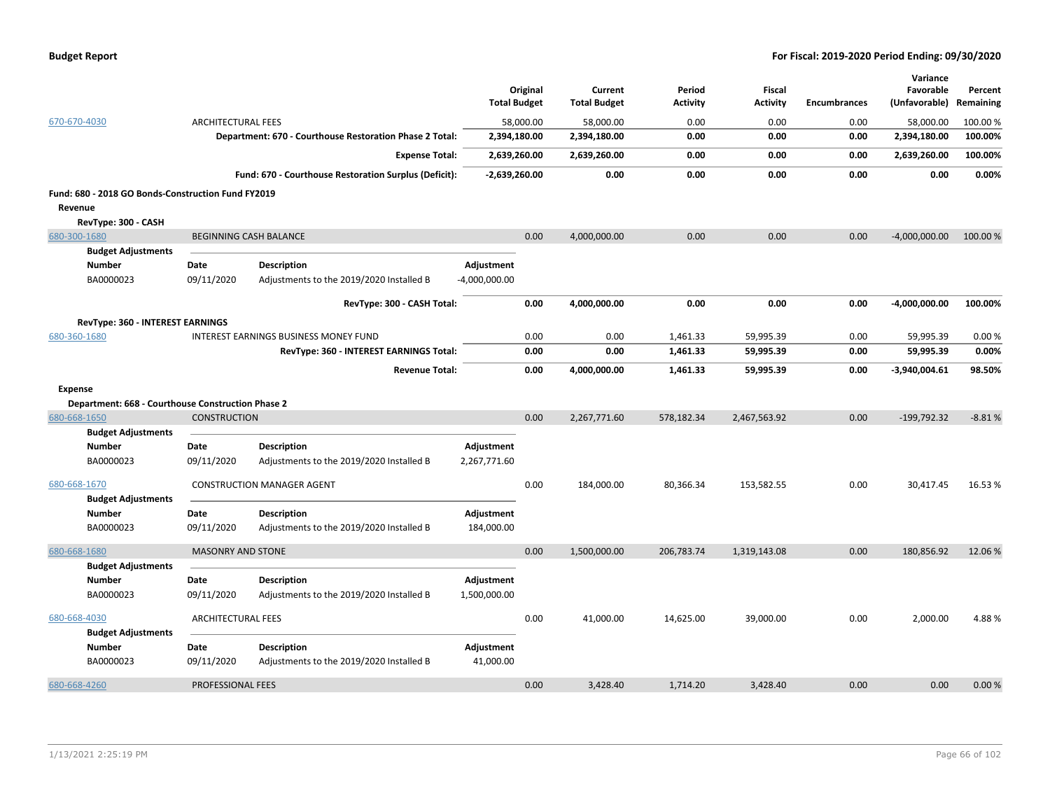**Budget Report** — For Fiscal: 2019-2020 Period Ending: 09/30/2020

| | | | Original Total Budget | Current Total Budget | Period Activity | Fiscal Activity | Encumbrances | Variance Favorable (Unfavorable) | Percent Remaining |
|---|---|---|---|---|---|---|---|---|---|
| 670-670-4030 | ARCHITECTURAL FEES | | 58,000.00 | 58,000.00 | 0.00 | 0.00 | 0.00 | 58,000.00 | 100.00 % |
| | | **Department: 670 - Courthouse Restoration Phase 2 Total:** | **2,394,180.00** | **2,394,180.00** | **0.00** | **0.00** | **0.00** | **2,394,180.00** | **100.00%** |
| | | **Expense Total:** | **2,639,260.00** | **2,639,260.00** | **0.00** | **0.00** | **0.00** | **2,639,260.00** | **100.00%** |
| | | **Fund: 670 - Courthouse Restoration Surplus (Deficit):** | **-2,639,260.00** | **0.00** | **0.00** | **0.00** | **0.00** | **0.00** | **0.00%** |

**Fund: 680 - 2018 GO Bonds-Construction Fund FY2019**

**Revenue**

**RevType: 300 - CASH**

| | | | Original Total Budget | Current Total Budget | Period Activity | Fiscal Activity | Encumbrances | Variance Favorable (Unfavorable) | Percent Remaining |
|---|---|---|---|---|---|---|---|---|---|
| 680-300-1680 | BEGINNING CASH BALANCE | | 0.00 | 4,000,000.00 | 0.00 | 0.00 | 0.00 | -4,000,000.00 | 100.00 % |

**Budget Adjustments**

| Number | Date | Description | Adjustment |
|---|---|---|---|
| BA0000023 | 09/11/2020 | Adjustments to the 2019/2020 Installed B | -4,000,000.00 |

| | | | Original Total Budget | Current Total Budget | Period Activity | Fiscal Activity | Encumbrances | Variance Favorable (Unfavorable) | Percent Remaining |
|---|---|---|---|---|---|---|---|---|---|
| | | **RevType: 300 - CASH Total:** | **0.00** | **4,000,000.00** | **0.00** | **0.00** | **0.00** | **-4,000,000.00** | **100.00%** |

**RevType: 360 - INTEREST EARNINGS**

| | | | Original Total Budget | Current Total Budget | Period Activity | Fiscal Activity | Encumbrances | Variance Favorable (Unfavorable) | Percent Remaining |
|---|---|---|---|---|---|---|---|---|---|
| 680-360-1680 | INTEREST EARNINGS BUSINESS MONEY FUND | | 0.00 | 0.00 | 1,461.33 | 59,995.39 | 0.00 | 59,995.39 | 0.00 % |
| | | **RevType: 360 - INTEREST EARNINGS Total:** | **0.00** | **0.00** | **1,461.33** | **59,995.39** | **0.00** | **59,995.39** | **0.00%** |
| | | **Revenue Total:** | **0.00** | **4,000,000.00** | **1,461.33** | **59,995.39** | **0.00** | **-3,940,004.61** | **98.50%** |

**Expense**

**Department: 668 - Courthouse Construction Phase 2**

| | | | Original Total Budget | Current Total Budget | Period Activity | Fiscal Activity | Encumbrances | Variance Favorable (Unfavorable) | Percent Remaining |
|---|---|---|---|---|---|---|---|---|---|
| 680-668-1650 | CONSTRUCTION | | 0.00 | 2,267,771.60 | 578,182.34 | 2,467,563.92 | 0.00 | -199,792.32 | -8.81 % |

**Budget Adjustments**

| Number | Date | Description | Adjustment |
|---|---|---|---|
| BA0000023 | 09/11/2020 | Adjustments to the 2019/2020 Installed B | 2,267,771.60 |

| | | | Original Total Budget | Current Total Budget | Period Activity | Fiscal Activity | Encumbrances | Variance Favorable (Unfavorable) | Percent Remaining |
|---|---|---|---|---|---|---|---|---|---|
| 680-668-1670 | CONSTRUCTION MANAGER AGENT | | 0.00 | 184,000.00 | 80,366.34 | 153,582.55 | 0.00 | 30,417.45 | 16.53 % |

**Budget Adjustments**

| Number | Date | Description | Adjustment |
|---|---|---|---|
| BA0000023 | 09/11/2020 | Adjustments to the 2019/2020 Installed B | 184,000.00 |

| | | | Original Total Budget | Current Total Budget | Period Activity | Fiscal Activity | Encumbrances | Variance Favorable (Unfavorable) | Percent Remaining |
|---|---|---|---|---|---|---|---|---|---|
| 680-668-1680 | MASONRY AND STONE | | 0.00 | 1,500,000.00 | 206,783.74 | 1,319,143.08 | 0.00 | 180,856.92 | 12.06 % |

**Budget Adjustments**

| Number | Date | Description | Adjustment |
|---|---|---|---|
| BA0000023 | 09/11/2020 | Adjustments to the 2019/2020 Installed B | 1,500,000.00 |

| | | | Original Total Budget | Current Total Budget | Period Activity | Fiscal Activity | Encumbrances | Variance Favorable (Unfavorable) | Percent Remaining |
|---|---|---|---|---|---|---|---|---|---|
| 680-668-4030 | ARCHITECTURAL FEES | | 0.00 | 41,000.00 | 14,625.00 | 39,000.00 | 0.00 | 2,000.00 | 4.88 % |

**Budget Adjustments**

| Number | Date | Description | Adjustment |
|---|---|---|---|
| BA0000023 | 09/11/2020 | Adjustments to the 2019/2020 Installed B | 41,000.00 |

| | | | Original Total Budget | Current Total Budget | Period Activity | Fiscal Activity | Encumbrances | Variance Favorable (Unfavorable) | Percent Remaining |
|---|---|---|---|---|---|---|---|---|---|
| 680-668-4260 | PROFESSIONAL FEES | | 0.00 | 3,428.40 | 1,714.20 | 3,428.40 | 0.00 | 0.00 | 0.00 % |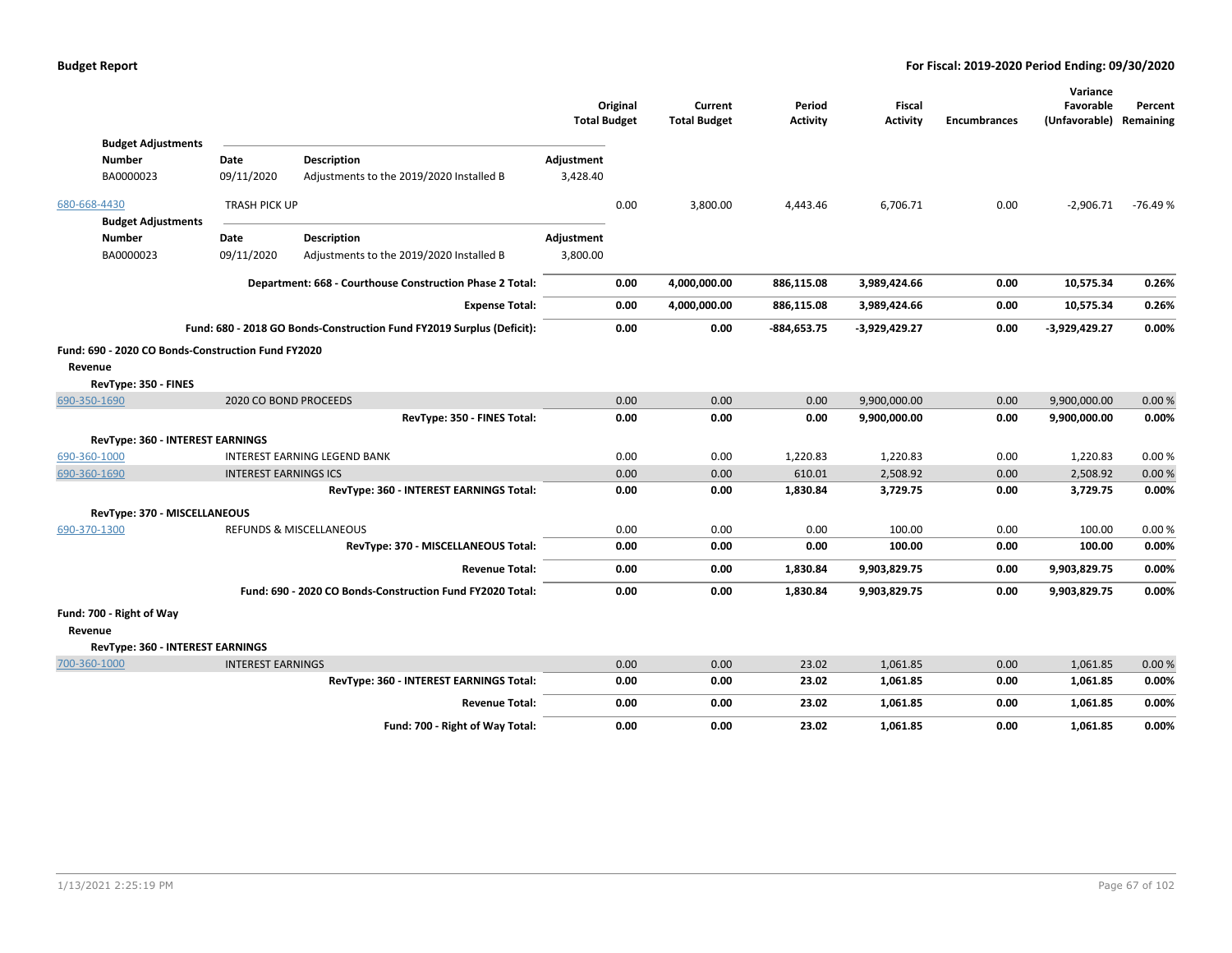| | | Original Total Budget | Current Total Budget | Period Activity | Fiscal Activity | Encumbrances | Variance Favorable (Unfavorable) | Percent Remaining |
|---|---|---|---|---|---|---|---|---|

**Budget Adjustments**

| Number | Date | Description | Adjustment |
|---|---|---|---|
| BA0000023 | 09/11/2020 | Adjustments to the 2019/2020 Installed B | 3,428.40 |

| Account | Description | Original Total Budget | Current Total Budget | Period Activity | Fiscal Activity | Encumbrances | Variance Favorable (Unfavorable) | Percent Remaining |
|---|---|---|---|---|---|---|---|---|
| 680-668-4430 | TRASH PICK UP | 0.00 | 3,800.00 | 4,443.46 | 6,706.71 | 0.00 | -2,906.71 | -76.49 % |

**Budget Adjustments**

| Number | Date | Description | Adjustment |
|---|---|---|---|
| BA0000023 | 09/11/2020 | Adjustments to the 2019/2020 Installed B | 3,800.00 |

| | Original Total Budget | Current Total Budget | Period Activity | Fiscal Activity | Encumbrances | Variance Favorable (Unfavorable) | Percent Remaining |
|---|---|---|---|---|---|---|---|
| **Department: 668 - Courthouse Construction Phase 2 Total:** | **0.00** | **4,000,000.00** | **886,115.08** | **3,989,424.66** | **0.00** | **10,575.34** | **0.26%** |
| **Expense Total:** | **0.00** | **4,000,000.00** | **886,115.08** | **3,989,424.66** | **0.00** | **10,575.34** | **0.26%** |
| **Fund: 680 - 2018 GO Bonds-Construction Fund FY2019 Surplus (Deficit):** | **0.00** | **0.00** | **-884,653.75** | **-3,929,429.27** | **0.00** | **-3,929,429.27** | **0.00%** |

**Fund: 690 - 2020 CO Bonds-Construction Fund FY2020**

**Revenue**

| Account | Description | Original Total Budget | Current Total Budget | Period Activity | Fiscal Activity | Encumbrances | Variance Favorable (Unfavorable) | Percent Remaining |
|---|---|---|---|---|---|---|---|---|
| **RevType: 350 - FINES** | | | | | | | | |
| 690-350-1690 | 2020 CO BOND PROCEEDS | 0.00 | 0.00 | 0.00 | 9,900,000.00 | 0.00 | 9,900,000.00 | 0.00 % |
| | **RevType: 350 - FINES Total:** | **0.00** | **0.00** | **0.00** | **9,900,000.00** | **0.00** | **9,900,000.00** | **0.00%** |
| **RevType: 360 - INTEREST EARNINGS** | | | | | | | | |
| 690-360-1000 | INTEREST EARNING LEGEND BANK | 0.00 | 0.00 | 1,220.83 | 1,220.83 | 0.00 | 1,220.83 | 0.00 % |
| 690-360-1690 | INTEREST EARNINGS ICS | 0.00 | 0.00 | 610.01 | 2,508.92 | 0.00 | 2,508.92 | 0.00 % |
| | **RevType: 360 - INTEREST EARNINGS Total:** | **0.00** | **0.00** | **1,830.84** | **3,729.75** | **0.00** | **3,729.75** | **0.00%** |
| **RevType: 370 - MISCELLANEOUS** | | | | | | | | |
| 690-370-1300 | REFUNDS & MISCELLANEOUS | 0.00 | 0.00 | 0.00 | 100.00 | 0.00 | 100.00 | 0.00 % |
| | **RevType: 370 - MISCELLANEOUS Total:** | **0.00** | **0.00** | **0.00** | **100.00** | **0.00** | **100.00** | **0.00%** |
| | **Revenue Total:** | **0.00** | **0.00** | **1,830.84** | **9,903,829.75** | **0.00** | **9,903,829.75** | **0.00%** |
| | **Fund: 690 - 2020 CO Bonds-Construction Fund FY2020 Total:** | **0.00** | **0.00** | **1,830.84** | **9,903,829.75** | **0.00** | **9,903,829.75** | **0.00%** |

**Fund: 700 - Right of Way**

**Revenue**

| Account | Description | Original Total Budget | Current Total Budget | Period Activity | Fiscal Activity | Encumbrances | Variance Favorable (Unfavorable) | Percent Remaining |
|---|---|---|---|---|---|---|---|---|
| **RevType: 360 - INTEREST EARNINGS** | | | | | | | | |
| 700-360-1000 | INTEREST EARNINGS | 0.00 | 0.00 | 23.02 | 1,061.85 | 0.00 | 1,061.85 | 0.00 % |
| | **RevType: 360 - INTEREST EARNINGS Total:** | **0.00** | **0.00** | **23.02** | **1,061.85** | **0.00** | **1,061.85** | **0.00%** |
| | **Revenue Total:** | **0.00** | **0.00** | **23.02** | **1,061.85** | **0.00** | **1,061.85** | **0.00%** |
| | **Fund: 700 - Right of Way Total:** | **0.00** | **0.00** | **23.02** | **1,061.85** | **0.00** | **1,061.85** | **0.00%** |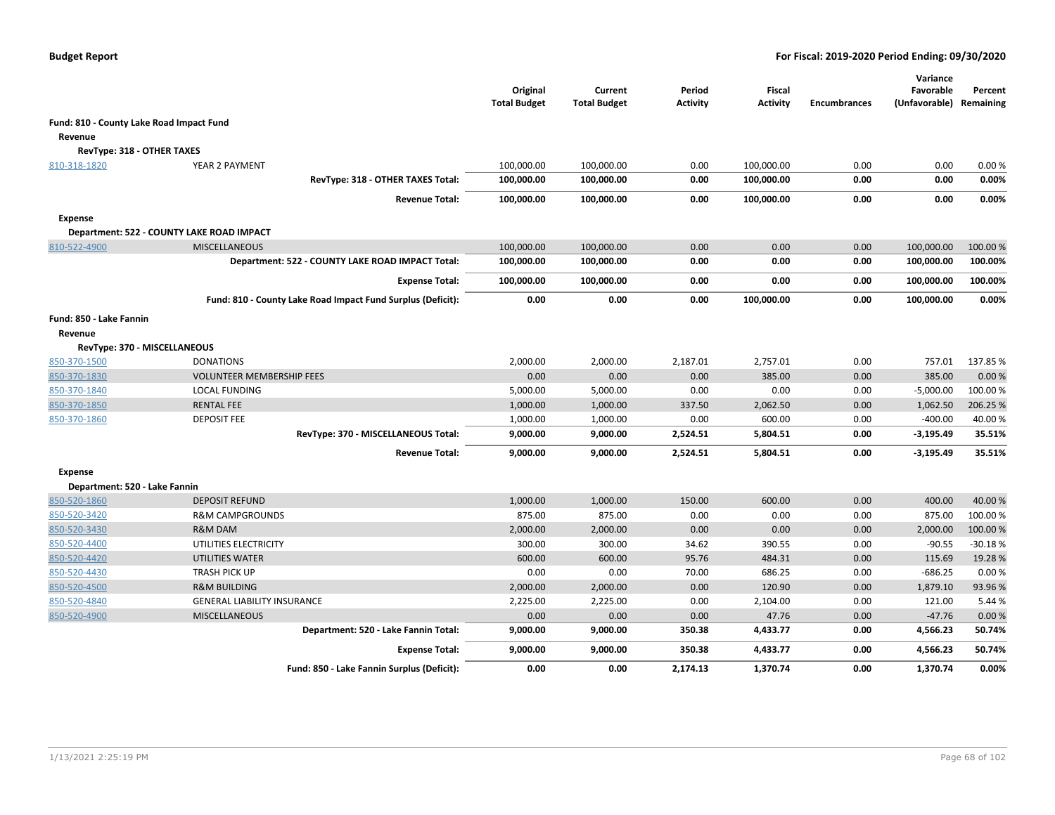**Budget Report**

**For Fiscal: 2019-2020 Period Ending: 09/30/2020**

| | | Original Total Budget | Current Total Budget | Period Activity | Fiscal Activity | Encumbrances | Variance Favorable (Unfavorable) | Percent Remaining |
|---|---|---|---|---|---|---|---|---|
| **Fund: 810 - County Lake Road Impact Fund** | | | | | | | | |
| **Revenue** | | | | | | | | |
| **RevType: 318 - OTHER TAXES** | | | | | | | | |
| 810-318-1820 | YEAR 2 PAYMENT | 100,000.00 | 100,000.00 | 0.00 | 100,000.00 | 0.00 | 0.00 | 0.00 % |
| | **RevType: 318 - OTHER TAXES Total:** | **100,000.00** | **100,000.00** | **0.00** | **100,000.00** | **0.00** | **0.00** | **0.00%** |
| | **Revenue Total:** | **100,000.00** | **100,000.00** | **0.00** | **100,000.00** | **0.00** | **0.00** | **0.00%** |
| **Expense** | | | | | | | | |
| **Department: 522 - COUNTY LAKE ROAD IMPACT** | | | | | | | | |
| 810-522-4900 | MISCELLANEOUS | 100,000.00 | 100,000.00 | 0.00 | 0.00 | 0.00 | 100,000.00 | 100.00 % |
| | **Department: 522 - COUNTY LAKE ROAD IMPACT Total:** | **100,000.00** | **100,000.00** | **0.00** | **0.00** | **0.00** | **100,000.00** | **100.00%** |
| | **Expense Total:** | **100,000.00** | **100,000.00** | **0.00** | **0.00** | **0.00** | **100,000.00** | **100.00%** |
| | **Fund: 810 - County Lake Road Impact Fund Surplus (Deficit):** | **0.00** | **0.00** | **0.00** | **100,000.00** | **0.00** | **100,000.00** | **0.00%** |
| **Fund: 850 - Lake Fannin** | | | | | | | | |
| **Revenue** | | | | | | | | |
| **RevType: 370 - MISCELLANEOUS** | | | | | | | | |
| 850-370-1500 | DONATIONS | 2,000.00 | 2,000.00 | 2,187.01 | 2,757.01 | 0.00 | 757.01 | 137.85 % |
| 850-370-1830 | VOLUNTEER MEMBERSHIP FEES | 0.00 | 0.00 | 0.00 | 385.00 | 0.00 | 385.00 | 0.00 % |
| 850-370-1840 | LOCAL FUNDING | 5,000.00 | 5,000.00 | 0.00 | 0.00 | 0.00 | -5,000.00 | 100.00 % |
| 850-370-1850 | RENTAL FEE | 1,000.00 | 1,000.00 | 337.50 | 2,062.50 | 0.00 | 1,062.50 | 206.25 % |
| 850-370-1860 | DEPOSIT FEE | 1,000.00 | 1,000.00 | 0.00 | 600.00 | 0.00 | -400.00 | 40.00 % |
| | **RevType: 370 - MISCELLANEOUS Total:** | **9,000.00** | **9,000.00** | **2,524.51** | **5,804.51** | **0.00** | **-3,195.49** | **35.51%** |
| | **Revenue Total:** | **9,000.00** | **9,000.00** | **2,524.51** | **5,804.51** | **0.00** | **-3,195.49** | **35.51%** |
| **Expense** | | | | | | | | |
| **Department: 520 - Lake Fannin** | | | | | | | | |
| 850-520-1860 | DEPOSIT REFUND | 1,000.00 | 1,000.00 | 150.00 | 600.00 | 0.00 | 400.00 | 40.00 % |
| 850-520-3420 | R&M CAMPGROUNDS | 875.00 | 875.00 | 0.00 | 0.00 | 0.00 | 875.00 | 100.00 % |
| 850-520-3430 | R&M DAM | 2,000.00 | 2,000.00 | 0.00 | 0.00 | 0.00 | 2,000.00 | 100.00 % |
| 850-520-4400 | UTILITIES ELECTRICITY | 300.00 | 300.00 | 34.62 | 390.55 | 0.00 | -90.55 | -30.18 % |
| 850-520-4420 | UTILITIES WATER | 600.00 | 600.00 | 95.76 | 484.31 | 0.00 | 115.69 | 19.28 % |
| 850-520-4430 | TRASH PICK UP | 0.00 | 0.00 | 70.00 | 686.25 | 0.00 | -686.25 | 0.00 % |
| 850-520-4500 | R&M BUILDING | 2,000.00 | 2,000.00 | 0.00 | 120.90 | 0.00 | 1,879.10 | 93.96 % |
| 850-520-4840 | GENERAL LIABILITY INSURANCE | 2,225.00 | 2,225.00 | 0.00 | 2,104.00 | 0.00 | 121.00 | 5.44 % |
| 850-520-4900 | MISCELLANEOUS | 0.00 | 0.00 | 0.00 | 47.76 | 0.00 | -47.76 | 0.00 % |
| | **Department: 520 - Lake Fannin Total:** | **9,000.00** | **9,000.00** | **350.38** | **4,433.77** | **0.00** | **4,566.23** | **50.74%** |
| | **Expense Total:** | **9,000.00** | **9,000.00** | **350.38** | **4,433.77** | **0.00** | **4,566.23** | **50.74%** |
| | **Fund: 850 - Lake Fannin Surplus (Deficit):** | **0.00** | **0.00** | **2,174.13** | **1,370.74** | **0.00** | **1,370.74** | **0.00%** |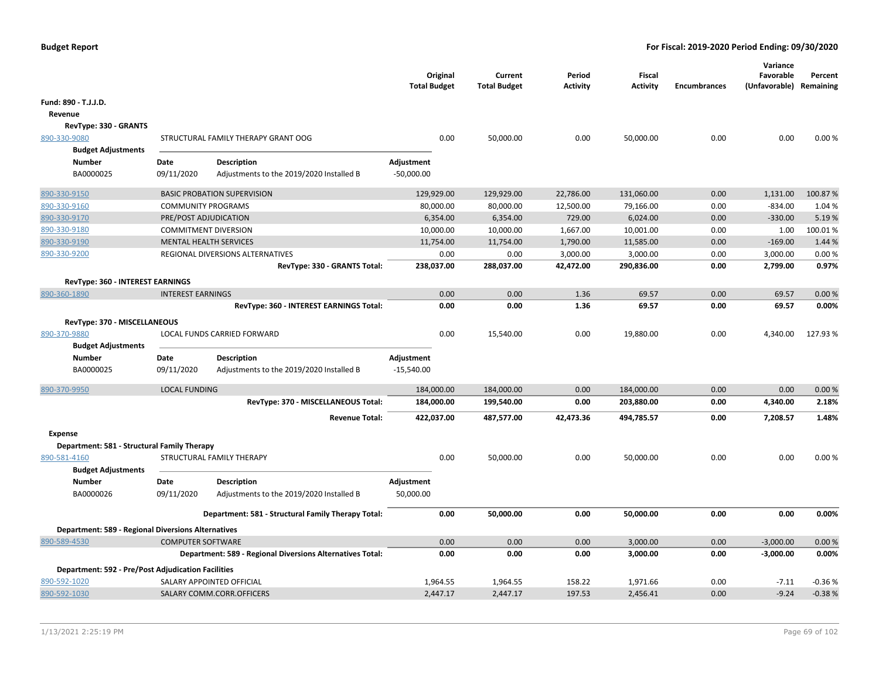**Budget Report** — For Fiscal: 2019-2020 Period Ending: 09/30/2020

| | | Original Total Budget | Current Total Budget | Period Activity | Fiscal Activity | Encumbrances | Variance Favorable (Unfavorable) | Percent Remaining |
|---|---|---|---|---|---|---|---|---|
| **Fund: 890 - T.J.J.D.** | | | | | | | | |
| **Revenue** | | | | | | | | |
| **RevType: 330 - GRANTS** | | | | | | | | |
| 890-330-9080 | STRUCTURAL FAMILY THERAPY GRANT OOG | 0.00 | 50,000.00 | 0.00 | 50,000.00 | 0.00 | 0.00 | 0.00 % |
| 890-330-9150 | BASIC PROBATION SUPERVISION | 129,929.00 | 129,929.00 | 22,786.00 | 131,060.00 | 0.00 | 1,131.00 | 100.87 % |
| 890-330-9160 | COMMUNITY PROGRAMS | 80,000.00 | 80,000.00 | 12,500.00 | 79,166.00 | 0.00 | -834.00 | 1.04 % |
| 890-330-9170 | PRE/POST ADJUDICATION | 6,354.00 | 6,354.00 | 729.00 | 6,024.00 | 0.00 | -330.00 | 5.19 % |
| 890-330-9180 | COMMITMENT DIVERSION | 10,000.00 | 10,000.00 | 1,667.00 | 10,001.00 | 0.00 | 1.00 | 100.01 % |
| 890-330-9190 | MENTAL HEALTH SERVICES | 11,754.00 | 11,754.00 | 1,790.00 | 11,585.00 | 0.00 | -169.00 | 1.44 % |
| 890-330-9200 | REGIONAL DIVERSIONS ALTERNATIVES | 0.00 | 0.00 | 3,000.00 | 3,000.00 | 0.00 | 3,000.00 | 0.00 % |
| | **RevType: 330 - GRANTS Total:** | **238,037.00** | **288,037.00** | **42,472.00** | **290,836.00** | **0.00** | **2,799.00** | **0.97%** |
| **RevType: 360 - INTEREST EARNINGS** | | | | | | | | |
| 890-360-1890 | INTEREST EARNINGS | 0.00 | 0.00 | 1.36 | 69.57 | 0.00 | 69.57 | 0.00 % |
| | **RevType: 360 - INTEREST EARNINGS Total:** | **0.00** | **0.00** | **1.36** | **69.57** | **0.00** | **69.57** | **0.00%** |
| **RevType: 370 - MISCELLANEOUS** | | | | | | | | |
| 890-370-9880 | LOCAL FUNDS CARRIED FORWARD | 0.00 | 15,540.00 | 0.00 | 19,880.00 | 0.00 | 4,340.00 | 127.93 % |
| 890-370-9950 | LOCAL FUNDING | 184,000.00 | 184,000.00 | 0.00 | 184,000.00 | 0.00 | 0.00 | 0.00 % |
| | **RevType: 370 - MISCELLANEOUS Total:** | **184,000.00** | **199,540.00** | **0.00** | **203,880.00** | **0.00** | **4,340.00** | **2.18%** |
| | **Revenue Total:** | **422,037.00** | **487,577.00** | **42,473.36** | **494,785.57** | **0.00** | **7,208.57** | **1.48%** |
| **Expense** | | | | | | | | |
| **Department: 581 - Structural Family Therapy** | | | | | | | | |
| 890-581-4160 | STRUCTURAL FAMILY THERAPY | 0.00 | 50,000.00 | 0.00 | 50,000.00 | 0.00 | 0.00 | 0.00 % |
| | **Department: 581 - Structural Family Therapy Total:** | **0.00** | **50,000.00** | **0.00** | **50,000.00** | **0.00** | **0.00** | **0.00%** |
| **Department: 589 - Regional Diversions Alternatives** | | | | | | | | |
| 890-589-4530 | COMPUTER SOFTWARE | 0.00 | 0.00 | 0.00 | 3,000.00 | 0.00 | -3,000.00 | 0.00 % |
| | **Department: 589 - Regional Diversions Alternatives Total:** | **0.00** | **0.00** | **0.00** | **3,000.00** | **0.00** | **-3,000.00** | **0.00%** |
| **Department: 592 - Pre/Post Adjudication Facilities** | | | | | | | | |
| 890-592-1020 | SALARY APPOINTED OFFICIAL | 1,964.55 | 1,964.55 | 158.22 | 1,971.66 | 0.00 | -7.11 | -0.36 % |
| 890-592-1030 | SALARY COMM.CORR.OFFICERS | 2,447.17 | 2,447.17 | 197.53 | 2,456.41 | 0.00 | -9.24 | -0.38 % |

**Budget Adjustments — 890-330-9080**

| Number | Date | Description | Adjustment |
|---|---|---|---|
| BA0000025 | 09/11/2020 | Adjustments to the 2019/2020 Installed B | -50,000.00 |

**Budget Adjustments — 890-370-9880**

| Number | Date | Description | Adjustment |
|---|---|---|---|
| BA0000025 | 09/11/2020 | Adjustments to the 2019/2020 Installed B | -15,540.00 |

**Budget Adjustments — 890-581-4160**

| Number | Date | Description | Adjustment |
|---|---|---|---|
| BA0000026 | 09/11/2020 | Adjustments to the 2019/2020 Installed B | 50,000.00 |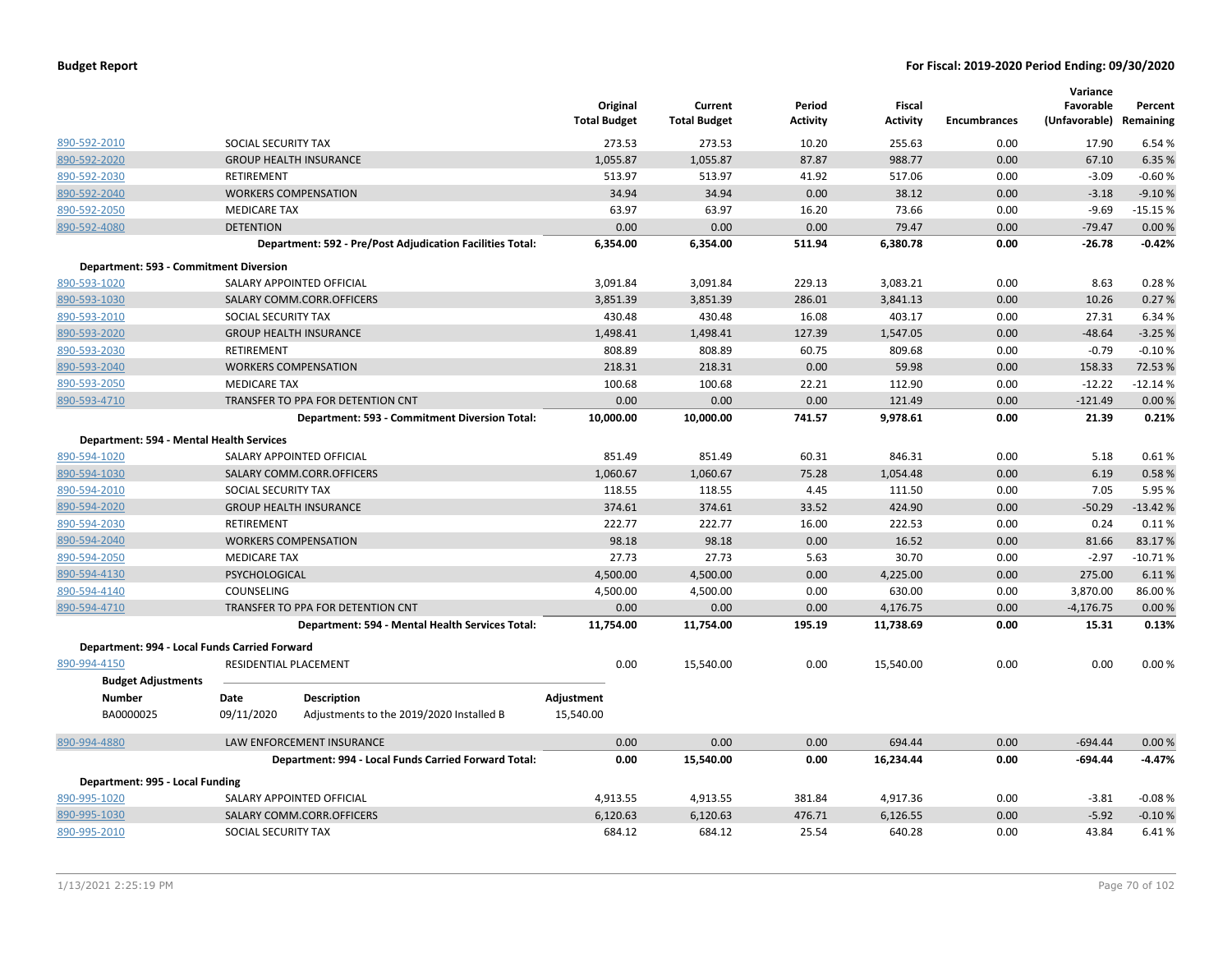| | | Original Total Budget | Current Total Budget | Period Activity | Fiscal Activity | Encumbrances | Variance Favorable (Unfavorable) | Percent Remaining |
|---|---|---|---|---|---|---|---|---|
| 890-592-2010 | SOCIAL SECURITY TAX | 273.53 | 273.53 | 10.20 | 255.63 | 0.00 | 17.90 | 6.54 % |
| 890-592-2020 | GROUP HEALTH INSURANCE | 1,055.87 | 1,055.87 | 87.87 | 988.77 | 0.00 | 67.10 | 6.35 % |
| 890-592-2030 | RETIREMENT | 513.97 | 513.97 | 41.92 | 517.06 | 0.00 | -3.09 | -0.60 % |
| 890-592-2040 | WORKERS COMPENSATION | 34.94 | 34.94 | 0.00 | 38.12 | 0.00 | -3.18 | -9.10 % |
| 890-592-2050 | MEDICARE TAX | 63.97 | 63.97 | 16.20 | 73.66 | 0.00 | -9.69 | -15.15 % |
| 890-592-4080 | DETENTION | 0.00 | 0.00 | 0.00 | 79.47 | 0.00 | -79.47 | 0.00 % |
| | **Department: 592 - Pre/Post Adjudication Facilities Total:** | **6,354.00** | **6,354.00** | **511.94** | **6,380.78** | **0.00** | **-26.78** | **-0.42%** |
| **Department: 593 - Commitment Diversion** | | | | | | | | |
| 890-593-1020 | SALARY APPOINTED OFFICIAL | 3,091.84 | 3,091.84 | 229.13 | 3,083.21 | 0.00 | 8.63 | 0.28 % |
| 890-593-1030 | SALARY COMM.CORR.OFFICERS | 3,851.39 | 3,851.39 | 286.01 | 3,841.13 | 0.00 | 10.26 | 0.27 % |
| 890-593-2010 | SOCIAL SECURITY TAX | 430.48 | 430.48 | 16.08 | 403.17 | 0.00 | 27.31 | 6.34 % |
| 890-593-2020 | GROUP HEALTH INSURANCE | 1,498.41 | 1,498.41 | 127.39 | 1,547.05 | 0.00 | -48.64 | -3.25 % |
| 890-593-2030 | RETIREMENT | 808.89 | 808.89 | 60.75 | 809.68 | 0.00 | -0.79 | -0.10 % |
| 890-593-2040 | WORKERS COMPENSATION | 218.31 | 218.31 | 0.00 | 59.98 | 0.00 | 158.33 | 72.53 % |
| 890-593-2050 | MEDICARE TAX | 100.68 | 100.68 | 22.21 | 112.90 | 0.00 | -12.22 | -12.14 % |
| 890-593-4710 | TRANSFER TO PPA FOR DETENTION CNT | 0.00 | 0.00 | 0.00 | 121.49 | 0.00 | -121.49 | 0.00 % |
| | **Department: 593 - Commitment Diversion Total:** | **10,000.00** | **10,000.00** | **741.57** | **9,978.61** | **0.00** | **21.39** | **0.21%** |
| **Department: 594 - Mental Health Services** | | | | | | | | |
| 890-594-1020 | SALARY APPOINTED OFFICIAL | 851.49 | 851.49 | 60.31 | 846.31 | 0.00 | 5.18 | 0.61 % |
| 890-594-1030 | SALARY COMM.CORR.OFFICERS | 1,060.67 | 1,060.67 | 75.28 | 1,054.48 | 0.00 | 6.19 | 0.58 % |
| 890-594-2010 | SOCIAL SECURITY TAX | 118.55 | 118.55 | 4.45 | 111.50 | 0.00 | 7.05 | 5.95 % |
| 890-594-2020 | GROUP HEALTH INSURANCE | 374.61 | 374.61 | 33.52 | 424.90 | 0.00 | -50.29 | -13.42 % |
| 890-594-2030 | RETIREMENT | 222.77 | 222.77 | 16.00 | 222.53 | 0.00 | 0.24 | 0.11 % |
| 890-594-2040 | WORKERS COMPENSATION | 98.18 | 98.18 | 0.00 | 16.52 | 0.00 | 81.66 | 83.17 % |
| 890-594-2050 | MEDICARE TAX | 27.73 | 27.73 | 5.63 | 30.70 | 0.00 | -2.97 | -10.71 % |
| 890-594-4130 | PSYCHOLOGICAL | 4,500.00 | 4,500.00 | 0.00 | 4,225.00 | 0.00 | 275.00 | 6.11 % |
| 890-594-4140 | COUNSELING | 4,500.00 | 4,500.00 | 0.00 | 630.00 | 0.00 | 3,870.00 | 86.00 % |
| 890-594-4710 | TRANSFER TO PPA FOR DETENTION CNT | 0.00 | 0.00 | 0.00 | 4,176.75 | 0.00 | -4,176.75 | 0.00 % |
| | **Department: 594 - Mental Health Services Total:** | **11,754.00** | **11,754.00** | **195.19** | **11,738.69** | **0.00** | **15.31** | **0.13%** |
| **Department: 994 - Local Funds Carried Forward** | | | | | | | | |
| 890-994-4150 | RESIDENTIAL PLACEMENT | 0.00 | 15,540.00 | 0.00 | 15,540.00 | 0.00 | 0.00 | 0.00 % |

**Budget Adjustments**

| Number | Date | Description | Adjustment |
|---|---|---|---|
| BA0000025 | 09/11/2020 | Adjustments to the 2019/2020 Installed B | 15,540.00 |

| | | Original Total Budget | Current Total Budget | Period Activity | Fiscal Activity | Encumbrances | Variance Favorable (Unfavorable) | Percent Remaining |
|---|---|---|---|---|---|---|---|---|
| 890-994-4880 | LAW ENFORCEMENT INSURANCE | 0.00 | 0.00 | 0.00 | 694.44 | 0.00 | -694.44 | 0.00 % |
| | **Department: 994 - Local Funds Carried Forward Total:** | **0.00** | **15,540.00** | **0.00** | **16,234.44** | **0.00** | **-694.44** | **-4.47%** |
| **Department: 995 - Local Funding** | | | | | | | | |
| 890-995-1020 | SALARY APPOINTED OFFICIAL | 4,913.55 | 4,913.55 | 381.84 | 4,917.36 | 0.00 | -3.81 | -0.08 % |
| 890-995-1030 | SALARY COMM.CORR.OFFICERS | 6,120.63 | 6,120.63 | 476.71 | 6,126.55 | 0.00 | -5.92 | -0.10 % |
| 890-995-2010 | SOCIAL SECURITY TAX | 684.12 | 684.12 | 25.54 | 640.28 | 0.00 | 43.84 | 6.41 % |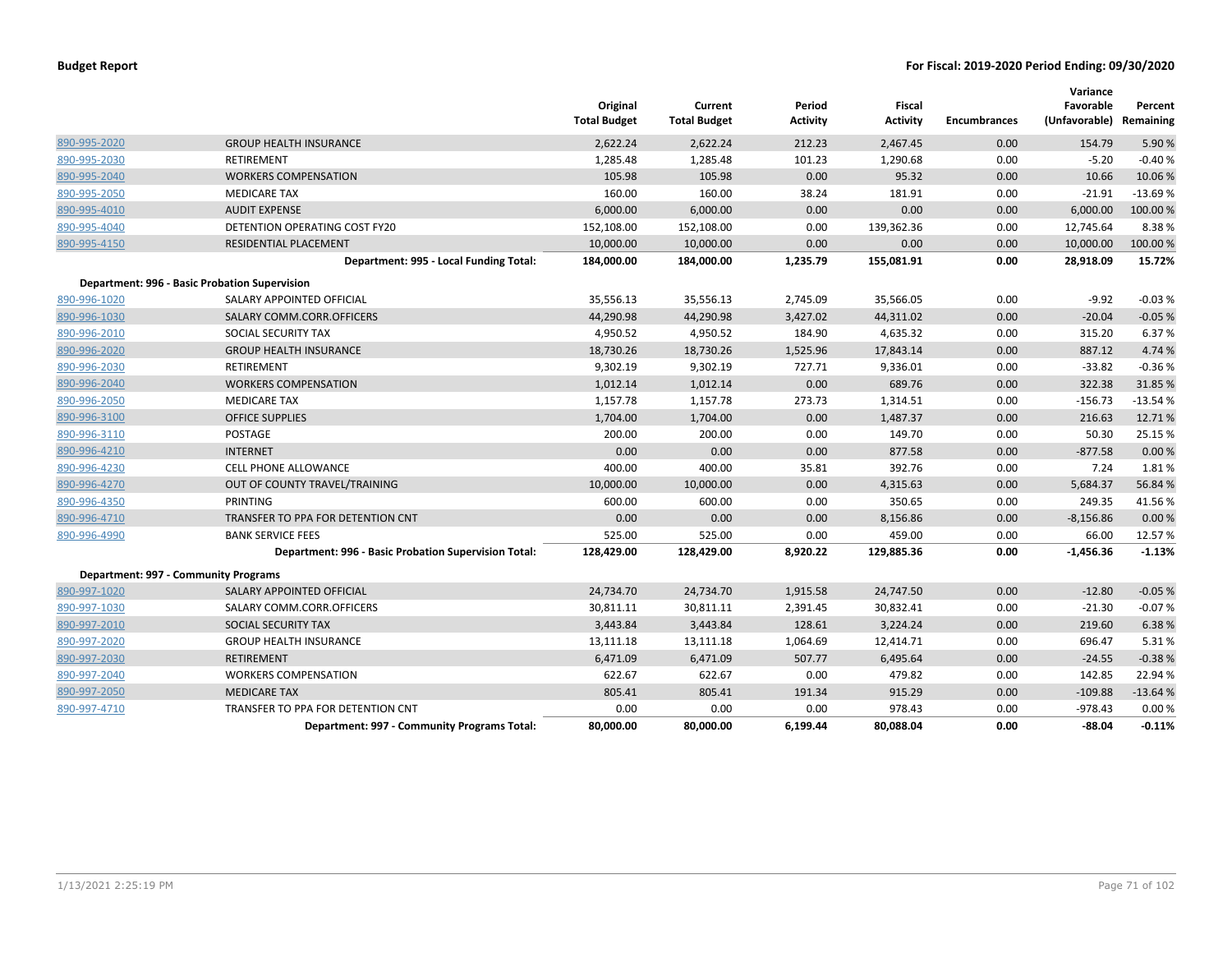**Budget Report** | **For Fiscal: 2019-2020 Period Ending: 09/30/2020**

| | | Original Total Budget | Current Total Budget | Period Activity | Fiscal Activity | Encumbrances | Variance Favorable (Unfavorable) | Percent Remaining |
|---|---|---|---|---|---|---|---|---|
| 890-995-2020 | GROUP HEALTH INSURANCE | 2,622.24 | 2,622.24 | 212.23 | 2,467.45 | 0.00 | 154.79 | 5.90 % |
| 890-995-2030 | RETIREMENT | 1,285.48 | 1,285.48 | 101.23 | 1,290.68 | 0.00 | -5.20 | -0.40 % |
| 890-995-2040 | WORKERS COMPENSATION | 105.98 | 105.98 | 0.00 | 95.32 | 0.00 | 10.66 | 10.06 % |
| 890-995-2050 | MEDICARE TAX | 160.00 | 160.00 | 38.24 | 181.91 | 0.00 | -21.91 | -13.69 % |
| 890-995-4010 | AUDIT EXPENSE | 6,000.00 | 6,000.00 | 0.00 | 0.00 | 0.00 | 6,000.00 | 100.00 % |
| 890-995-4040 | DETENTION OPERATING COST FY20 | 152,108.00 | 152,108.00 | 0.00 | 139,362.36 | 0.00 | 12,745.64 | 8.38 % |
| 890-995-4150 | RESIDENTIAL PLACEMENT | 10,000.00 | 10,000.00 | 0.00 | 0.00 | 0.00 | 10,000.00 | 100.00 % |
| | **Department: 995 - Local Funding Total:** | **184,000.00** | **184,000.00** | **1,235.79** | **155,081.91** | **0.00** | **28,918.09** | **15.72%** |
| **Department: 996 - Basic Probation Supervision** | | | | | | | | |
| 890-996-1020 | SALARY APPOINTED OFFICIAL | 35,556.13 | 35,556.13 | 2,745.09 | 35,566.05 | 0.00 | -9.92 | -0.03 % |
| 890-996-1030 | SALARY COMM.CORR.OFFICERS | 44,290.98 | 44,290.98 | 3,427.02 | 44,311.02 | 0.00 | -20.04 | -0.05 % |
| 890-996-2010 | SOCIAL SECURITY TAX | 4,950.52 | 4,950.52 | 184.90 | 4,635.32 | 0.00 | 315.20 | 6.37 % |
| 890-996-2020 | GROUP HEALTH INSURANCE | 18,730.26 | 18,730.26 | 1,525.96 | 17,843.14 | 0.00 | 887.12 | 4.74 % |
| 890-996-2030 | RETIREMENT | 9,302.19 | 9,302.19 | 727.71 | 9,336.01 | 0.00 | -33.82 | -0.36 % |
| 890-996-2040 | WORKERS COMPENSATION | 1,012.14 | 1,012.14 | 0.00 | 689.76 | 0.00 | 322.38 | 31.85 % |
| 890-996-2050 | MEDICARE TAX | 1,157.78 | 1,157.78 | 273.73 | 1,314.51 | 0.00 | -156.73 | -13.54 % |
| 890-996-3100 | OFFICE SUPPLIES | 1,704.00 | 1,704.00 | 0.00 | 1,487.37 | 0.00 | 216.63 | 12.71 % |
| 890-996-3110 | POSTAGE | 200.00 | 200.00 | 0.00 | 149.70 | 0.00 | 50.30 | 25.15 % |
| 890-996-4210 | INTERNET | 0.00 | 0.00 | 0.00 | 877.58 | 0.00 | -877.58 | 0.00 % |
| 890-996-4230 | CELL PHONE ALLOWANCE | 400.00 | 400.00 | 35.81 | 392.76 | 0.00 | 7.24 | 1.81 % |
| 890-996-4270 | OUT OF COUNTY TRAVEL/TRAINING | 10,000.00 | 10,000.00 | 0.00 | 4,315.63 | 0.00 | 5,684.37 | 56.84 % |
| 890-996-4350 | PRINTING | 600.00 | 600.00 | 0.00 | 350.65 | 0.00 | 249.35 | 41.56 % |
| 890-996-4710 | TRANSFER TO PPA FOR DETENTION CNT | 0.00 | 0.00 | 0.00 | 8,156.86 | 0.00 | -8,156.86 | 0.00 % |
| 890-996-4990 | BANK SERVICE FEES | 525.00 | 525.00 | 0.00 | 459.00 | 0.00 | 66.00 | 12.57 % |
| | **Department: 996 - Basic Probation Supervision Total:** | **128,429.00** | **128,429.00** | **8,920.22** | **129,885.36** | **0.00** | **-1,456.36** | **-1.13%** |
| **Department: 997 - Community Programs** | | | | | | | | |
| 890-997-1020 | SALARY APPOINTED OFFICIAL | 24,734.70 | 24,734.70 | 1,915.58 | 24,747.50 | 0.00 | -12.80 | -0.05 % |
| 890-997-1030 | SALARY COMM.CORR.OFFICERS | 30,811.11 | 30,811.11 | 2,391.45 | 30,832.41 | 0.00 | -21.30 | -0.07 % |
| 890-997-2010 | SOCIAL SECURITY TAX | 3,443.84 | 3,443.84 | 128.61 | 3,224.24 | 0.00 | 219.60 | 6.38 % |
| 890-997-2020 | GROUP HEALTH INSURANCE | 13,111.18 | 13,111.18 | 1,064.69 | 12,414.71 | 0.00 | 696.47 | 5.31 % |
| 890-997-2030 | RETIREMENT | 6,471.09 | 6,471.09 | 507.77 | 6,495.64 | 0.00 | -24.55 | -0.38 % |
| 890-997-2040 | WORKERS COMPENSATION | 622.67 | 622.67 | 0.00 | 479.82 | 0.00 | 142.85 | 22.94 % |
| 890-997-2050 | MEDICARE TAX | 805.41 | 805.41 | 191.34 | 915.29 | 0.00 | -109.88 | -13.64 % |
| 890-997-4710 | TRANSFER TO PPA FOR DETENTION CNT | 0.00 | 0.00 | 0.00 | 978.43 | 0.00 | -978.43 | 0.00 % |
| | **Department: 997 - Community Programs Total:** | **80,000.00** | **80,000.00** | **6,199.44** | **80,088.04** | **0.00** | **-88.04** | **-0.11%** |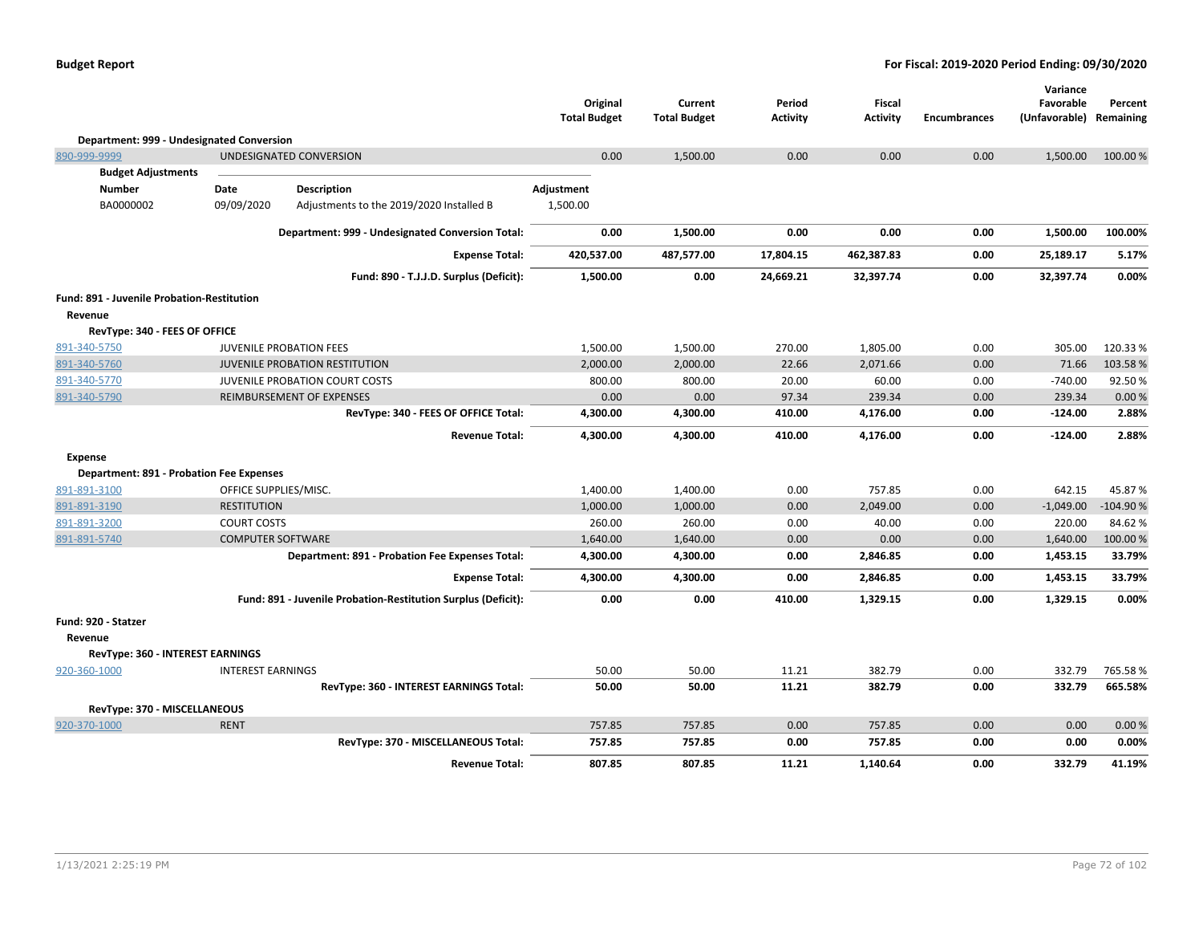| | | Original Total Budget | Current Total Budget | Period Activity | Fiscal Activity | Encumbrances | Variance Favorable (Unfavorable) | Percent Remaining |
|---|---|---|---|---|---|---|---|---|
| **Department: 999 - Undesignated Conversion** | | | | | | | | |
| 890-999-9999 | UNDESIGNATED CONVERSION | 0.00 | 1,500.00 | 0.00 | 0.00 | 0.00 | 1,500.00 | 100.00 % |

**Budget Adjustments**

| Number | Date | Description | Adjustment |
|---|---|---|---|
| BA0000002 | 09/09/2020 | Adjustments to the 2019/2020 Installed B | 1,500.00 |

| | Original Total Budget | Current Total Budget | Period Activity | Fiscal Activity | Encumbrances | Variance Favorable (Unfavorable) | Percent Remaining |
|---|---|---|---|---|---|---|---|
| **Department: 999 - Undesignated Conversion Total:** | **0.00** | **1,500.00** | **0.00** | **0.00** | **0.00** | **1,500.00** | **100.00%** |
| **Expense Total:** | **420,537.00** | **487,577.00** | **17,804.15** | **462,387.83** | **0.00** | **25,189.17** | **5.17%** |
| **Fund: 890 - T.J.J.D. Surplus (Deficit):** | **1,500.00** | **0.00** | **24,669.21** | **32,397.74** | **0.00** | **32,397.74** | **0.00%** |

**Fund: 891 - Juvenile Probation-Restitution**

**Revenue**

| | | Original Total Budget | Current Total Budget | Period Activity | Fiscal Activity | Encumbrances | Variance Favorable (Unfavorable) | Percent Remaining |
|---|---|---|---|---|---|---|---|---|
| **RevType: 340 - FEES OF OFFICE** | | | | | | | | |
| 891-340-5750 | JUVENILE PROBATION FEES | 1,500.00 | 1,500.00 | 270.00 | 1,805.00 | 0.00 | 305.00 | 120.33 % |
| 891-340-5760 | JUVENILE PROBATION RESTITUTION | 2,000.00 | 2,000.00 | 22.66 | 2,071.66 | 0.00 | 71.66 | 103.58 % |
| 891-340-5770 | JUVENILE PROBATION COURT COSTS | 800.00 | 800.00 | 20.00 | 60.00 | 0.00 | -740.00 | 92.50 % |
| 891-340-5790 | REIMBURSEMENT OF EXPENSES | 0.00 | 0.00 | 97.34 | 239.34 | 0.00 | 239.34 | 0.00 % |
| | **RevType: 340 - FEES OF OFFICE Total:** | **4,300.00** | **4,300.00** | **410.00** | **4,176.00** | **0.00** | **-124.00** | **2.88%** |
| | **Revenue Total:** | **4,300.00** | **4,300.00** | **410.00** | **4,176.00** | **0.00** | **-124.00** | **2.88%** |

**Expense**

| | | Original Total Budget | Current Total Budget | Period Activity | Fiscal Activity | Encumbrances | Variance Favorable (Unfavorable) | Percent Remaining |
|---|---|---|---|---|---|---|---|---|
| **Department: 891 - Probation Fee Expenses** | | | | | | | | |
| 891-891-3100 | OFFICE SUPPLIES/MISC. | 1,400.00 | 1,400.00 | 0.00 | 757.85 | 0.00 | 642.15 | 45.87 % |
| 891-891-3190 | RESTITUTION | 1,000.00 | 1,000.00 | 0.00 | 2,049.00 | 0.00 | -1,049.00 | -104.90 % |
| 891-891-3200 | COURT COSTS | 260.00 | 260.00 | 0.00 | 40.00 | 0.00 | 220.00 | 84.62 % |
| 891-891-5740 | COMPUTER SOFTWARE | 1,640.00 | 1,640.00 | 0.00 | 0.00 | 0.00 | 1,640.00 | 100.00 % |
| | **Department: 891 - Probation Fee Expenses Total:** | **4,300.00** | **4,300.00** | **0.00** | **2,846.85** | **0.00** | **1,453.15** | **33.79%** |
| | **Expense Total:** | **4,300.00** | **4,300.00** | **0.00** | **2,846.85** | **0.00** | **1,453.15** | **33.79%** |
| | **Fund: 891 - Juvenile Probation-Restitution Surplus (Deficit):** | **0.00** | **0.00** | **410.00** | **1,329.15** | **0.00** | **1,329.15** | **0.00%** |

**Fund: 920 - Statzer**

**Revenue**

| | | Original Total Budget | Current Total Budget | Period Activity | Fiscal Activity | Encumbrances | Variance Favorable (Unfavorable) | Percent Remaining |
|---|---|---|---|---|---|---|---|---|
| **RevType: 360 - INTEREST EARNINGS** | | | | | | | | |
| 920-360-1000 | INTEREST EARNINGS | 50.00 | 50.00 | 11.21 | 382.79 | 0.00 | 332.79 | 765.58 % |
| | **RevType: 360 - INTEREST EARNINGS Total:** | **50.00** | **50.00** | **11.21** | **382.79** | **0.00** | **332.79** | **665.58%** |
| **RevType: 370 - MISCELLANEOUS** | | | | | | | | |
| 920-370-1000 | RENT | 757.85 | 757.85 | 0.00 | 757.85 | 0.00 | 0.00 | 0.00 % |
| | **RevType: 370 - MISCELLANEOUS Total:** | **757.85** | **757.85** | **0.00** | **757.85** | **0.00** | **0.00** | **0.00%** |
| | **Revenue Total:** | **807.85** | **807.85** | **11.21** | **1,140.64** | **0.00** | **332.79** | **41.19%** |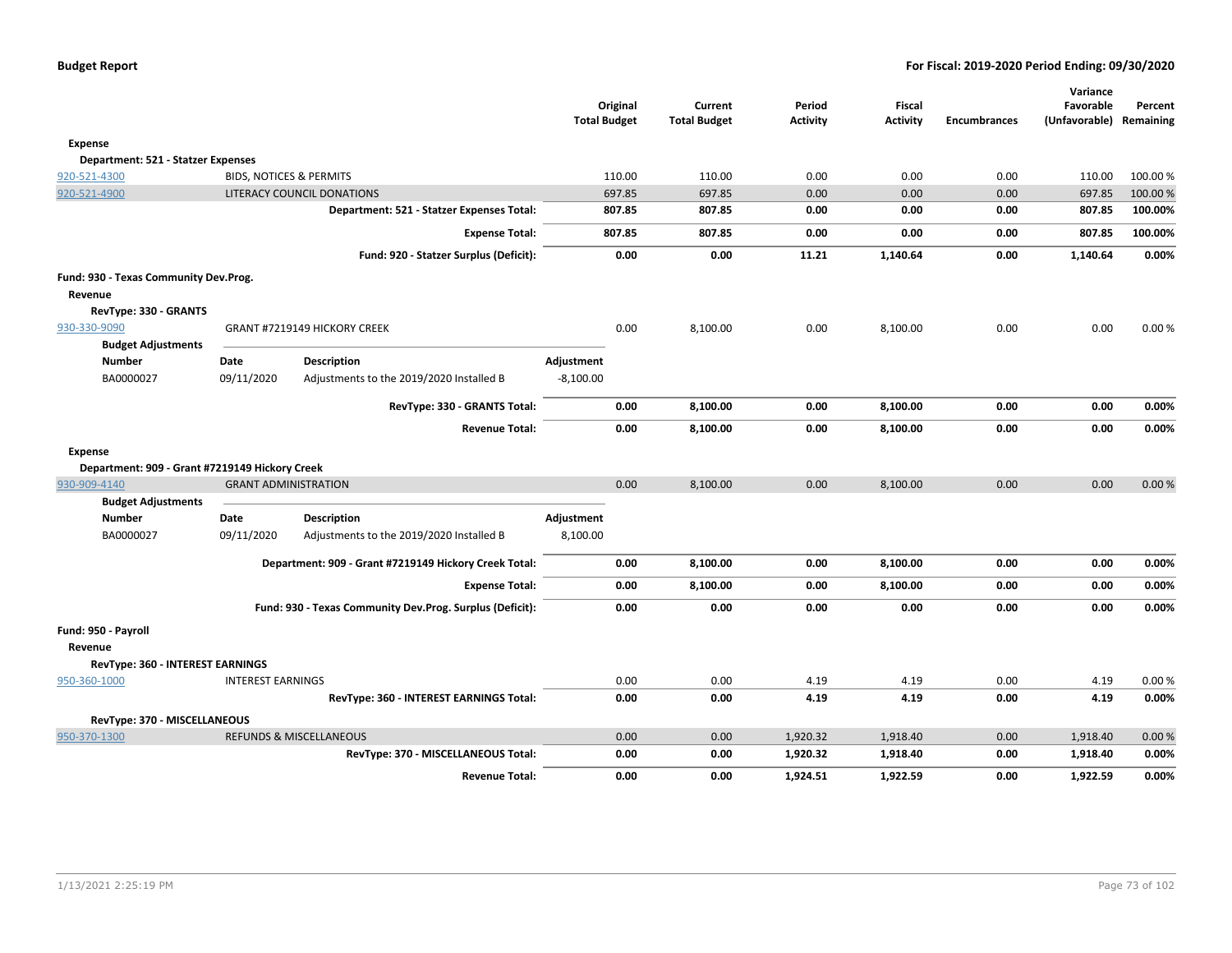| | | Original Total Budget | Current Total Budget | Period Activity | Fiscal Activity | Encumbrances | Variance Favorable (Unfavorable) | Percent Remaining |
|---|---|---|---|---|---|---|---|---|
| **Expense** | | | | | | | | |
| **Department: 521 - Statzer Expenses** | | | | | | | | |
| 920-521-4300 | BIDS, NOTICES & PERMITS | 110.00 | 110.00 | 0.00 | 0.00 | 0.00 | 110.00 | 100.00 % |
| 920-521-4900 | LITERACY COUNCIL DONATIONS | 697.85 | 697.85 | 0.00 | 0.00 | 0.00 | 697.85 | 100.00 % |
| | **Department: 521 - Statzer Expenses Total:** | **807.85** | **807.85** | **0.00** | **0.00** | **0.00** | **807.85** | **100.00%** |
| | **Expense Total:** | **807.85** | **807.85** | **0.00** | **0.00** | **0.00** | **807.85** | **100.00%** |
| | **Fund: 920 - Statzer Surplus (Deficit):** | **0.00** | **0.00** | **11.21** | **1,140.64** | **0.00** | **1,140.64** | **0.00%** |

**Fund: 930 - Texas Community Dev.Prog.**

**Revenue**

**RevType: 330 - GRANTS**

| | | Original Total Budget | Current Total Budget | Period Activity | Fiscal Activity | Encumbrances | Variance Favorable (Unfavorable) | Percent Remaining |
|---|---|---|---|---|---|---|---|---|
| 930-330-9090 | GRANT #7219149 HICKORY CREEK | 0.00 | 8,100.00 | 0.00 | 8,100.00 | 0.00 | 0.00 | 0.00 % |

**Budget Adjustments**

| Number | Date | Description | Adjustment |
|---|---|---|---|
| BA0000027 | 09/11/2020 | Adjustments to the 2019/2020 Installed B | -8,100.00 |

| | Original Total Budget | Current Total Budget | Period Activity | Fiscal Activity | Encumbrances | Variance Favorable (Unfavorable) | Percent Remaining |
|---|---|---|---|---|---|---|---|
| **RevType: 330 - GRANTS Total:** | **0.00** | **8,100.00** | **0.00** | **8,100.00** | **0.00** | **0.00** | **0.00%** |
| **Revenue Total:** | **0.00** | **8,100.00** | **0.00** | **8,100.00** | **0.00** | **0.00** | **0.00%** |

**Expense**

**Department: 909 - Grant #7219149 Hickory Creek**

| | | Original Total Budget | Current Total Budget | Period Activity | Fiscal Activity | Encumbrances | Variance Favorable (Unfavorable) | Percent Remaining |
|---|---|---|---|---|---|---|---|---|
| 930-909-4140 | GRANT ADMINISTRATION | 0.00 | 8,100.00 | 0.00 | 8,100.00 | 0.00 | 0.00 | 0.00 % |

**Budget Adjustments**

| Number | Date | Description | Adjustment |
|---|---|---|---|
| BA0000027 | 09/11/2020 | Adjustments to the 2019/2020 Installed B | 8,100.00 |

| | Original Total Budget | Current Total Budget | Period Activity | Fiscal Activity | Encumbrances | Variance Favorable (Unfavorable) | Percent Remaining |
|---|---|---|---|---|---|---|---|
| **Department: 909 - Grant #7219149 Hickory Creek Total:** | **0.00** | **8,100.00** | **0.00** | **8,100.00** | **0.00** | **0.00** | **0.00%** |
| **Expense Total:** | **0.00** | **8,100.00** | **0.00** | **8,100.00** | **0.00** | **0.00** | **0.00%** |
| **Fund: 930 - Texas Community Dev.Prog. Surplus (Deficit):** | **0.00** | **0.00** | **0.00** | **0.00** | **0.00** | **0.00** | **0.00%** |

**Fund: 950 - Payroll**

**Revenue**

| | | Original Total Budget | Current Total Budget | Period Activity | Fiscal Activity | Encumbrances | Variance Favorable (Unfavorable) | Percent Remaining |
|---|---|---|---|---|---|---|---|---|
| **RevType: 360 - INTEREST EARNINGS** | | | | | | | | |
| 950-360-1000 | INTEREST EARNINGS | 0.00 | 0.00 | 4.19 | 4.19 | 0.00 | 4.19 | 0.00 % |
| | **RevType: 360 - INTEREST EARNINGS Total:** | **0.00** | **0.00** | **4.19** | **4.19** | **0.00** | **4.19** | **0.00%** |
| **RevType: 370 - MISCELLANEOUS** | | | | | | | | |
| 950-370-1300 | REFUNDS & MISCELLANEOUS | 0.00 | 0.00 | 1,920.32 | 1,918.40 | 0.00 | 1,918.40 | 0.00 % |
| | **RevType: 370 - MISCELLANEOUS Total:** | **0.00** | **0.00** | **1,920.32** | **1,918.40** | **0.00** | **1,918.40** | **0.00%** |
| | **Revenue Total:** | **0.00** | **0.00** | **1,924.51** | **1,922.59** | **0.00** | **1,922.59** | **0.00%** |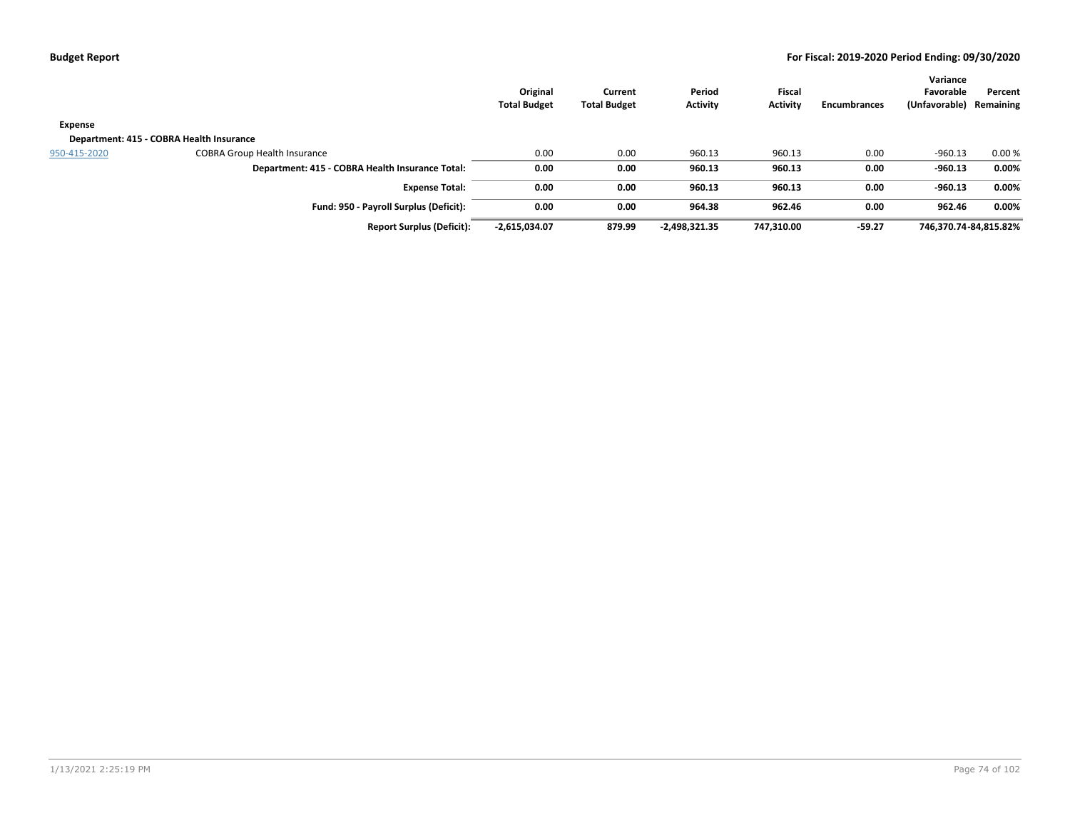**Budget Report** | **For Fiscal: 2019-2020 Period Ending: 09/30/2020**

| | | Original Total Budget | Current Total Budget | Period Activity | Fiscal Activity | Encumbrances | Variance Favorable (Unfavorable) | Percent Remaining |
|---|---|---|---|---|---|---|---|---|
| **Expense** | | | | | | | | |
| **Department: 415 - COBRA Health Insurance** | | | | | | | | |
| 950-415-2020 | COBRA Group Health Insurance | 0.00 | 0.00 | 960.13 | 960.13 | 0.00 | -960.13 | 0.00 % |
| | **Department: 415 - COBRA Health Insurance Total:** | **0.00** | **0.00** | **960.13** | **960.13** | **0.00** | **-960.13** | **0.00%** |
| | **Expense Total:** | **0.00** | **0.00** | **960.13** | **960.13** | **0.00** | **-960.13** | **0.00%** |
| | **Fund: 950 - Payroll Surplus (Deficit):** | **0.00** | **0.00** | **964.38** | **962.46** | **0.00** | **962.46** | **0.00%** |
| | **Report Surplus (Deficit):** | **-2,615,034.07** | **879.99** | **-2,498,321.35** | **747,310.00** | **-59.27** | **746,370.74** | **-84,815.82%** |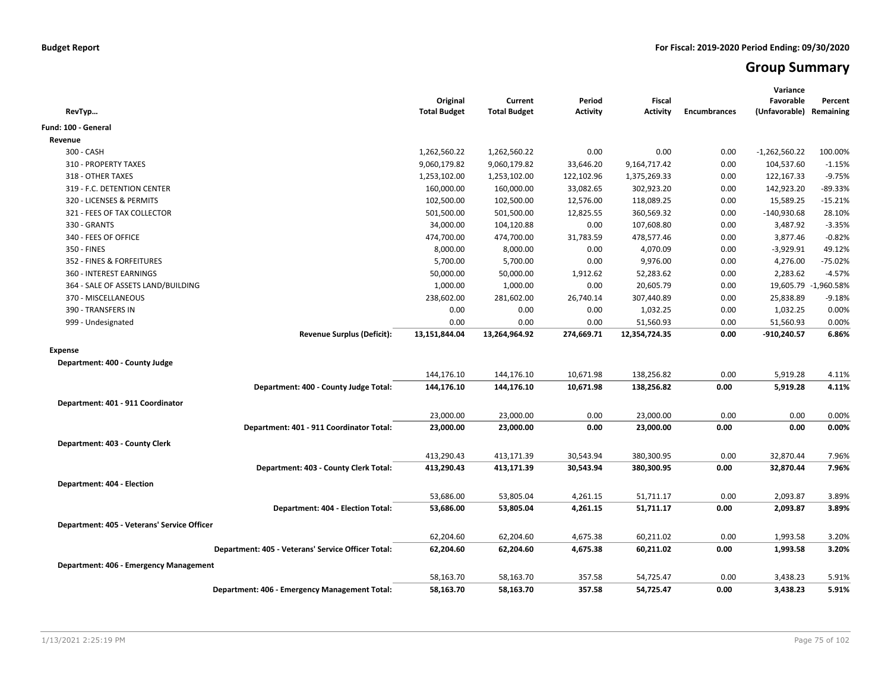**Budget Report** | **For Fiscal: 2019-2020 Period Ending: 09/30/2020**

# Group Summary

| RevTyp… | Original Total Budget | Current Total Budget | Period Activity | Fiscal Activity | Encumbrances | Variance Favorable (Unfavorable) | Percent Remaining |
|---|---|---|---|---|---|---|---|
| **Fund: 100 - General** | | | | | | | |
| **Revenue** | | | | | | | |
| 300 - CASH | 1,262,560.22 | 1,262,560.22 | 0.00 | 0.00 | 0.00 | -1,262,560.22 | 100.00% |
| 310 - PROPERTY TAXES | 9,060,179.82 | 9,060,179.82 | 33,646.20 | 9,164,717.42 | 0.00 | 104,537.60 | -1.15% |
| 318 - OTHER TAXES | 1,253,102.00 | 1,253,102.00 | 122,102.96 | 1,375,269.33 | 0.00 | 122,167.33 | -9.75% |
| 319 - F.C. DETENTION CENTER | 160,000.00 | 160,000.00 | 33,082.65 | 302,923.20 | 0.00 | 142,923.20 | -89.33% |
| 320 - LICENSES & PERMITS | 102,500.00 | 102,500.00 | 12,576.00 | 118,089.25 | 0.00 | 15,589.25 | -15.21% |
| 321 - FEES OF TAX COLLECTOR | 501,500.00 | 501,500.00 | 12,825.55 | 360,569.32 | 0.00 | -140,930.68 | 28.10% |
| 330 - GRANTS | 34,000.00 | 104,120.88 | 0.00 | 107,608.80 | 0.00 | 3,487.92 | -3.35% |
| 340 - FEES OF OFFICE | 474,700.00 | 474,700.00 | 31,783.59 | 478,577.46 | 0.00 | 3,877.46 | -0.82% |
| 350 - FINES | 8,000.00 | 8,000.00 | 0.00 | 4,070.09 | 0.00 | -3,929.91 | 49.12% |
| 352 - FINES & FORFEITURES | 5,700.00 | 5,700.00 | 0.00 | 9,976.00 | 0.00 | 4,276.00 | -75.02% |
| 360 - INTEREST EARNINGS | 50,000.00 | 50,000.00 | 1,912.62 | 52,283.62 | 0.00 | 2,283.62 | -4.57% |
| 364 - SALE OF ASSETS LAND/BUILDING | 1,000.00 | 1,000.00 | 0.00 | 20,605.79 | 0.00 | 19,605.79 | -1,960.58% |
| 370 - MISCELLANEOUS | 238,602.00 | 281,602.00 | 26,740.14 | 307,440.89 | 0.00 | 25,838.89 | -9.18% |
| 390 - TRANSFERS IN | 0.00 | 0.00 | 0.00 | 1,032.25 | 0.00 | 1,032.25 | 0.00% |
| 999 - Undesignated | 0.00 | 0.00 | 0.00 | 51,560.93 | 0.00 | 51,560.93 | 0.00% |
| **Revenue Surplus (Deficit):** | **13,151,844.04** | **13,264,964.92** | **274,669.71** | **12,354,724.35** | **0.00** | **-910,240.57** | **6.86%** |
| **Expense** | | | | | | | |
| **Department: 400 - County Judge** | | | | | | | |
| | 144,176.10 | 144,176.10 | 10,671.98 | 138,256.82 | 0.00 | 5,919.28 | 4.11% |
| **Department: 400 - County Judge Total:** | **144,176.10** | **144,176.10** | **10,671.98** | **138,256.82** | **0.00** | **5,919.28** | **4.11%** |
| **Department: 401 - 911 Coordinator** | | | | | | | |
| | 23,000.00 | 23,000.00 | 0.00 | 23,000.00 | 0.00 | 0.00 | 0.00% |
| **Department: 401 - 911 Coordinator Total:** | **23,000.00** | **23,000.00** | **0.00** | **23,000.00** | **0.00** | **0.00** | **0.00%** |
| **Department: 403 - County Clerk** | | | | | | | |
| | 413,290.43 | 413,171.39 | 30,543.94 | 380,300.95 | 0.00 | 32,870.44 | 7.96% |
| **Department: 403 - County Clerk Total:** | **413,290.43** | **413,171.39** | **30,543.94** | **380,300.95** | **0.00** | **32,870.44** | **7.96%** |
| **Department: 404 - Election** | | | | | | | |
| | 53,686.00 | 53,805.04 | 4,261.15 | 51,711.17 | 0.00 | 2,093.87 | 3.89% |
| **Department: 404 - Election Total:** | **53,686.00** | **53,805.04** | **4,261.15** | **51,711.17** | **0.00** | **2,093.87** | **3.89%** |
| **Department: 405 - Veterans' Service Officer** | | | | | | | |
| | 62,204.60 | 62,204.60 | 4,675.38 | 60,211.02 | 0.00 | 1,993.58 | 3.20% |
| **Department: 405 - Veterans' Service Officer Total:** | **62,204.60** | **62,204.60** | **4,675.38** | **60,211.02** | **0.00** | **1,993.58** | **3.20%** |
| **Department: 406 - Emergency Management** | | | | | | | |
| | 58,163.70 | 58,163.70 | 357.58 | 54,725.47 | 0.00 | 3,438.23 | 5.91% |
| **Department: 406 - Emergency Management Total:** | **58,163.70** | **58,163.70** | **357.58** | **54,725.47** | **0.00** | **3,438.23** | **5.91%** |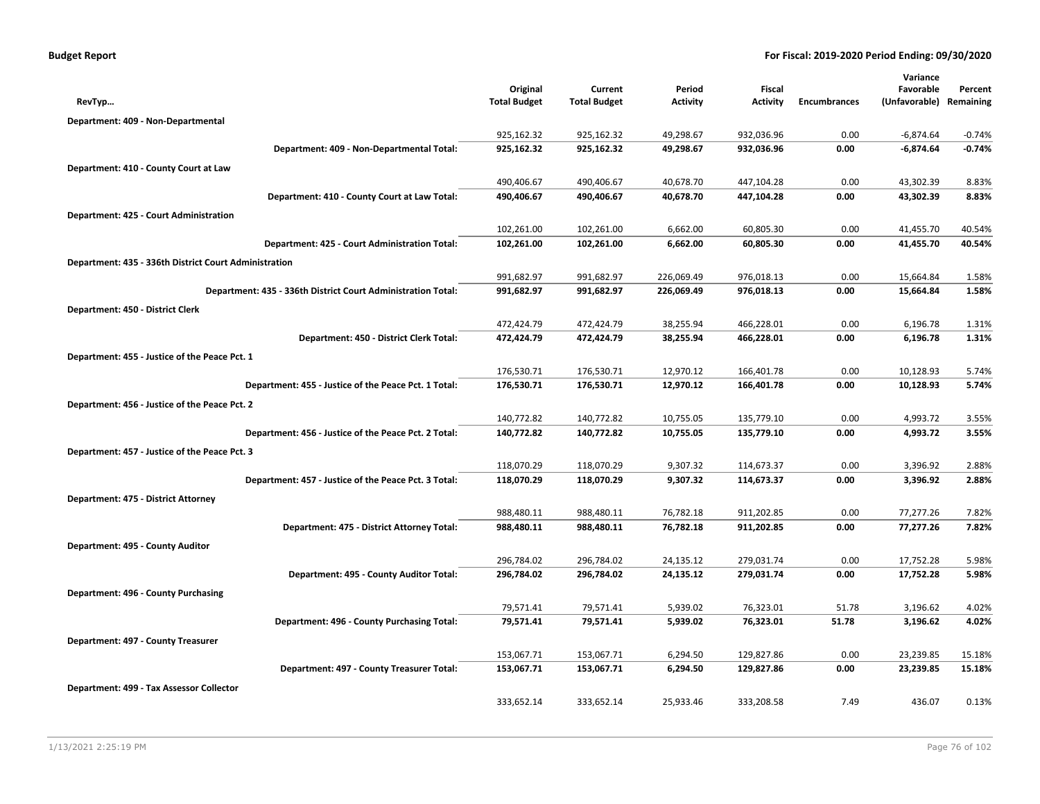**Budget Report** **For Fiscal: 2019-2020 Period Ending: 09/30/2020**

| RevTyp… | Original Total Budget | Current Total Budget | Period Activity | Fiscal Activity | Encumbrances | Variance Favorable (Unfavorable) | Percent Remaining |
|---|---|---|---|---|---|---|---|
| **Department: 409 - Non-Departmental** | | | | | | | |
| | 925,162.32 | 925,162.32 | 49,298.67 | 932,036.96 | 0.00 | -6,874.64 | -0.74% |
| **Department: 409 - Non-Departmental Total:** | **925,162.32** | **925,162.32** | **49,298.67** | **932,036.96** | **0.00** | **-6,874.64** | **-0.74%** |
| **Department: 410 - County Court at Law** | | | | | | | |
| | 490,406.67 | 490,406.67 | 40,678.70 | 447,104.28 | 0.00 | 43,302.39 | 8.83% |
| **Department: 410 - County Court at Law Total:** | **490,406.67** | **490,406.67** | **40,678.70** | **447,104.28** | **0.00** | **43,302.39** | **8.83%** |
| **Department: 425 - Court Administration** | | | | | | | |
| | 102,261.00 | 102,261.00 | 6,662.00 | 60,805.30 | 0.00 | 41,455.70 | 40.54% |
| **Department: 425 - Court Administration Total:** | **102,261.00** | **102,261.00** | **6,662.00** | **60,805.30** | **0.00** | **41,455.70** | **40.54%** |
| **Department: 435 - 336th District Court Administration** | | | | | | | |
| | 991,682.97 | 991,682.97 | 226,069.49 | 976,018.13 | 0.00 | 15,664.84 | 1.58% |
| **Department: 435 - 336th District Court Administration Total:** | **991,682.97** | **991,682.97** | **226,069.49** | **976,018.13** | **0.00** | **15,664.84** | **1.58%** |
| **Department: 450 - District Clerk** | | | | | | | |
| | 472,424.79 | 472,424.79 | 38,255.94 | 466,228.01 | 0.00 | 6,196.78 | 1.31% |
| **Department: 450 - District Clerk Total:** | **472,424.79** | **472,424.79** | **38,255.94** | **466,228.01** | **0.00** | **6,196.78** | **1.31%** |
| **Department: 455 - Justice of the Peace Pct. 1** | | | | | | | |
| | 176,530.71 | 176,530.71 | 12,970.12 | 166,401.78 | 0.00 | 10,128.93 | 5.74% |
| **Department: 455 - Justice of the Peace Pct. 1 Total:** | **176,530.71** | **176,530.71** | **12,970.12** | **166,401.78** | **0.00** | **10,128.93** | **5.74%** |
| **Department: 456 - Justice of the Peace Pct. 2** | | | | | | | |
| | 140,772.82 | 140,772.82 | 10,755.05 | 135,779.10 | 0.00 | 4,993.72 | 3.55% |
| **Department: 456 - Justice of the Peace Pct. 2 Total:** | **140,772.82** | **140,772.82** | **10,755.05** | **135,779.10** | **0.00** | **4,993.72** | **3.55%** |
| **Department: 457 - Justice of the Peace Pct. 3** | | | | | | | |
| | 118,070.29 | 118,070.29 | 9,307.32 | 114,673.37 | 0.00 | 3,396.92 | 2.88% |
| **Department: 457 - Justice of the Peace Pct. 3 Total:** | **118,070.29** | **118,070.29** | **9,307.32** | **114,673.37** | **0.00** | **3,396.92** | **2.88%** |
| **Department: 475 - District Attorney** | | | | | | | |
| | 988,480.11 | 988,480.11 | 76,782.18 | 911,202.85 | 0.00 | 77,277.26 | 7.82% |
| **Department: 475 - District Attorney Total:** | **988,480.11** | **988,480.11** | **76,782.18** | **911,202.85** | **0.00** | **77,277.26** | **7.82%** |
| **Department: 495 - County Auditor** | | | | | | | |
| | 296,784.02 | 296,784.02 | 24,135.12 | 279,031.74 | 0.00 | 17,752.28 | 5.98% |
| **Department: 495 - County Auditor Total:** | **296,784.02** | **296,784.02** | **24,135.12** | **279,031.74** | **0.00** | **17,752.28** | **5.98%** |
| **Department: 496 - County Purchasing** | | | | | | | |
| | 79,571.41 | 79,571.41 | 5,939.02 | 76,323.01 | 51.78 | 3,196.62 | 4.02% |
| **Department: 496 - County Purchasing Total:** | **79,571.41** | **79,571.41** | **5,939.02** | **76,323.01** | **51.78** | **3,196.62** | **4.02%** |
| **Department: 497 - County Treasurer** | | | | | | | |
| | 153,067.71 | 153,067.71 | 6,294.50 | 129,827.86 | 0.00 | 23,239.85 | 15.18% |
| **Department: 497 - County Treasurer Total:** | **153,067.71** | **153,067.71** | **6,294.50** | **129,827.86** | **0.00** | **23,239.85** | **15.18%** |
| **Department: 499 - Tax Assessor Collector** | | | | | | | |
| | 333,652.14 | 333,652.14 | 25,933.46 | 333,208.58 | 7.49 | 436.07 | 0.13% |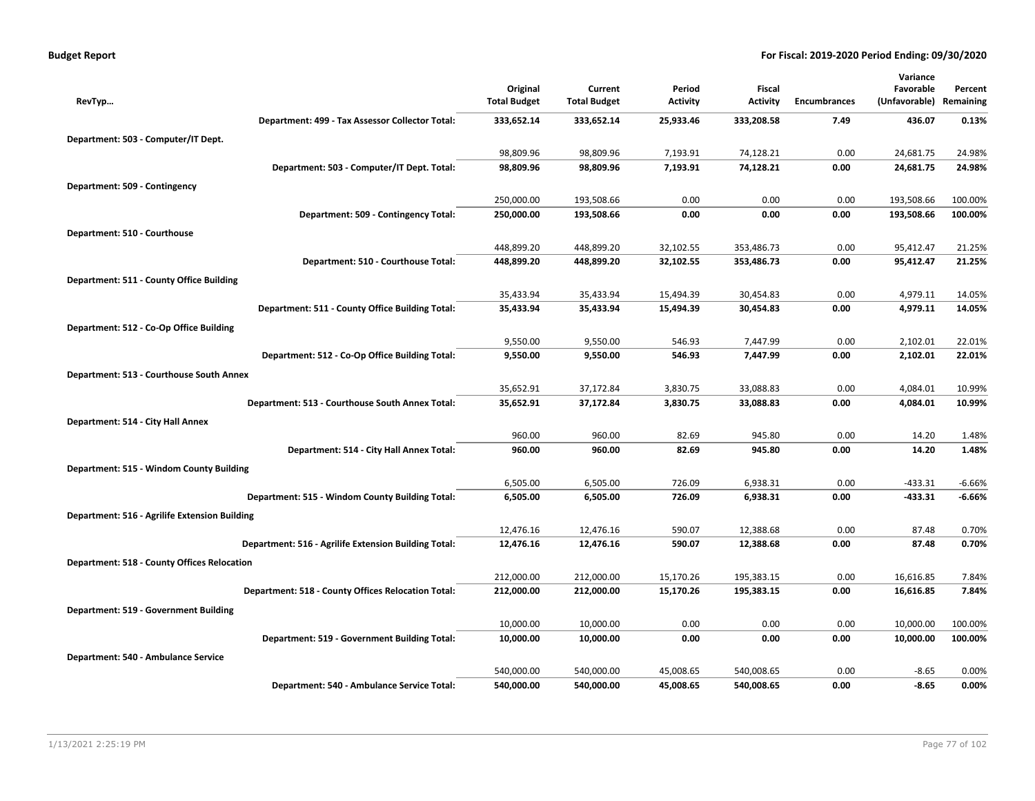**Budget Report** **For Fiscal: 2019-2020 Period Ending: 09/30/2020**

| RevTyp... | Original Total Budget | Current Total Budget | Period Activity | Fiscal Activity | Encumbrances | Variance Favorable (Unfavorable) | Percent Remaining |
|---|---|---|---|---|---|---|---|
| **Department: 499 - Tax Assessor Collector Total:** | **333,652.14** | **333,652.14** | **25,933.46** | **333,208.58** | **7.49** | **436.07** | **0.13%** |
| **Department: 503 - Computer/IT Dept.** | | | | | | | |
| | 98,809.96 | 98,809.96 | 7,193.91 | 74,128.21 | 0.00 | 24,681.75 | 24.98% |
| **Department: 503 - Computer/IT Dept. Total:** | **98,809.96** | **98,809.96** | **7,193.91** | **74,128.21** | **0.00** | **24,681.75** | **24.98%** |
| **Department: 509 - Contingency** | | | | | | | |
| | 250,000.00 | 193,508.66 | 0.00 | 0.00 | 0.00 | 193,508.66 | 100.00% |
| **Department: 509 - Contingency Total:** | **250,000.00** | **193,508.66** | **0.00** | **0.00** | **0.00** | **193,508.66** | **100.00%** |
| **Department: 510 - Courthouse** | | | | | | | |
| | 448,899.20 | 448,899.20 | 32,102.55 | 353,486.73 | 0.00 | 95,412.47 | 21.25% |
| **Department: 510 - Courthouse Total:** | **448,899.20** | **448,899.20** | **32,102.55** | **353,486.73** | **0.00** | **95,412.47** | **21.25%** |
| **Department: 511 - County Office Building** | | | | | | | |
| | 35,433.94 | 35,433.94 | 15,494.39 | 30,454.83 | 0.00 | 4,979.11 | 14.05% |
| **Department: 511 - County Office Building Total:** | **35,433.94** | **35,433.94** | **15,494.39** | **30,454.83** | **0.00** | **4,979.11** | **14.05%** |
| **Department: 512 - Co-Op Office Building** | | | | | | | |
| | 9,550.00 | 9,550.00 | 546.93 | 7,447.99 | 0.00 | 2,102.01 | 22.01% |
| **Department: 512 - Co-Op Office Building Total:** | **9,550.00** | **9,550.00** | **546.93** | **7,447.99** | **0.00** | **2,102.01** | **22.01%** |
| **Department: 513 - Courthouse South Annex** | | | | | | | |
| | 35,652.91 | 37,172.84 | 3,830.75 | 33,088.83 | 0.00 | 4,084.01 | 10.99% |
| **Department: 513 - Courthouse South Annex Total:** | **35,652.91** | **37,172.84** | **3,830.75** | **33,088.83** | **0.00** | **4,084.01** | **10.99%** |
| **Department: 514 - City Hall Annex** | | | | | | | |
| | 960.00 | 960.00 | 82.69 | 945.80 | 0.00 | 14.20 | 1.48% |
| **Department: 514 - City Hall Annex Total:** | **960.00** | **960.00** | **82.69** | **945.80** | **0.00** | **14.20** | **1.48%** |
| **Department: 515 - Windom County Building** | | | | | | | |
| | 6,505.00 | 6,505.00 | 726.09 | 6,938.31 | 0.00 | -433.31 | -6.66% |
| **Department: 515 - Windom County Building Total:** | **6,505.00** | **6,505.00** | **726.09** | **6,938.31** | **0.00** | **-433.31** | **-6.66%** |
| **Department: 516 - Agrilife Extension Building** | | | | | | | |
| | 12,476.16 | 12,476.16 | 590.07 | 12,388.68 | 0.00 | 87.48 | 0.70% |
| **Department: 516 - Agrilife Extension Building Total:** | **12,476.16** | **12,476.16** | **590.07** | **12,388.68** | **0.00** | **87.48** | **0.70%** |
| **Department: 518 - County Offices Relocation** | | | | | | | |
| | 212,000.00 | 212,000.00 | 15,170.26 | 195,383.15 | 0.00 | 16,616.85 | 7.84% |
| **Department: 518 - County Offices Relocation Total:** | **212,000.00** | **212,000.00** | **15,170.26** | **195,383.15** | **0.00** | **16,616.85** | **7.84%** |
| **Department: 519 - Government Building** | | | | | | | |
| | 10,000.00 | 10,000.00 | 0.00 | 0.00 | 0.00 | 10,000.00 | 100.00% |
| **Department: 519 - Government Building Total:** | **10,000.00** | **10,000.00** | **0.00** | **0.00** | **0.00** | **10,000.00** | **100.00%** |
| **Department: 540 - Ambulance Service** | | | | | | | |
| | 540,000.00 | 540,000.00 | 45,008.65 | 540,008.65 | 0.00 | -8.65 | 0.00% |
| **Department: 540 - Ambulance Service Total:** | **540,000.00** | **540,000.00** | **45,008.65** | **540,008.65** | **0.00** | **-8.65** | **0.00%** |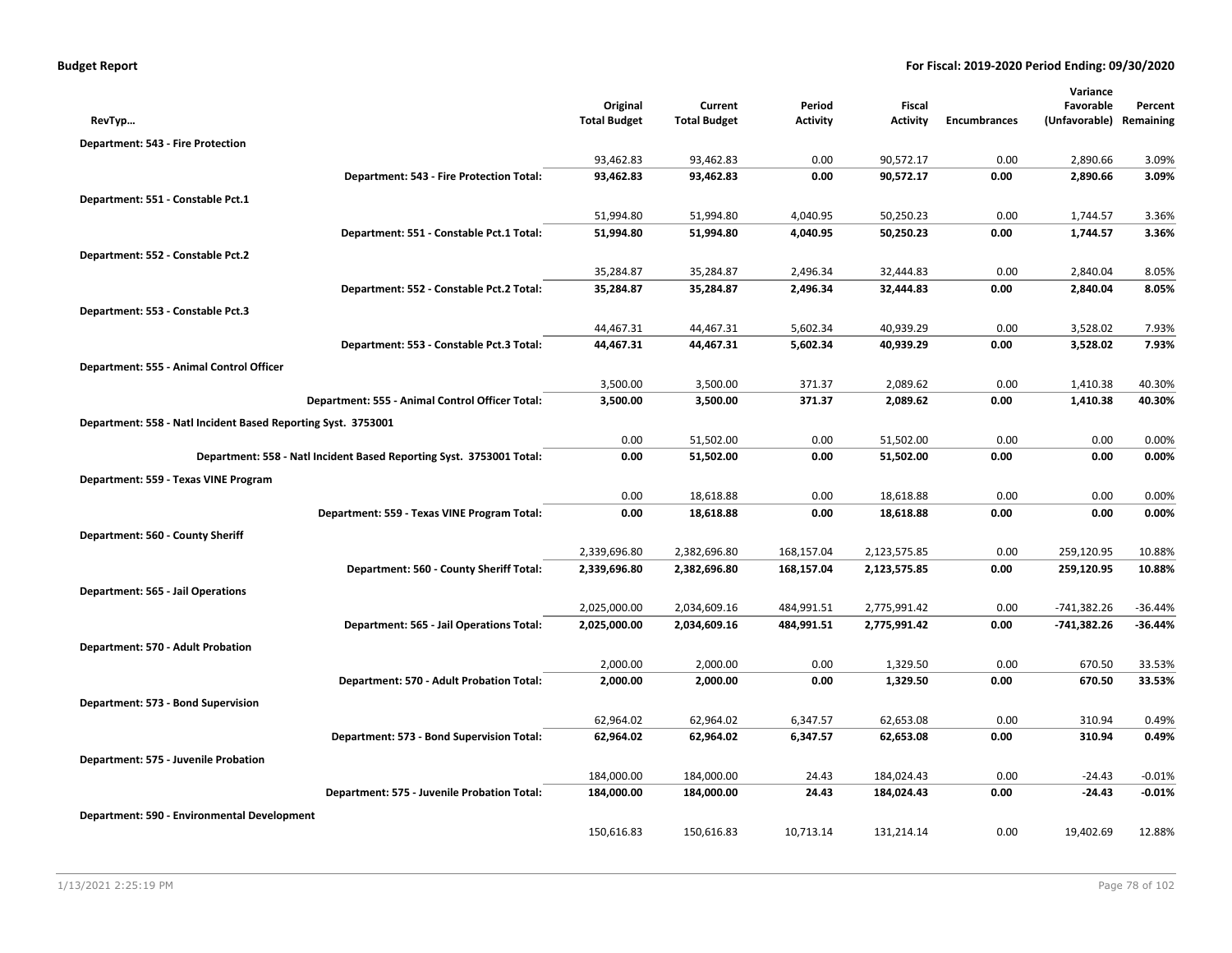**Budget Report** — For Fiscal: 2019-2020 Period Ending: 09/30/2020

| RevTyp… | Original Total Budget | Current Total Budget | Period Activity | Fiscal Activity | Encumbrances | Variance Favorable (Unfavorable) | Percent Remaining |
|---|---|---|---|---|---|---|---|
| **Department: 543 - Fire Protection** | | | | | | | |
| | 93,462.83 | 93,462.83 | 0.00 | 90,572.17 | 0.00 | 2,890.66 | 3.09% |
| **Department: 543 - Fire Protection Total:** | **93,462.83** | **93,462.83** | **0.00** | **90,572.17** | **0.00** | **2,890.66** | **3.09%** |
| **Department: 551 - Constable Pct.1** | | | | | | | |
| | 51,994.80 | 51,994.80 | 4,040.95 | 50,250.23 | 0.00 | 1,744.57 | 3.36% |
| **Department: 551 - Constable Pct.1 Total:** | **51,994.80** | **51,994.80** | **4,040.95** | **50,250.23** | **0.00** | **1,744.57** | **3.36%** |
| **Department: 552 - Constable Pct.2** | | | | | | | |
| | 35,284.87 | 35,284.87 | 2,496.34 | 32,444.83 | 0.00 | 2,840.04 | 8.05% |
| **Department: 552 - Constable Pct.2 Total:** | **35,284.87** | **35,284.87** | **2,496.34** | **32,444.83** | **0.00** | **2,840.04** | **8.05%** |
| **Department: 553 - Constable Pct.3** | | | | | | | |
| | 44,467.31 | 44,467.31 | 5,602.34 | 40,939.29 | 0.00 | 3,528.02 | 7.93% |
| **Department: 553 - Constable Pct.3 Total:** | **44,467.31** | **44,467.31** | **5,602.34** | **40,939.29** | **0.00** | **3,528.02** | **7.93%** |
| **Department: 555 - Animal Control Officer** | | | | | | | |
| | 3,500.00 | 3,500.00 | 371.37 | 2,089.62 | 0.00 | 1,410.38 | 40.30% |
| **Department: 555 - Animal Control Officer Total:** | **3,500.00** | **3,500.00** | **371.37** | **2,089.62** | **0.00** | **1,410.38** | **40.30%** |
| **Department: 558 - Natl Incident Based Reporting Syst. 3753001** | | | | | | | |
| | 0.00 | 51,502.00 | 0.00 | 51,502.00 | 0.00 | 0.00 | 0.00% |
| **Department: 558 - Natl Incident Based Reporting Syst. 3753001 Total:** | **0.00** | **51,502.00** | **0.00** | **51,502.00** | **0.00** | **0.00** | **0.00%** |
| **Department: 559 - Texas VINE Program** | | | | | | | |
| | 0.00 | 18,618.88 | 0.00 | 18,618.88 | 0.00 | 0.00 | 0.00% |
| **Department: 559 - Texas VINE Program Total:** | **0.00** | **18,618.88** | **0.00** | **18,618.88** | **0.00** | **0.00** | **0.00%** |
| **Department: 560 - County Sheriff** | | | | | | | |
| | 2,339,696.80 | 2,382,696.80 | 168,157.04 | 2,123,575.85 | 0.00 | 259,120.95 | 10.88% |
| **Department: 560 - County Sheriff Total:** | **2,339,696.80** | **2,382,696.80** | **168,157.04** | **2,123,575.85** | **0.00** | **259,120.95** | **10.88%** |
| **Department: 565 - Jail Operations** | | | | | | | |
| | 2,025,000.00 | 2,034,609.16 | 484,991.51 | 2,775,991.42 | 0.00 | -741,382.26 | -36.44% |
| **Department: 565 - Jail Operations Total:** | **2,025,000.00** | **2,034,609.16** | **484,991.51** | **2,775,991.42** | **0.00** | **-741,382.26** | **-36.44%** |
| **Department: 570 - Adult Probation** | | | | | | | |
| | 2,000.00 | 2,000.00 | 0.00 | 1,329.50 | 0.00 | 670.50 | 33.53% |
| **Department: 570 - Adult Probation Total:** | **2,000.00** | **2,000.00** | **0.00** | **1,329.50** | **0.00** | **670.50** | **33.53%** |
| **Department: 573 - Bond Supervision** | | | | | | | |
| | 62,964.02 | 62,964.02 | 6,347.57 | 62,653.08 | 0.00 | 310.94 | 0.49% |
| **Department: 573 - Bond Supervision Total:** | **62,964.02** | **62,964.02** | **6,347.57** | **62,653.08** | **0.00** | **310.94** | **0.49%** |
| **Department: 575 - Juvenile Probation** | | | | | | | |
| | 184,000.00 | 184,000.00 | 24.43 | 184,024.43 | 0.00 | -24.43 | -0.01% |
| **Department: 575 - Juvenile Probation Total:** | **184,000.00** | **184,000.00** | **24.43** | **184,024.43** | **0.00** | **-24.43** | **-0.01%** |
| **Department: 590 - Environmental Development** | | | | | | | |
| | 150,616.83 | 150,616.83 | 10,713.14 | 131,214.14 | 0.00 | 19,402.69 | 12.88% |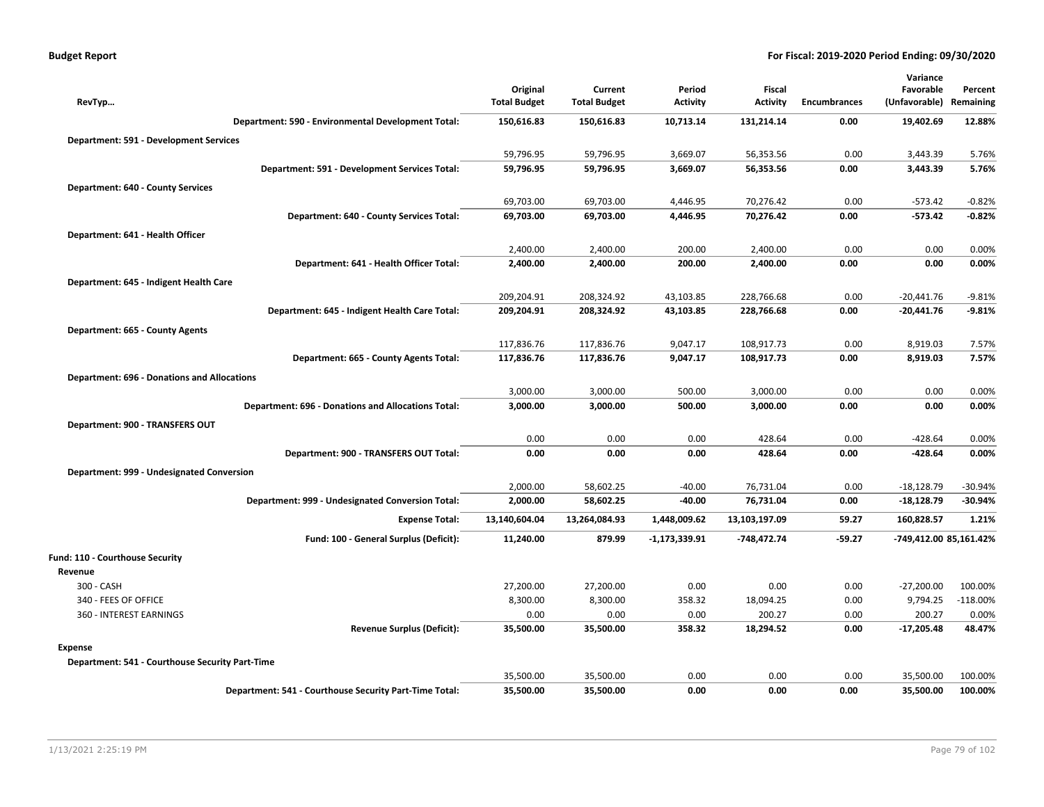**Budget Report** — **For Fiscal: 2019-2020 Period Ending: 09/30/2020**

| RevTyp… | Original Total Budget | Current Total Budget | Period Activity | Fiscal Activity | Encumbrances | Variance Favorable (Unfavorable) | Percent Remaining |
|---|---|---|---|---|---|---|---|
| **Department: 590 - Environmental Development Total:** | **150,616.83** | **150,616.83** | **10,713.14** | **131,214.14** | **0.00** | **19,402.69** | **12.88%** |
| **Department: 591 - Development Services** | | | | | | | |
| | 59,796.95 | 59,796.95 | 3,669.07 | 56,353.56 | 0.00 | 3,443.39 | 5.76% |
| **Department: 591 - Development Services Total:** | **59,796.95** | **59,796.95** | **3,669.07** | **56,353.56** | **0.00** | **3,443.39** | **5.76%** |
| **Department: 640 - County Services** | | | | | | | |
| | 69,703.00 | 69,703.00 | 4,446.95 | 70,276.42 | 0.00 | -573.42 | -0.82% |
| **Department: 640 - County Services Total:** | **69,703.00** | **69,703.00** | **4,446.95** | **70,276.42** | **0.00** | **-573.42** | **-0.82%** |
| **Department: 641 - Health Officer** | | | | | | | |
| | 2,400.00 | 2,400.00 | 200.00 | 2,400.00 | 0.00 | 0.00 | 0.00% |
| **Department: 641 - Health Officer Total:** | **2,400.00** | **2,400.00** | **200.00** | **2,400.00** | **0.00** | **0.00** | **0.00%** |
| **Department: 645 - Indigent Health Care** | | | | | | | |
| | 209,204.91 | 208,324.92 | 43,103.85 | 228,766.68 | 0.00 | -20,441.76 | -9.81% |
| **Department: 645 - Indigent Health Care Total:** | **209,204.91** | **208,324.92** | **43,103.85** | **228,766.68** | **0.00** | **-20,441.76** | **-9.81%** |
| **Department: 665 - County Agents** | | | | | | | |
| | 117,836.76 | 117,836.76 | 9,047.17 | 108,917.73 | 0.00 | 8,919.03 | 7.57% |
| **Department: 665 - County Agents Total:** | **117,836.76** | **117,836.76** | **9,047.17** | **108,917.73** | **0.00** | **8,919.03** | **7.57%** |
| **Department: 696 - Donations and Allocations** | | | | | | | |
| | 3,000.00 | 3,000.00 | 500.00 | 3,000.00 | 0.00 | 0.00 | 0.00% |
| **Department: 696 - Donations and Allocations Total:** | **3,000.00** | **3,000.00** | **500.00** | **3,000.00** | **0.00** | **0.00** | **0.00%** |
| **Department: 900 - TRANSFERS OUT** | | | | | | | |
| | 0.00 | 0.00 | 0.00 | 428.64 | 0.00 | -428.64 | 0.00% |
| **Department: 900 - TRANSFERS OUT Total:** | **0.00** | **0.00** | **0.00** | **428.64** | **0.00** | **-428.64** | **0.00%** |
| **Department: 999 - Undesignated Conversion** | | | | | | | |
| | 2,000.00 | 58,602.25 | -40.00 | 76,731.04 | 0.00 | -18,128.79 | -30.94% |
| **Department: 999 - Undesignated Conversion Total:** | **2,000.00** | **58,602.25** | **-40.00** | **76,731.04** | **0.00** | **-18,128.79** | **-30.94%** |
| **Expense Total:** | **13,140,604.04** | **13,264,084.93** | **1,448,009.62** | **13,103,197.09** | **59.27** | **160,828.57** | **1.21%** |
| **Fund: 100 - General Surplus (Deficit):** | **11,240.00** | **879.99** | **-1,173,339.91** | **-748,472.74** | **-59.27** | **-749,412.00** | **85,161.42%** |
| **Fund: 110 - Courthouse Security** | | | | | | | |
| **Revenue** | | | | | | | |
| 300 - CASH | 27,200.00 | 27,200.00 | 0.00 | 0.00 | 0.00 | -27,200.00 | 100.00% |
| 340 - FEES OF OFFICE | 8,300.00 | 8,300.00 | 358.32 | 18,094.25 | 0.00 | 9,794.25 | -118.00% |
| 360 - INTEREST EARNINGS | 0.00 | 0.00 | 0.00 | 200.27 | 0.00 | 200.27 | 0.00% |
| **Revenue Surplus (Deficit):** | **35,500.00** | **35,500.00** | **358.32** | **18,294.52** | **0.00** | **-17,205.48** | **48.47%** |
| **Expense** | | | | | | | |
| **Department: 541 - Courthouse Security Part-Time** | | | | | | | |
| | 35,500.00 | 35,500.00 | 0.00 | 0.00 | 0.00 | 35,500.00 | 100.00% |
| **Department: 541 - Courthouse Security Part-Time Total:** | **35,500.00** | **35,500.00** | **0.00** | **0.00** | **0.00** | **35,500.00** | **100.00%** |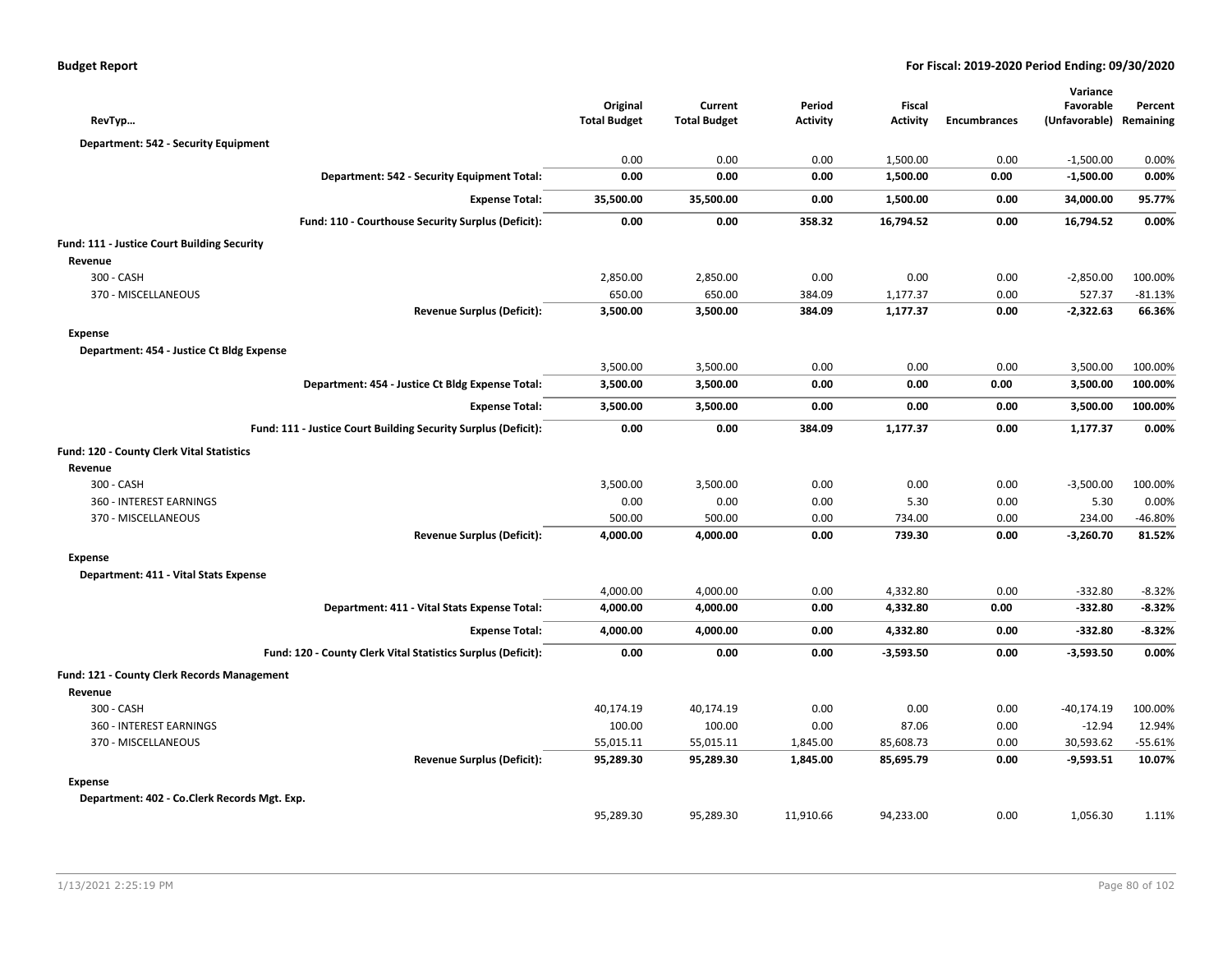| RevTyp… | Original Total Budget | Current Total Budget | Period Activity | Fiscal Activity | Encumbrances | Variance Favorable (Unfavorable) | Percent Remaining |
|---|---|---|---|---|---|---|---|
| **Department: 542 - Security Equipment** | | | | | | | |
| | 0.00 | 0.00 | 0.00 | 1,500.00 | 0.00 | -1,500.00 | 0.00% |
| **Department: 542 - Security Equipment Total:** | **0.00** | **0.00** | **0.00** | **1,500.00** | **0.00** | **-1,500.00** | **0.00%** |
| **Expense Total:** | **35,500.00** | **35,500.00** | **0.00** | **1,500.00** | **0.00** | **34,000.00** | **95.77%** |
| **Fund: 110 - Courthouse Security Surplus (Deficit):** | **0.00** | **0.00** | **358.32** | **16,794.52** | **0.00** | **16,794.52** | **0.00%** |
| **Fund: 111 - Justice Court Building Security** | | | | | | | |
| **Revenue** | | | | | | | |
| 300 - CASH | 2,850.00 | 2,850.00 | 0.00 | 0.00 | 0.00 | -2,850.00 | 100.00% |
| 370 - MISCELLANEOUS | 650.00 | 650.00 | 384.09 | 1,177.37 | 0.00 | 527.37 | -81.13% |
| **Revenue Surplus (Deficit):** | **3,500.00** | **3,500.00** | **384.09** | **1,177.37** | **0.00** | **-2,322.63** | **66.36%** |
| **Expense** | | | | | | | |
| **Department: 454 - Justice Ct Bldg Expense** | | | | | | | |
| | 3,500.00 | 3,500.00 | 0.00 | 0.00 | 0.00 | 3,500.00 | 100.00% |
| **Department: 454 - Justice Ct Bldg Expense Total:** | **3,500.00** | **3,500.00** | **0.00** | **0.00** | **0.00** | **3,500.00** | **100.00%** |
| **Expense Total:** | **3,500.00** | **3,500.00** | **0.00** | **0.00** | **0.00** | **3,500.00** | **100.00%** |
| **Fund: 111 - Justice Court Building Security Surplus (Deficit):** | **0.00** | **0.00** | **384.09** | **1,177.37** | **0.00** | **1,177.37** | **0.00%** |
| **Fund: 120 - County Clerk Vital Statistics** | | | | | | | |
| **Revenue** | | | | | | | |
| 300 - CASH | 3,500.00 | 3,500.00 | 0.00 | 0.00 | 0.00 | -3,500.00 | 100.00% |
| 360 - INTEREST EARNINGS | 0.00 | 0.00 | 0.00 | 5.30 | 0.00 | 5.30 | 0.00% |
| 370 - MISCELLANEOUS | 500.00 | 500.00 | 0.00 | 734.00 | 0.00 | 234.00 | -46.80% |
| **Revenue Surplus (Deficit):** | **4,000.00** | **4,000.00** | **0.00** | **739.30** | **0.00** | **-3,260.70** | **81.52%** |
| **Expense** | | | | | | | |
| **Department: 411 - Vital Stats Expense** | | | | | | | |
| | 4,000.00 | 4,000.00 | 0.00 | 4,332.80 | 0.00 | -332.80 | -8.32% |
| **Department: 411 - Vital Stats Expense Total:** | **4,000.00** | **4,000.00** | **0.00** | **4,332.80** | **0.00** | **-332.80** | **-8.32%** |
| **Expense Total:** | **4,000.00** | **4,000.00** | **0.00** | **4,332.80** | **0.00** | **-332.80** | **-8.32%** |
| **Fund: 120 - County Clerk Vital Statistics Surplus (Deficit):** | **0.00** | **0.00** | **0.00** | **-3,593.50** | **0.00** | **-3,593.50** | **0.00%** |
| **Fund: 121 - County Clerk Records Management** | | | | | | | |
| **Revenue** | | | | | | | |
| 300 - CASH | 40,174.19 | 40,174.19 | 0.00 | 0.00 | 0.00 | -40,174.19 | 100.00% |
| 360 - INTEREST EARNINGS | 100.00 | 100.00 | 0.00 | 87.06 | 0.00 | -12.94 | 12.94% |
| 370 - MISCELLANEOUS | 55,015.11 | 55,015.11 | 1,845.00 | 85,608.73 | 0.00 | 30,593.62 | -55.61% |
| **Revenue Surplus (Deficit):** | **95,289.30** | **95,289.30** | **1,845.00** | **85,695.79** | **0.00** | **-9,593.51** | **10.07%** |
| **Expense** | | | | | | | |
| **Department: 402 - Co.Clerk Records Mgt. Exp.** | | | | | | | |
| | 95,289.30 | 95,289.30 | 11,910.66 | 94,233.00 | 0.00 | 1,056.30 | 1.11% |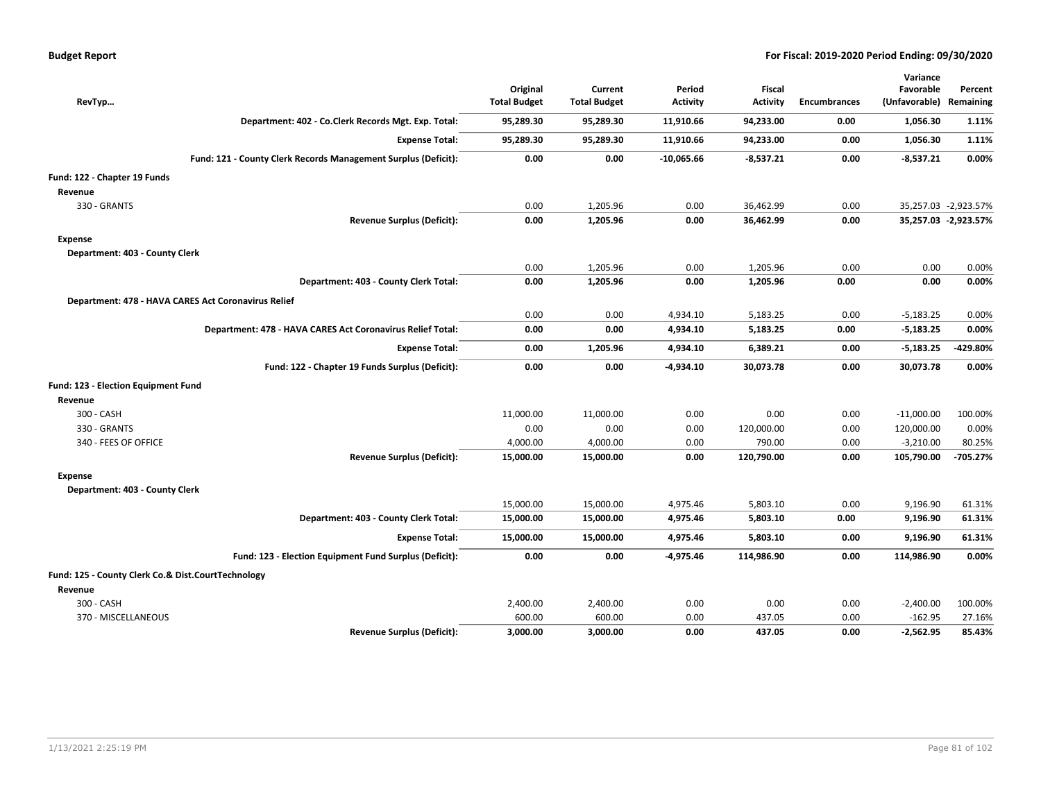| RevTyp... | Original Total Budget | Current Total Budget | Period Activity | Fiscal Activity | Encumbrances | Variance Favorable (Unfavorable) | Percent Remaining |
|---|---|---|---|---|---|---|---|
| **Department: 402 - Co.Clerk Records Mgt. Exp. Total:** | **95,289.30** | **95,289.30** | **11,910.66** | **94,233.00** | **0.00** | **1,056.30** | **1.11%** |
| **Expense Total:** | **95,289.30** | **95,289.30** | **11,910.66** | **94,233.00** | **0.00** | **1,056.30** | **1.11%** |
| **Fund: 121 - County Clerk Records Management Surplus (Deficit):** | **0.00** | **0.00** | **-10,065.66** | **-8,537.21** | **0.00** | **-8,537.21** | **0.00%** |
| **Fund: 122 - Chapter 19 Funds** | | | | | | | |
| **Revenue** | | | | | | | |
| 330 - GRANTS | 0.00 | 1,205.96 | 0.00 | 36,462.99 | 0.00 | 35,257.03 | -2,923.57% |
| **Revenue Surplus (Deficit):** | **0.00** | **1,205.96** | **0.00** | **36,462.99** | **0.00** | **35,257.03** | **-2,923.57%** |
| **Expense** | | | | | | | |
| **Department: 403 - County Clerk** | | | | | | | |
| | 0.00 | 1,205.96 | 0.00 | 1,205.96 | 0.00 | 0.00 | 0.00% |
| **Department: 403 - County Clerk Total:** | **0.00** | **1,205.96** | **0.00** | **1,205.96** | **0.00** | **0.00** | **0.00%** |
| **Department: 478 - HAVA CARES Act Coronavirus Relief** | | | | | | | |
| | 0.00 | 0.00 | 4,934.10 | 5,183.25 | 0.00 | -5,183.25 | 0.00% |
| **Department: 478 - HAVA CARES Act Coronavirus Relief Total:** | **0.00** | **0.00** | **4,934.10** | **5,183.25** | **0.00** | **-5,183.25** | **0.00%** |
| **Expense Total:** | **0.00** | **1,205.96** | **4,934.10** | **6,389.21** | **0.00** | **-5,183.25** | **-429.80%** |
| **Fund: 122 - Chapter 19 Funds Surplus (Deficit):** | **0.00** | **0.00** | **-4,934.10** | **30,073.78** | **0.00** | **30,073.78** | **0.00%** |
| **Fund: 123 - Election Equipment Fund** | | | | | | | |
| **Revenue** | | | | | | | |
| 300 - CASH | 11,000.00 | 11,000.00 | 0.00 | 0.00 | 0.00 | -11,000.00 | 100.00% |
| 330 - GRANTS | 0.00 | 0.00 | 0.00 | 120,000.00 | 0.00 | 120,000.00 | 0.00% |
| 340 - FEES OF OFFICE | 4,000.00 | 4,000.00 | 0.00 | 790.00 | 0.00 | -3,210.00 | 80.25% |
| **Revenue Surplus (Deficit):** | **15,000.00** | **15,000.00** | **0.00** | **120,790.00** | **0.00** | **105,790.00** | **-705.27%** |
| **Expense** | | | | | | | |
| **Department: 403 - County Clerk** | | | | | | | |
| | 15,000.00 | 15,000.00 | 4,975.46 | 5,803.10 | 0.00 | 9,196.90 | 61.31% |
| **Department: 403 - County Clerk Total:** | **15,000.00** | **15,000.00** | **4,975.46** | **5,803.10** | **0.00** | **9,196.90** | **61.31%** |
| **Expense Total:** | **15,000.00** | **15,000.00** | **4,975.46** | **5,803.10** | **0.00** | **9,196.90** | **61.31%** |
| **Fund: 123 - Election Equipment Fund Surplus (Deficit):** | **0.00** | **0.00** | **-4,975.46** | **114,986.90** | **0.00** | **114,986.90** | **0.00%** |
| **Fund: 125 - County Clerk Co.& Dist.CourtTechnology** | | | | | | | |
| **Revenue** | | | | | | | |
| 300 - CASH | 2,400.00 | 2,400.00 | 0.00 | 0.00 | 0.00 | -2,400.00 | 100.00% |
| 370 - MISCELLANEOUS | 600.00 | 600.00 | 0.00 | 437.05 | 0.00 | -162.95 | 27.16% |
| **Revenue Surplus (Deficit):** | **3,000.00** | **3,000.00** | **0.00** | **437.05** | **0.00** | **-2,562.95** | **85.43%** |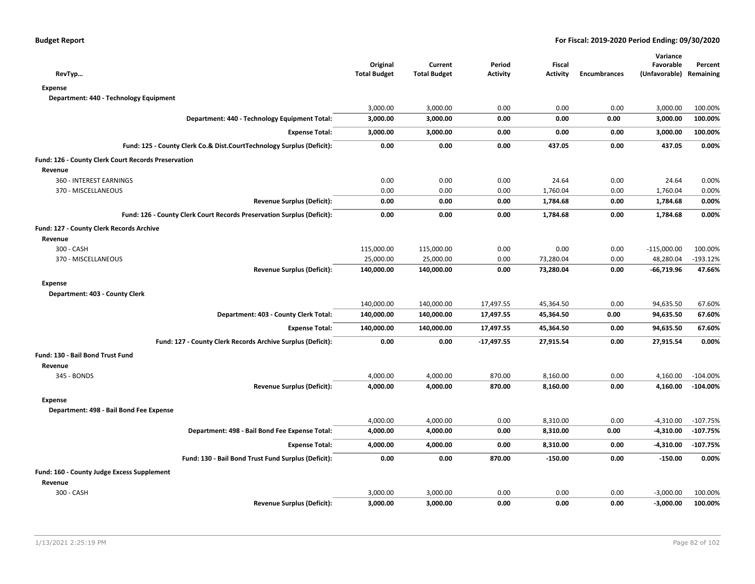| RevTyp… | Original Total Budget | Current Total Budget | Period Activity | Fiscal Activity | Encumbrances | Variance Favorable (Unfavorable) | Percent Remaining |
|---|---|---|---|---|---|---|---|
| **Expense** | | | | | | | |
| **Department: 440 - Technology Equipment** | | | | | | | |
| | 3,000.00 | 3,000.00 | 0.00 | 0.00 | 0.00 | 3,000.00 | 100.00% |
| **Department: 440 - Technology Equipment Total:** | **3,000.00** | **3,000.00** | **0.00** | **0.00** | **0.00** | **3,000.00** | **100.00%** |
| **Expense Total:** | **3,000.00** | **3,000.00** | **0.00** | **0.00** | **0.00** | **3,000.00** | **100.00%** |
| **Fund: 125 - County Clerk Co.& Dist.CourtTechnology Surplus (Deficit):** | **0.00** | **0.00** | **0.00** | **437.05** | **0.00** | **437.05** | **0.00%** |
| **Fund: 126 - County Clerk Court Records Preservation** | | | | | | | |
| **Revenue** | | | | | | | |
| 360 - INTEREST EARNINGS | 0.00 | 0.00 | 0.00 | 24.64 | 0.00 | 24.64 | 0.00% |
| 370 - MISCELLANEOUS | 0.00 | 0.00 | 0.00 | 1,760.04 | 0.00 | 1,760.04 | 0.00% |
| **Revenue Surplus (Deficit):** | **0.00** | **0.00** | **0.00** | **1,784.68** | **0.00** | **1,784.68** | **0.00%** |
| **Fund: 126 - County Clerk Court Records Preservation Surplus (Deficit):** | **0.00** | **0.00** | **0.00** | **1,784.68** | **0.00** | **1,784.68** | **0.00%** |
| **Fund: 127 - County Clerk Records Archive** | | | | | | | |
| **Revenue** | | | | | | | |
| 300 - CASH | 115,000.00 | 115,000.00 | 0.00 | 0.00 | 0.00 | -115,000.00 | 100.00% |
| 370 - MISCELLANEOUS | 25,000.00 | 25,000.00 | 0.00 | 73,280.04 | 0.00 | 48,280.04 | -193.12% |
| **Revenue Surplus (Deficit):** | **140,000.00** | **140,000.00** | **0.00** | **73,280.04** | **0.00** | **-66,719.96** | **47.66%** |
| **Expense** | | | | | | | |
| **Department: 403 - County Clerk** | | | | | | | |
| | 140,000.00 | 140,000.00 | 17,497.55 | 45,364.50 | 0.00 | 94,635.50 | 67.60% |
| **Department: 403 - County Clerk Total:** | **140,000.00** | **140,000.00** | **17,497.55** | **45,364.50** | **0.00** | **94,635.50** | **67.60%** |
| **Expense Total:** | **140,000.00** | **140,000.00** | **17,497.55** | **45,364.50** | **0.00** | **94,635.50** | **67.60%** |
| **Fund: 127 - County Clerk Records Archive Surplus (Deficit):** | **0.00** | **0.00** | **-17,497.55** | **27,915.54** | **0.00** | **27,915.54** | **0.00%** |
| **Fund: 130 - Bail Bond Trust Fund** | | | | | | | |
| **Revenue** | | | | | | | |
| 345 - BONDS | 4,000.00 | 4,000.00 | 870.00 | 8,160.00 | 0.00 | 4,160.00 | -104.00% |
| **Revenue Surplus (Deficit):** | **4,000.00** | **4,000.00** | **870.00** | **8,160.00** | **0.00** | **4,160.00** | **-104.00%** |
| **Expense** | | | | | | | |
| **Department: 498 - Bail Bond Fee Expense** | | | | | | | |
| | 4,000.00 | 4,000.00 | 0.00 | 8,310.00 | 0.00 | -4,310.00 | -107.75% |
| **Department: 498 - Bail Bond Fee Expense Total:** | **4,000.00** | **4,000.00** | **0.00** | **8,310.00** | **0.00** | **-4,310.00** | **-107.75%** |
| **Expense Total:** | **4,000.00** | **4,000.00** | **0.00** | **8,310.00** | **0.00** | **-4,310.00** | **-107.75%** |
| **Fund: 130 - Bail Bond Trust Fund Surplus (Deficit):** | **0.00** | **0.00** | **870.00** | **-150.00** | **0.00** | **-150.00** | **0.00%** |
| **Fund: 160 - County Judge Excess Supplement** | | | | | | | |
| **Revenue** | | | | | | | |
| 300 - CASH | 3,000.00 | 3,000.00 | 0.00 | 0.00 | 0.00 | -3,000.00 | 100.00% |
| **Revenue Surplus (Deficit):** | **3,000.00** | **3,000.00** | **0.00** | **0.00** | **0.00** | **-3,000.00** | **100.00%** |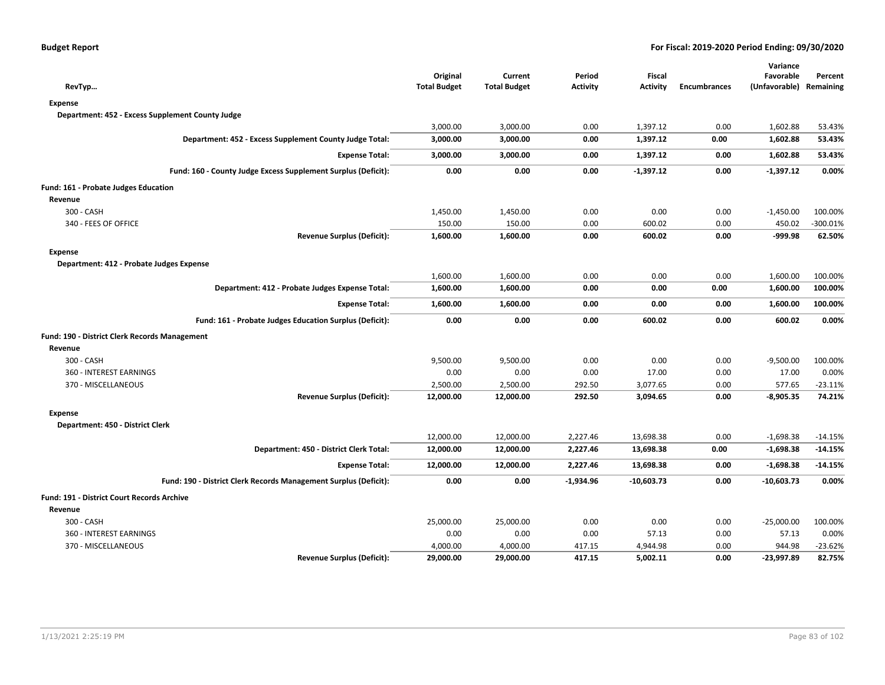**Budget Report** — For Fiscal: 2019-2020 Period Ending: 09/30/2020

| RevTyp... | Original Total Budget | Current Total Budget | Period Activity | Fiscal Activity | Encumbrances | Variance Favorable (Unfavorable) | Percent Remaining |
|---|---|---|---|---|---|---|---|
| **Expense** | | | | | | | |
| **Department: 452 - Excess Supplement County Judge** | | | | | | | |
| | 3,000.00 | 3,000.00 | 0.00 | 1,397.12 | 0.00 | 1,602.88 | 53.43% |
| **Department: 452 - Excess Supplement County Judge Total:** | **3,000.00** | **3,000.00** | **0.00** | **1,397.12** | **0.00** | **1,602.88** | **53.43%** |
| **Expense Total:** | **3,000.00** | **3,000.00** | **0.00** | **1,397.12** | **0.00** | **1,602.88** | **53.43%** |
| **Fund: 160 - County Judge Excess Supplement Surplus (Deficit):** | **0.00** | **0.00** | **0.00** | **-1,397.12** | **0.00** | **-1,397.12** | **0.00%** |
| **Fund: 161 - Probate Judges Education** | | | | | | | |
| **Revenue** | | | | | | | |
| 300 - CASH | 1,450.00 | 1,450.00 | 0.00 | 0.00 | 0.00 | -1,450.00 | 100.00% |
| 340 - FEES OF OFFICE | 150.00 | 150.00 | 0.00 | 600.02 | 0.00 | 450.02 | -300.01% |
| **Revenue Surplus (Deficit):** | **1,600.00** | **1,600.00** | **0.00** | **600.02** | **0.00** | **-999.98** | **62.50%** |
| **Expense** | | | | | | | |
| **Department: 412 - Probate Judges Expense** | | | | | | | |
| | 1,600.00 | 1,600.00 | 0.00 | 0.00 | 0.00 | 1,600.00 | 100.00% |
| **Department: 412 - Probate Judges Expense Total:** | **1,600.00** | **1,600.00** | **0.00** | **0.00** | **0.00** | **1,600.00** | **100.00%** |
| **Expense Total:** | **1,600.00** | **1,600.00** | **0.00** | **0.00** | **0.00** | **1,600.00** | **100.00%** |
| **Fund: 161 - Probate Judges Education Surplus (Deficit):** | **0.00** | **0.00** | **0.00** | **600.02** | **0.00** | **600.02** | **0.00%** |
| **Fund: 190 - District Clerk Records Management** | | | | | | | |
| **Revenue** | | | | | | | |
| 300 - CASH | 9,500.00 | 9,500.00 | 0.00 | 0.00 | 0.00 | -9,500.00 | 100.00% |
| 360 - INTEREST EARNINGS | 0.00 | 0.00 | 0.00 | 17.00 | 0.00 | 17.00 | 0.00% |
| 370 - MISCELLANEOUS | 2,500.00 | 2,500.00 | 292.50 | 3,077.65 | 0.00 | 577.65 | -23.11% |
| **Revenue Surplus (Deficit):** | **12,000.00** | **12,000.00** | **292.50** | **3,094.65** | **0.00** | **-8,905.35** | **74.21%** |
| **Expense** | | | | | | | |
| **Department: 450 - District Clerk** | | | | | | | |
| | 12,000.00 | 12,000.00 | 2,227.46 | 13,698.38 | 0.00 | -1,698.38 | -14.15% |
| **Department: 450 - District Clerk Total:** | **12,000.00** | **12,000.00** | **2,227.46** | **13,698.38** | **0.00** | **-1,698.38** | **-14.15%** |
| **Expense Total:** | **12,000.00** | **12,000.00** | **2,227.46** | **13,698.38** | **0.00** | **-1,698.38** | **-14.15%** |
| **Fund: 190 - District Clerk Records Management Surplus (Deficit):** | **0.00** | **0.00** | **-1,934.96** | **-10,603.73** | **0.00** | **-10,603.73** | **0.00%** |
| **Fund: 191 - District Court Records Archive** | | | | | | | |
| **Revenue** | | | | | | | |
| 300 - CASH | 25,000.00 | 25,000.00 | 0.00 | 0.00 | 0.00 | -25,000.00 | 100.00% |
| 360 - INTEREST EARNINGS | 0.00 | 0.00 | 0.00 | 57.13 | 0.00 | 57.13 | 0.00% |
| 370 - MISCELLANEOUS | 4,000.00 | 4,000.00 | 417.15 | 4,944.98 | 0.00 | 944.98 | -23.62% |
| **Revenue Surplus (Deficit):** | **29,000.00** | **29,000.00** | **417.15** | **5,002.11** | **0.00** | **-23,997.89** | **82.75%** |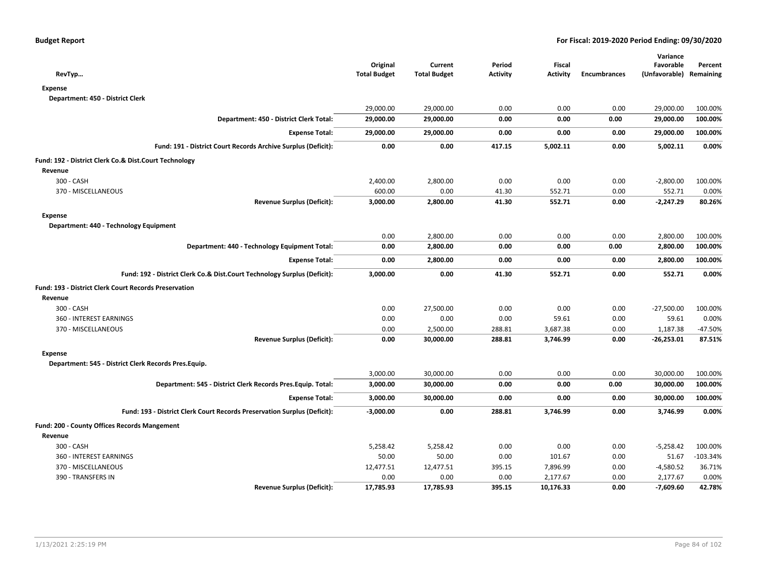| RevTyp… | Original Total Budget | Current Total Budget | Period Activity | Fiscal Activity | Encumbrances | Variance Favorable (Unfavorable) | Percent Remaining |
|---|---|---|---|---|---|---|---|
| **Expense** | | | | | | | |
| **Department: 450 - District Clerk** | | | | | | | |
| | 29,000.00 | 29,000.00 | 0.00 | 0.00 | 0.00 | 29,000.00 | 100.00% |
| **Department: 450 - District Clerk Total:** | **29,000.00** | **29,000.00** | **0.00** | **0.00** | **0.00** | **29,000.00** | **100.00%** |
| **Expense Total:** | **29,000.00** | **29,000.00** | **0.00** | **0.00** | **0.00** | **29,000.00** | **100.00%** |
| **Fund: 191 - District Court Records Archive Surplus (Deficit):** | **0.00** | **0.00** | **417.15** | **5,002.11** | **0.00** | **5,002.11** | **0.00%** |
| **Fund: 192 - District Clerk Co.& Dist.Court Technology** | | | | | | | |
| **Revenue** | | | | | | | |
| 300 - CASH | 2,400.00 | 2,800.00 | 0.00 | 0.00 | 0.00 | -2,800.00 | 100.00% |
| 370 - MISCELLANEOUS | 600.00 | 0.00 | 41.30 | 552.71 | 0.00 | 552.71 | 0.00% |
| **Revenue Surplus (Deficit):** | **3,000.00** | **2,800.00** | **41.30** | **552.71** | **0.00** | **-2,247.29** | **80.26%** |
| **Expense** | | | | | | | |
| **Department: 440 - Technology Equipment** | | | | | | | |
| | 0.00 | 2,800.00 | 0.00 | 0.00 | 0.00 | 2,800.00 | 100.00% |
| **Department: 440 - Technology Equipment Total:** | **0.00** | **2,800.00** | **0.00** | **0.00** | **0.00** | **2,800.00** | **100.00%** |
| **Expense Total:** | **0.00** | **2,800.00** | **0.00** | **0.00** | **0.00** | **2,800.00** | **100.00%** |
| **Fund: 192 - District Clerk Co.& Dist.Court Technology Surplus (Deficit):** | **3,000.00** | **0.00** | **41.30** | **552.71** | **0.00** | **552.71** | **0.00%** |
| **Fund: 193 - District Clerk Court Records Preservation** | | | | | | | |
| **Revenue** | | | | | | | |
| 300 - CASH | 0.00 | 27,500.00 | 0.00 | 0.00 | 0.00 | -27,500.00 | 100.00% |
| 360 - INTEREST EARNINGS | 0.00 | 0.00 | 0.00 | 59.61 | 0.00 | 59.61 | 0.00% |
| 370 - MISCELLANEOUS | 0.00 | 2,500.00 | 288.81 | 3,687.38 | 0.00 | 1,187.38 | -47.50% |
| **Revenue Surplus (Deficit):** | **0.00** | **30,000.00** | **288.81** | **3,746.99** | **0.00** | **-26,253.01** | **87.51%** |
| **Expense** | | | | | | | |
| **Department: 545 - District Clerk Records Pres.Equip.** | | | | | | | |
| | 3,000.00 | 30,000.00 | 0.00 | 0.00 | 0.00 | 30,000.00 | 100.00% |
| **Department: 545 - District Clerk Records Pres.Equip. Total:** | **3,000.00** | **30,000.00** | **0.00** | **0.00** | **0.00** | **30,000.00** | **100.00%** |
| **Expense Total:** | **3,000.00** | **30,000.00** | **0.00** | **0.00** | **0.00** | **30,000.00** | **100.00%** |
| **Fund: 193 - District Clerk Court Records Preservation Surplus (Deficit):** | **-3,000.00** | **0.00** | **288.81** | **3,746.99** | **0.00** | **3,746.99** | **0.00%** |
| **Fund: 200 - County Offices Records Mangement** | | | | | | | |
| **Revenue** | | | | | | | |
| 300 - CASH | 5,258.42 | 5,258.42 | 0.00 | 0.00 | 0.00 | -5,258.42 | 100.00% |
| 360 - INTEREST EARNINGS | 50.00 | 50.00 | 0.00 | 101.67 | 0.00 | 51.67 | -103.34% |
| 370 - MISCELLANEOUS | 12,477.51 | 12,477.51 | 395.15 | 7,896.99 | 0.00 | -4,580.52 | 36.71% |
| 390 - TRANSFERS IN | 0.00 | 0.00 | 0.00 | 2,177.67 | 0.00 | 2,177.67 | 0.00% |
| **Revenue Surplus (Deficit):** | **17,785.93** | **17,785.93** | **395.15** | **10,176.33** | **0.00** | **-7,609.60** | **42.78%** |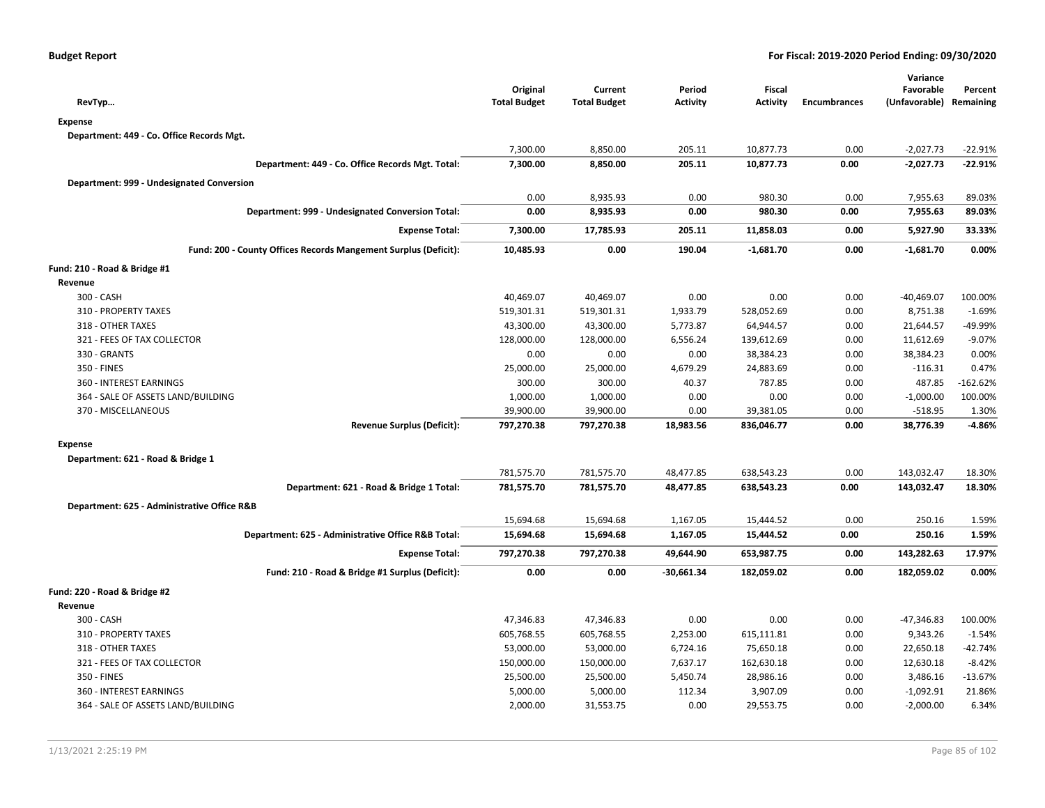**Budget Report** — For Fiscal: 2019-2020 Period Ending: 09/30/2020

| RevTyp... | Original Total Budget | Current Total Budget | Period Activity | Fiscal Activity | Encumbrances | Variance Favorable (Unfavorable) | Percent Remaining |
|---|---|---|---|---|---|---|---|
| **Expense** | | | | | | | |
| **Department: 449 - Co. Office Records Mgt.** | | | | | | | |
| | 7,300.00 | 8,850.00 | 205.11 | 10,877.73 | 0.00 | -2,027.73 | -22.91% |
| **Department: 449 - Co. Office Records Mgt. Total:** | **7,300.00** | **8,850.00** | **205.11** | **10,877.73** | **0.00** | **-2,027.73** | **-22.91%** |
| **Department: 999 - Undesignated Conversion** | | | | | | | |
| | 0.00 | 8,935.93 | 0.00 | 980.30 | 0.00 | 7,955.63 | 89.03% |
| **Department: 999 - Undesignated Conversion Total:** | **0.00** | **8,935.93** | **0.00** | **980.30** | **0.00** | **7,955.63** | **89.03%** |
| **Expense Total:** | **7,300.00** | **17,785.93** | **205.11** | **11,858.03** | **0.00** | **5,927.90** | **33.33%** |
| **Fund: 200 - County Offices Records Mangement Surplus (Deficit):** | **10,485.93** | **0.00** | **190.04** | **-1,681.70** | **0.00** | **-1,681.70** | **0.00%** |
| **Fund: 210 - Road & Bridge #1** | | | | | | | |
| **Revenue** | | | | | | | |
| 300 - CASH | 40,469.07 | 40,469.07 | 0.00 | 0.00 | 0.00 | -40,469.07 | 100.00% |
| 310 - PROPERTY TAXES | 519,301.31 | 519,301.31 | 1,933.79 | 528,052.69 | 0.00 | 8,751.38 | -1.69% |
| 318 - OTHER TAXES | 43,300.00 | 43,300.00 | 5,773.87 | 64,944.57 | 0.00 | 21,644.57 | -49.99% |
| 321 - FEES OF TAX COLLECTOR | 128,000.00 | 128,000.00 | 6,556.24 | 139,612.69 | 0.00 | 11,612.69 | -9.07% |
| 330 - GRANTS | 0.00 | 0.00 | 0.00 | 38,384.23 | 0.00 | 38,384.23 | 0.00% |
| 350 - FINES | 25,000.00 | 25,000.00 | 4,679.29 | 24,883.69 | 0.00 | -116.31 | 0.47% |
| 360 - INTEREST EARNINGS | 300.00 | 300.00 | 40.37 | 787.85 | 0.00 | 487.85 | -162.62% |
| 364 - SALE OF ASSETS LAND/BUILDING | 1,000.00 | 1,000.00 | 0.00 | 0.00 | 0.00 | -1,000.00 | 100.00% |
| 370 - MISCELLANEOUS | 39,900.00 | 39,900.00 | 0.00 | 39,381.05 | 0.00 | -518.95 | 1.30% |
| **Revenue Surplus (Deficit):** | **797,270.38** | **797,270.38** | **18,983.56** | **836,046.77** | **0.00** | **38,776.39** | **-4.86%** |
| **Expense** | | | | | | | |
| **Department: 621 - Road & Bridge 1** | | | | | | | |
| | 781,575.70 | 781,575.70 | 48,477.85 | 638,543.23 | 0.00 | 143,032.47 | 18.30% |
| **Department: 621 - Road & Bridge 1 Total:** | **781,575.70** | **781,575.70** | **48,477.85** | **638,543.23** | **0.00** | **143,032.47** | **18.30%** |
| **Department: 625 - Administrative Office R&B** | | | | | | | |
| | 15,694.68 | 15,694.68 | 1,167.05 | 15,444.52 | 0.00 | 250.16 | 1.59% |
| **Department: 625 - Administrative Office R&B Total:** | **15,694.68** | **15,694.68** | **1,167.05** | **15,444.52** | **0.00** | **250.16** | **1.59%** |
| **Expense Total:** | **797,270.38** | **797,270.38** | **49,644.90** | **653,987.75** | **0.00** | **143,282.63** | **17.97%** |
| **Fund: 210 - Road & Bridge #1 Surplus (Deficit):** | **0.00** | **0.00** | **-30,661.34** | **182,059.02** | **0.00** | **182,059.02** | **0.00%** |
| **Fund: 220 - Road & Bridge #2** | | | | | | | |
| **Revenue** | | | | | | | |
| 300 - CASH | 47,346.83 | 47,346.83 | 0.00 | 0.00 | 0.00 | -47,346.83 | 100.00% |
| 310 - PROPERTY TAXES | 605,768.55 | 605,768.55 | 2,253.00 | 615,111.81 | 0.00 | 9,343.26 | -1.54% |
| 318 - OTHER TAXES | 53,000.00 | 53,000.00 | 6,724.16 | 75,650.18 | 0.00 | 22,650.18 | -42.74% |
| 321 - FEES OF TAX COLLECTOR | 150,000.00 | 150,000.00 | 7,637.17 | 162,630.18 | 0.00 | 12,630.18 | -8.42% |
| 350 - FINES | 25,500.00 | 25,500.00 | 5,450.74 | 28,986.16 | 0.00 | 3,486.16 | -13.67% |
| 360 - INTEREST EARNINGS | 5,000.00 | 5,000.00 | 112.34 | 3,907.09 | 0.00 | -1,092.91 | 21.86% |
| 364 - SALE OF ASSETS LAND/BUILDING | 2,000.00 | 31,553.75 | 0.00 | 29,553.75 | 0.00 | -2,000.00 | 6.34% |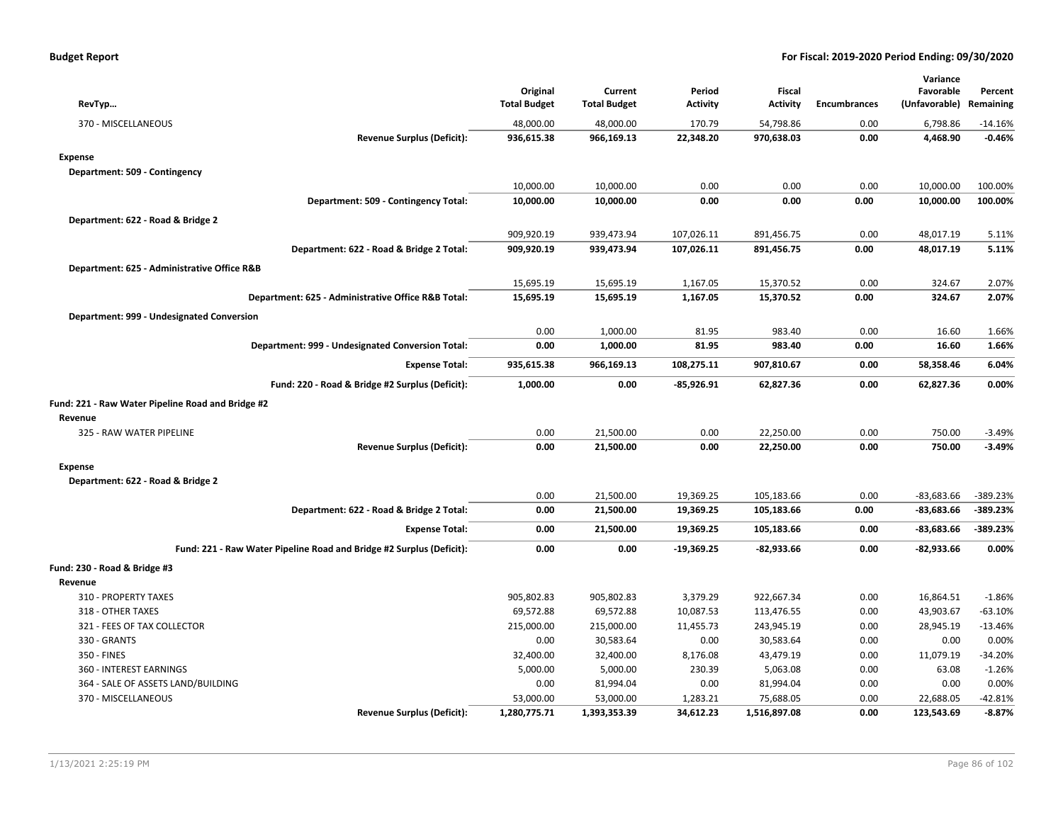**Budget Report** — **For Fiscal: 2019-2020 Period Ending: 09/30/2020**

| RevTyp… | Original Total Budget | Current Total Budget | Period Activity | Fiscal Activity | Encumbrances | Variance Favorable (Unfavorable) | Percent Remaining |
|---|---|---|---|---|---|---|---|
| 370 - MISCELLANEOUS | 48,000.00 | 48,000.00 | 170.79 | 54,798.86 | 0.00 | 6,798.86 | -14.16% |
| **Revenue Surplus (Deficit):** | **936,615.38** | **966,169.13** | **22,348.20** | **970,638.03** | **0.00** | **4,468.90** | **-0.46%** |
| **Expense** | | | | | | | |
| **Department: 509 - Contingency** | | | | | | | |
| | 10,000.00 | 10,000.00 | 0.00 | 0.00 | 0.00 | 10,000.00 | 100.00% |
| **Department: 509 - Contingency Total:** | **10,000.00** | **10,000.00** | **0.00** | **0.00** | **0.00** | **10,000.00** | **100.00%** |
| **Department: 622 - Road & Bridge 2** | | | | | | | |
| | 909,920.19 | 939,473.94 | 107,026.11 | 891,456.75 | 0.00 | 48,017.19 | 5.11% |
| **Department: 622 - Road & Bridge 2 Total:** | **909,920.19** | **939,473.94** | **107,026.11** | **891,456.75** | **0.00** | **48,017.19** | **5.11%** |
| **Department: 625 - Administrative Office R&B** | | | | | | | |
| | 15,695.19 | 15,695.19 | 1,167.05 | 15,370.52 | 0.00 | 324.67 | 2.07% |
| **Department: 625 - Administrative Office R&B Total:** | **15,695.19** | **15,695.19** | **1,167.05** | **15,370.52** | **0.00** | **324.67** | **2.07%** |
| **Department: 999 - Undesignated Conversion** | | | | | | | |
| | 0.00 | 1,000.00 | 81.95 | 983.40 | 0.00 | 16.60 | 1.66% |
| **Department: 999 - Undesignated Conversion Total:** | **0.00** | **1,000.00** | **81.95** | **983.40** | **0.00** | **16.60** | **1.66%** |
| **Expense Total:** | **935,615.38** | **966,169.13** | **108,275.11** | **907,810.67** | **0.00** | **58,358.46** | **6.04%** |
| **Fund: 220 - Road & Bridge #2 Surplus (Deficit):** | **1,000.00** | **0.00** | **-85,926.91** | **62,827.36** | **0.00** | **62,827.36** | **0.00%** |
| **Fund: 221 - Raw Water Pipeline Road and Bridge #2** | | | | | | | |
| **Revenue** | | | | | | | |
| 325 - RAW WATER PIPELINE | 0.00 | 21,500.00 | 0.00 | 22,250.00 | 0.00 | 750.00 | -3.49% |
| **Revenue Surplus (Deficit):** | **0.00** | **21,500.00** | **0.00** | **22,250.00** | **0.00** | **750.00** | **-3.49%** |
| **Expense** | | | | | | | |
| **Department: 622 - Road & Bridge 2** | | | | | | | |
| | 0.00 | 21,500.00 | 19,369.25 | 105,183.66 | 0.00 | -83,683.66 | -389.23% |
| **Department: 622 - Road & Bridge 2 Total:** | **0.00** | **21,500.00** | **19,369.25** | **105,183.66** | **0.00** | **-83,683.66** | **-389.23%** |
| **Expense Total:** | **0.00** | **21,500.00** | **19,369.25** | **105,183.66** | **0.00** | **-83,683.66** | **-389.23%** |
| **Fund: 221 - Raw Water Pipeline Road and Bridge #2 Surplus (Deficit):** | **0.00** | **0.00** | **-19,369.25** | **-82,933.66** | **0.00** | **-82,933.66** | **0.00%** |
| **Fund: 230 - Road & Bridge #3** | | | | | | | |
| **Revenue** | | | | | | | |
| 310 - PROPERTY TAXES | 905,802.83 | 905,802.83 | 3,379.29 | 922,667.34 | 0.00 | 16,864.51 | -1.86% |
| 318 - OTHER TAXES | 69,572.88 | 69,572.88 | 10,087.53 | 113,476.55 | 0.00 | 43,903.67 | -63.10% |
| 321 - FEES OF TAX COLLECTOR | 215,000.00 | 215,000.00 | 11,455.73 | 243,945.19 | 0.00 | 28,945.19 | -13.46% |
| 330 - GRANTS | 0.00 | 30,583.64 | 0.00 | 30,583.64 | 0.00 | 0.00 | 0.00% |
| 350 - FINES | 32,400.00 | 32,400.00 | 8,176.08 | 43,479.19 | 0.00 | 11,079.19 | -34.20% |
| 360 - INTEREST EARNINGS | 5,000.00 | 5,000.00 | 230.39 | 5,063.08 | 0.00 | 63.08 | -1.26% |
| 364 - SALE OF ASSETS LAND/BUILDING | 0.00 | 81,994.04 | 0.00 | 81,994.04 | 0.00 | 0.00 | 0.00% |
| 370 - MISCELLANEOUS | 53,000.00 | 53,000.00 | 1,283.21 | 75,688.05 | 0.00 | 22,688.05 | -42.81% |
| **Revenue Surplus (Deficit):** | **1,280,775.71** | **1,393,353.39** | **34,612.23** | **1,516,897.08** | **0.00** | **123,543.69** | **-8.87%** |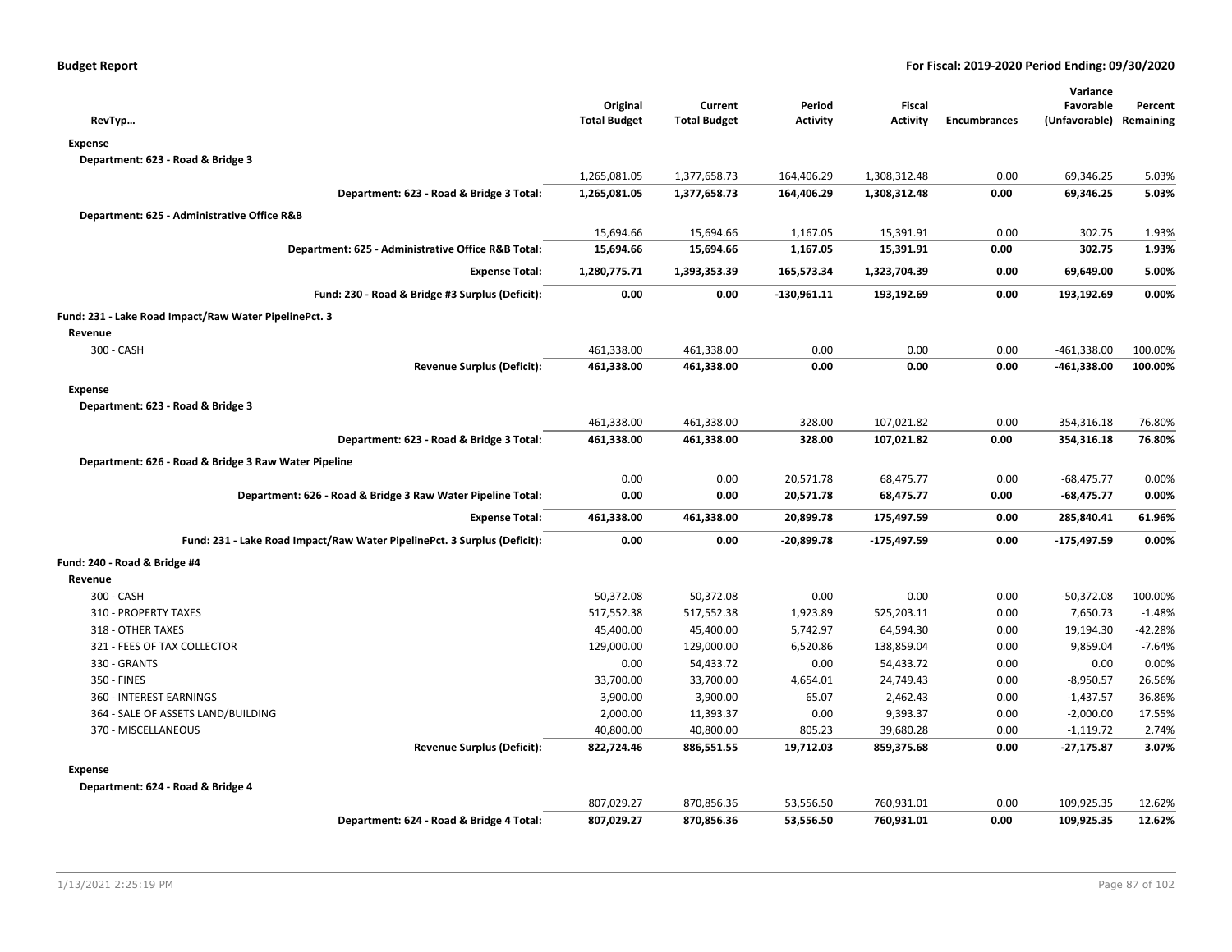**Budget Report** **For Fiscal: 2019-2020 Period Ending: 09/30/2020**

| RevTyp… | Original Total Budget | Current Total Budget | Period Activity | Fiscal Activity | Encumbrances | Variance Favorable (Unfavorable) | Percent Remaining |
|---|---|---|---|---|---|---|---|
| **Expense** | | | | | | | |
| **Department: 623 - Road & Bridge 3** | | | | | | | |
| | 1,265,081.05 | 1,377,658.73 | 164,406.29 | 1,308,312.48 | 0.00 | 69,346.25 | 5.03% |
| **Department: 623 - Road & Bridge 3 Total:** | **1,265,081.05** | **1,377,658.73** | **164,406.29** | **1,308,312.48** | **0.00** | **69,346.25** | **5.03%** |
| **Department: 625 - Administrative Office R&B** | | | | | | | |
| | 15,694.66 | 15,694.66 | 1,167.05 | 15,391.91 | 0.00 | 302.75 | 1.93% |
| **Department: 625 - Administrative Office R&B Total:** | **15,694.66** | **15,694.66** | **1,167.05** | **15,391.91** | **0.00** | **302.75** | **1.93%** |
| **Expense Total:** | **1,280,775.71** | **1,393,353.39** | **165,573.34** | **1,323,704.39** | **0.00** | **69,649.00** | **5.00%** |
| **Fund: 230 - Road & Bridge #3 Surplus (Deficit):** | **0.00** | **0.00** | **-130,961.11** | **193,192.69** | **0.00** | **193,192.69** | **0.00%** |
| **Fund: 231 - Lake Road Impact/Raw Water PipelinePct. 3** | | | | | | | |
| **Revenue** | | | | | | | |
| 300 - CASH | 461,338.00 | 461,338.00 | 0.00 | 0.00 | 0.00 | -461,338.00 | 100.00% |
| **Revenue Surplus (Deficit):** | **461,338.00** | **461,338.00** | **0.00** | **0.00** | **0.00** | **-461,338.00** | **100.00%** |
| **Expense** | | | | | | | |
| **Department: 623 - Road & Bridge 3** | | | | | | | |
| | 461,338.00 | 461,338.00 | 328.00 | 107,021.82 | 0.00 | 354,316.18 | 76.80% |
| **Department: 623 - Road & Bridge 3 Total:** | **461,338.00** | **461,338.00** | **328.00** | **107,021.82** | **0.00** | **354,316.18** | **76.80%** |
| **Department: 626 - Road & Bridge 3 Raw Water Pipeline** | | | | | | | |
| | 0.00 | 0.00 | 20,571.78 | 68,475.77 | 0.00 | -68,475.77 | 0.00% |
| **Department: 626 - Road & Bridge 3 Raw Water Pipeline Total:** | **0.00** | **0.00** | **20,571.78** | **68,475.77** | **0.00** | **-68,475.77** | **0.00%** |
| **Expense Total:** | **461,338.00** | **461,338.00** | **20,899.78** | **175,497.59** | **0.00** | **285,840.41** | **61.96%** |
| **Fund: 231 - Lake Road Impact/Raw Water PipelinePct. 3 Surplus (Deficit):** | **0.00** | **0.00** | **-20,899.78** | **-175,497.59** | **0.00** | **-175,497.59** | **0.00%** |
| **Fund: 240 - Road & Bridge #4** | | | | | | | |
| **Revenue** | | | | | | | |
| 300 - CASH | 50,372.08 | 50,372.08 | 0.00 | 0.00 | 0.00 | -50,372.08 | 100.00% |
| 310 - PROPERTY TAXES | 517,552.38 | 517,552.38 | 1,923.89 | 525,203.11 | 0.00 | 7,650.73 | -1.48% |
| 318 - OTHER TAXES | 45,400.00 | 45,400.00 | 5,742.97 | 64,594.30 | 0.00 | 19,194.30 | -42.28% |
| 321 - FEES OF TAX COLLECTOR | 129,000.00 | 129,000.00 | 6,520.86 | 138,859.04 | 0.00 | 9,859.04 | -7.64% |
| 330 - GRANTS | 0.00 | 54,433.72 | 0.00 | 54,433.72 | 0.00 | 0.00 | 0.00% |
| 350 - FINES | 33,700.00 | 33,700.00 | 4,654.01 | 24,749.43 | 0.00 | -8,950.57 | 26.56% |
| 360 - INTEREST EARNINGS | 3,900.00 | 3,900.00 | 65.07 | 2,462.43 | 0.00 | -1,437.57 | 36.86% |
| 364 - SALE OF ASSETS LAND/BUILDING | 2,000.00 | 11,393.37 | 0.00 | 9,393.37 | 0.00 | -2,000.00 | 17.55% |
| 370 - MISCELLANEOUS | 40,800.00 | 40,800.00 | 805.23 | 39,680.28 | 0.00 | -1,119.72 | 2.74% |
| **Revenue Surplus (Deficit):** | **822,724.46** | **886,551.55** | **19,712.03** | **859,375.68** | **0.00** | **-27,175.87** | **3.07%** |
| **Expense** | | | | | | | |
| **Department: 624 - Road & Bridge 4** | | | | | | | |
| | 807,029.27 | 870,856.36 | 53,556.50 | 760,931.01 | 0.00 | 109,925.35 | 12.62% |
| **Department: 624 - Road & Bridge 4 Total:** | **807,029.27** | **870,856.36** | **53,556.50** | **760,931.01** | **0.00** | **109,925.35** | **12.62%** |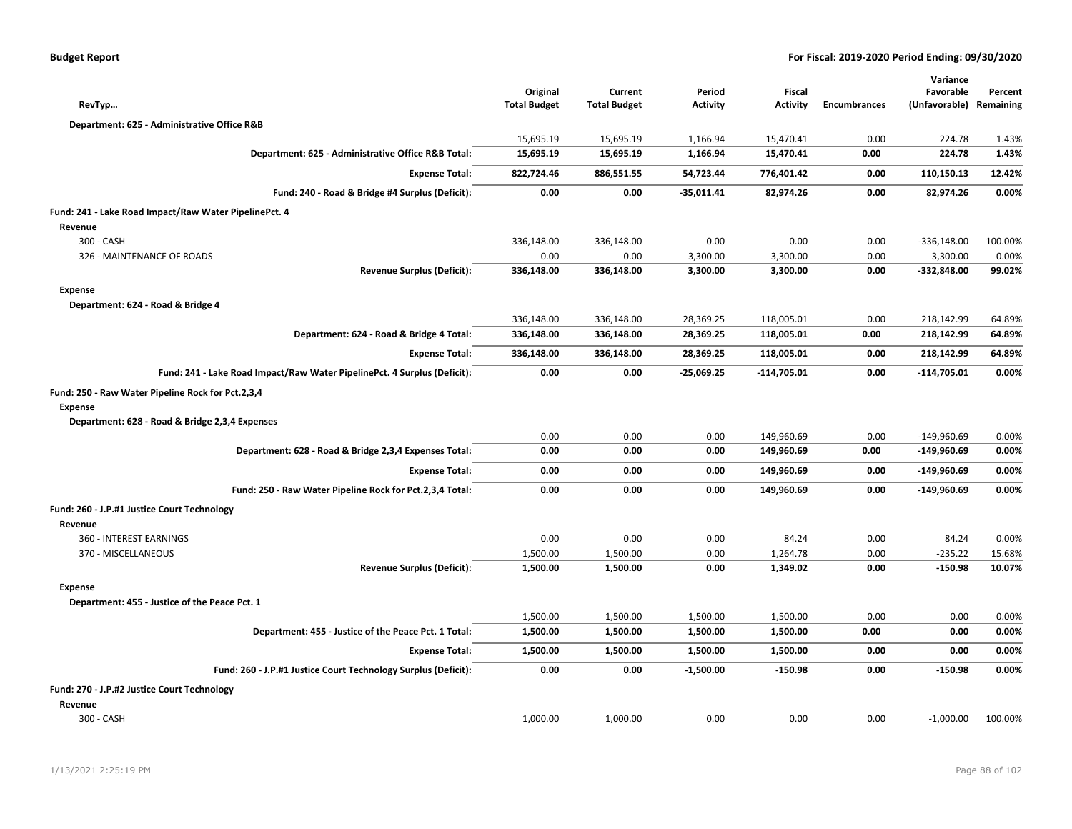**Budget Report** — For Fiscal: 2019-2020 Period Ending: 09/30/2020

| RevTyp… | Original Total Budget | Current Total Budget | Period Activity | Fiscal Activity | Encumbrances | Variance Favorable (Unfavorable) | Percent Remaining |
|---|---|---|---|---|---|---|---|
| **Department: 625 - Administrative Office R&B** | | | | | | | |
| | 15,695.19 | 15,695.19 | 1,166.94 | 15,470.41 | 0.00 | 224.78 | 1.43% |
| **Department: 625 - Administrative Office R&B Total:** | **15,695.19** | **15,695.19** | **1,166.94** | **15,470.41** | **0.00** | **224.78** | **1.43%** |
| **Expense Total:** | **822,724.46** | **886,551.55** | **54,723.44** | **776,401.42** | **0.00** | **110,150.13** | **12.42%** |
| **Fund: 240 - Road & Bridge #4 Surplus (Deficit):** | **0.00** | **0.00** | **-35,011.41** | **82,974.26** | **0.00** | **82,974.26** | **0.00%** |
| **Fund: 241 - Lake Road Impact/Raw Water PipelinePct. 4** | | | | | | | |
| **Revenue** | | | | | | | |
| 300 - CASH | 336,148.00 | 336,148.00 | 0.00 | 0.00 | 0.00 | -336,148.00 | 100.00% |
| 326 - MAINTENANCE OF ROADS | 0.00 | 0.00 | 3,300.00 | 3,300.00 | 0.00 | 3,300.00 | 0.00% |
| **Revenue Surplus (Deficit):** | **336,148.00** | **336,148.00** | **3,300.00** | **3,300.00** | **0.00** | **-332,848.00** | **99.02%** |
| **Expense** | | | | | | | |
| **Department: 624 - Road & Bridge 4** | | | | | | | |
| | 336,148.00 | 336,148.00 | 28,369.25 | 118,005.01 | 0.00 | 218,142.99 | 64.89% |
| **Department: 624 - Road & Bridge 4 Total:** | **336,148.00** | **336,148.00** | **28,369.25** | **118,005.01** | **0.00** | **218,142.99** | **64.89%** |
| **Expense Total:** | **336,148.00** | **336,148.00** | **28,369.25** | **118,005.01** | **0.00** | **218,142.99** | **64.89%** |
| **Fund: 241 - Lake Road Impact/Raw Water PipelinePct. 4 Surplus (Deficit):** | **0.00** | **0.00** | **-25,069.25** | **-114,705.01** | **0.00** | **-114,705.01** | **0.00%** |
| **Fund: 250 - Raw Water Pipeline Rock for Pct.2,3,4** | | | | | | | |
| **Expense** | | | | | | | |
| **Department: 628 - Road & Bridge 2,3,4 Expenses** | | | | | | | |
| | 0.00 | 0.00 | 0.00 | 149,960.69 | 0.00 | -149,960.69 | 0.00% |
| **Department: 628 - Road & Bridge 2,3,4 Expenses Total:** | **0.00** | **0.00** | **0.00** | **149,960.69** | **0.00** | **-149,960.69** | **0.00%** |
| **Expense Total:** | **0.00** | **0.00** | **0.00** | **149,960.69** | **0.00** | **-149,960.69** | **0.00%** |
| **Fund: 250 - Raw Water Pipeline Rock for Pct.2,3,4 Total:** | **0.00** | **0.00** | **0.00** | **149,960.69** | **0.00** | **-149,960.69** | **0.00%** |
| **Fund: 260 - J.P.#1 Justice Court Technology** | | | | | | | |
| **Revenue** | | | | | | | |
| 360 - INTEREST EARNINGS | 0.00 | 0.00 | 0.00 | 84.24 | 0.00 | 84.24 | 0.00% |
| 370 - MISCELLANEOUS | 1,500.00 | 1,500.00 | 0.00 | 1,264.78 | 0.00 | -235.22 | 15.68% |
| **Revenue Surplus (Deficit):** | **1,500.00** | **1,500.00** | **0.00** | **1,349.02** | **0.00** | **-150.98** | **10.07%** |
| **Expense** | | | | | | | |
| **Department: 455 - Justice of the Peace Pct. 1** | | | | | | | |
| | 1,500.00 | 1,500.00 | 1,500.00 | 1,500.00 | 0.00 | 0.00 | 0.00% |
| **Department: 455 - Justice of the Peace Pct. 1 Total:** | **1,500.00** | **1,500.00** | **1,500.00** | **1,500.00** | **0.00** | **0.00** | **0.00%** |
| **Expense Total:** | **1,500.00** | **1,500.00** | **1,500.00** | **1,500.00** | **0.00** | **0.00** | **0.00%** |
| **Fund: 260 - J.P.#1 Justice Court Technology Surplus (Deficit):** | **0.00** | **0.00** | **-1,500.00** | **-150.98** | **0.00** | **-150.98** | **0.00%** |
| **Fund: 270 - J.P.#2 Justice Court Technology** | | | | | | | |
| **Revenue** | | | | | | | |
| 300 - CASH | 1,000.00 | 1,000.00 | 0.00 | 0.00 | 0.00 | -1,000.00 | 100.00% |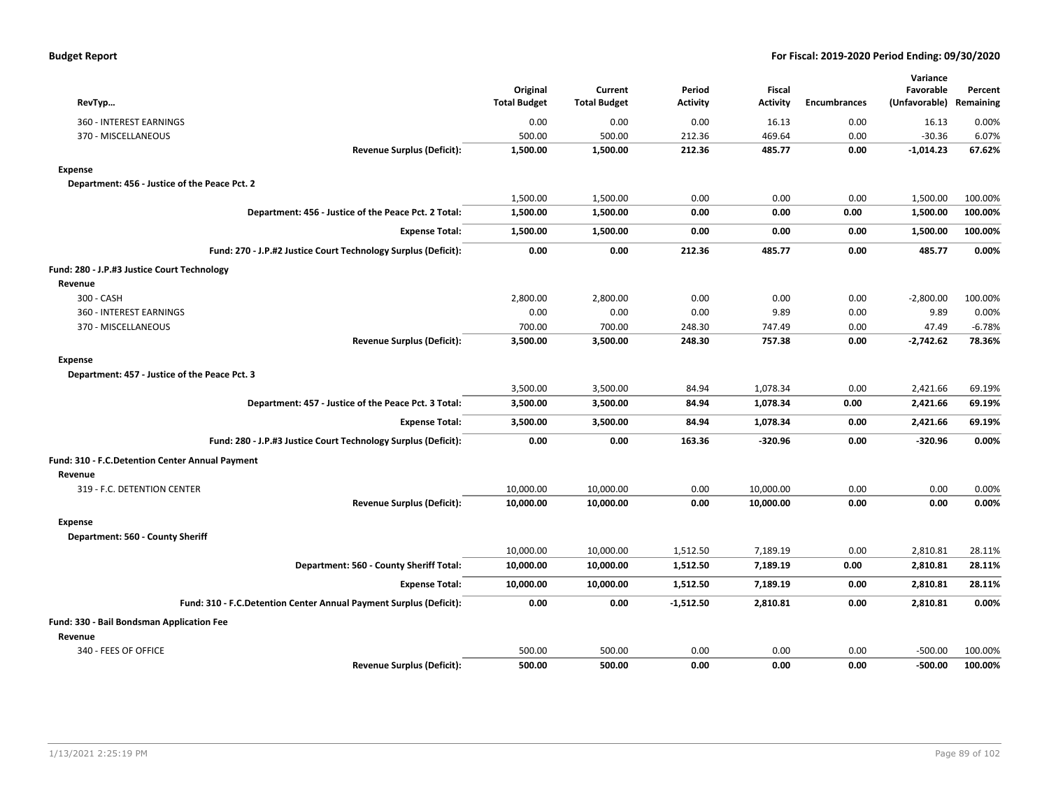**Budget Report** — **For Fiscal: 2019-2020 Period Ending: 09/30/2020**

| RevTyp… | Original Total Budget | Current Total Budget | Period Activity | Fiscal Activity | Encumbrances | Variance Favorable (Unfavorable) | Percent Remaining |
|---|---|---|---|---|---|---|---|
| 360 - INTEREST EARNINGS | 0.00 | 0.00 | 0.00 | 16.13 | 0.00 | 16.13 | 0.00% |
| 370 - MISCELLANEOUS | 500.00 | 500.00 | 212.36 | 469.64 | 0.00 | -30.36 | 6.07% |
| **Revenue Surplus (Deficit):** | **1,500.00** | **1,500.00** | **212.36** | **485.77** | **0.00** | **-1,014.23** | **67.62%** |
| **Expense** | | | | | | | |
| **Department: 456 - Justice of the Peace Pct. 2** | | | | | | | |
| | 1,500.00 | 1,500.00 | 0.00 | 0.00 | 0.00 | 1,500.00 | 100.00% |
| **Department: 456 - Justice of the Peace Pct. 2 Total:** | **1,500.00** | **1,500.00** | **0.00** | **0.00** | **0.00** | **1,500.00** | **100.00%** |
| **Expense Total:** | **1,500.00** | **1,500.00** | **0.00** | **0.00** | **0.00** | **1,500.00** | **100.00%** |
| **Fund: 270 - J.P.#2 Justice Court Technology Surplus (Deficit):** | **0.00** | **0.00** | **212.36** | **485.77** | **0.00** | **485.77** | **0.00%** |
| **Fund: 280 - J.P.#3 Justice Court Technology** | | | | | | | |
| **Revenue** | | | | | | | |
| 300 - CASH | 2,800.00 | 2,800.00 | 0.00 | 0.00 | 0.00 | -2,800.00 | 100.00% |
| 360 - INTEREST EARNINGS | 0.00 | 0.00 | 0.00 | 9.89 | 0.00 | 9.89 | 0.00% |
| 370 - MISCELLANEOUS | 700.00 | 700.00 | 248.30 | 747.49 | 0.00 | 47.49 | -6.78% |
| **Revenue Surplus (Deficit):** | **3,500.00** | **3,500.00** | **248.30** | **757.38** | **0.00** | **-2,742.62** | **78.36%** |
| **Expense** | | | | | | | |
| **Department: 457 - Justice of the Peace Pct. 3** | | | | | | | |
| | 3,500.00 | 3,500.00 | 84.94 | 1,078.34 | 0.00 | 2,421.66 | 69.19% |
| **Department: 457 - Justice of the Peace Pct. 3 Total:** | **3,500.00** | **3,500.00** | **84.94** | **1,078.34** | **0.00** | **2,421.66** | **69.19%** |
| **Expense Total:** | **3,500.00** | **3,500.00** | **84.94** | **1,078.34** | **0.00** | **2,421.66** | **69.19%** |
| **Fund: 280 - J.P.#3 Justice Court Technology Surplus (Deficit):** | **0.00** | **0.00** | **163.36** | **-320.96** | **0.00** | **-320.96** | **0.00%** |
| **Fund: 310 - F.C.Detention Center Annual Payment** | | | | | | | |
| **Revenue** | | | | | | | |
| 319 - F.C. DETENTION CENTER | 10,000.00 | 10,000.00 | 0.00 | 10,000.00 | 0.00 | 0.00 | 0.00% |
| **Revenue Surplus (Deficit):** | **10,000.00** | **10,000.00** | **0.00** | **10,000.00** | **0.00** | **0.00** | **0.00%** |
| **Expense** | | | | | | | |
| **Department: 560 - County Sheriff** | | | | | | | |
| | 10,000.00 | 10,000.00 | 1,512.50 | 7,189.19 | 0.00 | 2,810.81 | 28.11% |
| **Department: 560 - County Sheriff Total:** | **10,000.00** | **10,000.00** | **1,512.50** | **7,189.19** | **0.00** | **2,810.81** | **28.11%** |
| **Expense Total:** | **10,000.00** | **10,000.00** | **1,512.50** | **7,189.19** | **0.00** | **2,810.81** | **28.11%** |
| **Fund: 310 - F.C.Detention Center Annual Payment Surplus (Deficit):** | **0.00** | **0.00** | **-1,512.50** | **2,810.81** | **0.00** | **2,810.81** | **0.00%** |
| **Fund: 330 - Bail Bondsman Application Fee** | | | | | | | |
| **Revenue** | | | | | | | |
| 340 - FEES OF OFFICE | 500.00 | 500.00 | 0.00 | 0.00 | 0.00 | -500.00 | 100.00% |
| **Revenue Surplus (Deficit):** | **500.00** | **500.00** | **0.00** | **0.00** | **0.00** | **-500.00** | **100.00%** |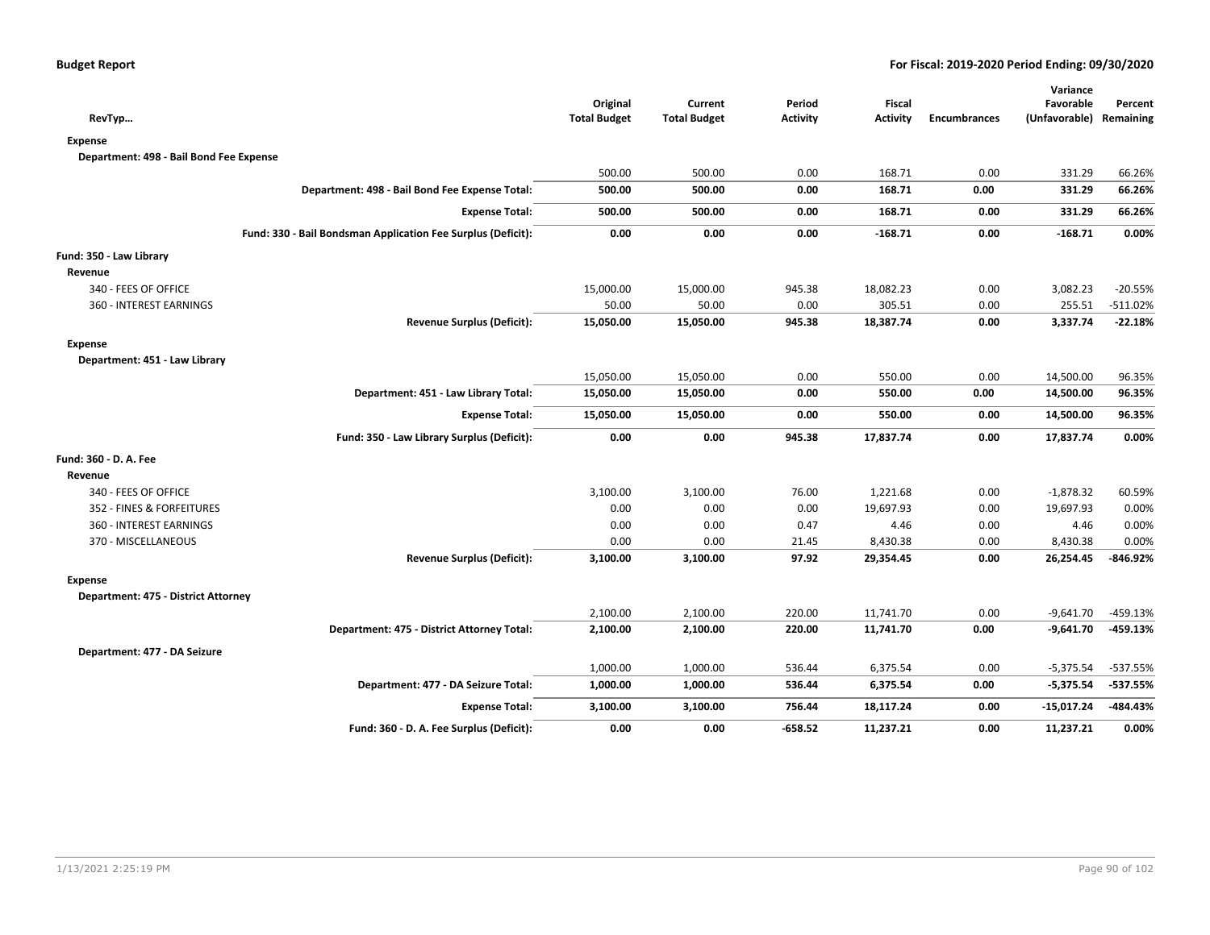**Budget Report** — For Fiscal: 2019-2020 Period Ending: 09/30/2020

| RevTyp… | Original Total Budget | Current Total Budget | Period Activity | Fiscal Activity | Encumbrances | Variance Favorable (Unfavorable) | Percent Remaining |
|---|---|---|---|---|---|---|---|
| **Expense** | | | | | | | |
| **Department: 498 - Bail Bond Fee Expense** | | | | | | | |
| | 500.00 | 500.00 | 0.00 | 168.71 | 0.00 | 331.29 | 66.26% |
| **Department: 498 - Bail Bond Fee Expense Total:** | **500.00** | **500.00** | **0.00** | **168.71** | **0.00** | **331.29** | **66.26%** |
| **Expense Total:** | **500.00** | **500.00** | **0.00** | **168.71** | **0.00** | **331.29** | **66.26%** |
| **Fund: 330 - Bail Bondsman Application Fee Surplus (Deficit):** | **0.00** | **0.00** | **0.00** | **-168.71** | **0.00** | **-168.71** | **0.00%** |
| **Fund: 350 - Law Library** | | | | | | | |
| **Revenue** | | | | | | | |
| 340 - FEES OF OFFICE | 15,000.00 | 15,000.00 | 945.38 | 18,082.23 | 0.00 | 3,082.23 | -20.55% |
| 360 - INTEREST EARNINGS | 50.00 | 50.00 | 0.00 | 305.51 | 0.00 | 255.51 | -511.02% |
| **Revenue Surplus (Deficit):** | **15,050.00** | **15,050.00** | **945.38** | **18,387.74** | **0.00** | **3,337.74** | **-22.18%** |
| **Expense** | | | | | | | |
| **Department: 451 - Law Library** | | | | | | | |
| | 15,050.00 | 15,050.00 | 0.00 | 550.00 | 0.00 | 14,500.00 | 96.35% |
| **Department: 451 - Law Library Total:** | **15,050.00** | **15,050.00** | **0.00** | **550.00** | **0.00** | **14,500.00** | **96.35%** |
| **Expense Total:** | **15,050.00** | **15,050.00** | **0.00** | **550.00** | **0.00** | **14,500.00** | **96.35%** |
| **Fund: 350 - Law Library Surplus (Deficit):** | **0.00** | **0.00** | **945.38** | **17,837.74** | **0.00** | **17,837.74** | **0.00%** |
| **Fund: 360 - D. A. Fee** | | | | | | | |
| **Revenue** | | | | | | | |
| 340 - FEES OF OFFICE | 3,100.00 | 3,100.00 | 76.00 | 1,221.68 | 0.00 | -1,878.32 | 60.59% |
| 352 - FINES & FORFEITURES | 0.00 | 0.00 | 0.00 | 19,697.93 | 0.00 | 19,697.93 | 0.00% |
| 360 - INTEREST EARNINGS | 0.00 | 0.00 | 0.47 | 4.46 | 0.00 | 4.46 | 0.00% |
| 370 - MISCELLANEOUS | 0.00 | 0.00 | 21.45 | 8,430.38 | 0.00 | 8,430.38 | 0.00% |
| **Revenue Surplus (Deficit):** | **3,100.00** | **3,100.00** | **97.92** | **29,354.45** | **0.00** | **26,254.45** | **-846.92%** |
| **Expense** | | | | | | | |
| **Department: 475 - District Attorney** | | | | | | | |
| | 2,100.00 | 2,100.00 | 220.00 | 11,741.70 | 0.00 | -9,641.70 | -459.13% |
| **Department: 475 - District Attorney Total:** | **2,100.00** | **2,100.00** | **220.00** | **11,741.70** | **0.00** | **-9,641.70** | **-459.13%** |
| **Department: 477 - DA Seizure** | | | | | | | |
| | 1,000.00 | 1,000.00 | 536.44 | 6,375.54 | 0.00 | -5,375.54 | -537.55% |
| **Department: 477 - DA Seizure Total:** | **1,000.00** | **1,000.00** | **536.44** | **6,375.54** | **0.00** | **-5,375.54** | **-537.55%** |
| **Expense Total:** | **3,100.00** | **3,100.00** | **756.44** | **18,117.24** | **0.00** | **-15,017.24** | **-484.43%** |
| **Fund: 360 - D. A. Fee Surplus (Deficit):** | **0.00** | **0.00** | **-658.52** | **11,237.21** | **0.00** | **11,237.21** | **0.00%** |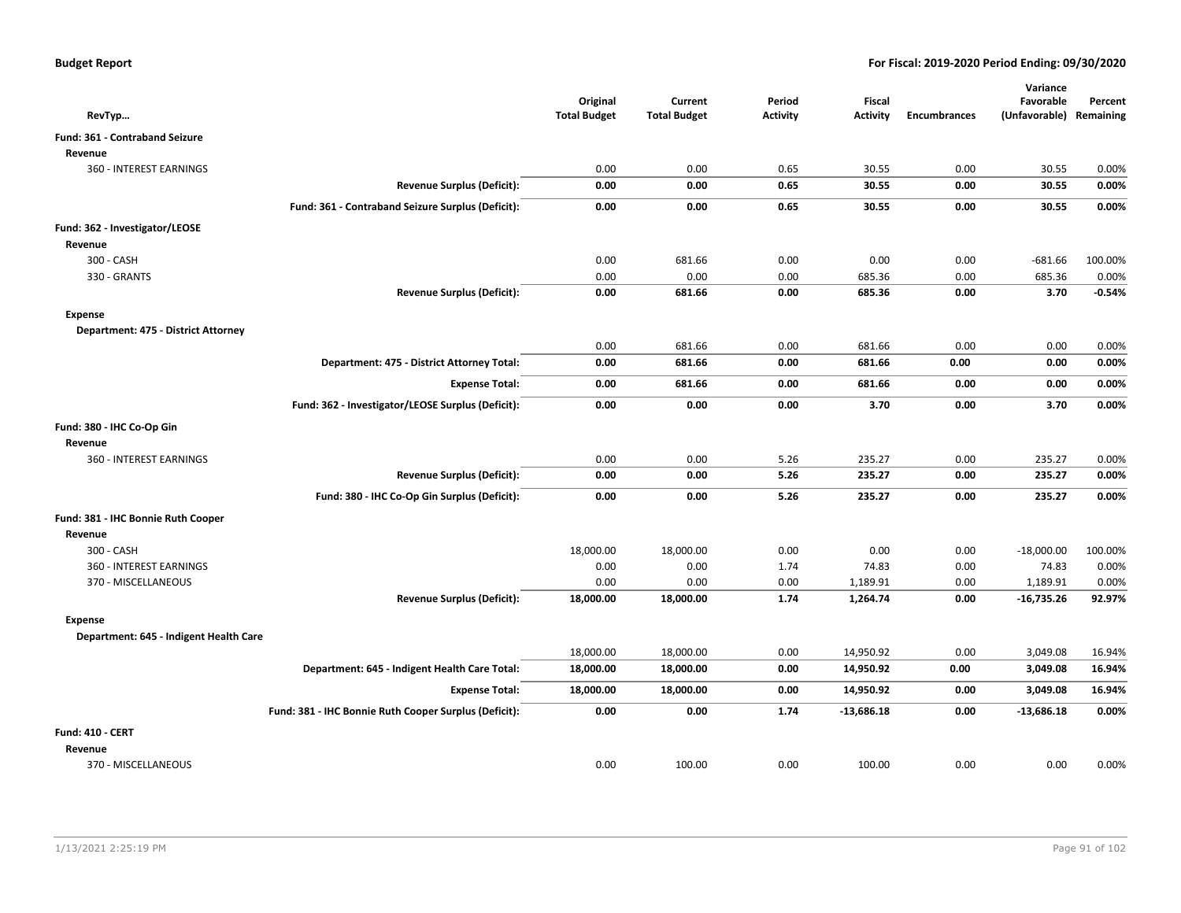**Budget Report** | **For Fiscal: 2019-2020 Period Ending: 09/30/2020**

| RevTyp… | | Original Total Budget | Current Total Budget | Period Activity | Fiscal Activity | Encumbrances | Variance Favorable (Unfavorable) | Percent Remaining |
|---|---|---|---|---|---|---|---|---|
| **Fund: 361 - Contraband Seizure** | | | | | | | | |
| **Revenue** | | | | | | | | |
| 360 - INTEREST EARNINGS | | 0.00 | 0.00 | 0.65 | 30.55 | 0.00 | 30.55 | 0.00% |
| | **Revenue Surplus (Deficit):** | **0.00** | **0.00** | **0.65** | **30.55** | **0.00** | **30.55** | **0.00%** |
| | **Fund: 361 - Contraband Seizure Surplus (Deficit):** | **0.00** | **0.00** | **0.65** | **30.55** | **0.00** | **30.55** | **0.00%** |
| **Fund: 362 - Investigator/LEOSE** | | | | | | | | |
| **Revenue** | | | | | | | | |
| 300 - CASH | | 0.00 | 681.66 | 0.00 | 0.00 | 0.00 | -681.66 | 100.00% |
| 330 - GRANTS | | 0.00 | 0.00 | 0.00 | 685.36 | 0.00 | 685.36 | 0.00% |
| | **Revenue Surplus (Deficit):** | **0.00** | **681.66** | **0.00** | **685.36** | **0.00** | **3.70** | **-0.54%** |
| **Expense** | | | | | | | | |
| **Department: 475 - District Attorney** | | | | | | | | |
| | | 0.00 | 681.66 | 0.00 | 681.66 | 0.00 | 0.00 | 0.00% |
| | **Department: 475 - District Attorney Total:** | **0.00** | **681.66** | **0.00** | **681.66** | **0.00** | **0.00** | **0.00%** |
| | **Expense Total:** | **0.00** | **681.66** | **0.00** | **681.66** | **0.00** | **0.00** | **0.00%** |
| | **Fund: 362 - Investigator/LEOSE Surplus (Deficit):** | **0.00** | **0.00** | **0.00** | **3.70** | **0.00** | **3.70** | **0.00%** |
| **Fund: 380 - IHC Co-Op Gin** | | | | | | | | |
| **Revenue** | | | | | | | | |
| 360 - INTEREST EARNINGS | | 0.00 | 0.00 | 5.26 | 235.27 | 0.00 | 235.27 | 0.00% |
| | **Revenue Surplus (Deficit):** | **0.00** | **0.00** | **5.26** | **235.27** | **0.00** | **235.27** | **0.00%** |
| | **Fund: 380 - IHC Co-Op Gin Surplus (Deficit):** | **0.00** | **0.00** | **5.26** | **235.27** | **0.00** | **235.27** | **0.00%** |
| **Fund: 381 - IHC Bonnie Ruth Cooper** | | | | | | | | |
| **Revenue** | | | | | | | | |
| 300 - CASH | | 18,000.00 | 18,000.00 | 0.00 | 0.00 | 0.00 | -18,000.00 | 100.00% |
| 360 - INTEREST EARNINGS | | 0.00 | 0.00 | 1.74 | 74.83 | 0.00 | 74.83 | 0.00% |
| 370 - MISCELLANEOUS | | 0.00 | 0.00 | 0.00 | 1,189.91 | 0.00 | 1,189.91 | 0.00% |
| | **Revenue Surplus (Deficit):** | **18,000.00** | **18,000.00** | **1.74** | **1,264.74** | **0.00** | **-16,735.26** | **92.97%** |
| **Expense** | | | | | | | | |
| **Department: 645 - Indigent Health Care** | | | | | | | | |
| | | 18,000.00 | 18,000.00 | 0.00 | 14,950.92 | 0.00 | 3,049.08 | 16.94% |
| | **Department: 645 - Indigent Health Care Total:** | **18,000.00** | **18,000.00** | **0.00** | **14,950.92** | **0.00** | **3,049.08** | **16.94%** |
| | **Expense Total:** | **18,000.00** | **18,000.00** | **0.00** | **14,950.92** | **0.00** | **3,049.08** | **16.94%** |
| | **Fund: 381 - IHC Bonnie Ruth Cooper Surplus (Deficit):** | **0.00** | **0.00** | **1.74** | **-13,686.18** | **0.00** | **-13,686.18** | **0.00%** |
| **Fund: 410 - CERT** | | | | | | | | |
| **Revenue** | | | | | | | | |
| 370 - MISCELLANEOUS | | 0.00 | 100.00 | 0.00 | 100.00 | 0.00 | 0.00 | 0.00% |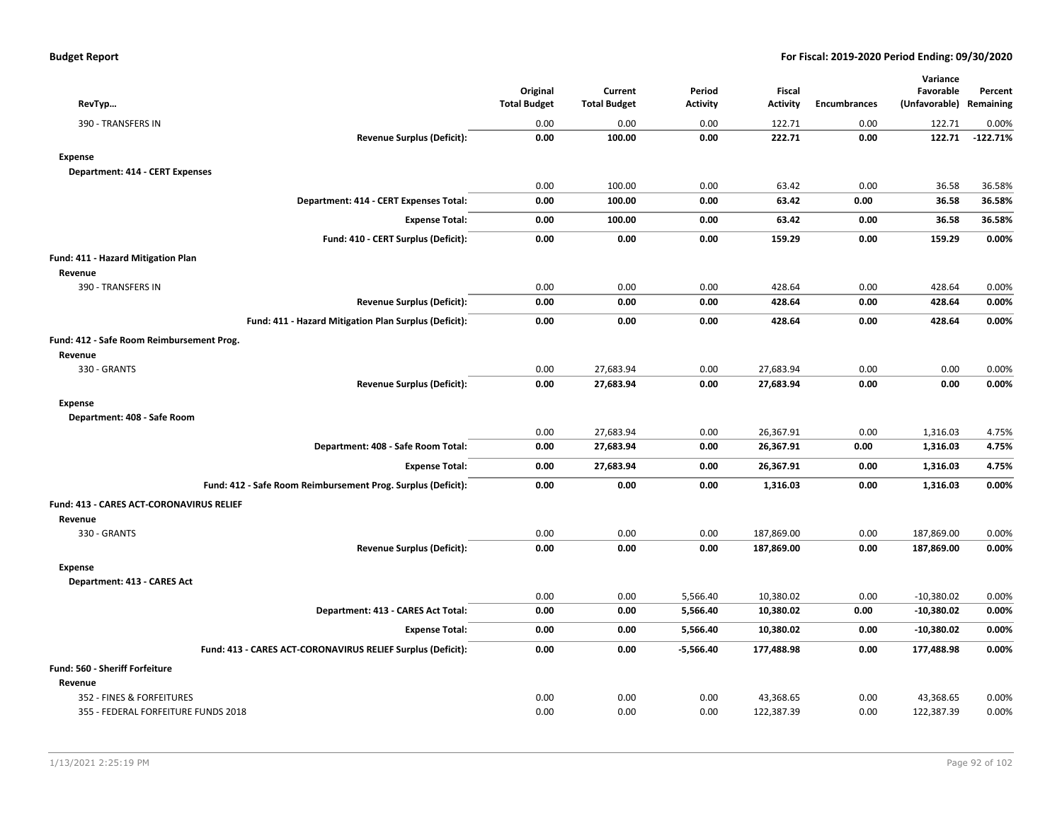| RevTyp… | | Original Total Budget | Current Total Budget | Period Activity | Fiscal Activity | Encumbrances | Variance Favorable (Unfavorable) | Percent Remaining |
|---|---|---|---|---|---|---|---|---|
| 390 - TRANSFERS IN | | 0.00 | 0.00 | 0.00 | 122.71 | 0.00 | 122.71 | 0.00% |
| | **Revenue Surplus (Deficit):** | **0.00** | **100.00** | **0.00** | **222.71** | **0.00** | **122.71** | **-122.71%** |
| **Expense** | | | | | | | | |
| **Department: 414 - CERT Expenses** | | | | | | | | |
| | | 0.00 | 100.00 | 0.00 | 63.42 | 0.00 | 36.58 | 36.58% |
| | **Department: 414 - CERT Expenses Total:** | **0.00** | **100.00** | **0.00** | **63.42** | **0.00** | **36.58** | **36.58%** |
| | **Expense Total:** | **0.00** | **100.00** | **0.00** | **63.42** | **0.00** | **36.58** | **36.58%** |
| | **Fund: 410 - CERT Surplus (Deficit):** | **0.00** | **0.00** | **0.00** | **159.29** | **0.00** | **159.29** | **0.00%** |
| **Fund: 411 - Hazard Mitigation Plan** | | | | | | | | |
| **Revenue** | | | | | | | | |
| 390 - TRANSFERS IN | | 0.00 | 0.00 | 0.00 | 428.64 | 0.00 | 428.64 | 0.00% |
| | **Revenue Surplus (Deficit):** | **0.00** | **0.00** | **0.00** | **428.64** | **0.00** | **428.64** | **0.00%** |
| | **Fund: 411 - Hazard Mitigation Plan Surplus (Deficit):** | **0.00** | **0.00** | **0.00** | **428.64** | **0.00** | **428.64** | **0.00%** |
| **Fund: 412 - Safe Room Reimbursement Prog.** | | | | | | | | |
| **Revenue** | | | | | | | | |
| 330 - GRANTS | | 0.00 | 27,683.94 | 0.00 | 27,683.94 | 0.00 | 0.00 | 0.00% |
| | **Revenue Surplus (Deficit):** | **0.00** | **27,683.94** | **0.00** | **27,683.94** | **0.00** | **0.00** | **0.00%** |
| **Expense** | | | | | | | | |
| **Department: 408 - Safe Room** | | | | | | | | |
| | | 0.00 | 27,683.94 | 0.00 | 26,367.91 | 0.00 | 1,316.03 | 4.75% |
| | **Department: 408 - Safe Room Total:** | **0.00** | **27,683.94** | **0.00** | **26,367.91** | **0.00** | **1,316.03** | **4.75%** |
| | **Expense Total:** | **0.00** | **27,683.94** | **0.00** | **26,367.91** | **0.00** | **1,316.03** | **4.75%** |
| | **Fund: 412 - Safe Room Reimbursement Prog. Surplus (Deficit):** | **0.00** | **0.00** | **0.00** | **1,316.03** | **0.00** | **1,316.03** | **0.00%** |
| **Fund: 413 - CARES ACT-CORONAVIRUS RELIEF** | | | | | | | | |
| **Revenue** | | | | | | | | |
| 330 - GRANTS | | 0.00 | 0.00 | 0.00 | 187,869.00 | 0.00 | 187,869.00 | 0.00% |
| | **Revenue Surplus (Deficit):** | **0.00** | **0.00** | **0.00** | **187,869.00** | **0.00** | **187,869.00** | **0.00%** |
| **Expense** | | | | | | | | |
| **Department: 413 - CARES Act** | | | | | | | | |
| | | 0.00 | 0.00 | 5,566.40 | 10,380.02 | 0.00 | -10,380.02 | 0.00% |
| | **Department: 413 - CARES Act Total:** | **0.00** | **0.00** | **5,566.40** | **10,380.02** | **0.00** | **-10,380.02** | **0.00%** |
| | **Expense Total:** | **0.00** | **0.00** | **5,566.40** | **10,380.02** | **0.00** | **-10,380.02** | **0.00%** |
| | **Fund: 413 - CARES ACT-CORONAVIRUS RELIEF Surplus (Deficit):** | **0.00** | **0.00** | **-5,566.40** | **177,488.98** | **0.00** | **177,488.98** | **0.00%** |
| **Fund: 560 - Sheriff Forfeiture** | | | | | | | | |
| **Revenue** | | | | | | | | |
| 352 - FINES & FORFEITURES | | 0.00 | 0.00 | 0.00 | 43,368.65 | 0.00 | 43,368.65 | 0.00% |
| 355 - FEDERAL FORFEITURE FUNDS 2018 | | 0.00 | 0.00 | 0.00 | 122,387.39 | 0.00 | 122,387.39 | 0.00% |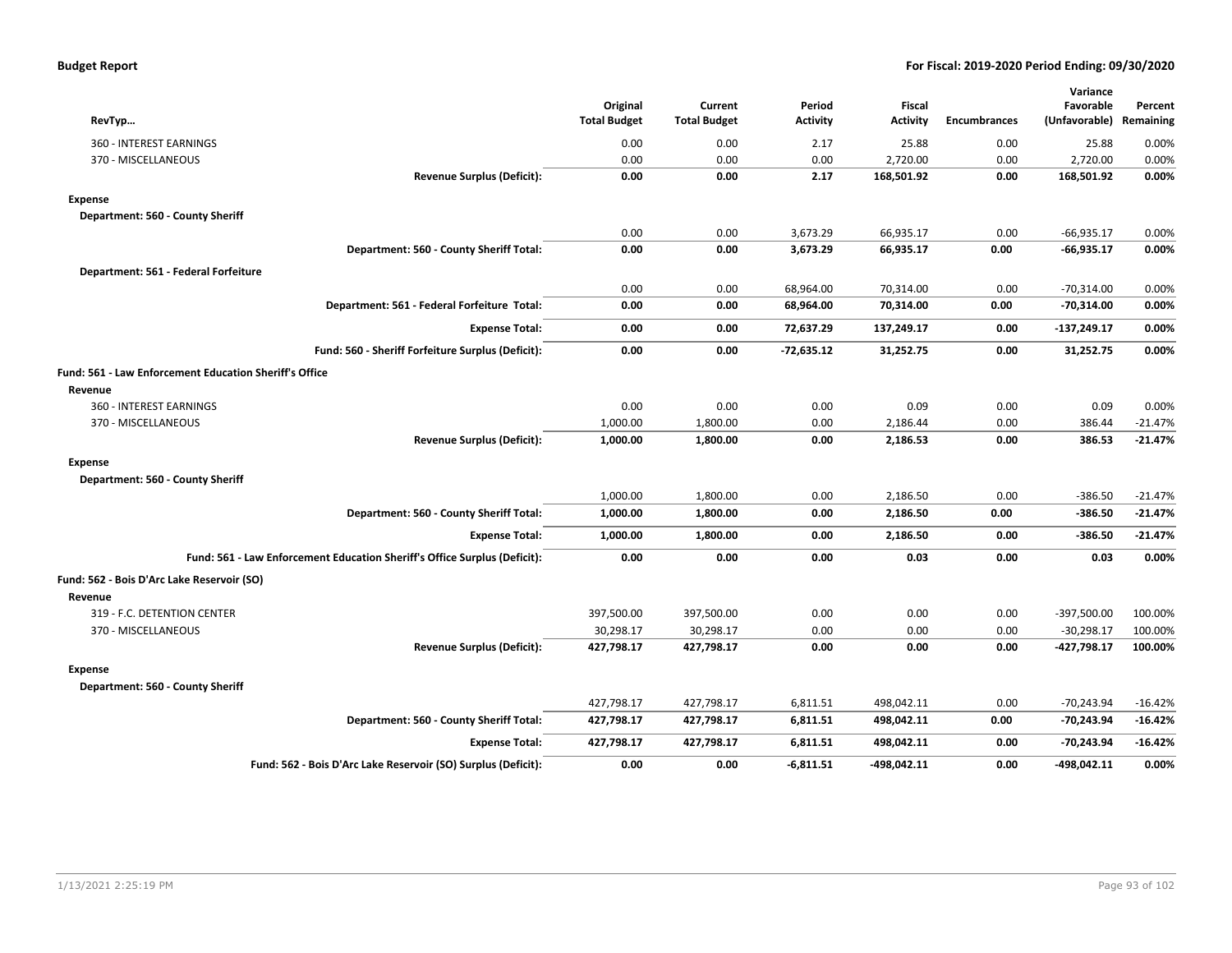| RevTyp… | Original Total Budget | Current Total Budget | Period Activity | Fiscal Activity | Encumbrances | Variance Favorable (Unfavorable) | Percent Remaining |
|---|---|---|---|---|---|---|---|
| 360 - INTEREST EARNINGS | 0.00 | 0.00 | 2.17 | 25.88 | 0.00 | 25.88 | 0.00% |
| 370 - MISCELLANEOUS | 0.00 | 0.00 | 0.00 | 2,720.00 | 0.00 | 2,720.00 | 0.00% |
| **Revenue Surplus (Deficit):** | **0.00** | **0.00** | **2.17** | **168,501.92** | **0.00** | **168,501.92** | **0.00%** |
| **Expense** | | | | | | | |
| **Department: 560 - County Sheriff** | | | | | | | |
| | 0.00 | 0.00 | 3,673.29 | 66,935.17 | 0.00 | -66,935.17 | 0.00% |
| **Department: 560 - County Sheriff Total:** | **0.00** | **0.00** | **3,673.29** | **66,935.17** | **0.00** | **-66,935.17** | **0.00%** |
| **Department: 561 - Federal Forfeiture** | | | | | | | |
| | 0.00 | 0.00 | 68,964.00 | 70,314.00 | 0.00 | -70,314.00 | 0.00% |
| **Department: 561 - Federal Forfeiture Total:** | **0.00** | **0.00** | **68,964.00** | **70,314.00** | **0.00** | **-70,314.00** | **0.00%** |
| **Expense Total:** | **0.00** | **0.00** | **72,637.29** | **137,249.17** | **0.00** | **-137,249.17** | **0.00%** |
| **Fund: 560 - Sheriff Forfeiture Surplus (Deficit):** | **0.00** | **0.00** | **-72,635.12** | **31,252.75** | **0.00** | **31,252.75** | **0.00%** |
| **Fund: 561 - Law Enforcement Education Sheriff's Office** | | | | | | | |
| **Revenue** | | | | | | | |
| 360 - INTEREST EARNINGS | 0.00 | 0.00 | 0.00 | 0.09 | 0.00 | 0.09 | 0.00% |
| 370 - MISCELLANEOUS | 1,000.00 | 1,800.00 | 0.00 | 2,186.44 | 0.00 | 386.44 | -21.47% |
| **Revenue Surplus (Deficit):** | **1,000.00** | **1,800.00** | **0.00** | **2,186.53** | **0.00** | **386.53** | **-21.47%** |
| **Expense** | | | | | | | |
| **Department: 560 - County Sheriff** | | | | | | | |
| | 1,000.00 | 1,800.00 | 0.00 | 2,186.50 | 0.00 | -386.50 | -21.47% |
| **Department: 560 - County Sheriff Total:** | **1,000.00** | **1,800.00** | **0.00** | **2,186.50** | **0.00** | **-386.50** | **-21.47%** |
| **Expense Total:** | **1,000.00** | **1,800.00** | **0.00** | **2,186.50** | **0.00** | **-386.50** | **-21.47%** |
| **Fund: 561 - Law Enforcement Education Sheriff's Office Surplus (Deficit):** | **0.00** | **0.00** | **0.00** | **0.03** | **0.00** | **0.03** | **0.00%** |
| **Fund: 562 - Bois D'Arc Lake Reservoir (SO)** | | | | | | | |
| **Revenue** | | | | | | | |
| 319 - F.C. DETENTION CENTER | 397,500.00 | 397,500.00 | 0.00 | 0.00 | 0.00 | -397,500.00 | 100.00% |
| 370 - MISCELLANEOUS | 30,298.17 | 30,298.17 | 0.00 | 0.00 | 0.00 | -30,298.17 | 100.00% |
| **Revenue Surplus (Deficit):** | **427,798.17** | **427,798.17** | **0.00** | **0.00** | **0.00** | **-427,798.17** | **100.00%** |
| **Expense** | | | | | | | |
| **Department: 560 - County Sheriff** | | | | | | | |
| | 427,798.17 | 427,798.17 | 6,811.51 | 498,042.11 | 0.00 | -70,243.94 | -16.42% |
| **Department: 560 - County Sheriff Total:** | **427,798.17** | **427,798.17** | **6,811.51** | **498,042.11** | **0.00** | **-70,243.94** | **-16.42%** |
| **Expense Total:** | **427,798.17** | **427,798.17** | **6,811.51** | **498,042.11** | **0.00** | **-70,243.94** | **-16.42%** |
| **Fund: 562 - Bois D'Arc Lake Reservoir (SO) Surplus (Deficit):** | **0.00** | **0.00** | **-6,811.51** | **-498,042.11** | **0.00** | **-498,042.11** | **0.00%** |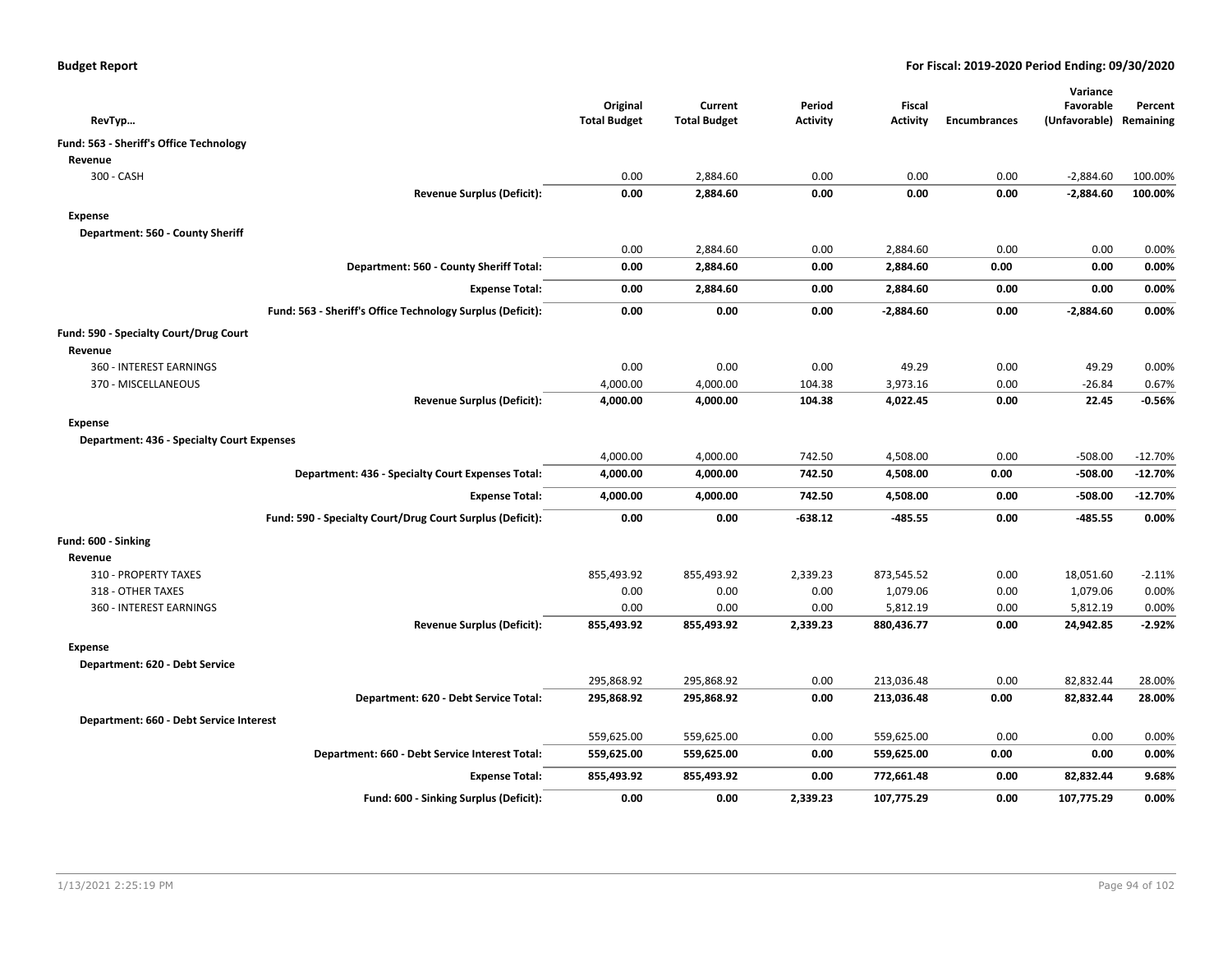**Budget Report** | **For Fiscal: 2019-2020 Period Ending: 09/30/2020**

| RevTyp… | Original Total Budget | Current Total Budget | Period Activity | Fiscal Activity | Encumbrances | Variance Favorable (Unfavorable) | Percent Remaining |
|---|---|---|---|---|---|---|---|
| **Fund: 563 - Sheriff's Office Technology** | | | | | | | |
| **Revenue** | | | | | | | |
| 300 - CASH | 0.00 | 2,884.60 | 0.00 | 0.00 | 0.00 | -2,884.60 | 100.00% |
| **Revenue Surplus (Deficit):** | **0.00** | **2,884.60** | **0.00** | **0.00** | **0.00** | **-2,884.60** | **100.00%** |
| **Expense** | | | | | | | |
| **Department: 560 - County Sheriff** | | | | | | | |
| | 0.00 | 2,884.60 | 0.00 | 2,884.60 | 0.00 | 0.00 | 0.00% |
| **Department: 560 - County Sheriff Total:** | **0.00** | **2,884.60** | **0.00** | **2,884.60** | **0.00** | **0.00** | **0.00%** |
| **Expense Total:** | **0.00** | **2,884.60** | **0.00** | **2,884.60** | **0.00** | **0.00** | **0.00%** |
| **Fund: 563 - Sheriff's Office Technology Surplus (Deficit):** | **0.00** | **0.00** | **0.00** | **-2,884.60** | **0.00** | **-2,884.60** | **0.00%** |
| **Fund: 590 - Specialty Court/Drug Court** | | | | | | | |
| **Revenue** | | | | | | | |
| 360 - INTEREST EARNINGS | 0.00 | 0.00 | 0.00 | 49.29 | 0.00 | 49.29 | 0.00% |
| 370 - MISCELLANEOUS | 4,000.00 | 4,000.00 | 104.38 | 3,973.16 | 0.00 | -26.84 | 0.67% |
| **Revenue Surplus (Deficit):** | **4,000.00** | **4,000.00** | **104.38** | **4,022.45** | **0.00** | **22.45** | **-0.56%** |
| **Expense** | | | | | | | |
| **Department: 436 - Specialty Court Expenses** | | | | | | | |
| | 4,000.00 | 4,000.00 | 742.50 | 4,508.00 | 0.00 | -508.00 | -12.70% |
| **Department: 436 - Specialty Court Expenses Total:** | **4,000.00** | **4,000.00** | **742.50** | **4,508.00** | **0.00** | **-508.00** | **-12.70%** |
| **Expense Total:** | **4,000.00** | **4,000.00** | **742.50** | **4,508.00** | **0.00** | **-508.00** | **-12.70%** |
| **Fund: 590 - Specialty Court/Drug Court Surplus (Deficit):** | **0.00** | **0.00** | **-638.12** | **-485.55** | **0.00** | **-485.55** | **0.00%** |
| **Fund: 600 - Sinking** | | | | | | | |
| **Revenue** | | | | | | | |
| 310 - PROPERTY TAXES | 855,493.92 | 855,493.92 | 2,339.23 | 873,545.52 | 0.00 | 18,051.60 | -2.11% |
| 318 - OTHER TAXES | 0.00 | 0.00 | 0.00 | 1,079.06 | 0.00 | 1,079.06 | 0.00% |
| 360 - INTEREST EARNINGS | 0.00 | 0.00 | 0.00 | 5,812.19 | 0.00 | 5,812.19 | 0.00% |
| **Revenue Surplus (Deficit):** | **855,493.92** | **855,493.92** | **2,339.23** | **880,436.77** | **0.00** | **24,942.85** | **-2.92%** |
| **Expense** | | | | | | | |
| **Department: 620 - Debt Service** | | | | | | | |
| | 295,868.92 | 295,868.92 | 0.00 | 213,036.48 | 0.00 | 82,832.44 | 28.00% |
| **Department: 620 - Debt Service Total:** | **295,868.92** | **295,868.92** | **0.00** | **213,036.48** | **0.00** | **82,832.44** | **28.00%** |
| **Department: 660 - Debt Service Interest** | | | | | | | |
| | 559,625.00 | 559,625.00 | 0.00 | 559,625.00 | 0.00 | 0.00 | 0.00% |
| **Department: 660 - Debt Service Interest Total:** | **559,625.00** | **559,625.00** | **0.00** | **559,625.00** | **0.00** | **0.00** | **0.00%** |
| **Expense Total:** | **855,493.92** | **855,493.92** | **0.00** | **772,661.48** | **0.00** | **82,832.44** | **9.68%** |
| **Fund: 600 - Sinking Surplus (Deficit):** | **0.00** | **0.00** | **2,339.23** | **107,775.29** | **0.00** | **107,775.29** | **0.00%** |

1/13/2021 2:25:19 PM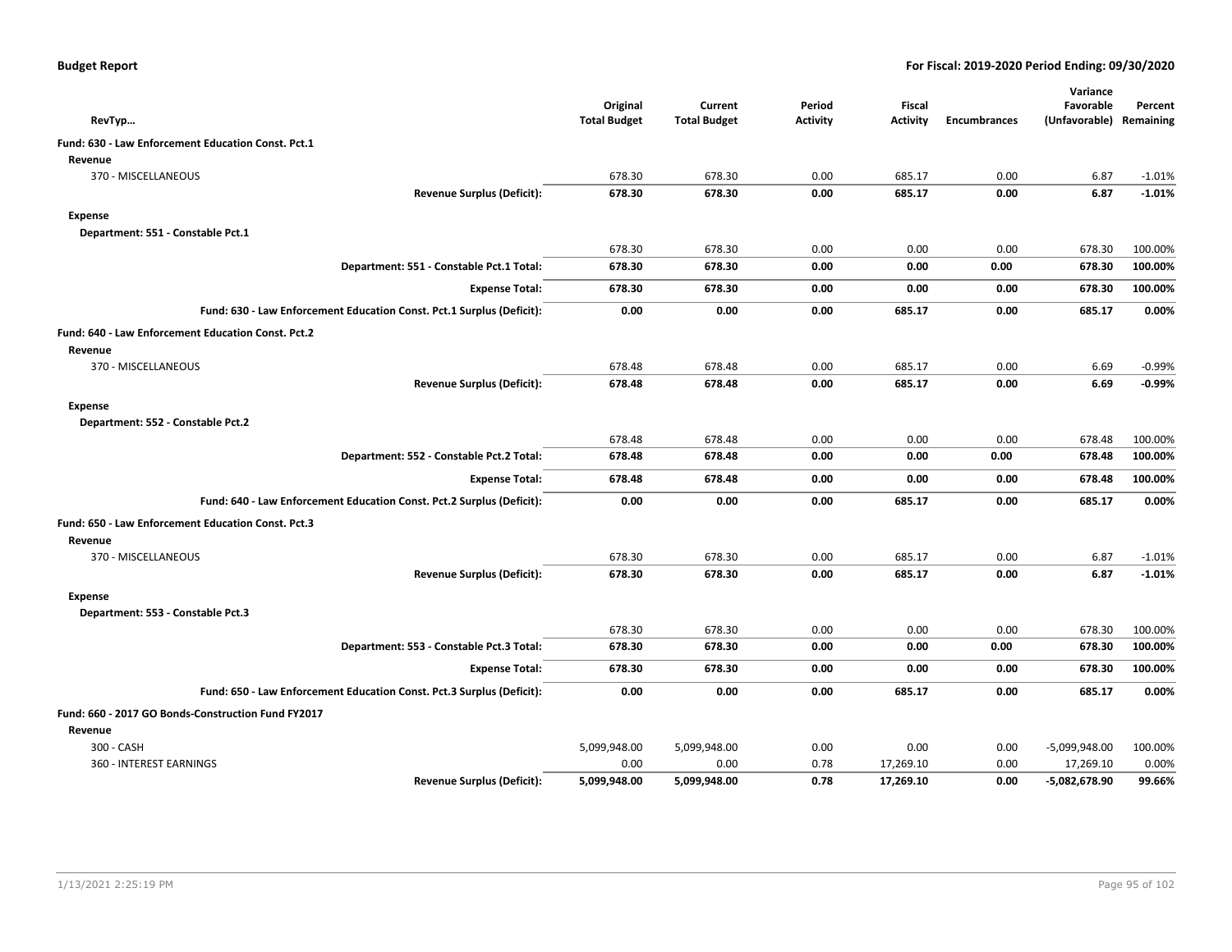**Budget Report** **For Fiscal: 2019-2020 Period Ending: 09/30/2020**

| RevTyp… | | Original Total Budget | Current Total Budget | Period Activity | Fiscal Activity | Encumbrances | Variance Favorable (Unfavorable) | Percent Remaining |
|---|---|---|---|---|---|---|---|---|
| **Fund: 630 - Law Enforcement Education Const. Pct.1** | | | | | | | | |
| **Revenue** | | | | | | | | |
| 370 - MISCELLANEOUS | | 678.30 | 678.30 | 0.00 | 685.17 | 0.00 | 6.87 | -1.01% |
| | **Revenue Surplus (Deficit):** | **678.30** | **678.30** | **0.00** | **685.17** | **0.00** | **6.87** | **-1.01%** |
| **Expense** | | | | | | | | |
| **Department: 551 - Constable Pct.1** | | | | | | | | |
| | | 678.30 | 678.30 | 0.00 | 0.00 | 0.00 | 678.30 | 100.00% |
| | **Department: 551 - Constable Pct.1 Total:** | **678.30** | **678.30** | **0.00** | **0.00** | **0.00** | **678.30** | **100.00%** |
| | **Expense Total:** | **678.30** | **678.30** | **0.00** | **0.00** | **0.00** | **678.30** | **100.00%** |
| | **Fund: 630 - Law Enforcement Education Const. Pct.1 Surplus (Deficit):** | **0.00** | **0.00** | **0.00** | **685.17** | **0.00** | **685.17** | **0.00%** |
| **Fund: 640 - Law Enforcement Education Const. Pct.2** | | | | | | | | |
| **Revenue** | | | | | | | | |
| 370 - MISCELLANEOUS | | 678.48 | 678.48 | 0.00 | 685.17 | 0.00 | 6.69 | -0.99% |
| | **Revenue Surplus (Deficit):** | **678.48** | **678.48** | **0.00** | **685.17** | **0.00** | **6.69** | **-0.99%** |
| **Expense** | | | | | | | | |
| **Department: 552 - Constable Pct.2** | | | | | | | | |
| | | 678.48 | 678.48 | 0.00 | 0.00 | 0.00 | 678.48 | 100.00% |
| | **Department: 552 - Constable Pct.2 Total:** | **678.48** | **678.48** | **0.00** | **0.00** | **0.00** | **678.48** | **100.00%** |
| | **Expense Total:** | **678.48** | **678.48** | **0.00** | **0.00** | **0.00** | **678.48** | **100.00%** |
| | **Fund: 640 - Law Enforcement Education Const. Pct.2 Surplus (Deficit):** | **0.00** | **0.00** | **0.00** | **685.17** | **0.00** | **685.17** | **0.00%** |
| **Fund: 650 - Law Enforcement Education Const. Pct.3** | | | | | | | | |
| **Revenue** | | | | | | | | |
| 370 - MISCELLANEOUS | | 678.30 | 678.30 | 0.00 | 685.17 | 0.00 | 6.87 | -1.01% |
| | **Revenue Surplus (Deficit):** | **678.30** | **678.30** | **0.00** | **685.17** | **0.00** | **6.87** | **-1.01%** |
| **Expense** | | | | | | | | |
| **Department: 553 - Constable Pct.3** | | | | | | | | |
| | | 678.30 | 678.30 | 0.00 | 0.00 | 0.00 | 678.30 | 100.00% |
| | **Department: 553 - Constable Pct.3 Total:** | **678.30** | **678.30** | **0.00** | **0.00** | **0.00** | **678.30** | **100.00%** |
| | **Expense Total:** | **678.30** | **678.30** | **0.00** | **0.00** | **0.00** | **678.30** | **100.00%** |
| | **Fund: 650 - Law Enforcement Education Const. Pct.3 Surplus (Deficit):** | **0.00** | **0.00** | **0.00** | **685.17** | **0.00** | **685.17** | **0.00%** |
| **Fund: 660 - 2017 GO Bonds-Construction Fund FY2017** | | | | | | | | |
| **Revenue** | | | | | | | | |
| 300 - CASH | | 5,099,948.00 | 5,099,948.00 | 0.00 | 0.00 | 0.00 | -5,099,948.00 | 100.00% |
| 360 - INTEREST EARNINGS | | 0.00 | 0.00 | 0.78 | 17,269.10 | 0.00 | 17,269.10 | 0.00% |
| | **Revenue Surplus (Deficit):** | **5,099,948.00** | **5,099,948.00** | **0.78** | **17,269.10** | **0.00** | **-5,082,678.90** | **99.66%** |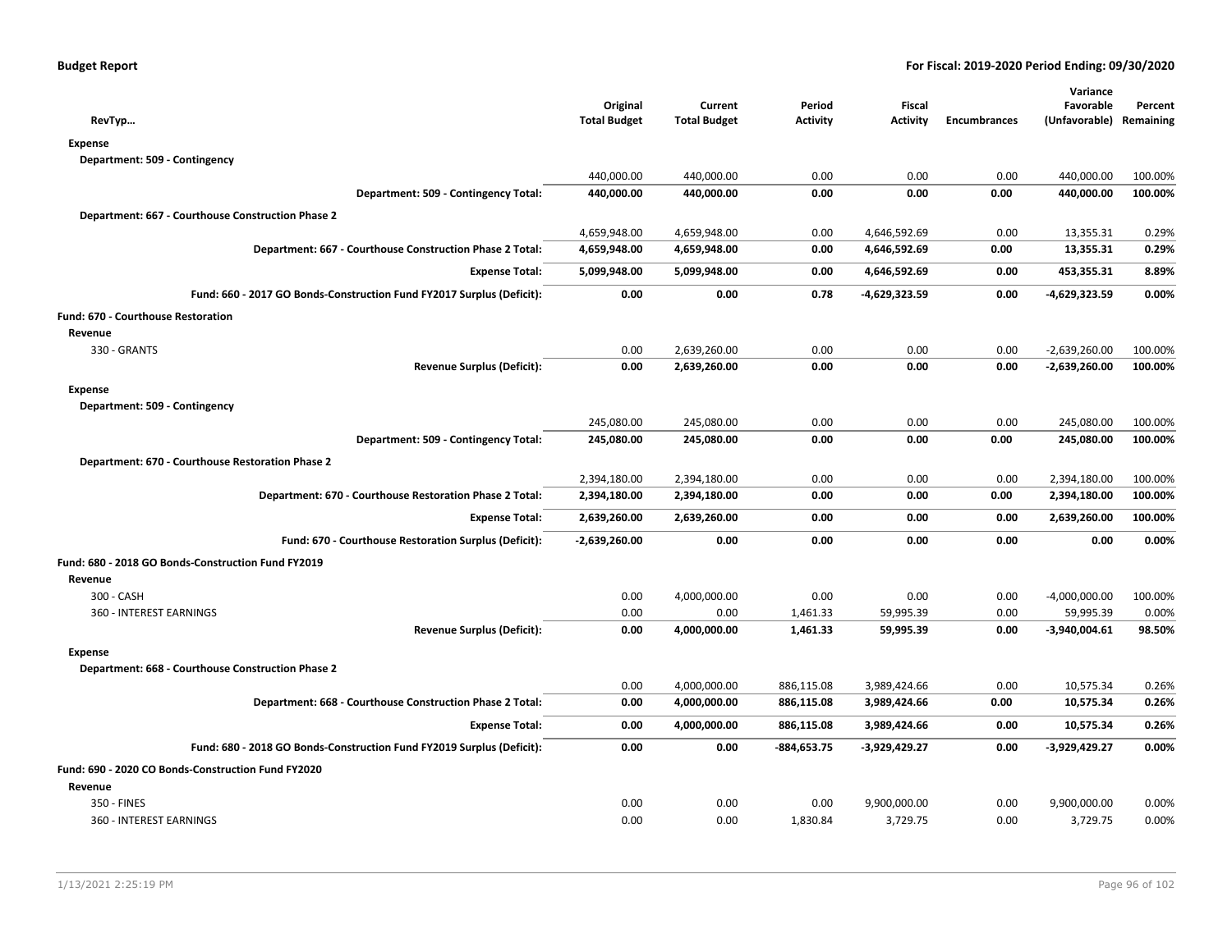**Budget Report** — For Fiscal: 2019-2020 Period Ending: 09/30/2020

| RevTyp... | Original Total Budget | Current Total Budget | Period Activity | Fiscal Activity | Encumbrances | Variance Favorable (Unfavorable) | Percent Remaining |
|---|---|---|---|---|---|---|---|
| **Expense** | | | | | | | |
| **Department: 509 - Contingency** | | | | | | | |
| | 440,000.00 | 440,000.00 | 0.00 | 0.00 | 0.00 | 440,000.00 | 100.00% |
| **Department: 509 - Contingency Total:** | **440,000.00** | **440,000.00** | **0.00** | **0.00** | **0.00** | **440,000.00** | **100.00%** |
| **Department: 667 - Courthouse Construction Phase 2** | | | | | | | |
| | 4,659,948.00 | 4,659,948.00 | 0.00 | 4,646,592.69 | 0.00 | 13,355.31 | 0.29% |
| **Department: 667 - Courthouse Construction Phase 2 Total:** | **4,659,948.00** | **4,659,948.00** | **0.00** | **4,646,592.69** | **0.00** | **13,355.31** | **0.29%** |
| **Expense Total:** | **5,099,948.00** | **5,099,948.00** | **0.00** | **4,646,592.69** | **0.00** | **453,355.31** | **8.89%** |
| **Fund: 660 - 2017 GO Bonds-Construction Fund FY2017 Surplus (Deficit):** | **0.00** | **0.00** | **0.78** | **-4,629,323.59** | **0.00** | **-4,629,323.59** | **0.00%** |
| **Fund: 670 - Courthouse Restoration** | | | | | | | |
| **Revenue** | | | | | | | |
| 330 - GRANTS | 0.00 | 2,639,260.00 | 0.00 | 0.00 | 0.00 | -2,639,260.00 | 100.00% |
| **Revenue Surplus (Deficit):** | **0.00** | **2,639,260.00** | **0.00** | **0.00** | **0.00** | **-2,639,260.00** | **100.00%** |
| **Expense** | | | | | | | |
| **Department: 509 - Contingency** | | | | | | | |
| | 245,080.00 | 245,080.00 | 0.00 | 0.00 | 0.00 | 245,080.00 | 100.00% |
| **Department: 509 - Contingency Total:** | **245,080.00** | **245,080.00** | **0.00** | **0.00** | **0.00** | **245,080.00** | **100.00%** |
| **Department: 670 - Courthouse Restoration Phase 2** | | | | | | | |
| | 2,394,180.00 | 2,394,180.00 | 0.00 | 0.00 | 0.00 | 2,394,180.00 | 100.00% |
| **Department: 670 - Courthouse Restoration Phase 2 Total:** | **2,394,180.00** | **2,394,180.00** | **0.00** | **0.00** | **0.00** | **2,394,180.00** | **100.00%** |
| **Expense Total:** | **2,639,260.00** | **2,639,260.00** | **0.00** | **0.00** | **0.00** | **2,639,260.00** | **100.00%** |
| **Fund: 670 - Courthouse Restoration Surplus (Deficit):** | **-2,639,260.00** | **0.00** | **0.00** | **0.00** | **0.00** | **0.00** | **0.00%** |
| **Fund: 680 - 2018 GO Bonds-Construction Fund FY2019** | | | | | | | |
| **Revenue** | | | | | | | |
| 300 - CASH | 0.00 | 4,000,000.00 | 0.00 | 0.00 | 0.00 | -4,000,000.00 | 100.00% |
| 360 - INTEREST EARNINGS | 0.00 | 0.00 | 1,461.33 | 59,995.39 | 0.00 | 59,995.39 | 0.00% |
| **Revenue Surplus (Deficit):** | **0.00** | **4,000,000.00** | **1,461.33** | **59,995.39** | **0.00** | **-3,940,004.61** | **98.50%** |
| **Expense** | | | | | | | |
| **Department: 668 - Courthouse Construction Phase 2** | | | | | | | |
| | 0.00 | 4,000,000.00 | 886,115.08 | 3,989,424.66 | 0.00 | 10,575.34 | 0.26% |
| **Department: 668 - Courthouse Construction Phase 2 Total:** | **0.00** | **4,000,000.00** | **886,115.08** | **3,989,424.66** | **0.00** | **10,575.34** | **0.26%** |
| **Expense Total:** | **0.00** | **4,000,000.00** | **886,115.08** | **3,989,424.66** | **0.00** | **10,575.34** | **0.26%** |
| **Fund: 680 - 2018 GO Bonds-Construction Fund FY2019 Surplus (Deficit):** | **0.00** | **0.00** | **-884,653.75** | **-3,929,429.27** | **0.00** | **-3,929,429.27** | **0.00%** |
| **Fund: 690 - 2020 CO Bonds-Construction Fund FY2020** | | | | | | | |
| **Revenue** | | | | | | | |
| 350 - FINES | 0.00 | 0.00 | 0.00 | 9,900,000.00 | 0.00 | 9,900,000.00 | 0.00% |
| 360 - INTEREST EARNINGS | 0.00 | 0.00 | 1,830.84 | 3,729.75 | 0.00 | 3,729.75 | 0.00% |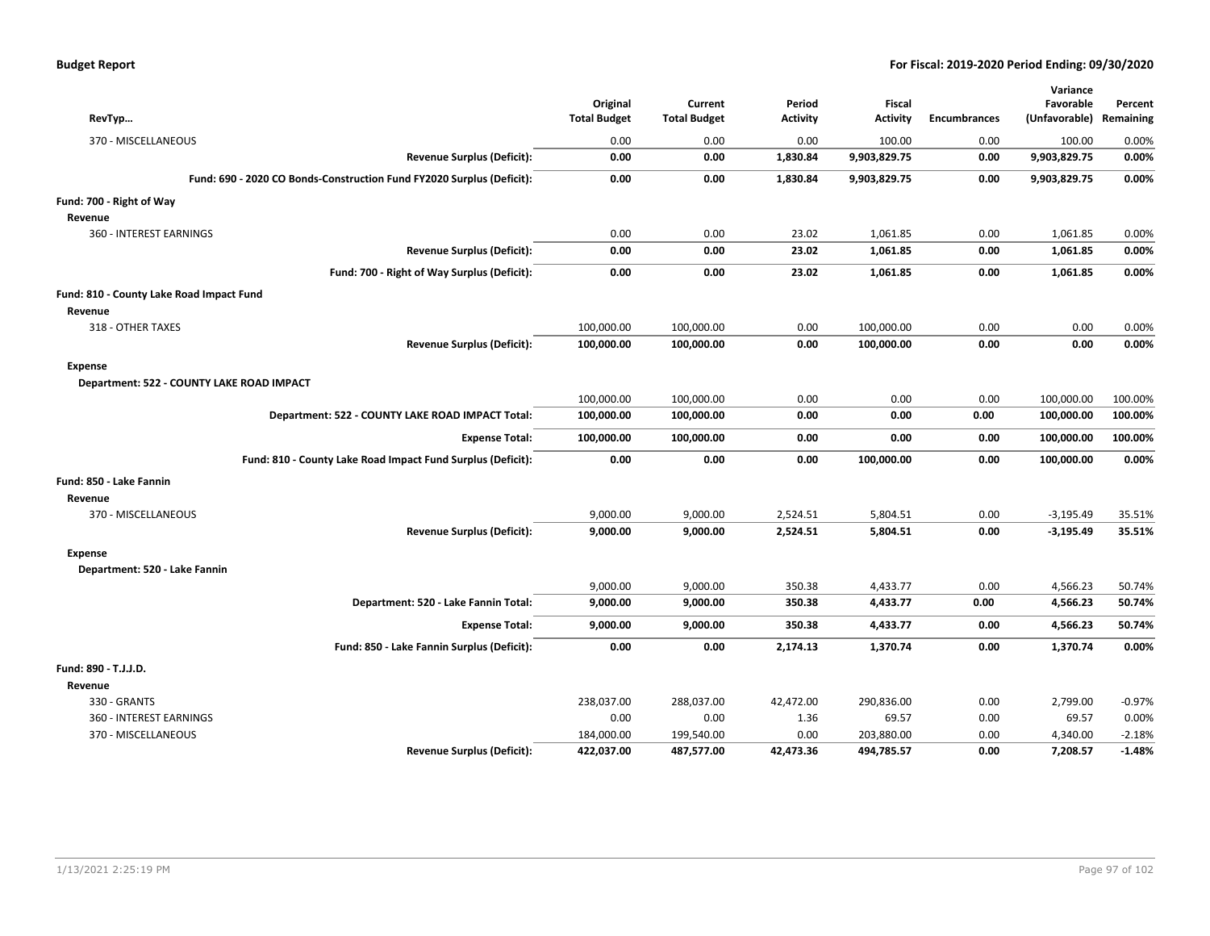**Budget Report** — For Fiscal: 2019-2020 Period Ending: 09/30/2020

| RevTyp... | Original Total Budget | Current Total Budget | Period Activity | Fiscal Activity | Encumbrances | Variance Favorable (Unfavorable) | Percent Remaining |
|---|---|---|---|---|---|---|---|
| 370 - MISCELLANEOUS | 0.00 | 0.00 | 0.00 | 100.00 | 0.00 | 100.00 | 0.00% |
| **Revenue Surplus (Deficit):** | **0.00** | **0.00** | **1,830.84** | **9,903,829.75** | **0.00** | **9,903,829.75** | **0.00%** |
| **Fund: 690 - 2020 CO Bonds-Construction Fund FY2020 Surplus (Deficit):** | **0.00** | **0.00** | **1,830.84** | **9,903,829.75** | **0.00** | **9,903,829.75** | **0.00%** |
| **Fund: 700 - Right of Way** | | | | | | | |
| **Revenue** | | | | | | | |
| 360 - INTEREST EARNINGS | 0.00 | 0.00 | 23.02 | 1,061.85 | 0.00 | 1,061.85 | 0.00% |
| **Revenue Surplus (Deficit):** | **0.00** | **0.00** | **23.02** | **1,061.85** | **0.00** | **1,061.85** | **0.00%** |
| **Fund: 700 - Right of Way Surplus (Deficit):** | **0.00** | **0.00** | **23.02** | **1,061.85** | **0.00** | **1,061.85** | **0.00%** |
| **Fund: 810 - County Lake Road Impact Fund** | | | | | | | |
| **Revenue** | | | | | | | |
| 318 - OTHER TAXES | 100,000.00 | 100,000.00 | 0.00 | 100,000.00 | 0.00 | 0.00 | 0.00% |
| **Revenue Surplus (Deficit):** | **100,000.00** | **100,000.00** | **0.00** | **100,000.00** | **0.00** | **0.00** | **0.00%** |
| **Expense** | | | | | | | |
| **Department: 522 - COUNTY LAKE ROAD IMPACT** | | | | | | | |
| | 100,000.00 | 100,000.00 | 0.00 | 0.00 | 0.00 | 100,000.00 | 100.00% |
| **Department: 522 - COUNTY LAKE ROAD IMPACT Total:** | **100,000.00** | **100,000.00** | **0.00** | **0.00** | **0.00** | **100,000.00** | **100.00%** |
| **Expense Total:** | **100,000.00** | **100,000.00** | **0.00** | **0.00** | **0.00** | **100,000.00** | **100.00%** |
| **Fund: 810 - County Lake Road Impact Fund Surplus (Deficit):** | **0.00** | **0.00** | **0.00** | **100,000.00** | **0.00** | **100,000.00** | **0.00%** |
| **Fund: 850 - Lake Fannin** | | | | | | | |
| **Revenue** | | | | | | | |
| 370 - MISCELLANEOUS | 9,000.00 | 9,000.00 | 2,524.51 | 5,804.51 | 0.00 | -3,195.49 | 35.51% |
| **Revenue Surplus (Deficit):** | **9,000.00** | **9,000.00** | **2,524.51** | **5,804.51** | **0.00** | **-3,195.49** | **35.51%** |
| **Expense** | | | | | | | |
| **Department: 520 - Lake Fannin** | | | | | | | |
| | 9,000.00 | 9,000.00 | 350.38 | 4,433.77 | 0.00 | 4,566.23 | 50.74% |
| **Department: 520 - Lake Fannin Total:** | **9,000.00** | **9,000.00** | **350.38** | **4,433.77** | **0.00** | **4,566.23** | **50.74%** |
| **Expense Total:** | **9,000.00** | **9,000.00** | **350.38** | **4,433.77** | **0.00** | **4,566.23** | **50.74%** |
| **Fund: 850 - Lake Fannin Surplus (Deficit):** | **0.00** | **0.00** | **2,174.13** | **1,370.74** | **0.00** | **1,370.74** | **0.00%** |
| **Fund: 890 - T.J.J.D.** | | | | | | | |
| **Revenue** | | | | | | | |
| 330 - GRANTS | 238,037.00 | 288,037.00 | 42,472.00 | 290,836.00 | 0.00 | 2,799.00 | -0.97% |
| 360 - INTEREST EARNINGS | 0.00 | 0.00 | 1.36 | 69.57 | 0.00 | 69.57 | 0.00% |
| 370 - MISCELLANEOUS | 184,000.00 | 199,540.00 | 0.00 | 203,880.00 | 0.00 | 4,340.00 | -2.18% |
| **Revenue Surplus (Deficit):** | **422,037.00** | **487,577.00** | **42,473.36** | **494,785.57** | **0.00** | **7,208.57** | **-1.48%** |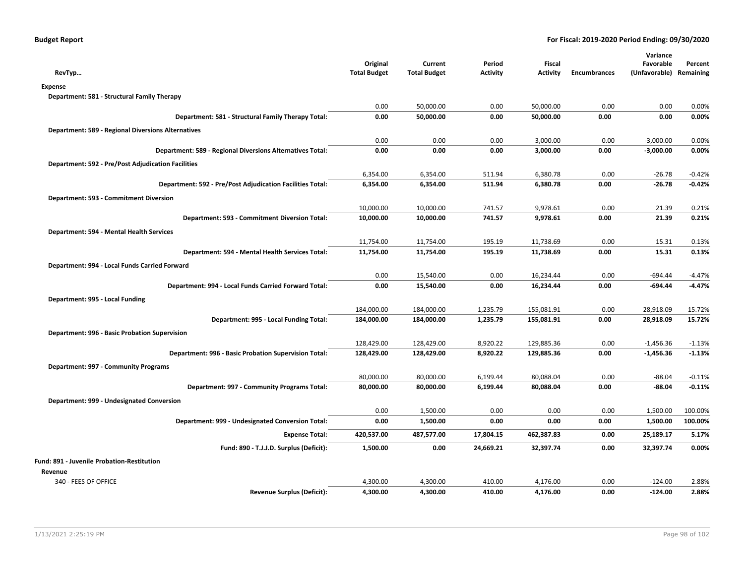**Budget Report** — **For Fiscal: 2019-2020 Period Ending: 09/30/2020**

| RevTyp… | Original Total Budget | Current Total Budget | Period Activity | Fiscal Activity | Encumbrances | Variance Favorable (Unfavorable) | Percent Remaining |
|---|---|---|---|---|---|---|---|
| **Expense** | | | | | | | |
| **Department: 581 - Structural Family Therapy** | | | | | | | |
| | 0.00 | 50,000.00 | 0.00 | 50,000.00 | 0.00 | 0.00 | 0.00% |
| **Department: 581 - Structural Family Therapy Total:** | **0.00** | **50,000.00** | **0.00** | **50,000.00** | **0.00** | **0.00** | **0.00%** |
| **Department: 589 - Regional Diversions Alternatives** | | | | | | | |
| | 0.00 | 0.00 | 0.00 | 3,000.00 | 0.00 | -3,000.00 | 0.00% |
| **Department: 589 - Regional Diversions Alternatives Total:** | **0.00** | **0.00** | **0.00** | **3,000.00** | **0.00** | **-3,000.00** | **0.00%** |
| **Department: 592 - Pre/Post Adjudication Facilities** | | | | | | | |
| | 6,354.00 | 6,354.00 | 511.94 | 6,380.78 | 0.00 | -26.78 | -0.42% |
| **Department: 592 - Pre/Post Adjudication Facilities Total:** | **6,354.00** | **6,354.00** | **511.94** | **6,380.78** | **0.00** | **-26.78** | **-0.42%** |
| **Department: 593 - Commitment Diversion** | | | | | | | |
| | 10,000.00 | 10,000.00 | 741.57 | 9,978.61 | 0.00 | 21.39 | 0.21% |
| **Department: 593 - Commitment Diversion Total:** | **10,000.00** | **10,000.00** | **741.57** | **9,978.61** | **0.00** | **21.39** | **0.21%** |
| **Department: 594 - Mental Health Services** | | | | | | | |
| | 11,754.00 | 11,754.00 | 195.19 | 11,738.69 | 0.00 | 15.31 | 0.13% |
| **Department: 594 - Mental Health Services Total:** | **11,754.00** | **11,754.00** | **195.19** | **11,738.69** | **0.00** | **15.31** | **0.13%** |
| **Department: 994 - Local Funds Carried Forward** | | | | | | | |
| | 0.00 | 15,540.00 | 0.00 | 16,234.44 | 0.00 | -694.44 | -4.47% |
| **Department: 994 - Local Funds Carried Forward Total:** | **0.00** | **15,540.00** | **0.00** | **16,234.44** | **0.00** | **-694.44** | **-4.47%** |
| **Department: 995 - Local Funding** | | | | | | | |
| | 184,000.00 | 184,000.00 | 1,235.79 | 155,081.91 | 0.00 | 28,918.09 | 15.72% |
| **Department: 995 - Local Funding Total:** | **184,000.00** | **184,000.00** | **1,235.79** | **155,081.91** | **0.00** | **28,918.09** | **15.72%** |
| **Department: 996 - Basic Probation Supervision** | | | | | | | |
| | 128,429.00 | 128,429.00 | 8,920.22 | 129,885.36 | 0.00 | -1,456.36 | -1.13% |
| **Department: 996 - Basic Probation Supervision Total:** | **128,429.00** | **128,429.00** | **8,920.22** | **129,885.36** | **0.00** | **-1,456.36** | **-1.13%** |
| **Department: 997 - Community Programs** | | | | | | | |
| | 80,000.00 | 80,000.00 | 6,199.44 | 80,088.04 | 0.00 | -88.04 | -0.11% |
| **Department: 997 - Community Programs Total:** | **80,000.00** | **80,000.00** | **6,199.44** | **80,088.04** | **0.00** | **-88.04** | **-0.11%** |
| **Department: 999 - Undesignated Conversion** | | | | | | | |
| | 0.00 | 1,500.00 | 0.00 | 0.00 | 0.00 | 1,500.00 | 100.00% |
| **Department: 999 - Undesignated Conversion Total:** | **0.00** | **1,500.00** | **0.00** | **0.00** | **0.00** | **1,500.00** | **100.00%** |
| **Expense Total:** | **420,537.00** | **487,577.00** | **17,804.15** | **462,387.83** | **0.00** | **25,189.17** | **5.17%** |
| **Fund: 890 - T.J.J.D. Surplus (Deficit):** | **1,500.00** | **0.00** | **24,669.21** | **32,397.74** | **0.00** | **32,397.74** | **0.00%** |
| **Fund: 891 - Juvenile Probation-Restitution** | | | | | | | |
| **Revenue** | | | | | | | |
| 340 - FEES OF OFFICE | 4,300.00 | 4,300.00 | 410.00 | 4,176.00 | 0.00 | -124.00 | 2.88% |
| **Revenue Surplus (Deficit):** | **4,300.00** | **4,300.00** | **410.00** | **4,176.00** | **0.00** | **-124.00** | **2.88%** |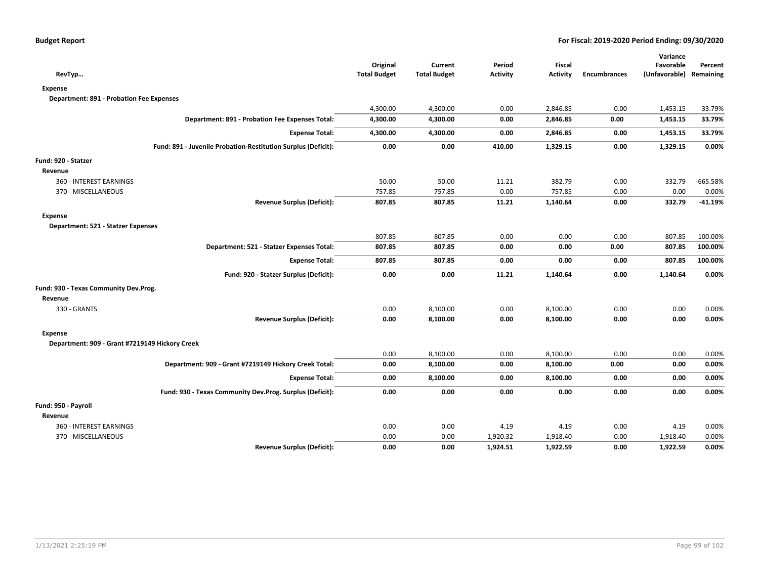**Budget Report** — **For Fiscal: 2019-2020 Period Ending: 09/30/2020**

| RevTyp… | Original Total Budget | Current Total Budget | Period Activity | Fiscal Activity | Encumbrances | Variance Favorable (Unfavorable) | Percent Remaining |
|---|---|---|---|---|---|---|---|
| **Expense** | | | | | | | |
| **Department: 891 - Probation Fee Expenses** | | | | | | | |
| | 4,300.00 | 4,300.00 | 0.00 | 2,846.85 | 0.00 | 1,453.15 | 33.79% |
| **Department: 891 - Probation Fee Expenses Total:** | **4,300.00** | **4,300.00** | **0.00** | **2,846.85** | **0.00** | **1,453.15** | **33.79%** |
| **Expense Total:** | **4,300.00** | **4,300.00** | **0.00** | **2,846.85** | **0.00** | **1,453.15** | **33.79%** |
| **Fund: 891 - Juvenile Probation-Restitution Surplus (Deficit):** | **0.00** | **0.00** | **410.00** | **1,329.15** | **0.00** | **1,329.15** | **0.00%** |
| **Fund: 920 - Statzer** | | | | | | | |
| **Revenue** | | | | | | | |
| 360 - INTEREST EARNINGS | 50.00 | 50.00 | 11.21 | 382.79 | 0.00 | 332.79 | -665.58% |
| 370 - MISCELLANEOUS | 757.85 | 757.85 | 0.00 | 757.85 | 0.00 | 0.00 | 0.00% |
| **Revenue Surplus (Deficit):** | **807.85** | **807.85** | **11.21** | **1,140.64** | **0.00** | **332.79** | **-41.19%** |
| **Expense** | | | | | | | |
| **Department: 521 - Statzer Expenses** | | | | | | | |
| | 807.85 | 807.85 | 0.00 | 0.00 | 0.00 | 807.85 | 100.00% |
| **Department: 521 - Statzer Expenses Total:** | **807.85** | **807.85** | **0.00** | **0.00** | **0.00** | **807.85** | **100.00%** |
| **Expense Total:** | **807.85** | **807.85** | **0.00** | **0.00** | **0.00** | **807.85** | **100.00%** |
| **Fund: 920 - Statzer Surplus (Deficit):** | **0.00** | **0.00** | **11.21** | **1,140.64** | **0.00** | **1,140.64** | **0.00%** |
| **Fund: 930 - Texas Community Dev.Prog.** | | | | | | | |
| **Revenue** | | | | | | | |
| 330 - GRANTS | 0.00 | 8,100.00 | 0.00 | 8,100.00 | 0.00 | 0.00 | 0.00% |
| **Revenue Surplus (Deficit):** | **0.00** | **8,100.00** | **0.00** | **8,100.00** | **0.00** | **0.00** | **0.00%** |
| **Expense** | | | | | | | |
| **Department: 909 - Grant #7219149 Hickory Creek** | | | | | | | |
| | 0.00 | 8,100.00 | 0.00 | 8,100.00 | 0.00 | 0.00 | 0.00% |
| **Department: 909 - Grant #7219149 Hickory Creek Total:** | **0.00** | **8,100.00** | **0.00** | **8,100.00** | **0.00** | **0.00** | **0.00%** |
| **Expense Total:** | **0.00** | **8,100.00** | **0.00** | **8,100.00** | **0.00** | **0.00** | **0.00%** |
| **Fund: 930 - Texas Community Dev.Prog. Surplus (Deficit):** | **0.00** | **0.00** | **0.00** | **0.00** | **0.00** | **0.00** | **0.00%** |
| **Fund: 950 - Payroll** | | | | | | | |
| **Revenue** | | | | | | | |
| 360 - INTEREST EARNINGS | 0.00 | 0.00 | 4.19 | 4.19 | 0.00 | 4.19 | 0.00% |
| 370 - MISCELLANEOUS | 0.00 | 0.00 | 1,920.32 | 1,918.40 | 0.00 | 1,918.40 | 0.00% |
| **Revenue Surplus (Deficit):** | **0.00** | **0.00** | **1,924.51** | **1,922.59** | **0.00** | **1,922.59** | **0.00%** |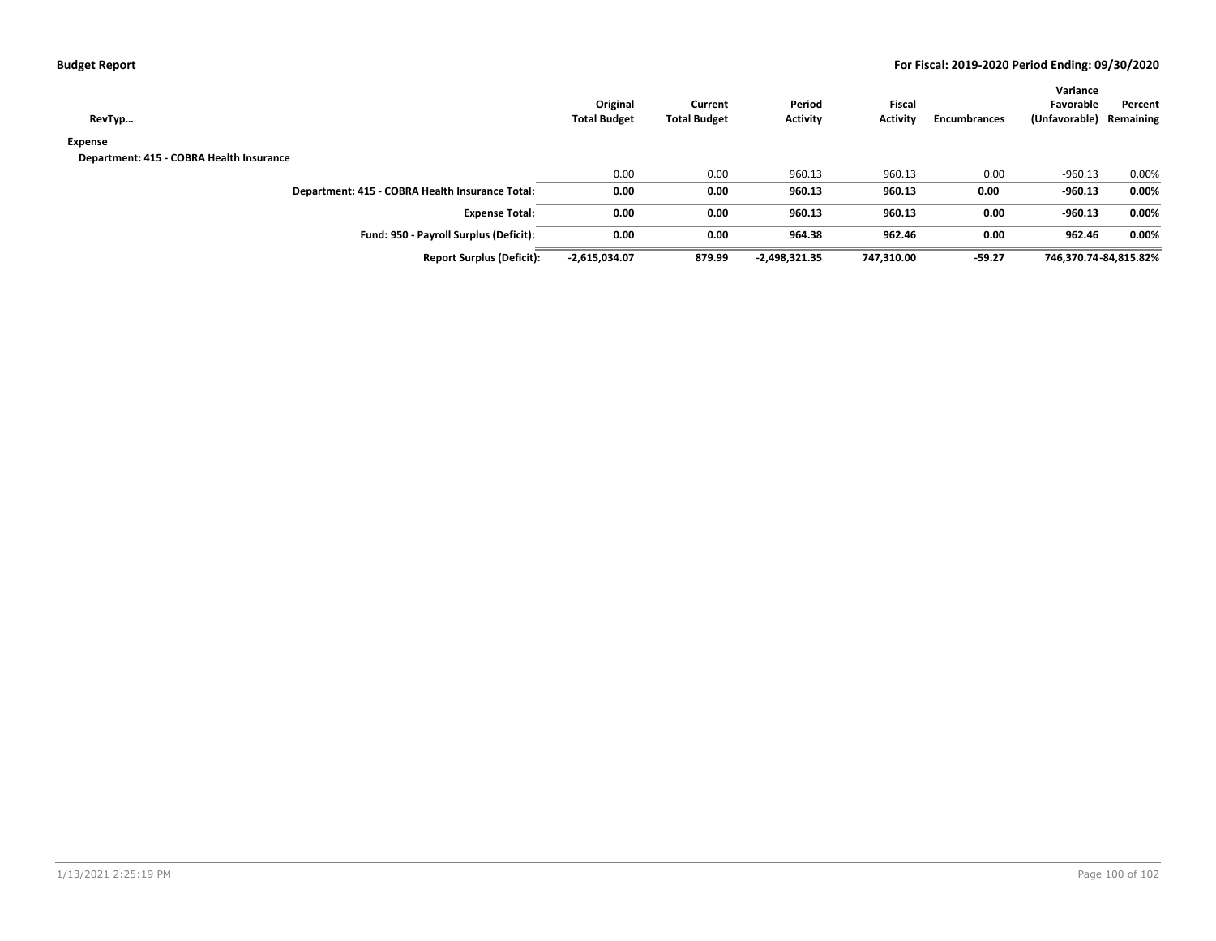| RevTyp… | Original Total Budget | Current Total Budget | Period Activity | Fiscal Activity | Encumbrances | Variance Favorable (Unfavorable) | Percent Remaining |
|---|---|---|---|---|---|---|---|
| **Expense** | | | | | | | |
| **Department: 415 - COBRA Health Insurance** | | | | | | | |
| | 0.00 | 0.00 | 960.13 | 960.13 | 0.00 | -960.13 | 0.00% |
| **Department: 415 - COBRA Health Insurance Total:** | **0.00** | **0.00** | **960.13** | **960.13** | **0.00** | **-960.13** | **0.00%** |
| **Expense Total:** | **0.00** | **0.00** | **960.13** | **960.13** | **0.00** | **-960.13** | **0.00%** |
| **Fund: 950 - Payroll Surplus (Deficit):** | **0.00** | **0.00** | **964.38** | **962.46** | **0.00** | **962.46** | **0.00%** |
| **Report Surplus (Deficit):** | **-2,615,034.07** | **879.99** | **-2,498,321.35** | **747,310.00** | **-59.27** | **746,370.74** | **-84,815.82%** |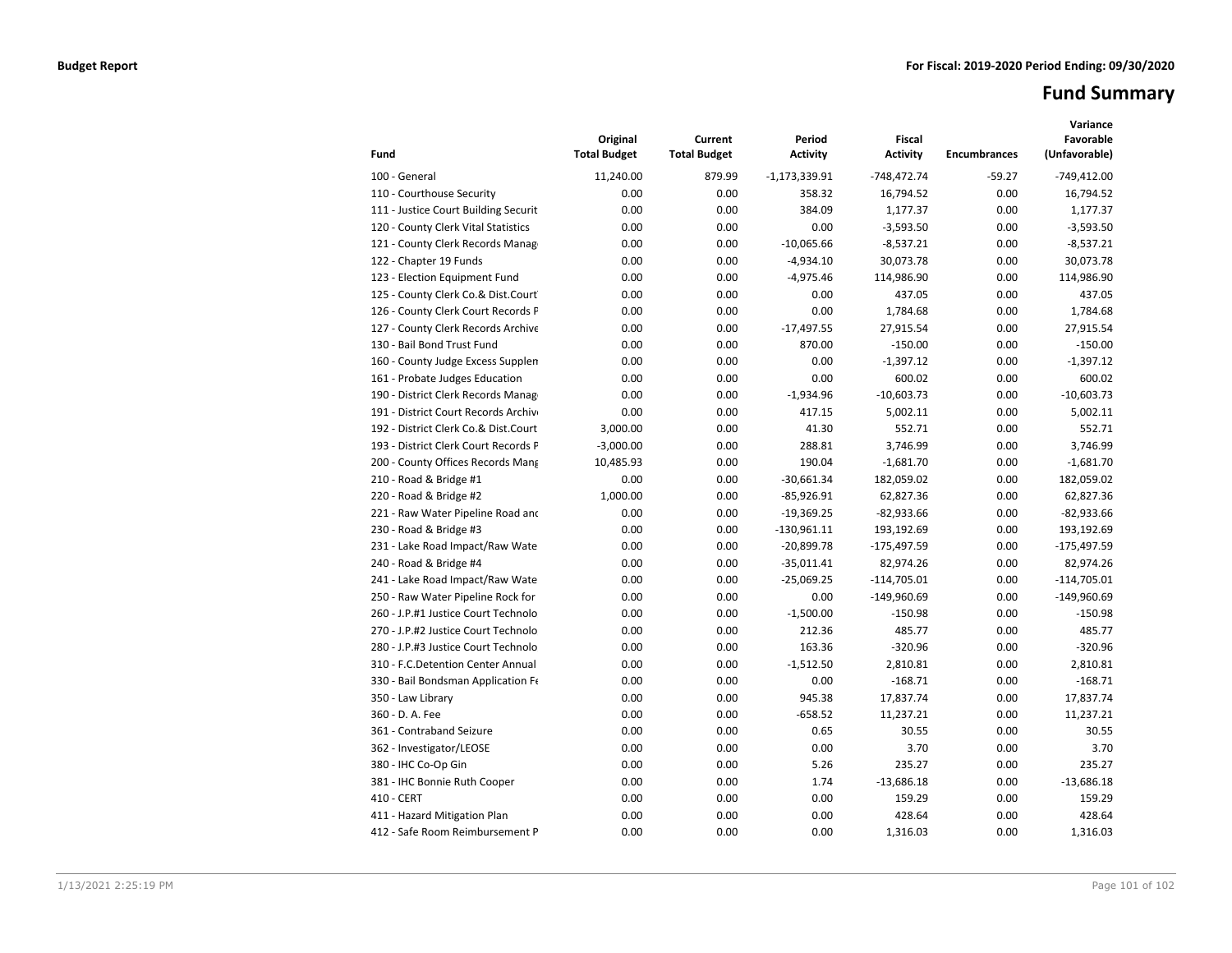**Budget Report** **For Fiscal: 2019-2020 Period Ending: 09/30/2020**

# Fund Summary

| Fund | Original Total Budget | Current Total Budget | Period Activity | Fiscal Activity | Encumbrances | Variance Favorable (Unfavorable) |
|---|---|---|---|---|---|---|
| 100 - General | 11,240.00 | 879.99 | -1,173,339.91 | -748,472.74 | -59.27 | -749,412.00 |
| 110 - Courthouse Security | 0.00 | 0.00 | 358.32 | 16,794.52 | 0.00 | 16,794.52 |
| 111 - Justice Court Building Securit | 0.00 | 0.00 | 384.09 | 1,177.37 | 0.00 | 1,177.37 |
| 120 - County Clerk Vital Statistics | 0.00 | 0.00 | 0.00 | -3,593.50 | 0.00 | -3,593.50 |
| 121 - County Clerk Records Manag | 0.00 | 0.00 | -10,065.66 | -8,537.21 | 0.00 | -8,537.21 |
| 122 - Chapter 19 Funds | 0.00 | 0.00 | -4,934.10 | 30,073.78 | 0.00 | 30,073.78 |
| 123 - Election Equipment Fund | 0.00 | 0.00 | -4,975.46 | 114,986.90 | 0.00 | 114,986.90 |
| 125 - County Clerk Co.& Dist.Court | 0.00 | 0.00 | 0.00 | 437.05 | 0.00 | 437.05 |
| 126 - County Clerk Court Records F | 0.00 | 0.00 | 0.00 | 1,784.68 | 0.00 | 1,784.68 |
| 127 - County Clerk Records Archive | 0.00 | 0.00 | -17,497.55 | 27,915.54 | 0.00 | 27,915.54 |
| 130 - Bail Bond Trust Fund | 0.00 | 0.00 | 870.00 | -150.00 | 0.00 | -150.00 |
| 160 - County Judge Excess Supplen | 0.00 | 0.00 | 0.00 | -1,397.12 | 0.00 | -1,397.12 |
| 161 - Probate Judges Education | 0.00 | 0.00 | 0.00 | 600.02 | 0.00 | 600.02 |
| 190 - District Clerk Records Manag | 0.00 | 0.00 | -1,934.96 | -10,603.73 | 0.00 | -10,603.73 |
| 191 - District Court Records Archiv | 0.00 | 0.00 | 417.15 | 5,002.11 | 0.00 | 5,002.11 |
| 192 - District Clerk Co.& Dist.Court | 3,000.00 | 0.00 | 41.30 | 552.71 | 0.00 | 552.71 |
| 193 - District Clerk Court Records F | -3,000.00 | 0.00 | 288.81 | 3,746.99 | 0.00 | 3,746.99 |
| 200 - County Offices Records Mang | 10,485.93 | 0.00 | 190.04 | -1,681.70 | 0.00 | -1,681.70 |
| 210 - Road & Bridge #1 | 0.00 | 0.00 | -30,661.34 | 182,059.02 | 0.00 | 182,059.02 |
| 220 - Road & Bridge #2 | 1,000.00 | 0.00 | -85,926.91 | 62,827.36 | 0.00 | 62,827.36 |
| 221 - Raw Water Pipeline Road and | 0.00 | 0.00 | -19,369.25 | -82,933.66 | 0.00 | -82,933.66 |
| 230 - Road & Bridge #3 | 0.00 | 0.00 | -130,961.11 | 193,192.69 | 0.00 | 193,192.69 |
| 231 - Lake Road Impact/Raw Wate | 0.00 | 0.00 | -20,899.78 | -175,497.59 | 0.00 | -175,497.59 |
| 240 - Road & Bridge #4 | 0.00 | 0.00 | -35,011.41 | 82,974.26 | 0.00 | 82,974.26 |
| 241 - Lake Road Impact/Raw Wate | 0.00 | 0.00 | -25,069.25 | -114,705.01 | 0.00 | -114,705.01 |
| 250 - Raw Water Pipeline Rock for | 0.00 | 0.00 | 0.00 | -149,960.69 | 0.00 | -149,960.69 |
| 260 - J.P.#1 Justice Court Technolo | 0.00 | 0.00 | -1,500.00 | -150.98 | 0.00 | -150.98 |
| 270 - J.P.#2 Justice Court Technolo | 0.00 | 0.00 | 212.36 | 485.77 | 0.00 | 485.77 |
| 280 - J.P.#3 Justice Court Technolo | 0.00 | 0.00 | 163.36 | -320.96 | 0.00 | -320.96 |
| 310 - F.C.Detention Center Annual | 0.00 | 0.00 | -1,512.50 | 2,810.81 | 0.00 | 2,810.81 |
| 330 - Bail Bondsman Application Fe | 0.00 | 0.00 | 0.00 | -168.71 | 0.00 | -168.71 |
| 350 - Law Library | 0.00 | 0.00 | 945.38 | 17,837.74 | 0.00 | 17,837.74 |
| 360 - D. A. Fee | 0.00 | 0.00 | -658.52 | 11,237.21 | 0.00 | 11,237.21 |
| 361 - Contraband Seizure | 0.00 | 0.00 | 0.65 | 30.55 | 0.00 | 30.55 |
| 362 - Investigator/LEOSE | 0.00 | 0.00 | 0.00 | 3.70 | 0.00 | 3.70 |
| 380 - IHC Co-Op Gin | 0.00 | 0.00 | 5.26 | 235.27 | 0.00 | 235.27 |
| 381 - IHC Bonnie Ruth Cooper | 0.00 | 0.00 | 1.74 | -13,686.18 | 0.00 | -13,686.18 |
| 410 - CERT | 0.00 | 0.00 | 0.00 | 159.29 | 0.00 | 159.29 |
| 411 - Hazard Mitigation Plan | 0.00 | 0.00 | 0.00 | 428.64 | 0.00 | 428.64 |
| 412 - Safe Room Reimbursement P | 0.00 | 0.00 | 0.00 | 1,316.03 | 0.00 | 1,316.03 |

1/13/2021 2:25:19 PM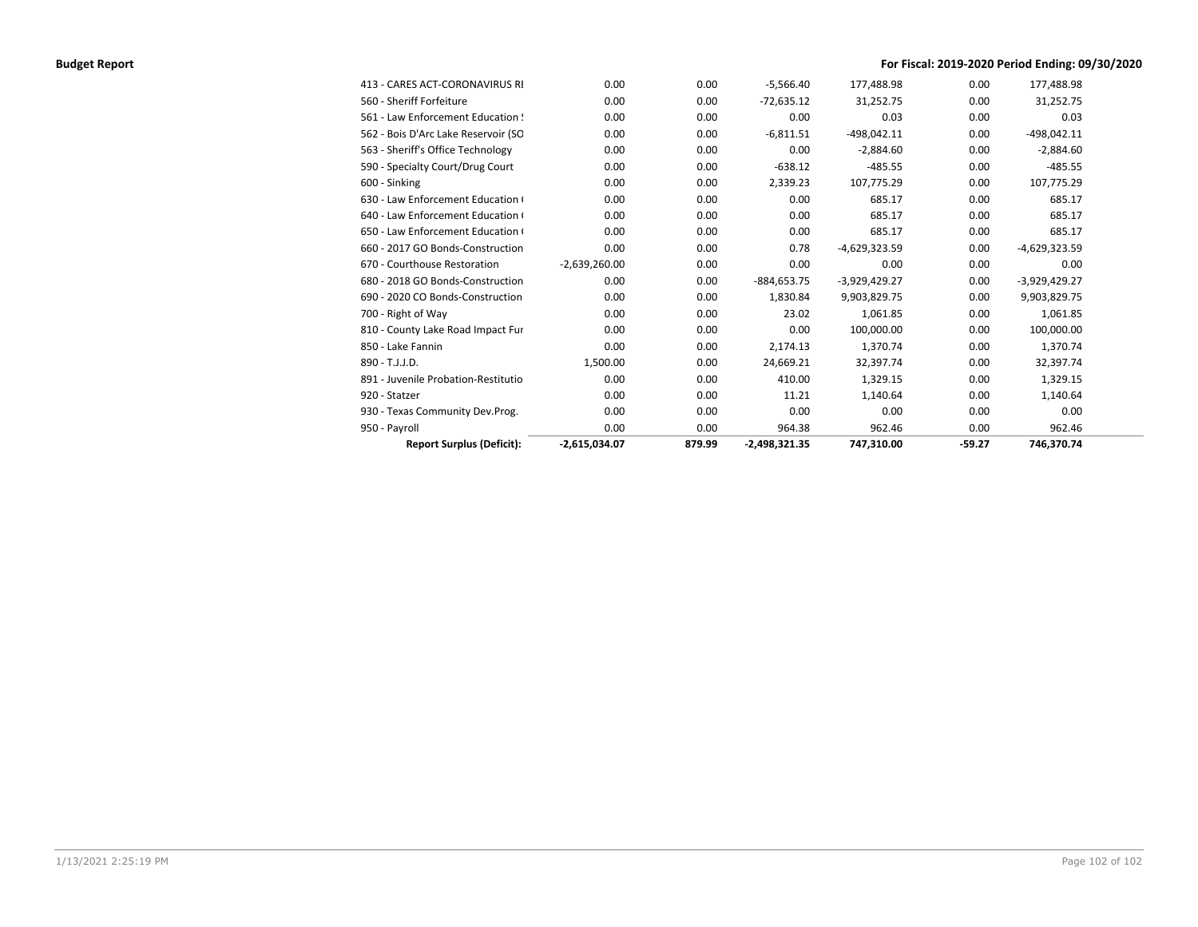| | | | | | | |
|---|---|---|---|---|---|---|
| 413 - CARES ACT-CORONAVIRUS RI | 0.00 | 0.00 | -5,566.40 | 177,488.98 | 0.00 | 177,488.98 |
| 560 - Sheriff Forfeiture | 0.00 | 0.00 | -72,635.12 | 31,252.75 | 0.00 | 31,252.75 |
| 561 - Law Enforcement Education ! | 0.00 | 0.00 | 0.00 | 0.03 | 0.00 | 0.03 |
| 562 - Bois D'Arc Lake Reservoir (SO | 0.00 | 0.00 | -6,811.51 | -498,042.11 | 0.00 | -498,042.11 |
| 563 - Sheriff's Office Technology | 0.00 | 0.00 | 0.00 | -2,884.60 | 0.00 | -2,884.60 |
| 590 - Specialty Court/Drug Court | 0.00 | 0.00 | -638.12 | -485.55 | 0.00 | -485.55 |
| 600 - Sinking | 0.00 | 0.00 | 2,339.23 | 107,775.29 | 0.00 | 107,775.29 |
| 630 - Law Enforcement Education ( | 0.00 | 0.00 | 0.00 | 685.17 | 0.00 | 685.17 |
| 640 - Law Enforcement Education ( | 0.00 | 0.00 | 0.00 | 685.17 | 0.00 | 685.17 |
| 650 - Law Enforcement Education ( | 0.00 | 0.00 | 0.00 | 685.17 | 0.00 | 685.17 |
| 660 - 2017 GO Bonds-Construction | 0.00 | 0.00 | 0.78 | -4,629,323.59 | 0.00 | -4,629,323.59 |
| 670 - Courthouse Restoration | -2,639,260.00 | 0.00 | 0.00 | 0.00 | 0.00 | 0.00 |
| 680 - 2018 GO Bonds-Construction | 0.00 | 0.00 | -884,653.75 | -3,929,429.27 | 0.00 | -3,929,429.27 |
| 690 - 2020 CO Bonds-Construction | 0.00 | 0.00 | 1,830.84 | 9,903,829.75 | 0.00 | 9,903,829.75 |
| 700 - Right of Way | 0.00 | 0.00 | 23.02 | 1,061.85 | 0.00 | 1,061.85 |
| 810 - County Lake Road Impact Fur | 0.00 | 0.00 | 0.00 | 100,000.00 | 0.00 | 100,000.00 |
| 850 - Lake Fannin | 0.00 | 0.00 | 2,174.13 | 1,370.74 | 0.00 | 1,370.74 |
| 890 - T.J.J.D. | 1,500.00 | 0.00 | 24,669.21 | 32,397.74 | 0.00 | 32,397.74 |
| 891 - Juvenile Probation-Restitutio | 0.00 | 0.00 | 410.00 | 1,329.15 | 0.00 | 1,329.15 |
| 920 - Statzer | 0.00 | 0.00 | 11.21 | 1,140.64 | 0.00 | 1,140.64 |
| 930 - Texas Community Dev.Prog. | 0.00 | 0.00 | 0.00 | 0.00 | 0.00 | 0.00 |
| 950 - Payroll | 0.00 | 0.00 | 964.38 | 962.46 | 0.00 | 962.46 |
| **Report Surplus (Deficit):** | **-2,615,034.07** | **879.99** | **-2,498,321.35** | **747,310.00** | **-59.27** | **746,370.74** |